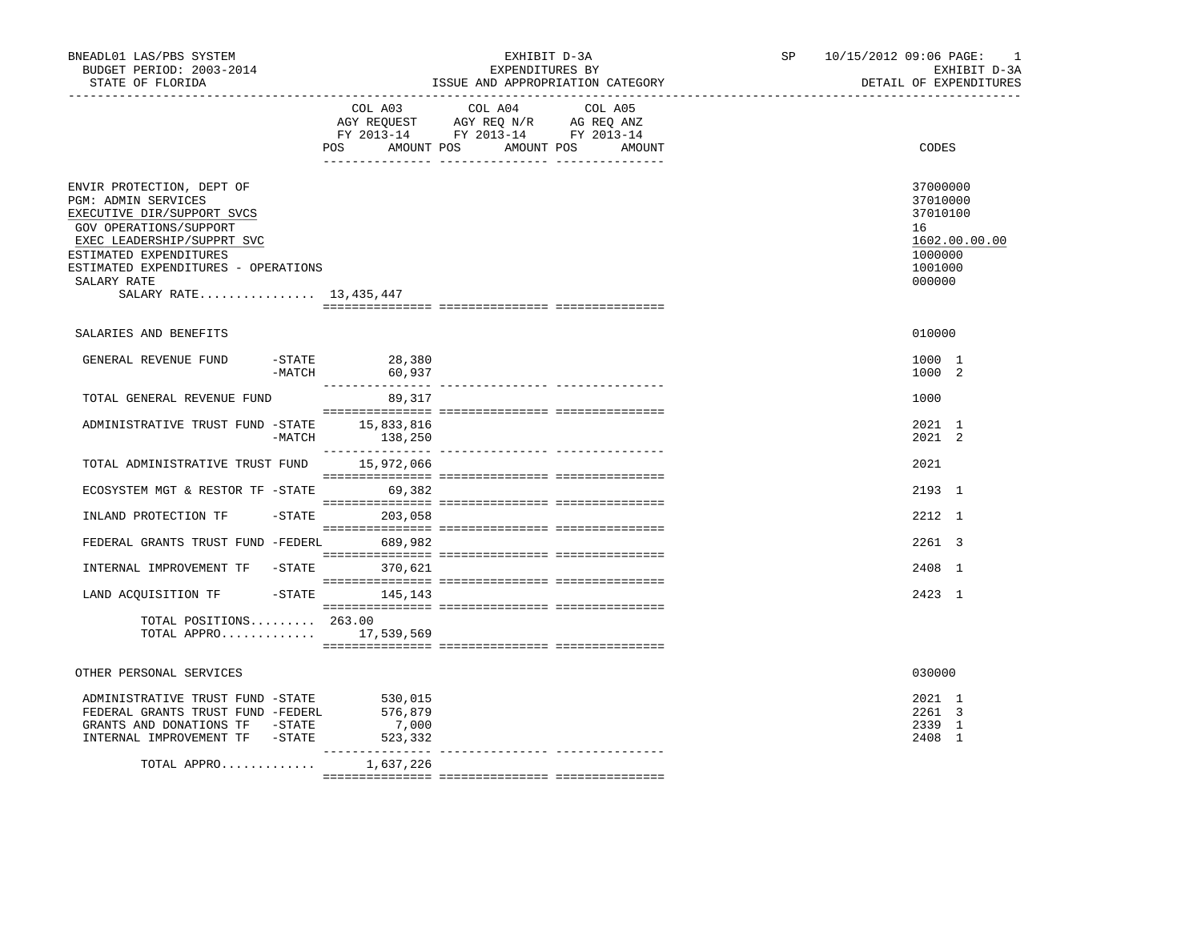BNEADL01 LAS/PBS SYSTEM
BUDGET PERIOD: 2003-2014
STATE OF FLORIDA

EXHIBIT D-3A
EXPENDITURES BY
ISSUE AND APPROPRIATION CATEGORY

SP 10/15/2012 09:06 PAGE: 1
EXHIBIT D-3A
DETAIL OF EXPENDITURES

| | COL A03 AGY REQUEST FY 2013-14 POS AMOUNT | COL A04 AGY REQ N/R FY 2013-14 POS AMOUNT | COL A05 AG REQ ANZ FY 2013-14 POS AMOUNT | CODES |
|---|---|---|---|---|
| ENVIR PROTECTION, DEPT OF | | | | 37000000 |
| PGM: ADMIN SERVICES | | | | 37010000 |
| EXECUTIVE DIR/SUPPORT SVCS | | | | 37010100 |
| GOV OPERATIONS/SUPPORT | | | | 16 |
| EXEC LEADERSHIP/SUPPRT SVC | | | | 1602.00.00.00 |
| ESTIMATED EXPENDITURES | | | | 1000000 |
| ESTIMATED EXPENDITURES - OPERATIONS | | | | 1001000 |
| SALARY RATE | | | | 000000 |
| SALARY RATE................ 13,435,447 | | | | |
| SALARIES AND BENEFITS | | | | 010000 |
| GENERAL REVENUE FUND -STATE | 28,380 | | | 1000 1 |
| -MATCH | 60,937 | | | 1000 2 |
| TOTAL GENERAL REVENUE FUND | 89,317 | | | 1000 |
| ADMINISTRATIVE TRUST FUND -STATE | 15,833,816 | | | 2021 1 |
| -MATCH | 138,250 | | | 2021 2 |
| TOTAL ADMINISTRATIVE TRUST FUND | 15,972,066 | | | 2021 |
| ECOSYSTEM MGT & RESTOR TF -STATE | 69,382 | | | 2193 1 |
| INLAND PROTECTION TF -STATE | 203,058 | | | 2212 1 |
| FEDERAL GRANTS TRUST FUND -FEDERL | 689,982 | | | 2261 3 |
| INTERNAL IMPROVEMENT TF -STATE | 370,621 | | | 2408 1 |
| LAND ACQUISITION TF -STATE | 145,143 | | | 2423 1 |
| TOTAL POSITIONS......... | 263.00 | | | |
| TOTAL APPRO............. | 17,539,569 | | | |
| OTHER PERSONAL SERVICES | | | | 030000 |
| ADMINISTRATIVE TRUST FUND -STATE | 530,015 | | | 2021 1 |
| FEDERAL GRANTS TRUST FUND -FEDERL | 576,879 | | | 2261 3 |
| GRANTS AND DONATIONS TF -STATE | 7,000 | | | 2339 1 |
| INTERNAL IMPROVEMENT TF -STATE | 523,332 | | | 2408 1 |
| TOTAL APPRO............. | 1,637,226 | | | |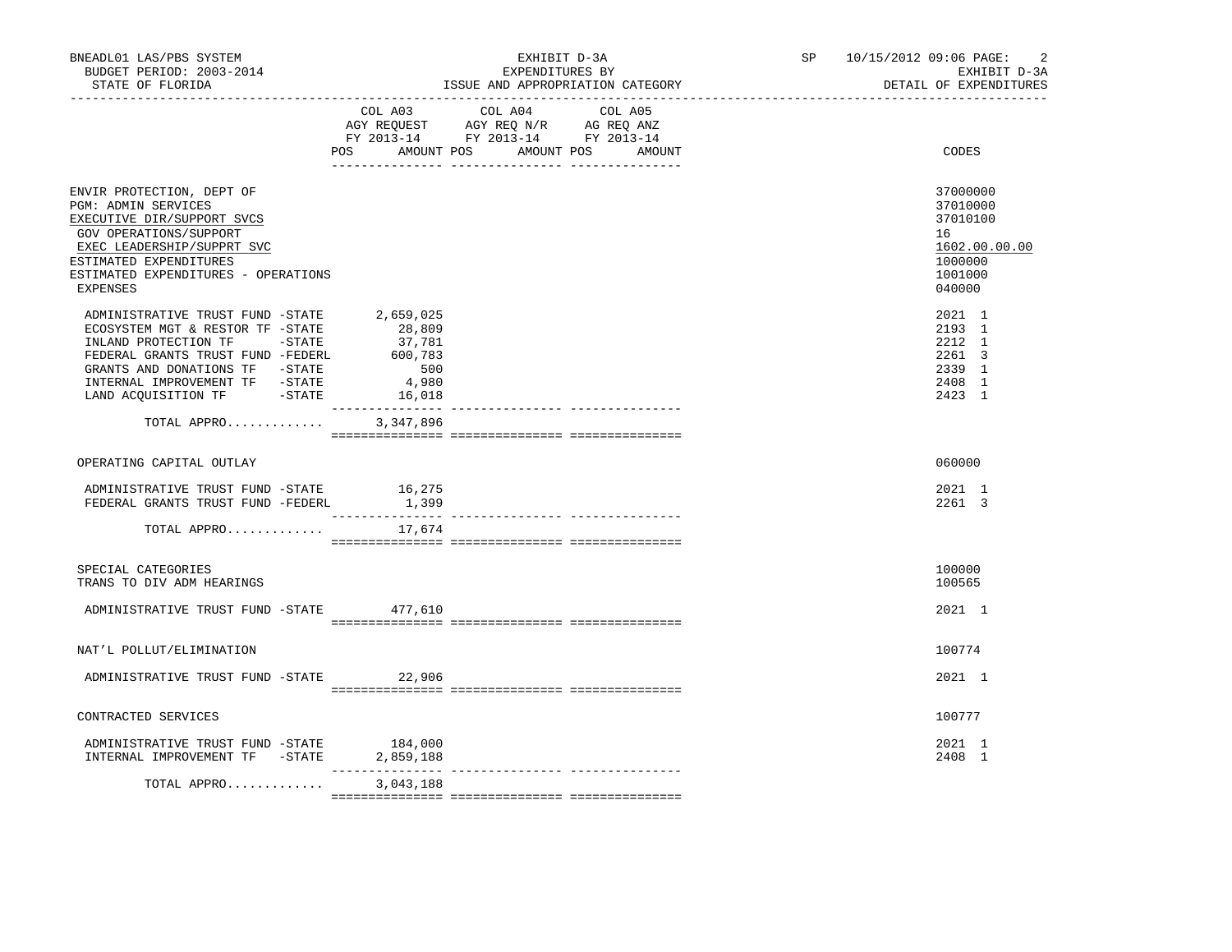BNEADL01 LAS/PBS SYSTEM — BUDGET PERIOD: 2003-2014 — STATE OF FLORIDA

EXHIBIT D-3A — EXPENDITURES BY ISSUE AND APPROPRIATION CATEGORY

SP 10/15/2012 09:06 — EXHIBIT D-3A — DETAIL OF EXPENDITURES

| | COL A03 AGY REQUEST FY 2013-14 POS AMOUNT | COL A04 AGY REQ N/R FY 2013-14 POS AMOUNT | COL A05 AG REQ ANZ FY 2013-14 POS AMOUNT | CODES |
|---|---|---|---|---|
| ENVIR PROTECTION, DEPT OF | | | | 37000000 |
| PGM: ADMIN SERVICES | | | | 37010000 |
| EXECUTIVE DIR/SUPPORT SVCS | | | | 37010100 |
| GOV OPERATIONS/SUPPORT | | | | 16 |
| EXEC LEADERSHIP/SUPPRT SVC | | | | 1602.00.00.00 |
| ESTIMATED EXPENDITURES | | | | 1000000 |
| ESTIMATED EXPENDITURES - OPERATIONS | | | | 1001000 |
| EXPENSES | | | | 040000 |
| ADMINISTRATIVE TRUST FUND -STATE | 2,659,025 | | | 2021 1 |
| ECOSYSTEM MGT & RESTOR TF -STATE | 28,809 | | | 2193 1 |
| INLAND PROTECTION TF -STATE | 37,781 | | | 2212 1 |
| FEDERAL GRANTS TRUST FUND -FEDERL | 600,783 | | | 2261 3 |
| GRANTS AND DONATIONS TF -STATE | 500 | | | 2339 1 |
| INTERNAL IMPROVEMENT TF -STATE | 4,980 | | | 2408 1 |
| LAND ACQUISITION TF -STATE | 16,018 | | | 2423 1 |
| TOTAL APPRO............. | 3,347,896 | | | |
| OPERATING CAPITAL OUTLAY | | | | 060000 |
| ADMINISTRATIVE TRUST FUND -STATE | 16,275 | | | 2021 1 |
| FEDERAL GRANTS TRUST FUND -FEDERL | 1,399 | | | 2261 3 |
| TOTAL APPRO............. | 17,674 | | | |
| SPECIAL CATEGORIES | | | | 100000 |
| TRANS TO DIV ADM HEARINGS | | | | 100565 |
| ADMINISTRATIVE TRUST FUND -STATE | 477,610 | | | 2021 1 |
| NAT'L POLLUT/ELIMINATION | | | | 100774 |
| ADMINISTRATIVE TRUST FUND -STATE | 22,906 | | | 2021 1 |
| CONTRACTED SERVICES | | | | 100777 |
| ADMINISTRATIVE TRUST FUND -STATE | 184,000 | | | 2021 1 |
| INTERNAL IMPROVEMENT TF -STATE | 2,859,188 | | | 2408 1 |
| TOTAL APPRO............. | 3,043,188 | | | |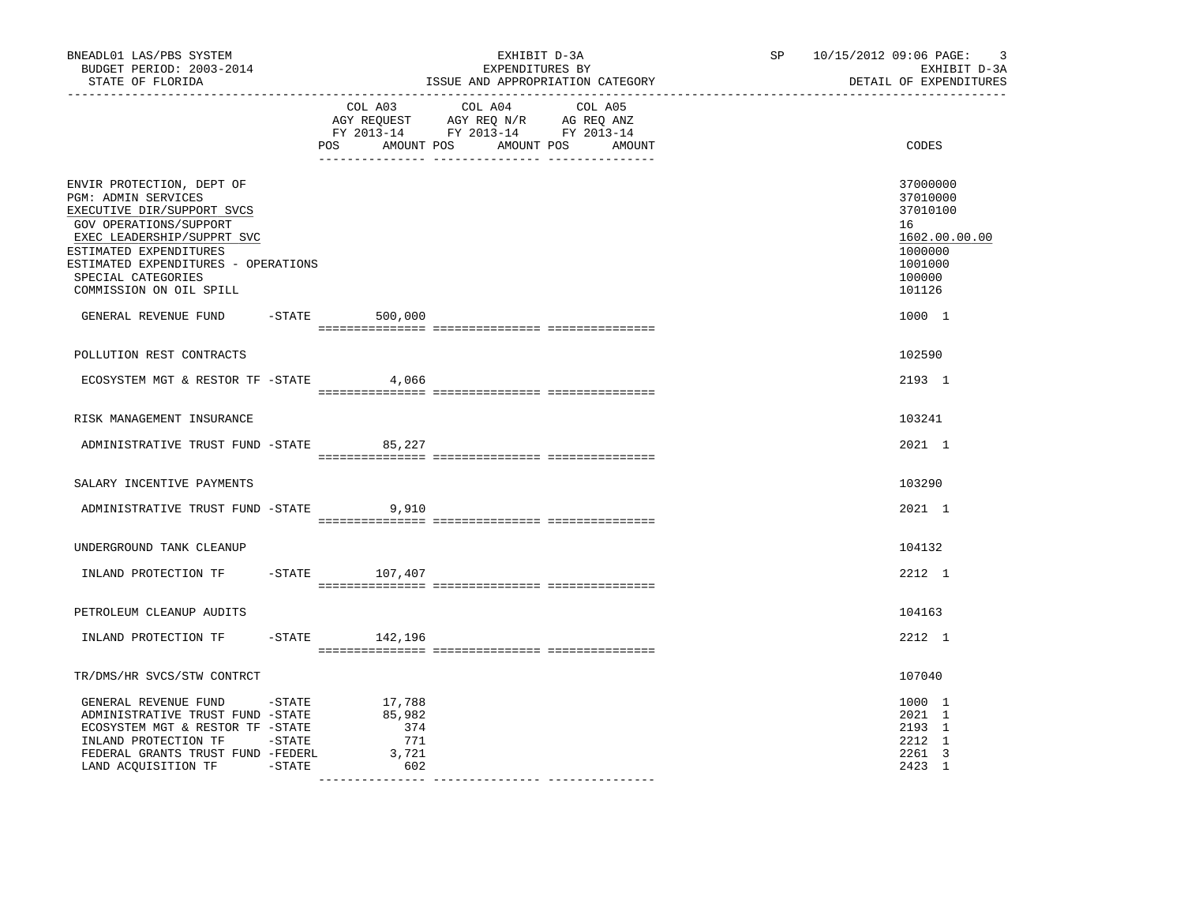BNEADL01 LAS/PBS SYSTEM
BUDGET PERIOD: 2003-2014
STATE OF FLORIDA

EXHIBIT D-3A
EXPENDITURES BY
ISSUE AND APPROPRIATION CATEGORY

SP 10/15/2012 09:06

EXHIBIT D-3A
DETAIL OF EXPENDITURES

| | COL A03 AGY REQUEST FY 2013-14 POS AMOUNT | COL A04 AGY REQ N/R FY 2013-14 POS AMOUNT | COL A05 AG REQ ANZ FY 2013-14 POS AMOUNT | CODES |
|---|---|---|---|---|
| ENVIR PROTECTION, DEPT OF | | | | 37000000 |
| PGM: ADMIN SERVICES | | | | 37010000 |
| EXECUTIVE DIR/SUPPORT SVCS | | | | 37010100 |
| GOV OPERATIONS/SUPPORT | | | | 16 |
| EXEC LEADERSHIP/SUPPRT SVC | | | | 1602.00.00.00 |
| ESTIMATED EXPENDITURES | | | | 1000000 |
| ESTIMATED EXPENDITURES - OPERATIONS | | | | 1001000 |
| SPECIAL CATEGORIES | | | | 100000 |
| COMMISSION ON OIL SPILL | | | | 101126 |
| GENERAL REVENUE FUND -STATE | 500,000 | | | 1000 1 |
| POLLUTION REST CONTRACTS | | | | 102590 |
| ECOSYSTEM MGT & RESTOR TF -STATE | 4,066 | | | 2193 1 |
| RISK MANAGEMENT INSURANCE | | | | 103241 |
| ADMINISTRATIVE TRUST FUND -STATE | 85,227 | | | 2021 1 |
| SALARY INCENTIVE PAYMENTS | | | | 103290 |
| ADMINISTRATIVE TRUST FUND -STATE | 9,910 | | | 2021 1 |
| UNDERGROUND TANK CLEANUP | | | | 104132 |
| INLAND PROTECTION TF -STATE | 107,407 | | | 2212 1 |
| PETROLEUM CLEANUP AUDITS | | | | 104163 |
| INLAND PROTECTION TF -STATE | 142,196 | | | 2212 1 |
| TR/DMS/HR SVCS/STW CONTRCT | | | | 107040 |
| GENERAL REVENUE FUND -STATE | 17,788 | | | 1000 1 |
| ADMINISTRATIVE TRUST FUND -STATE | 85,982 | | | 2021 1 |
| ECOSYSTEM MGT & RESTOR TF -STATE | 374 | | | 2193 1 |
| INLAND PROTECTION TF -STATE | 771 | | | 2212 1 |
| FEDERAL GRANTS TRUST FUND -FEDERL | 3,721 | | | 2261 3 |
| LAND ACQUISITION TF -STATE | 602 | | | 2423 1 |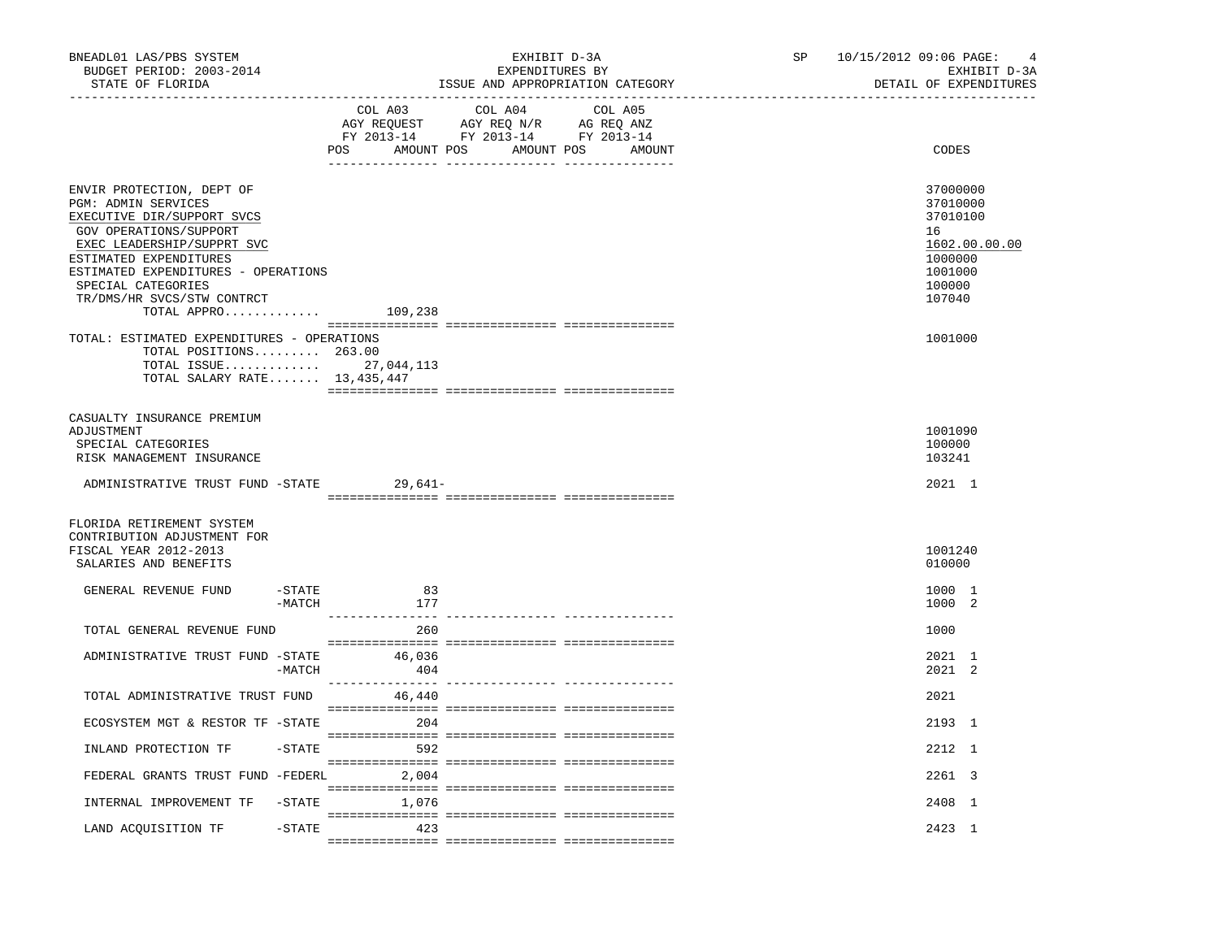BNEADL01 LAS/PBS SYSTEM — EXHIBIT D-3A — EXPENDITURES BY ISSUE AND APPROPRIATION CATEGORY — SP 10/15/2012 09:06 — EXHIBIT D-3A DETAIL OF EXPENDITURES

BUDGET PERIOD: 2003-2014

STATE OF FLORIDA

| | COL A03 AGY REQUEST FY 2013-14 POS AMOUNT | COL A04 AGY REQ N/R FY 2013-14 POS AMOUNT | COL A05 AG REQ ANZ FY 2013-14 POS AMOUNT | CODES |
|---|---|---|---|---|
| ENVIR PROTECTION, DEPT OF | | | | 37000000 |
| PGM: ADMIN SERVICES | | | | 37010000 |
| EXECUTIVE DIR/SUPPORT SVCS | | | | 37010100 |
| GOV OPERATIONS/SUPPORT | | | | 16 |
| EXEC LEADERSHIP/SUPPRT SVC | | | | 1602.00.00.00 |
| ESTIMATED EXPENDITURES | | | | 1000000 |
| ESTIMATED EXPENDITURES - OPERATIONS | | | | 1001000 |
| SPECIAL CATEGORIES | | | | 100000 |
| TR/DMS/HR SVCS/STW CONTRCT | | | | 107040 |
| TOTAL APPRO............ | 109,238 | | | |
| TOTAL: ESTIMATED EXPENDITURES - OPERATIONS | | | | 1001000 |
| TOTAL POSITIONS......... | 263.00 | | | |
| TOTAL ISSUE............ | 27,044,113 | | | |
| TOTAL SALARY RATE....... | 13,435,447 | | | |
| CASUALTY INSURANCE PREMIUM ADJUSTMENT | | | | 1001090 |
| SPECIAL CATEGORIES | | | | 100000 |
| RISK MANAGEMENT INSURANCE | | | | 103241 |
| ADMINISTRATIVE TRUST FUND -STATE | 29,641- | | | 2021 1 |
| FLORIDA RETIREMENT SYSTEM CONTRIBUTION ADJUSTMENT FOR FISCAL YEAR 2012-2013 | | | | 1001240 |
| SALARIES AND BENEFITS | | | | 010000 |
| GENERAL REVENUE FUND -STATE | 83 | | | 1000 1 |
| -MATCH | 177 | | | 1000 2 |
| TOTAL GENERAL REVENUE FUND | 260 | | | 1000 |
| ADMINISTRATIVE TRUST FUND -STATE | 46,036 | | | 2021 1 |
| -MATCH | 404 | | | 2021 2 |
| TOTAL ADMINISTRATIVE TRUST FUND | 46,440 | | | 2021 |
| ECOSYSTEM MGT & RESTOR TF -STATE | 204 | | | 2193 1 |
| INLAND PROTECTION TF -STATE | 592 | | | 2212 1 |
| FEDERAL GRANTS TRUST FUND -FEDERL | 2,004 | | | 2261 3 |
| INTERNAL IMPROVEMENT TF -STATE | 1,076 | | | 2408 1 |
| LAND ACQUISITION TF -STATE | 423 | | | 2423 1 |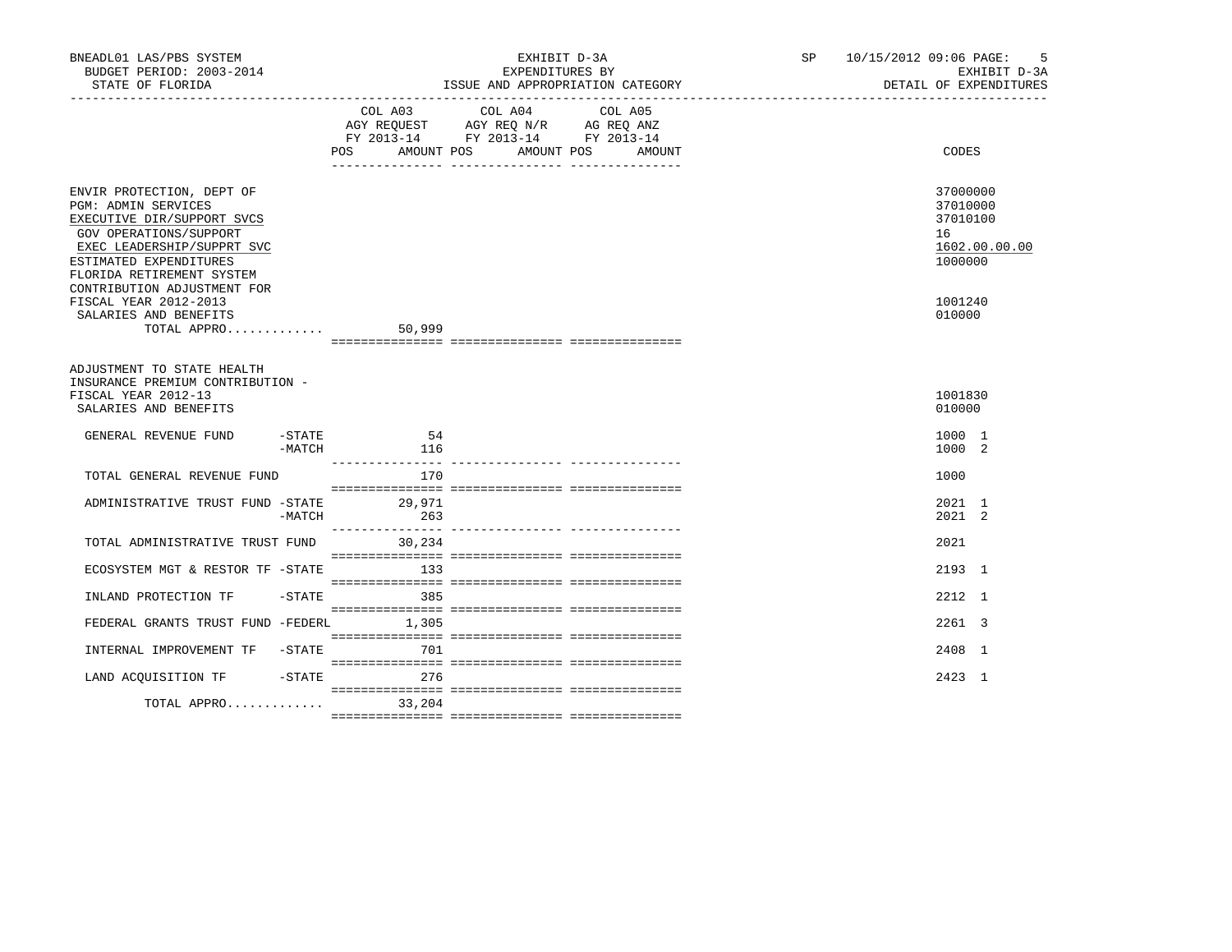BNEADL01 LAS/PBS SYSTEM — EXHIBIT D-3A — EXPENDITURES BY ISSUE AND APPROPRIATION CATEGORY
BUDGET PERIOD: 2003-2014 — STATE OF FLORIDA
SP 10/15/2012 09:06 — EXHIBIT D-3A — DETAIL OF EXPENDITURES

| | COL A03 AGY REQUEST FY 2013-14 POS AMOUNT | COL A04 AGY REQ N/R FY 2013-14 POS AMOUNT | COL A05 AG REQ ANZ FY 2013-14 POS AMOUNT | CODES |
|---|---|---|---|---|
| ENVIR PROTECTION, DEPT OF | | | | 37000000 |
| PGM: ADMIN SERVICES | | | | 37010000 |
| EXECUTIVE DIR/SUPPORT SVCS | | | | 37010100 |
| GOV OPERATIONS/SUPPORT | | | | 16 |
| EXEC LEADERSHIP/SUPPRT SVC | | | | 1602.00.00.00 |
| ESTIMATED EXPENDITURES | | | | 1000000 |
| FLORIDA RETIREMENT SYSTEM CONTRIBUTION ADJUSTMENT FOR FISCAL YEAR 2012-2013 | | | | 1001240 |
| SALARIES AND BENEFITS | | | | 010000 |
| TOTAL APPRO............ | 50,999 | | | |
| ADJUSTMENT TO STATE HEALTH INSURANCE PREMIUM CONTRIBUTION - FISCAL YEAR 2012-13 | | | | 1001830 |
| SALARIES AND BENEFITS | | | | 010000 |
| GENERAL REVENUE FUND -STATE | 54 | | | 1000 1 |
| -MATCH | 116 | | | 1000 2 |
| TOTAL GENERAL REVENUE FUND | 170 | | | 1000 |
| ADMINISTRATIVE TRUST FUND -STATE | 29,971 | | | 2021 1 |
| -MATCH | 263 | | | 2021 2 |
| TOTAL ADMINISTRATIVE TRUST FUND | 30,234 | | | 2021 |
| ECOSYSTEM MGT & RESTOR TF -STATE | 133 | | | 2193 1 |
| INLAND PROTECTION TF -STATE | 385 | | | 2212 1 |
| FEDERAL GRANTS TRUST FUND -FEDERL | 1,305 | | | 2261 3 |
| INTERNAL IMPROVEMENT TF -STATE | 701 | | | 2408 1 |
| LAND ACQUISITION TF -STATE | 276 | | | 2423 1 |
| TOTAL APPRO............ | 33,204 | | | |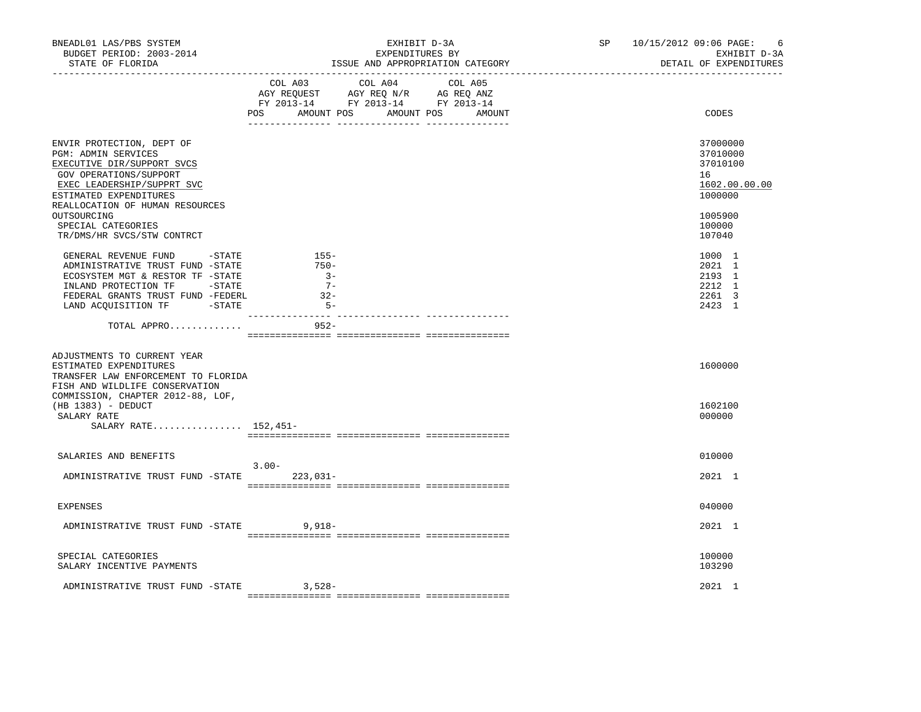BNEADL01 LAS/PBS SYSTEM — EXHIBIT D-3A — SP 10/15/2012 09:06
BUDGET PERIOD: 2003-2014 — EXPENDITURES BY — EXHIBIT D-3A
STATE OF FLORIDA — ISSUE AND APPROPRIATION CATEGORY — DETAIL OF EXPENDITURES

| | COL A03 AGY REQUEST FY 2013-14 POS | AMOUNT | COL A04 AGY REQ N/R FY 2013-14 POS | AMOUNT | COL A05 AG REQ ANZ FY 2013-14 POS | AMOUNT | CODES |
|---|---|---|---|---|---|---|---|
| ENVIR PROTECTION, DEPT OF | | | | | | | 37000000 |
| PGM: ADMIN SERVICES | | | | | | | 37010000 |
| EXECUTIVE DIR/SUPPORT SVCS | | | | | | | 37010100 |
| GOV OPERATIONS/SUPPORT | | | | | | | 16 |
| EXEC LEADERSHIP/SUPPRT SVC | | | | | | | 1602.00.00.00 |
| ESTIMATED EXPENDITURES | | | | | | | 1000000 |
| REALLOCATION OF HUMAN RESOURCES OUTSOURCING | | | | | | | 1005900 |
| SPECIAL CATEGORIES | | | | | | | 100000 |
| TR/DMS/HR SVCS/STW CONTRCT | | | | | | | 107040 |
| GENERAL REVENUE FUND -STATE | | 155- | | | | | 1000 1 |
| ADMINISTRATIVE TRUST FUND -STATE | | 750- | | | | | 2021 1 |
| ECOSYSTEM MGT & RESTOR TF -STATE | | 3- | | | | | 2193 1 |
| INLAND PROTECTION TF -STATE | | 7- | | | | | 2212 1 |
| FEDERAL GRANTS TRUST FUND -FEDERL | | 32- | | | | | 2261 3 |
| LAND ACQUISITION TF -STATE | | 5- | | | | | 2423 1 |
| TOTAL APPRO............ | | 952- | | | | | |
| ADJUSTMENTS TO CURRENT YEAR ESTIMATED EXPENDITURES | | | | | | | 1600000 |
| TRANSFER LAW ENFORCEMENT TO FLORIDA FISH AND WILDLIFE CONSERVATION COMMISSION, CHAPTER 2012-88, LOF, (HB 1383) - DEDUCT | | | | | | | 1602100 |
| SALARY RATE | | | | | | | 000000 |
| SALARY RATE................ 152,451- | | | | | | | |
| SALARIES AND BENEFITS | 3.00- | | | | | | 010000 |
| ADMINISTRATIVE TRUST FUND -STATE | | 223,031- | | | | | 2021 1 |
| EXPENSES | | | | | | | 040000 |
| ADMINISTRATIVE TRUST FUND -STATE | | 9,918- | | | | | 2021 1 |
| SPECIAL CATEGORIES | | | | | | | 100000 |
| SALARY INCENTIVE PAYMENTS | | | | | | | 103290 |
| ADMINISTRATIVE TRUST FUND -STATE | | 3,528- | | | | | 2021 1 |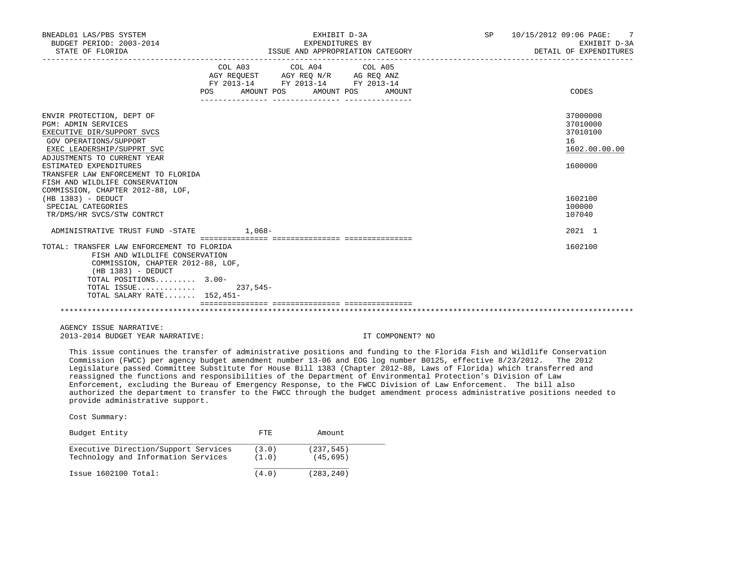| | COL A03 AGY REQUEST FY 2013-14 POS | AMOUNT | COL A04 AGY REQ N/R FY 2013-14 POS | AMOUNT | COL A05 AG REQ ANZ FY 2013-14 POS | AMOUNT | CODES |
|---|---|---|---|---|---|---|---|
| ENVIR PROTECTION, DEPT OF | | | | | | | 37000000 |
| PGM: ADMIN SERVICES | | | | | | | 37010000 |
| EXECUTIVE DIR/SUPPORT SVCS | | | | | | | 37010100 |
| GOV OPERATIONS/SUPPORT | | | | | | | 16 |
| EXEC LEADERSHIP/SUPPRT SVC | | | | | | | 1602.00.00.00 |
| ADJUSTMENTS TO CURRENT YEAR ESTIMATED EXPENDITURES | | | | | | | 1600000 |
| TRANSFER LAW ENFORCEMENT TO FLORIDA FISH AND WILDLIFE CONSERVATION COMMISSION, CHAPTER 2012-88, LOF, (HB 1383) - DEDUCT | | | | | | | 1602100 |
| SPECIAL CATEGORIES | | | | | | | 100000 |
| TR/DMS/HR SVCS/STW CONTRCT | | | | | | | 107040 |
| ADMINISTRATIVE TRUST FUND -STATE | | 1,068- | | | | | 2021 1 |
| TOTAL: TRANSFER LAW ENFORCEMENT TO FLORIDA FISH AND WILDLIFE CONSERVATION COMMISSION, CHAPTER 2012-88, LOF, (HB 1383) - DEDUCT | | | | | | | 1602100 |
| TOTAL POSITIONS......... | 3.00- | | | | | | |
| TOTAL ISSUE............ | | 237,545- | | | | | |
| TOTAL SALARY RATE....... | 152,451- | | | | | | |

AGENCY ISSUE NARRATIVE:

2013-2014 BUDGET YEAR NARRATIVE: IT COMPONENT? NO

This issue continues the transfer of administrative positions and funding to the Florida Fish and Wildlife Conservation Commission (FWCC) per agency budget amendment number 13-06 and EOG log number B0125, effective 8/23/2012. The 2012 Legislature passed Committee Substitute for House Bill 1383 (Chapter 2012-88, Laws of Florida) which transferred and reassigned the functions and responsibilities of the Department of Environmental Protection's Division of Law Enforcement, excluding the Bureau of Emergency Response, to the FWCC Division of Law Enforcement. The bill also authorized the department to transfer to the FWCC through the budget amendment process administrative positions needed to provide administrative support.

Cost Summary:

| Budget Entity | FTE | Amount |
|---|---|---|
| Executive Direction/Support Services | (3.0) | (237,545) |
| Technology and Information Services | (1.0) | (45,695) |
| Issue 1602100 Total: | (4.0) | (283,240) |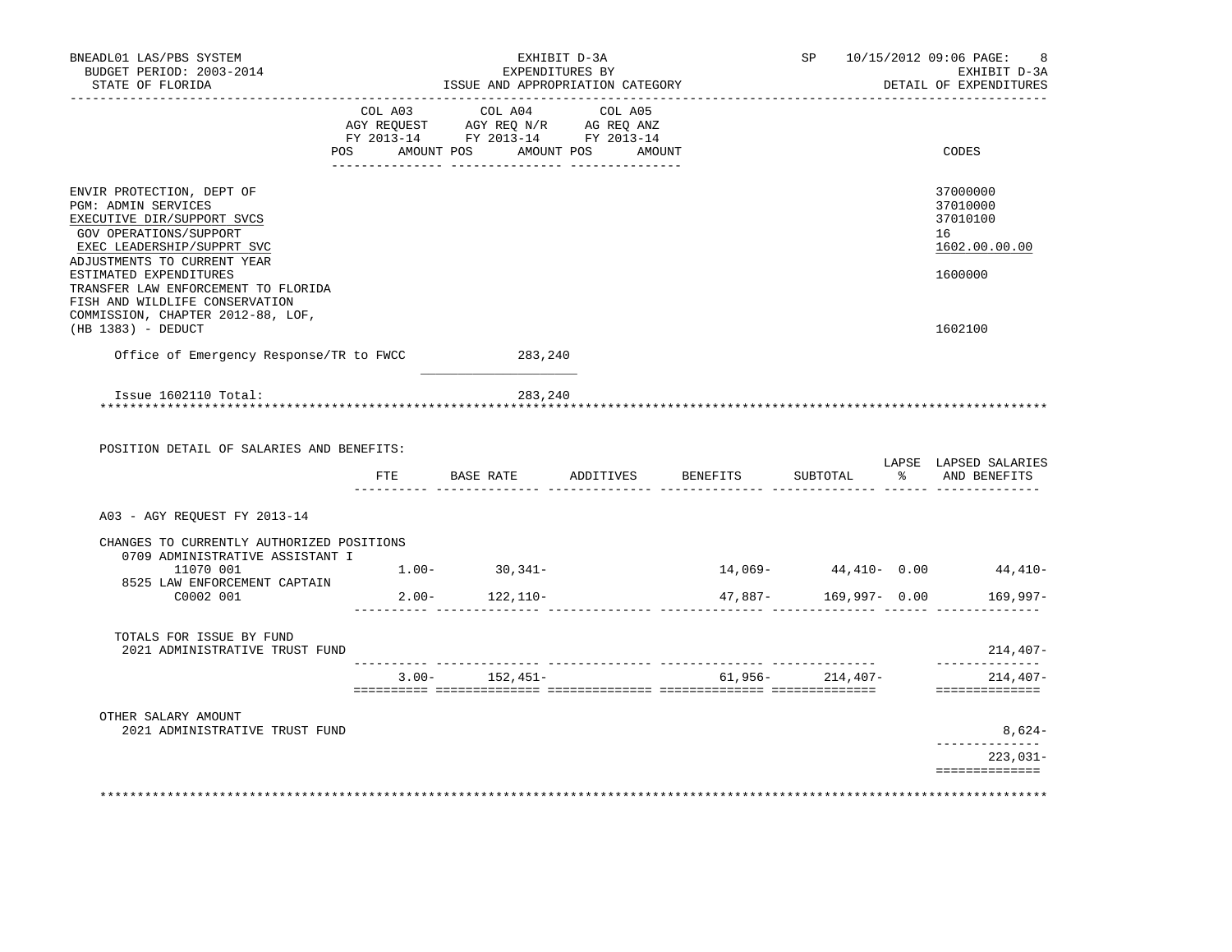BNEADL01 LAS/PBS SYSTEM — EXHIBIT D-3A — SP 10/15/2012 09:06
BUDGET PERIOD: 2003-2014 — EXPENDITURES BY — EXHIBIT D-3A
STATE OF FLORIDA — ISSUE AND APPROPRIATION CATEGORY — DETAIL OF EXPENDITURES

| | COL A03 AGY REQUEST FY 2013-14 POS AMOUNT | COL A04 AGY REQ N/R FY 2013-14 POS AMOUNT | COL A05 AG REQ ANZ FY 2013-14 POS AMOUNT | CODES |
|---|---|---|---|---|
| ENVIR PROTECTION, DEPT OF | | | | 37000000 |
| PGM: ADMIN SERVICES | | | | 37010000 |
| EXECUTIVE DIR/SUPPORT SVCS | | | | 37010100 |
| GOV OPERATIONS/SUPPORT | | | | 16 |
| EXEC LEADERSHIP/SUPPRT SVC | | | | 1602.00.00.00 |
| ADJUSTMENTS TO CURRENT YEAR ESTIMATED EXPENDITURES | | | | 1600000 |
| TRANSFER LAW ENFORCEMENT TO FLORIDA FISH AND WILDLIFE CONSERVATION COMMISSION, CHAPTER 2012-88, LOF, (HB 1383) - DEDUCT | | | | 1602100 |
| Office of Emergency Response/TR to FWCC | | 283,240 | | |
| Issue 1602110 Total: | | 283,240 | | |

POSITION DETAIL OF SALARIES AND BENEFITS:

| | FTE | BASE RATE | ADDITIVES | BENEFITS | SUBTOTAL | LAPSE % | LAPSED SALARIES AND BENEFITS |
|---|---|---|---|---|---|---|---|
| A03 - AGY REQUEST FY 2013-14 | | | | | | | |
| CHANGES TO CURRENTLY AUTHORIZED POSITIONS | | | | | | | |
| 0709 ADMINISTRATIVE ASSISTANT I 11070 001 | 1.00- | 30,341- | | 14,069- | 44,410- | 0.00 | 44,410- |
| 8525 LAW ENFORCEMENT CAPTAIN C0002 001 | 2.00- | 122,110- | | 47,887- | 169,997- | 0.00 | 169,997- |
| TOTALS FOR ISSUE BY FUND | | | | | | | |
| 2021 ADMINISTRATIVE TRUST FUND | | | | | | | 214,407- |
| | 3.00- | 152,451- | | 61,956- | 214,407- | | 214,407- |
| OTHER SALARY AMOUNT | | | | | | | |
| 2021 ADMINISTRATIVE TRUST FUND | | | | | | | 8,624- |
| | | | | | | | 223,031- |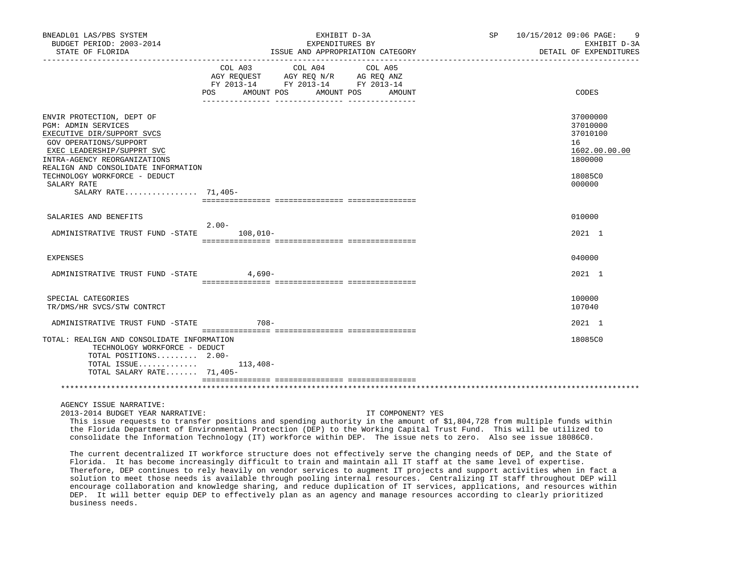BNEADL01 LAS/PBS SYSTEM | EXHIBIT D-3A | SP 10/15/2012 09:06
BUDGET PERIOD: 2003-2014 | EXPENDITURES BY | EXHIBIT D-3A
STATE OF FLORIDA | ISSUE AND APPROPRIATION CATEGORY | DETAIL OF EXPENDITURES

| | COL A03 AGY REQUEST FY 2013-14 POS | AMOUNT | COL A04 AGY REQ N/R FY 2013-14 POS | AMOUNT | COL A05 AG REQ ANZ FY 2013-14 POS | AMOUNT | CODES |
|---|---|---|---|---|---|---|---|
| ENVIR PROTECTION, DEPT OF | | | | | | | 37000000 |
| PGM: ADMIN SERVICES | | | | | | | 37010000 |
| EXECUTIVE DIR/SUPPORT SVCS | | | | | | | 37010100 |
| GOV OPERATIONS/SUPPORT | | | | | | | 16 |
| EXEC LEADERSHIP/SUPPRT SVC | | | | | | | 1602.00.00.00 |
| INTRA-AGENCY REORGANIZATIONS | | | | | | | 1800000 |
| REALIGN AND CONSOLIDATE INFORMATION TECHNOLOGY WORKFORCE - DEDUCT | | | | | | | 18085C0 |
| SALARY RATE | | | | | | | 000000 |
| SALARY RATE................ | 71,405- | | | | | | |
| SALARIES AND BENEFITS | | | | | | | 010000 |
| ADMINISTRATIVE TRUST FUND -STATE | 2.00- | 108,010- | | | | | 2021 1 |
| EXPENSES | | | | | | | 040000 |
| ADMINISTRATIVE TRUST FUND -STATE | | 4,690- | | | | | 2021 1 |
| SPECIAL CATEGORIES | | | | | | | 100000 |
| TR/DMS/HR SVCS/STW CONTRCT | | | | | | | 107040 |
| ADMINISTRATIVE TRUST FUND -STATE | | 708- | | | | | 2021 1 |
| TOTAL: REALIGN AND CONSOLIDATE INFORMATION TECHNOLOGY WORKFORCE - DEDUCT | | | | | | | 18085C0 |
| TOTAL POSITIONS......... | 2.00- | | | | | | |
| TOTAL ISSUE............. | | 113,408- | | | | | |
| TOTAL SALARY RATE....... | 71,405- | | | | | | |

AGENCY ISSUE NARRATIVE:

2013-2014 BUDGET YEAR NARRATIVE: IT COMPONENT? YES

This issue requests to transfer positions and spending authority in the amount of $1,804,728 from multiple funds within the Florida Department of Environmental Protection (DEP) to the Working Capital Trust Fund. This will be utilized to consolidate the Information Technology (IT) workforce within DEP. The issue nets to zero. Also see issue 18086C0.

The current decentralized IT workforce structure does not effectively serve the changing needs of DEP, and the State of Florida. It has become increasingly difficult to train and maintain all IT staff at the same level of expertise. Therefore, DEP continues to rely heavily on vendor services to augment IT projects and support activities when in fact a solution to meet those needs is available through pooling internal resources. Centralizing IT staff throughout DEP will encourage collaboration and knowledge sharing, and reduce duplication of IT services, applications, and resources within DEP. It will better equip DEP to effectively plan as an agency and manage resources according to clearly prioritized business needs.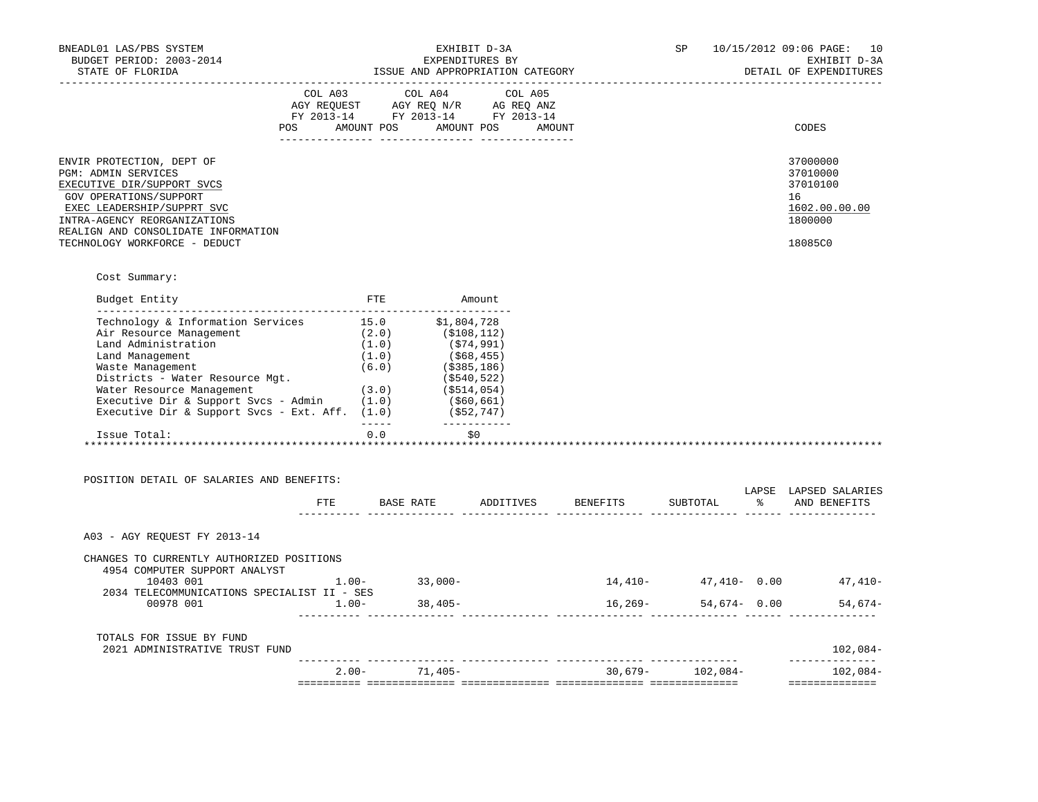BNEADL01 LAS/PBS SYSTEM
BUDGET PERIOD: 2003-2014
STATE OF FLORIDA

EXHIBIT D-3A
EXPENDITURES BY
ISSUE AND APPROPRIATION CATEGORY

SP 10/15/2012 09:06 PAGE: 10
EXHIBIT D-3A
DETAIL OF EXPENDITURES

| | COL A03 AGY REQUEST FY 2013-14 POS AMOUNT | COL A04 AGY REQ N/R FY 2013-14 POS AMOUNT | COL A05 AG REQ ANZ FY 2013-14 POS AMOUNT | CODES |
|---|---|---|---|---|
| ENVIR PROTECTION, DEPT OF | | | | 37000000 |
| PGM: ADMIN SERVICES | | | | 37010000 |
| EXECUTIVE DIR/SUPPORT SVCS | | | | 37010100 |
| GOV OPERATIONS/SUPPORT | | | | 16 |
| EXEC LEADERSHIP/SUPPRT SVC | | | | 1602.00.00.00 |
| INTRA-AGENCY REORGANIZATIONS | | | | 1800000 |
| REALIGN AND CONSOLIDATE INFORMATION TECHNOLOGY WORKFORCE - DEDUCT | | | | 18085C0 |

Cost Summary:

| Budget Entity | FTE | Amount |
|---|---|---|
| Technology & Information Services | 15.0 | $1,804,728 |
| Air Resource Management | (2.0) | ($108,112) |
| Land Administration | (1.0) | ($74,991) |
| Land Management | (1.0) | ($68,455) |
| Waste Management | (6.0) | ($385,186) |
| Districts - Water Resource Mgt. | | ($540,522) |
| Water Resource Management | (3.0) | ($514,054) |
| Executive Dir & Support Svcs - Admin | (1.0) | ($60,661) |
| Executive Dir & Support Svcs - Ext. Aff. | (1.0) | ($52,747) |
| Issue Total: | 0.0 | $0 |

POSITION DETAIL OF SALARIES AND BENEFITS:

| | FTE | BASE RATE | ADDITIVES | BENEFITS | SUBTOTAL | LAPSE % | LAPSED SALARIES AND BENEFITS |
|---|---|---|---|---|---|---|---|
| A03 - AGY REQUEST FY 2013-14 | | | | | | | |
| CHANGES TO CURRENTLY AUTHORIZED POSITIONS | | | | | | | |
| 4954 COMPUTER SUPPORT ANALYST | | | | | | | |
| 10403 001 | 1.00- | 33,000- | | 14,410- | 47,410- | 0.00 | 47,410- |
| 2034 TELECOMMUNICATIONS SPECIALIST II - SES | | | | | | | |
| 00978 001 | 1.00- | 38,405- | | 16,269- | 54,674- | 0.00 | 54,674- |
| TOTALS FOR ISSUE BY FUND | | | | | | | |
| 2021 ADMINISTRATIVE TRUST FUND | | | | | | | 102,084- |
| | 2.00- | 71,405- | | 30,679- | 102,084- | | 102,084- |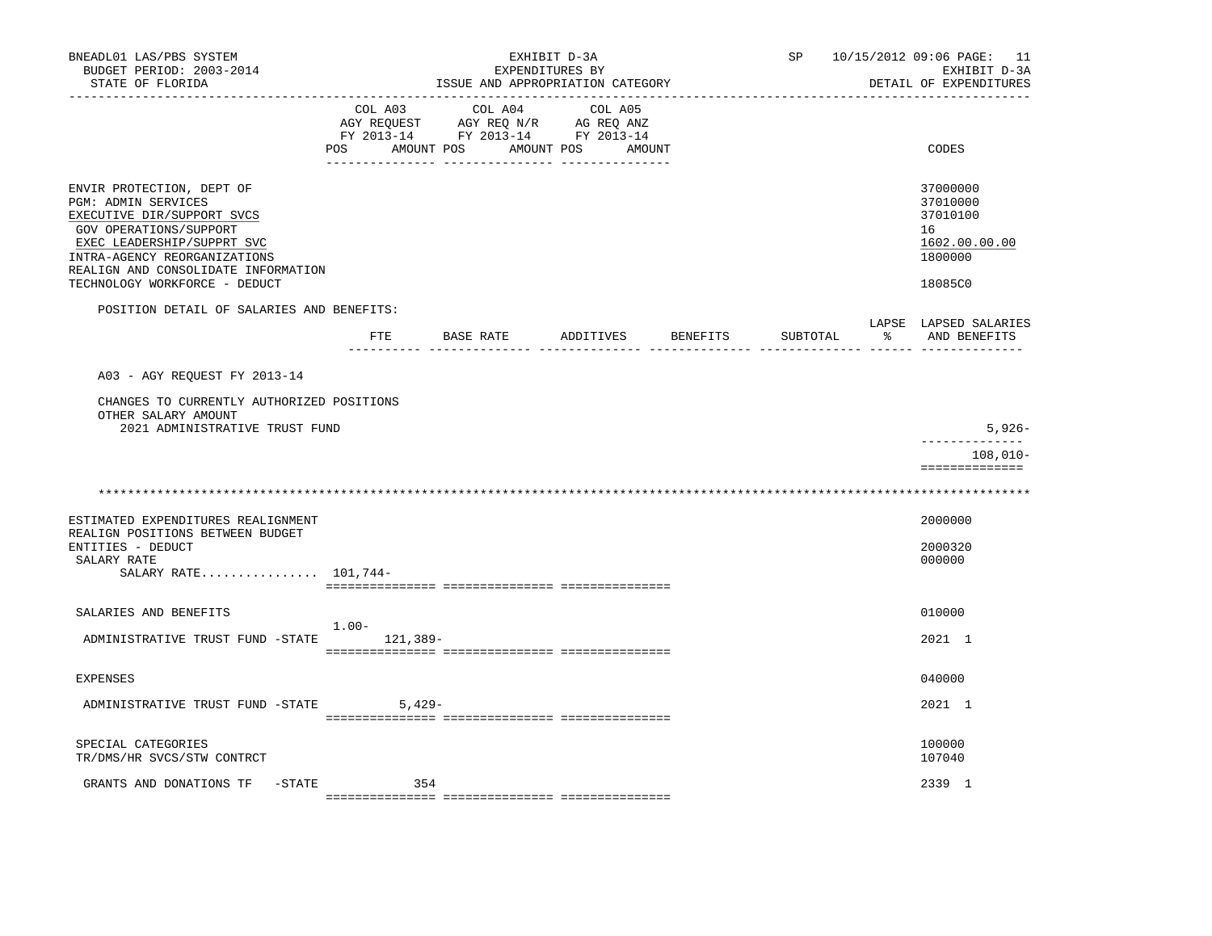BNEADL01 LAS/PBS SYSTEM — EXHIBIT D-3A — EXPENDITURES BY ISSUE AND APPROPRIATION CATEGORY — SP 10/15/2012 09:06 — EXHIBIT D-3A DETAIL OF EXPENDITURES

BUDGET PERIOD: 2003-2014
STATE OF FLORIDA

| | COL A03 AGY REQUEST FY 2013-14 POS AMOUNT | COL A04 AGY REQ N/R FY 2013-14 POS AMOUNT | COL A05 AG REQ ANZ FY 2013-14 POS AMOUNT | CODES |
|---|---|---|---|---|
| ENVIR PROTECTION, DEPT OF | | | | 37000000 |
| PGM: ADMIN SERVICES | | | | 37010000 |
| EXECUTIVE DIR/SUPPORT SVCS | | | | 37010100 |
| GOV OPERATIONS/SUPPORT | | | | 16 |
| EXEC LEADERSHIP/SUPPRT SVC | | | | 1602.00.00.00 |
| INTRA-AGENCY REORGANIZATIONS | | | | 1800000 |
| REALIGN AND CONSOLIDATE INFORMATION TECHNOLOGY WORKFORCE - DEDUCT | | | | 18085C0 |

POSITION DETAIL OF SALARIES AND BENEFITS:

| | FTE | BASE RATE | ADDITIVES | BENEFITS | SUBTOTAL | LAPSE % | LAPSED SALARIES AND BENEFITS |
|---|---|---|---|---|---|---|---|
| A03 - AGY REQUEST FY 2013-14 | | | | | | | |
| CHANGES TO CURRENTLY AUTHORIZED POSITIONS | | | | | | | |
| OTHER SALARY AMOUNT | | | | | | | |
| 2021 ADMINISTRATIVE TRUST FUND | | | | | | | 5,926- |
| | | | | | | | 108,010- |

\*\*\*\*\*\*\*\*\*\*\*\*\*\*\*\*\*\*\*\*\*\*\*\*\*\*\*\*\*\*\*\*\*\*\*\*\*\*\*\*\*\*\*\*\*\*\*\*\*\*\*\*\*\*\*\*\*\*\*\*\*\*

| | COL A03 POS | COL A03 AMOUNT | COL A04 | COL A05 | CODES |
|---|---|---|---|---|---|
| ESTIMATED EXPENDITURES REALIGNMENT | | | | | 2000000 |
| REALIGN POSITIONS BETWEEN BUDGET ENTITIES - DEDUCT | | | | | 2000320 |
| SALARY RATE | | | | | 000000 |
| SALARY RATE................ | 101,744- | | | | |
| SALARIES AND BENEFITS | | | | | 010000 |
| ADMINISTRATIVE TRUST FUND -STATE | 1.00- | 121,389- | | | 2021 1 |
| EXPENSES | | | | | 040000 |
| ADMINISTRATIVE TRUST FUND -STATE | | 5,429- | | | 2021 1 |
| SPECIAL CATEGORIES | | | | | 100000 |
| TR/DMS/HR SVCS/STW CONTRCT | | | | | 107040 |
| GRANTS AND DONATIONS TF -STATE | | 354 | | | 2339 1 |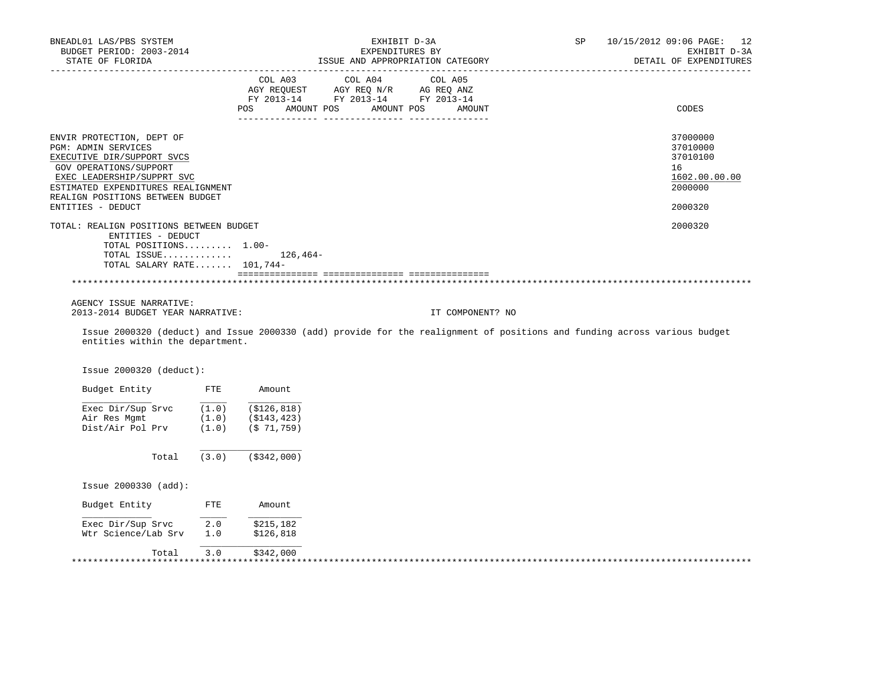BNEADL01 LAS/PBS SYSTEM | EXHIBIT D-3A | SP 10/15/2012 09:06
BUDGET PERIOD: 2003-2014 | EXPENDITURES BY | EXHIBIT D-3A
STATE OF FLORIDA | ISSUE AND APPROPRIATION CATEGORY | DETAIL OF EXPENDITURES

| | COL A03 AGY REQUEST FY 2013-14 POS | AMOUNT | COL A04 AGY REQ N/R FY 2013-14 POS | AMOUNT | COL A05 AG REQ ANZ FY 2013-14 POS | AMOUNT | CODES |
|---|---|---|---|---|---|---|---|
| ENVIR PROTECTION, DEPT OF | | | | | | | 37000000 |
| PGM: ADMIN SERVICES | | | | | | | 37010000 |
| EXECUTIVE DIR/SUPPORT SVCS | | | | | | | 37010100 |
| GOV OPERATIONS/SUPPORT | | | | | | | 16 |
| EXEC LEADERSHIP/SUPPRT SVC | | | | | | | 1602.00.00.00 |
| ESTIMATED EXPENDITURES REALIGNMENT | | | | | | | 2000000 |
| REALIGN POSITIONS BETWEEN BUDGET ENTITIES - DEDUCT | | | | | | | 2000320 |
| TOTAL: REALIGN POSITIONS BETWEEN BUDGET ENTITIES - DEDUCT | | | | | | | 2000320 |
| TOTAL POSITIONS......... | 1.00- | | | | | | |
| TOTAL ISSUE............ | | 126,464- | | | | | |
| TOTAL SALARY RATE....... | 101,744- | | | | | | |

AGENCY ISSUE NARRATIVE:
2013-2014 BUDGET YEAR NARRATIVE: IT COMPONENT? NO

Issue 2000320 (deduct) and Issue 2000330 (add) provide for the realignment of positions and funding across various budget entities within the department.

Issue 2000320 (deduct):

| Budget Entity | FTE | Amount |
|---|---|---|
| Exec Dir/Sup Srvc | (1.0) | ($126,818) |
| Air Res Mgmt | (1.0) | ($143,423) |
| Dist/Air Pol Prv | (1.0) | ($ 71,759) |
| Total | (3.0) | ($342,000) |

Issue 2000330 (add):

| Budget Entity | FTE | Amount |
|---|---|---|
| Exec Dir/Sup Srvc | 2.0 | $215,182 |
| Wtr Science/Lab Srv | 1.0 | $126,818 |
| Total | 3.0 | $342,000 |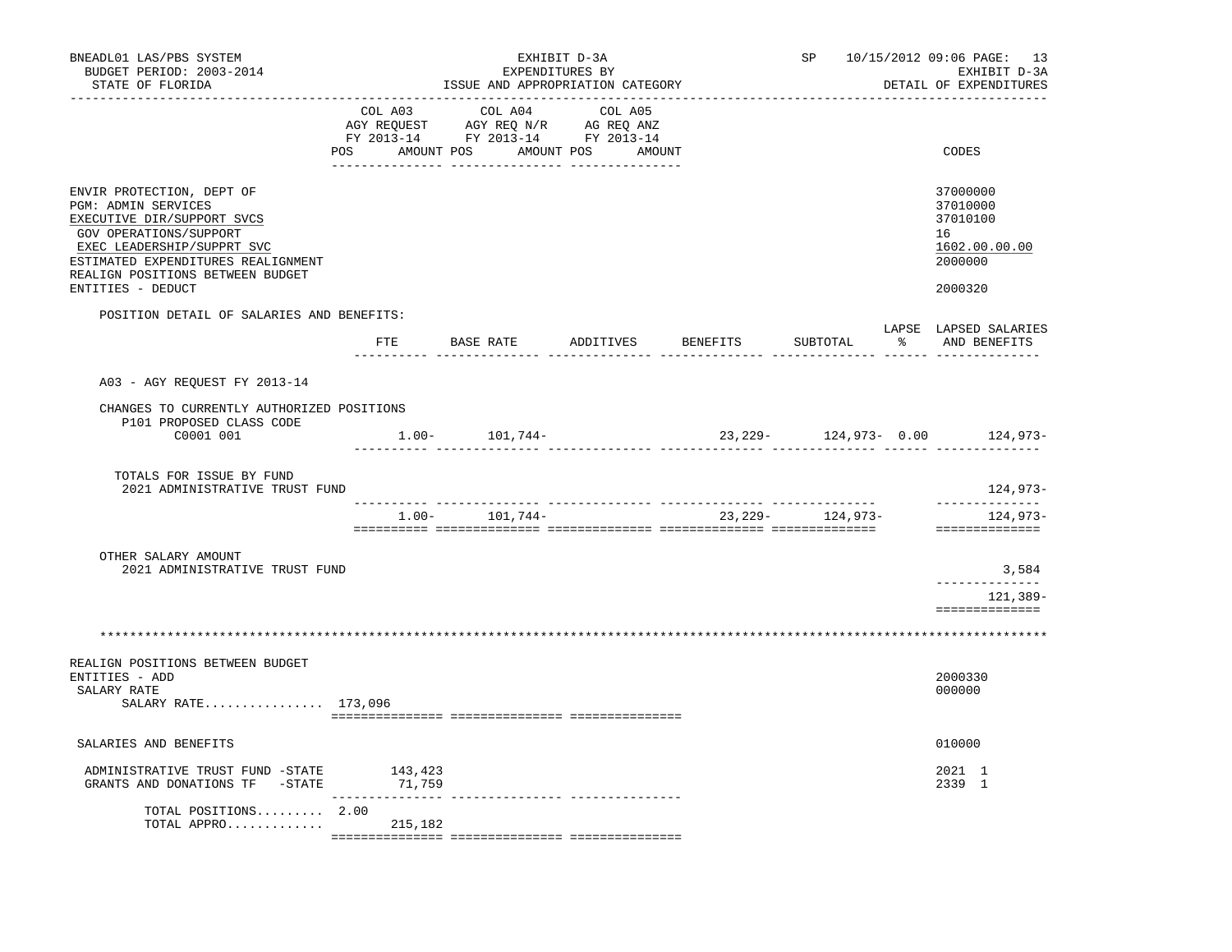BNEADL01 LAS/PBS SYSTEM — EXHIBIT D-3A — SP 10/15/2012 09:06
BUDGET PERIOD: 2003-2014 — EXPENDITURES BY — EXHIBIT D-3A
STATE OF FLORIDA — ISSUE AND APPROPRIATION CATEGORY — DETAIL OF EXPENDITURES

| | COL A03 AGY REQUEST FY 2013-14 POS AMOUNT | COL A04 AGY REQ N/R FY 2013-14 POS AMOUNT | COL A05 AG REQ ANZ FY 2013-14 POS AMOUNT | CODES |
|---|---|---|---|---|
| ENVIR PROTECTION, DEPT OF | | | | 37000000 |
| PGM: ADMIN SERVICES | | | | 37010000 |
| EXECUTIVE DIR/SUPPORT SVCS | | | | 37010100 |
| GOV OPERATIONS/SUPPORT | | | | 16 |
| EXEC LEADERSHIP/SUPPRT SVC | | | | 1602.00.00.00 |
| ESTIMATED EXPENDITURES REALIGNMENT | | | | 2000000 |
| REALIGN POSITIONS BETWEEN BUDGET ENTITIES - DEDUCT | | | | 2000320 |

POSITION DETAIL OF SALARIES AND BENEFITS:

| | FTE | BASE RATE | ADDITIVES | BENEFITS | SUBTOTAL | LAPSE % | LAPSED SALARIES AND BENEFITS |
|---|---|---|---|---|---|---|---|
| A03 - AGY REQUEST FY 2013-14 | | | | | | | |
| CHANGES TO CURRENTLY AUTHORIZED POSITIONS | | | | | | | |
| P101 PROPOSED CLASS CODE | | | | | | | |
| C0001 001 | 1.00- | 101,744- | | 23,229- | 124,973- | 0.00 | 124,973- |
| TOTALS FOR ISSUE BY FUND | | | | | | | |
| 2021 ADMINISTRATIVE TRUST FUND | | | | | | | 124,973- |
| | 1.00- | 101,744- | | 23,229- | 124,973- | | 124,973- |
| OTHER SALARY AMOUNT | | | | | | | |
| 2021 ADMINISTRATIVE TRUST FUND | | | | | | | 3,584 |
| | | | | | | | 121,389- |

*****************************************************************************************************************

| | COL A03 | COL A04 | COL A05 | CODES |
|---|---|---|---|---|
| REALIGN POSITIONS BETWEEN BUDGET ENTITIES - ADD | | | | 2000330 |
| SALARY RATE | | | | 000000 |
| SALARY RATE................ | 173,096 | | | |
| SALARIES AND BENEFITS | | | | 010000 |
| ADMINISTRATIVE TRUST FUND -STATE | 143,423 | | | 2021 1 |
| GRANTS AND DONATIONS TF -STATE | 71,759 | | | 2339 1 |
| TOTAL POSITIONS......... | 2.00 | | | |
| TOTAL APPRO............. | 215,182 | | | |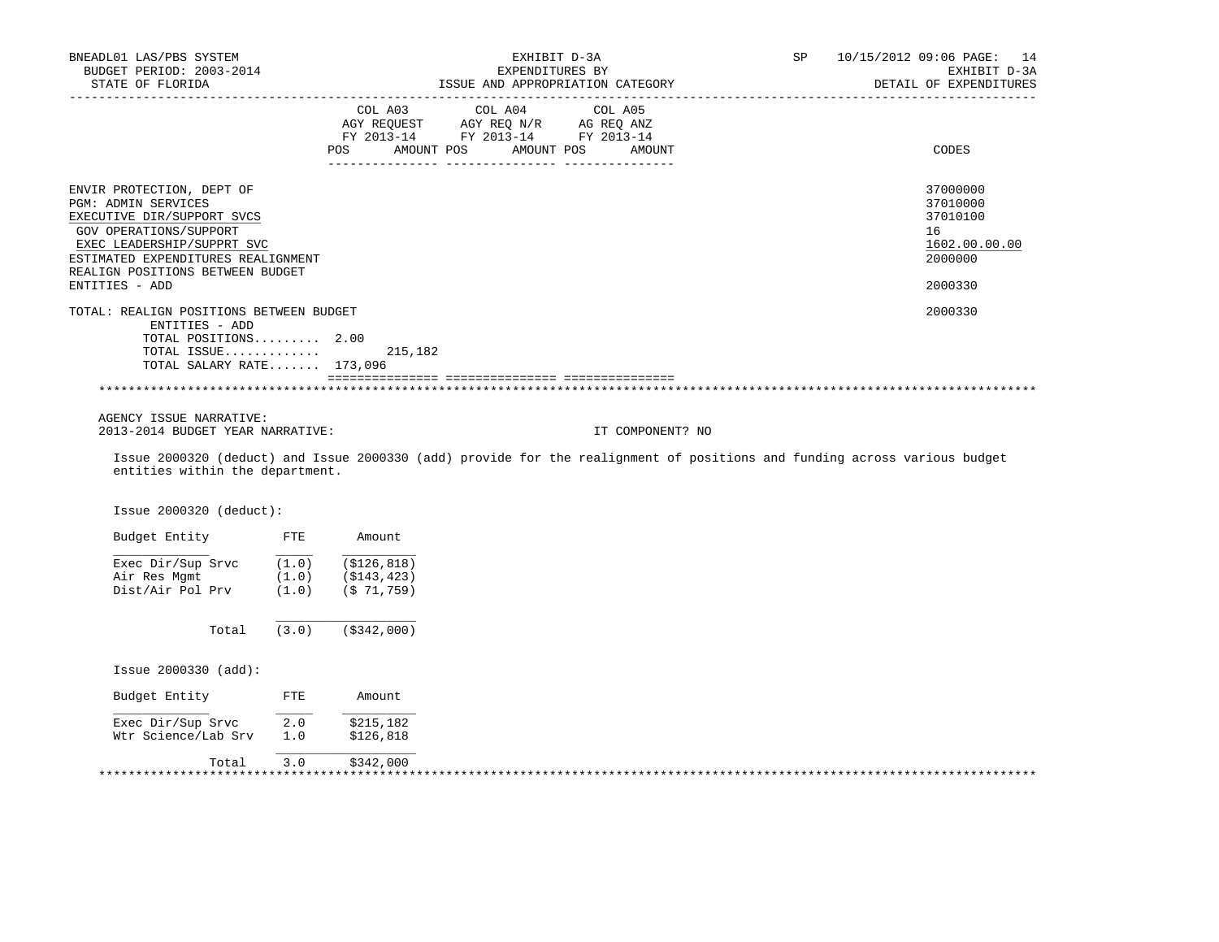BNEADL01 LAS/PBS SYSTEM — EXHIBIT D-3A — SP 10/15/2012 09:06
BUDGET PERIOD: 2003-2014 — EXPENDITURES BY — EXHIBIT D-3A
STATE OF FLORIDA — ISSUE AND APPROPRIATION CATEGORY — DETAIL OF EXPENDITURES

| | COL A03 AGY REQUEST FY 2013-14 POS | AMOUNT | COL A04 AGY REQ N/R FY 2013-14 POS | AMOUNT | COL A05 AG REQ ANZ FY 2013-14 POS | AMOUNT | CODES |
|---|---|---|---|---|---|---|---|
| ENVIR PROTECTION, DEPT OF | | | | | | | 37000000 |
| PGM: ADMIN SERVICES | | | | | | | 37010000 |
| EXECUTIVE DIR/SUPPORT SVCS | | | | | | | 37010100 |
| GOV OPERATIONS/SUPPORT | | | | | | | 16 |
| EXEC LEADERSHIP/SUPPRT SVC | | | | | | | 1602.00.00.00 |
| ESTIMATED EXPENDITURES REALIGNMENT | | | | | | | 2000000 |
| REALIGN POSITIONS BETWEEN BUDGET ENTITIES - ADD | | | | | | | 2000330 |
| TOTAL: REALIGN POSITIONS BETWEEN BUDGET ENTITIES - ADD | | | | | | | 2000330 |
| TOTAL POSITIONS......... | 2.00 | | | | | | |
| TOTAL ISSUE............ | | 215,182 | | | | | |
| TOTAL SALARY RATE....... | 173,096 | | | | | | |

AGENCY ISSUE NARRATIVE:
2013-2014 BUDGET YEAR NARRATIVE: IT COMPONENT? NO

Issue 2000320 (deduct) and Issue 2000330 (add) provide for the realignment of positions and funding across various budget entities within the department.

Issue 2000320 (deduct):

| Budget Entity | FTE | Amount |
|---|---|---|
| Exec Dir/Sup Srvc | (1.0) | ($126,818) |
| Air Res Mgmt | (1.0) | ($143,423) |
| Dist/Air Pol Prv | (1.0) | ($ 71,759) |
| Total | (3.0) | ($342,000) |

Issue 2000330 (add):

| Budget Entity | FTE | Amount |
|---|---|---|
| Exec Dir/Sup Srvc | 2.0 | $215,182 |
| Wtr Science/Lab Srv | 1.0 | $126,818 |
| Total | 3.0 | $342,000 |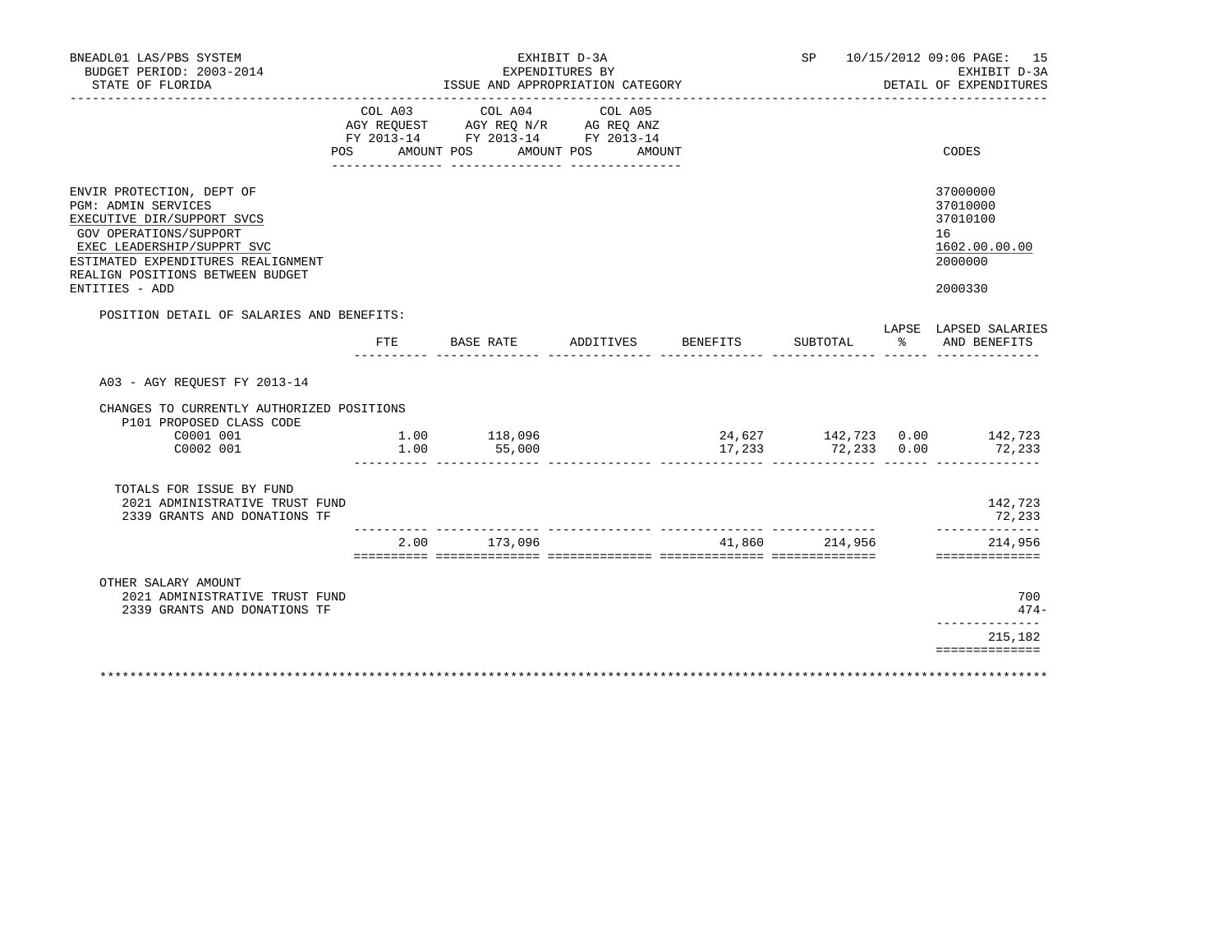BNEADL01 LAS/PBS SYSTEM | EXHIBIT D-3A | SP 10/15/2012 09:06 PAGE: 15
BUDGET PERIOD: 2003-2014 | EXPENDITURES BY | EXHIBIT D-3A
STATE OF FLORIDA | ISSUE AND APPROPRIATION CATEGORY | DETAIL OF EXPENDITURES

| | COL A03 AGY REQUEST FY 2013-14 POS AMOUNT | COL A04 AGY REQ N/R FY 2013-14 POS AMOUNT | COL A05 AG REQ ANZ FY 2013-14 POS AMOUNT | CODES |
|---|---|---|---|---|
| ENVIR PROTECTION, DEPT OF | | | | 37000000 |
| PGM: ADMIN SERVICES | | | | 37010000 |
| EXECUTIVE DIR/SUPPORT SVCS | | | | 37010100 |
| GOV OPERATIONS/SUPPORT | | | | 16 |
| EXEC LEADERSHIP/SUPPRT SVC | | | | 1602.00.00.00 |
| ESTIMATED EXPENDITURES REALIGNMENT | | | | 2000000 |
| REALIGN POSITIONS BETWEEN BUDGET ENTITIES - ADD | | | | 2000330 |

POSITION DETAIL OF SALARIES AND BENEFITS:

| | FTE | BASE RATE | ADDITIVES | BENEFITS | SUBTOTAL | LAPSE % | LAPSED SALARIES AND BENEFITS |
|---|---|---|---|---|---|---|---|
| A03 - AGY REQUEST FY 2013-14 | | | | | | | |
| CHANGES TO CURRENTLY AUTHORIZED POSITIONS | | | | | | | |
| P101 PROPOSED CLASS CODE | | | | | | | |
| C0001 001 | 1.00 | 118,096 | | 24,627 | 142,723 | 0.00 | 142,723 |
| C0002 001 | 1.00 | 55,000 | | 17,233 | 72,233 | 0.00 | 72,233 |
| TOTALS FOR ISSUE BY FUND | | | | | | | |
| 2021 ADMINISTRATIVE TRUST FUND | | | | | | | 142,723 |
| 2339 GRANTS AND DONATIONS TF | | | | | | | 72,233 |
| | 2.00 | 173,096 | | 41,860 | 214,956 | | 214,956 |
| OTHER SALARY AMOUNT | | | | | | | |
| 2021 ADMINISTRATIVE TRUST FUND | | | | | | | 700 |
| 2339 GRANTS AND DONATIONS TF | | | | | | | 474- |
| | | | | | | | 215,182 |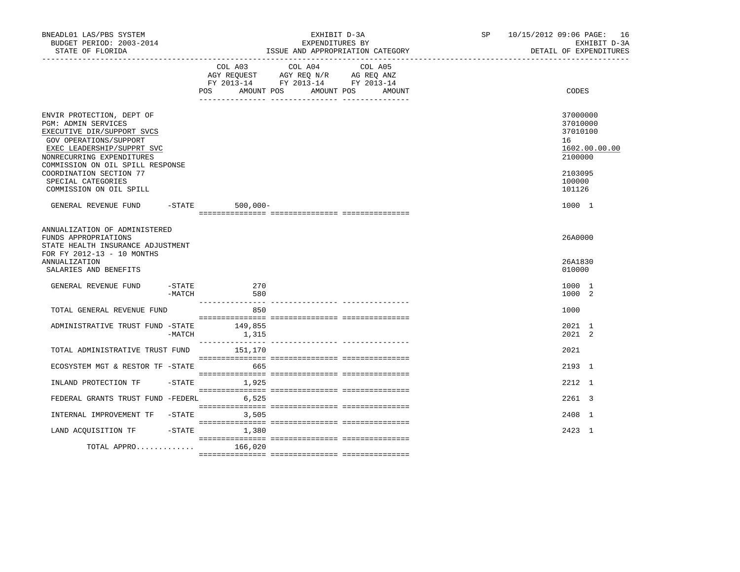BNEADL01 LAS/PBS SYSTEM
BUDGET PERIOD: 2003-2014
STATE OF FLORIDA

EXHIBIT D-3A
EXPENDITURES BY
ISSUE AND APPROPRIATION CATEGORY

SP 10/15/2012 09:06 PAGE: 16
EXHIBIT D-3A
DETAIL OF EXPENDITURES

| | COL A03 AGY REQUEST FY 2013-14 POS AMOUNT | COL A04 AGY REQ N/R FY 2013-14 POS AMOUNT | COL A05 AG REQ ANZ FY 2013-14 POS AMOUNT | CODES |
|---|---|---|---|---|
| ENVIR PROTECTION, DEPT OF | | | | 37000000 |
| PGM: ADMIN SERVICES | | | | 37010000 |
| EXECUTIVE DIR/SUPPORT SVCS | | | | 37010100 |
| GOV OPERATIONS/SUPPORT | | | | 16 |
| EXEC LEADERSHIP/SUPPRT SVC | | | | 1602.00.00.00 |
| NONRECURRING EXPENDITURES | | | | 2100000 |
| COMMISSION ON OIL SPILL RESPONSE COORDINATION SECTION 77 | | | | 2103095 |
| SPECIAL CATEGORIES | | | | 100000 |
| COMMISSION ON OIL SPILL | | | | 101126 |
| GENERAL REVENUE FUND -STATE | 500,000- | | | 1000 1 |
| ANNUALIZATION OF ADMINISTERED FUNDS APPROPRIATIONS | | | | 26A0000 |
| STATE HEALTH INSURANCE ADJUSTMENT FOR FY 2012-13 - 10 MONTHS ANNUALIZATION | | | | 26A1830 |
| SALARIES AND BENEFITS | | | | 010000 |
| GENERAL REVENUE FUND -STATE | 270 | | | 1000 1 |
| -MATCH | 580 | | | 1000 2 |
| TOTAL GENERAL REVENUE FUND | 850 | | | 1000 |
| ADMINISTRATIVE TRUST FUND -STATE | 149,855 | | | 2021 1 |
| -MATCH | 1,315 | | | 2021 2 |
| TOTAL ADMINISTRATIVE TRUST FUND | 151,170 | | | 2021 |
| ECOSYSTEM MGT & RESTOR TF -STATE | 665 | | | 2193 1 |
| INLAND PROTECTION TF -STATE | 1,925 | | | 2212 1 |
| FEDERAL GRANTS TRUST FUND -FEDERL | 6,525 | | | 2261 3 |
| INTERNAL IMPROVEMENT TF -STATE | 3,505 | | | 2408 1 |
| LAND ACQUISITION TF -STATE | 1,380 | | | 2423 1 |
| TOTAL APPRO............ | 166,020 | | | |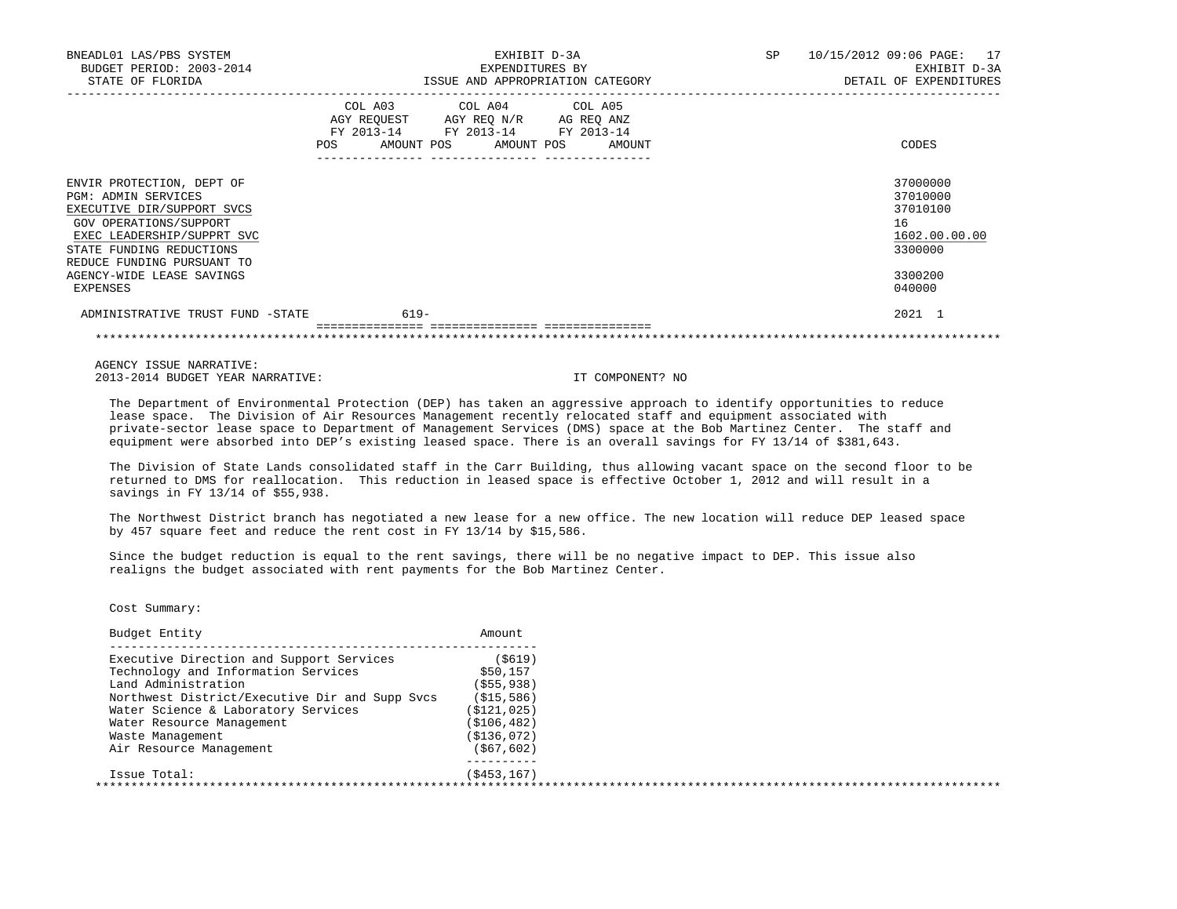BNEADL01 LAS/PBS SYSTEM | EXHIBIT D-3A | SP 10/15/2012 09:06
BUDGET PERIOD: 2003-2014 | EXPENDITURES BY | EXHIBIT D-3A
STATE OF FLORIDA | ISSUE AND APPROPRIATION CATEGORY | DETAIL OF EXPENDITURES

| | COL A03 AGY REQUEST FY 2013-14 POS | AMOUNT | COL A04 AGY REQ N/R FY 2013-14 POS | AMOUNT | COL A05 AG REQ ANZ FY 2013-14 POS | AMOUNT | CODES |
|---|---|---|---|---|---|---|---|
| ENVIR PROTECTION, DEPT OF | | | | | | | 37000000 |
| PGM: ADMIN SERVICES | | | | | | | 37010000 |
| EXECUTIVE DIR/SUPPORT SVCS | | | | | | | 37010100 |
| GOV OPERATIONS/SUPPORT | | | | | | | 16 |
| EXEC LEADERSHIP/SUPPRT SVC | | | | | | | 1602.00.00.00 |
| STATE FUNDING REDUCTIONS | | | | | | | 3300000 |
| REDUCE FUNDING PURSUANT TO AGENCY-WIDE LEASE SAVINGS | | | | | | | 3300200 |
| EXPENSES | | | | | | | 040000 |
| ADMINISTRATIVE TRUST FUND -STATE | | 619- | | | | | 2021 1 |

AGENCY ISSUE NARRATIVE:
2013-2014 BUDGET YEAR NARRATIVE: IT COMPONENT? NO

The Department of Environmental Protection (DEP) has taken an aggressive approach to identify opportunities to reduce lease space. The Division of Air Resources Management recently relocated staff and equipment associated with private-sector lease space to Department of Management Services (DMS) space at the Bob Martinez Center. The staff and equipment were absorbed into DEP's existing leased space. There is an overall savings for FY 13/14 of $381,643.

The Division of State Lands consolidated staff in the Carr Building, thus allowing vacant space on the second floor to be returned to DMS for reallocation. This reduction in leased space is effective October 1, 2012 and will result in a savings in FY 13/14 of $55,938.

The Northwest District branch has negotiated a new lease for a new office. The new location will reduce DEP leased space by 457 square feet and reduce the rent cost in FY 13/14 by $15,586.

Since the budget reduction is equal to the rent savings, there will be no negative impact to DEP. This issue also realigns the budget associated with rent payments for the Bob Martinez Center.

Cost Summary:

| Budget Entity | Amount |
|---|---|
| Executive Direction and Support Services | ($619) |
| Technology and Information Services | $50,157 |
| Land Administration | ($55,938) |
| Northwest District/Executive Dir and Supp Svcs | ($15,586) |
| Water Science & Laboratory Services | ($121,025) |
| Water Resource Management | ($106,482) |
| Waste Management | ($136,072) |
| Air Resource Management | ($67,602) |
| Issue Total: | ($453,167) |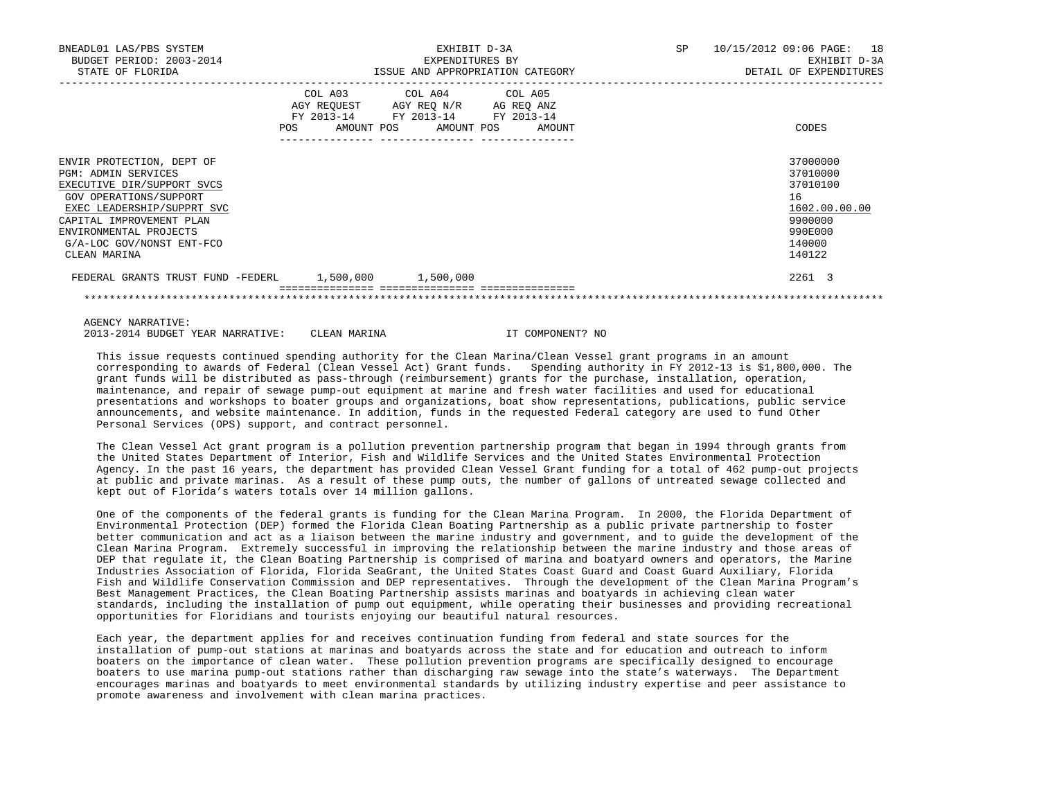| | COL A03 AGY REQUEST FY 2013-14 POS | AMOUNT | COL A04 AGY REQ N/R FY 2013-14 POS | AMOUNT | COL A05 AG REQ ANZ FY 2013-14 POS | AMOUNT | CODES |
|---|---|---|---|---|---|---|---|
| ENVIR PROTECTION, DEPT OF | | | | | | | 37000000 |
| PGM: ADMIN SERVICES | | | | | | | 37010000 |
| EXECUTIVE DIR/SUPPORT SVCS | | | | | | | 37010100 |
| GOV OPERATIONS/SUPPORT | | | | | | | 16 |
| EXEC LEADERSHIP/SUPPRT SVC | | | | | | | 1602.00.00.00 |
| CAPITAL IMPROVEMENT PLAN | | | | | | | 9900000 |
| ENVIRONMENTAL PROJECTS | | | | | | | 990E000 |
| G/A-LOC GOV/NONST ENT-FCO | | | | | | | 140000 |
| CLEAN MARINA | | | | | | | 140122 |
| FEDERAL GRANTS TRUST FUND -FEDERL | | 1,500,000 | | 1,500,000 | | | 2261 3 |

AGENCY NARRATIVE:
2013-2014 BUDGET YEAR NARRATIVE: CLEAN MARINA IT COMPONENT? NO

This issue requests continued spending authority for the Clean Marina/Clean Vessel grant programs in an amount corresponding to awards of Federal (Clean Vessel Act) Grant funds. Spending authority in FY 2012-13 is $1,800,000. The grant funds will be distributed as pass-through (reimbursement) grants for the purchase, installation, operation, maintenance, and repair of sewage pump-out equipment at marine and fresh water facilities and used for educational presentations and workshops to boater groups and organizations, boat show representations, publications, public service announcements, and website maintenance. In addition, funds in the requested Federal category are used to fund Other Personal Services (OPS) support, and contract personnel.

The Clean Vessel Act grant program is a pollution prevention partnership program that began in 1994 through grants from the United States Department of Interior, Fish and Wildlife Services and the United States Environmental Protection Agency. In the past 16 years, the department has provided Clean Vessel Grant funding for a total of 462 pump-out projects at public and private marinas. As a result of these pump outs, the number of gallons of untreated sewage collected and kept out of Florida's waters totals over 14 million gallons.

One of the components of the federal grants is funding for the Clean Marina Program. In 2000, the Florida Department of Environmental Protection (DEP) formed the Florida Clean Boating Partnership as a public private partnership to foster better communication and act as a liaison between the marine industry and government, and to guide the development of the Clean Marina Program. Extremely successful in improving the relationship between the marine industry and those areas of DEP that regulate it, the Clean Boating Partnership is comprised of marina and boatyard owners and operators, the Marine Industries Association of Florida, Florida SeaGrant, the United States Coast Guard and Coast Guard Auxiliary, Florida Fish and Wildlife Conservation Commission and DEP representatives. Through the development of the Clean Marina Program's Best Management Practices, the Clean Boating Partnership assists marinas and boatyards in achieving clean water standards, including the installation of pump out equipment, while operating their businesses and providing recreational opportunities for Floridians and tourists enjoying our beautiful natural resources.

Each year, the department applies for and receives continuation funding from federal and state sources for the installation of pump-out stations at marinas and boatyards across the state and for education and outreach to inform boaters on the importance of clean water. These pollution prevention programs are specifically designed to encourage boaters to use marina pump-out stations rather than discharging raw sewage into the state's waterways. The Department encourages marinas and boatyards to meet environmental standards by utilizing industry expertise and peer assistance to promote awareness and involvement with clean marina practices.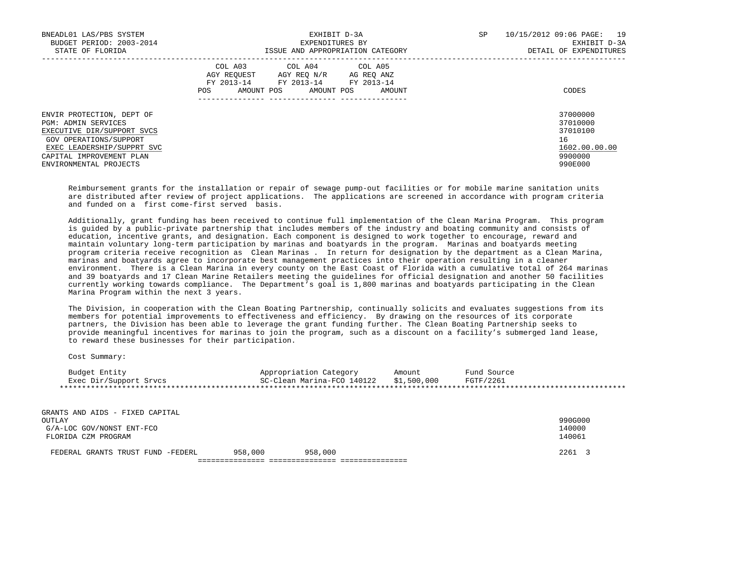| | COL A03 AGY REQUEST FY 2013-14 POS AMOUNT | COL A04 AGY REQ N/R FY 2013-14 POS AMOUNT | COL A05 AG REQ ANZ FY 2013-14 POS AMOUNT | CODES |
|---|---|---|---|---|
| ENVIR PROTECTION, DEPT OF | | | | 37000000 |
| PGM: ADMIN SERVICES | | | | 37010000 |
| EXECUTIVE DIR/SUPPORT SVCS | | | | 37010100 |
| GOV OPERATIONS/SUPPORT | | | | 16 |
| EXEC LEADERSHIP/SUPPRT SVC | | | | 1602.00.00.00 |
| CAPITAL IMPROVEMENT PLAN | | | | 9900000 |
| ENVIRONMENTAL PROJECTS | | | | 990E000 |

Reimbursement grants for the installation or repair of sewage pump-out facilities or for mobile marine sanitation units are distributed after review of project applications. The applications are screened in accordance with program criteria and funded on a first come-first served basis.

Additionally, grant funding has been received to continue full implementation of the Clean Marina Program. This program is guided by a public-private partnership that includes members of the industry and boating community and consists of education, incentive grants, and designation. Each component is designed to work together to encourage, reward and maintain voluntary long-term participation by marinas and boatyards in the program. Marinas and boatyards meeting program criteria receive recognition as Clean Marinas . In return for designation by the department as a Clean Marina, marinas and boatyards agree to incorporate best management practices into their operation resulting in a cleaner environment. There is a Clean Marina in every county on the East Coast of Florida with a cumulative total of 264 marinas and 39 boatyards and 17 Clean Marine Retailers meeting the guidelines for official designation and another 50 facilities currently working towards compliance. The Department’s goal is 1,800 marinas and boatyards participating in the Clean Marina Program within the next 3 years.

The Division, in cooperation with the Clean Boating Partnership, continually solicits and evaluates suggestions from its members for potential improvements to effectiveness and efficiency. By drawing on the resources of its corporate partners, the Division has been able to leverage the grant funding further. The Clean Boating Partnership seeks to provide meaningful incentives for marinas to join the program, such as a discount on a facility’s submerged land lease, to reward these businesses for their participation.

Cost Summary:

| Budget Entity | Appropriation Category | Amount | Fund Source |
|---|---|---|---|
| Exec Dir/Support Srvcs | SC-Clean Marina-FCO 140122 | $1,500,000 | FGTF/2261 |

*******************************************************************************************************************

| | COL A03 | COL A04 | COL A05 | CODES |
|---|---|---|---|---|
| GRANTS AND AIDS - FIXED CAPITAL OUTLAY | | | | 990G000 |
| G/A-LOC GOV/NONST ENT-FCO | | | | 140000 |
| FLORIDA CZM PROGRAM | | | | 140061 |
| FEDERAL GRANTS TRUST FUND -FEDERL | 958,000 | 958,000 | | 2261 3 |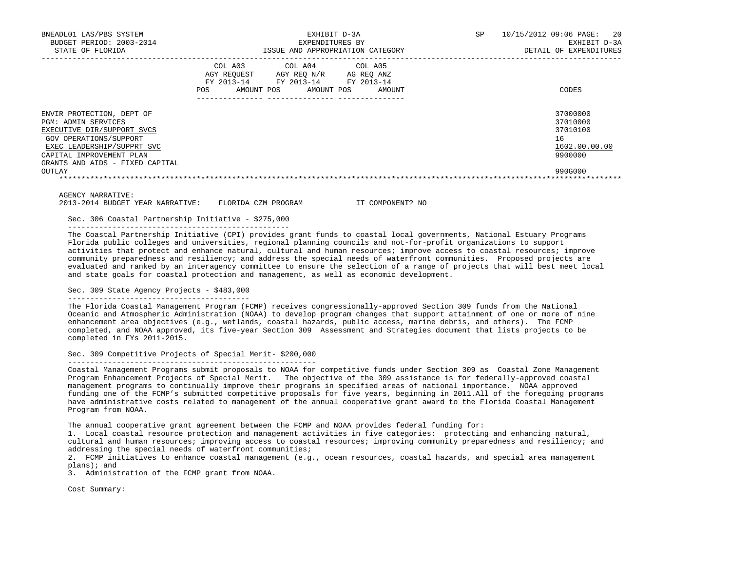| | COL A03 AGY REQUEST FY 2013-14 | | COL A04 AGY REQ N/R FY 2013-14 | | COL A05 AG REQ ANZ FY 2013-14 | | CODES |
|---|---|---|---|---|---|---|---|
| | POS | AMOUNT | POS | AMOUNT | POS | AMOUNT | |
| ENVIR PROTECTION, DEPT OF | | | | | | | 37000000 |
| PGM: ADMIN SERVICES | | | | | | | 37010000 |
| EXECUTIVE DIR/SUPPORT SVCS | | | | | | | 37010100 |
| GOV OPERATIONS/SUPPORT | | | | | | | 16 |
| EXEC LEADERSHIP/SUPPRT SVC | | | | | | | 1602.00.00.00 |
| CAPITAL IMPROVEMENT PLAN | | | | | | | 9900000 |
| GRANTS AND AIDS - FIXED CAPITAL OUTLAY | | | | | | | 990G000 |

AGENCY NARRATIVE:
2013-2014 BUDGET YEAR NARRATIVE: FLORIDA CZM PROGRAM IT COMPONENT? NO

Sec. 306 Coastal Partnership Initiative - $275,000

The Coastal Partnership Initiative (CPI) provides grant funds to coastal local governments, National Estuary Programs Florida public colleges and universities, regional planning councils and not-for-profit organizations to support activities that protect and enhance natural, cultural and human resources; improve access to coastal resources; improve community preparedness and resiliency; and address the special needs of waterfront communities. Proposed projects are evaluated and ranked by an interagency committee to ensure the selection of a range of projects that will best meet local and state goals for coastal protection and management, as well as economic development.

Sec. 309 State Agency Projects - $483,000

The Florida Coastal Management Program (FCMP) receives congressionally-approved Section 309 funds from the National Oceanic and Atmospheric Administration (NOAA) to develop program changes that support attainment of one or more of nine enhancement area objectives (e.g., wetlands, coastal hazards, public access, marine debris, and others). The FCMP completed, and NOAA approved, its five-year Section 309 Assessment and Strategies document that lists projects to be completed in FYs 2011-2015.

Sec. 309 Competitive Projects of Special Merit- $200,000

Coastal Management Programs submit proposals to NOAA for competitive funds under Section 309 as Coastal Zone Management Program Enhancement Projects of Special Merit. The objective of the 309 assistance is for federally-approved coastal management programs to continually improve their programs in specified areas of national importance. NOAA approved funding one of the FCMP's submitted competitive proposals for five years, beginning in 2011.All of the foregoing programs have administrative costs related to management of the annual cooperative grant award to the Florida Coastal Management Program from NOAA.

The annual cooperative grant agreement between the FCMP and NOAA provides federal funding for:

1. Local coastal resource protection and management activities in five categories: protecting and enhancing natural, cultural and human resources; improving access to coastal resources; improving community preparedness and resiliency; and addressing the special needs of waterfront communities;
2. FCMP initiatives to enhance coastal management (e.g., ocean resources, coastal hazards, and special area management plans); and
3. Administration of the FCMP grant from NOAA.

Cost Summary: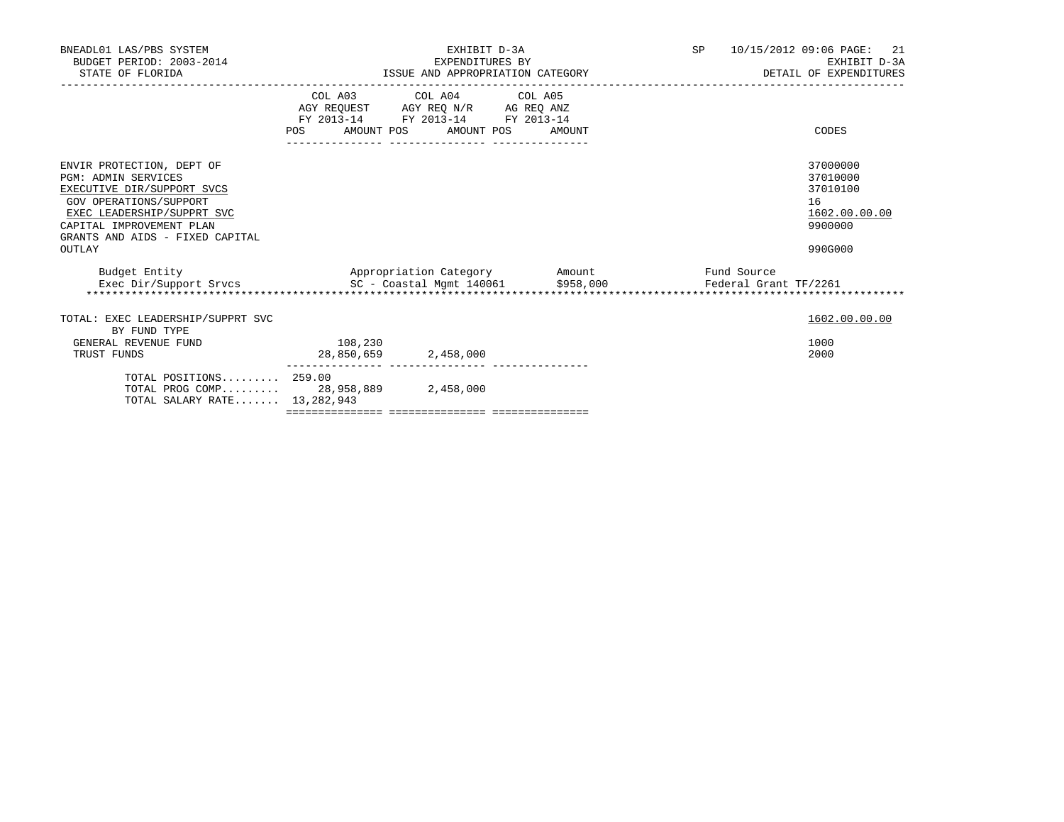BNEADL01 LAS/PBS SYSTEM — EXHIBIT D-3A — SP 10/15/2012 09:06
BUDGET PERIOD: 2003-2014 — EXPENDITURES BY — EXHIBIT D-3A
STATE OF FLORIDA — ISSUE AND APPROPRIATION CATEGORY — DETAIL OF EXPENDITURES

| | COL A03 AGY REQUEST FY 2013-14 | | COL A04 AGY REQ N/R FY 2013-14 | | COL A05 AG REQ ANZ FY 2013-14 | | CODES |
|---|---|---|---|---|---|---|---|
| | POS | AMOUNT | POS | AMOUNT | POS | AMOUNT | |
| ENVIR PROTECTION, DEPT OF | | | | | | | 37000000 |
| PGM: ADMIN SERVICES | | | | | | | 37010000 |
| EXECUTIVE DIR/SUPPORT SVCS | | | | | | | 37010100 |
| GOV OPERATIONS/SUPPORT | | | | | | | 16 |
| EXEC LEADERSHIP/SUPPRT SVC | | | | | | | 1602.00.00.00 |
| CAPITAL IMPROVEMENT PLAN | | | | | | | 9900000 |
| GRANTS AND AIDS - FIXED CAPITAL OUTLAY | | | | | | | 990G000 |

| Budget Entity | Appropriation Category | Amount | Fund Source |
|---|---|---|---|
| Exec Dir/Support Srvcs | SC - Coastal Mgmt 140061 | $958,000 | Federal Grant TF/2261 |

************************************************************************************************************************

| | COL A03 POS | COL A03 AMOUNT | COL A04 POS | COL A04 AMOUNT | COL A05 POS | COL A05 AMOUNT | CODES |
|---|---|---|---|---|---|---|---|
| TOTAL: EXEC LEADERSHIP/SUPPRT SVC | | | | | | | 1602.00.00.00 |
| BY FUND TYPE | | | | | | | |
| GENERAL REVENUE FUND | | 108,230 | | | | | 1000 |
| TRUST FUNDS | | 28,850,659 | | 2,458,000 | | | 2000 |
| TOTAL POSITIONS......... | 259.00 | | | | | | |
| TOTAL PROG COMP......... | | 28,958,889 | | 2,458,000 | | | |
| TOTAL SALARY RATE....... | | 13,282,943 | | | | | |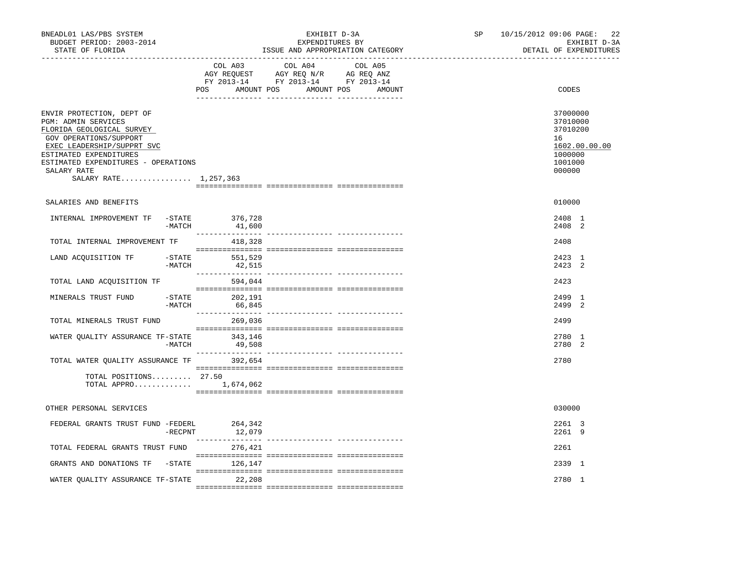BNEADL01 LAS/PBS SYSTEM — EXHIBIT D-3A — SP 10/15/2012 09:06 PAGE: 22
BUDGET PERIOD: 2003-2014 — EXPENDITURES BY — EXHIBIT D-3A
STATE OF FLORIDA — ISSUE AND APPROPRIATION CATEGORY — DETAIL OF EXPENDITURES

| | COL A03 AGY REQUEST FY 2013-14 POS AMOUNT | COL A04 AGY REQ N/R FY 2013-14 POS AMOUNT | COL A05 AG REQ ANZ FY 2013-14 POS AMOUNT | CODES |
|---|---|---|---|---|
| ENVIR PROTECTION, DEPT OF | | | | 37000000 |
| PGM: ADMIN SERVICES | | | | 37010000 |
| FLORIDA GEOLOGICAL SURVEY | | | | 37010200 |
| GOV OPERATIONS/SUPPORT | | | | 16 |
| EXEC LEADERSHIP/SUPPRT SVC | | | | 1602.00.00.00 |
| ESTIMATED EXPENDITURES | | | | 1000000 |
| ESTIMATED EXPENDITURES - OPERATIONS | | | | 1001000 |
| SALARY RATE | | | | 000000 |
| SALARY RATE................ 1,257,363 | | | | |
| SALARIES AND BENEFITS | | | | 010000 |
| INTERNAL IMPROVEMENT TF -STATE | 376,728 | | | 2408 1 |
| -MATCH | 41,600 | | | 2408 2 |
| TOTAL INTERNAL IMPROVEMENT TF | 418,328 | | | 2408 |
| LAND ACQUISITION TF -STATE | 551,529 | | | 2423 1 |
| -MATCH | 42,515 | | | 2423 2 |
| TOTAL LAND ACQUISITION TF | 594,044 | | | 2423 |
| MINERALS TRUST FUND -STATE | 202,191 | | | 2499 1 |
| -MATCH | 66,845 | | | 2499 2 |
| TOTAL MINERALS TRUST FUND | 269,036 | | | 2499 |
| WATER QUALITY ASSURANCE TF-STATE | 343,146 | | | 2780 1 |
| -MATCH | 49,508 | | | 2780 2 |
| TOTAL WATER QUALITY ASSURANCE TF | 392,654 | | | 2780 |
| TOTAL POSITIONS......... | 27.50 | | | |
| TOTAL APPRO............. | 1,674,062 | | | |
| OTHER PERSONAL SERVICES | | | | 030000 |
| FEDERAL GRANTS TRUST FUND -FEDERL | 264,342 | | | 2261 3 |
| -RECPNT | 12,079 | | | 2261 9 |
| TOTAL FEDERAL GRANTS TRUST FUND | 276,421 | | | 2261 |
| GRANTS AND DONATIONS TF -STATE | 126,147 | | | 2339 1 |
| WATER QUALITY ASSURANCE TF-STATE | 22,208 | | | 2780 1 |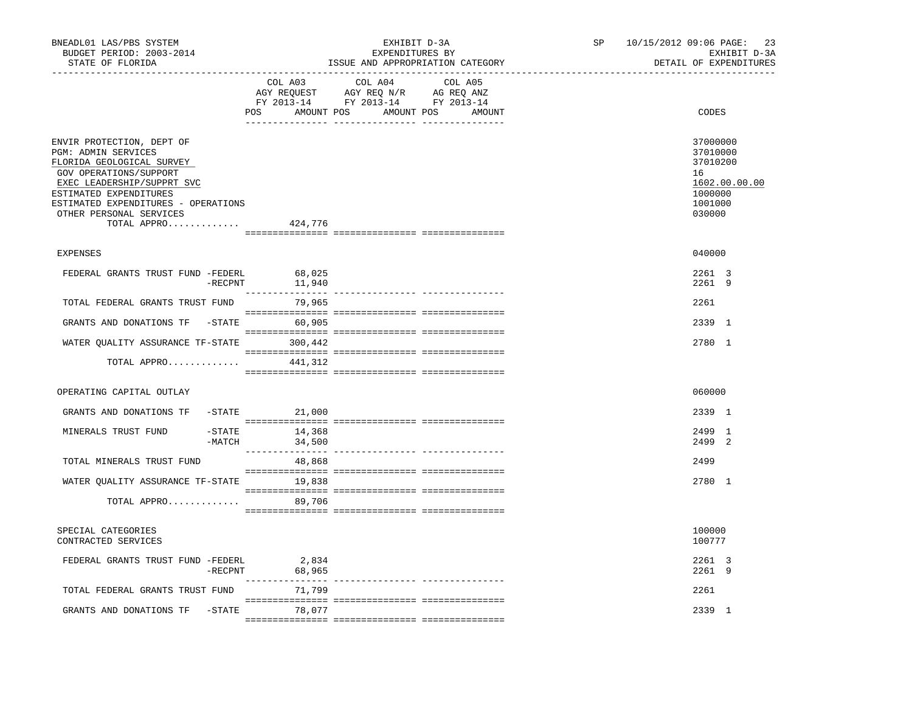BNEADL01 LAS/PBS SYSTEM
BUDGET PERIOD: 2003-2014
STATE OF FLORIDA

EXHIBIT D-3A
EXPENDITURES BY
ISSUE AND APPROPRIATION CATEGORY

SP 10/15/2012 09:06 PAGE: 23
EXHIBIT D-3A
DETAIL OF EXPENDITURES

| | COL A03 AGY REQUEST FY 2013-14 POS AMOUNT | COL A04 AGY REQ N/R FY 2013-14 POS AMOUNT | COL A05 AG REQ ANZ FY 2013-14 POS AMOUNT | CODES |
|---|---|---|---|---|
| ENVIR PROTECTION, DEPT OF | | | | 37000000 |
| PGM: ADMIN SERVICES | | | | 37010000 |
| FLORIDA GEOLOGICAL SURVEY | | | | 37010200 |
| GOV OPERATIONS/SUPPORT | | | | 16 |
| EXEC LEADERSHIP/SUPPRT SVC | | | | 1602.00.00.00 |
| ESTIMATED EXPENDITURES | | | | 1000000 |
| ESTIMATED EXPENDITURES - OPERATIONS | | | | 1001000 |
| OTHER PERSONAL SERVICES | | | | 030000 |
| TOTAL APPRO............. | 424,776 | | | |
| EXPENSES | | | | 040000 |
| FEDERAL GRANTS TRUST FUND -FEDERL | 68,025 | | | 2261 3 |
| -RECPNT | 11,940 | | | 2261 9 |
| TOTAL FEDERAL GRANTS TRUST FUND | 79,965 | | | 2261 |
| GRANTS AND DONATIONS TF -STATE | 60,905 | | | 2339 1 |
| WATER QUALITY ASSURANCE TF-STATE | 300,442 | | | 2780 1 |
| TOTAL APPRO............. | 441,312 | | | |
| OPERATING CAPITAL OUTLAY | | | | 060000 |
| GRANTS AND DONATIONS TF -STATE | 21,000 | | | 2339 1 |
| MINERALS TRUST FUND -STATE | 14,368 | | | 2499 1 |
| -MATCH | 34,500 | | | 2499 2 |
| TOTAL MINERALS TRUST FUND | 48,868 | | | 2499 |
| WATER QUALITY ASSURANCE TF-STATE | 19,838 | | | 2780 1 |
| TOTAL APPRO............. | 89,706 | | | |
| SPECIAL CATEGORIES | | | | 100000 |
| CONTRACTED SERVICES | | | | 100777 |
| FEDERAL GRANTS TRUST FUND -FEDERL | 2,834 | | | 2261 3 |
| -RECPNT | 68,965 | | | 2261 9 |
| TOTAL FEDERAL GRANTS TRUST FUND | 71,799 | | | 2261 |
| GRANTS AND DONATIONS TF -STATE | 78,077 | | | 2339 1 |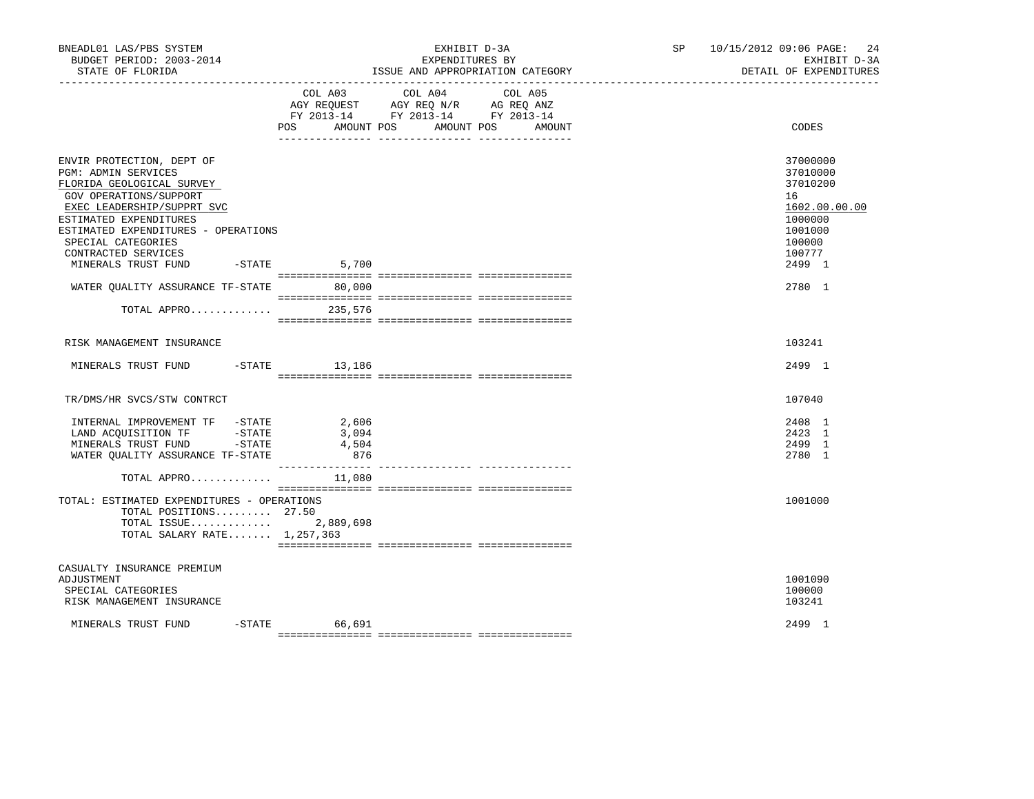| | COL A03 AGY REQUEST FY 2013-14 POS AMOUNT | COL A04 AGY REQ N/R FY 2013-14 POS AMOUNT | COL A05 AG REQ ANZ FY 2013-14 POS AMOUNT | CODES |
|---|---|---|---|---|
| ENVIR PROTECTION, DEPT OF | | | | 37000000 |
| PGM: ADMIN SERVICES | | | | 37010000 |
| FLORIDA GEOLOGICAL SURVEY | | | | 37010200 |
| GOV OPERATIONS/SUPPORT | | | | 16 |
| EXEC LEADERSHIP/SUPPRT SVC | | | | 1602.00.00.00 |
| ESTIMATED EXPENDITURES | | | | 1000000 |
| ESTIMATED EXPENDITURES - OPERATIONS | | | | 1001000 |
| SPECIAL CATEGORIES | | | | 100000 |
| CONTRACTED SERVICES | | | | 100777 |
| MINERALS TRUST FUND -STATE | 5,700 | | | 2499 1 |
| WATER QUALITY ASSURANCE TF-STATE | 80,000 | | | 2780 1 |
| TOTAL APPRO............ | 235,576 | | | |
| RISK MANAGEMENT INSURANCE | | | | 103241 |
| MINERALS TRUST FUND -STATE | 13,186 | | | 2499 1 |
| TR/DMS/HR SVCS/STW CONTRCT | | | | 107040 |
| INTERNAL IMPROVEMENT TF -STATE | 2,606 | | | 2408 1 |
| LAND ACQUISITION TF -STATE | 3,094 | | | 2423 1 |
| MINERALS TRUST FUND -STATE | 4,504 | | | 2499 1 |
| WATER QUALITY ASSURANCE TF-STATE | 876 | | | 2780 1 |
| TOTAL APPRO............ | 11,080 | | | |
| TOTAL: ESTIMATED EXPENDITURES - OPERATIONS | | | | 1001000 |
| TOTAL POSITIONS......... | 27.50 | | | |
| TOTAL ISSUE............ | 2,889,698 | | | |
| TOTAL SALARY RATE....... | 1,257,363 | | | |
| CASUALTY INSURANCE PREMIUM ADJUSTMENT | | | | 1001090 |
| SPECIAL CATEGORIES | | | | 100000 |
| RISK MANAGEMENT INSURANCE | | | | 103241 |
| MINERALS TRUST FUND -STATE | 66,691 | | | 2499 1 |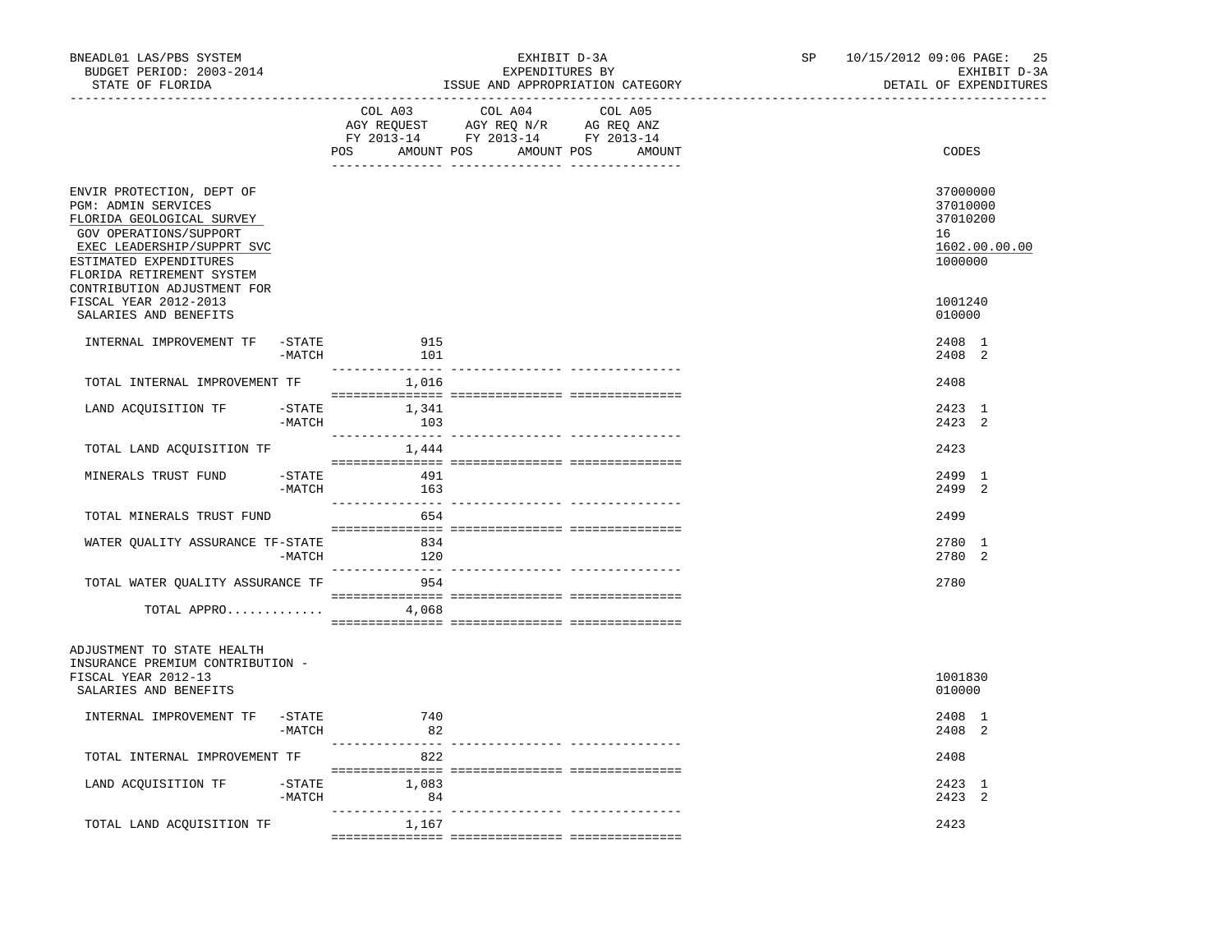BNEADL01 LAS/PBS SYSTEM — EXHIBIT D-3A — EXPENDITURES BY ISSUE AND APPROPRIATION CATEGORY — SP 10/15/2012 09:06

BUDGET PERIOD: 2003-2014 — STATE OF FLORIDA — EXHIBIT D-3A DETAIL OF EXPENDITURES

| | COL A03 AGY REQUEST FY 2013-14 POS AMOUNT | COL A04 AGY REQ N/R FY 2013-14 POS AMOUNT | COL A05 AG REQ ANZ FY 2013-14 POS AMOUNT | CODES |
|---|---|---|---|---|
| ENVIR PROTECTION, DEPT OF | | | | 37000000 |
| PGM: ADMIN SERVICES | | | | 37010000 |
| FLORIDA GEOLOGICAL SURVEY | | | | 37010200 |
| GOV OPERATIONS/SUPPORT | | | | 16 |
| EXEC LEADERSHIP/SUPPRT SVC | | | | 1602.00.00.00 |
| ESTIMATED EXPENDITURES | | | | 1000000 |
| FLORIDA RETIREMENT SYSTEM CONTRIBUTION ADJUSTMENT FOR FISCAL YEAR 2012-2013 | | | | 1001240 |
| SALARIES AND BENEFITS | | | | 010000 |
| INTERNAL IMPROVEMENT TF -STATE | 915 | | | 2408 1 |
| -MATCH | 101 | | | 2408 2 |
| TOTAL INTERNAL IMPROVEMENT TF | 1,016 | | | 2408 |
| LAND ACQUISITION TF -STATE | 1,341 | | | 2423 1 |
| -MATCH | 103 | | | 2423 2 |
| TOTAL LAND ACQUISITION TF | 1,444 | | | 2423 |
| MINERALS TRUST FUND -STATE | 491 | | | 2499 1 |
| -MATCH | 163 | | | 2499 2 |
| TOTAL MINERALS TRUST FUND | 654 | | | 2499 |
| WATER QUALITY ASSURANCE TF-STATE | 834 | | | 2780 1 |
| -MATCH | 120 | | | 2780 2 |
| TOTAL WATER QUALITY ASSURANCE TF | 954 | | | 2780 |
| TOTAL APPRO............ | 4,068 | | | |
| ADJUSTMENT TO STATE HEALTH INSURANCE PREMIUM CONTRIBUTION - FISCAL YEAR 2012-13 | | | | 1001830 |
| SALARIES AND BENEFITS | | | | 010000 |
| INTERNAL IMPROVEMENT TF -STATE | 740 | | | 2408 1 |
| -MATCH | 82 | | | 2408 2 |
| TOTAL INTERNAL IMPROVEMENT TF | 822 | | | 2408 |
| LAND ACQUISITION TF -STATE | 1,083 | | | 2423 1 |
| -MATCH | 84 | | | 2423 2 |
| TOTAL LAND ACQUISITION TF | 1,167 | | | 2423 |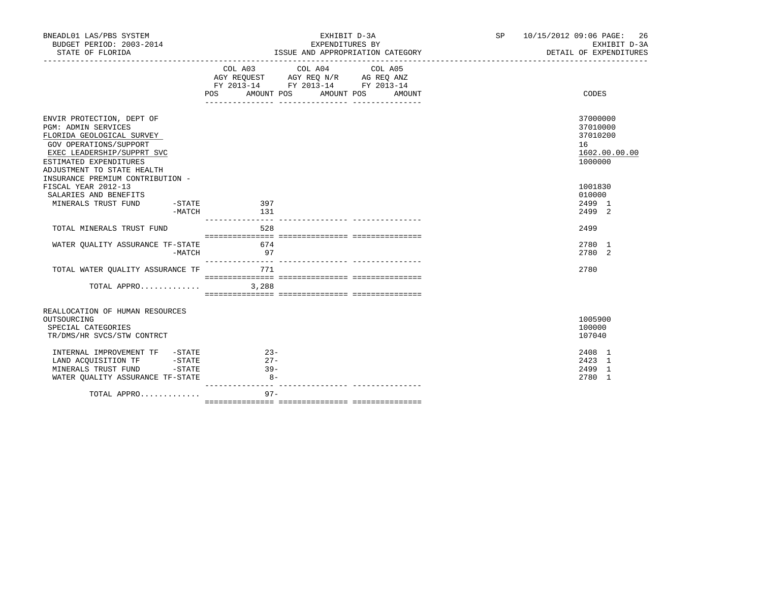BNEADL01 LAS/PBS SYSTEM | EXHIBIT D-3A | SP 10/15/2012 09:06 PAGE: 26
BUDGET PERIOD: 2003-2014 | EXPENDITURES BY | EXHIBIT D-3A
STATE OF FLORIDA | ISSUE AND APPROPRIATION CATEGORY | DETAIL OF EXPENDITURES

| | COL A03 AGY REQUEST FY 2013-14 POS AMOUNT | COL A04 AGY REQ N/R FY 2013-14 POS AMOUNT | COL A05 AG REQ ANZ FY 2013-14 POS AMOUNT | CODES |
|---|---|---|---|---|
| ENVIR PROTECTION, DEPT OF | | | | 37000000 |
| PGM: ADMIN SERVICES | | | | 37010000 |
| FLORIDA GEOLOGICAL SURVEY | | | | 37010200 |
| GOV OPERATIONS/SUPPORT | | | | 16 |
| EXEC LEADERSHIP/SUPPRT SVC | | | | 1602.00.00.00 |
| ESTIMATED EXPENDITURES | | | | 1000000 |
| ADJUSTMENT TO STATE HEALTH INSURANCE PREMIUM CONTRIBUTION - FISCAL YEAR 2012-13 | | | | 1001830 |
| SALARIES AND BENEFITS | | | | 010000 |
| MINERALS TRUST FUND -STATE | 397 | | | 2499 1 |
| -MATCH | 131 | | | 2499 2 |
| TOTAL MINERALS TRUST FUND | 528 | | | 2499 |
| WATER QUALITY ASSURANCE TF-STATE | 674 | | | 2780 1 |
| -MATCH | 97 | | | 2780 2 |
| TOTAL WATER QUALITY ASSURANCE TF | 771 | | | 2780 |
| TOTAL APPRO............. | 3,288 | | | |
| REALLOCATION OF HUMAN RESOURCES OUTSOURCING | | | | 1005900 |
| SPECIAL CATEGORIES | | | | 100000 |
| TR/DMS/HR SVCS/STW CONTRCT | | | | 107040 |
| INTERNAL IMPROVEMENT TF -STATE | 23- | | | 2408 1 |
| LAND ACQUISITION TF -STATE | 27- | | | 2423 1 |
| MINERALS TRUST FUND -STATE | 39- | | | 2499 1 |
| WATER QUALITY ASSURANCE TF-STATE | 8- | | | 2780 1 |
| TOTAL APPRO............. | 97- | | | |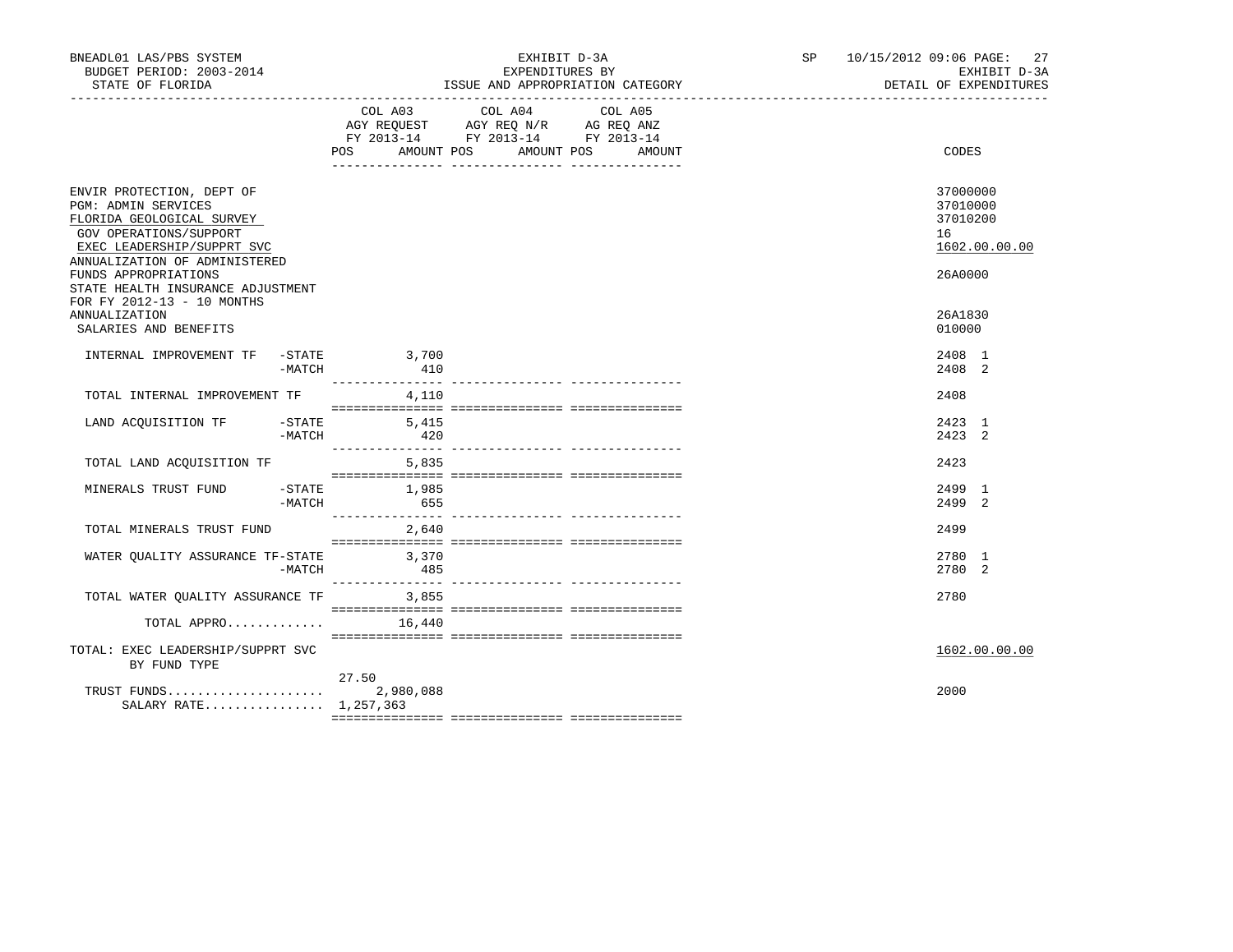BNEADL01 LAS/PBS SYSTEM — EXHIBIT D-3A — EXPENDITURES BY ISSUE AND APPROPRIATION CATEGORY — BUDGET PERIOD: 2003-2014 — STATE OF FLORIDA — SP 10/15/2012 09:06 — EXHIBIT D-3A DETAIL OF EXPENDITURES

| | COL A03 AGY REQUEST FY 2013-14 POS | AMOUNT | COL A04 AGY REQ N/R FY 2013-14 POS | AMOUNT | COL A05 AG REQ ANZ FY 2013-14 POS | AMOUNT | CODES |
|---|---|---|---|---|---|---|---|
| ENVIR PROTECTION, DEPT OF | | | | | | | 37000000 |
| PGM: ADMIN SERVICES | | | | | | | 37010000 |
| FLORIDA GEOLOGICAL SURVEY | | | | | | | 37010200 |
| GOV OPERATIONS/SUPPORT | | | | | | | 16 |
| EXEC LEADERSHIP/SUPPRT SVC | | | | | | | 1602.00.00.00 |
| ANNUALIZATION OF ADMINISTERED FUNDS APPROPRIATIONS | | | | | | | 26A0000 |
| STATE HEALTH INSURANCE ADJUSTMENT FOR FY 2012-13 - 10 MONTHS ANNUALIZATION | | | | | | | 26A1830 |
| SALARIES AND BENEFITS | | | | | | | 010000 |
| INTERNAL IMPROVEMENT TF -STATE | | 3,700 | | | | | 2408 1 |
| -MATCH | | 410 | | | | | 2408 2 |
| TOTAL INTERNAL IMPROVEMENT TF | | 4,110 | | | | | 2408 |
| LAND ACQUISITION TF -STATE | | 5,415 | | | | | 2423 1 |
| -MATCH | | 420 | | | | | 2423 2 |
| TOTAL LAND ACQUISITION TF | | 5,835 | | | | | 2423 |
| MINERALS TRUST FUND -STATE | | 1,985 | | | | | 2499 1 |
| -MATCH | | 655 | | | | | 2499 2 |
| TOTAL MINERALS TRUST FUND | | 2,640 | | | | | 2499 |
| WATER QUALITY ASSURANCE TF-STATE | | 3,370 | | | | | 2780 1 |
| -MATCH | | 485 | | | | | 2780 2 |
| TOTAL WATER QUALITY ASSURANCE TF | | 3,855 | | | | | 2780 |
| TOTAL APPRO............ | | 16,440 | | | | | |
| TOTAL: EXEC LEADERSHIP/SUPPRT SVC BY FUND TYPE | | | | | | | 1602.00.00.00 |
| TRUST FUNDS.................... | 27.50 | 2,980,088 | | | | | 2000 |
| SALARY RATE................ | | 1,257,363 | | | | | |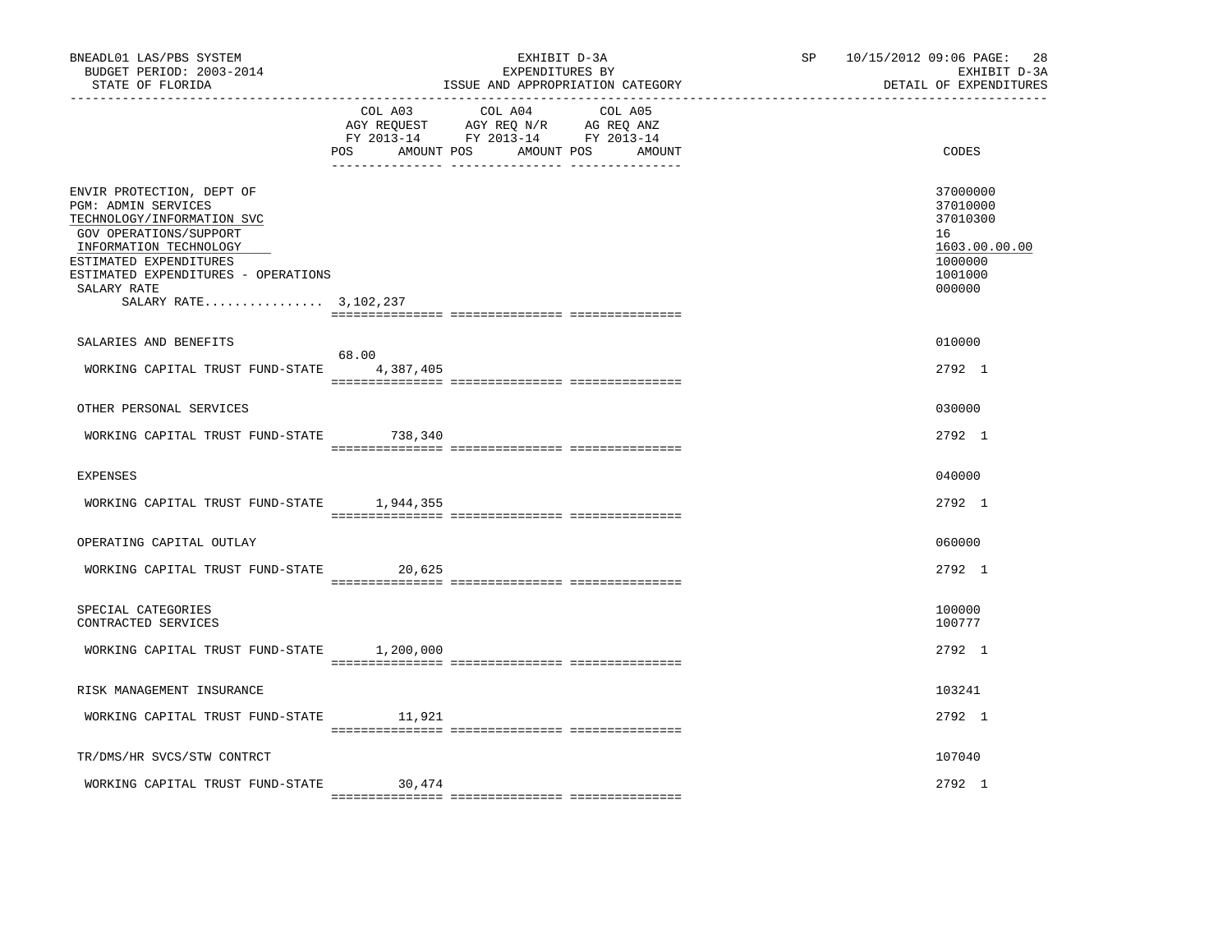BNEADL01 LAS/PBS SYSTEM | EXHIBIT D-3A | SP 10/15/2012 09:06 PAGE: 28
BUDGET PERIOD: 2003-2014 | EXPENDITURES BY | EXHIBIT D-3A
STATE OF FLORIDA | ISSUE AND APPROPRIATION CATEGORY | DETAIL OF EXPENDITURES

| | COL A03 AGY REQUEST FY 2013-14 POS | AMOUNT | COL A04 AGY REQ N/R FY 2013-14 POS | AMOUNT | COL A05 AG REQ ANZ FY 2013-14 POS | AMOUNT | CODES |
|---|---|---|---|---|---|---|---|
| ENVIR PROTECTION, DEPT OF | | | | | | | 37000000 |
| PGM: ADMIN SERVICES | | | | | | | 37010000 |
| TECHNOLOGY/INFORMATION SVC | | | | | | | 37010300 |
| GOV OPERATIONS/SUPPORT | | | | | | | 16 |
| INFORMATION TECHNOLOGY | | | | | | | 1603.00.00.00 |
| ESTIMATED EXPENDITURES | | | | | | | 1000000 |
| ESTIMATED EXPENDITURES - OPERATIONS | | | | | | | 1001000 |
| SALARY RATE | | | | | | | 000000 |
| SALARY RATE................ 3,102,237 | | | | | | | |
| SALARIES AND BENEFITS | | | | | | | 010000 |
| WORKING CAPITAL TRUST FUND-STATE | 68.00 | 4,387,405 | | | | | 2792 1 |
| OTHER PERSONAL SERVICES | | | | | | | 030000 |
| WORKING CAPITAL TRUST FUND-STATE | | 738,340 | | | | | 2792 1 |
| EXPENSES | | | | | | | 040000 |
| WORKING CAPITAL TRUST FUND-STATE | | 1,944,355 | | | | | 2792 1 |
| OPERATING CAPITAL OUTLAY | | | | | | | 060000 |
| WORKING CAPITAL TRUST FUND-STATE | | 20,625 | | | | | 2792 1 |
| SPECIAL CATEGORIES | | | | | | | 100000 |
| CONTRACTED SERVICES | | | | | | | 100777 |
| WORKING CAPITAL TRUST FUND-STATE | | 1,200,000 | | | | | 2792 1 |
| RISK MANAGEMENT INSURANCE | | | | | | | 103241 |
| WORKING CAPITAL TRUST FUND-STATE | | 11,921 | | | | | 2792 1 |
| TR/DMS/HR SVCS/STW CONTRCT | | | | | | | 107040 |
| WORKING CAPITAL TRUST FUND-STATE | | 30,474 | | | | | 2792 1 |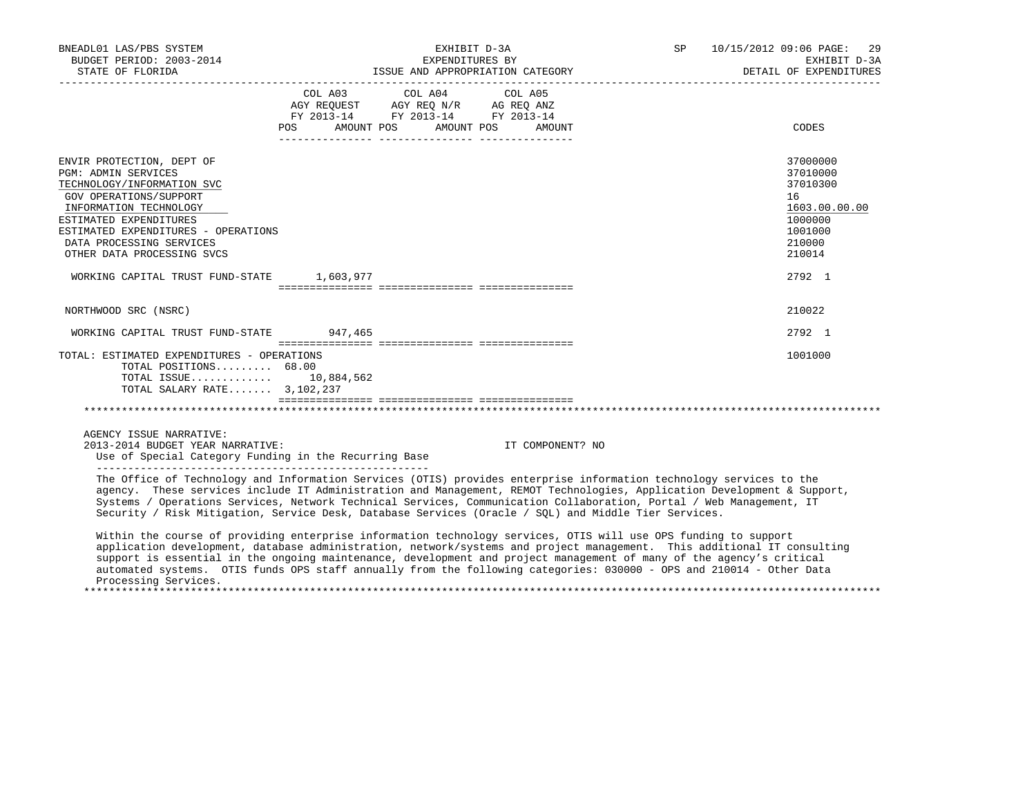| | COL A03 AGY REQUEST FY 2013-14 POS AMOUNT | COL A04 AGY REQ N/R FY 2013-14 POS AMOUNT | COL A05 AG REQ ANZ FY 2013-14 POS AMOUNT | CODES |
|---|---|---|---|---|
| ENVIR PROTECTION, DEPT OF | | | | 37000000 |
| PGM: ADMIN SERVICES | | | | 37010000 |
| TECHNOLOGY/INFORMATION SVC | | | | 37010300 |
| GOV OPERATIONS/SUPPORT | | | | 16 |
| INFORMATION TECHNOLOGY | | | | 1603.00.00.00 |
| ESTIMATED EXPENDITURES | | | | 1000000 |
| ESTIMATED EXPENDITURES - OPERATIONS | | | | 1001000 |
| DATA PROCESSING SERVICES | | | | 210000 |
| OTHER DATA PROCESSING SVCS | | | | 210014 |
| WORKING CAPITAL TRUST FUND-STATE | 1,603,977 | | | 2792 1 |
| NORTHWOOD SRC (NSRC) | | | | 210022 |
| WORKING CAPITAL TRUST FUND-STATE | 947,465 | | | 2792 1 |
| TOTAL: ESTIMATED EXPENDITURES - OPERATIONS | | | | 1001000 |
| TOTAL POSITIONS......... | 68.00 | | | |
| TOTAL ISSUE............ | 10,884,562 | | | |
| TOTAL SALARY RATE....... | 3,102,237 | | | |

AGENCY ISSUE NARRATIVE:

2013-2014 BUDGET YEAR NARRATIVE: IT COMPONENT? NO

Use of Special Category Funding in the Recurring Base

The Office of Technology and Information Services (OTIS) provides enterprise information technology services to the agency. These services include IT Administration and Management, REMOT Technologies, Application Development & Support, Systems / Operations Services, Network Technical Services, Communication Collaboration, Portal / Web Management, IT Security / Risk Mitigation, Service Desk, Database Services (Oracle / SQL) and Middle Tier Services.

Within the course of providing enterprise information technology services, OTIS will use OPS funding to support application development, database administration, network/systems and project management. This additional IT consulting support is essential in the ongoing maintenance, development and project management of many of the agency's critical automated systems. OTIS funds OPS staff annually from the following categories: 030000 - OPS and 210014 - Other Data Processing Services.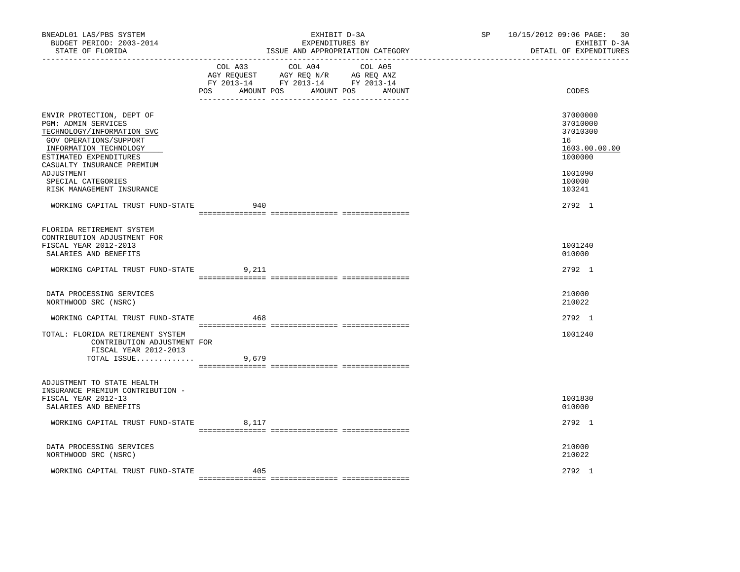BNEADL01 LAS/PBS SYSTEM — EXHIBIT D-3A — SP 10/15/2012 09:06

BUDGET PERIOD: 2003-2014 — EXPENDITURES BY — EXHIBIT D-3A

STATE OF FLORIDA — ISSUE AND APPROPRIATION CATEGORY — DETAIL OF EXPENDITURES

| | COL A03 AGY REQUEST FY 2013-14 POS AMOUNT | COL A04 AGY REQ N/R FY 2013-14 POS AMOUNT | COL A05 AG REQ ANZ FY 2013-14 POS AMOUNT | CODES |
|---|---|---|---|---|
| ENVIR PROTECTION, DEPT OF | | | | 37000000 |
| PGM: ADMIN SERVICES | | | | 37010000 |
| TECHNOLOGY/INFORMATION SVC | | | | 37010300 |
| GOV OPERATIONS/SUPPORT | | | | 16 |
| INFORMATION TECHNOLOGY | | | | 1603.00.00.00 |
| ESTIMATED EXPENDITURES | | | | 1000000 |
| CASUALTY INSURANCE PREMIUM ADJUSTMENT | | | | 1001090 |
| SPECIAL CATEGORIES | | | | 100000 |
| RISK MANAGEMENT INSURANCE | | | | 103241 |
| WORKING CAPITAL TRUST FUND-STATE | 940 | | | 2792 1 |
| FLORIDA RETIREMENT SYSTEM CONTRIBUTION ADJUSTMENT FOR FISCAL YEAR 2012-2013 | | | | 1001240 |
| SALARIES AND BENEFITS | | | | 010000 |
| WORKING CAPITAL TRUST FUND-STATE | 9,211 | | | 2792 1 |
| DATA PROCESSING SERVICES | | | | 210000 |
| NORTHWOOD SRC (NSRC) | | | | 210022 |
| WORKING CAPITAL TRUST FUND-STATE | 468 | | | 2792 1 |
| TOTAL: FLORIDA RETIREMENT SYSTEM CONTRIBUTION ADJUSTMENT FOR FISCAL YEAR 2012-2013 | | | | 1001240 |
| TOTAL ISSUE............. | 9,679 | | | |
| ADJUSTMENT TO STATE HEALTH INSURANCE PREMIUM CONTRIBUTION - FISCAL YEAR 2012-13 | | | | 1001830 |
| SALARIES AND BENEFITS | | | | 010000 |
| WORKING CAPITAL TRUST FUND-STATE | 8,117 | | | 2792 1 |
| DATA PROCESSING SERVICES | | | | 210000 |
| NORTHWOOD SRC (NSRC) | | | | 210022 |
| WORKING CAPITAL TRUST FUND-STATE | 405 | | | 2792 1 |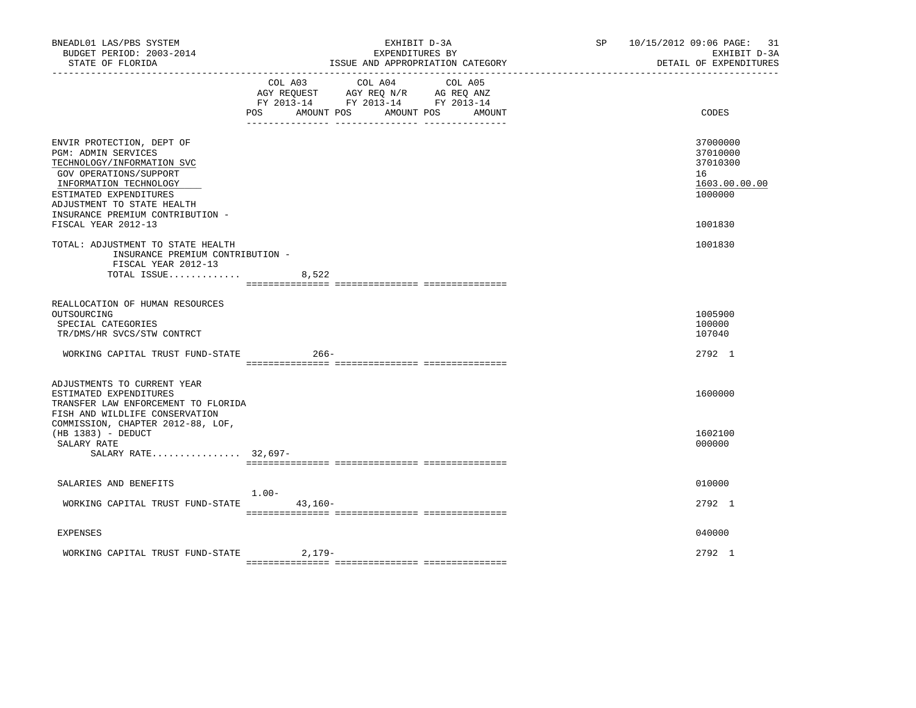| | COL A03 AGY REQUEST FY 2013-14 | | COL A04 AGY REQ N/R FY 2013-14 | | COL A05 AG REQ ANZ FY 2013-14 | | |
|---|---|---|---|---|---|---|---|
| | POS | AMOUNT | POS | AMOUNT | POS | AMOUNT | CODES |
| ENVIR PROTECTION, DEPT OF | | | | | | | 37000000 |
| PGM: ADMIN SERVICES | | | | | | | 37010000 |
| TECHNOLOGY/INFORMATION SVC | | | | | | | 37010300 |
| GOV OPERATIONS/SUPPORT | | | | | | | 16 |
| INFORMATION TECHNOLOGY | | | | | | | 1603.00.00.00 |
| ESTIMATED EXPENDITURES | | | | | | | 1000000 |
| ADJUSTMENT TO STATE HEALTH INSURANCE PREMIUM CONTRIBUTION - FISCAL YEAR 2012-13 | | | | | | | 1001830 |
| TOTAL: ADJUSTMENT TO STATE HEALTH INSURANCE PREMIUM CONTRIBUTION - FISCAL YEAR 2012-13 | | | | | | | 1001830 |
| TOTAL ISSUE............. | | 8,522 | | | | | |
| REALLOCATION OF HUMAN RESOURCES OUTSOURCING | | | | | | | 1005900 |
| SPECIAL CATEGORIES | | | | | | | 100000 |
| TR/DMS/HR SVCS/STW CONTRCT | | | | | | | 107040 |
| WORKING CAPITAL TRUST FUND-STATE | | 266- | | | | | 2792 1 |
| ADJUSTMENTS TO CURRENT YEAR ESTIMATED EXPENDITURES | | | | | | | 1600000 |
| TRANSFER LAW ENFORCEMENT TO FLORIDA FISH AND WILDLIFE CONSERVATION COMMISSION, CHAPTER 2012-88, LOF, (HB 1383) - DEDUCT | | | | | | | 1602100 |
| SALARY RATE | | | | | | | 000000 |
| SALARY RATE................ | 32,697- | | | | | | |
| SALARIES AND BENEFITS | | | | | | | 010000 |
| WORKING CAPITAL TRUST FUND-STATE | 1.00- | 43,160- | | | | | 2792 1 |
| EXPENSES | | | | | | | 040000 |
| WORKING CAPITAL TRUST FUND-STATE | | 2,179- | | | | | 2792 1 |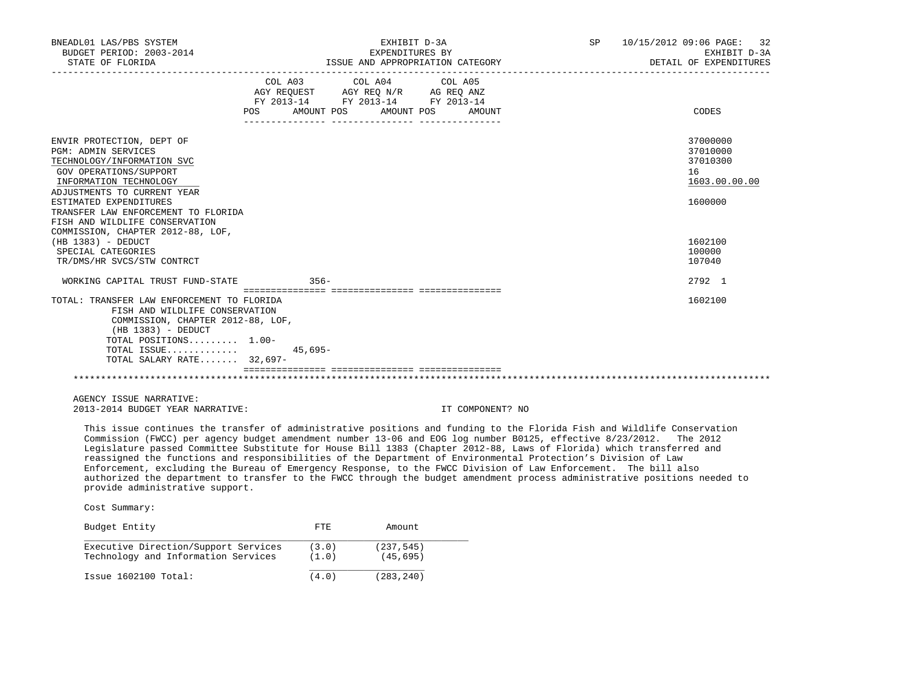| | COL A03 AGY REQUEST FY 2013-14 POS AMOUNT | COL A04 AGY REQ N/R FY 2013-14 POS AMOUNT | COL A05 AG REQ ANZ FY 2013-14 POS AMOUNT | CODES |
|---|---|---|---|---|
| ENVIR PROTECTION, DEPT OF | | | | 37000000 |
| PGM: ADMIN SERVICES | | | | 37010000 |
| TECHNOLOGY/INFORMATION SVC | | | | 37010300 |
| GOV OPERATIONS/SUPPORT | | | | 16 |
| INFORMATION TECHNOLOGY | | | | 1603.00.00.00 |
| ADJUSTMENTS TO CURRENT YEAR ESTIMATED EXPENDITURES | | | | 1600000 |
| TRANSFER LAW ENFORCEMENT TO FLORIDA FISH AND WILDLIFE CONSERVATION COMMISSION, CHAPTER 2012-88, LOF, (HB 1383) - DEDUCT | | | | 1602100 |
| SPECIAL CATEGORIES | | | | 100000 |
| TR/DMS/HR SVCS/STW CONTRCT | | | | 107040 |
| WORKING CAPITAL TRUST FUND-STATE | 356- | | | 2792 1 |
| TOTAL: TRANSFER LAW ENFORCEMENT TO FLORIDA FISH AND WILDLIFE CONSERVATION COMMISSION, CHAPTER 2012-88, LOF, (HB 1383) - DEDUCT | | | | 1602100 |
| TOTAL POSITIONS......... | 1.00- | | | |
| TOTAL ISSUE............. | 45,695- | | | |
| TOTAL SALARY RATE....... | 32,697- | | | |

AGENCY ISSUE NARRATIVE:

2013-2014 BUDGET YEAR NARRATIVE: IT COMPONENT? NO

This issue continues the transfer of administrative positions and funding to the Florida Fish and Wildlife Conservation Commission (FWCC) per agency budget amendment number 13-06 and EOG log number B0125, effective 8/23/2012. The 2012 Legislature passed Committee Substitute for House Bill 1383 (Chapter 2012-88, Laws of Florida) which transferred and reassigned the functions and responsibilities of the Department of Environmental Protection's Division of Law Enforcement, excluding the Bureau of Emergency Response, to the FWCC Division of Law Enforcement. The bill also authorized the department to transfer to the FWCC through the budget amendment process administrative positions needed to provide administrative support.

Cost Summary:

| Budget Entity | FTE | Amount |
|---|---|---|
| Executive Direction/Support Services | (3.0) | (237,545) |
| Technology and Information Services | (1.0) | (45,695) |
| Issue 1602100 Total: | (4.0) | (283,240) |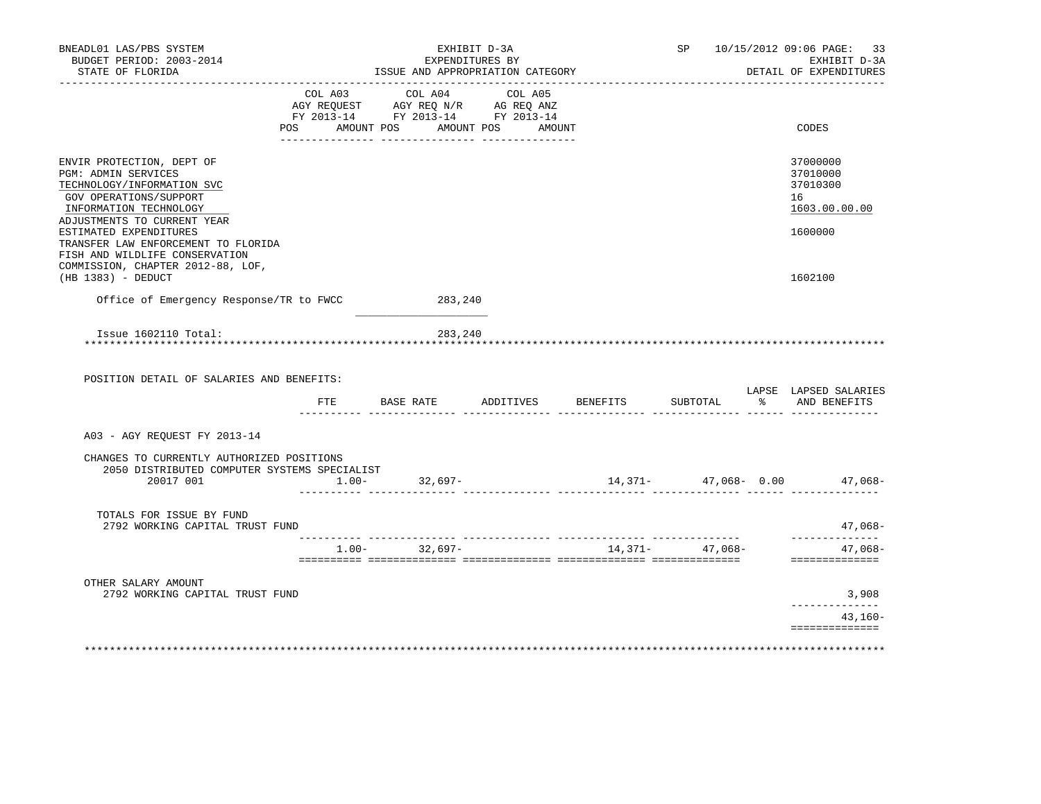BNEADL01 LAS/PBS SYSTEM — EXHIBIT D-3A — SP 10/15/2012 09:06
BUDGET PERIOD: 2003-2014 — EXPENDITURES BY — EXHIBIT D-3A
STATE OF FLORIDA — ISSUE AND APPROPRIATION CATEGORY — DETAIL OF EXPENDITURES

| | COL A03 AGY REQUEST FY 2013-14 POS | AMOUNT | COL A04 AGY REQ N/R FY 2013-14 POS | AMOUNT | COL A05 AG REQ ANZ FY 2013-14 POS | AMOUNT | CODES |
|---|---|---|---|---|---|---|---|
| ENVIR PROTECTION, DEPT OF | | | | | | | 37000000 |
| PGM: ADMIN SERVICES | | | | | | | 37010000 |
| TECHNOLOGY/INFORMATION SVC | | | | | | | 37010300 |
| GOV OPERATIONS/SUPPORT | | | | | | | 16 |
| INFORMATION TECHNOLOGY | | | | | | | 1603.00.00.00 |
| ADJUSTMENTS TO CURRENT YEAR ESTIMATED EXPENDITURES | | | | | | | 1600000 |
| TRANSFER LAW ENFORCEMENT TO FLORIDA FISH AND WILDLIFE CONSERVATION COMMISSION, CHAPTER 2012-88, LOF, (HB 1383) - DEDUCT | | | | | | | 1602100 |
| Office of Emergency Response/TR to FWCC | | | | 283,240 | | | |
| Issue 1602110 Total: | | | | 283,240 | | | |

POSITION DETAIL OF SALARIES AND BENEFITS:

| | FTE | BASE RATE | ADDITIVES | BENEFITS | SUBTOTAL | LAPSE % | LAPSED SALARIES AND BENEFITS |
|---|---|---|---|---|---|---|---|
| A03 - AGY REQUEST FY 2013-14 | | | | | | | |
| CHANGES TO CURRENTLY AUTHORIZED POSITIONS | | | | | | | |
| 2050 DISTRIBUTED COMPUTER SYSTEMS SPECIALIST 20017 001 | 1.00- | 32,697- | | 14,371- | 47,068- | 0.00 | 47,068- |
| TOTALS FOR ISSUE BY FUND | | | | | | | |
| 2792 WORKING CAPITAL TRUST FUND | | | | | | | 47,068- |
| | 1.00- | 32,697- | | 14,371- | 47,068- | | 47,068- |
| OTHER SALARY AMOUNT | | | | | | | |
| 2792 WORKING CAPITAL TRUST FUND | | | | | | | 3,908 |
| | | | | | | | 43,160- |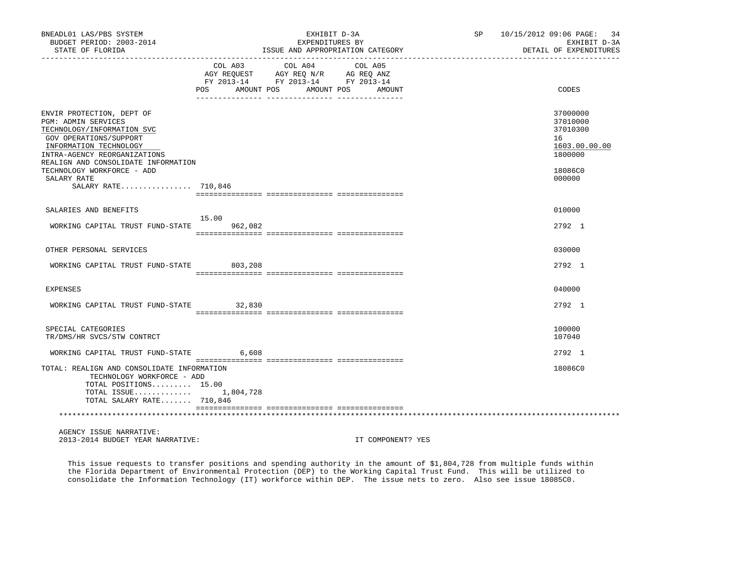BNEADL01 LAS/PBS SYSTEM | EXHIBIT D-3A | SP 10/15/2012 09:06

BUDGET PERIOD: 2003-2014 | EXPENDITURES BY | EXHIBIT D-3A

STATE OF FLORIDA | ISSUE AND APPROPRIATION CATEGORY | DETAIL OF EXPENDITURES

| | COL A03 AGY REQUEST FY 2013-14 POS | AMOUNT | COL A04 AGY REQ N/R FY 2013-14 POS | AMOUNT | COL A05 AG REQ ANZ FY 2013-14 POS | AMOUNT | CODES |
|---|---|---|---|---|---|---|---|
| ENVIR PROTECTION, DEPT OF | | | | | | | 37000000 |
| PGM: ADMIN SERVICES | | | | | | | 37010000 |
| TECHNOLOGY/INFORMATION SVC | | | | | | | 37010300 |
| GOV OPERATIONS/SUPPORT | | | | | | | 16 |
| INFORMATION TECHNOLOGY | | | | | | | 1603.00.00.00 |
| INTRA-AGENCY REORGANIZATIONS | | | | | | | 1800000 |
| REALIGN AND CONSOLIDATE INFORMATION TECHNOLOGY WORKFORCE - ADD | | | | | | | 18086C0 |
| SALARY RATE | | | | | | | 000000 |
| SALARY RATE................ | 710,846 | | | | | | |
| SALARIES AND BENEFITS | | | | | | | 010000 |
| WORKING CAPITAL TRUST FUND-STATE | 15.00 | 962,082 | | | | | 2792 1 |
| OTHER PERSONAL SERVICES | | | | | | | 030000 |
| WORKING CAPITAL TRUST FUND-STATE | | 803,208 | | | | | 2792 1 |
| EXPENSES | | | | | | | 040000 |
| WORKING CAPITAL TRUST FUND-STATE | | 32,830 | | | | | 2792 1 |
| SPECIAL CATEGORIES | | | | | | | 100000 |
| TR/DMS/HR SVCS/STW CONTRCT | | | | | | | 107040 |
| WORKING CAPITAL TRUST FUND-STATE | | 6,608 | | | | | 2792 1 |
| TOTAL: REALIGN AND CONSOLIDATE INFORMATION TECHNOLOGY WORKFORCE - ADD | | | | | | | 18086C0 |
| TOTAL POSITIONS......... | 15.00 | | | | | | |
| TOTAL ISSUE............. | | 1,804,728 | | | | | |
| TOTAL SALARY RATE....... | 710,846 | | | | | | |

AGENCY ISSUE NARRATIVE:

2013-2014 BUDGET YEAR NARRATIVE: IT COMPONENT? YES

This issue requests to transfer positions and spending authority in the amount of $1,804,728 from multiple funds within the Florida Department of Environmental Protection (DEP) to the Working Capital Trust Fund. This will be utilized to consolidate the Information Technology (IT) workforce within DEP. The issue nets to zero. Also see issue 18085C0.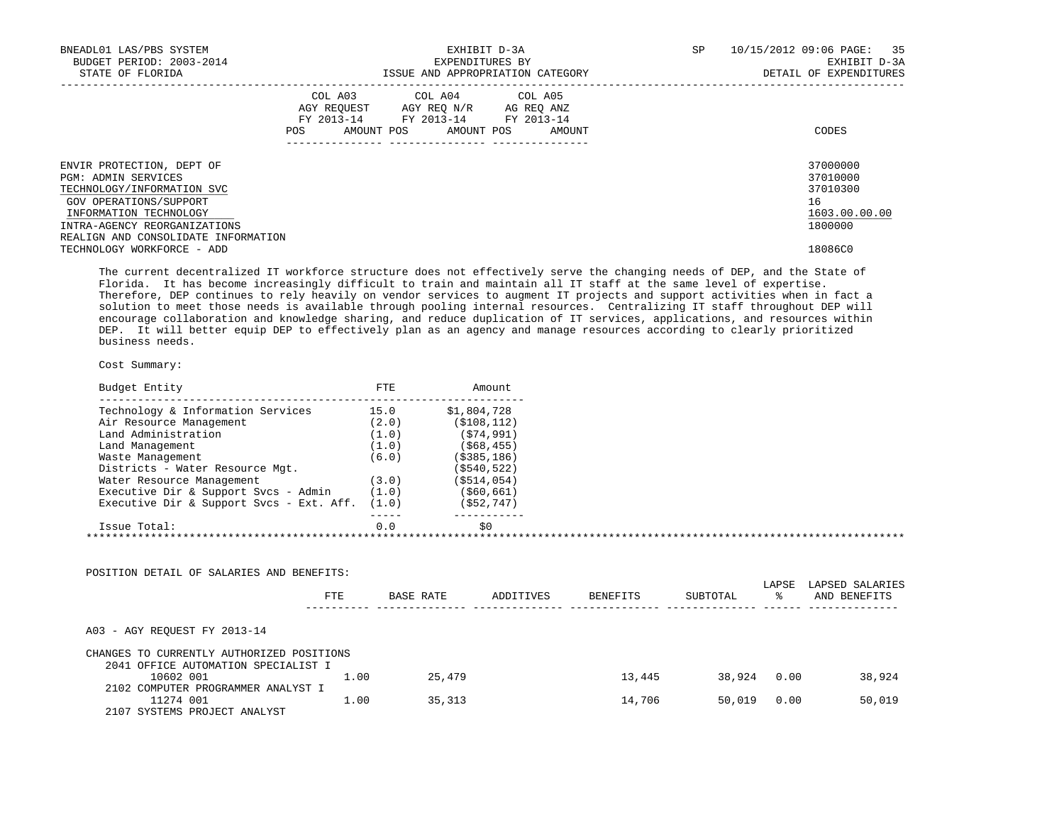| | COL A03 AGY REQUEST FY 2013-14 | | COL A04 AGY REQ N/R FY 2013-14 | | COL A05 AG REQ ANZ FY 2013-14 | | |
|---|---|---|---|---|---|---|---|
| | POS | AMOUNT | POS | AMOUNT | POS | AMOUNT | CODES |
| ENVIR PROTECTION, DEPT OF | | | | | | | 37000000 |
| PGM: ADMIN SERVICES | | | | | | | 37010000 |
| TECHNOLOGY/INFORMATION SVC | | | | | | | 37010300 |
| GOV OPERATIONS/SUPPORT | | | | | | | 16 |
| INFORMATION TECHNOLOGY | | | | | | | 1603.00.00.00 |
| INTRA-AGENCY REORGANIZATIONS | | | | | | | 1800000 |
| REALIGN AND CONSOLIDATE INFORMATION TECHNOLOGY WORKFORCE - ADD | | | | | | | 18086C0 |

The current decentralized IT workforce structure does not effectively serve the changing needs of DEP, and the State of Florida. It has become increasingly difficult to train and maintain all IT staff at the same level of expertise. Therefore, DEP continues to rely heavily on vendor services to augment IT projects and support activities when in fact a solution to meet those needs is available through pooling internal resources. Centralizing IT staff throughout DEP will encourage collaboration and knowledge sharing, and reduce duplication of IT services, applications, and resources within DEP. It will better equip DEP to effectively plan as an agency and manage resources according to clearly prioritized business needs.

Cost Summary:

| Budget Entity | FTE | Amount |
|---|---|---|
| Technology & Information Services | 15.0 | $1,804,728 |
| Air Resource Management | (2.0) | ($108,112) |
| Land Administration | (1.0) | ($74,991) |
| Land Management | (1.0) | ($68,455) |
| Waste Management | (6.0) | ($385,186) |
| Districts - Water Resource Mgt. | | ($540,522) |
| Water Resource Management | (3.0) | ($514,054) |
| Executive Dir & Support Svcs - Admin | (1.0) | ($60,661) |
| Executive Dir & Support Svcs - Ext. Aff. | (1.0) | ($52,747) |
| Issue Total: | 0.0 | $0 |

POSITION DETAIL OF SALARIES AND BENEFITS:

| | FTE | BASE RATE | ADDITIVES | BENEFITS | SUBTOTAL | LAPSE % | LAPSED SALARIES AND BENEFITS |
|---|---|---|---|---|---|---|---|
| A03 - AGY REQUEST FY 2013-14 | | | | | | | |
| CHANGES TO CURRENTLY AUTHORIZED POSITIONS | | | | | | | |
| 2041 OFFICE AUTOMATION SPECIALIST I 10602 001 | 1.00 | 25,479 | | 13,445 | 38,924 | 0.00 | 38,924 |
| 2102 COMPUTER PROGRAMMER ANALYST I 11274 001 | 1.00 | 35,313 | | 14,706 | 50,019 | 0.00 | 50,019 |
| 2107 SYSTEMS PROJECT ANALYST | | | | | | | |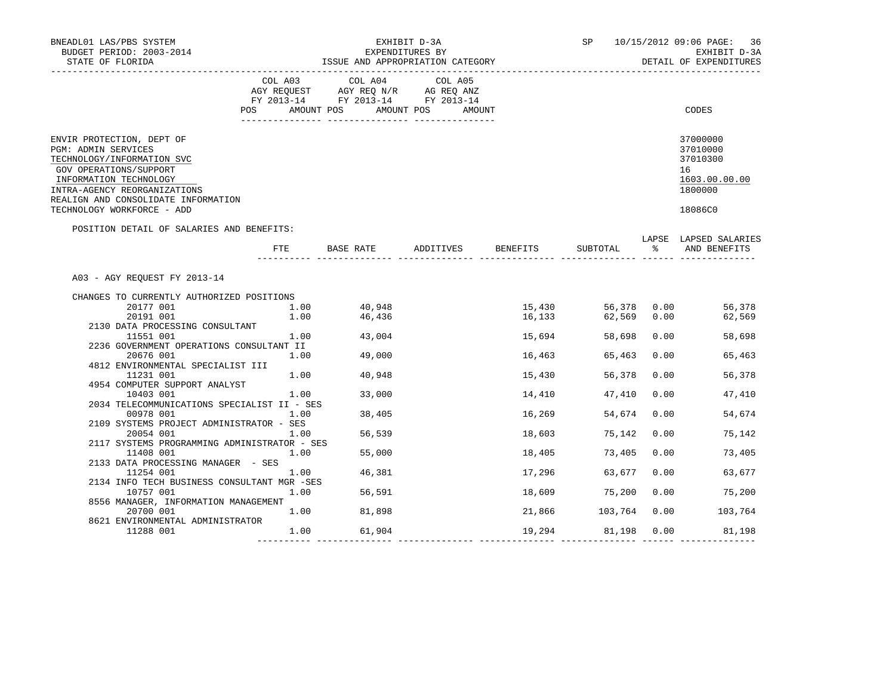BNEADL01 LAS/PBS SYSTEM | EXHIBIT D-3A | SP 10/15/2012 09:06 PAGE: 36
BUDGET PERIOD: 2003-2014 | EXPENDITURES BY | EXHIBIT D-3A
STATE OF FLORIDA | ISSUE AND APPROPRIATION CATEGORY | DETAIL OF EXPENDITURES

| | COL A03 AGY REQUEST FY 2013-14 POS AMOUNT | COL A04 AGY REQ N/R FY 2013-14 POS AMOUNT | COL A05 AG REQ ANZ FY 2013-14 POS AMOUNT | CODES |
|---|---|---|---|---|
| ENVIR PROTECTION, DEPT OF | | | | 37000000 |
| PGM: ADMIN SERVICES | | | | 37010000 |
| TECHNOLOGY/INFORMATION SVC | | | | 37010300 |
| GOV OPERATIONS/SUPPORT | | | | 16 |
| INFORMATION TECHNOLOGY | | | | 1603.00.00.00 |
| INTRA-AGENCY REORGANIZATIONS | | | | 1800000 |
| REALIGN AND CONSOLIDATE INFORMATION TECHNOLOGY WORKFORCE - ADD | | | | 18086C0 |

POSITION DETAIL OF SALARIES AND BENEFITS:

| | FTE | BASE RATE | ADDITIVES | BENEFITS | SUBTOTAL | LAPSE % | LAPSED SALARIES AND BENEFITS |
|---|---|---|---|---|---|---|---|
| A03 - AGY REQUEST FY 2013-14 | | | | | | | |
| CHANGES TO CURRENTLY AUTHORIZED POSITIONS | | | | | | | |
| 20177 001 | 1.00 | 40,948 | | 15,430 | 56,378 | 0.00 | 56,378 |
| 20191 001 | 1.00 | 46,436 | | 16,133 | 62,569 | 0.00 | 62,569 |
| 2130 DATA PROCESSING CONSULTANT | | | | | | | |
| 11551 001 | 1.00 | 43,004 | | 15,694 | 58,698 | 0.00 | 58,698 |
| 2236 GOVERNMENT OPERATIONS CONSULTANT II | | | | | | | |
| 20676 001 | 1.00 | 49,000 | | 16,463 | 65,463 | 0.00 | 65,463 |
| 4812 ENVIRONMENTAL SPECIALIST III | | | | | | | |
| 11231 001 | 1.00 | 40,948 | | 15,430 | 56,378 | 0.00 | 56,378 |
| 4954 COMPUTER SUPPORT ANALYST | | | | | | | |
| 10403 001 | 1.00 | 33,000 | | 14,410 | 47,410 | 0.00 | 47,410 |
| 2034 TELECOMMUNICATIONS SPECIALIST II - SES | | | | | | | |
| 00978 001 | 1.00 | 38,405 | | 16,269 | 54,674 | 0.00 | 54,674 |
| 2109 SYSTEMS PROJECT ADMINISTRATOR - SES | | | | | | | |
| 20054 001 | 1.00 | 56,539 | | 18,603 | 75,142 | 0.00 | 75,142 |
| 2117 SYSTEMS PROGRAMMING ADMINISTRATOR - SES | | | | | | | |
| 11408 001 | 1.00 | 55,000 | | 18,405 | 73,405 | 0.00 | 73,405 |
| 2133 DATA PROCESSING MANAGER - SES | | | | | | | |
| 11254 001 | 1.00 | 46,381 | | 17,296 | 63,677 | 0.00 | 63,677 |
| 2134 INFO TECH BUSINESS CONSULTANT MGR -SES | | | | | | | |
| 10757 001 | 1.00 | 56,591 | | 18,609 | 75,200 | 0.00 | 75,200 |
| 8556 MANAGER, INFORMATION MANAGEMENT | | | | | | | |
| 20700 001 | 1.00 | 81,898 | | 21,866 | 103,764 | 0.00 | 103,764 |
| 8621 ENVIRONMENTAL ADMINISTRATOR | | | | | | | |
| 11288 001 | 1.00 | 61,904 | | 19,294 | 81,198 | 0.00 | 81,198 |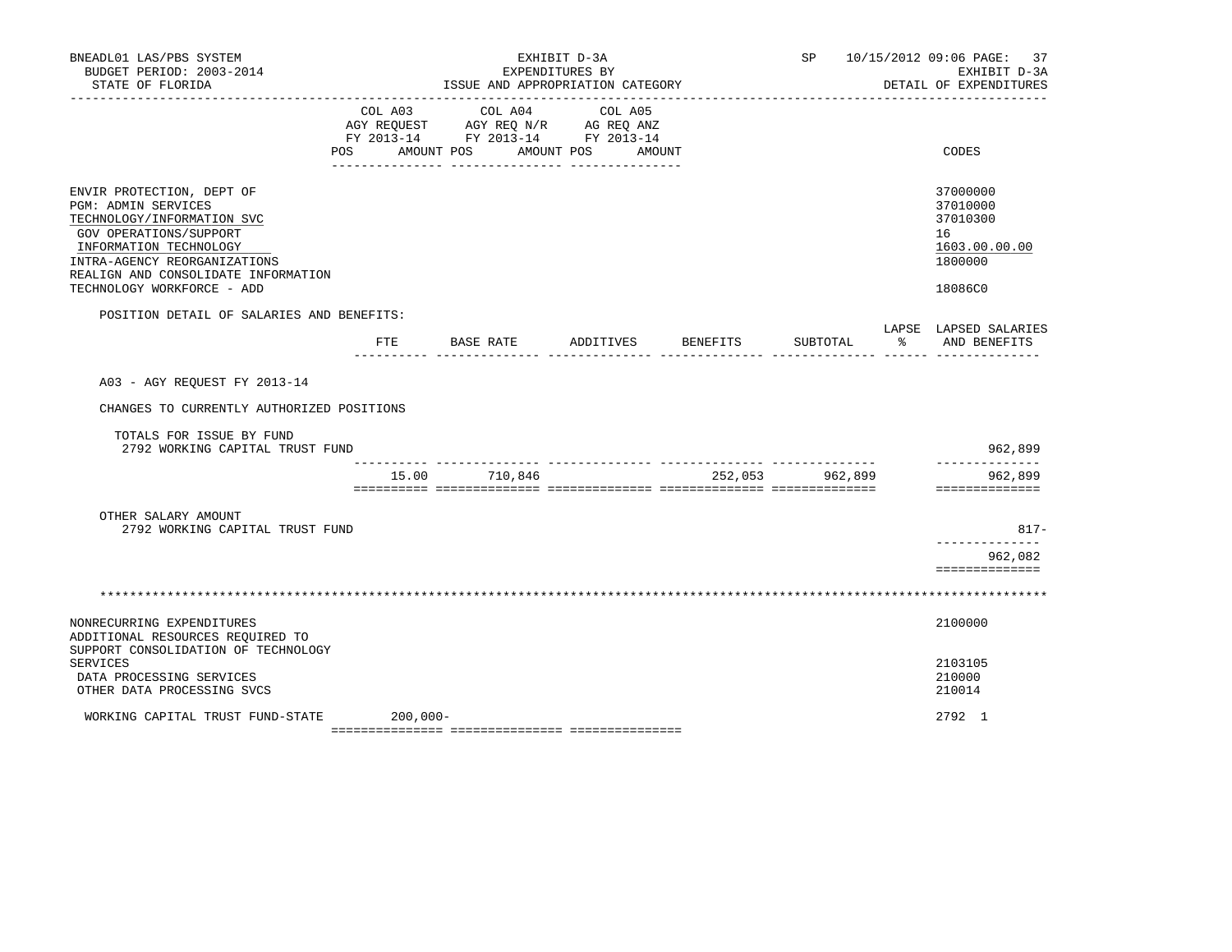BNEADL01 LAS/PBS SYSTEM — EXHIBIT D-3A — EXPENDITURES BY ISSUE AND APPROPRIATION CATEGORY
BUDGET PERIOD: 2003-2014 — STATE OF FLORIDA — SP 10/15/2012 09:06 — EXHIBIT D-3A — DETAIL OF EXPENDITURES

| | COL A03 AGY REQUEST FY 2013-14 POS AMOUNT | COL A04 AGY REQ N/R FY 2013-14 POS AMOUNT | COL A05 AG REQ ANZ FY 2013-14 POS AMOUNT | CODES |
|---|---|---|---|---|
| ENVIR PROTECTION, DEPT OF | | | | 37000000 |
| PGM: ADMIN SERVICES | | | | 37010000 |
| TECHNOLOGY/INFORMATION SVC | | | | 37010300 |
| GOV OPERATIONS/SUPPORT | | | | 16 |
| INFORMATION TECHNOLOGY | | | | 1603.00.00.00 |
| INTRA-AGENCY REORGANIZATIONS | | | | 1800000 |
| REALIGN AND CONSOLIDATE INFORMATION TECHNOLOGY WORKFORCE - ADD | | | | 18086C0 |

POSITION DETAIL OF SALARIES AND BENEFITS:

| | FTE | BASE RATE | ADDITIVES | BENEFITS | SUBTOTAL | LAPSE % | LAPSED SALARIES AND BENEFITS |
|---|---|---|---|---|---|---|---|
| A03 - AGY REQUEST FY 2013-14 | | | | | | | |
| CHANGES TO CURRENTLY AUTHORIZED POSITIONS | | | | | | | |
| TOTALS FOR ISSUE BY FUND | | | | | | | |
| 2792 WORKING CAPITAL TRUST FUND | | | | | | | 962,899 |
| | 15.00 | 710,846 | | 252,053 | 962,899 | | 962,899 |
| OTHER SALARY AMOUNT | | | | | | | |
| 2792 WORKING CAPITAL TRUST FUND | | | | | | | 817- |
| | | | | | | | 962,082 |

********************************************************************************

| | COL A03 POS AMOUNT | COL A04 POS AMOUNT | COL A05 POS AMOUNT | CODES |
|---|---|---|---|---|
| NONRECURRING EXPENDITURES | | | | 2100000 |
| ADDITIONAL RESOURCES REQUIRED TO SUPPORT CONSOLIDATION OF TECHNOLOGY SERVICES | | | | 2103105 |
| DATA PROCESSING SERVICES | | | | 210000 |
| OTHER DATA PROCESSING SVCS | | | | 210014 |
| WORKING CAPITAL TRUST FUND-STATE | 200,000- | | | 2792 1 |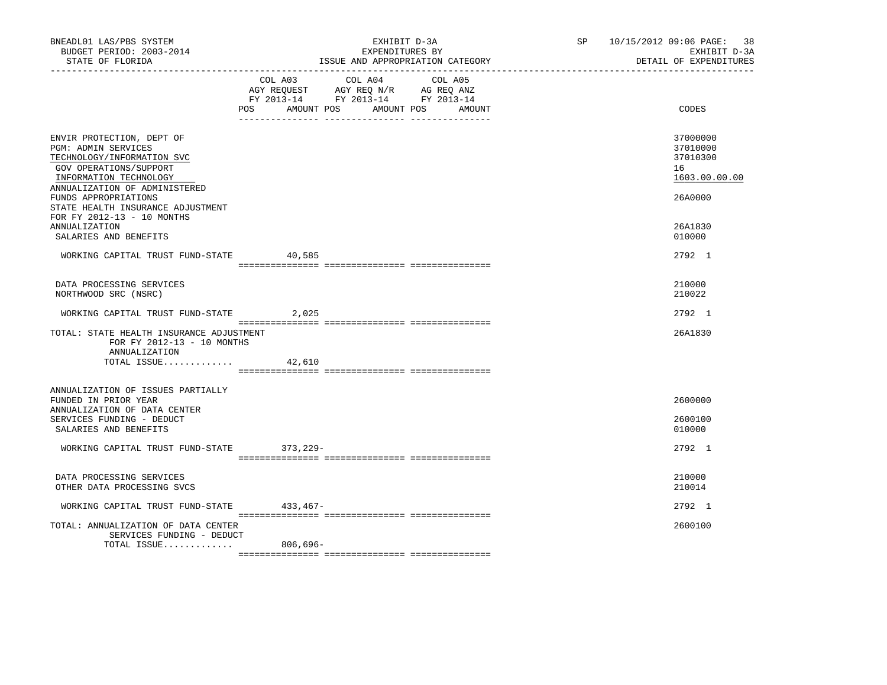BNEADL01 LAS/PBS SYSTEM
BUDGET PERIOD: 2003-2014
STATE OF FLORIDA

EXHIBIT D-3A
EXPENDITURES BY
ISSUE AND APPROPRIATION CATEGORY

SP 10/15/2012 09:06

EXHIBIT D-3A
DETAIL OF EXPENDITURES

| | COL A03 AGY REQUEST FY 2013-14 POS AMOUNT | COL A04 AGY REQ N/R FY 2013-14 POS AMOUNT | COL A05 AG REQ ANZ FY 2013-14 POS AMOUNT | CODES |
|---|---|---|---|---|
| ENVIR PROTECTION, DEPT OF | | | | 37000000 |
| PGM: ADMIN SERVICES | | | | 37010000 |
| TECHNOLOGY/INFORMATION SVC | | | | 37010300 |
| GOV OPERATIONS/SUPPORT | | | | 16 |
| INFORMATION TECHNOLOGY | | | | 1603.00.00.00 |
| ANNUALIZATION OF ADMINISTERED FUNDS APPROPRIATIONS | | | | 26A0000 |
| STATE HEALTH INSURANCE ADJUSTMENT FOR FY 2012-13 - 10 MONTHS ANNUALIZATION | | | | 26A1830 |
| SALARIES AND BENEFITS | | | | 010000 |
| WORKING CAPITAL TRUST FUND-STATE | 40,585 | | | 2792 1 |
| DATA PROCESSING SERVICES | | | | 210000 |
| NORTHWOOD SRC (NSRC) | | | | 210022 |
| WORKING CAPITAL TRUST FUND-STATE | 2,025 | | | 2792 1 |
| TOTAL: STATE HEALTH INSURANCE ADJUSTMENT FOR FY 2012-13 - 10 MONTHS ANNUALIZATION | | | | 26A1830 |
| TOTAL ISSUE............. | 42,610 | | | |
| ANNUALIZATION OF ISSUES PARTIALLY FUNDED IN PRIOR YEAR | | | | 2600000 |
| ANNUALIZATION OF DATA CENTER SERVICES FUNDING - DEDUCT | | | | 2600100 |
| SALARIES AND BENEFITS | | | | 010000 |
| WORKING CAPITAL TRUST FUND-STATE | 373,229- | | | 2792 1 |
| DATA PROCESSING SERVICES | | | | 210000 |
| OTHER DATA PROCESSING SVCS | | | | 210014 |
| WORKING CAPITAL TRUST FUND-STATE | 433,467- | | | 2792 1 |
| TOTAL: ANNUALIZATION OF DATA CENTER SERVICES FUNDING - DEDUCT | | | | 2600100 |
| TOTAL ISSUE............. | 806,696- | | | |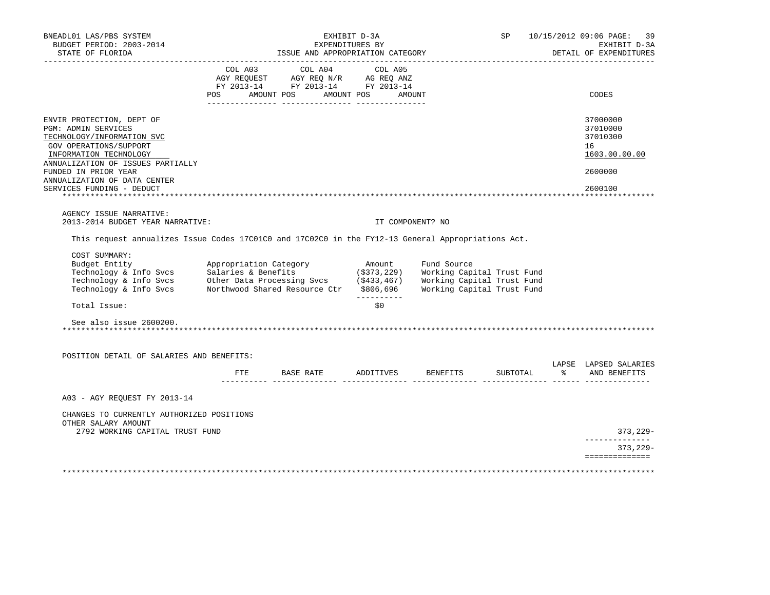BNEADL01 LAS/PBS SYSTEM
BUDGET PERIOD: 2003-2014
STATE OF FLORIDA

EXHIBIT D-3A
EXPENDITURES BY
ISSUE AND APPROPRIATION CATEGORY

SP 10/15/2012 09:06 PAGE: 39
EXHIBIT D-3A
DETAIL OF EXPENDITURES

| | COL A03 AGY REQUEST FY 2013-14 POS AMOUNT | COL A04 AGY REQ N/R FY 2013-14 POS AMOUNT | COL A05 AG REQ ANZ FY 2013-14 POS AMOUNT | CODES |
|---|---|---|---|---|
| ENVIR PROTECTION, DEPT OF | | | | 37000000 |
| PGM: ADMIN SERVICES | | | | 37010000 |
| TECHNOLOGY/INFORMATION SVC | | | | 37010300 |
| GOV OPERATIONS/SUPPORT | | | | 16 |
| INFORMATION TECHNOLOGY | | | | 1603.00.00.00 |
| ANNUALIZATION OF ISSUES PARTIALLY FUNDED IN PRIOR YEAR | | | | 2600000 |
| ANNUALIZATION OF DATA CENTER SERVICES FUNDING - DEDUCT | | | | 2600100 |

AGENCY ISSUE NARRATIVE:

2013-2014 BUDGET YEAR NARRATIVE: IT COMPONENT? NO

This request annualizes Issue Codes 17C01C0 and 17C02C0 in the FY12-13 General Appropriations Act.

COST SUMMARY:

| Budget Entity | Appropriation Category | Amount | Fund Source |
|---|---|---|---|
| Technology & Info Svcs | Salaries & Benefits | ($373,229) | Working Capital Trust Fund |
| Technology & Info Svcs | Other Data Processing Svcs | ($433,467) | Working Capital Trust Fund |
| Technology & Info Svcs | Northwood Shared Resource Ctr | $806,696 | Working Capital Trust Fund |
| Total Issue: | | $0 | |

See also issue 2600200.

POSITION DETAIL OF SALARIES AND BENEFITS:

| | FTE | BASE RATE | ADDITIVES | BENEFITS | SUBTOTAL | LAPSE % | LAPSED SALARIES AND BENEFITS |
|---|---|---|---|---|---|---|---|
| A03 - AGY REQUEST FY 2013-14 | | | | | | | |
| CHANGES TO CURRENTLY AUTHORIZED POSITIONS | | | | | | | |
| OTHER SALARY AMOUNT | | | | | | | |
| 2792 WORKING CAPITAL TRUST FUND | | | | | | | 373,229- |
| | | | | | | | 373,229- |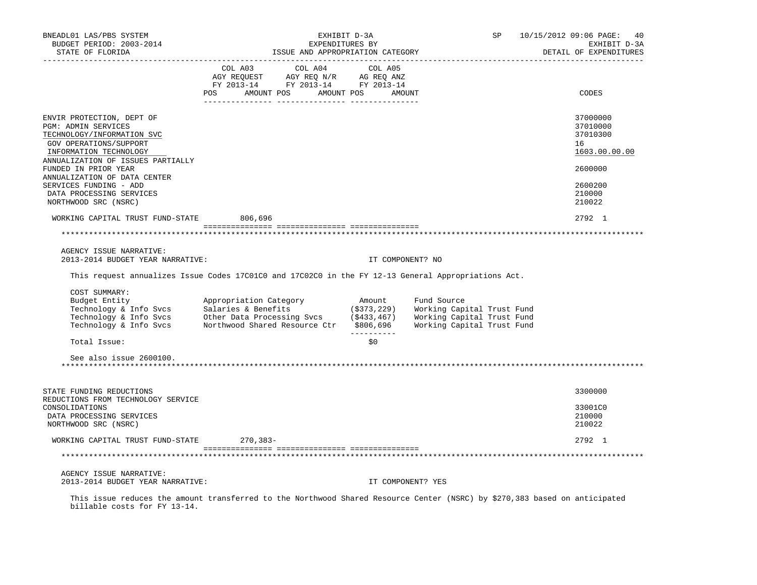| | COL A03 AGY REQUEST FY 2013-14 POS AMOUNT | COL A04 AGY REQ N/R FY 2013-14 POS AMOUNT | COL A05 AG REQ ANZ FY 2013-14 POS AMOUNT | CODES |
|---|---|---|---|---|
| ENVIR PROTECTION, DEPT OF | | | | 37000000 |
| PGM: ADMIN SERVICES | | | | 37010000 |
| TECHNOLOGY/INFORMATION SVC | | | | 37010300 |
| GOV OPERATIONS/SUPPORT | | | | 16 |
| INFORMATION TECHNOLOGY | | | | 1603.00.00.00 |
| ANNUALIZATION OF ISSUES PARTIALLY FUNDED IN PRIOR YEAR | | | | 2600000 |
| ANNUALIZATION OF DATA CENTER SERVICES FUNDING - ADD | | | | 2600200 |
| DATA PROCESSING SERVICES | | | | 210000 |
| NORTHWOOD SRC (NSRC) | | | | 210022 |
| WORKING CAPITAL TRUST FUND-STATE | 806,696 | | | 2792 1 |

AGENCY ISSUE NARRATIVE:

2013-2014 BUDGET YEAR NARRATIVE: IT COMPONENT? NO

This request annualizes Issue Codes 17C01C0 and 17C02C0 in the FY 12-13 General Appropriations Act.

COST SUMMARY:

| Budget Entity | Appropriation Category | Amount | Fund Source |
|---|---|---|---|
| Technology & Info Svcs | Salaries & Benefits | ($373,229) | Working Capital Trust Fund |
| Technology & Info Svcs | Other Data Processing Svcs | ($433,467) | Working Capital Trust Fund |
| Technology & Info Svcs | Northwood Shared Resource Ctr | $806,696 | Working Capital Trust Fund |
| Total Issue: | | $0 | |

See also issue 2600100.

| | COL A03 | COL A04 | COL A05 | CODES |
|---|---|---|---|---|
| STATE FUNDING REDUCTIONS | | | | 3300000 |
| REDUCTIONS FROM TECHNOLOGY SERVICE CONSOLIDATIONS | | | | 33001C0 |
| DATA PROCESSING SERVICES | | | | 210000 |
| NORTHWOOD SRC (NSRC) | | | | 210022 |
| WORKING CAPITAL TRUST FUND-STATE | 270,383- | | | 2792 1 |

AGENCY ISSUE NARRATIVE:

2013-2014 BUDGET YEAR NARRATIVE: IT COMPONENT? YES

This issue reduces the amount transferred to the Northwood Shared Resource Center (NSRC) by $270,383 based on anticipated billable costs for FY 13-14.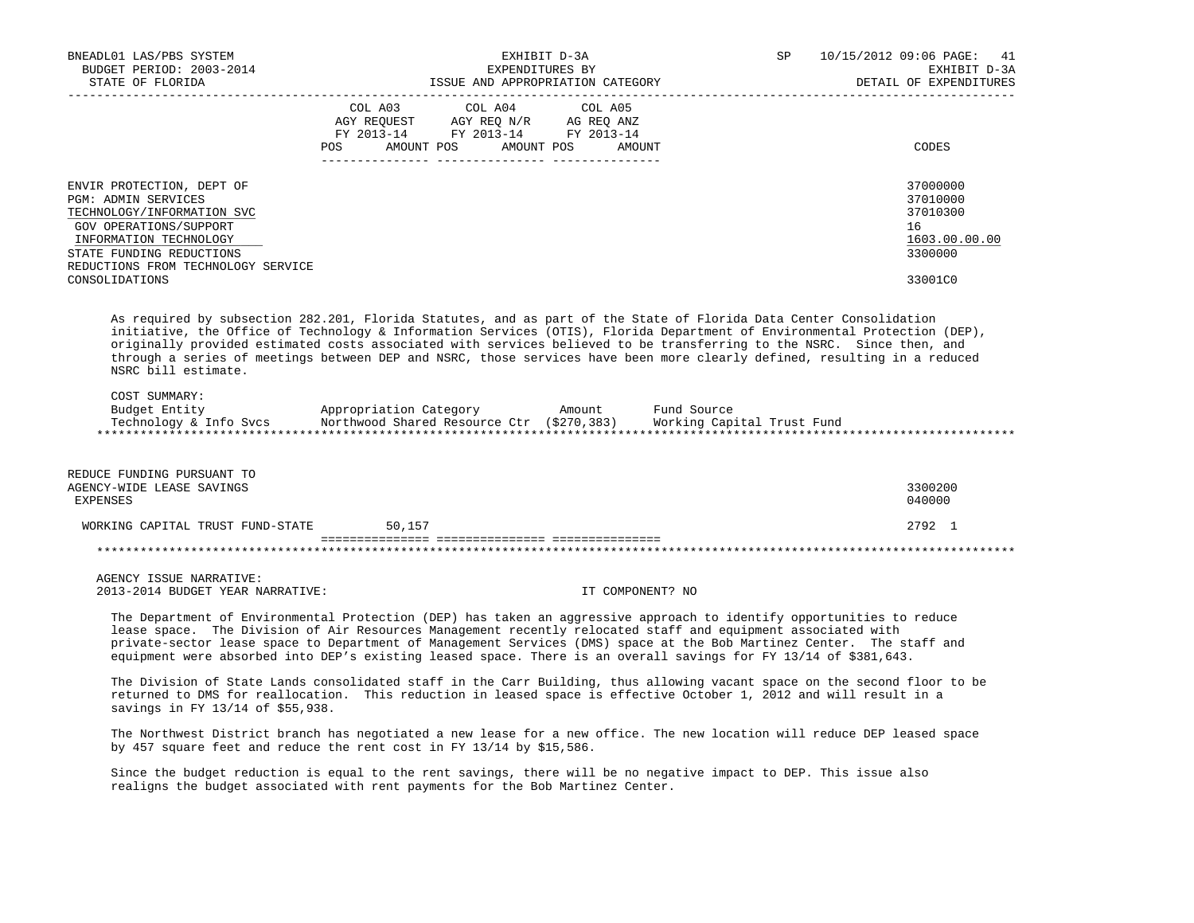| | COL A03 AGY REQUEST FY 2013-14 POS AMOUNT | COL A04 AGY REQ N/R FY 2013-14 POS AMOUNT | COL A05 AG REQ ANZ FY 2013-14 POS AMOUNT | CODES |
|---|---|---|---|---|
| ENVIR PROTECTION, DEPT OF | | | | 37000000 |
| PGM: ADMIN SERVICES | | | | 37010000 |
| TECHNOLOGY/INFORMATION SVC | | | | 37010300 |
| GOV OPERATIONS/SUPPORT | | | | 16 |
| INFORMATION TECHNOLOGY | | | | 1603.00.00.00 |
| STATE FUNDING REDUCTIONS | | | | 3300000 |
| REDUCTIONS FROM TECHNOLOGY SERVICE CONSOLIDATIONS | | | | 33001C0 |

As required by subsection 282.201, Florida Statutes, and as part of the State of Florida Data Center Consolidation initiative, the Office of Technology & Information Services (OTIS), Florida Department of Environmental Protection (DEP), originally provided estimated costs associated with services believed to be transferring to the NSRC. Since then, and through a series of meetings between DEP and NSRC, those services have been more clearly defined, resulting in a reduced NSRC bill estimate.

COST SUMMARY:

| Budget Entity | Appropriation Category | Amount | Fund Source |
|---|---|---|---|
| Technology & Info Svcs | Northwood Shared Resource Ctr | ($270,383) | Working Capital Trust Fund |

*****************************************************************************************************************************

| | COL A03 | COL A04 | COL A05 | CODES |
|---|---|---|---|---|
| REDUCE FUNDING PURSUANT TO AGENCY-WIDE LEASE SAVINGS | | | | 3300200 |
| EXPENSES | | | | 040000 |
| WORKING CAPITAL TRUST FUND-STATE | 50,157 | | | 2792 1 |

*****************************************************************************************************************************

AGENCY ISSUE NARRATIVE:
2013-2014 BUDGET YEAR NARRATIVE: IT COMPONENT? NO

The Department of Environmental Protection (DEP) has taken an aggressive approach to identify opportunities to reduce lease space. The Division of Air Resources Management recently relocated staff and equipment associated with private-sector lease space to Department of Management Services (DMS) space at the Bob Martinez Center. The staff and equipment were absorbed into DEP's existing leased space. There is an overall savings for FY 13/14 of $381,643.

The Division of State Lands consolidated staff in the Carr Building, thus allowing vacant space on the second floor to be returned to DMS for reallocation. This reduction in leased space is effective October 1, 2012 and will result in a savings in FY 13/14 of $55,938.

The Northwest District branch has negotiated a new lease for a new office. The new location will reduce DEP leased space by 457 square feet and reduce the rent cost in FY 13/14 by $15,586.

Since the budget reduction is equal to the rent savings, there will be no negative impact to DEP. This issue also realigns the budget associated with rent payments for the Bob Martinez Center.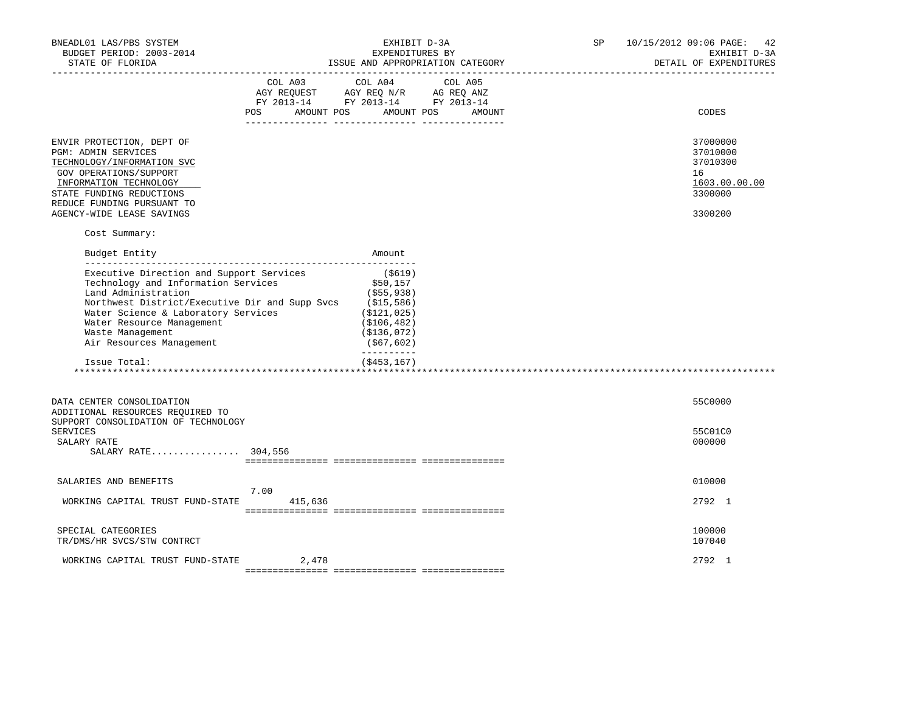| | COL A03 AGY REQUEST FY 2013-14 POS AMOUNT | COL A04 AGY REQ N/R FY 2013-14 POS AMOUNT | COL A05 AG REQ ANZ FY 2013-14 POS AMOUNT | CODES |
|---|---|---|---|---|
| ENVIR PROTECTION, DEPT OF | | | | 37000000 |
| PGM: ADMIN SERVICES | | | | 37010000 |
| TECHNOLOGY/INFORMATION SVC | | | | 37010300 |
| GOV OPERATIONS/SUPPORT | | | | 16 |
| INFORMATION TECHNOLOGY | | | | 1603.00.00.00 |
| STATE FUNDING REDUCTIONS | | | | 3300000 |
| REDUCE FUNDING PURSUANT TO AGENCY-WIDE LEASE SAVINGS | | | | 3300200 |

Cost Summary:

| Budget Entity | Amount |
|---|---|
| Executive Direction and Support Services | ($619) |
| Technology and Information Services | $50,157 |
| Land Administration | ($55,938) |
| Northwest District/Executive Dir and Supp Svcs | ($15,586) |
| Water Science & Laboratory Services | ($121,025) |
| Water Resource Management | ($106,482) |
| Waste Management | ($136,072) |
| Air Resources Management | ($67,602) |
| Issue Total: | ($453,167) |

| | COL A03 | COL A04 | COL A05 | CODES |
|---|---|---|---|---|
| DATA CENTER CONSOLIDATION | | | | 55C0000 |
| ADDITIONAL RESOURCES REQUIRED TO SUPPORT CONSOLIDATION OF TECHNOLOGY SERVICES | | | | 55C01C0 |
| SALARY RATE | | | | 000000 |
| SALARY RATE................ | 304,556 | | | |
| SALARIES AND BENEFITS | 7.00 | | | 010000 |
| WORKING CAPITAL TRUST FUND-STATE | 415,636 | | | 2792 1 |
| SPECIAL CATEGORIES | | | | 100000 |
| TR/DMS/HR SVCS/STW CONTRCT | | | | 107040 |
| WORKING CAPITAL TRUST FUND-STATE | 2,478 | | | 2792 1 |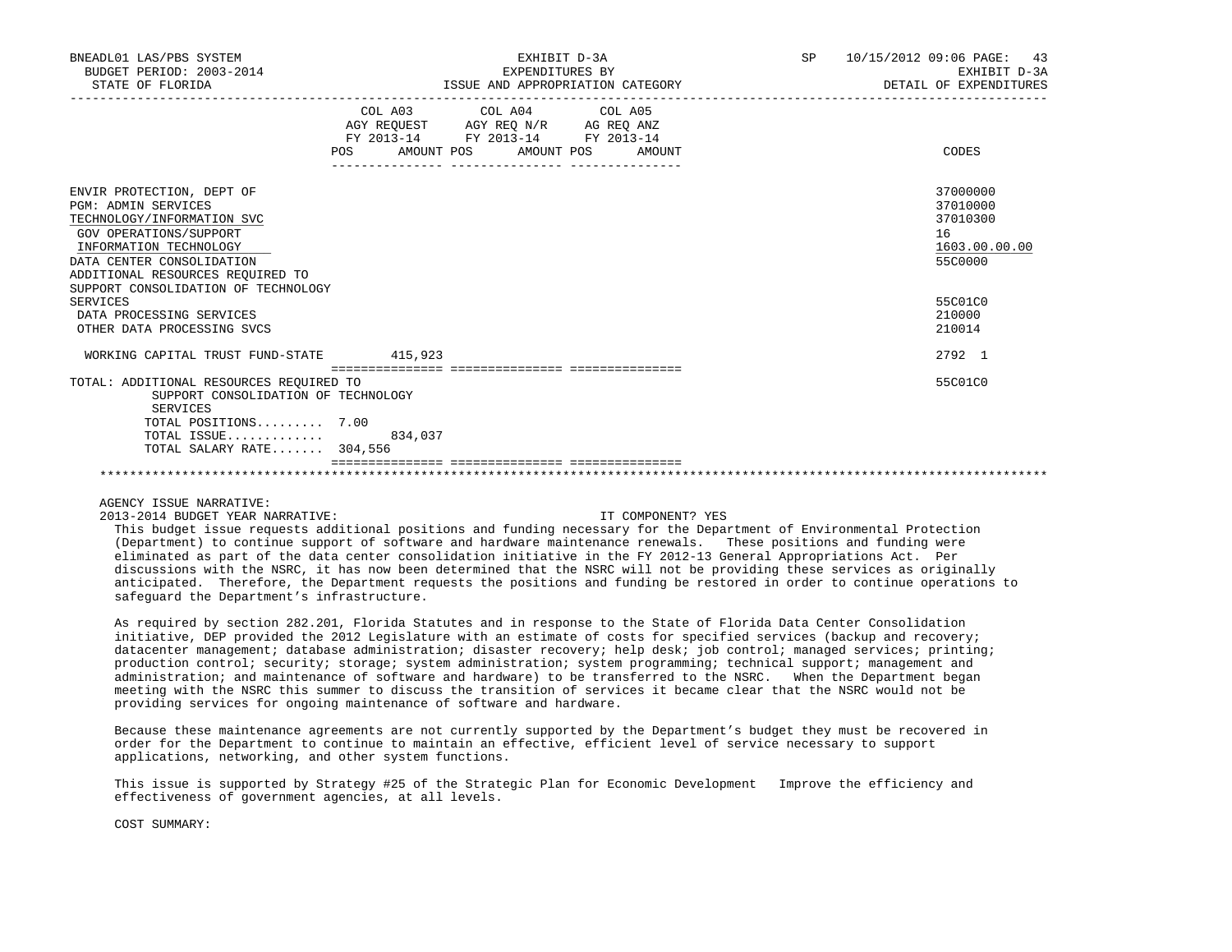| | COL A03 AGY REQUEST FY 2013-14 POS AMOUNT | COL A04 AGY REQ N/R FY 2013-14 POS AMOUNT | COL A05 AG REQ ANZ FY 2013-14 POS AMOUNT | CODES |
|---|---|---|---|---|
| ENVIR PROTECTION, DEPT OF | | | | 37000000 |
| PGM: ADMIN SERVICES | | | | 37010000 |
| TECHNOLOGY/INFORMATION SVC | | | | 37010300 |
| GOV OPERATIONS/SUPPORT | | | | 16 |
| INFORMATION TECHNOLOGY | | | | 1603.00.00.00 |
| DATA CENTER CONSOLIDATION | | | | 55C0000 |
| ADDITIONAL RESOURCES REQUIRED TO SUPPORT CONSOLIDATION OF TECHNOLOGY SERVICES | | | | 55C01C0 |
| DATA PROCESSING SERVICES | | | | 210000 |
| OTHER DATA PROCESSING SVCS | | | | 210014 |
| WORKING CAPITAL TRUST FUND-STATE | 415,923 | | | 2792 1 |
| TOTAL: ADDITIONAL RESOURCES REQUIRED TO SUPPORT CONSOLIDATION OF TECHNOLOGY SERVICES | | | | 55C01C0 |
| TOTAL POSITIONS......... | 7.00 | | | |
| TOTAL ISSUE............. | 834,037 | | | |
| TOTAL SALARY RATE....... | 304,556 | | | |

AGENCY ISSUE NARRATIVE:

2013-2014 BUDGET YEAR NARRATIVE: IT COMPONENT? YES

This budget issue requests additional positions and funding necessary for the Department of Environmental Protection (Department) to continue support of software and hardware maintenance renewals. These positions and funding were eliminated as part of the data center consolidation initiative in the FY 2012-13 General Appropriations Act. Per discussions with the NSRC, it has now been determined that the NSRC will not be providing these services as originally anticipated. Therefore, the Department requests the positions and funding be restored in order to continue operations to safeguard the Department's infrastructure.

As required by section 282.201, Florida Statutes and in response to the State of Florida Data Center Consolidation initiative, DEP provided the 2012 Legislature with an estimate of costs for specified services (backup and recovery; datacenter management; database administration; disaster recovery; help desk; job control; managed services; printing; production control; security; storage; system administration; system programming; technical support; management and administration; and maintenance of software and hardware) to be transferred to the NSRC. When the Department began meeting with the NSRC this summer to discuss the transition of services it became clear that the NSRC would not be providing services for ongoing maintenance of software and hardware.

Because these maintenance agreements are not currently supported by the Department's budget they must be recovered in order for the Department to continue to maintain an effective, efficient level of service necessary to support applications, networking, and other system functions.

This issue is supported by Strategy #25 of the Strategic Plan for Economic Development Improve the efficiency and effectiveness of government agencies, at all levels.

COST SUMMARY: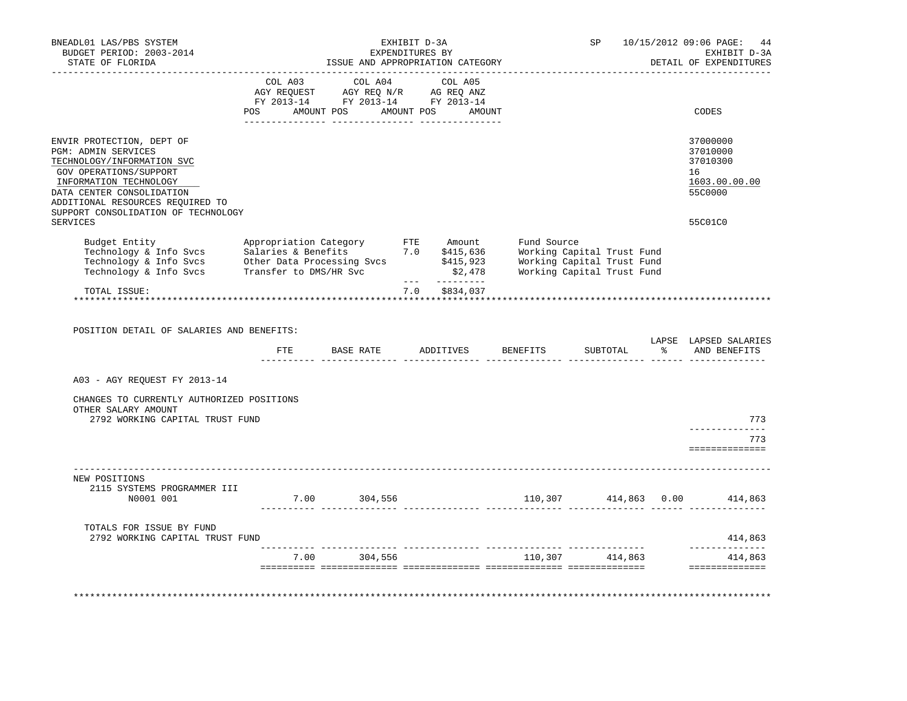BNEADL01 LAS/PBS SYSTEM — EXHIBIT D-3A — EXPENDITURES BY ISSUE AND APPROPRIATION CATEGORY — SP 10/15/2012 09:06 PAGE: 44
BUDGET PERIOD: 2003-2014 — EXHIBIT D-3A
STATE OF FLORIDA — DETAIL OF EXPENDITURES

| | COL A03 AGY REQUEST FY 2013-14 POS AMOUNT | COL A04 AGY REQ N/R FY 2013-14 POS AMOUNT | COL A05 AG REQ ANZ FY 2013-14 POS AMOUNT | CODES |
|---|---|---|---|---|
| ENVIR PROTECTION, DEPT OF | | | | 37000000 |
| PGM: ADMIN SERVICES | | | | 37010000 |
| TECHNOLOGY/INFORMATION SVC | | | | 37010300 |
| GOV OPERATIONS/SUPPORT | | | | 16 |
| INFORMATION TECHNOLOGY | | | | 1603.00.00.00 |
| DATA CENTER CONSOLIDATION | | | | 55C0000 |
| ADDITIONAL RESOURCES REQUIRED TO SUPPORT CONSOLIDATION OF TECHNOLOGY SERVICES | | | | 55C01C0 |

| Budget Entity | Appropriation Category | FTE | Amount | Fund Source |
|---|---|---|---|---|
| Technology & Info Svcs | Salaries & Benefits | 7.0 | $415,636 | Working Capital Trust Fund |
| Technology & Info Svcs | Other Data Processing Svcs | | $415,923 | Working Capital Trust Fund |
| Technology & Info Svcs | Transfer to DMS/HR Svc | | $2,478 | Working Capital Trust Fund |
| TOTAL ISSUE: | | 7.0 | $834,037 | |

POSITION DETAIL OF SALARIES AND BENEFITS:

| | FTE | BASE RATE | ADDITIVES | BENEFITS | SUBTOTAL | LAPSE % | LAPSED SALARIES AND BENEFITS |
|---|---|---|---|---|---|---|---|
| A03 - AGY REQUEST FY 2013-14 | | | | | | | |
| CHANGES TO CURRENTLY AUTHORIZED POSITIONS | | | | | | | |
| OTHER SALARY AMOUNT | | | | | | | |
| 2792 WORKING CAPITAL TRUST FUND | | | | | | | 773 |
| | | | | | | | 773 |
| NEW POSITIONS | | | | | | | |
| 2115 SYSTEMS PROGRAMMER III | | | | | | | |
| N0001 001 | 7.00 | 304,556 | | 110,307 | 414,863 | 0.00 | 414,863 |
| TOTALS FOR ISSUE BY FUND | | | | | | | |
| 2792 WORKING CAPITAL TRUST FUND | | | | | | | 414,863 |
| | 7.00 | 304,556 | | 110,307 | 414,863 | | 414,863 |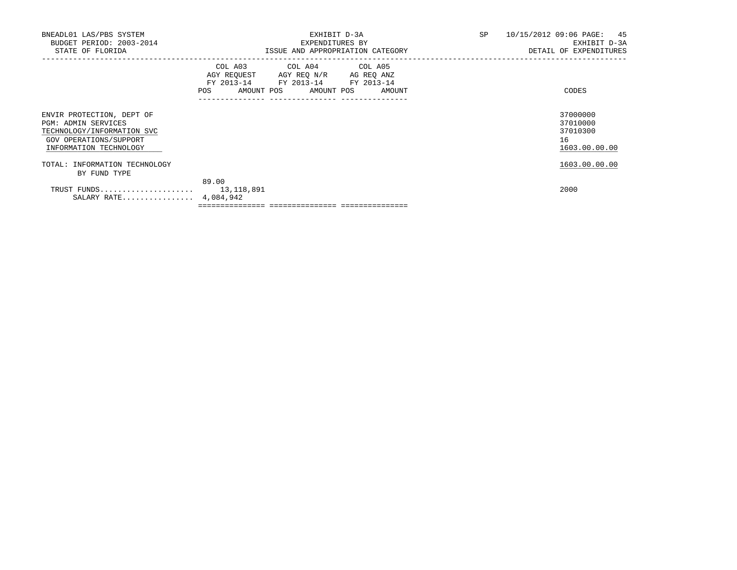BNEADL01 LAS/PBS SYSTEM
BUDGET PERIOD: 2003-2014
STATE OF FLORIDA

EXHIBIT D-3A
EXPENDITURES BY
ISSUE AND APPROPRIATION CATEGORY

SP 10/15/2012 09:06

EXHIBIT D-3A
DETAIL OF EXPENDITURES

| | COL A03 AGY REQUEST FY 2013-14 POS AMOUNT | COL A04 AGY REQ N/R FY 2013-14 POS AMOUNT | COL A05 AG REQ ANZ FY 2013-14 POS AMOUNT | CODES |
|---|---|---|---|---|
| ENVIR PROTECTION, DEPT OF | | | | 37000000 |
| PGM: ADMIN SERVICES | | | | 37010000 |
| TECHNOLOGY/INFORMATION SVC | | | | 37010300 |
| GOV OPERATIONS/SUPPORT | | | | 16 |
| INFORMATION TECHNOLOGY | | | | 1603.00.00.00 |
| TOTAL: INFORMATION TECHNOLOGY | | | | 1603.00.00.00 |
| BY FUND TYPE | | | | |
| TRUST FUNDS..................... | 89.00 13,118,891 | | | 2000 |
| SALARY RATE................ | 4,084,942 | | | |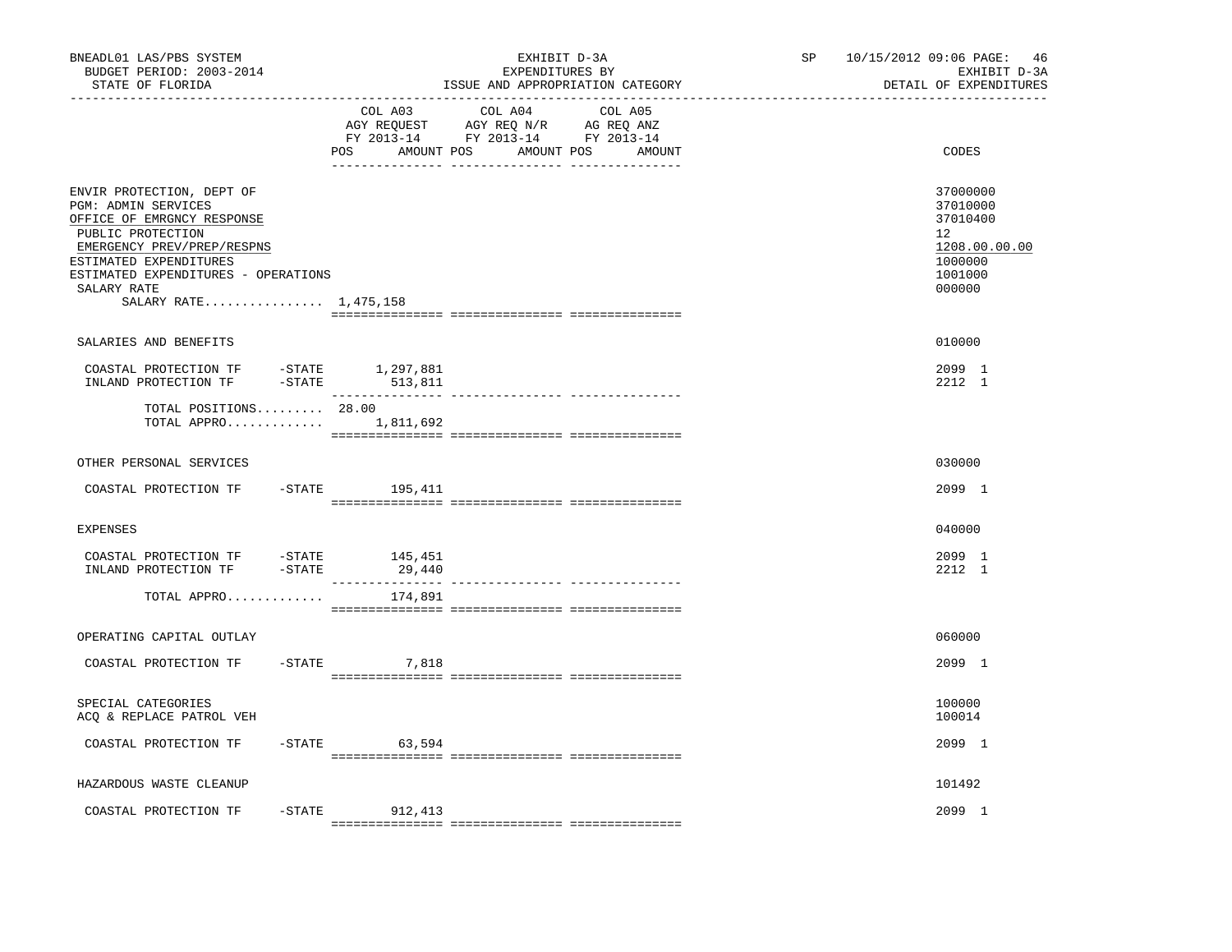BNEADL01 LAS/PBS SYSTEM — EXHIBIT D-3A — EXPENDITURES BY ISSUE AND APPROPRIATION CATEGORY — SP 10/15/2012 09:06

BUDGET PERIOD: 2003-2014 — EXHIBIT D-3A

STATE OF FLORIDA — DETAIL OF EXPENDITURES

| | COL A03 AGY REQUEST FY 2013-14 POS AMOUNT | COL A04 AGY REQ N/R FY 2013-14 POS AMOUNT | COL A05 AG REQ ANZ FY 2013-14 POS AMOUNT | CODES |
|---|---|---|---|---|
| ENVIR PROTECTION, DEPT OF | | | | 37000000 |
| PGM: ADMIN SERVICES | | | | 37010000 |
| OFFICE OF EMRGNCY RESPONSE | | | | 37010400 |
| PUBLIC PROTECTION | | | | 12 |
| EMERGENCY PREV/PREP/RESPNS | | | | 1208.00.00.00 |
| ESTIMATED EXPENDITURES | | | | 1000000 |
| ESTIMATED EXPENDITURES - OPERATIONS | | | | 1001000 |
| SALARY RATE | | | | 000000 |
| SALARY RATE................ | 1,475,158 | | | |
| SALARIES AND BENEFITS | | | | 010000 |
| COASTAL PROTECTION TF -STATE | 1,297,881 | | | 2099 1 |
| INLAND PROTECTION TF -STATE | 513,811 | | | 2212 1 |
| TOTAL POSITIONS......... | 28.00 | | | |
| TOTAL APPRO............. | 1,811,692 | | | |
| OTHER PERSONAL SERVICES | | | | 030000 |
| COASTAL PROTECTION TF -STATE | 195,411 | | | 2099 1 |
| EXPENSES | | | | 040000 |
| COASTAL PROTECTION TF -STATE | 145,451 | | | 2099 1 |
| INLAND PROTECTION TF -STATE | 29,440 | | | 2212 1 |
| TOTAL APPRO............. | 174,891 | | | |
| OPERATING CAPITAL OUTLAY | | | | 060000 |
| COASTAL PROTECTION TF -STATE | 7,818 | | | 2099 1 |
| SPECIAL CATEGORIES | | | | 100000 |
| ACQ & REPLACE PATROL VEH | | | | 100014 |
| COASTAL PROTECTION TF -STATE | 63,594 | | | 2099 1 |
| HAZARDOUS WASTE CLEANUP | | | | 101492 |
| COASTAL PROTECTION TF -STATE | 912,413 | | | 2099 1 |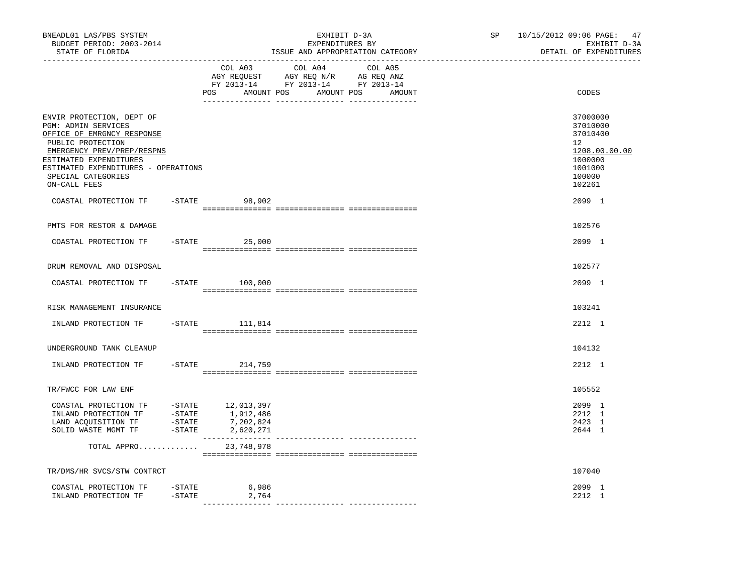EXHIBIT D-3A
EXPENDITURES BY
ISSUE AND APPROPRIATION CATEGORY

BNEADL01 LAS/PBS SYSTEM
BUDGET PERIOD: 2003-2014
STATE OF FLORIDA

SP 10/15/2012 09:06
EXHIBIT D-3A
DETAIL OF EXPENDITURES

| | COL A03 AGY REQUEST FY 2013-14 POS AMOUNT | COL A04 AGY REQ N/R FY 2013-14 POS AMOUNT | COL A05 AG REQ ANZ FY 2013-14 POS AMOUNT | CODES |
|---|---|---|---|---|
| ENVIR PROTECTION, DEPT OF | | | | 37000000 |
| PGM: ADMIN SERVICES | | | | 37010000 |
| OFFICE OF EMRGNCY RESPONSE | | | | 37010400 |
| PUBLIC PROTECTION | | | | 12 |
| EMERGENCY PREV/PREP/RESPNS | | | | 1208.00.00.00 |
| ESTIMATED EXPENDITURES | | | | 1000000 |
| ESTIMATED EXPENDITURES - OPERATIONS | | | | 1001000 |
| SPECIAL CATEGORIES | | | | 100000 |
| ON-CALL FEES | | | | 102261 |
| COASTAL PROTECTION TF -STATE | 98,902 | | | 2099 1 |
| PMTS FOR RESTOR & DAMAGE | | | | 102576 |
| COASTAL PROTECTION TF -STATE | 25,000 | | | 2099 1 |
| DRUM REMOVAL AND DISPOSAL | | | | 102577 |
| COASTAL PROTECTION TF -STATE | 100,000 | | | 2099 1 |
| RISK MANAGEMENT INSURANCE | | | | 103241 |
| INLAND PROTECTION TF -STATE | 111,814 | | | 2212 1 |
| UNDERGROUND TANK CLEANUP | | | | 104132 |
| INLAND PROTECTION TF -STATE | 214,759 | | | 2212 1 |
| TR/FWCC FOR LAW ENF | | | | 105552 |
| COASTAL PROTECTION TF -STATE | 12,013,397 | | | 2099 1 |
| INLAND PROTECTION TF -STATE | 1,912,486 | | | 2212 1 |
| LAND ACQUISITION TF -STATE | 7,202,824 | | | 2423 1 |
| SOLID WASTE MGMT TF -STATE | 2,620,271 | | | 2644 1 |
| TOTAL APPRO............ | 23,748,978 | | | |
| TR/DMS/HR SVCS/STW CONTRCT | | | | 107040 |
| COASTAL PROTECTION TF -STATE | 6,986 | | | 2099 1 |
| INLAND PROTECTION TF -STATE | 2,764 | | | 2212 1 |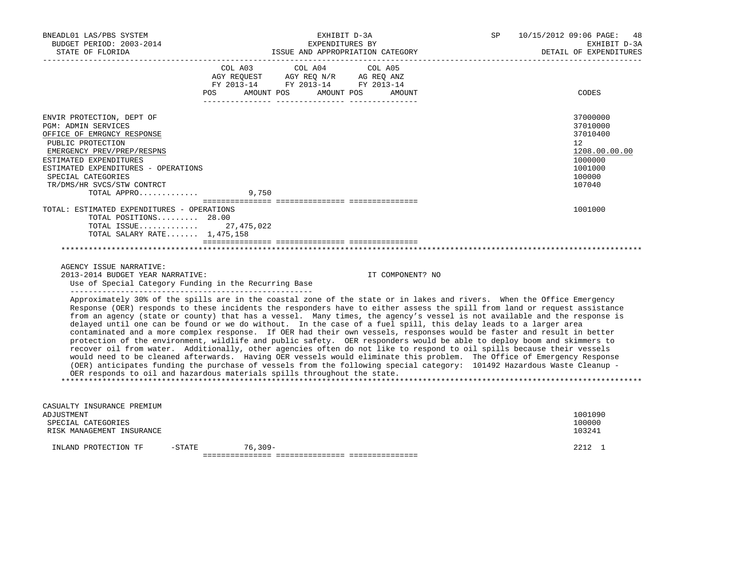| | COL A03 AGY REQUEST FY 2013-14 POS AMOUNT | COL A04 AGY REQ N/R FY 2013-14 POS AMOUNT | COL A05 AG REQ ANZ FY 2013-14 POS AMOUNT | CODES |
|---|---|---|---|---|
| ENVIR PROTECTION, DEPT OF | | | | 37000000 |
| PGM: ADMIN SERVICES | | | | 37010000 |
| OFFICE OF EMRGNCY RESPONSE | | | | 37010400 |
| PUBLIC PROTECTION | | | | 12 |
| EMERGENCY PREV/PREP/RESPNS | | | | 1208.00.00.00 |
| ESTIMATED EXPENDITURES | | | | 1000000 |
| ESTIMATED EXPENDITURES - OPERATIONS | | | | 1001000 |
| SPECIAL CATEGORIES | | | | 100000 |
| TR/DMS/HR SVCS/STW CONTRCT | | | | 107040 |
| TOTAL APPRO............ | 9,750 | | | |
| TOTAL: ESTIMATED EXPENDITURES - OPERATIONS | | | | 1001000 |
| TOTAL POSITIONS......... | 28.00 | | | |
| TOTAL ISSUE............ | 27,475,022 | | | |
| TOTAL SALARY RATE....... | 1,475,158 | | | |

AGENCY ISSUE NARRATIVE:
2013-2014 BUDGET YEAR NARRATIVE: IT COMPONENT? NO

Use of Special Category Funding in the Recurring Base

Approximately 30% of the spills are in the coastal zone of the state or in lakes and rivers. When the Office Emergency Response (OER) responds to these incidents the responders have to either assess the spill from land or request assistance from an agency (state or county) that has a vessel. Many times, the agency's vessel is not available and the response is delayed until one can be found or we do without. In the case of a fuel spill, this delay leads to a larger area contaminated and a more complex response. If OER had their own vessels, responses would be faster and result in better protection of the environment, wildlife and public safety. OER responders would be able to deploy boom and skimmers to recover oil from water. Additionally, other agencies often do not like to respond to oil spills because their vessels would need to be cleaned afterwards. Having OER vessels would eliminate this problem. The Office of Emergency Response (OER) anticipates funding the purchase of vessels from the following special category: 101492 Hazardous Waste Cleanup - OER responds to oil and hazardous materials spills throughout the state.

| | COL A03 | COL A04 | COL A05 | CODES |
|---|---|---|---|---|
| CASUALTY INSURANCE PREMIUM ADJUSTMENT | | | | 1001090 |
| SPECIAL CATEGORIES | | | | 100000 |
| RISK MANAGEMENT INSURANCE | | | | 103241 |
| INLAND PROTECTION TF -STATE | 76,309- | | | 2212 1 |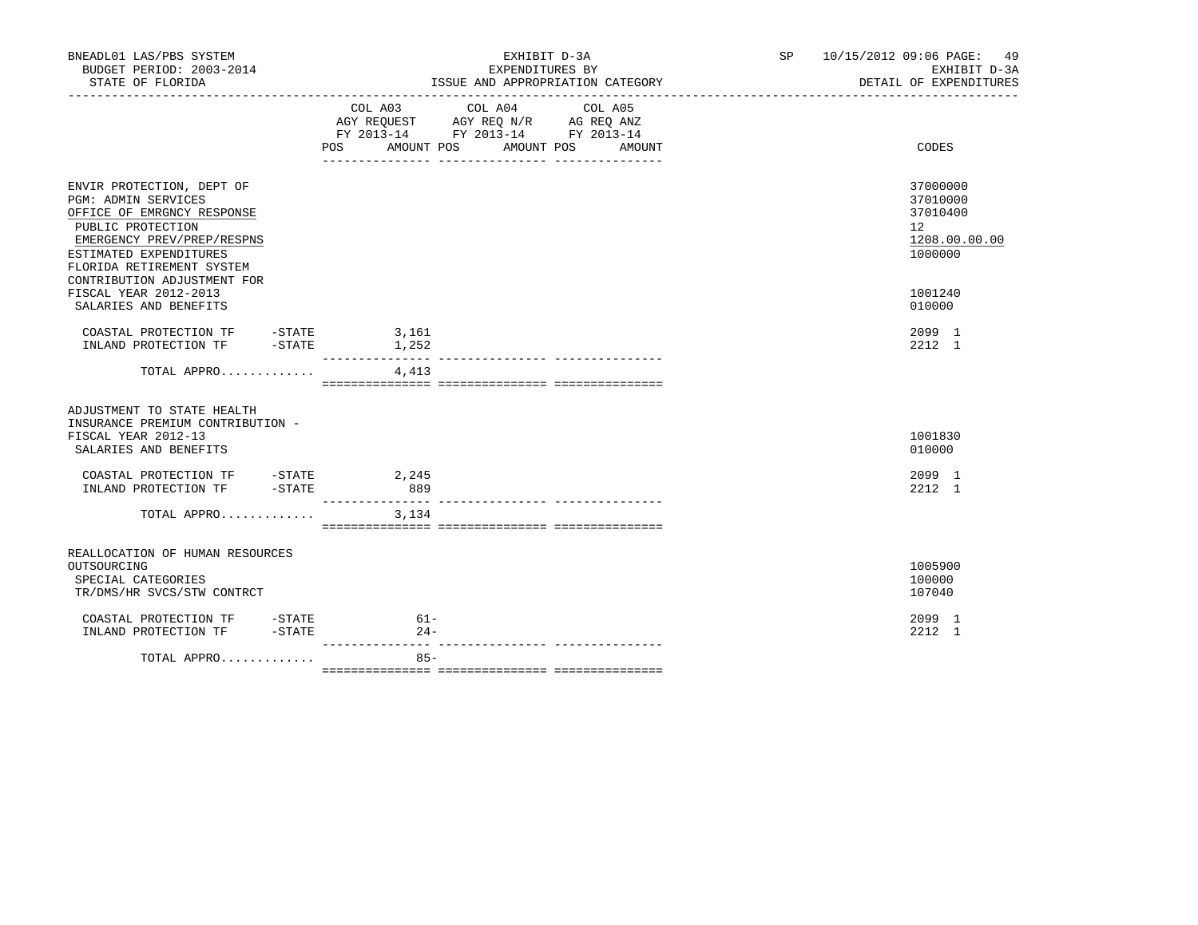BNEADL01 LAS/PBS SYSTEM | EXHIBIT D-3A | SP 10/15/2012 09:06 PAGE: 49
BUDGET PERIOD: 2003-2014 | EXPENDITURES BY | EXHIBIT D-3A
STATE OF FLORIDA | ISSUE AND APPROPRIATION CATEGORY | DETAIL OF EXPENDITURES

| | COL A03 AGY REQUEST FY 2013-14 POS | AMOUNT | COL A04 AGY REQ N/R FY 2013-14 POS | AMOUNT | COL A05 AG REQ ANZ FY 2013-14 POS | AMOUNT | CODES |
|---|---|---|---|---|---|---|---|
| ENVIR PROTECTION, DEPT OF | | | | | | | 37000000 |
| PGM: ADMIN SERVICES | | | | | | | 37010000 |
| OFFICE OF EMRGNCY RESPONSE | | | | | | | 37010400 |
| PUBLIC PROTECTION | | | | | | | 12 |
| EMERGENCY PREV/PREP/RESPNS | | | | | | | 1208.00.00.00 |
| ESTIMATED EXPENDITURES | | | | | | | 1000000 |
| FLORIDA RETIREMENT SYSTEM CONTRIBUTION ADJUSTMENT FOR FISCAL YEAR 2012-2013 | | | | | | | 1001240 |
| SALARIES AND BENEFITS | | | | | | | 010000 |
| COASTAL PROTECTION TF -STATE | | 3,161 | | | | | 2099 1 |
| INLAND PROTECTION TF -STATE | | 1,252 | | | | | 2212 1 |
| TOTAL APPRO............ | | 4,413 | | | | | |
| ADJUSTMENT TO STATE HEALTH INSURANCE PREMIUM CONTRIBUTION - FISCAL YEAR 2012-13 | | | | | | | 1001830 |
| SALARIES AND BENEFITS | | | | | | | 010000 |
| COASTAL PROTECTION TF -STATE | | 2,245 | | | | | 2099 1 |
| INLAND PROTECTION TF -STATE | | 889 | | | | | 2212 1 |
| TOTAL APPRO............ | | 3,134 | | | | | |
| REALLOCATION OF HUMAN RESOURCES OUTSOURCING | | | | | | | 1005900 |
| SPECIAL CATEGORIES | | | | | | | 100000 |
| TR/DMS/HR SVCS/STW CONTRCT | | | | | | | 107040 |
| COASTAL PROTECTION TF -STATE | | 61- | | | | | 2099 1 |
| INLAND PROTECTION TF -STATE | | 24- | | | | | 2212 1 |
| TOTAL APPRO............ | | 85- | | | | | |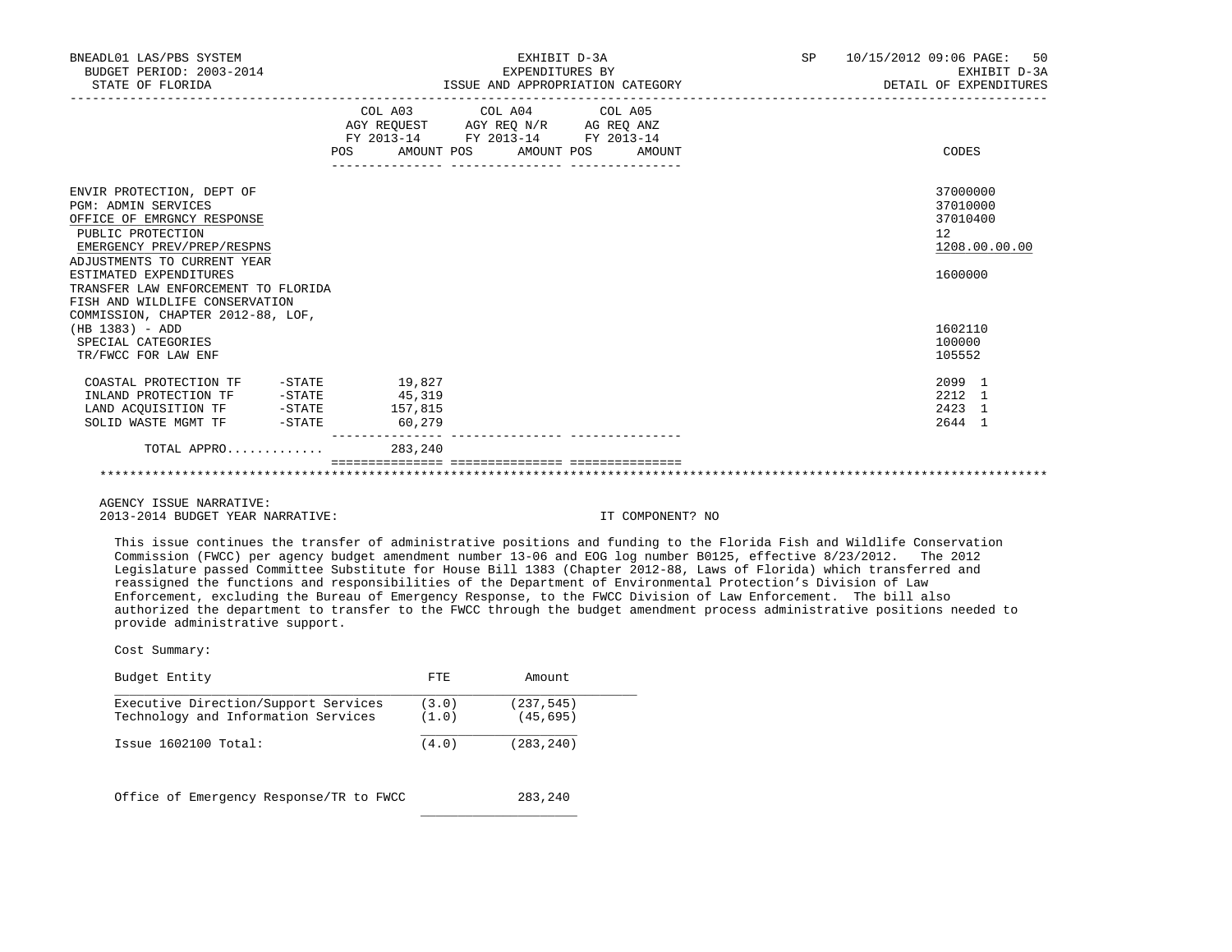| | COL A03 AGY REQUEST FY 2013-14 POS AMOUNT | COL A04 AGY REQ N/R FY 2013-14 POS AMOUNT | COL A05 AG REQ ANZ FY 2013-14 POS AMOUNT | CODES |
|---|---|---|---|---|
| ENVIR PROTECTION, DEPT OF | | | | 37000000 |
| PGM: ADMIN SERVICES | | | | 37010000 |
| OFFICE OF EMRGNCY RESPONSE | | | | 37010400 |
| PUBLIC PROTECTION | | | | 12 |
| EMERGENCY PREV/PREP/RESPNS | | | | 1208.00.00.00 |
| ADJUSTMENTS TO CURRENT YEAR ESTIMATED EXPENDITURES | | | | 1600000 |
| TRANSFER LAW ENFORCEMENT TO FLORIDA FISH AND WILDLIFE CONSERVATION COMMISSION, CHAPTER 2012-88, LOF, (HB 1383) - ADD | | | | 1602110 |
| SPECIAL CATEGORIES | | | | 100000 |
| TR/FWCC FOR LAW ENF | | | | 105552 |
| COASTAL PROTECTION TF -STATE | 19,827 | | | 2099 1 |
| INLAND PROTECTION TF -STATE | 45,319 | | | 2212 1 |
| LAND ACQUISITION TF -STATE | 157,815 | | | 2423 1 |
| SOLID WASTE MGMT TF -STATE | 60,279 | | | 2644 1 |
| TOTAL APPRO............ | 283,240 | | | |

AGENCY ISSUE NARRATIVE:

2013-2014 BUDGET YEAR NARRATIVE: IT COMPONENT? NO

This issue continues the transfer of administrative positions and funding to the Florida Fish and Wildlife Conservation Commission (FWCC) per agency budget amendment number 13-06 and EOG log number B0125, effective 8/23/2012. The 2012 Legislature passed Committee Substitute for House Bill 1383 (Chapter 2012-88, Laws of Florida) which transferred and reassigned the functions and responsibilities of the Department of Environmental Protection's Division of Law Enforcement, excluding the Bureau of Emergency Response, to the FWCC Division of Law Enforcement. The bill also authorized the department to transfer to the FWCC through the budget amendment process administrative positions needed to provide administrative support.

Cost Summary:

| Budget Entity | FTE | Amount |
|---|---|---|
| Executive Direction/Support Services | (3.0) | (237,545) |
| Technology and Information Services | (1.0) | (45,695) |
| Issue 1602100 Total: | (4.0) | (283,240) |
| | | |
| Office of Emergency Response/TR to FWCC | | 283,240 |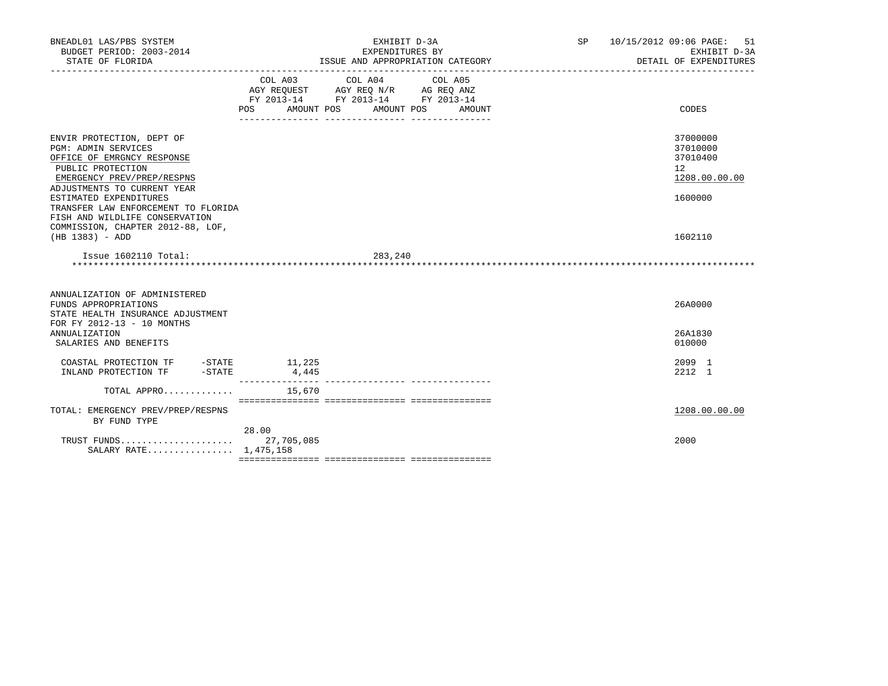BNEADL01 LAS/PBS SYSTEM — EXHIBIT D-3A — SP 10/15/2012 09:06
BUDGET PERIOD: 2003-2014 — EXPENDITURES BY — EXHIBIT D-3A
STATE OF FLORIDA — ISSUE AND APPROPRIATION CATEGORY — DETAIL OF EXPENDITURES

| | COL A03 AGY REQUEST FY 2013-14 POS | AMOUNT | COL A04 AGY REQ N/R FY 2013-14 POS | AMOUNT | COL A05 AG REQ ANZ FY 2013-14 POS | AMOUNT | CODES |
|---|---|---|---|---|---|---|---|
| ENVIR PROTECTION, DEPT OF | | | | | | | 37000000 |
| PGM: ADMIN SERVICES | | | | | | | 37010000 |
| OFFICE OF EMRGNCY RESPONSE | | | | | | | 37010400 |
| PUBLIC PROTECTION | | | | | | | 12 |
| EMERGENCY PREV/PREP/RESPNS | | | | | | | 1208.00.00.00 |
| ADJUSTMENTS TO CURRENT YEAR ESTIMATED EXPENDITURES | | | | | | | 1600000 |
| TRANSFER LAW ENFORCEMENT TO FLORIDA FISH AND WILDLIFE CONSERVATION COMMISSION, CHAPTER 2012-88, LOF, (HB 1383) - ADD | | | | | | | 1602110 |
| Issue 1602110 Total: | | | | 283,240 | | | |
| ANNUALIZATION OF ADMINISTERED FUNDS APPROPRIATIONS | | | | | | | 26A0000 |
| STATE HEALTH INSURANCE ADJUSTMENT FOR FY 2012-13 - 10 MONTHS ANNUALIZATION | | | | | | | 26A1830 |
| SALARIES AND BENEFITS | | | | | | | 010000 |
| COASTAL PROTECTION TF -STATE | | 11,225 | | | | | 2099 1 |
| INLAND PROTECTION TF -STATE | | 4,445 | | | | | 2212 1 |
| TOTAL APPRO............. | | 15,670 | | | | | |
| TOTAL: EMERGENCY PREV/PREP/RESPNS BY FUND TYPE | | | | | | | 1208.00.00.00 |
| TRUST FUNDS..................... | 28.00 | 27,705,085 | | | | | 2000 |
| SALARY RATE................ | | 1,475,158 | | | | | |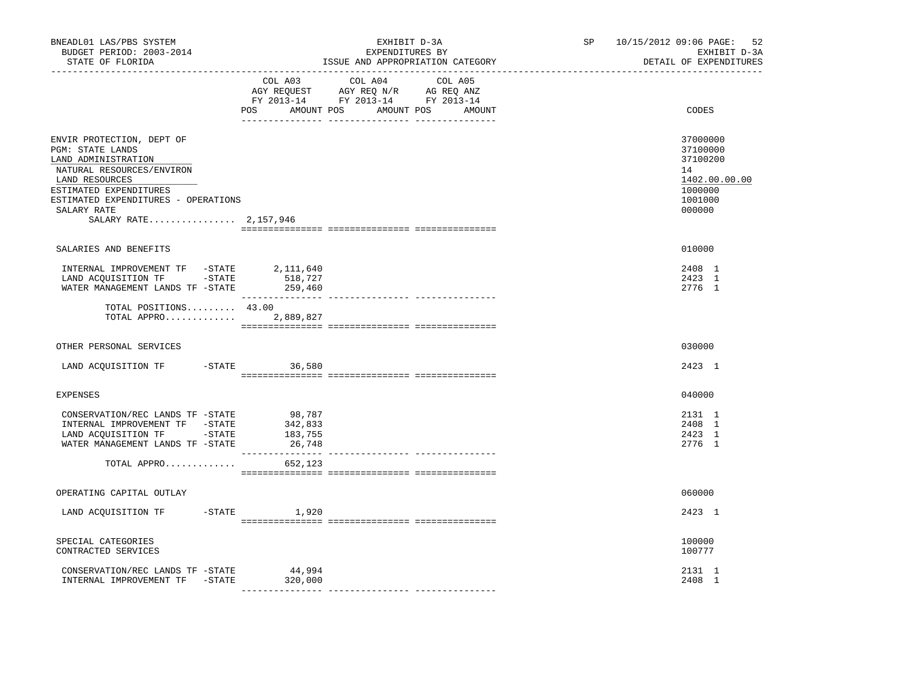BNEADL01 LAS/PBS SYSTEM | EXHIBIT D-3A | SP 10/15/2012 09:06
BUDGET PERIOD: 2003-2014 | EXPENDITURES BY | EXHIBIT D-3A
STATE OF FLORIDA | ISSUE AND APPROPRIATION CATEGORY | DETAIL OF EXPENDITURES

| | COL A03 AGY REQUEST FY 2013-14 POS | AMOUNT | COL A04 AGY REQ N/R FY 2013-14 POS | AMOUNT | COL A05 AG REQ ANZ FY 2013-14 POS | AMOUNT | CODES |
|---|---|---|---|---|---|---|---|
| ENVIR PROTECTION, DEPT OF | | | | | | | 37000000 |
| PGM: STATE LANDS | | | | | | | 37100000 |
| LAND ADMINISTRATION | | | | | | | 37100200 |
| NATURAL RESOURCES/ENVIRON | | | | | | | 14 |
| LAND RESOURCES | | | | | | | 1402.00.00.00 |
| ESTIMATED EXPENDITURES | | | | | | | 1000000 |
| ESTIMATED EXPENDITURES - OPERATIONS | | | | | | | 1001000 |
| SALARY RATE | | | | | | | 000000 |
| SALARY RATE................ 2,157,946 | | | | | | | |
| SALARIES AND BENEFITS | | | | | | | 010000 |
| INTERNAL IMPROVEMENT TF -STATE | | 2,111,640 | | | | | 2408 1 |
| LAND ACQUISITION TF -STATE | | 518,727 | | | | | 2423 1 |
| WATER MANAGEMENT LANDS TF -STATE | | 259,460 | | | | | 2776 1 |
| TOTAL POSITIONS......... | 43.00 | | | | | | |
| TOTAL APPRO............. | | 2,889,827 | | | | | |
| OTHER PERSONAL SERVICES | | | | | | | 030000 |
| LAND ACQUISITION TF -STATE | | 36,580 | | | | | 2423 1 |
| EXPENSES | | | | | | | 040000 |
| CONSERVATION/REC LANDS TF -STATE | | 98,787 | | | | | 2131 1 |
| INTERNAL IMPROVEMENT TF -STATE | | 342,833 | | | | | 2408 1 |
| LAND ACQUISITION TF -STATE | | 183,755 | | | | | 2423 1 |
| WATER MANAGEMENT LANDS TF -STATE | | 26,748 | | | | | 2776 1 |
| TOTAL APPRO............. | | 652,123 | | | | | |
| OPERATING CAPITAL OUTLAY | | | | | | | 060000 |
| LAND ACQUISITION TF -STATE | | 1,920 | | | | | 2423 1 |
| SPECIAL CATEGORIES | | | | | | | 100000 |
| CONTRACTED SERVICES | | | | | | | 100777 |
| CONSERVATION/REC LANDS TF -STATE | | 44,994 | | | | | 2131 1 |
| INTERNAL IMPROVEMENT TF -STATE | | 320,000 | | | | | 2408 1 |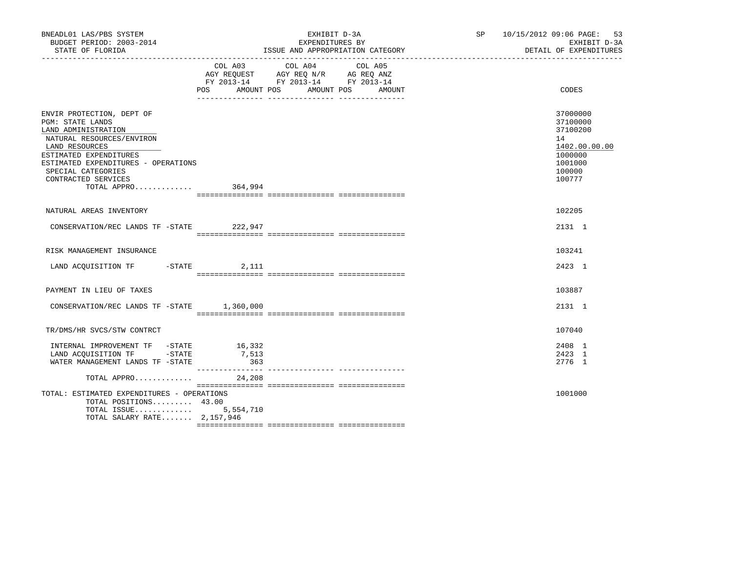BNEADL01 LAS/PBS SYSTEM
BUDGET PERIOD: 2003-2014
STATE OF FLORIDA

EXHIBIT D-3A
EXPENDITURES BY
ISSUE AND APPROPRIATION CATEGORY

SP 10/15/2012 09:06

EXHIBIT D-3A
DETAIL OF EXPENDITURES

| | COL A03 AGY REQUEST FY 2013-14 POS AMOUNT | COL A04 AGY REQ N/R FY 2013-14 POS AMOUNT | COL A05 AG REQ ANZ FY 2013-14 POS AMOUNT | CODES |
|---|---|---|---|---|
| ENVIR PROTECTION, DEPT OF | | | | 37000000 |
| PGM: STATE LANDS | | | | 37100000 |
| LAND ADMINISTRATION | | | | 37100200 |
| NATURAL RESOURCES/ENVIRON | | | | 14 |
| LAND RESOURCES | | | | 1402.00.00.00 |
| ESTIMATED EXPENDITURES | | | | 1000000 |
| ESTIMATED EXPENDITURES - OPERATIONS | | | | 1001000 |
| SPECIAL CATEGORIES | | | | 100000 |
| CONTRACTED SERVICES | | | | 100777 |
| TOTAL APPRO............. | 364,994 | | | |
| NATURAL AREAS INVENTORY | | | | 102205 |
| CONSERVATION/REC LANDS TF -STATE | 222,947 | | | 2131 1 |
| RISK MANAGEMENT INSURANCE | | | | 103241 |
| LAND ACQUISITION TF -STATE | 2,111 | | | 2423 1 |
| PAYMENT IN LIEU OF TAXES | | | | 103887 |
| CONSERVATION/REC LANDS TF -STATE | 1,360,000 | | | 2131 1 |
| TR/DMS/HR SVCS/STW CONTRCT | | | | 107040 |
| INTERNAL IMPROVEMENT TF -STATE | 16,332 | | | 2408 1 |
| LAND ACQUISITION TF -STATE | 7,513 | | | 2423 1 |
| WATER MANAGEMENT LANDS TF -STATE | 363 | | | 2776 1 |
| TOTAL APPRO............. | 24,208 | | | |
| TOTAL: ESTIMATED EXPENDITURES - OPERATIONS | | | | 1001000 |
| TOTAL POSITIONS......... | 43.00 | | | |
| TOTAL ISSUE............. | 5,554,710 | | | |
| TOTAL SALARY RATE....... | 2,157,946 | | | |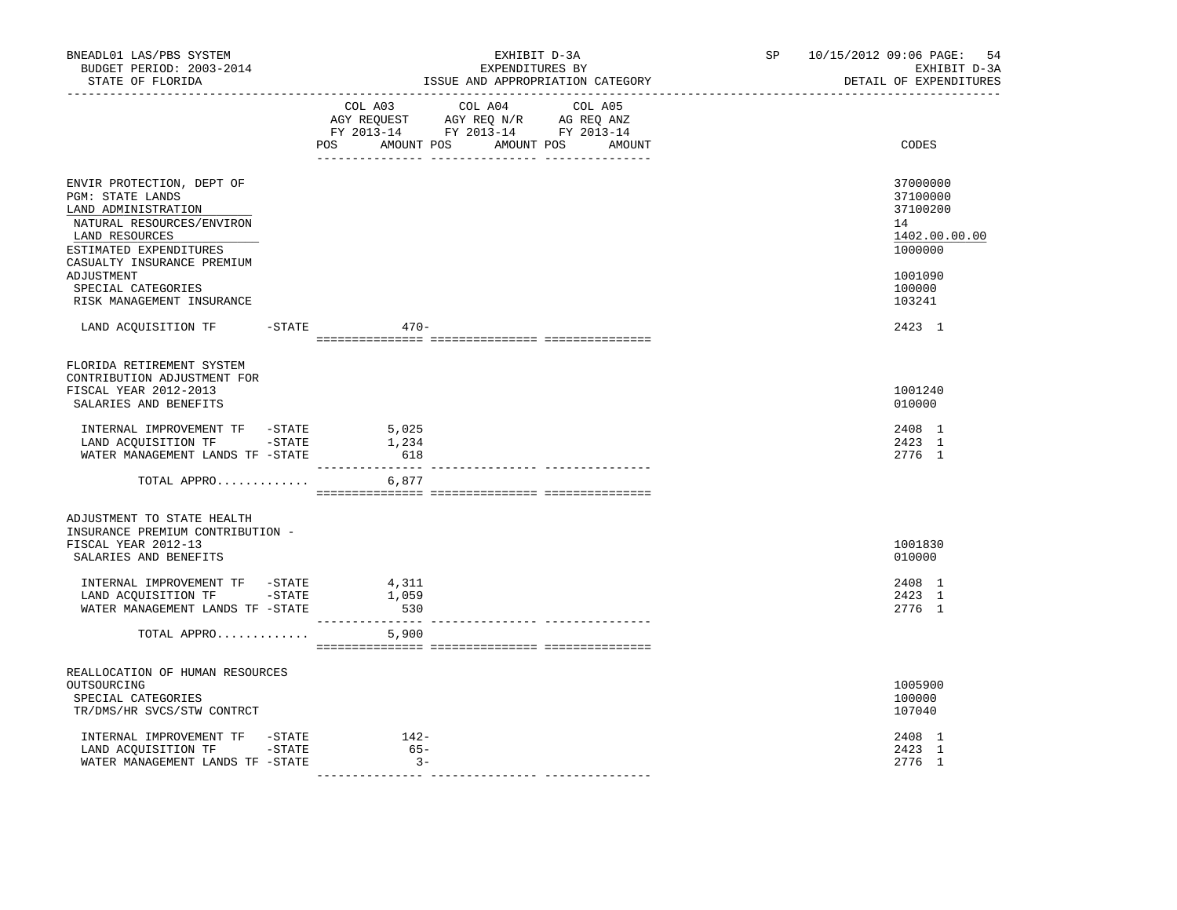BNEADL01 LAS/PBS SYSTEM | EXHIBIT D-3A | SP 10/15/2012 09:06

BUDGET PERIOD: 2003-2014 | EXPENDITURES BY | EXHIBIT D-3A

STATE OF FLORIDA | ISSUE AND APPROPRIATION CATEGORY | DETAIL OF EXPENDITURES

| | COL A03 AGY REQUEST FY 2013-14 POS AMOUNT | COL A04 AGY REQ N/R FY 2013-14 POS AMOUNT | COL A05 AG REQ ANZ FY 2013-14 POS AMOUNT | CODES |
|---|---|---|---|---|
| ENVIR PROTECTION, DEPT OF | | | | 37000000 |
| PGM: STATE LANDS | | | | 37100000 |
| LAND ADMINISTRATION | | | | 37100200 |
| NATURAL RESOURCES/ENVIRON | | | | 14 |
| LAND RESOURCES | | | | 1402.00.00.00 |
| ESTIMATED EXPENDITURES | | | | 1000000 |
| CASUALTY INSURANCE PREMIUM ADJUSTMENT | | | | 1001090 |
| SPECIAL CATEGORIES | | | | 100000 |
| RISK MANAGEMENT INSURANCE | | | | 103241 |
| LAND ACQUISITION TF -STATE | 470- | | | 2423 1 |
| FLORIDA RETIREMENT SYSTEM CONTRIBUTION ADJUSTMENT FOR FISCAL YEAR 2012-2013 | | | | 1001240 |
| SALARIES AND BENEFITS | | | | 010000 |
| INTERNAL IMPROVEMENT TF -STATE | 5,025 | | | 2408 1 |
| LAND ACQUISITION TF -STATE | 1,234 | | | 2423 1 |
| WATER MANAGEMENT LANDS TF -STATE | 618 | | | 2776 1 |
| TOTAL APPRO............. | 6,877 | | | |
| ADJUSTMENT TO STATE HEALTH INSURANCE PREMIUM CONTRIBUTION - FISCAL YEAR 2012-13 | | | | 1001830 |
| SALARIES AND BENEFITS | | | | 010000 |
| INTERNAL IMPROVEMENT TF -STATE | 4,311 | | | 2408 1 |
| LAND ACQUISITION TF -STATE | 1,059 | | | 2423 1 |
| WATER MANAGEMENT LANDS TF -STATE | 530 | | | 2776 1 |
| TOTAL APPRO............. | 5,900 | | | |
| REALLOCATION OF HUMAN RESOURCES OUTSOURCING | | | | 1005900 |
| SPECIAL CATEGORIES | | | | 100000 |
| TR/DMS/HR SVCS/STW CONTRCT | | | | 107040 |
| INTERNAL IMPROVEMENT TF -STATE | 142- | | | 2408 1 |
| LAND ACQUISITION TF -STATE | 65- | | | 2423 1 |
| WATER MANAGEMENT LANDS TF -STATE | 3- | | | 2776 1 |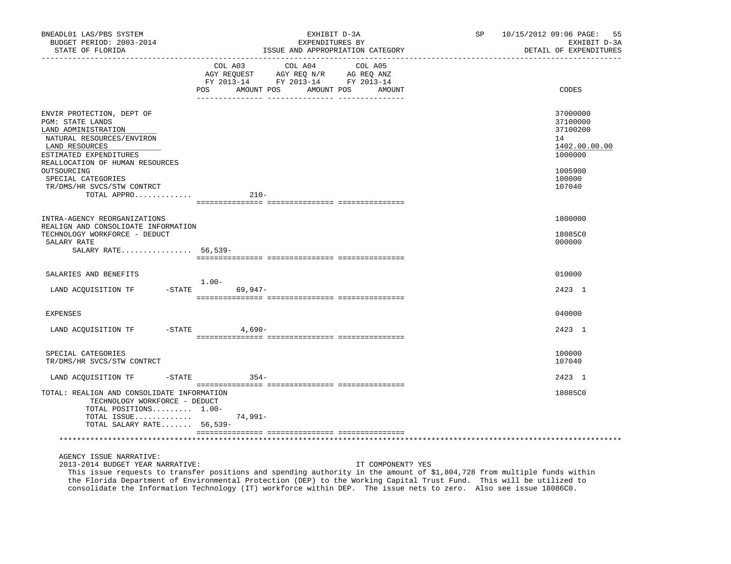BNEADL01 LAS/PBS SYSTEM | EXHIBIT D-3A | SP 10/15/2012 09:06
BUDGET PERIOD: 2003-2014 | EXPENDITURES BY | EXHIBIT D-3A
STATE OF FLORIDA | ISSUE AND APPROPRIATION CATEGORY | DETAIL OF EXPENDITURES

| | COL A03 AGY REQUEST FY 2013-14 POS | AMOUNT | COL A04 AGY REQ N/R FY 2013-14 POS | AMOUNT | COL A05 AG REQ ANZ FY 2013-14 POS | AMOUNT | CODES |
|---|---|---|---|---|---|---|---|
| ENVIR PROTECTION, DEPT OF | | | | | | | 37000000 |
| PGM: STATE LANDS | | | | | | | 37100000 |
| LAND ADMINISTRATION | | | | | | | 37100200 |
| NATURAL RESOURCES/ENVIRON | | | | | | | 14 |
| LAND RESOURCES | | | | | | | 1402.00.00.00 |
| ESTIMATED EXPENDITURES | | | | | | | 1000000 |
| REALLOCATION OF HUMAN RESOURCES OUTSOURCING | | | | | | | 1005900 |
| SPECIAL CATEGORIES | | | | | | | 100000 |
| TR/DMS/HR SVCS/STW CONTRCT | | | | | | | 107040 |
| TOTAL APPRO............. | | 210- | | | | | |
| INTRA-AGENCY REORGANIZATIONS | | | | | | | 1800000 |
| REALIGN AND CONSOLIDATE INFORMATION TECHNOLOGY WORKFORCE - DEDUCT | | | | | | | 18085C0 |
| SALARY RATE | | | | | | | 000000 |
| SALARY RATE................ | 56,539- | | | | | | |
| SALARIES AND BENEFITS | | | | | | | 010000 |
| LAND ACQUISITION TF -STATE | 1.00- | 69,947- | | | | | 2423 1 |
| EXPENSES | | | | | | | 040000 |
| LAND ACQUISITION TF -STATE | | 4,690- | | | | | 2423 1 |
| SPECIAL CATEGORIES | | | | | | | 100000 |
| TR/DMS/HR SVCS/STW CONTRCT | | | | | | | 107040 |
| LAND ACQUISITION TF -STATE | | 354- | | | | | 2423 1 |
| TOTAL: REALIGN AND CONSOLIDATE INFORMATION TECHNOLOGY WORKFORCE - DEDUCT | | | | | | | 18085C0 |
| TOTAL POSITIONS......... | 1.00- | | | | | | |
| TOTAL ISSUE............. | | 74,991- | | | | | |
| TOTAL SALARY RATE....... | 56,539- | | | | | | |

AGENCY ISSUE NARRATIVE:

2013-2014 BUDGET YEAR NARRATIVE: IT COMPONENT? YES

This issue requests to transfer positions and spending authority in the amount of $1,804,728 from multiple funds within the Florida Department of Environmental Protection (DEP) to the Working Capital Trust Fund. This will be utilized to consolidate the Information Technology (IT) workforce within DEP. The issue nets to zero. Also see issue 18086C0.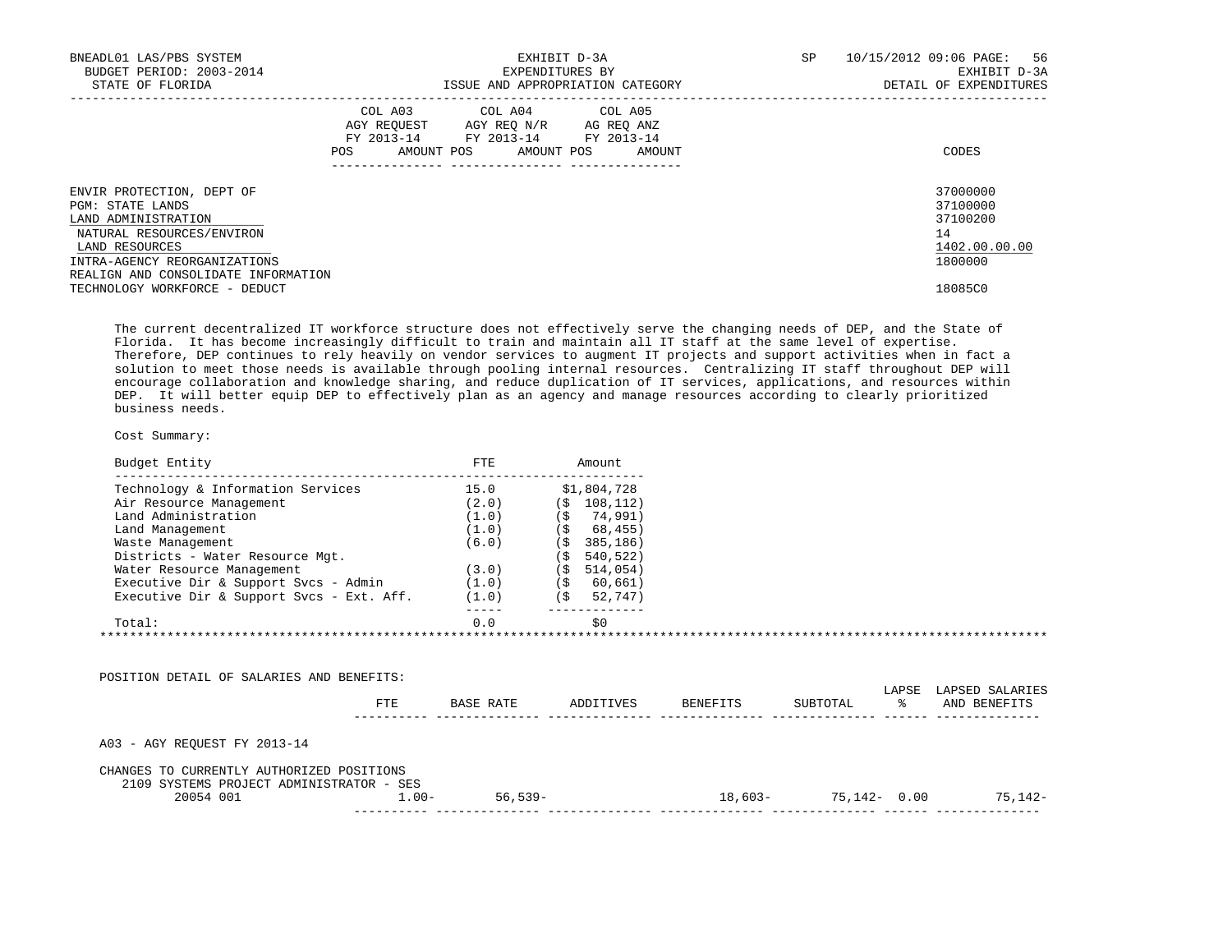BNEADL01 LAS/PBS SYSTEM
BUDGET PERIOD: 2003-2014
STATE OF FLORIDA

EXHIBIT D-3A
EXPENDITURES BY
ISSUE AND APPROPRIATION CATEGORY

SP 10/15/2012 09:06 PAGE: 56
EXHIBIT D-3A
DETAIL OF EXPENDITURES

| | COL A03 AGY REQUEST FY 2013-14 POS AMOUNT | COL A04 AGY REQ N/R FY 2013-14 POS AMOUNT | COL A05 AG REQ ANZ FY 2013-14 POS AMOUNT | CODES |
|---|---|---|---|---|
| ENVIR PROTECTION, DEPT OF | | | | 37000000 |
| PGM: STATE LANDS | | | | 37100000 |
| LAND ADMINISTRATION | | | | 37100200 |
| NATURAL RESOURCES/ENVIRON | | | | 14 |
| LAND RESOURCES | | | | 1402.00.00.00 |
| INTRA-AGENCY REORGANIZATIONS | | | | 1800000 |
| REALIGN AND CONSOLIDATE INFORMATION TECHNOLOGY WORKFORCE - DEDUCT | | | | 18085C0 |

The current decentralized IT workforce structure does not effectively serve the changing needs of DEP, and the State of Florida. It has become increasingly difficult to train and maintain all IT staff at the same level of expertise. Therefore, DEP continues to rely heavily on vendor services to augment IT projects and support activities when in fact a solution to meet those needs is available through pooling internal resources. Centralizing IT staff throughout DEP will encourage collaboration and knowledge sharing, and reduce duplication of IT services, applications, and resources within DEP. It will better equip DEP to effectively plan as an agency and manage resources according to clearly prioritized business needs.

Cost Summary:

| Budget Entity | FTE | Amount |
|---|---|---|
| Technology & Information Services | 15.0 | $1,804,728 |
| Air Resource Management | (2.0) | ($ 108,112) |
| Land Administration | (1.0) | ($ 74,991) |
| Land Management | (1.0) | ($ 68,455) |
| Waste Management | (6.0) | ($ 385,186) |
| Districts - Water Resource Mgt. | | ($ 540,522) |
| Water Resource Management | (3.0) | ($ 514,054) |
| Executive Dir & Support Svcs - Admin | (1.0) | ($ 60,661) |
| Executive Dir & Support Svcs - Ext. Aff. | (1.0) | ($ 52,747) |
| Total: | 0.0 | $0 |

POSITION DETAIL OF SALARIES AND BENEFITS:

| | FTE | BASE RATE | ADDITIVES | BENEFITS | SUBTOTAL | LAPSE % | LAPSED SALARIES AND BENEFITS |
|---|---|---|---|---|---|---|---|
| A03 - AGY REQUEST FY 2013-14 | | | | | | | |
| CHANGES TO CURRENTLY AUTHORIZED POSITIONS | | | | | | | |
| 2109 SYSTEMS PROJECT ADMINISTRATOR - SES | | | | | | | |
| 20054 001 | 1.00- | 56,539- | | 18,603- | 75,142- | 0.00 | 75,142- |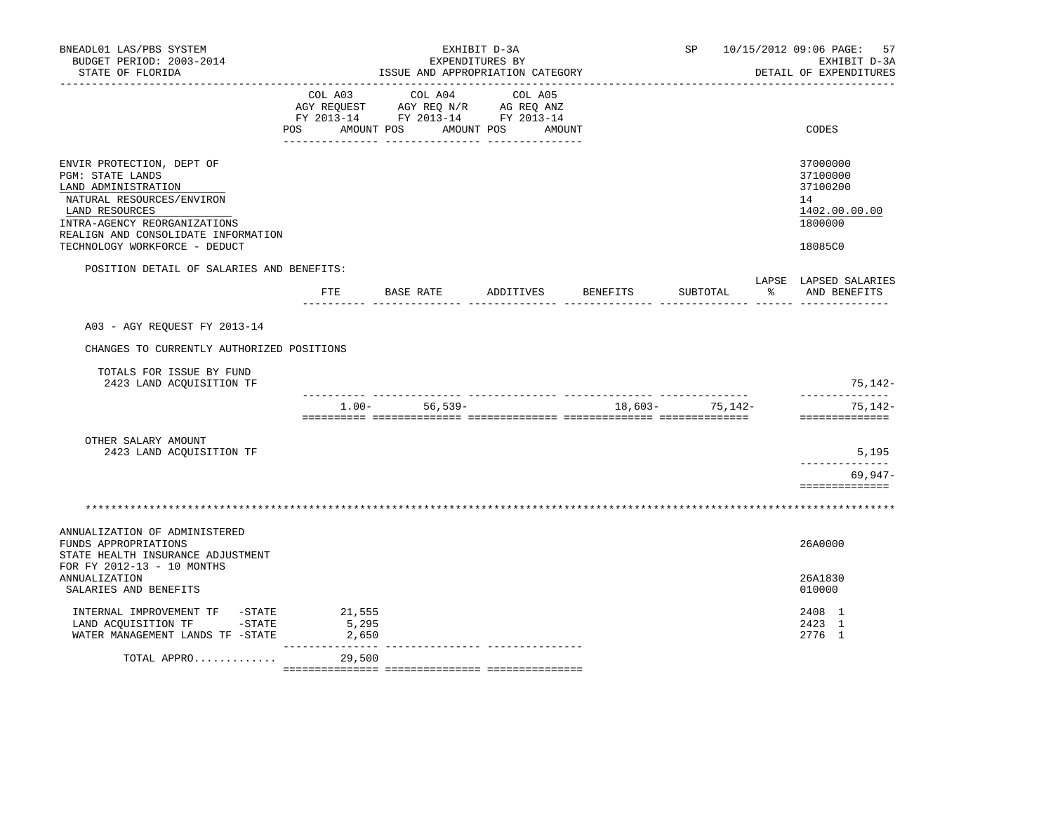BNEADL01 LAS/PBS SYSTEM | BUDGET PERIOD: 2003-2014 | STATE OF FLORIDA

EXHIBIT D-3A
EXPENDITURES BY
ISSUE AND APPROPRIATION CATEGORY

SP 10/15/2012 09:06 | EXHIBIT D-3A | DETAIL OF EXPENDITURES

| | COL A03 AGY REQUEST FY 2013-14 POS AMOUNT | COL A04 AGY REQ N/R FY 2013-14 POS AMOUNT | COL A05 AG REQ ANZ FY 2013-14 POS AMOUNT | CODES |
|---|---|---|---|---|
| ENVIR PROTECTION, DEPT OF | | | | 37000000 |
| PGM: STATE LANDS | | | | 37100000 |
| LAND ADMINISTRATION | | | | 37100200 |
| NATURAL RESOURCES/ENVIRON | | | | 14 |
| LAND RESOURCES | | | | 1402.00.00.00 |
| INTRA-AGENCY REORGANIZATIONS | | | | 1800000 |
| REALIGN AND CONSOLIDATE INFORMATION TECHNOLOGY WORKFORCE - DEDUCT | | | | 18085C0 |

POSITION DETAIL OF SALARIES AND BENEFITS:

| | FTE | BASE RATE | ADDITIVES | BENEFITS | SUBTOTAL | LAPSE % | LAPSED SALARIES AND BENEFITS |
|---|---|---|---|---|---|---|---|
| A03 - AGY REQUEST FY 2013-14 | | | | | | | |
| CHANGES TO CURRENTLY AUTHORIZED POSITIONS | | | | | | | |
| TOTALS FOR ISSUE BY FUND | | | | | | | |
| 2423 LAND ACQUISITION TF | | | | | | | 75,142- |
| | 1.00- | 56,539- | | 18,603- | 75,142- | | 75,142- |
| OTHER SALARY AMOUNT | | | | | | | |
| 2423 LAND ACQUISITION TF | | | | | | | 5,195 |
| | | | | | | | 69,947- |

\*\*\*\*\*\*\*\*\*\*\*\*\*\*\*\*\*\*\*\*\*\*\*\*\*\*\*\*\*\*\*\*\*\*\*\*\*\*\*\*\*\*\*\*\*\*\*\*\*\*\*\*\*\*\*\*\*\*\*\*\*\*\*\*\*\*\*\*\*\*\*\*\*\*\*\*

| | COL A03 | COL A04 | COL A05 | CODES |
|---|---|---|---|---|
| ANNUALIZATION OF ADMINISTERED FUNDS APPROPRIATIONS | | | | 26A0000 |
| STATE HEALTH INSURANCE ADJUSTMENT FOR FY 2012-13 - 10 MONTHS ANNUALIZATION | | | | 26A1830 |
| SALARIES AND BENEFITS | | | | 010000 |
| INTERNAL IMPROVEMENT TF -STATE | 21,555 | | | 2408 1 |
| LAND ACQUISITION TF -STATE | 5,295 | | | 2423 1 |
| WATER MANAGEMENT LANDS TF -STATE | 2,650 | | | 2776 1 |
| TOTAL APPRO............ | 29,500 | | | |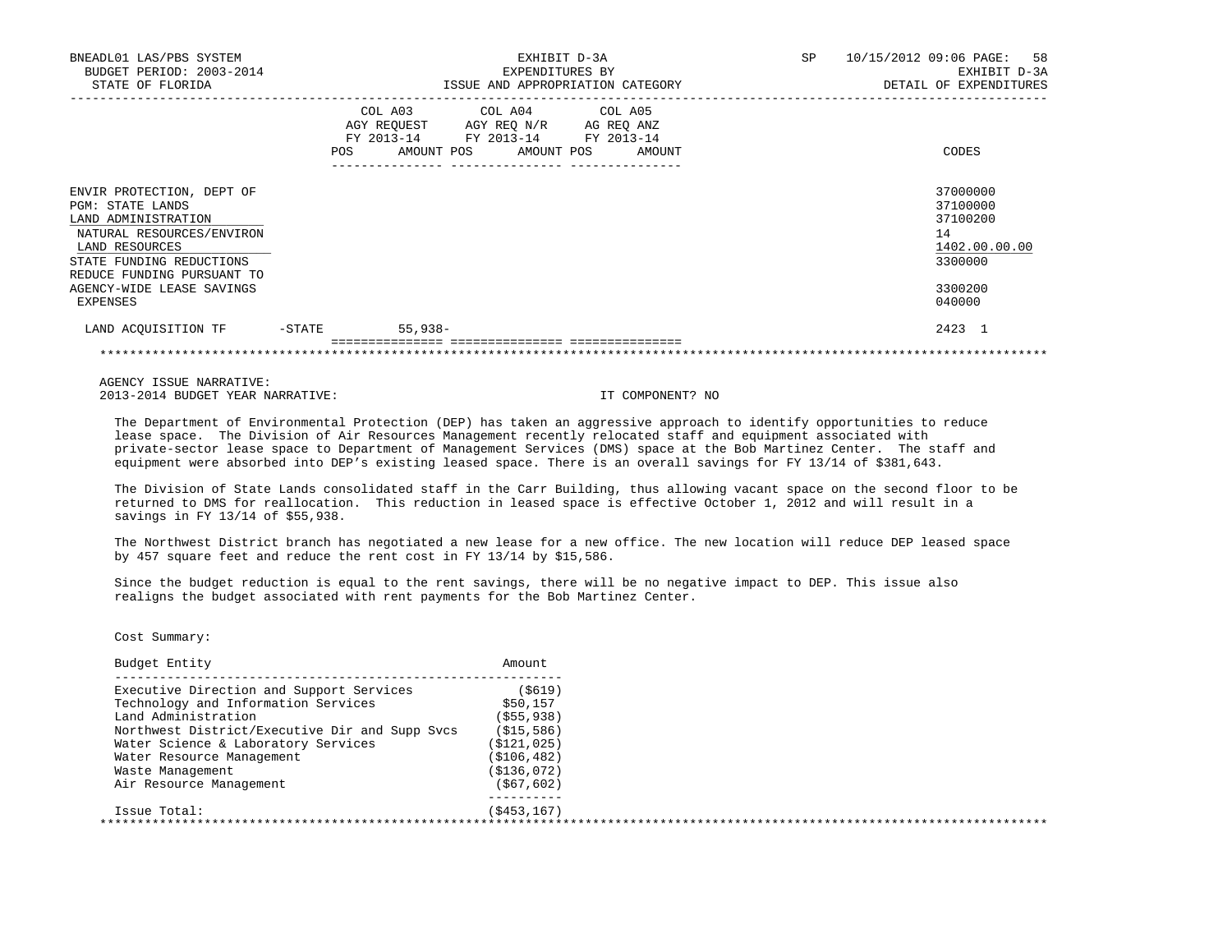BNEADL01 LAS/PBS SYSTEM
BUDGET PERIOD: 2003-2014
STATE OF FLORIDA

EXHIBIT D-3A
EXPENDITURES BY
ISSUE AND APPROPRIATION CATEGORY

SP 10/15/2012 09:06

EXHIBIT D-3A
DETAIL OF EXPENDITURES

| | COL A03 AGY REQUEST FY 2013-14 POS | AMOUNT | COL A04 AGY REQ N/R FY 2013-14 POS | AMOUNT | COL A05 AG REQ ANZ FY 2013-14 POS | AMOUNT | CODES |
|---|---|---|---|---|---|---|---|
| ENVIR PROTECTION, DEPT OF | | | | | | | 37000000 |
| PGM: STATE LANDS | | | | | | | 37100000 |
| LAND ADMINISTRATION | | | | | | | 37100200 |
| NATURAL RESOURCES/ENVIRON | | | | | | | 14 |
| LAND RESOURCES | | | | | | | 1402.00.00.00 |
| STATE FUNDING REDUCTIONS | | | | | | | 3300000 |
| REDUCE FUNDING PURSUANT TO AGENCY-WIDE LEASE SAVINGS | | | | | | | 3300200 |
| EXPENSES | | | | | | | 040000 |
| LAND ACQUISITION TF -STATE | | 55,938- | | | | | 2423 1 |

AGENCY ISSUE NARRATIVE:
2013-2014 BUDGET YEAR NARRATIVE: IT COMPONENT? NO

The Department of Environmental Protection (DEP) has taken an aggressive approach to identify opportunities to reduce lease space. The Division of Air Resources Management recently relocated staff and equipment associated with private-sector lease space to Department of Management Services (DMS) space at the Bob Martinez Center. The staff and equipment were absorbed into DEP's existing leased space. There is an overall savings for FY 13/14 of $381,643.

The Division of State Lands consolidated staff in the Carr Building, thus allowing vacant space on the second floor to be returned to DMS for reallocation. This reduction in leased space is effective October 1, 2012 and will result in a savings in FY 13/14 of $55,938.

The Northwest District branch has negotiated a new lease for a new office. The new location will reduce DEP leased space by 457 square feet and reduce the rent cost in FY 13/14 by $15,586.

Since the budget reduction is equal to the rent savings, there will be no negative impact to DEP. This issue also realigns the budget associated with rent payments for the Bob Martinez Center.

Cost Summary:

| Budget Entity | Amount |
|---|---|
| Executive Direction and Support Services | ($619) |
| Technology and Information Services | $50,157 |
| Land Administration | ($55,938) |
| Northwest District/Executive Dir and Supp Svcs | ($15,586) |
| Water Science & Laboratory Services | ($121,025) |
| Water Resource Management | ($106,482) |
| Waste Management | ($136,072) |
| Air Resource Management | ($67,602) |
| Issue Total: | ($453,167) |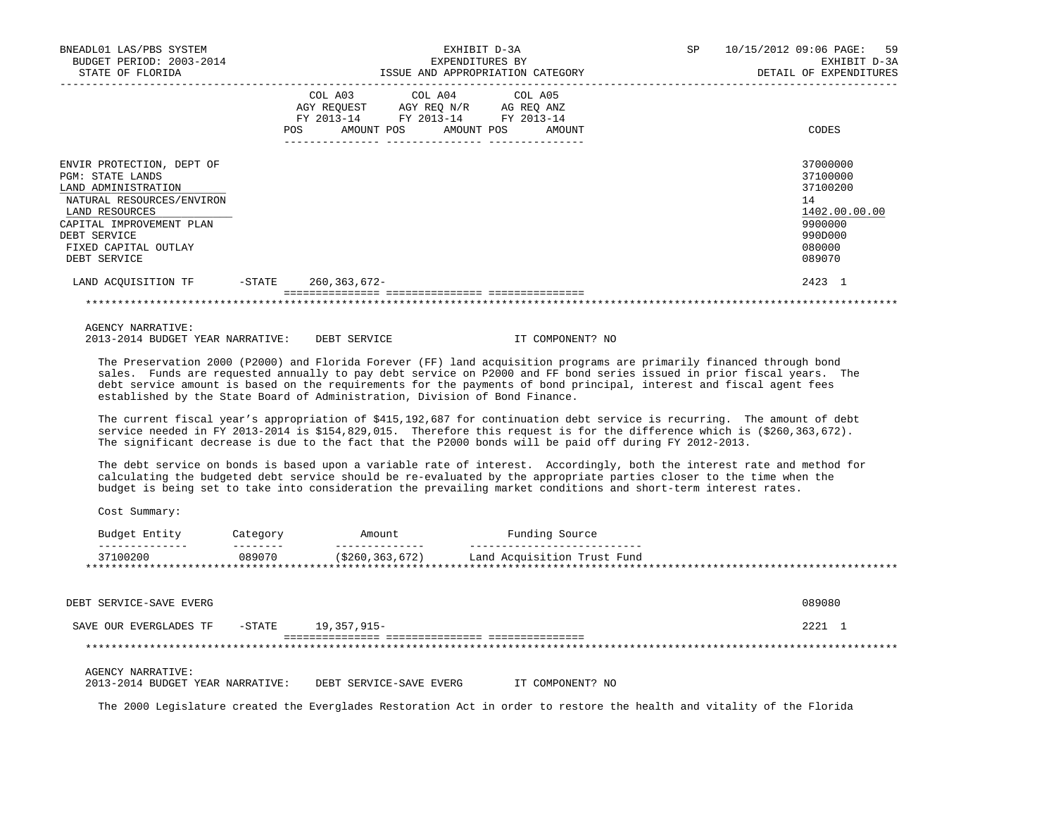| | COL A03 AGY REQUEST FY 2013-14 POS AMOUNT | COL A04 AGY REQ N/R FY 2013-14 POS AMOUNT | COL A05 AG REQ ANZ FY 2013-14 POS AMOUNT | CODES |
|---|---|---|---|---|
| ENVIR PROTECTION, DEPT OF | | | | 37000000 |
| PGM: STATE LANDS | | | | 37100000 |
| LAND ADMINISTRATION | | | | 37100200 |
| NATURAL RESOURCES/ENVIRON | | | | 14 |
| LAND RESOURCES | | | | 1402.00.00.00 |
| CAPITAL IMPROVEMENT PLAN | | | | 9900000 |
| DEBT SERVICE | | | | 990D000 |
| FIXED CAPITAL OUTLAY | | | | 080000 |
| DEBT SERVICE | | | | 089070 |
| LAND ACQUISITION TF -STATE | 260,363,672- | | | 2423 1 |

AGENCY NARRATIVE:
2013-2014 BUDGET YEAR NARRATIVE: DEBT SERVICE IT COMPONENT? NO

The Preservation 2000 (P2000) and Florida Forever (FF) land acquisition programs are primarily financed through bond sales. Funds are requested annually to pay debt service on P2000 and FF bond series issued in prior fiscal years. The debt service amount is based on the requirements for the payments of bond principal, interest and fiscal agent fees established by the State Board of Administration, Division of Bond Finance.

The current fiscal year's appropriation of $415,192,687 for continuation debt service is recurring. The amount of debt service needed in FY 2013-2014 is $154,829,015. Therefore this request is for the difference which is ($260,363,672). The significant decrease is due to the fact that the P2000 bonds will be paid off during FY 2012-2013.

The debt service on bonds is based upon a variable rate of interest. Accordingly, both the interest rate and method for calculating the budgeted debt service should be re-evaluated by the appropriate parties closer to the time when the budget is being set to take into consideration the prevailing market conditions and short-term interest rates.

Cost Summary:

| Budget Entity | Category | Amount | Funding Source |
|---|---|---|---|
| 37100200 | 089070 | ($260,363,672) | Land Acquisition Trust Fund |

| | COL A03 | COL A04 | COL A05 | CODES |
|---|---|---|---|---|
| DEBT SERVICE-SAVE EVERG | | | | 089080 |
| SAVE OUR EVERGLADES TF -STATE | 19,357,915- | | | 2221 1 |

AGENCY NARRATIVE:
2013-2014 BUDGET YEAR NARRATIVE: DEBT SERVICE-SAVE EVERG IT COMPONENT? NO

The 2000 Legislature created the Everglades Restoration Act in order to restore the health and vitality of the Florida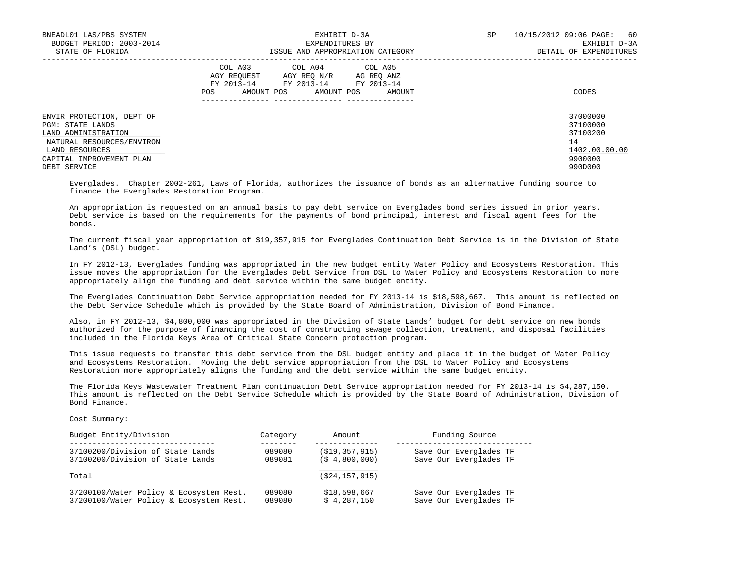| | COL A03 AGY REQUEST FY 2013-14 | | COL A04 AGY REQ N/R FY 2013-14 | | COL A05 AG REQ ANZ FY 2013-14 | | |
|---|---|---|---|---|---|---|---|
| | POS | AMOUNT | POS | AMOUNT | POS | AMOUNT | CODES |
| ENVIR PROTECTION, DEPT OF | | | | | | | 37000000 |
| PGM: STATE LANDS | | | | | | | 37100000 |
| LAND ADMINISTRATION | | | | | | | 37100200 |
| NATURAL RESOURCES/ENVIRON | | | | | | | 14 |
| LAND RESOURCES | | | | | | | 1402.00.00.00 |
| CAPITAL IMPROVEMENT PLAN | | | | | | | 9900000 |
| DEBT SERVICE | | | | | | | 990D000 |

Everglades. Chapter 2002-261, Laws of Florida, authorizes the issuance of bonds as an alternative funding source to finance the Everglades Restoration Program.

An appropriation is requested on an annual basis to pay debt service on Everglades bond series issued in prior years. Debt service is based on the requirements for the payments of bond principal, interest and fiscal agent fees for the bonds.

The current fiscal year appropriation of $19,357,915 for Everglades Continuation Debt Service is in the Division of State Land's (DSL) budget.

In FY 2012-13, Everglades funding was appropriated in the new budget entity Water Policy and Ecosystems Restoration. This issue moves the appropriation for the Everglades Debt Service from DSL to Water Policy and Ecosystems Restoration to more appropriately align the funding and debt service within the same budget entity.

The Everglades Continuation Debt Service appropriation needed for FY 2013-14 is $18,598,667. This amount is reflected on the Debt Service Schedule which is provided by the State Board of Administration, Division of Bond Finance.

Also, in FY 2012-13, $4,800,000 was appropriated in the Division of State Lands' budget for debt service on new bonds authorized for the purpose of financing the cost of constructing sewage collection, treatment, and disposal facilities included in the Florida Keys Area of Critical State Concern protection program.

This issue requests to transfer this debt service from the DSL budget entity and place it in the budget of Water Policy and Ecosystems Restoration. Moving the debt service appropriation from the DSL to Water Policy and Ecosystems Restoration more appropriately aligns the funding and the debt service within the same budget entity.

The Florida Keys Wastewater Treatment Plan continuation Debt Service appropriation needed for FY 2013-14 is $4,287,150. This amount is reflected on the Debt Service Schedule which is provided by the State Board of Administration, Division of Bond Finance.

Cost Summary:

| Budget Entity/Division | Category | Amount | Funding Source |
|---|---|---|---|
| 37100200/Division of State Lands | 089080 | ($19,357,915) | Save Our Everglades TF |
| 37100200/Division of State Lands | 089081 | ($ 4,800,000) | Save Our Everglades TF |
| Total | | ($24,157,915) | |
| 37200100/Water Policy & Ecosystem Rest. | 089080 | $18,598,667 | Save Our Everglades TF |
| 37200100/Water Policy & Ecosystem Rest. | 089080 | $ 4,287,150 | Save Our Everglades TF |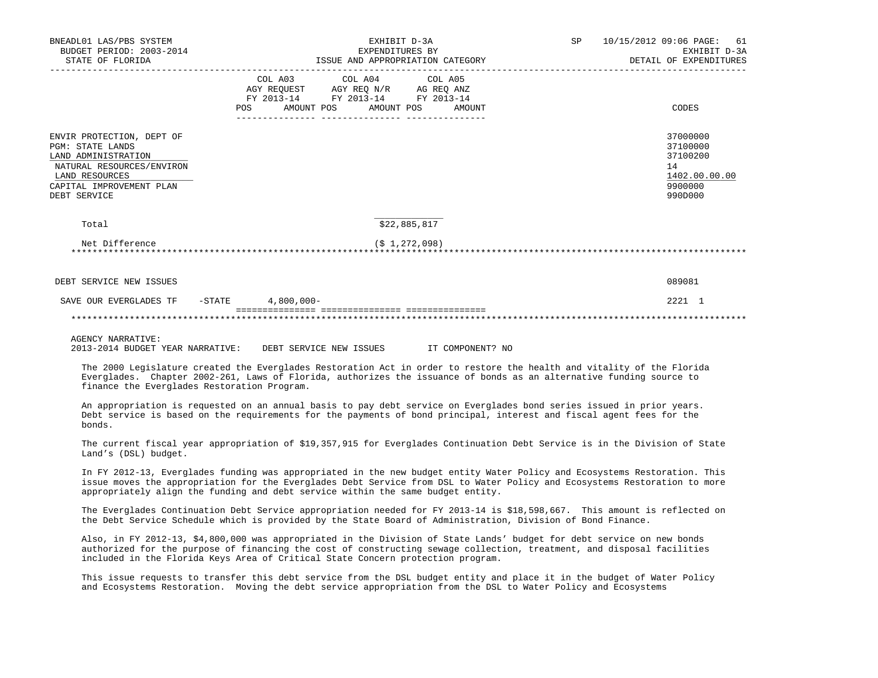| | COL A03 AGY REQUEST FY 2013-14 POS AMOUNT | COL A04 AGY REQ N/R FY 2013-14 POS AMOUNT | COL A05 AG REQ ANZ FY 2013-14 POS AMOUNT | CODES |
|---|---|---|---|---|
| ENVIR PROTECTION, DEPT OF | | | | 37000000 |
| PGM: STATE LANDS | | | | 37100000 |
| LAND ADMINISTRATION | | | | 37100200 |
| NATURAL RESOURCES/ENVIRON | | | | 14 |
| LAND RESOURCES | | | | 1402.00.00.00 |
| CAPITAL IMPROVEMENT PLAN | | | | 9900000 |
| DEBT SERVICE | | | | 990D000 |
| Total | | $22,885,817 | | |
| Net Difference | | ($ 1,272,098) | | |
| DEBT SERVICE NEW ISSUES | | | | 089081 |
| SAVE OUR EVERGLADES TF -STATE | 4,800,000- | | | 2221 1 |

AGENCY NARRATIVE:
2013-2014 BUDGET YEAR NARRATIVE: DEBT SERVICE NEW ISSUES IT COMPONENT? NO

The 2000 Legislature created the Everglades Restoration Act in order to restore the health and vitality of the Florida Everglades. Chapter 2002-261, Laws of Florida, authorizes the issuance of bonds as an alternative funding source to finance the Everglades Restoration Program.

An appropriation is requested on an annual basis to pay debt service on Everglades bond series issued in prior years. Debt service is based on the requirements for the payments of bond principal, interest and fiscal agent fees for the bonds.

The current fiscal year appropriation of $19,357,915 for Everglades Continuation Debt Service is in the Division of State Land's (DSL) budget.

In FY 2012-13, Everglades funding was appropriated in the new budget entity Water Policy and Ecosystems Restoration. This issue moves the appropriation for the Everglades Debt Service from DSL to Water Policy and Ecosystems Restoration to more appropriately align the funding and debt service within the same budget entity.

The Everglades Continuation Debt Service appropriation needed for FY 2013-14 is $18,598,667. This amount is reflected on the Debt Service Schedule which is provided by the State Board of Administration, Division of Bond Finance.

Also, in FY 2012-13, $4,800,000 was appropriated in the Division of State Lands' budget for debt service on new bonds authorized for the purpose of financing the cost of constructing sewage collection, treatment, and disposal facilities included in the Florida Keys Area of Critical State Concern protection program.

This issue requests to transfer this debt service from the DSL budget entity and place it in the budget of Water Policy and Ecosystems Restoration. Moving the debt service appropriation from the DSL to Water Policy and Ecosystems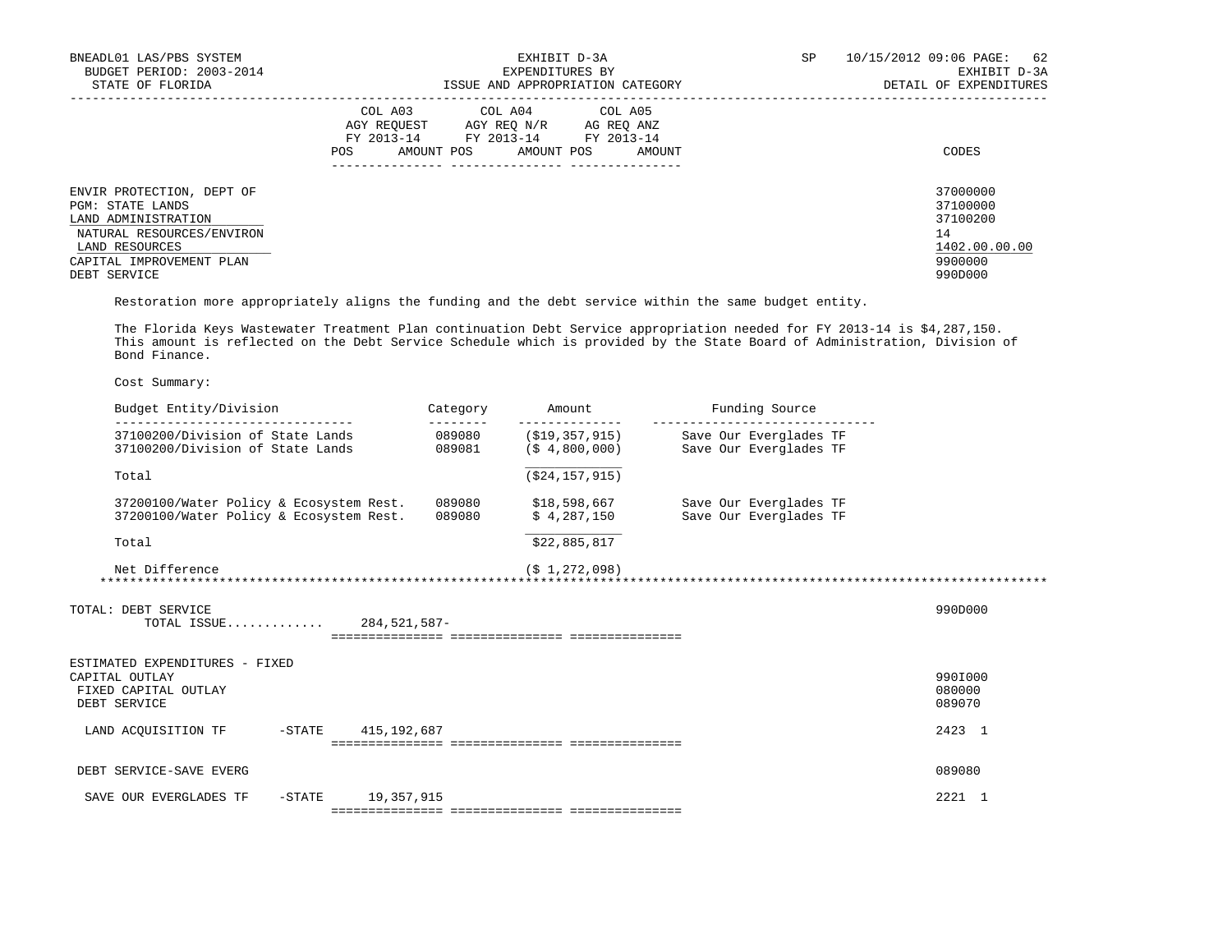| | COL A03 AGY REQUEST FY 2013-14 POS AMOUNT | COL A04 AGY REQ N/R FY 2013-14 POS AMOUNT | COL A05 AG REQ ANZ FY 2013-14 POS AMOUNT | CODES |
|---|---|---|---|---|
| ENVIR PROTECTION, DEPT OF | | | | 37000000 |
| PGM: STATE LANDS | | | | 37100000 |
| LAND ADMINISTRATION | | | | 37100200 |
| NATURAL RESOURCES/ENVIRON | | | | 14 |
| LAND RESOURCES | | | | 1402.00.00.00 |
| CAPITAL IMPROVEMENT PLAN | | | | 9900000 |
| DEBT SERVICE | | | | 990D000 |

Restoration more appropriately aligns the funding and the debt service within the same budget entity.

The Florida Keys Wastewater Treatment Plan continuation Debt Service appropriation needed for FY 2013-14 is $4,287,150. This amount is reflected on the Debt Service Schedule which is provided by the State Board of Administration, Division of Bond Finance.

Cost Summary:

| Budget Entity/Division | Category | Amount | Funding Source |
|---|---|---|---|
| 37100200/Division of State Lands | 089080 | ($19,357,915) | Save Our Everglades TF |
| 37100200/Division of State Lands | 089081 | ($ 4,800,000) | Save Our Everglades TF |
| Total | | ($24,157,915) | |
| 37200100/Water Policy & Ecosystem Rest. | 089080 | $18,598,667 | Save Our Everglades TF |
| 37200100/Water Policy & Ecosystem Rest. | 089080 | $ 4,287,150 | Save Our Everglades TF |
| Total | | $22,885,817 | |
| Net Difference | | ($ 1,272,098) | |

| | COL A03 | COL A04 | COL A05 | CODES |
|---|---|---|---|---|
| TOTAL: DEBT SERVICE | | | | 990D000 |
| TOTAL ISSUE............. | 284,521,587- | | | |
| ESTIMATED EXPENDITURES - FIXED CAPITAL OUTLAY | | | | 990I000 |
| FIXED CAPITAL OUTLAY | | | | 080000 |
| DEBT SERVICE | | | | 089070 |
| LAND ACQUISITION TF -STATE | 415,192,687 | | | 2423 1 |
| DEBT SERVICE-SAVE EVERG | | | | 089080 |
| SAVE OUR EVERGLADES TF -STATE | 19,357,915 | | | 2221 1 |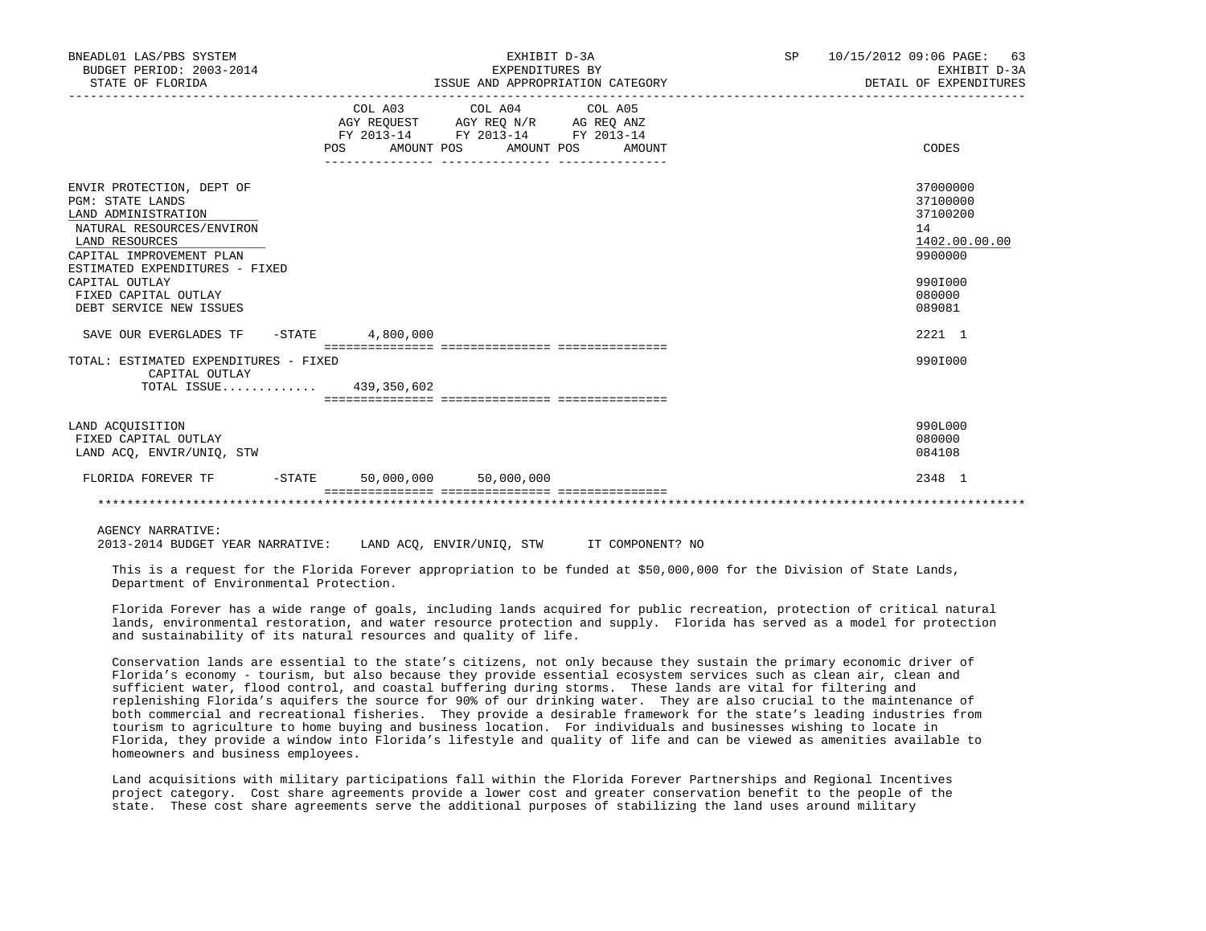BNEADL01 LAS/PBS SYSTEM | EXHIBIT D-3A | SP 10/15/2012 09:06 PAGE: 63
BUDGET PERIOD: 2003-2014 | EXPENDITURES BY | EXHIBIT D-3A
STATE OF FLORIDA | ISSUE AND APPROPRIATION CATEGORY | DETAIL OF EXPENDITURES

| | COL A03 AGY REQUEST FY 2013-14 POS AMOUNT | COL A04 AGY REQ N/R FY 2013-14 POS AMOUNT | COL A05 AG REQ ANZ FY 2013-14 POS AMOUNT | CODES |
|---|---|---|---|---|
| ENVIR PROTECTION, DEPT OF | | | | 37000000 |
| PGM: STATE LANDS | | | | 37100000 |
| LAND ADMINISTRATION | | | | 37100200 |
| NATURAL RESOURCES/ENVIRON | | | | 14 |
| LAND RESOURCES | | | | 1402.00.00.00 |
| CAPITAL IMPROVEMENT PLAN | | | | 9900000 |
| ESTIMATED EXPENDITURES - FIXED | | | | |
| CAPITAL OUTLAY | | | | 990I000 |
| FIXED CAPITAL OUTLAY | | | | 080000 |
| DEBT SERVICE NEW ISSUES | | | | 089081 |
| SAVE OUR EVERGLADES TF -STATE | 4,800,000 | | | 2221 1 |
| TOTAL: ESTIMATED EXPENDITURES - FIXED CAPITAL OUTLAY | | | | 990I000 |
| TOTAL ISSUE............ | 439,350,602 | | | |
| LAND ACQUISITION | | | | 990L000 |
| FIXED CAPITAL OUTLAY | | | | 080000 |
| LAND ACQ, ENVIR/UNIQ, STW | | | | 084108 |
| FLORIDA FOREVER TF -STATE | 50,000,000 | 50,000,000 | | 2348 1 |

AGENCY NARRATIVE:
2013-2014 BUDGET YEAR NARRATIVE: LAND ACQ, ENVIR/UNIQ, STW IT COMPONENT? NO

This is a request for the Florida Forever appropriation to be funded at $50,000,000 for the Division of State Lands, Department of Environmental Protection.

Florida Forever has a wide range of goals, including lands acquired for public recreation, protection of critical natural lands, environmental restoration, and water resource protection and supply. Florida has served as a model for protection and sustainability of its natural resources and quality of life.

Conservation lands are essential to the state's citizens, not only because they sustain the primary economic driver of Florida's economy - tourism, but also because they provide essential ecosystem services such as clean air, clean and sufficient water, flood control, and coastal buffering during storms. These lands are vital for filtering and replenishing Florida's aquifers the source for 90% of our drinking water. They are also crucial to the maintenance of both commercial and recreational fisheries. They provide a desirable framework for the state's leading industries from tourism to agriculture to home buying and business location. For individuals and businesses wishing to locate in Florida, they provide a window into Florida's lifestyle and quality of life and can be viewed as amenities available to homeowners and business employees.

Land acquisitions with military participations fall within the Florida Forever Partnerships and Regional Incentives project category. Cost share agreements provide a lower cost and greater conservation benefit to the people of the state. These cost share agreements serve the additional purposes of stabilizing the land uses around military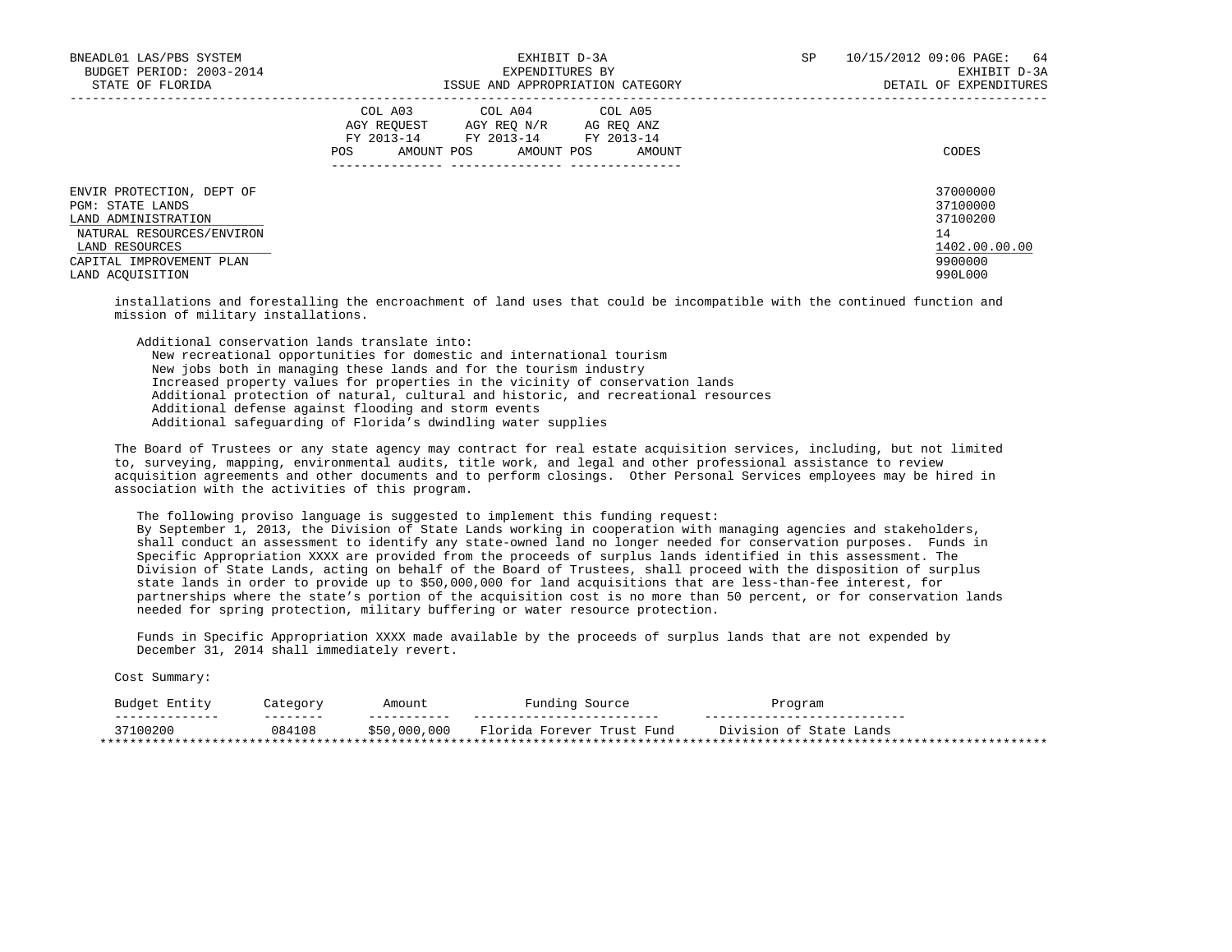| | COL A03 AGY REQUEST FY 2013-14 POS AMOUNT | COL A04 AGY REQ N/R FY 2013-14 POS AMOUNT | COL A05 AG REQ ANZ FY 2013-14 POS AMOUNT | CODES |
|---|---|---|---|---|
| ENVIR PROTECTION, DEPT OF | | | | 37000000 |
| PGM: STATE LANDS | | | | 37100000 |
| LAND ADMINISTRATION | | | | 37100200 |
| NATURAL RESOURCES/ENVIRON | | | | 14 |
| LAND RESOURCES | | | | 1402.00.00.00 |
| CAPITAL IMPROVEMENT PLAN | | | | 9900000 |
| LAND ACQUISITION | | | | 990L000 |

installations and forestalling the encroachment of land uses that could be incompatible with the continued function and mission of military installations.

Additional conservation lands translate into:

- New recreational opportunities for domestic and international tourism
- New jobs both in managing these lands and for the tourism industry
- Increased property values for properties in the vicinity of conservation lands
- Additional protection of natural, cultural and historic, and recreational resources
- Additional defense against flooding and storm events
- Additional safeguarding of Florida's dwindling water supplies

The Board of Trustees or any state agency may contract for real estate acquisition services, including, but not limited to, surveying, mapping, environmental audits, title work, and legal and other professional assistance to review acquisition agreements and other documents and to perform closings. Other Personal Services employees may be hired in association with the activities of this program.

The following proviso language is suggested to implement this funding request:
By September 1, 2013, the Division of State Lands working in cooperation with managing agencies and stakeholders, shall conduct an assessment to identify any state-owned land no longer needed for conservation purposes. Funds in Specific Appropriation XXXX are provided from the proceeds of surplus lands identified in this assessment. The Division of State Lands, acting on behalf of the Board of Trustees, shall proceed with the disposition of surplus state lands in order to provide up to $50,000,000 for land acquisitions that are less-than-fee interest, for partnerships where the state's portion of the acquisition cost is no more than 50 percent, or for conservation lands needed for spring protection, military buffering or water resource protection.

Funds in Specific Appropriation XXXX made available by the proceeds of surplus lands that are not expended by December 31, 2014 shall immediately revert.

Cost Summary:

| Budget Entity | Category | Amount | Funding Source | Program |
|---|---|---|---|---|
| 37100200 | 084108 | $50,000,000 | Florida Forever Trust Fund | Division of State Lands |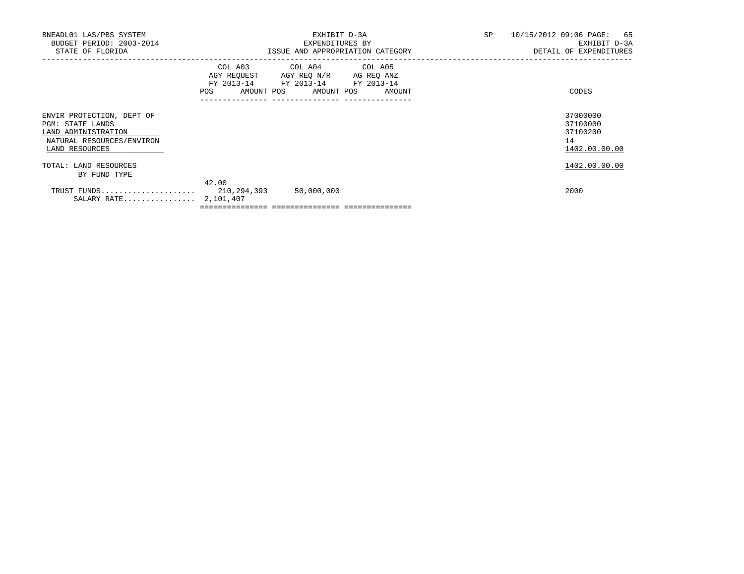BNEADL01 LAS/PBS SYSTEM
BUDGET PERIOD: 2003-2014
STATE OF FLORIDA

EXHIBIT D-3A
EXPENDITURES BY
ISSUE AND APPROPRIATION CATEGORY

SP 10/15/2012 09:06
EXHIBIT D-3A
DETAIL OF EXPENDITURES

| | COL A03 AGY REQUEST FY 2013-14 POS AMOUNT | COL A04 AGY REQ N/R FY 2013-14 POS AMOUNT | COL A05 AG REQ ANZ FY 2013-14 POS AMOUNT | CODES |
|---|---|---|---|---|
| ENVIR PROTECTION, DEPT OF | | | | 37000000 |
| PGM: STATE LANDS | | | | 37100000 |
| LAND ADMINISTRATION | | | | 37100200 |
| NATURAL RESOURCES/ENVIRON | | | | 14 |
| LAND RESOURCES | | | | 1402.00.00.00 |
| TOTAL: LAND RESOURCES | | | | 1402.00.00.00 |
| BY FUND TYPE | | | | |
| | 42.00 | | | |
| TRUST FUNDS | 210,294,393 | 50,000,000 | | 2000 |
| SALARY RATE | 2,101,407 | | | |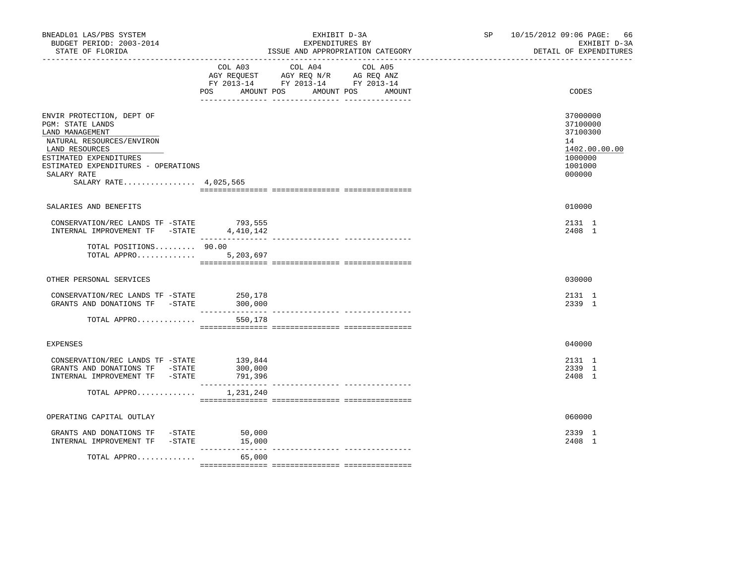BNEADL01 LAS/PBS SYSTEM — EXHIBIT D-3A — SP 10/15/2012 09:06
BUDGET PERIOD: 2003-2014 — EXPENDITURES BY — EXHIBIT D-3A
STATE OF FLORIDA — ISSUE AND APPROPRIATION CATEGORY — DETAIL OF EXPENDITURES

| | COL A03 AGY REQUEST FY 2013-14 POS AMOUNT | COL A04 AGY REQ N/R FY 2013-14 POS AMOUNT | COL A05 AG REQ ANZ FY 2013-14 POS AMOUNT | CODES |
|---|---|---|---|---|
| ENVIR PROTECTION, DEPT OF | | | | 37000000 |
| PGM: STATE LANDS | | | | 37100000 |
| LAND MANAGEMENT | | | | 37100300 |
| NATURAL RESOURCES/ENVIRON | | | | 14 |
| LAND RESOURCES | | | | 1402.00.00.00 |
| ESTIMATED EXPENDITURES | | | | 1000000 |
| ESTIMATED EXPENDITURES - OPERATIONS | | | | 1001000 |
| SALARY RATE | | | | 000000 |
| SALARY RATE................ 4,025,565 | | | | |
| SALARIES AND BENEFITS | | | | 010000 |
| CONSERVATION/REC LANDS TF -STATE | 793,555 | | | 2131 1 |
| INTERNAL IMPROVEMENT TF -STATE | 4,410,142 | | | 2408 1 |
| TOTAL POSITIONS......... | 90.00 | | | |
| TOTAL APPRO............. | 5,203,697 | | | |
| OTHER PERSONAL SERVICES | | | | 030000 |
| CONSERVATION/REC LANDS TF -STATE | 250,178 | | | 2131 1 |
| GRANTS AND DONATIONS TF -STATE | 300,000 | | | 2339 1 |
| TOTAL APPRO............. | 550,178 | | | |
| EXPENSES | | | | 040000 |
| CONSERVATION/REC LANDS TF -STATE | 139,844 | | | 2131 1 |
| GRANTS AND DONATIONS TF -STATE | 300,000 | | | 2339 1 |
| INTERNAL IMPROVEMENT TF -STATE | 791,396 | | | 2408 1 |
| TOTAL APPRO............. | 1,231,240 | | | |
| OPERATING CAPITAL OUTLAY | | | | 060000 |
| GRANTS AND DONATIONS TF -STATE | 50,000 | | | 2339 1 |
| INTERNAL IMPROVEMENT TF -STATE | 15,000 | | | 2408 1 |
| TOTAL APPRO............. | 65,000 | | | |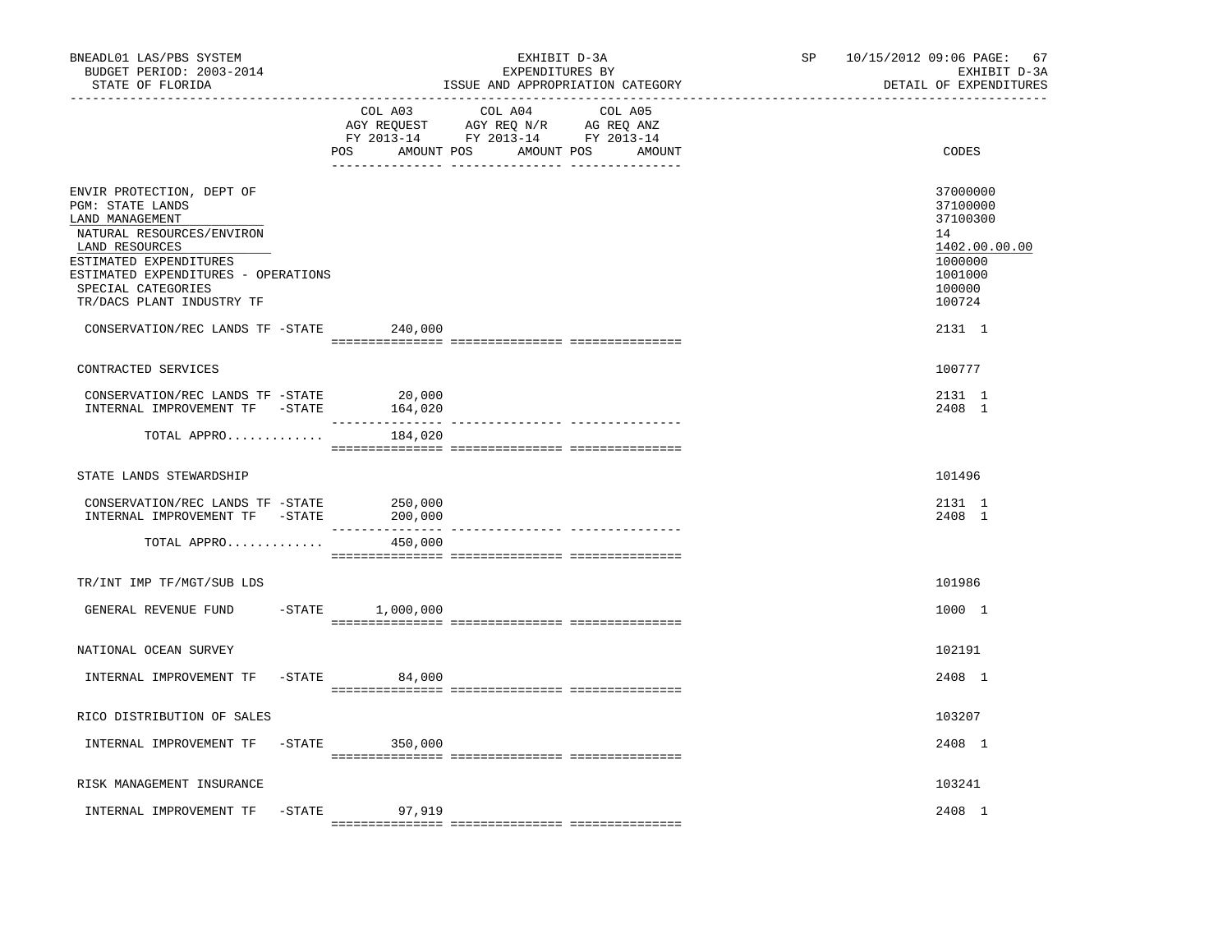BNEADL01 LAS/PBS SYSTEM | EXHIBIT D-3A | SP 10/15/2012 09:06 PAGE: 67
BUDGET PERIOD: 2003-2014 | EXPENDITURES BY | EXHIBIT D-3A
STATE OF FLORIDA | ISSUE AND APPROPRIATION CATEGORY | DETAIL OF EXPENDITURES

| | COL A03 AGY REQUEST FY 2013-14 POS AMOUNT | COL A04 AGY REQ N/R FY 2013-14 POS AMOUNT | COL A05 AG REQ ANZ FY 2013-14 POS AMOUNT | CODES |
|---|---|---|---|---|
| ENVIR PROTECTION, DEPT OF | | | | 37000000 |
| PGM: STATE LANDS | | | | 37100000 |
| LAND MANAGEMENT | | | | 37100300 |
| NATURAL RESOURCES/ENVIRON | | | | 14 |
| LAND RESOURCES | | | | 1402.00.00.00 |
| ESTIMATED EXPENDITURES | | | | 1000000 |
| ESTIMATED EXPENDITURES - OPERATIONS | | | | 1001000 |
| SPECIAL CATEGORIES | | | | 100000 |
| TR/DACS PLANT INDUSTRY TF | | | | 100724 |
| CONSERVATION/REC LANDS TF -STATE | 240,000 | | | 2131 1 |
| CONTRACTED SERVICES | | | | 100777 |
| CONSERVATION/REC LANDS TF -STATE | 20,000 | | | 2131 1 |
| INTERNAL IMPROVEMENT TF -STATE | 164,020 | | | 2408 1 |
| TOTAL APPRO............ | 184,020 | | | |
| STATE LANDS STEWARDSHIP | | | | 101496 |
| CONSERVATION/REC LANDS TF -STATE | 250,000 | | | 2131 1 |
| INTERNAL IMPROVEMENT TF -STATE | 200,000 | | | 2408 1 |
| TOTAL APPRO............ | 450,000 | | | |
| TR/INT IMP TF/MGT/SUB LDS | | | | 101986 |
| GENERAL REVENUE FUND -STATE | 1,000,000 | | | 1000 1 |
| NATIONAL OCEAN SURVEY | | | | 102191 |
| INTERNAL IMPROVEMENT TF -STATE | 84,000 | | | 2408 1 |
| RICO DISTRIBUTION OF SALES | | | | 103207 |
| INTERNAL IMPROVEMENT TF -STATE | 350,000 | | | 2408 1 |
| RISK MANAGEMENT INSURANCE | | | | 103241 |
| INTERNAL IMPROVEMENT TF -STATE | 97,919 | | | 2408 1 |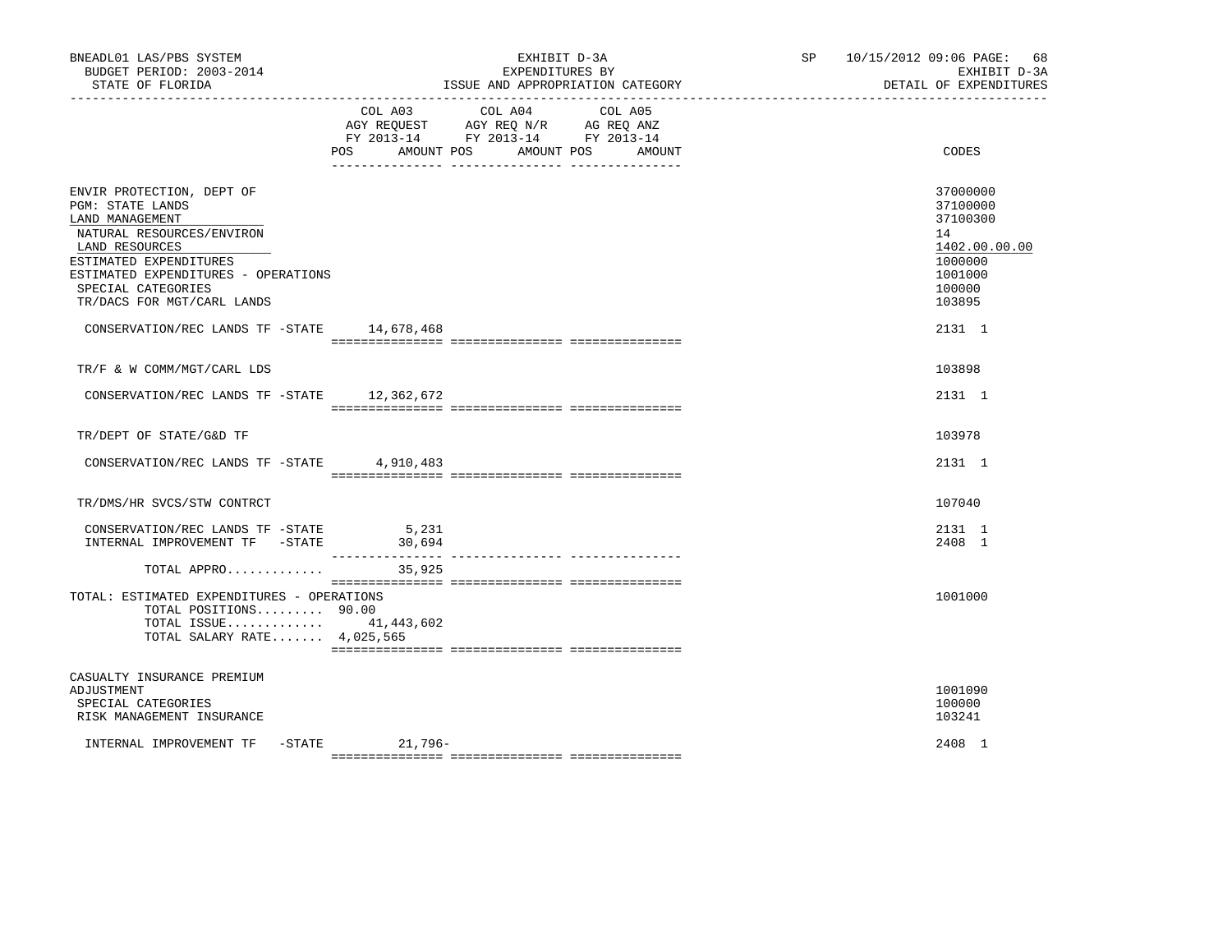| | COL A03 AGY REQUEST FY 2013-14 POS AMOUNT | COL A04 AGY REQ N/R FY 2013-14 POS AMOUNT | COL A05 AG REQ ANZ FY 2013-14 POS AMOUNT | CODES |
|---|---|---|---|---|
| ENVIR PROTECTION, DEPT OF | | | | 37000000 |
| PGM: STATE LANDS | | | | 37100000 |
| LAND MANAGEMENT | | | | 37100300 |
| NATURAL RESOURCES/ENVIRON | | | | 14 |
| LAND RESOURCES | | | | 1402.00.00.00 |
| ESTIMATED EXPENDITURES | | | | 1000000 |
| ESTIMATED EXPENDITURES - OPERATIONS | | | | 1001000 |
| SPECIAL CATEGORIES | | | | 100000 |
| TR/DACS FOR MGT/CARL LANDS | | | | 103895 |
| CONSERVATION/REC LANDS TF -STATE | 14,678,468 | | | 2131 1 |
| TR/F & W COMM/MGT/CARL LDS | | | | 103898 |
| CONSERVATION/REC LANDS TF -STATE | 12,362,672 | | | 2131 1 |
| TR/DEPT OF STATE/G&D TF | | | | 103978 |
| CONSERVATION/REC LANDS TF -STATE | 4,910,483 | | | 2131 1 |
| TR/DMS/HR SVCS/STW CONTRCT | | | | 107040 |
| CONSERVATION/REC LANDS TF -STATE | 5,231 | | | 2131 1 |
| INTERNAL IMPROVEMENT TF -STATE | 30,694 | | | 2408 1 |
| TOTAL APPRO............. | 35,925 | | | |
| TOTAL: ESTIMATED EXPENDITURES - OPERATIONS | | | | 1001000 |
| TOTAL POSITIONS......... | 90.00 | | | |
| TOTAL ISSUE............. | 41,443,602 | | | |
| TOTAL SALARY RATE....... | 4,025,565 | | | |
| CASUALTY INSURANCE PREMIUM ADJUSTMENT | | | | 1001090 |
| SPECIAL CATEGORIES | | | | 100000 |
| RISK MANAGEMENT INSURANCE | | | | 103241 |
| INTERNAL IMPROVEMENT TF -STATE | 21,796- | | | 2408 1 |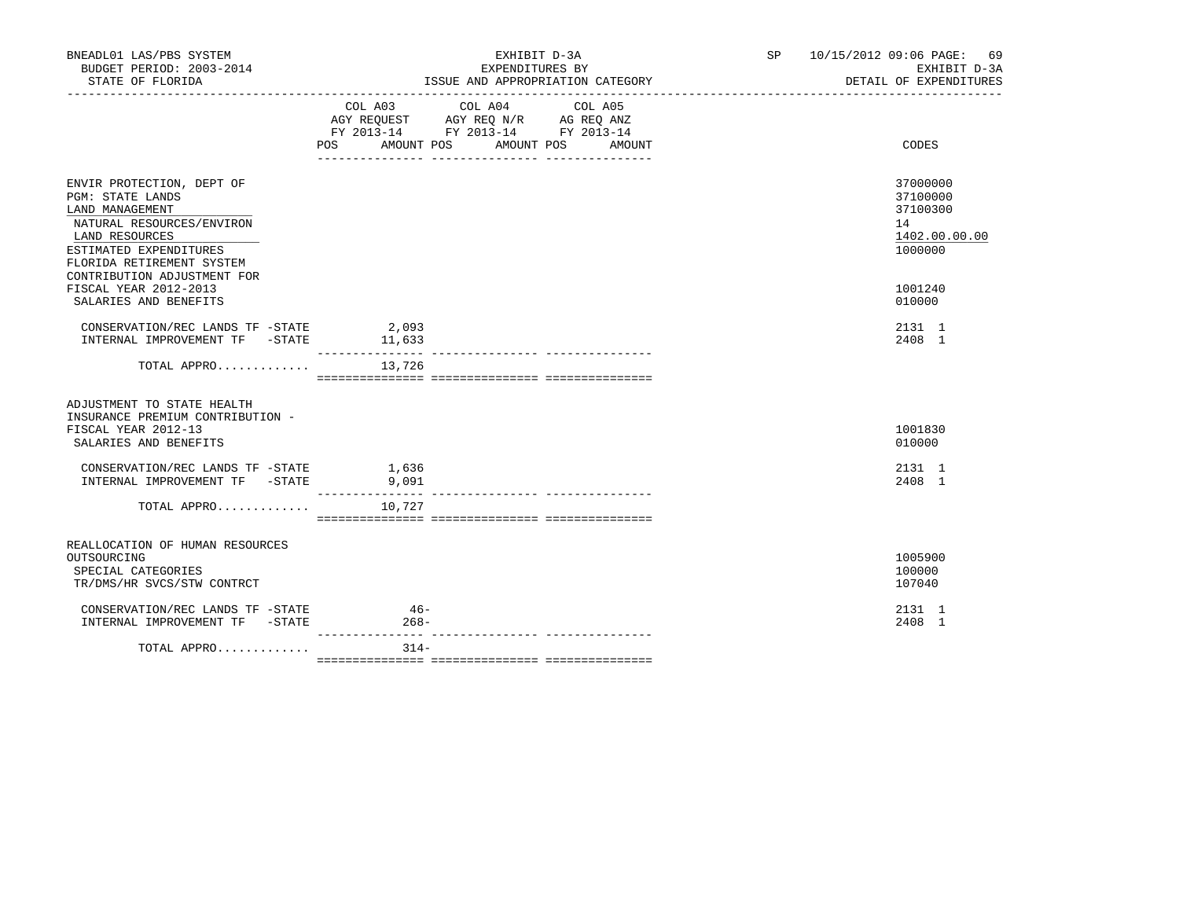BNEADL01 LAS/PBS SYSTEM
BUDGET PERIOD: 2003-2014
STATE OF FLORIDA

EXHIBIT D-3A
EXPENDITURES BY
ISSUE AND APPROPRIATION CATEGORY

SP 10/15/2012 09:06

EXHIBIT D-3A
DETAIL OF EXPENDITURES

| | COL A03 AGY REQUEST FY 2013-14 POS | AMOUNT | COL A04 AGY REQ N/R FY 2013-14 POS | AMOUNT | COL A05 AG REQ ANZ FY 2013-14 POS | AMOUNT | CODES |
|---|---|---|---|---|---|---|---|
| ENVIR PROTECTION, DEPT OF | | | | | | | 37000000 |
| PGM: STATE LANDS | | | | | | | 37100000 |
| LAND MANAGEMENT | | | | | | | 37100300 |
| NATURAL RESOURCES/ENVIRON | | | | | | | 14 |
| LAND RESOURCES | | | | | | | 1402.00.00.00 |
| ESTIMATED EXPENDITURES | | | | | | | 1000000 |
| FLORIDA RETIREMENT SYSTEM CONTRIBUTION ADJUSTMENT FOR FISCAL YEAR 2012-2013 | | | | | | | 1001240 |
| SALARIES AND BENEFITS | | | | | | | 010000 |
| CONSERVATION/REC LANDS TF -STATE | | 2,093 | | | | | 2131 1 |
| INTERNAL IMPROVEMENT TF -STATE | | 11,633 | | | | | 2408 1 |
| TOTAL APPRO............. | | 13,726 | | | | | |
| ADJUSTMENT TO STATE HEALTH INSURANCE PREMIUM CONTRIBUTION - FISCAL YEAR 2012-13 | | | | | | | 1001830 |
| SALARIES AND BENEFITS | | | | | | | 010000 |
| CONSERVATION/REC LANDS TF -STATE | | 1,636 | | | | | 2131 1 |
| INTERNAL IMPROVEMENT TF -STATE | | 9,091 | | | | | 2408 1 |
| TOTAL APPRO............. | | 10,727 | | | | | |
| REALLOCATION OF HUMAN RESOURCES OUTSOURCING | | | | | | | 1005900 |
| SPECIAL CATEGORIES | | | | | | | 100000 |
| TR/DMS/HR SVCS/STW CONTRCT | | | | | | | 107040 |
| CONSERVATION/REC LANDS TF -STATE | | 46- | | | | | 2131 1 |
| INTERNAL IMPROVEMENT TF -STATE | | 268- | | | | | 2408 1 |
| TOTAL APPRO............. | | 314- | | | | | |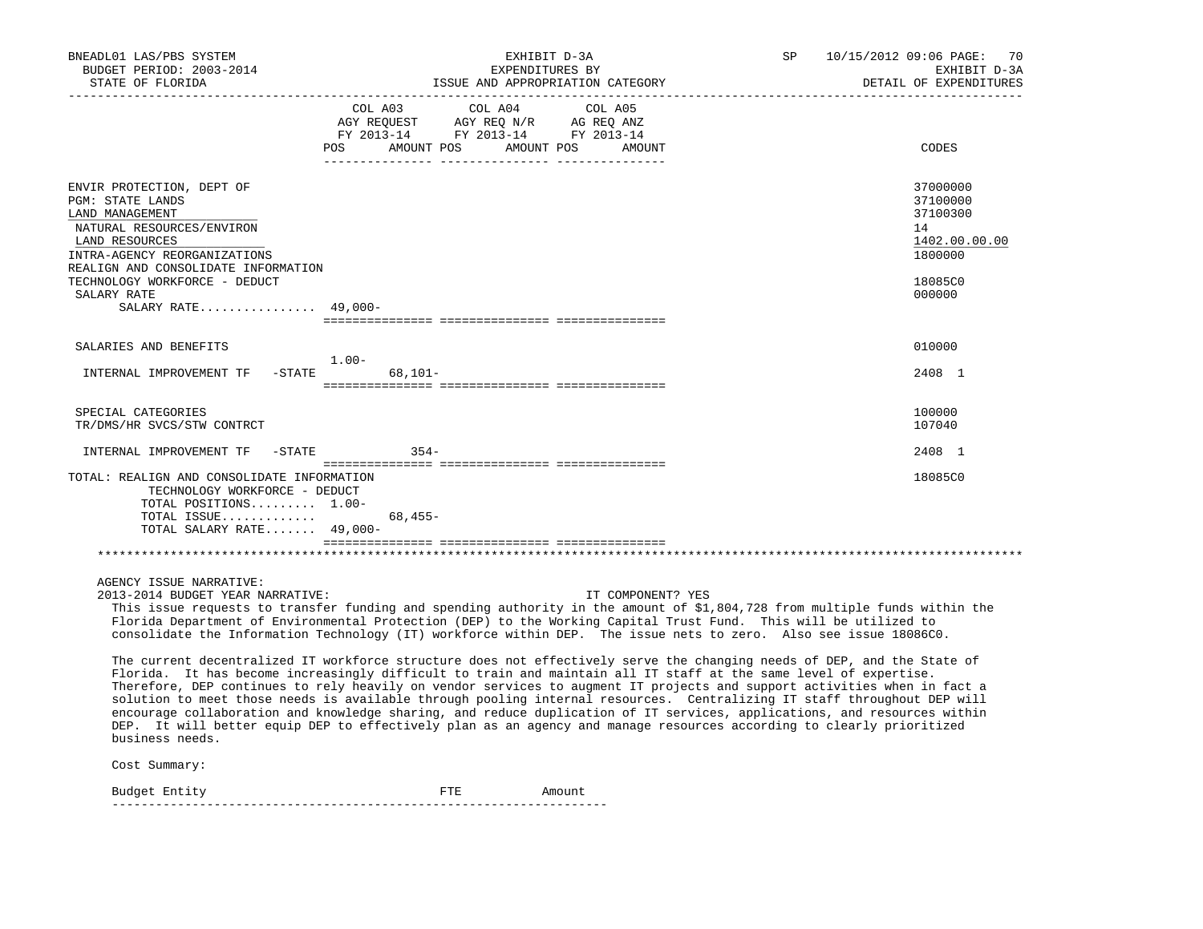BNEADL01 LAS/PBS SYSTEM | EXHIBIT D-3A | SP 10/15/2012 09:06
BUDGET PERIOD: 2003-2014 | EXPENDITURES BY | EXHIBIT D-3A
STATE OF FLORIDA | ISSUE AND APPROPRIATION CATEGORY | DETAIL OF EXPENDITURES

| | COL A03 AGY REQUEST FY 2013-14 POS | AMOUNT | COL A04 AGY REQ N/R FY 2013-14 POS | AMOUNT | COL A05 AG REQ ANZ FY 2013-14 POS | AMOUNT | CODES |
|---|---|---|---|---|---|---|---|
| ENVIR PROTECTION, DEPT OF | | | | | | | 37000000 |
| PGM: STATE LANDS | | | | | | | 37100000 |
| LAND MANAGEMENT | | | | | | | 37100300 |
| NATURAL RESOURCES/ENVIRON | | | | | | | 14 |
| LAND RESOURCES | | | | | | | 1402.00.00.00 |
| INTRA-AGENCY REORGANIZATIONS | | | | | | | 1800000 |
| REALIGN AND CONSOLIDATE INFORMATION TECHNOLOGY WORKFORCE - DEDUCT | | | | | | | 18085C0 |
| SALARY RATE | | | | | | | 000000 |
| SALARY RATE................ | 49,000- | | | | | | |
| SALARIES AND BENEFITS | | | | | | | 010000 |
| INTERNAL IMPROVEMENT TF -STATE | 1.00- | 68,101- | | | | | 2408 1 |
| SPECIAL CATEGORIES | | | | | | | 100000 |
| TR/DMS/HR SVCS/STW CONTRCT | | | | | | | 107040 |
| INTERNAL IMPROVEMENT TF -STATE | | 354- | | | | | 2408 1 |
| TOTAL: REALIGN AND CONSOLIDATE INFORMATION TECHNOLOGY WORKFORCE - DEDUCT | | | | | | | 18085C0 |
| TOTAL POSITIONS......... | 1.00- | | | | | | |
| TOTAL ISSUE............ | | 68,455- | | | | | |
| TOTAL SALARY RATE....... | 49,000- | | | | | | |

AGENCY ISSUE NARRATIVE:
2013-2014 BUDGET YEAR NARRATIVE: IT COMPONENT? YES

This issue requests to transfer funding and spending authority in the amount of $1,804,728 from multiple funds within the Florida Department of Environmental Protection (DEP) to the Working Capital Trust Fund. This will be utilized to consolidate the Information Technology (IT) workforce within DEP. The issue nets to zero. Also see issue 18086C0.

The current decentralized IT workforce structure does not effectively serve the changing needs of DEP, and the State of Florida. It has become increasingly difficult to train and maintain all IT staff at the same level of expertise. Therefore, DEP continues to rely heavily on vendor services to augment IT projects and support activities when in fact a solution to meet those needs is available through pooling internal resources. Centralizing IT staff throughout DEP will encourage collaboration and knowledge sharing, and reduce duplication of IT services, applications, and resources within DEP. It will better equip DEP to effectively plan as an agency and manage resources according to clearly prioritized business needs.

Cost Summary:

| Budget Entity | FTE | Amount |
|---|---|---|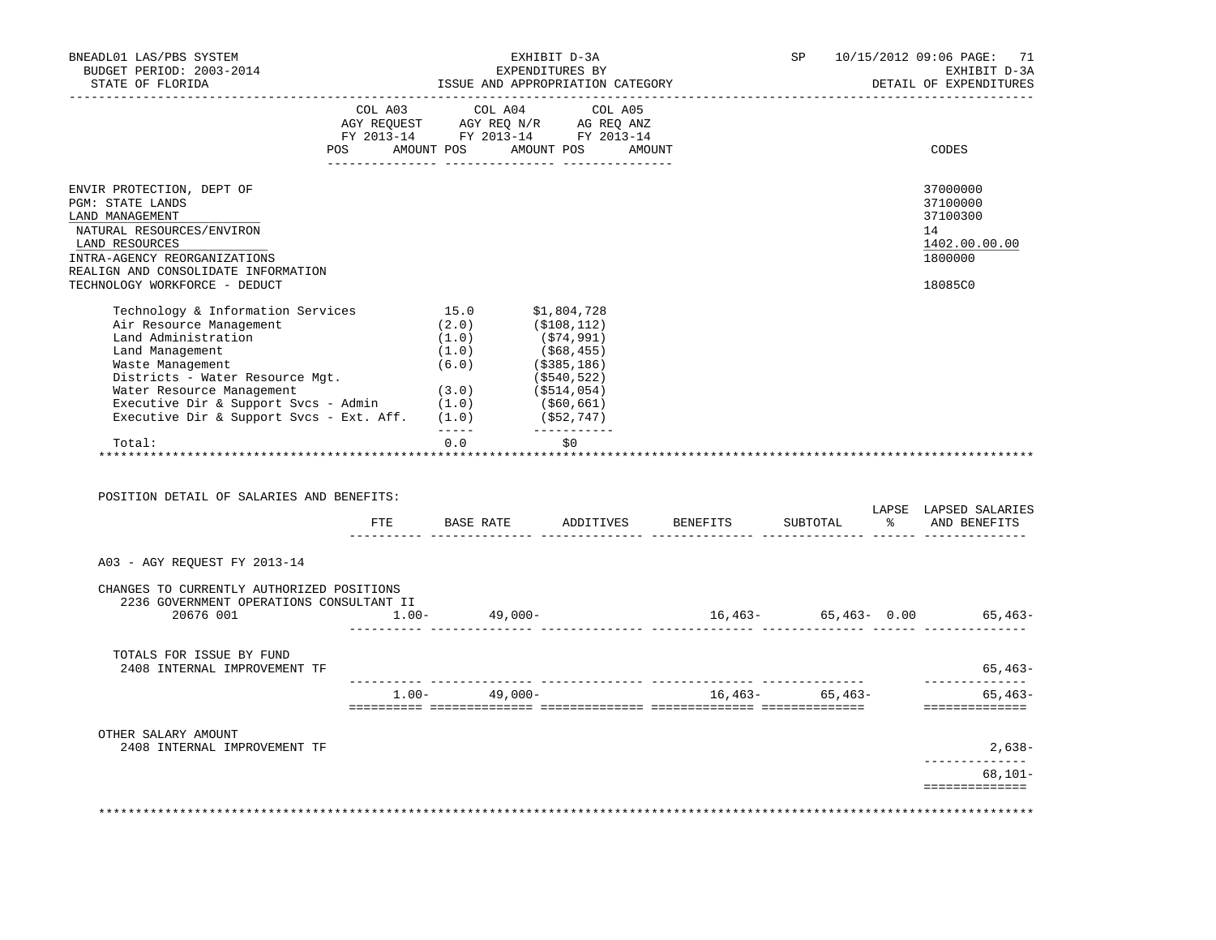BNEADL01 LAS/PBS SYSTEM
BUDGET PERIOD: 2003-2014
STATE OF FLORIDA

EXHIBIT D-3A
EXPENDITURES BY
ISSUE AND APPROPRIATION CATEGORY

SP 10/15/2012 09:06
EXHIBIT D-3A
DETAIL OF EXPENDITURES

| | COL A03 AGY REQUEST FY 2013-14 POS | AMOUNT | COL A04 AGY REQ N/R FY 2013-14 POS | AMOUNT | COL A05 AG REQ ANZ FY 2013-14 POS | AMOUNT | CODES |
|---|---|---|---|---|---|---|---|
| ENVIR PROTECTION, DEPT OF | | | | | | | 37000000 |
| PGM: STATE LANDS | | | | | | | 37100000 |
| LAND MANAGEMENT | | | | | | | 37100300 |
| NATURAL RESOURCES/ENVIRON | | | | | | | 14 |
| LAND RESOURCES | | | | | | | 1402.00.00.00 |
| INTRA-AGENCY REORGANIZATIONS | | | | | | | 1800000 |
| REALIGN AND CONSOLIDATE INFORMATION TECHNOLOGY WORKFORCE - DEDUCT | | | | | | | 18085C0 |

| | | |
|---|---|---|
| Technology & Information Services | 15.0 | $1,804,728 |
| Air Resource Management | (2.0) | ($108,112) |
| Land Administration | (1.0) | ($74,991) |
| Land Management | (1.0) | ($68,455) |
| Waste Management | (6.0) | ($385,186) |
| Districts - Water Resource Mgt. | | ($540,522) |
| Water Resource Management | (3.0) | ($514,054) |
| Executive Dir & Support Svcs - Admin | (1.0) | ($60,661) |
| Executive Dir & Support Svcs - Ext. Aff. | (1.0) | ($52,747) |
| Total: | 0.0 | $0 |

POSITION DETAIL OF SALARIES AND BENEFITS:

| | FTE | BASE RATE | ADDITIVES | BENEFITS | SUBTOTAL | LAPSE % | LAPSED SALARIES AND BENEFITS |
|---|---|---|---|---|---|---|---|
| A03 - AGY REQUEST FY 2013-14 | | | | | | | |
| CHANGES TO CURRENTLY AUTHORIZED POSITIONS | | | | | | | |
| 2236 GOVERNMENT OPERATIONS CONSULTANT II 20676 001 | 1.00- | 49,000- | | 16,463- | 65,463- | 0.00 | 65,463- |
| TOTALS FOR ISSUE BY FUND | | | | | | | |
| 2408 INTERNAL IMPROVEMENT TF | | | | | | | 65,463- |
| | 1.00- | 49,000- | | 16,463- | 65,463- | | 65,463- |
| OTHER SALARY AMOUNT | | | | | | | |
| 2408 INTERNAL IMPROVEMENT TF | | | | | | | 2,638- |
| | | | | | | | 68,101- |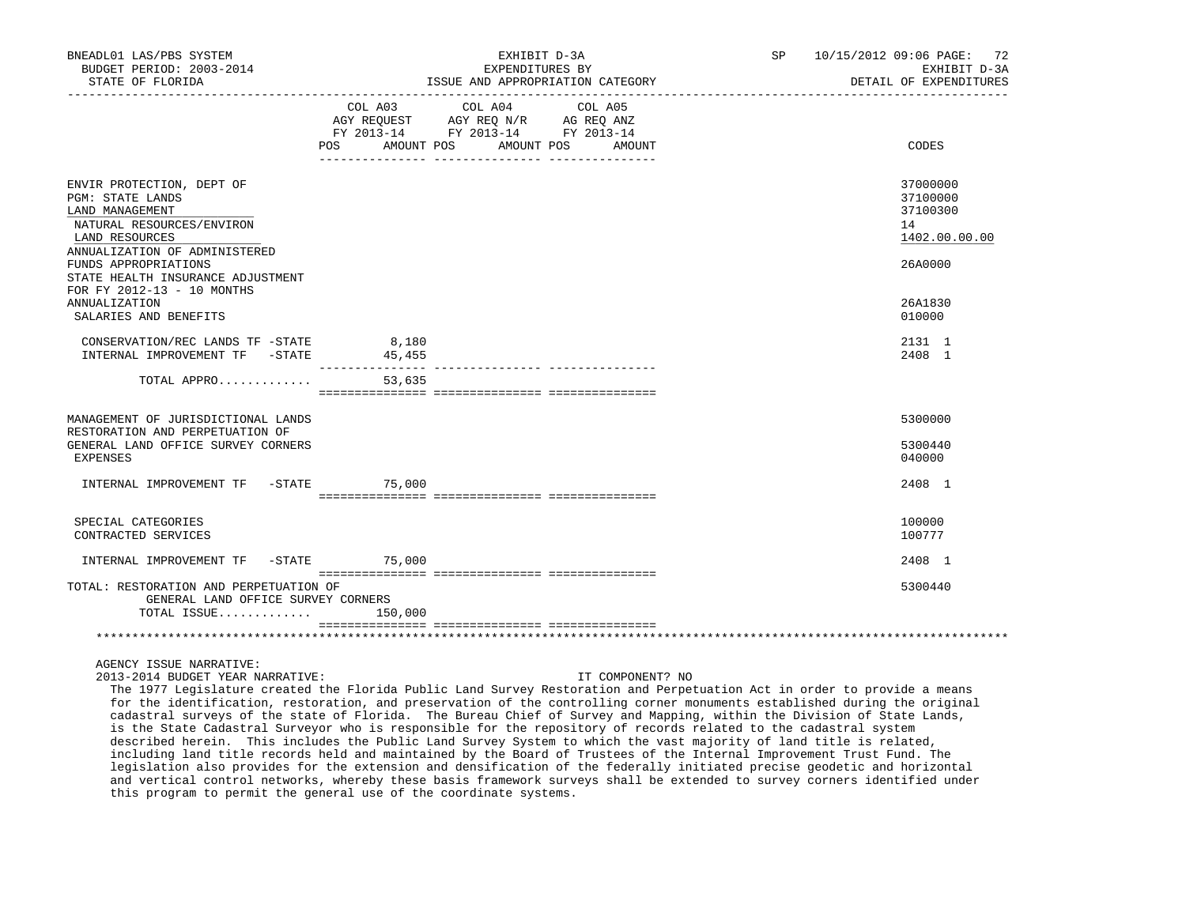BNEADL01 LAS/PBS SYSTEM — EXHIBIT D-3A — EXPENDITURES BY ISSUE AND APPROPRIATION CATEGORY — DETAIL OF EXPENDITURES

BUDGET PERIOD: 2003-2014 — STATE OF FLORIDA — SP 10/15/2012 09:06

| | COL A03 AGY REQUEST FY 2013-14 POS AMOUNT | COL A04 AGY REQ N/R FY 2013-14 POS AMOUNT | COL A05 AG REQ ANZ FY 2013-14 POS AMOUNT | CODES |
|---|---|---|---|---|
| ENVIR PROTECTION, DEPT OF | | | | 37000000 |
| PGM: STATE LANDS | | | | 37100000 |
| LAND MANAGEMENT | | | | 37100300 |
| NATURAL RESOURCES/ENVIRON | | | | 14 |
| LAND RESOURCES | | | | 1402.00.00.00 |
| ANNUALIZATION OF ADMINISTERED FUNDS APPROPRIATIONS | | | | 26A0000 |
| STATE HEALTH INSURANCE ADJUSTMENT FOR FY 2012-13 - 10 MONTHS ANNUALIZATION | | | | 26A1830 |
| SALARIES AND BENEFITS | | | | 010000 |
| CONSERVATION/REC LANDS TF -STATE | 8,180 | | | 2131 1 |
| INTERNAL IMPROVEMENT TF -STATE | 45,455 | | | 2408 1 |
| TOTAL APPRO............ | 53,635 | | | |
| MANAGEMENT OF JURISDICTIONAL LANDS | | | | 5300000 |
| RESTORATION AND PERPETUATION OF GENERAL LAND OFFICE SURVEY CORNERS | | | | 5300440 |
| EXPENSES | | | | 040000 |
| INTERNAL IMPROVEMENT TF -STATE | 75,000 | | | 2408 1 |
| SPECIAL CATEGORIES | | | | 100000 |
| CONTRACTED SERVICES | | | | 100777 |
| INTERNAL IMPROVEMENT TF -STATE | 75,000 | | | 2408 1 |
| TOTAL: RESTORATION AND PERPETUATION OF GENERAL LAND OFFICE SURVEY CORNERS | | | | 5300440 |
| TOTAL ISSUE............ | 150,000 | | | |

AGENCY ISSUE NARRATIVE:

2013-2014 BUDGET YEAR NARRATIVE: IT COMPONENT? NO

The 1977 Legislature created the Florida Public Land Survey Restoration and Perpetuation Act in order to provide a means for the identification, restoration, and preservation of the controlling corner monuments established during the original cadastral surveys of the state of Florida. The Bureau Chief of Survey and Mapping, within the Division of State Lands, is the State Cadastral Surveyor who is responsible for the repository of records related to the cadastral system described herein. This includes the Public Land Survey System to which the vast majority of land title is related, including land title records held and maintained by the Board of Trustees of the Internal Improvement Trust Fund. The legislation also provides for the extension and densification of the federally initiated precise geodetic and horizontal and vertical control networks, whereby these basis framework surveys shall be extended to survey corners identified under this program to permit the general use of the coordinate systems.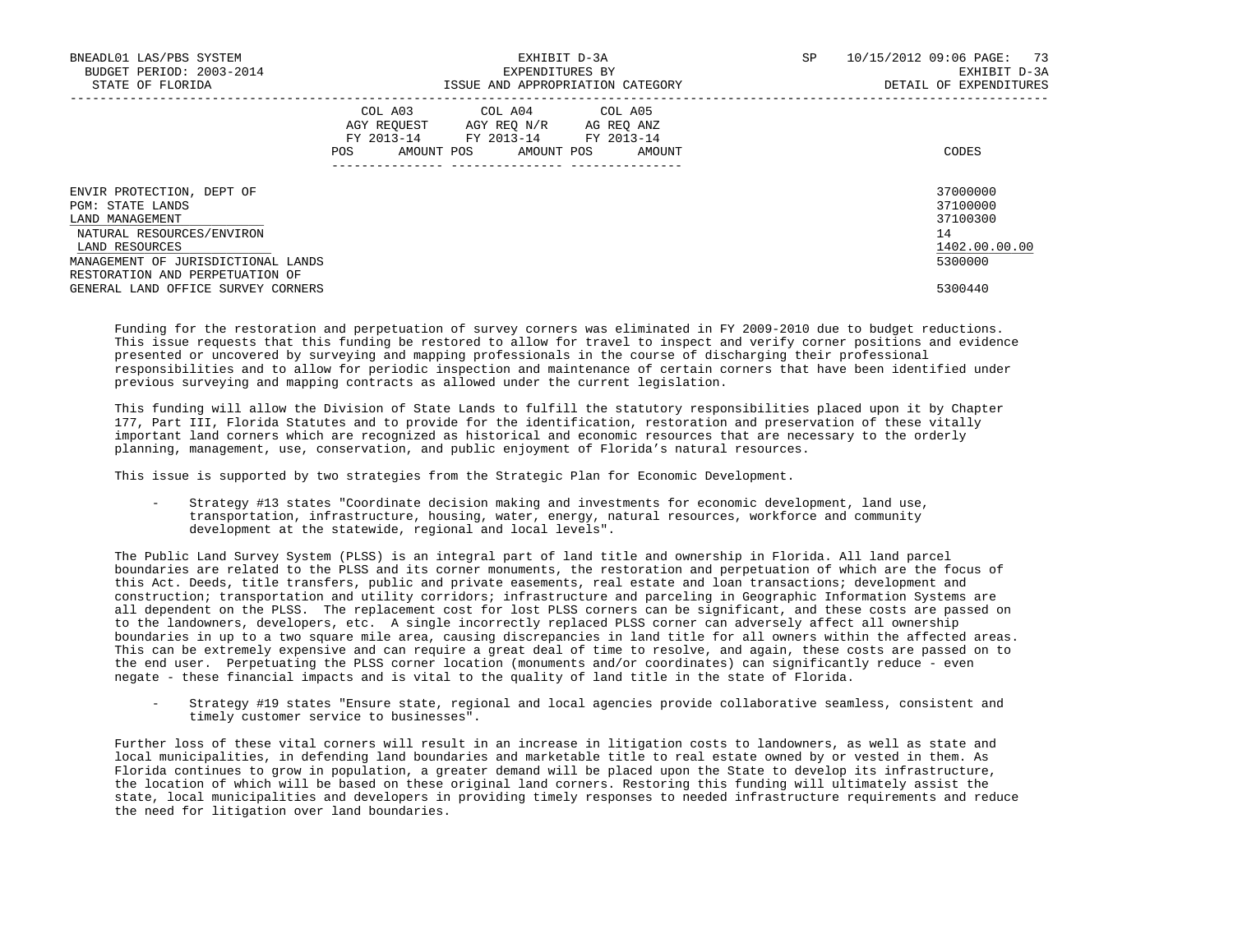| | COL A03 AGY REQUEST FY 2013-14 | | COL A04 AGY REQ N/R FY 2013-14 | | COL A05 AG REQ ANZ FY 2013-14 | | |
|---|---|---|---|---|---|---|---|
| | POS | AMOUNT | POS | AMOUNT | POS | AMOUNT | CODES |
| ENVIR PROTECTION, DEPT OF | | | | | | | 37000000 |
| PGM: STATE LANDS | | | | | | | 37100000 |
| LAND MANAGEMENT | | | | | | | 37100300 |
| NATURAL RESOURCES/ENVIRON | | | | | | | 14 |
| LAND RESOURCES | | | | | | | 1402.00.00.00 |
| MANAGEMENT OF JURISDICTIONAL LANDS | | | | | | | 5300000 |
| RESTORATION AND PERPETUATION OF GENERAL LAND OFFICE SURVEY CORNERS | | | | | | | 5300440 |

Funding for the restoration and perpetuation of survey corners was eliminated in FY 2009-2010 due to budget reductions. This issue requests that this funding be restored to allow for travel to inspect and verify corner positions and evidence presented or uncovered by surveying and mapping professionals in the course of discharging their professional responsibilities and to allow for periodic inspection and maintenance of certain corners that have been identified under previous surveying and mapping contracts as allowed under the current legislation.

This funding will allow the Division of State Lands to fulfill the statutory responsibilities placed upon it by Chapter 177, Part III, Florida Statutes and to provide for the identification, restoration and preservation of these vitally important land corners which are recognized as historical and economic resources that are necessary to the orderly planning, management, use, conservation, and public enjoyment of Florida's natural resources.

This issue is supported by two strategies from the Strategic Plan for Economic Development.

- Strategy #13 states "Coordinate decision making and investments for economic development, land use, transportation, infrastructure, housing, water, energy, natural resources, workforce and community development at the statewide, regional and local levels".

The Public Land Survey System (PLSS) is an integral part of land title and ownership in Florida. All land parcel boundaries are related to the PLSS and its corner monuments, the restoration and perpetuation of which are the focus of this Act. Deeds, title transfers, public and private easements, real estate and loan transactions; development and construction; transportation and utility corridors; infrastructure and parceling in Geographic Information Systems are all dependent on the PLSS. The replacement cost for lost PLSS corners can be significant, and these costs are passed on to the landowners, developers, etc. A single incorrectly replaced PLSS corner can adversely affect all ownership boundaries in up to a two square mile area, causing discrepancies in land title for all owners within the affected areas. This can be extremely expensive and can require a great deal of time to resolve, and again, these costs are passed on to the end user. Perpetuating the PLSS corner location (monuments and/or coordinates) can significantly reduce - even negate - these financial impacts and is vital to the quality of land title in the state of Florida.

- Strategy #19 states "Ensure state, regional and local agencies provide collaborative seamless, consistent and timely customer service to businesses".

Further loss of these vital corners will result in an increase in litigation costs to landowners, as well as state and local municipalities, in defending land boundaries and marketable title to real estate owned by or vested in them. As Florida continues to grow in population, a greater demand will be placed upon the State to develop its infrastructure, the location of which will be based on these original land corners. Restoring this funding will ultimately assist the state, local municipalities and developers in providing timely responses to needed infrastructure requirements and reduce the need for litigation over land boundaries.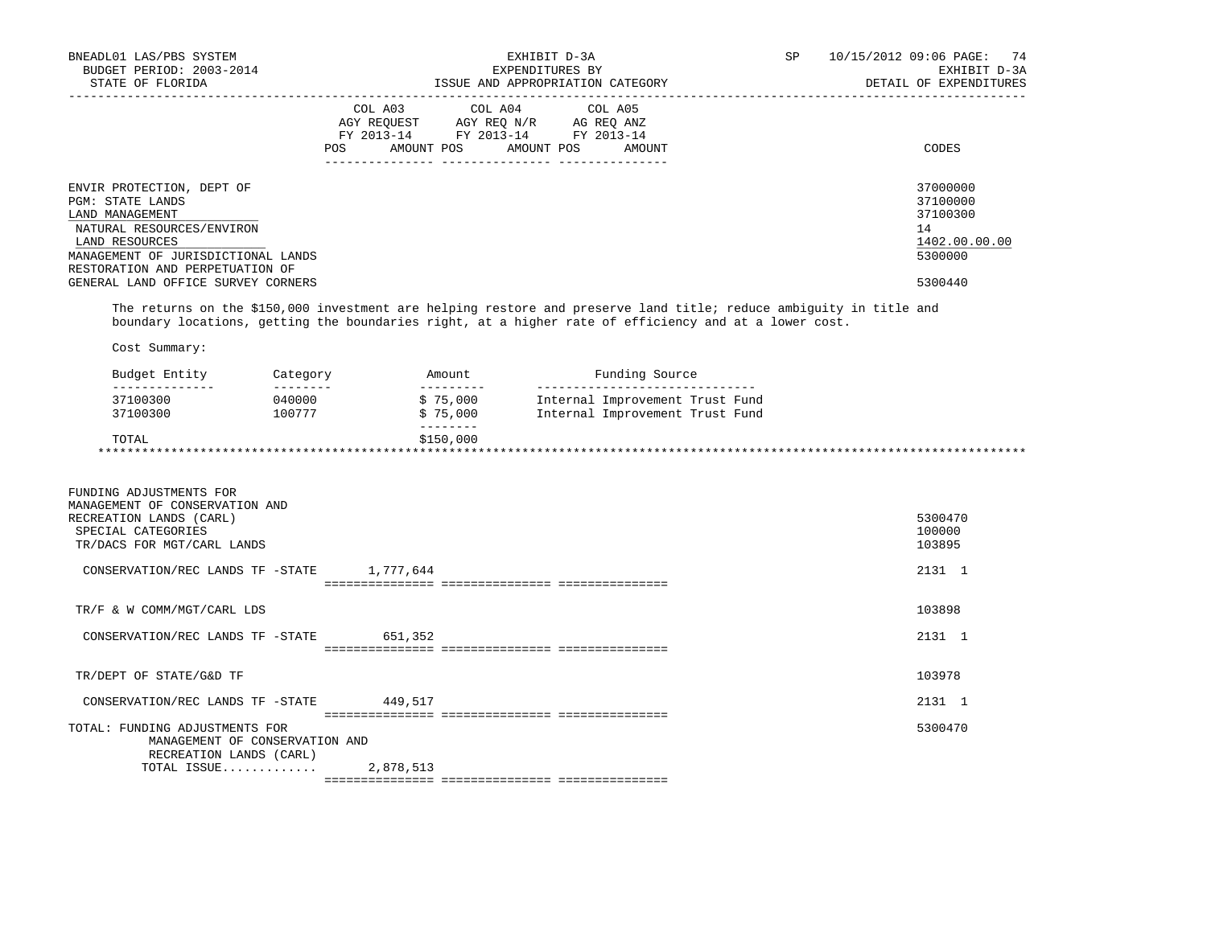| | COL A03 AGY REQUEST FY 2013-14 POS AMOUNT | COL A04 AGY REQ N/R FY 2013-14 POS AMOUNT | COL A05 AG REQ ANZ FY 2013-14 POS AMOUNT | CODES |
|---|---|---|---|---|
| ENVIR PROTECTION, DEPT OF | | | | 37000000 |
| PGM: STATE LANDS | | | | 37100000 |
| LAND MANAGEMENT | | | | 37100300 |
| NATURAL RESOURCES/ENVIRON | | | | 14 |
| LAND RESOURCES | | | | 1402.00.00.00 |
| MANAGEMENT OF JURISDICTIONAL LANDS | | | | 5300000 |
| RESTORATION AND PERPETUATION OF GENERAL LAND OFFICE SURVEY CORNERS | | | | 5300440 |

The returns on the $150,000 investment are helping restore and preserve land title; reduce ambiguity in title and boundary locations, getting the boundaries right, at a higher rate of efficiency and at a lower cost.

Cost Summary:

| Budget Entity | Category | Amount | Funding Source |
|---|---|---|---|
| 37100300 | 040000 | $ 75,000 | Internal Improvement Trust Fund |
| 37100300 | 100777 | $ 75,000 | Internal Improvement Trust Fund |
| TOTAL | | $150,000 | |

| | COL A03 AGY REQUEST FY 2013-14 | COL A04 AGY REQ N/R FY 2013-14 | COL A05 AG REQ ANZ FY 2013-14 | CODES |
|---|---|---|---|---|
| FUNDING ADJUSTMENTS FOR MANAGEMENT OF CONSERVATION AND RECREATION LANDS (CARL) | | | | 5300470 |
| SPECIAL CATEGORIES | | | | 100000 |
| TR/DACS FOR MGT/CARL LANDS | | | | 103895 |
| CONSERVATION/REC LANDS TF -STATE | 1,777,644 | | | 2131 1 |
| TR/F & W COMM/MGT/CARL LDS | | | | 103898 |
| CONSERVATION/REC LANDS TF -STATE | 651,352 | | | 2131 1 |
| TR/DEPT OF STATE/G&D TF | | | | 103978 |
| CONSERVATION/REC LANDS TF -STATE | 449,517 | | | 2131 1 |
| TOTAL: FUNDING ADJUSTMENTS FOR MANAGEMENT OF CONSERVATION AND RECREATION LANDS (CARL) | | | | 5300470 |
| TOTAL ISSUE............. | 2,878,513 | | | |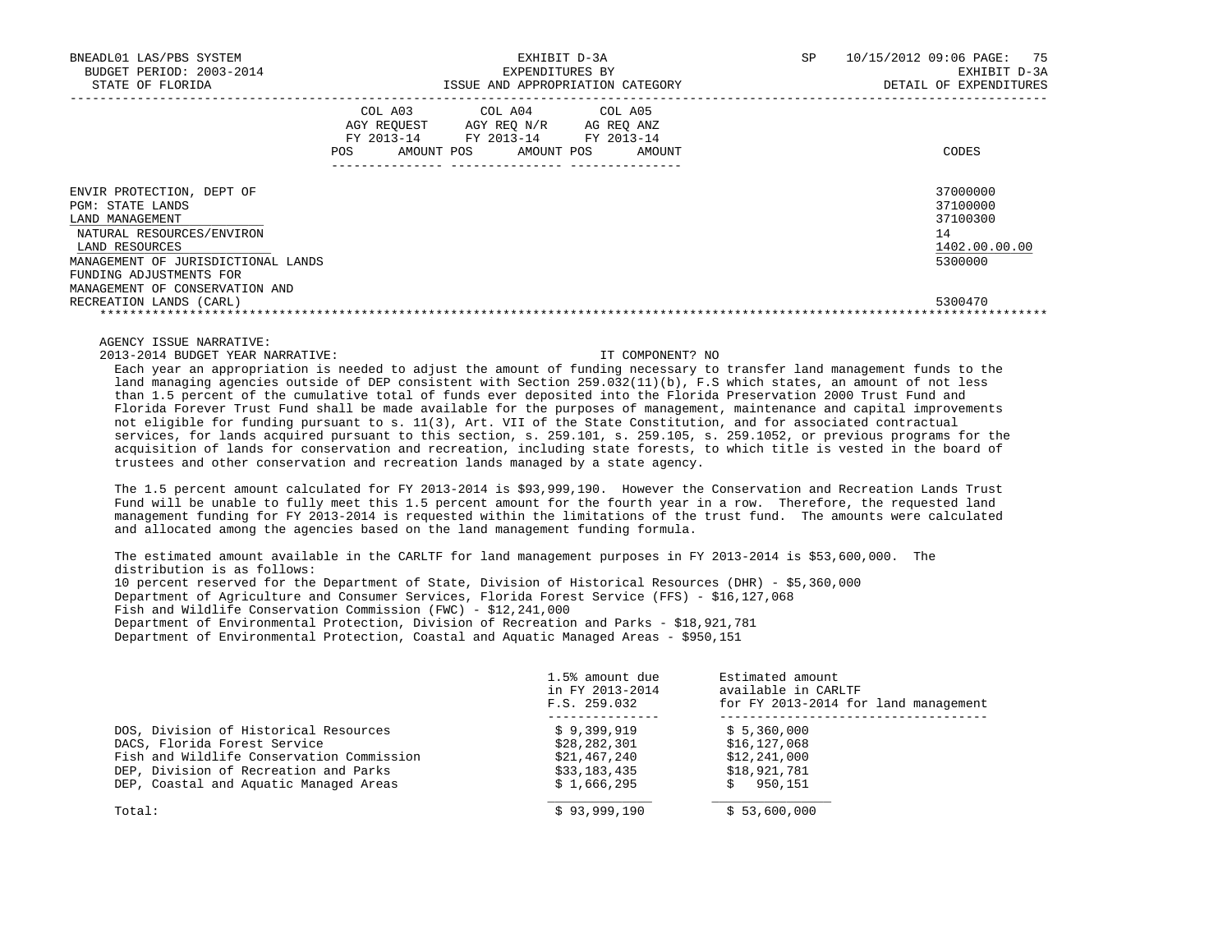| | COL A03 AGY REQUEST FY 2013-14 | | COL A04 AGY REQ N/R FY 2013-14 | | COL A05 AG REQ ANZ FY 2013-14 | | |
|---|---|---|---|---|---|---|---|
| | POS | AMOUNT | POS | AMOUNT | POS | AMOUNT | CODES |
| ENVIR PROTECTION, DEPT OF | | | | | | | 37000000 |
| PGM: STATE LANDS | | | | | | | 37100000 |
| LAND MANAGEMENT | | | | | | | 37100300 |
| NATURAL RESOURCES/ENVIRON | | | | | | | 14 |
| LAND RESOURCES | | | | | | | 1402.00.00.00 |
| MANAGEMENT OF JURISDICTIONAL LANDS | | | | | | | 5300000 |
| FUNDING ADJUSTMENTS FOR MANAGEMENT OF CONSERVATION AND RECREATION LANDS (CARL) | | | | | | | 5300470 |

AGENCY ISSUE NARRATIVE:

2013-2014 BUDGET YEAR NARRATIVE: IT COMPONENT? NO

Each year an appropriation is needed to adjust the amount of funding necessary to transfer land management funds to the land managing agencies outside of DEP consistent with Section 259.032(11)(b), F.S which states, an amount of not less than 1.5 percent of the cumulative total of funds ever deposited into the Florida Preservation 2000 Trust Fund and Florida Forever Trust Fund shall be made available for the purposes of management, maintenance and capital improvements not eligible for funding pursuant to s. 11(3), Art. VII of the State Constitution, and for associated contractual services, for lands acquired pursuant to this section, s. 259.101, s. 259.105, s. 259.1052, or previous programs for the acquisition of lands for conservation and recreation, including state forests, to which title is vested in the board of trustees and other conservation and recreation lands managed by a state agency.

The 1.5 percent amount calculated for FY 2013-2014 is $93,999,190. However the Conservation and Recreation Lands Trust Fund will be unable to fully meet this 1.5 percent amount for the fourth year in a row. Therefore, the requested land management funding for FY 2013-2014 is requested within the limitations of the trust fund. The amounts were calculated and allocated among the agencies based on the land management funding formula.

The estimated amount available in the CARLTF for land management purposes in FY 2013-2014 is $53,600,000. The distribution is as follows:

10 percent reserved for the Department of State, Division of Historical Resources (DHR) - $5,360,000

Department of Agriculture and Consumer Services, Florida Forest Service (FFS) - $16,127,068

Fish and Wildlife Conservation Commission (FWC) - $12,241,000

Department of Environmental Protection, Division of Recreation and Parks - $18,921,781

Department of Environmental Protection, Coastal and Aquatic Managed Areas - $950,151

| | 1.5% amount due in FY 2013-2014 F.S. 259.032 | Estimated amount available in CARLTF for FY 2013-2014 for land management |
|---|---|---|
| DOS, Division of Historical Resources | $ 9,399,919 | $ 5,360,000 |
| DACS, Florida Forest Service | $28,282,301 | $16,127,068 |
| Fish and Wildlife Conservation Commission | $21,467,240 | $12,241,000 |
| DEP, Division of Recreation and Parks | $33,183,435 | $18,921,781 |
| DEP, Coastal and Aquatic Managed Areas | $ 1,666,295 | $ 950,151 |
| Total: | $ 93,999,190 | $ 53,600,000 |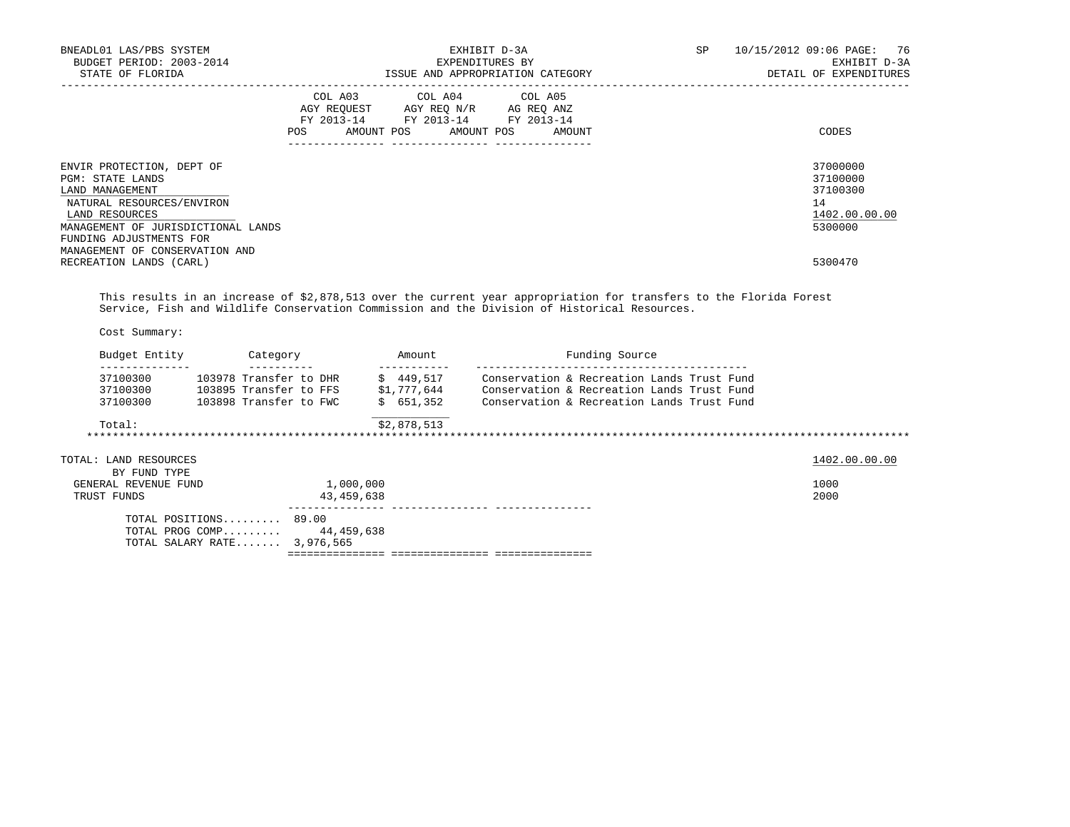| | COL A03 AGY REQUEST FY 2013-14 POS AMOUNT | COL A04 AGY REQ N/R FY 2013-14 POS AMOUNT | COL A05 AG REQ ANZ FY 2013-14 POS AMOUNT | CODES |
|---|---|---|---|---|
| ENVIR PROTECTION, DEPT OF | | | | 37000000 |
| PGM: STATE LANDS | | | | 37100000 |
| LAND MANAGEMENT | | | | 37100300 |
| NATURAL RESOURCES/ENVIRON | | | | 14 |
| LAND RESOURCES | | | | 1402.00.00.00 |
| MANAGEMENT OF JURISDICTIONAL LANDS | | | | 5300000 |
| FUNDING ADJUSTMENTS FOR MANAGEMENT OF CONSERVATION AND RECREATION LANDS (CARL) | | | | 5300470 |

This results in an increase of $2,878,513 over the current year appropriation for transfers to the Florida Forest Service, Fish and Wildlife Conservation Commission and the Division of Historical Resources.

Cost Summary:

| Budget Entity | Category | Amount | Funding Source |
|---|---|---|---|
| 37100300 | 103978 Transfer to DHR | $ 449,517 | Conservation & Recreation Lands Trust Fund |
| 37100300 | 103895 Transfer to FFS | $1,777,644 | Conservation & Recreation Lands Trust Fund |
| 37100300 | 103898 Transfer to FWC | $ 651,352 | Conservation & Recreation Lands Trust Fund |
| Total: | | $2,878,513 | |

************************************************************************************************************************

| | COL A03 | COL A04 | COL A05 | CODES |
|---|---|---|---|---|
| TOTAL: LAND RESOURCES | | | | 1402.00.00.00 |
| BY FUND TYPE | | | | |
| GENERAL REVENUE FUND | 1,000,000 | | | 1000 |
| TRUST FUNDS | 43,459,638 | | | 2000 |
| TOTAL POSITIONS......... | 89.00 | | | |
| TOTAL PROG COMP......... | 44,459,638 | | | |
| TOTAL SALARY RATE....... | 3,976,565 | | | |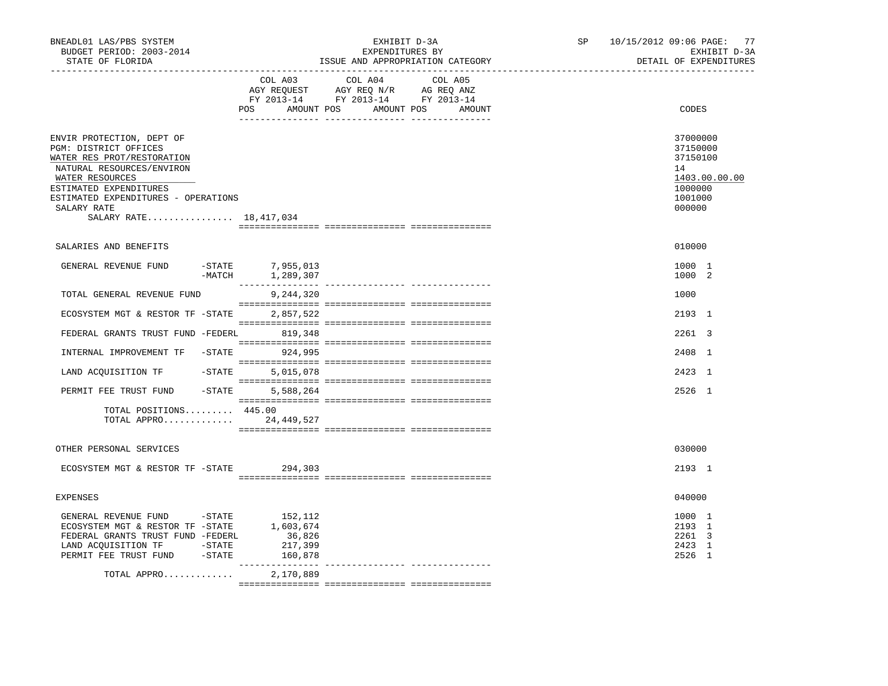BNEADL01 LAS/PBS SYSTEM — EXHIBIT D-3A — SP 10/15/2012 09:06

BUDGET PERIOD: 2003-2014 — EXPENDITURES BY — EXHIBIT D-3A

STATE OF FLORIDA — ISSUE AND APPROPRIATION CATEGORY — DETAIL OF EXPENDITURES

| | COL A03 AGY REQUEST FY 2013-14 POS AMOUNT | COL A04 AGY REQ N/R FY 2013-14 POS AMOUNT | COL A05 AG REQ ANZ FY 2013-14 POS AMOUNT | CODES |
|---|---|---|---|---|
| ENVIR PROTECTION, DEPT OF | | | | 37000000 |
| PGM: DISTRICT OFFICES | | | | 37150000 |
| WATER RES PROT/RESTORATION | | | | 37150100 |
| NATURAL RESOURCES/ENVIRON | | | | 14 |
| WATER RESOURCES | | | | 1403.00.00.00 |
| ESTIMATED EXPENDITURES | | | | 1000000 |
| ESTIMATED EXPENDITURES - OPERATIONS | | | | 1001000 |
| SALARY RATE | | | | 000000 |
| SALARY RATE................ 18,417,034 | | | | |
| SALARIES AND BENEFITS | | | | 010000 |
| GENERAL REVENUE FUND -STATE | 7,955,013 | | | 1000 1 |
| -MATCH | 1,289,307 | | | 1000 2 |
| TOTAL GENERAL REVENUE FUND | 9,244,320 | | | 1000 |
| ECOSYSTEM MGT & RESTOR TF -STATE | 2,857,522 | | | 2193 1 |
| FEDERAL GRANTS TRUST FUND -FEDERL | 819,348 | | | 2261 3 |
| INTERNAL IMPROVEMENT TF -STATE | 924,995 | | | 2408 1 |
| LAND ACQUISITION TF -STATE | 5,015,078 | | | 2423 1 |
| PERMIT FEE TRUST FUND -STATE | 5,588,264 | | | 2526 1 |
| TOTAL POSITIONS......... | 445.00 | | | |
| TOTAL APPRO............. | 24,449,527 | | | |
| OTHER PERSONAL SERVICES | | | | 030000 |
| ECOSYSTEM MGT & RESTOR TF -STATE | 294,303 | | | 2193 1 |
| EXPENSES | | | | 040000 |
| GENERAL REVENUE FUND -STATE | 152,112 | | | 1000 1 |
| ECOSYSTEM MGT & RESTOR TF -STATE | 1,603,674 | | | 2193 1 |
| FEDERAL GRANTS TRUST FUND -FEDERL | 36,826 | | | 2261 3 |
| LAND ACQUISITION TF -STATE | 217,399 | | | 2423 1 |
| PERMIT FEE TRUST FUND -STATE | 160,878 | | | 2526 1 |
| TOTAL APPRO............. | 2,170,889 | | | |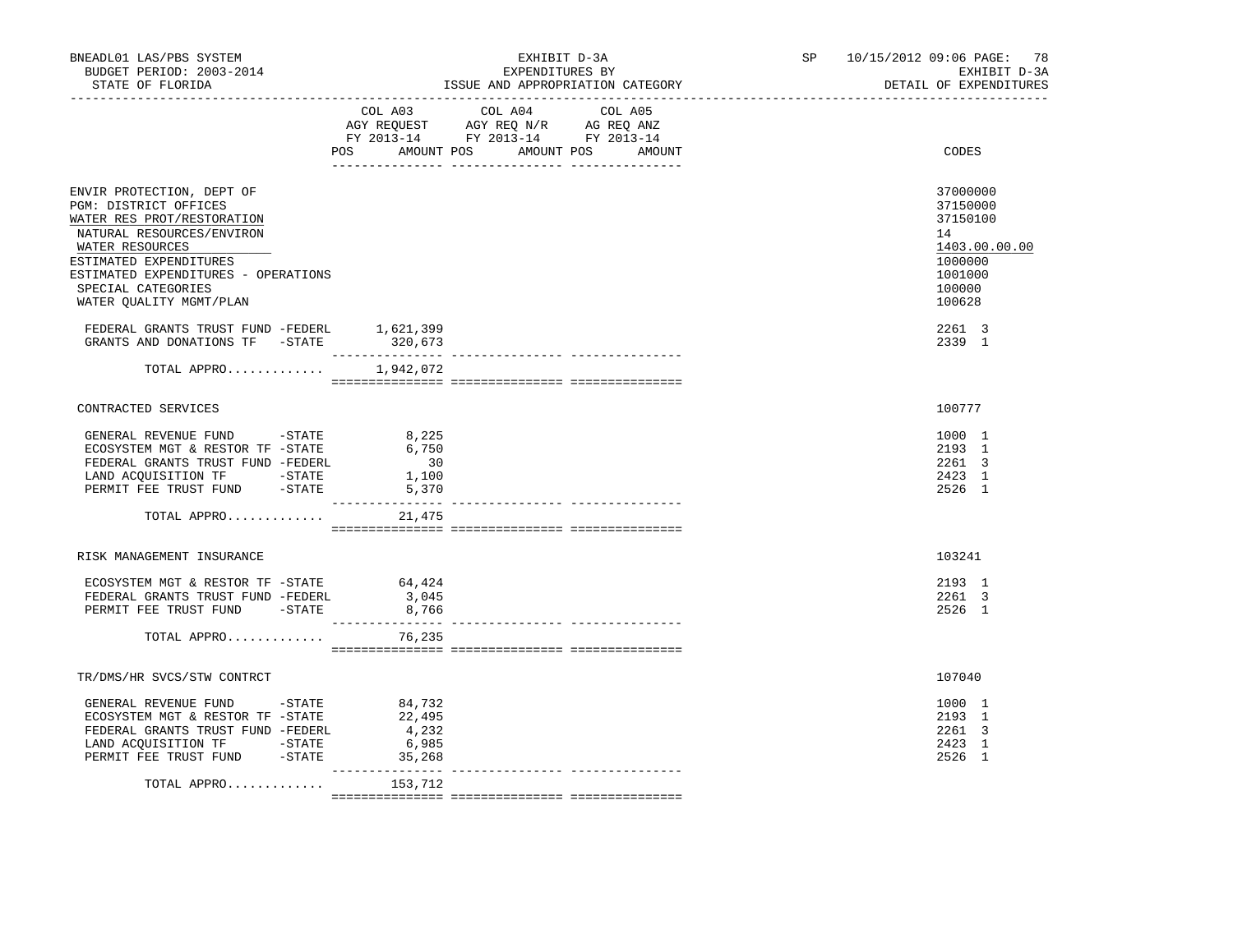BNEADL01 LAS/PBS SYSTEM — EXHIBIT D-3A — SP 10/15/2012 09:06

BUDGET PERIOD: 2003-2014 — EXPENDITURES BY — EXHIBIT D-3A

STATE OF FLORIDA — ISSUE AND APPROPRIATION CATEGORY — DETAIL OF EXPENDITURES

| | COL A03 AGY REQUEST FY 2013-14 POS | AMOUNT | COL A04 AGY REQ N/R FY 2013-14 POS | AMOUNT | COL A05 AG REQ ANZ FY 2013-14 POS | AMOUNT | CODES |
|---|---|---|---|---|---|---|---|
| ENVIR PROTECTION, DEPT OF | | | | | | | 37000000 |
| PGM: DISTRICT OFFICES | | | | | | | 37150000 |
| WATER RES PROT/RESTORATION | | | | | | | 37150100 |
| NATURAL RESOURCES/ENVIRON | | | | | | | 14 |
| WATER RESOURCES | | | | | | | 1403.00.00.00 |
| ESTIMATED EXPENDITURES | | | | | | | 1000000 |
| ESTIMATED EXPENDITURES - OPERATIONS | | | | | | | 1001000 |
| SPECIAL CATEGORIES | | | | | | | 100000 |
| WATER QUALITY MGMT/PLAN | | | | | | | 100628 |
| FEDERAL GRANTS TRUST FUND -FEDERL | | 1,621,399 | | | | | 2261 3 |
| GRANTS AND DONATIONS TF -STATE | | 320,673 | | | | | 2339 1 |
| TOTAL APPRO............ | | 1,942,072 | | | | | |
| CONTRACTED SERVICES | | | | | | | 100777 |
| GENERAL REVENUE FUND -STATE | | 8,225 | | | | | 1000 1 |
| ECOSYSTEM MGT & RESTOR TF -STATE | | 6,750 | | | | | 2193 1 |
| FEDERAL GRANTS TRUST FUND -FEDERL | | 30 | | | | | 2261 3 |
| LAND ACQUISITION TF -STATE | | 1,100 | | | | | 2423 1 |
| PERMIT FEE TRUST FUND -STATE | | 5,370 | | | | | 2526 1 |
| TOTAL APPRO............ | | 21,475 | | | | | |
| RISK MANAGEMENT INSURANCE | | | | | | | 103241 |
| ECOSYSTEM MGT & RESTOR TF -STATE | | 64,424 | | | | | 2193 1 |
| FEDERAL GRANTS TRUST FUND -FEDERL | | 3,045 | | | | | 2261 3 |
| PERMIT FEE TRUST FUND -STATE | | 8,766 | | | | | 2526 1 |
| TOTAL APPRO............ | | 76,235 | | | | | |
| TR/DMS/HR SVCS/STW CONTRCT | | | | | | | 107040 |
| GENERAL REVENUE FUND -STATE | | 84,732 | | | | | 1000 1 |
| ECOSYSTEM MGT & RESTOR TF -STATE | | 22,495 | | | | | 2193 1 |
| FEDERAL GRANTS TRUST FUND -FEDERL | | 4,232 | | | | | 2261 3 |
| LAND ACQUISITION TF -STATE | | 6,985 | | | | | 2423 1 |
| PERMIT FEE TRUST FUND -STATE | | 35,268 | | | | | 2526 1 |
| TOTAL APPRO............ | | 153,712 | | | | | |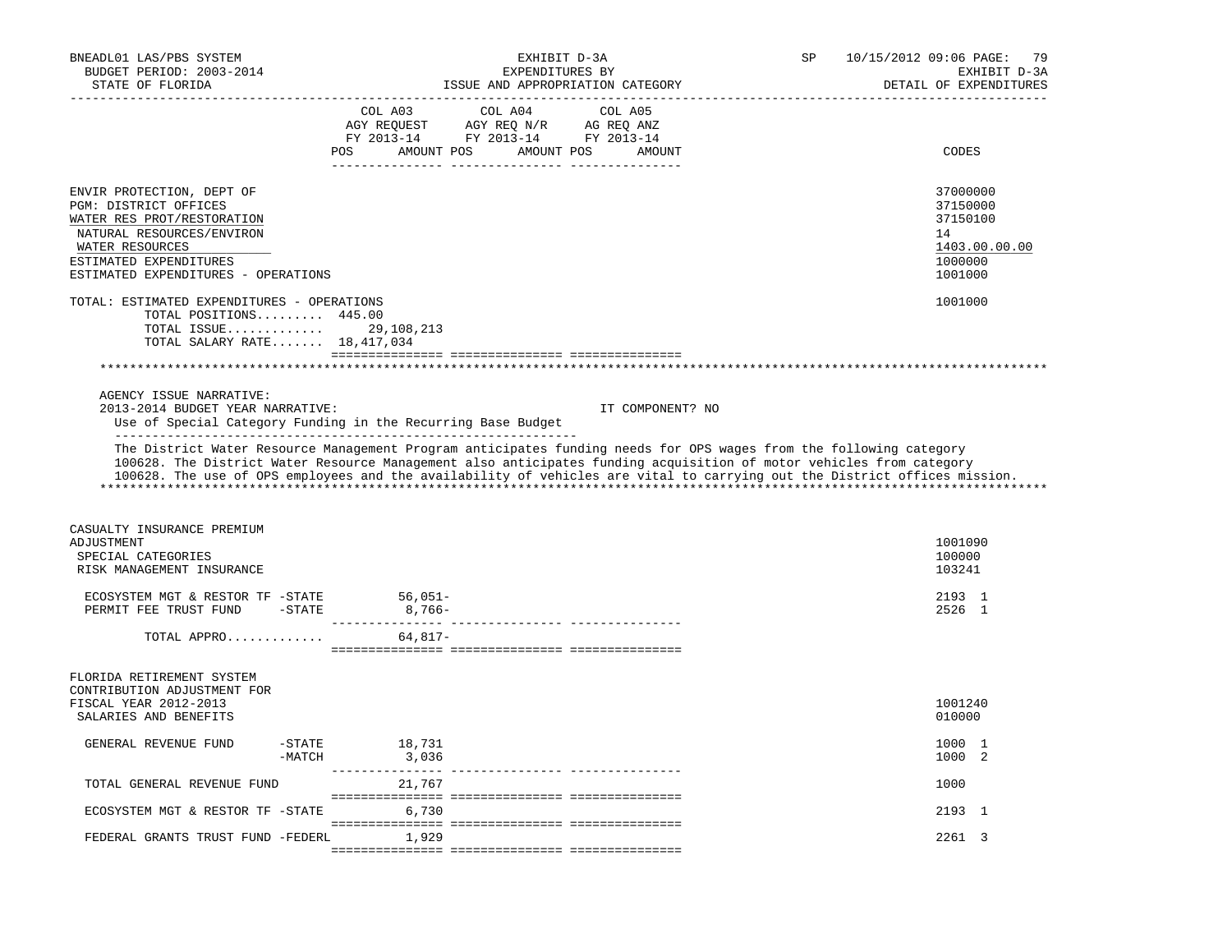BNEADL01 LAS/PBS SYSTEM — EXHIBIT D-3A — EXPENDITURES BY ISSUE AND APPROPRIATION CATEGORY — SP 10/15/2012 09:06
BUDGET PERIOD: 2003-2014 — STATE OF FLORIDA — EXHIBIT D-3A DETAIL OF EXPENDITURES

| | COL A03 AGY REQUEST FY 2013-14 POS AMOUNT | COL A04 AGY REQ N/R FY 2013-14 POS AMOUNT | COL A05 AG REQ ANZ FY 2013-14 POS AMOUNT | CODES |
|---|---|---|---|---|
| ENVIR PROTECTION, DEPT OF | | | | 37000000 |
| PGM: DISTRICT OFFICES | | | | 37150000 |
| WATER RES PROT/RESTORATION | | | | 37150100 |
| NATURAL RESOURCES/ENVIRON | | | | 14 |
| WATER RESOURCES | | | | 1403.00.00.00 |
| ESTIMATED EXPENDITURES | | | | 1000000 |
| ESTIMATED EXPENDITURES - OPERATIONS | | | | 1001000 |
| TOTAL: ESTIMATED EXPENDITURES - OPERATIONS | | | | 1001000 |
| TOTAL POSITIONS......... | 445.00 | | | |
| TOTAL ISSUE............ | 29,108,213 | | | |
| TOTAL SALARY RATE....... | 18,417,034 | | | |

AGENCY ISSUE NARRATIVE:
2013-2014 BUDGET YEAR NARRATIVE: IT COMPONENT? NO

Use of Special Category Funding in the Recurring Base Budget

The District Water Resource Management Program anticipates funding needs for OPS wages from the following category 100628. The District Water Resource Management also anticipates funding acquisition of motor vehicles from category 100628. The use of OPS employees and the availability of vehicles are vital to carrying out the District offices mission.

| | COL A03 | COL A04 | COL A05 | CODES |
|---|---|---|---|---|
| CASUALTY INSURANCE PREMIUM ADJUSTMENT | | | | 1001090 |
| SPECIAL CATEGORIES | | | | 100000 |
| RISK MANAGEMENT INSURANCE | | | | 103241 |
| ECOSYSTEM MGT & RESTOR TF -STATE | 56,051- | | | 2193 1 |
| PERMIT FEE TRUST FUND -STATE | 8,766- | | | 2526 1 |
| TOTAL APPRO............ | 64,817- | | | |
| FLORIDA RETIREMENT SYSTEM CONTRIBUTION ADJUSTMENT FOR FISCAL YEAR 2012-2013 | | | | 1001240 |
| SALARIES AND BENEFITS | | | | 010000 |
| GENERAL REVENUE FUND -STATE | 18,731 | | | 1000 1 |
| GENERAL REVENUE FUND -MATCH | 3,036 | | | 1000 2 |
| TOTAL GENERAL REVENUE FUND | 21,767 | | | 1000 |
| ECOSYSTEM MGT & RESTOR TF -STATE | 6,730 | | | 2193 1 |
| FEDERAL GRANTS TRUST FUND -FEDERL | 1,929 | | | 2261 3 |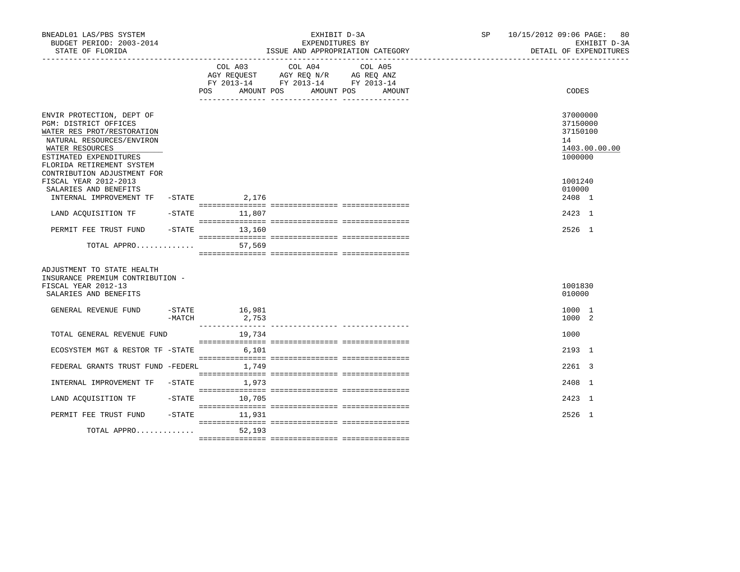BNEADL01 LAS/PBS SYSTEM
BUDGET PERIOD: 2003-2014
STATE OF FLORIDA

EXHIBIT D-3A
EXPENDITURES BY
ISSUE AND APPROPRIATION CATEGORY

SP 10/15/2012 09:06 PAGE: 80
EXHIBIT D-3A
DETAIL OF EXPENDITURES

| | COL A03 AGY REQUEST FY 2013-14 POS AMOUNT | COL A04 AGY REQ N/R FY 2013-14 POS AMOUNT | COL A05 AG REQ ANZ FY 2013-14 POS AMOUNT | CODES |
|---|---|---|---|---|
| ENVIR PROTECTION, DEPT OF | | | | 37000000 |
| PGM: DISTRICT OFFICES | | | | 37150000 |
| WATER RES PROT/RESTORATION | | | | 37150100 |
| NATURAL RESOURCES/ENVIRON | | | | 14 |
| WATER RESOURCES | | | | 1403.00.00.00 |
| ESTIMATED EXPENDITURES | | | | 1000000 |
| FLORIDA RETIREMENT SYSTEM CONTRIBUTION ADJUSTMENT FOR FISCAL YEAR 2012-2013 | | | | 1001240 |
| SALARIES AND BENEFITS | | | | 010000 |
| INTERNAL IMPROVEMENT TF -STATE | 2,176 | | | 2408 1 |
| LAND ACQUISITION TF -STATE | 11,807 | | | 2423 1 |
| PERMIT FEE TRUST FUND -STATE | 13,160 | | | 2526 1 |
| TOTAL APPRO............. | 57,569 | | | |
| ADJUSTMENT TO STATE HEALTH INSURANCE PREMIUM CONTRIBUTION - FISCAL YEAR 2012-13 | | | | 1001830 |
| SALARIES AND BENEFITS | | | | 010000 |
| GENERAL REVENUE FUND -STATE | 16,981 | | | 1000 1 |
| -MATCH | 2,753 | | | 1000 2 |
| TOTAL GENERAL REVENUE FUND | 19,734 | | | 1000 |
| ECOSYSTEM MGT & RESTOR TF -STATE | 6,101 | | | 2193 1 |
| FEDERAL GRANTS TRUST FUND -FEDERL | 1,749 | | | 2261 3 |
| INTERNAL IMPROVEMENT TF -STATE | 1,973 | | | 2408 1 |
| LAND ACQUISITION TF -STATE | 10,705 | | | 2423 1 |
| PERMIT FEE TRUST FUND -STATE | 11,931 | | | 2526 1 |
| TOTAL APPRO............. | 52,193 | | | |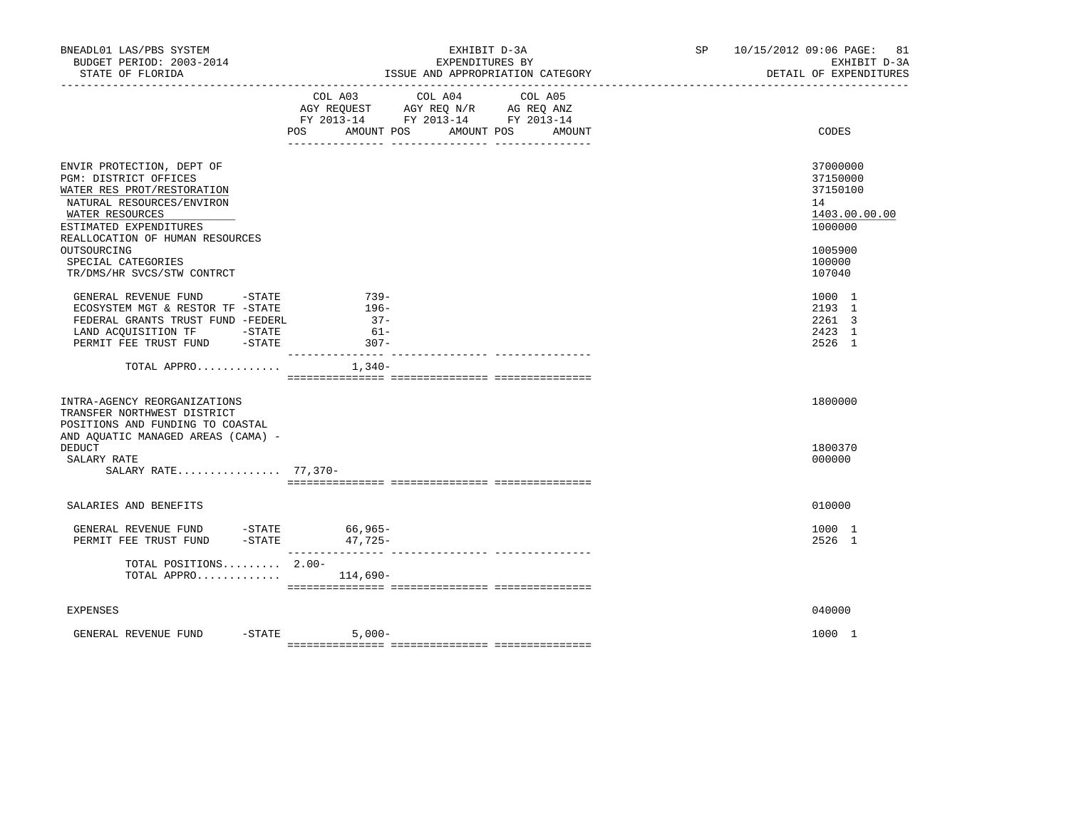BNEADL01 LAS/PBS SYSTEM — EXHIBIT D-3A — EXPENDITURES BY ISSUE AND APPROPRIATION CATEGORY — BUDGET PERIOD: 2003-2014 — STATE OF FLORIDA — SP 10/15/2012 09:06 — EXHIBIT D-3A DETAIL OF EXPENDITURES

| | COL A03 AGY REQUEST FY 2013-14 POS | AMOUNT | COL A04 AGY REQ N/R FY 2013-14 POS | AMOUNT | COL A05 AG REQ ANZ FY 2013-14 POS | AMOUNT | CODES |
|---|---|---|---|---|---|---|---|
| ENVIR PROTECTION, DEPT OF | | | | | | | 37000000 |
| PGM: DISTRICT OFFICES | | | | | | | 37150000 |
| WATER RES PROT/RESTORATION | | | | | | | 37150100 |
| NATURAL RESOURCES/ENVIRON | | | | | | | 14 |
| WATER RESOURCES | | | | | | | 1403.00.00.00 |
| ESTIMATED EXPENDITURES | | | | | | | 1000000 |
| REALLOCATION OF HUMAN RESOURCES OUTSOURCING | | | | | | | 1005900 |
| SPECIAL CATEGORIES | | | | | | | 100000 |
| TR/DMS/HR SVCS/STW CONTRCT | | | | | | | 107040 |
| GENERAL REVENUE FUND -STATE | | 739- | | | | | 1000 1 |
| ECOSYSTEM MGT & RESTOR TF -STATE | | 196- | | | | | 2193 1 |
| FEDERAL GRANTS TRUST FUND -FEDERL | | 37- | | | | | 2261 3 |
| LAND ACQUISITION TF -STATE | | 61- | | | | | 2423 1 |
| PERMIT FEE TRUST FUND -STATE | | 307- | | | | | 2526 1 |
| TOTAL APPRO............. | | 1,340- | | | | | |
| INTRA-AGENCY REORGANIZATIONS | | | | | | | 1800000 |
| TRANSFER NORTHWEST DISTRICT POSITIONS AND FUNDING TO COASTAL AND AQUATIC MANAGED AREAS (CAMA) - DEDUCT | | | | | | | 1800370 |
| SALARY RATE | | | | | | | 000000 |
| SALARY RATE................ | 77,370- | | | | | | |
| SALARIES AND BENEFITS | | | | | | | 010000 |
| GENERAL REVENUE FUND -STATE | | 66,965- | | | | | 1000 1 |
| PERMIT FEE TRUST FUND -STATE | | 47,725- | | | | | 2526 1 |
| TOTAL POSITIONS......... | 2.00- | | | | | | |
| TOTAL APPRO............. | | 114,690- | | | | | |
| EXPENSES | | | | | | | 040000 |
| GENERAL REVENUE FUND -STATE | | 5,000- | | | | | 1000 1 |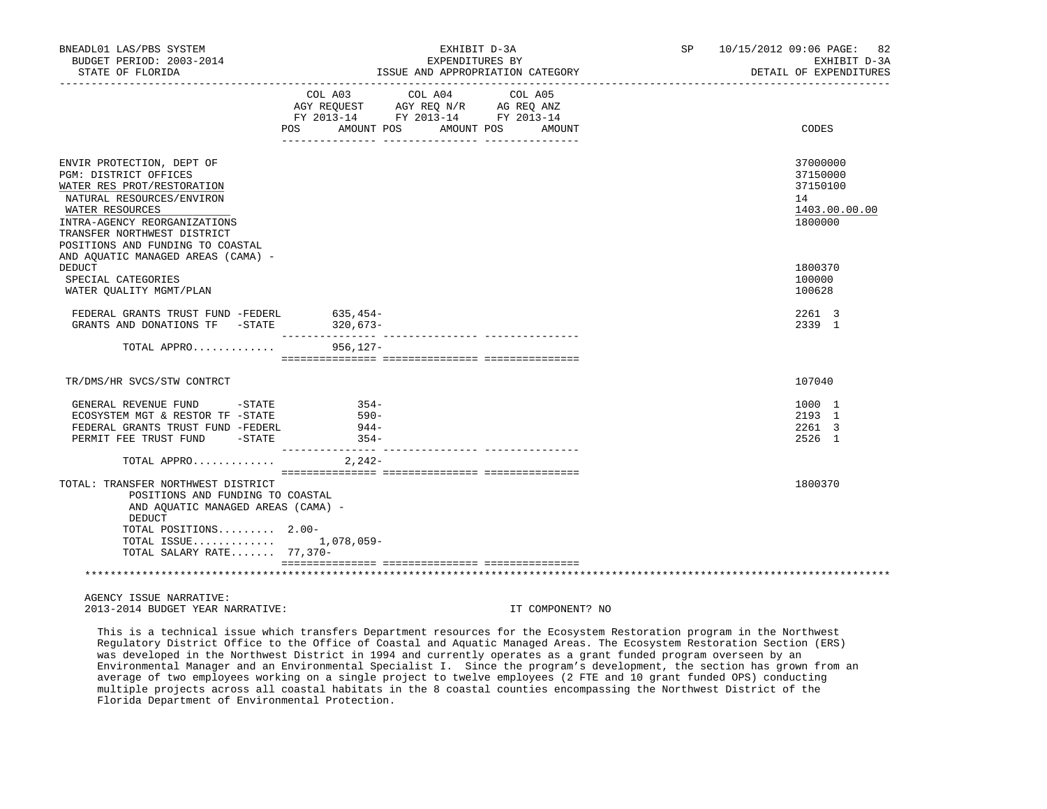BNEADL01 LAS/PBS SYSTEM | EXHIBIT D-3A | SP 10/15/2012 09:06 PAGE: 82
BUDGET PERIOD: 2003-2014 | EXPENDITURES BY | EXHIBIT D-3A
STATE OF FLORIDA | ISSUE AND APPROPRIATION CATEGORY | DETAIL OF EXPENDITURES

| | COL A03 AGY REQUEST FY 2013-14 POS AMOUNT | COL A04 AGY REQ N/R FY 2013-14 POS AMOUNT | COL A05 AG REQ ANZ FY 2013-14 POS AMOUNT | CODES |
|---|---|---|---|---|
| ENVIR PROTECTION, DEPT OF | | | | 37000000 |
| PGM: DISTRICT OFFICES | | | | 37150000 |
| WATER RES PROT/RESTORATION | | | | 37150100 |
| NATURAL RESOURCES/ENVIRON | | | | 14 |
| WATER RESOURCES | | | | 1403.00.00.00 |
| INTRA-AGENCY REORGANIZATIONS | | | | 1800000 |
| TRANSFER NORTHWEST DISTRICT POSITIONS AND FUNDING TO COASTAL AND AQUATIC MANAGED AREAS (CAMA) - DEDUCT | | | | 1800370 |
| SPECIAL CATEGORIES | | | | 100000 |
| WATER QUALITY MGMT/PLAN | | | | 100628 |
| FEDERAL GRANTS TRUST FUND -FEDERL | 635,454- | | | 2261 3 |
| GRANTS AND DONATIONS TF -STATE | 320,673- | | | 2339 1 |
| TOTAL APPRO............. | 956,127- | | | |
| TR/DMS/HR SVCS/STW CONTRCT | | | | 107040 |
| GENERAL REVENUE FUND -STATE | 354- | | | 1000 1 |
| ECOSYSTEM MGT & RESTOR TF -STATE | 590- | | | 2193 1 |
| FEDERAL GRANTS TRUST FUND -FEDERL | 944- | | | 2261 3 |
| PERMIT FEE TRUST FUND -STATE | 354- | | | 2526 1 |
| TOTAL APPRO............. | 2,242- | | | |
| TOTAL: TRANSFER NORTHWEST DISTRICT POSITIONS AND FUNDING TO COASTAL AND AQUATIC MANAGED AREAS (CAMA) - DEDUCT | | | | 1800370 |
| TOTAL POSITIONS......... | 2.00- | | | |
| TOTAL ISSUE............. | 1,078,059- | | | |
| TOTAL SALARY RATE....... | 77,370- | | | |

AGENCY ISSUE NARRATIVE:
2013-2014 BUDGET YEAR NARRATIVE: IT COMPONENT? NO

This is a technical issue which transfers Department resources for the Ecosystem Restoration program in the Northwest Regulatory District Office to the Office of Coastal and Aquatic Managed Areas. The Ecosystem Restoration Section (ERS) was developed in the Northwest District in 1994 and currently operates as a grant funded program overseen by an Environmental Manager and an Environmental Specialist I. Since the program's development, the section has grown from an average of two employees working on a single project to twelve employees (2 FTE and 10 grant funded OPS) conducting multiple projects across all coastal habitats in the 8 coastal counties encompassing the Northwest District of the Florida Department of Environmental Protection.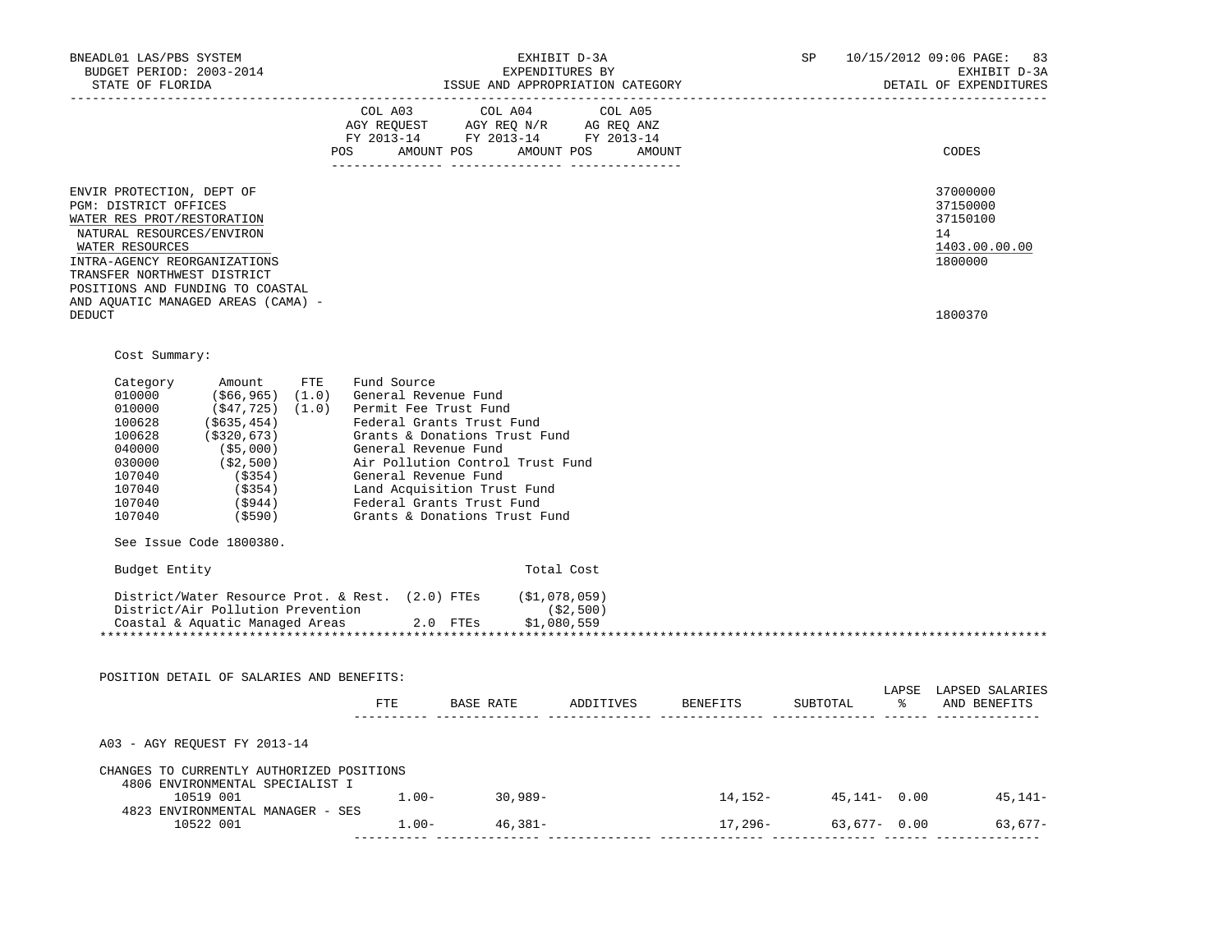| | COL A03 AGY REQUEST FY 2013-14 POS AMOUNT | COL A04 AGY REQ N/R FY 2013-14 POS AMOUNT | COL A05 AG REQ ANZ FY 2013-14 POS AMOUNT | CODES |
|---|---|---|---|---|
| ENVIR PROTECTION, DEPT OF | | | | 37000000 |
| PGM: DISTRICT OFFICES | | | | 37150000 |
| WATER RES PROT/RESTORATION | | | | 37150100 |
| NATURAL RESOURCES/ENVIRON | | | | 14 |
| WATER RESOURCES | | | | 1403.00.00.00 |
| INTRA-AGENCY REORGANIZATIONS | | | | 1800000 |
| TRANSFER NORTHWEST DISTRICT POSITIONS AND FUNDING TO COASTAL AND AQUATIC MANAGED AREAS (CAMA) - DEDUCT | | | | 1800370 |

Cost Summary:

| Category | Amount | FTE | Fund Source |
|---|---|---|---|
| 010000 | ($66,965) | (1.0) | General Revenue Fund |
| 010000 | ($47,725) | (1.0) | Permit Fee Trust Fund |
| 100628 | ($635,454) | | Federal Grants Trust Fund |
| 100628 | ($320,673) | | Grants & Donations Trust Fund |
| 040000 | ($5,000) | | General Revenue Fund |
| 030000 | ($2,500) | | Air Pollution Control Trust Fund |
| 107040 | ($354) | | General Revenue Fund |
| 107040 | ($354) | | Land Acquisition Trust Fund |
| 107040 | ($944) | | Federal Grants Trust Fund |
| 107040 | ($590) | | Grants & Donations Trust Fund |

See Issue Code 1800380.

| Budget Entity | | Total Cost |
|---|---|---|
| District/Water Resource Prot. & Rest. | (2.0) FTEs | ($1,078,059) |
| District/Air Pollution Prevention | | ($2,500) |
| Coastal & Aquatic Managed Areas | 2.0 FTEs | $1,080,559 |

*******************************************************************************************************************

POSITION DETAIL OF SALARIES AND BENEFITS:

| | FTE | BASE RATE | ADDITIVES | BENEFITS | SUBTOTAL | LAPSE % | LAPSED SALARIES AND BENEFITS |
|---|---|---|---|---|---|---|---|
| A03 - AGY REQUEST FY 2013-14 | | | | | | | |
| CHANGES TO CURRENTLY AUTHORIZED POSITIONS | | | | | | | |
| 4806 ENVIRONMENTAL SPECIALIST I | | | | | | | |
| 10519 001 | 1.00- | 30,989- | | 14,152- | 45,141- | 0.00 | 45,141- |
| 4823 ENVIRONMENTAL MANAGER - SES | | | | | | | |
| 10522 001 | 1.00- | 46,381- | | 17,296- | 63,677- | 0.00 | 63,677- |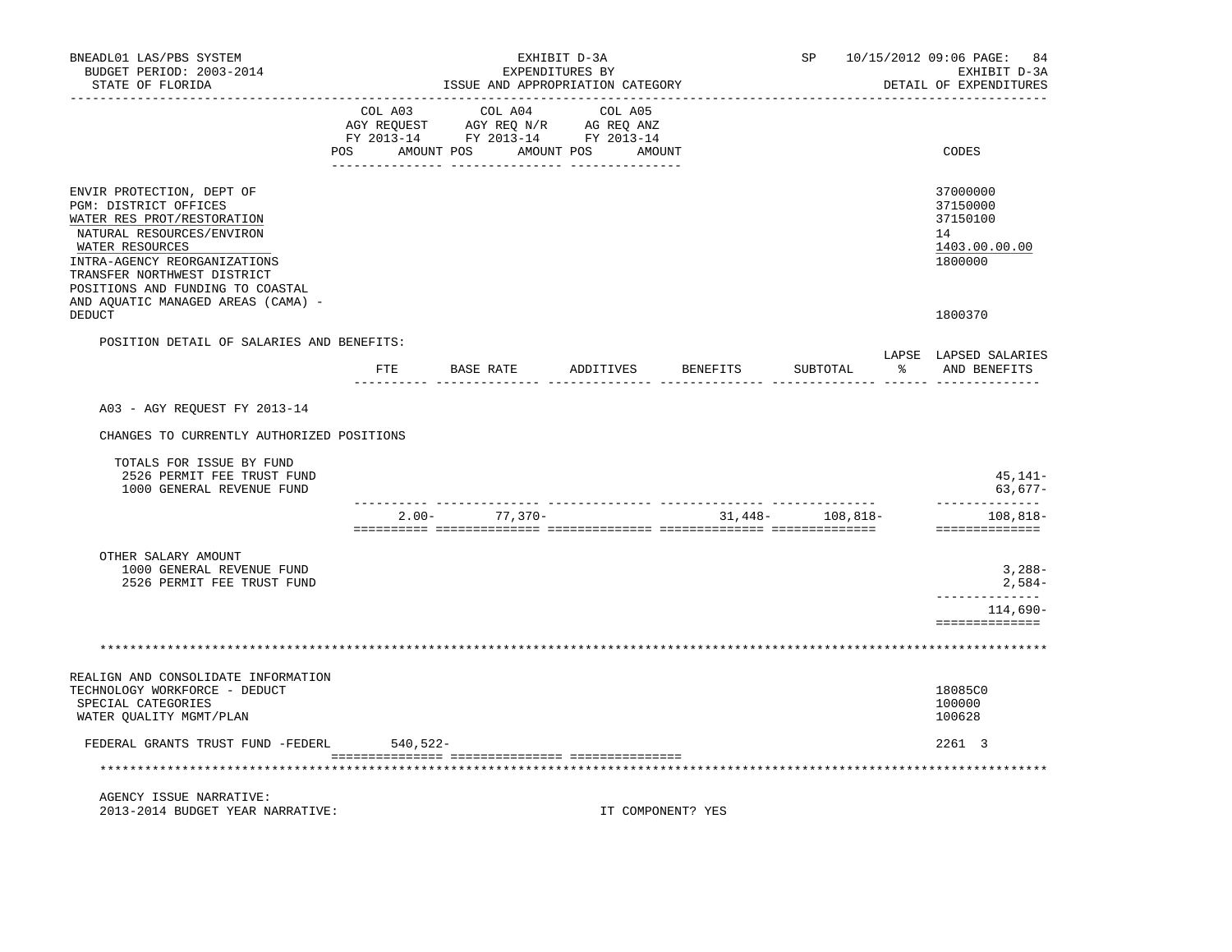BNEADL01 LAS/PBS SYSTEM | EXHIBIT D-3A | SP 10/15/2012 09:06 PAGE: 84
BUDGET PERIOD: 2003-2014 | EXPENDITURES BY | EXHIBIT D-3A
STATE OF FLORIDA | ISSUE AND APPROPRIATION CATEGORY | DETAIL OF EXPENDITURES

| | COL A03 AGY REQUEST FY 2013-14 POS AMOUNT | COL A04 AGY REQ N/R FY 2013-14 POS AMOUNT | COL A05 AG REQ ANZ FY 2013-14 POS AMOUNT | CODES |
|---|---|---|---|---|
| ENVIR PROTECTION, DEPT OF | | | | 37000000 |
| PGM: DISTRICT OFFICES | | | | 37150000 |
| WATER RES PROT/RESTORATION | | | | 37150100 |
| NATURAL RESOURCES/ENVIRON | | | | 14 |
| WATER RESOURCES | | | | 1403.00.00.00 |
| INTRA-AGENCY REORGANIZATIONS | | | | 1800000 |
| TRANSFER NORTHWEST DISTRICT POSITIONS AND FUNDING TO COASTAL AND AQUATIC MANAGED AREAS (CAMA) - DEDUCT | | | | 1800370 |

POSITION DETAIL OF SALARIES AND BENEFITS:

| | FTE | BASE RATE | ADDITIVES | BENEFITS | SUBTOTAL | LAPSE % | LAPSED SALARIES AND BENEFITS |
|---|---|---|---|---|---|---|---|
| A03 - AGY REQUEST FY 2013-14 | | | | | | | |
| CHANGES TO CURRENTLY AUTHORIZED POSITIONS | | | | | | | |
| TOTALS FOR ISSUE BY FUND | | | | | | | |
| 2526 PERMIT FEE TRUST FUND | | | | | | | 45,141- |
| 1000 GENERAL REVENUE FUND | | | | | | | 63,677- |
| | 2.00- | 77,370- | | 31,448- | 108,818- | | 108,818- |
| OTHER SALARY AMOUNT | | | | | | | |
| 1000 GENERAL REVENUE FUND | | | | | | | 3,288- |
| 2526 PERMIT FEE TRUST FUND | | | | | | | 2,584- |
| | | | | | | | 114,690- |

| | COL A03 | COL A04 | COL A05 | CODES |
|---|---|---|---|---|
| REALIGN AND CONSOLIDATE INFORMATION TECHNOLOGY WORKFORCE - DEDUCT | | | | 18085C0 |
| SPECIAL CATEGORIES | | | | 100000 |
| WATER QUALITY MGMT/PLAN | | | | 100628 |
| FEDERAL GRANTS TRUST FUND -FEDERL | 540,522- | | | 2261 3 |

AGENCY ISSUE NARRATIVE:
2013-2014 BUDGET YEAR NARRATIVE: IT COMPONENT? YES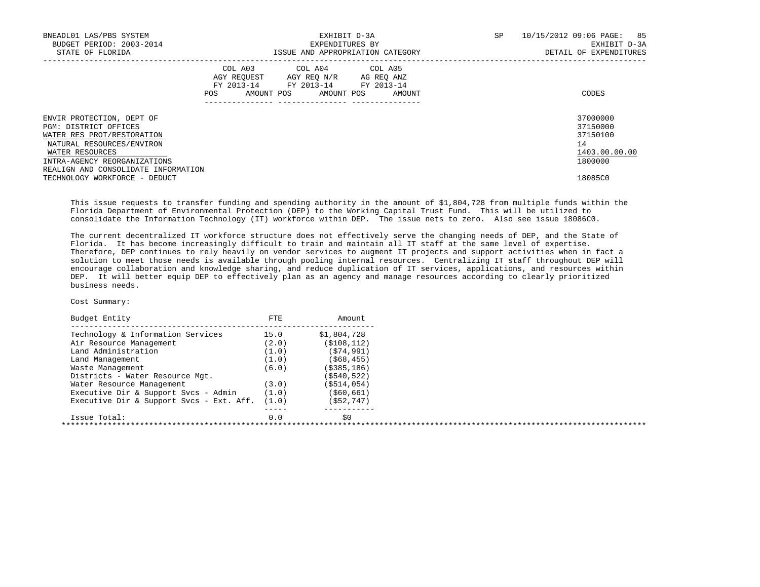BNEADL01 LAS/PBS SYSTEM — EXHIBIT D-3A — EXPENDITURES BY ISSUE AND APPROPRIATION CATEGORY
BUDGET PERIOD: 2003-2014 — STATE OF FLORIDA
SP 10/15/2012 09:06 — EXHIBIT D-3A — DETAIL OF EXPENDITURES

| | COL A03 AGY REQUEST FY 2013-14 | | COL A04 AGY REQ N/R FY 2013-14 | | COL A05 AG REQ ANZ FY 2013-14 | | |
|---|---|---|---|---|---|---|---|
| | POS | AMOUNT | POS | AMOUNT | POS | AMOUNT | CODES |
| ENVIR PROTECTION, DEPT OF | | | | | | | 37000000 |
| PGM: DISTRICT OFFICES | | | | | | | 37150000 |
| WATER RES PROT/RESTORATION | | | | | | | 37150100 |
| NATURAL RESOURCES/ENVIRON | | | | | | | 14 |
| WATER RESOURCES | | | | | | | 1403.00.00.00 |
| INTRA-AGENCY REORGANIZATIONS | | | | | | | 1800000 |
| REALIGN AND CONSOLIDATE INFORMATION TECHNOLOGY WORKFORCE - DEDUCT | | | | | | | 18085C0 |

This issue requests to transfer funding and spending authority in the amount of $1,804,728 from multiple funds within the Florida Department of Environmental Protection (DEP) to the Working Capital Trust Fund. This will be utilized to consolidate the Information Technology (IT) workforce within DEP. The issue nets to zero. Also see issue 18086C0.

The current decentralized IT workforce structure does not effectively serve the changing needs of DEP, and the State of Florida. It has become increasingly difficult to train and maintain all IT staff at the same level of expertise. Therefore, DEP continues to rely heavily on vendor services to augment IT projects and support activities when in fact a solution to meet those needs is available through pooling internal resources. Centralizing IT staff throughout DEP will encourage collaboration and knowledge sharing, and reduce duplication of IT services, applications, and resources within DEP. It will better equip DEP to effectively plan as an agency and manage resources according to clearly prioritized business needs.

Cost Summary:

| Budget Entity | FTE | Amount |
|---|---|---|
| Technology & Information Services | 15.0 | $1,804,728 |
| Air Resource Management | (2.0) | ($108,112) |
| Land Administration | (1.0) | ($74,991) |
| Land Management | (1.0) | ($68,455) |
| Waste Management | (6.0) | ($385,186) |
| Districts - Water Resource Mgt. | | ($540,522) |
| Water Resource Management | (3.0) | ($514,054) |
| Executive Dir & Support Svcs - Admin | (1.0) | ($60,661) |
| Executive Dir & Support Svcs - Ext. Aff. | (1.0) | ($52,747) |
| Issue Total: | 0.0 | $0 |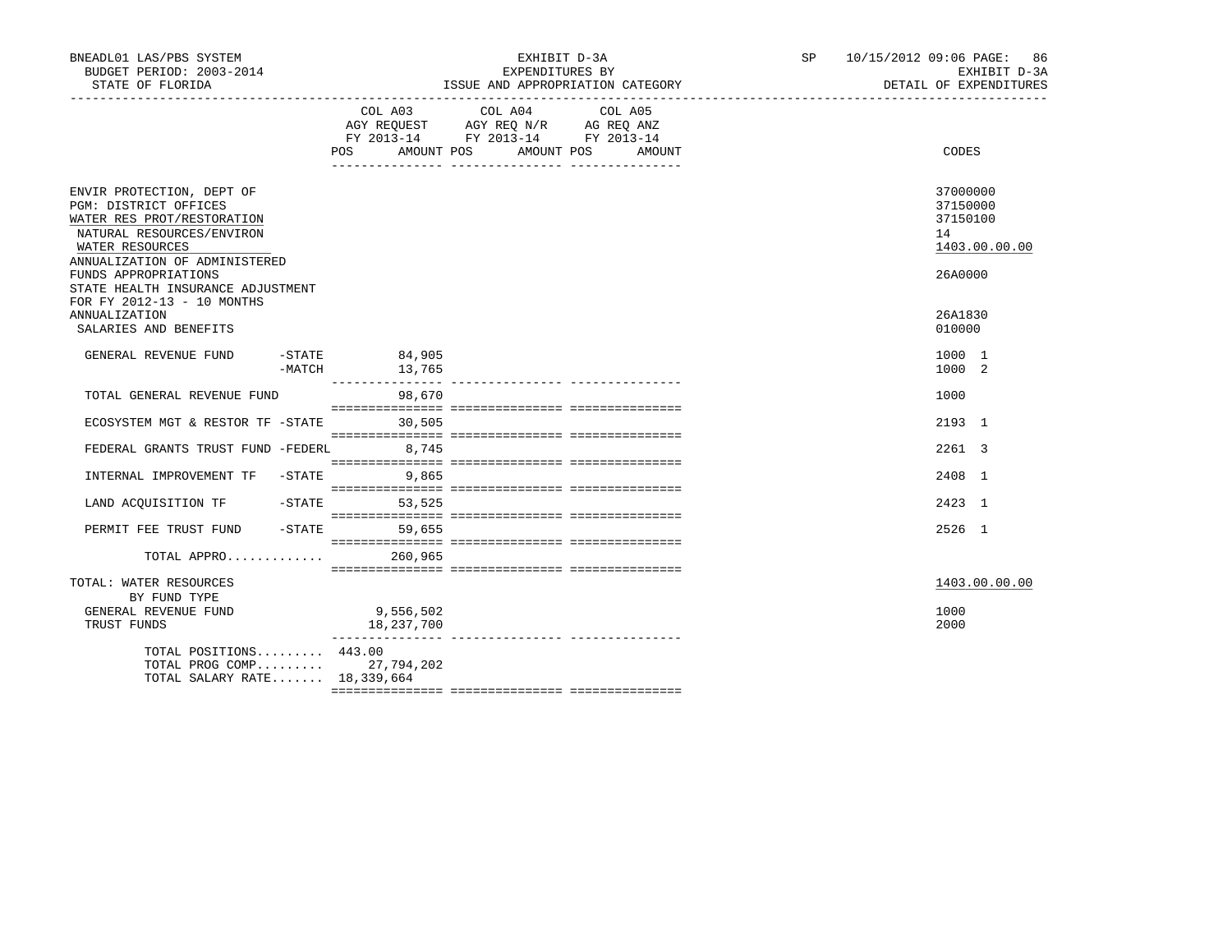BNEADL01 LAS/PBS SYSTEM
BUDGET PERIOD: 2003-2014
STATE OF FLORIDA

EXHIBIT D-3A
EXPENDITURES BY
ISSUE AND APPROPRIATION CATEGORY

SP 10/15/2012 09:06 PAGE: 86
EXHIBIT D-3A
DETAIL OF EXPENDITURES

| | COL A03 AGY REQUEST FY 2013-14 POS AMOUNT | COL A04 AGY REQ N/R FY 2013-14 POS AMOUNT | COL A05 AG REQ ANZ FY 2013-14 POS AMOUNT | CODES |
|---|---|---|---|---|
| ENVIR PROTECTION, DEPT OF | | | | 37000000 |
| PGM: DISTRICT OFFICES | | | | 37150000 |
| WATER RES PROT/RESTORATION | | | | 37150100 |
| NATURAL RESOURCES/ENVIRON | | | | 14 |
| WATER RESOURCES | | | | 1403.00.00.00 |
| ANNUALIZATION OF ADMINISTERED FUNDS APPROPRIATIONS | | | | 26A0000 |
| STATE HEALTH INSURANCE ADJUSTMENT FOR FY 2012-13 - 10 MONTHS ANNUALIZATION | | | | 26A1830 |
| SALARIES AND BENEFITS | | | | 010000 |
| GENERAL REVENUE FUND -STATE | 84,905 | | | 1000 1 |
| -MATCH | 13,765 | | | 1000 2 |
| TOTAL GENERAL REVENUE FUND | 98,670 | | | 1000 |
| ECOSYSTEM MGT & RESTOR TF -STATE | 30,505 | | | 2193 1 |
| FEDERAL GRANTS TRUST FUND -FEDERL | 8,745 | | | 2261 3 |
| INTERNAL IMPROVEMENT TF -STATE | 9,865 | | | 2408 1 |
| LAND ACQUISITION TF -STATE | 53,525 | | | 2423 1 |
| PERMIT FEE TRUST FUND -STATE | 59,655 | | | 2526 1 |
| TOTAL APPRO............. | 260,965 | | | |
| TOTAL: WATER RESOURCES | | | | 1403.00.00.00 |
| BY FUND TYPE | | | | |
| GENERAL REVENUE FUND | 9,556,502 | | | 1000 |
| TRUST FUNDS | 18,237,700 | | | 2000 |
| TOTAL POSITIONS......... | 443.00 | | | |
| TOTAL PROG COMP......... | 27,794,202 | | | |
| TOTAL SALARY RATE....... | 18,339,664 | | | |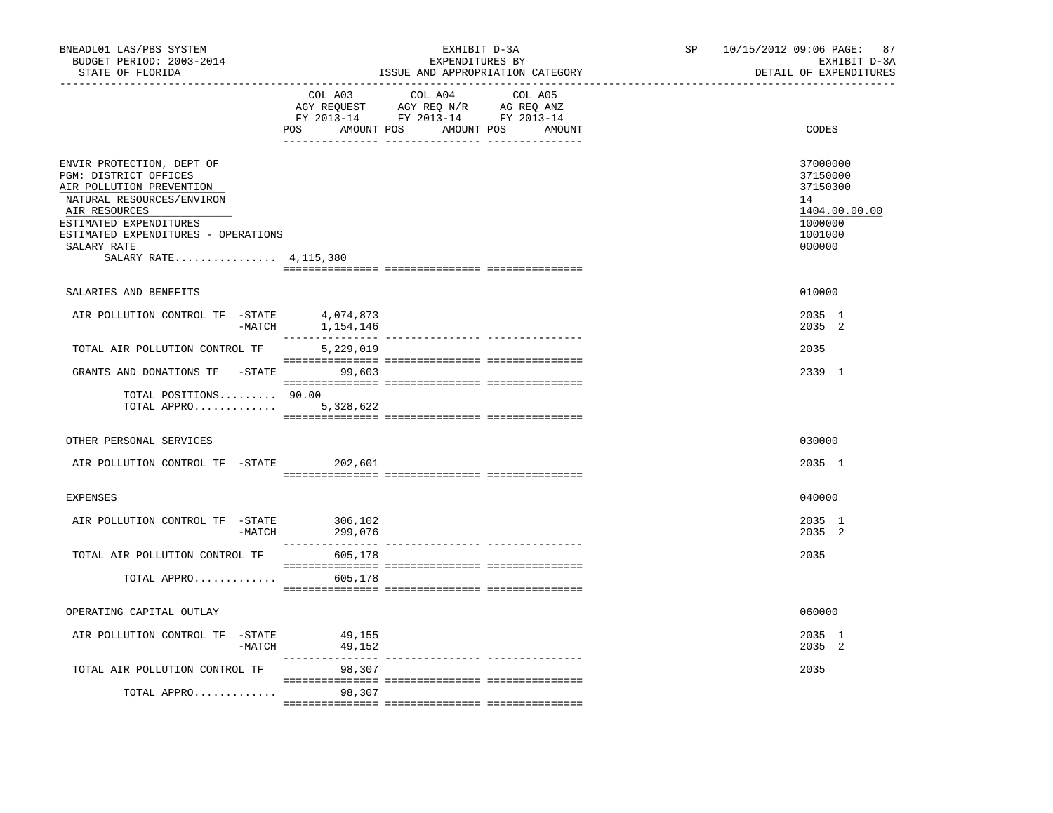BNEADL01 LAS/PBS SYSTEM — EXHIBIT D-3A — SP 10/15/2012 09:06

BUDGET PERIOD: 2003-2014 — EXPENDITURES BY — EXHIBIT D-3A

STATE OF FLORIDA — ISSUE AND APPROPRIATION CATEGORY — DETAIL OF EXPENDITURES

| | COL A03 AGY REQUEST FY 2013-14 POS AMOUNT | COL A04 AGY REQ N/R FY 2013-14 POS AMOUNT | COL A05 AG REQ ANZ FY 2013-14 POS AMOUNT | CODES |
|---|---|---|---|---|
| ENVIR PROTECTION, DEPT OF | | | | 37000000 |
| PGM: DISTRICT OFFICES | | | | 37150000 |
| AIR POLLUTION PREVENTION | | | | 37150300 |
| NATURAL RESOURCES/ENVIRON | | | | 14 |
| AIR RESOURCES | | | | 1404.00.00.00 |
| ESTIMATED EXPENDITURES | | | | 1000000 |
| ESTIMATED EXPENDITURES - OPERATIONS | | | | 1001000 |
| SALARY RATE | | | | 000000 |
| SALARY RATE................ | 4,115,380 | | | |
| SALARIES AND BENEFITS | | | | 010000 |
| AIR POLLUTION CONTROL TF -STATE | 4,074,873 | | | 2035 1 |
| -MATCH | 1,154,146 | | | 2035 2 |
| TOTAL AIR POLLUTION CONTROL TF | 5,229,019 | | | 2035 |
| GRANTS AND DONATIONS TF -STATE | 99,603 | | | 2339 1 |
| TOTAL POSITIONS......... | 90.00 | | | |
| TOTAL APPRO............. | 5,328,622 | | | |
| OTHER PERSONAL SERVICES | | | | 030000 |
| AIR POLLUTION CONTROL TF -STATE | 202,601 | | | 2035 1 |
| EXPENSES | | | | 040000 |
| AIR POLLUTION CONTROL TF -STATE | 306,102 | | | 2035 1 |
| -MATCH | 299,076 | | | 2035 2 |
| TOTAL AIR POLLUTION CONTROL TF | 605,178 | | | 2035 |
| TOTAL APPRO............. | 605,178 | | | |
| OPERATING CAPITAL OUTLAY | | | | 060000 |
| AIR POLLUTION CONTROL TF -STATE | 49,155 | | | 2035 1 |
| -MATCH | 49,152 | | | 2035 2 |
| TOTAL AIR POLLUTION CONTROL TF | 98,307 | | | 2035 |
| TOTAL APPRO............. | 98,307 | | | |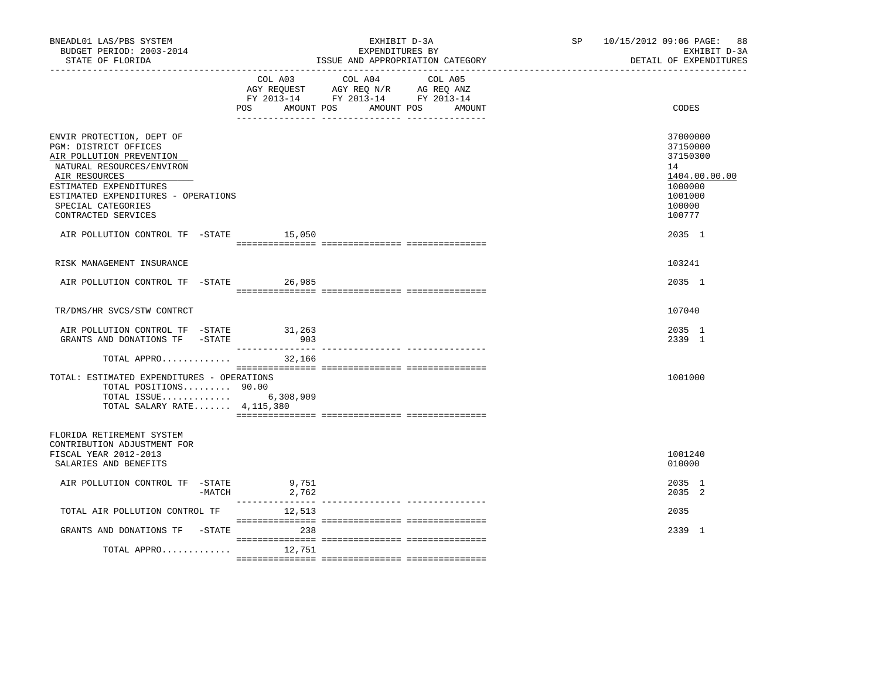BNEADL01 LAS/PBS SYSTEM | EXHIBIT D-3A | SP 10/15/2012 09:06 PAGE: 88
BUDGET PERIOD: 2003-2014 | EXPENDITURES BY | EXHIBIT D-3A
STATE OF FLORIDA | ISSUE AND APPROPRIATION CATEGORY | DETAIL OF EXPENDITURES

| | COL A03 AGY REQUEST FY 2013-14 POS AMOUNT | COL A04 AGY REQ N/R FY 2013-14 POS AMOUNT | COL A05 AG REQ ANZ FY 2013-14 POS AMOUNT | CODES |
|---|---|---|---|---|
| ENVIR PROTECTION, DEPT OF | | | | 37000000 |
| PGM: DISTRICT OFFICES | | | | 37150000 |
| AIR POLLUTION PREVENTION | | | | 37150300 |
| NATURAL RESOURCES/ENVIRON | | | | 14 |
| AIR RESOURCES | | | | 1404.00.00.00 |
| ESTIMATED EXPENDITURES | | | | 1000000 |
| ESTIMATED EXPENDITURES - OPERATIONS | | | | 1001000 |
| SPECIAL CATEGORIES | | | | 100000 |
| CONTRACTED SERVICES | | | | 100777 |
| AIR POLLUTION CONTROL TF -STATE | 15,050 | | | 2035 1 |
| RISK MANAGEMENT INSURANCE | | | | 103241 |
| AIR POLLUTION CONTROL TF -STATE | 26,985 | | | 2035 1 |
| TR/DMS/HR SVCS/STW CONTRCT | | | | 107040 |
| AIR POLLUTION CONTROL TF -STATE | 31,263 | | | 2035 1 |
| GRANTS AND DONATIONS TF -STATE | 903 | | | 2339 1 |
| TOTAL APPRO............ | 32,166 | | | |
| TOTAL: ESTIMATED EXPENDITURES - OPERATIONS | | | | 1001000 |
| TOTAL POSITIONS......... | 90.00 | | | |
| TOTAL ISSUE............ | 6,308,909 | | | |
| TOTAL SALARY RATE....... | 4,115,380 | | | |
| FLORIDA RETIREMENT SYSTEM CONTRIBUTION ADJUSTMENT FOR FISCAL YEAR 2012-2013 | | | | 1001240 |
| SALARIES AND BENEFITS | | | | 010000 |
| AIR POLLUTION CONTROL TF -STATE | 9,751 | | | 2035 1 |
| -MATCH | 2,762 | | | 2035 2 |
| TOTAL AIR POLLUTION CONTROL TF | 12,513 | | | 2035 |
| GRANTS AND DONATIONS TF -STATE | 238 | | | 2339 1 |
| TOTAL APPRO............ | 12,751 | | | |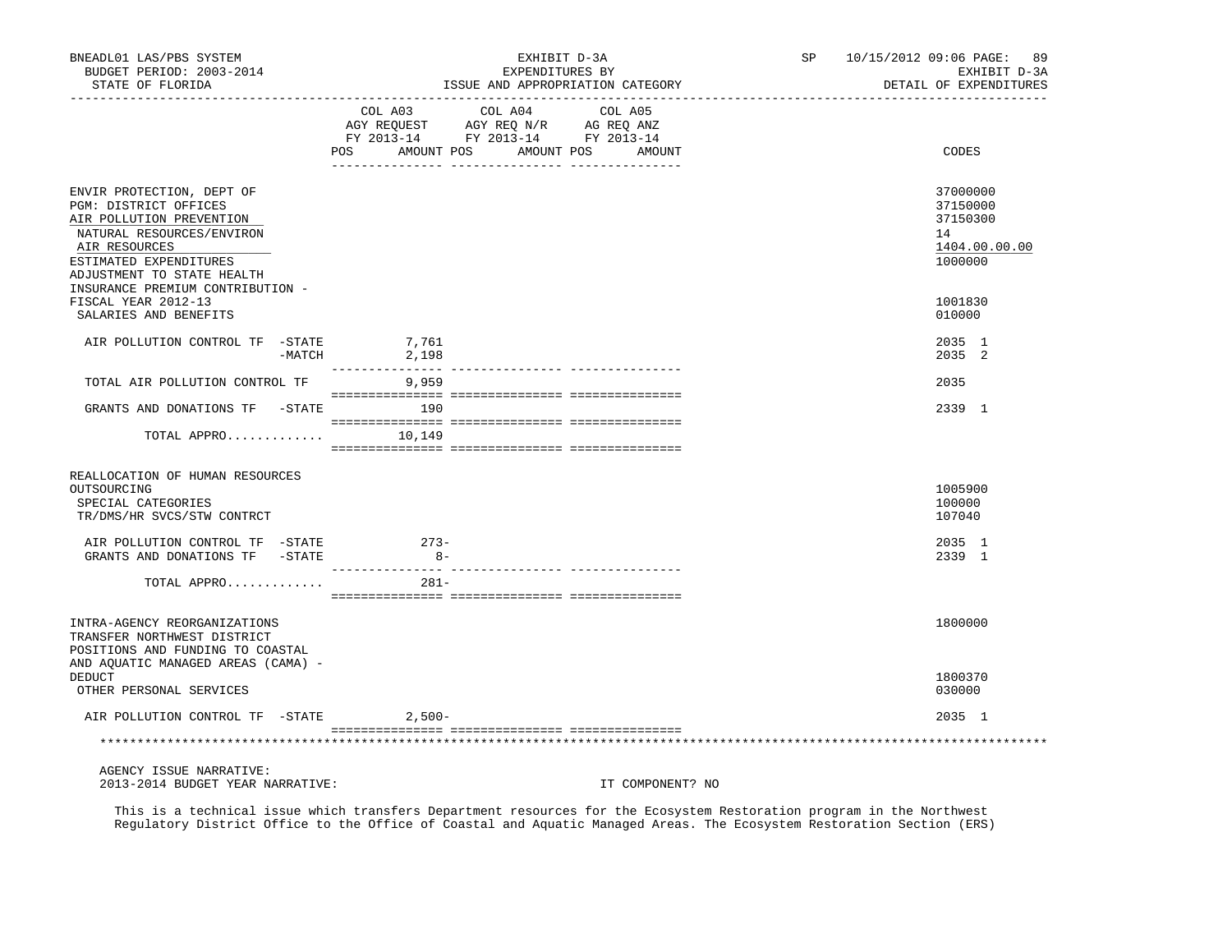| | COL A03 AGY REQUEST FY 2013-14 POS AMOUNT | COL A04 AGY REQ N/R FY 2013-14 POS AMOUNT | COL A05 AG REQ ANZ FY 2013-14 POS AMOUNT | CODES |
|---|---|---|---|---|
| ENVIR PROTECTION, DEPT OF | | | | 37000000 |
| PGM: DISTRICT OFFICES | | | | 37150000 |
| AIR POLLUTION PREVENTION | | | | 37150300 |
| NATURAL RESOURCES/ENVIRON | | | | 14 |
| AIR RESOURCES | | | | 1404.00.00.00 |
| ESTIMATED EXPENDITURES | | | | 1000000 |
| ADJUSTMENT TO STATE HEALTH INSURANCE PREMIUM CONTRIBUTION - FISCAL YEAR 2012-13 | | | | 1001830 |
| SALARIES AND BENEFITS | | | | 010000 |
| AIR POLLUTION CONTROL TF -STATE | 7,761 | | | 2035 1 |
| -MATCH | 2,198 | | | 2035 2 |
| TOTAL AIR POLLUTION CONTROL TF | 9,959 | | | 2035 |
| GRANTS AND DONATIONS TF -STATE | 190 | | | 2339 1 |
| TOTAL APPRO............. | 10,149 | | | |
| REALLOCATION OF HUMAN RESOURCES OUTSOURCING | | | | 1005900 |
| SPECIAL CATEGORIES | | | | 100000 |
| TR/DMS/HR SVCS/STW CONTRCT | | | | 107040 |
| AIR POLLUTION CONTROL TF -STATE | 273- | | | 2035 1 |
| GRANTS AND DONATIONS TF -STATE | 8- | | | 2339 1 |
| TOTAL APPRO............. | 281- | | | |
| INTRA-AGENCY REORGANIZATIONS | | | | 1800000 |
| TRANSFER NORTHWEST DISTRICT POSITIONS AND FUNDING TO COASTAL AND AQUATIC MANAGED AREAS (CAMA) - DEDUCT | | | | 1800370 |
| OTHER PERSONAL SERVICES | | | | 030000 |
| AIR POLLUTION CONTROL TF -STATE | 2,500- | | | 2035 1 |

AGENCY ISSUE NARRATIVE:
2013-2014 BUDGET YEAR NARRATIVE: IT COMPONENT? NO

This is a technical issue which transfers Department resources for the Ecosystem Restoration program in the Northwest Regulatory District Office to the Office of Coastal and Aquatic Managed Areas. The Ecosystem Restoration Section (ERS)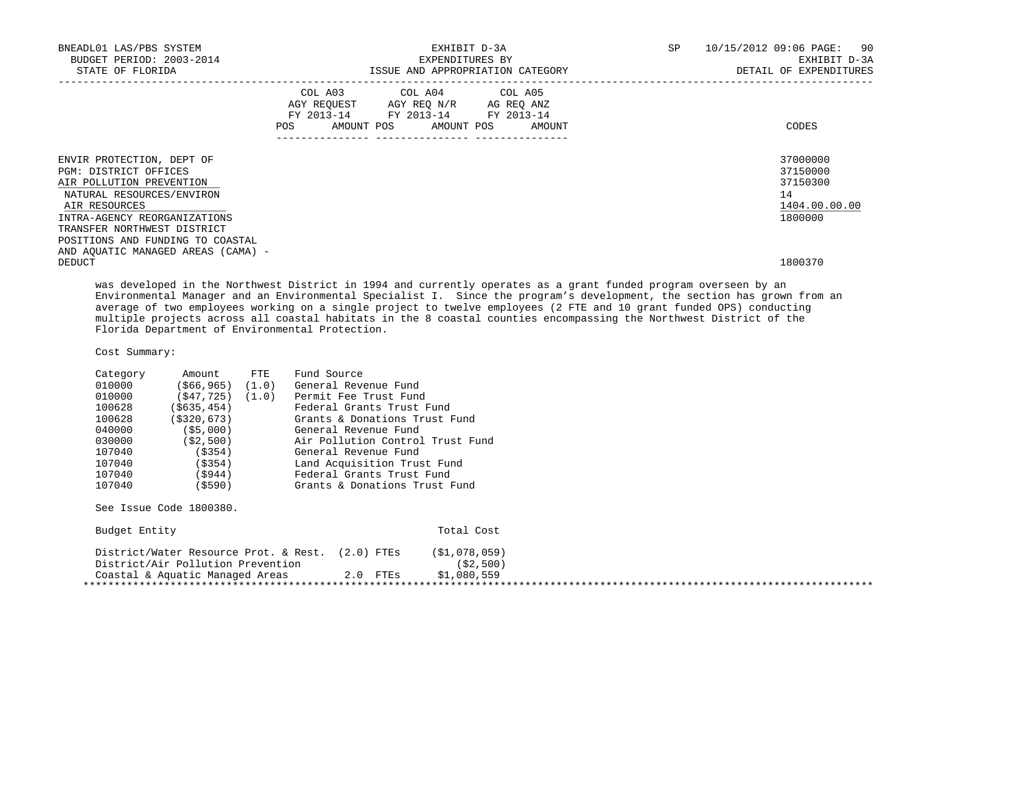| | COL A03 AGY REQUEST FY 2013-14 | | COL A04 AGY REQ N/R FY 2013-14 | | COL A05 AG REQ ANZ FY 2013-14 | | |
|---|---|---|---|---|---|---|---|
| | POS | AMOUNT | POS | AMOUNT | POS | AMOUNT | CODES |
| ENVIR PROTECTION, DEPT OF | | | | | | | 37000000 |
| PGM: DISTRICT OFFICES | | | | | | | 37150000 |
| AIR POLLUTION PREVENTION | | | | | | | 37150300 |
| NATURAL RESOURCES/ENVIRON | | | | | | | 14 |
| AIR RESOURCES | | | | | | | 1404.00.00.00 |
| INTRA-AGENCY REORGANIZATIONS | | | | | | | 1800000 |
| TRANSFER NORTHWEST DISTRICT POSITIONS AND FUNDING TO COASTAL AND AQUATIC MANAGED AREAS (CAMA) - DEDUCT | | | | | | | 1800370 |

was developed in the Northwest District in 1994 and currently operates as a grant funded program overseen by an Environmental Manager and an Environmental Specialist I. Since the program's development, the section has grown from an average of two employees working on a single project to twelve employees (2 FTE and 10 grant funded OPS) conducting multiple projects across all coastal habitats in the 8 coastal counties encompassing the Northwest District of the Florida Department of Environmental Protection.

Cost Summary:

| Category | Amount | FTE | Fund Source |
|---|---|---|---|
| 010000 | ($66,965) | (1.0) | General Revenue Fund |
| 010000 | ($47,725) | (1.0) | Permit Fee Trust Fund |
| 100628 | ($635,454) | | Federal Grants Trust Fund |
| 100628 | ($320,673) | | Grants & Donations Trust Fund |
| 040000 | ($5,000) | | General Revenue Fund |
| 030000 | ($2,500) | | Air Pollution Control Trust Fund |
| 107040 | ($354) | | General Revenue Fund |
| 107040 | ($354) | | Land Acquisition Trust Fund |
| 107040 | ($944) | | Federal Grants Trust Fund |
| 107040 | ($590) | | Grants & Donations Trust Fund |

See Issue Code 1800380.

| Budget Entity | | Total Cost |
|---|---|---|
| District/Water Resource Prot. & Rest. | (2.0) FTEs | ($1,078,059) |
| District/Air Pollution Prevention | | ($2,500) |
| Coastal & Aquatic Managed Areas | 2.0 FTEs | $1,080,559 |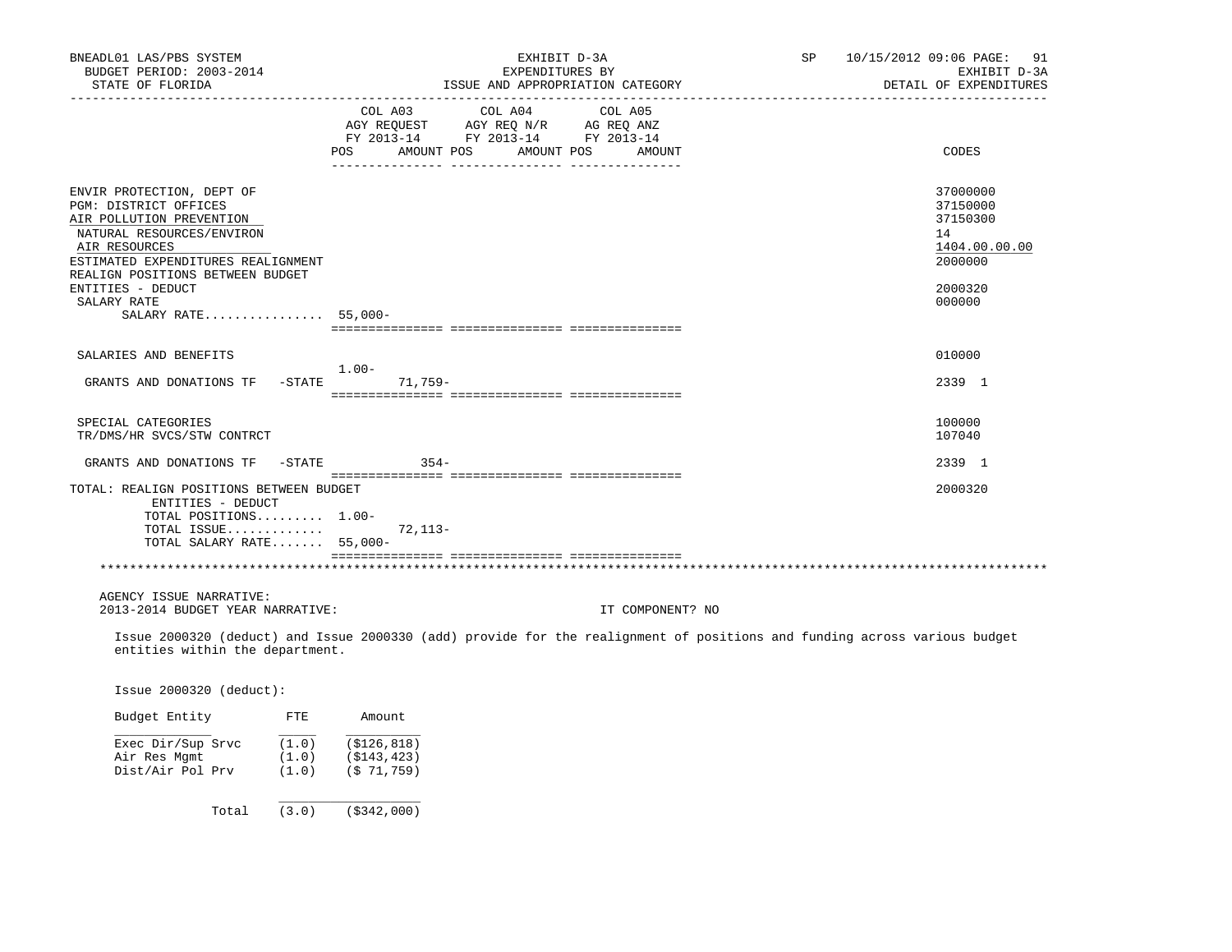EXHIBIT D-3A
EXPENDITURES BY
ISSUE AND APPROPRIATION CATEGORY

DETAIL OF EXPENDITURES

| | COL A03 AGY REQUEST FY 2013-14 POS | AMOUNT | COL A04 AGY REQ N/R FY 2013-14 POS | AMOUNT | COL A05 AG REQ ANZ FY 2013-14 POS | AMOUNT | CODES |
|---|---|---|---|---|---|---|---|
| ENVIR PROTECTION, DEPT OF | | | | | | | 37000000 |
| PGM: DISTRICT OFFICES | | | | | | | 37150000 |
| AIR POLLUTION PREVENTION | | | | | | | 37150300 |
| NATURAL RESOURCES/ENVIRON | | | | | | | 14 |
| AIR RESOURCES | | | | | | | 1404.00.00.00 |
| ESTIMATED EXPENDITURES REALIGNMENT | | | | | | | 2000000 |
| REALIGN POSITIONS BETWEEN BUDGET ENTITIES - DEDUCT | | | | | | | 2000320 |
| SALARY RATE | | | | | | | 000000 |
| SALARY RATE................ | 55,000- | | | | | | |
| SALARIES AND BENEFITS | | | | | | | 010000 |
| GRANTS AND DONATIONS TF -STATE | 1.00- | 71,759- | | | | | 2339 1 |
| SPECIAL CATEGORIES | | | | | | | 100000 |
| TR/DMS/HR SVCS/STW CONTRCT | | | | | | | 107040 |
| GRANTS AND DONATIONS TF -STATE | | 354- | | | | | 2339 1 |
| TOTAL: REALIGN POSITIONS BETWEEN BUDGET ENTITIES - DEDUCT | | | | | | | 2000320 |
| TOTAL POSITIONS......... | 1.00- | | | | | | |
| TOTAL ISSUE............. | | 72,113- | | | | | |
| TOTAL SALARY RATE....... | 55,000- | | | | | | |

AGENCY ISSUE NARRATIVE:
2013-2014 BUDGET YEAR NARRATIVE: IT COMPONENT? NO

Issue 2000320 (deduct) and Issue 2000330 (add) provide for the realignment of positions and funding across various budget entities within the department.

Issue 2000320 (deduct):

| Budget Entity | FTE | Amount |
|---|---|---|
| Exec Dir/Sup Srvc | (1.0) | ($126,818) |
| Air Res Mgmt | (1.0) | ($143,423) |
| Dist/Air Pol Prv | (1.0) | ($ 71,759) |
| Total | (3.0) | ($342,000) |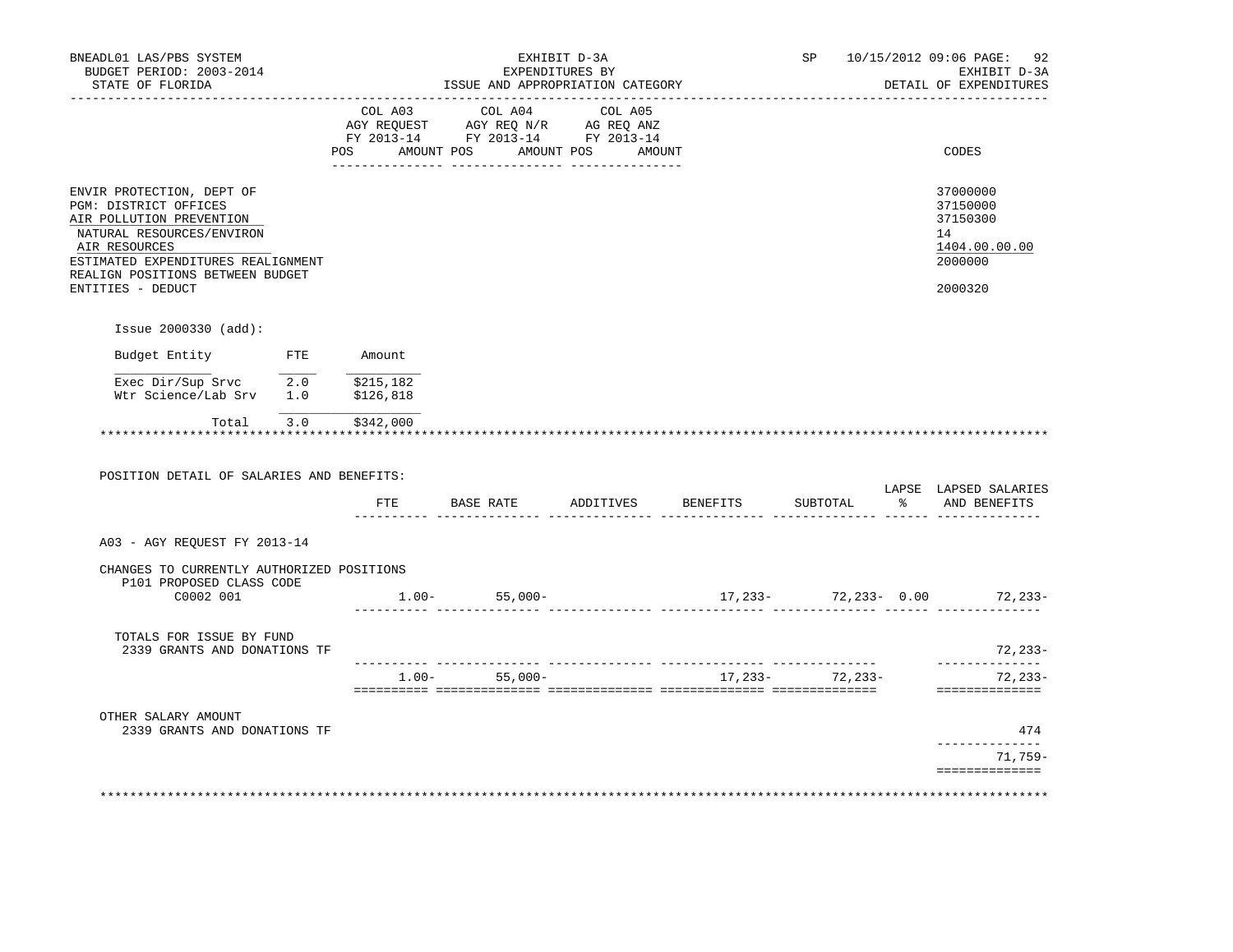BNEADL01 LAS/PBS SYSTEM | EXHIBIT D-3A | SP 10/15/2012 09:06 PAGE: 92
BUDGET PERIOD: 2003-2014 | EXPENDITURES BY | EXHIBIT D-3A
STATE OF FLORIDA | ISSUE AND APPROPRIATION CATEGORY | DETAIL OF EXPENDITURES

| | COL A03 AGY REQUEST FY 2013-14 POS AMOUNT | COL A04 AGY REQ N/R FY 2013-14 POS AMOUNT | COL A05 AG REQ ANZ FY 2013-14 POS AMOUNT | CODES |
|---|---|---|---|---|
| ENVIR PROTECTION, DEPT OF | | | | 37000000 |
| PGM: DISTRICT OFFICES | | | | 37150000 |
| AIR POLLUTION PREVENTION | | | | 37150300 |
| NATURAL RESOURCES/ENVIRON | | | | 14 |
| AIR RESOURCES | | | | 1404.00.00.00 |
| ESTIMATED EXPENDITURES REALIGNMENT | | | | 2000000 |
| REALIGN POSITIONS BETWEEN BUDGET ENTITIES - DEDUCT | | | | 2000320 |

Issue 2000330 (add):

| Budget Entity | FTE | Amount |
|---|---|---|
| Exec Dir/Sup Srvc | 2.0 | $215,182 |
| Wtr Science/Lab Srv | 1.0 | $126,818 |
| Total | 3.0 | $342,000 |

POSITION DETAIL OF SALARIES AND BENEFITS:

| | FTE | BASE RATE | ADDITIVES | BENEFITS | SUBTOTAL | LAPSE % | LAPSED SALARIES AND BENEFITS |
|---|---|---|---|---|---|---|---|
| A03 - AGY REQUEST FY 2013-14 | | | | | | | |
| CHANGES TO CURRENTLY AUTHORIZED POSITIONS | | | | | | | |
| P101 PROPOSED CLASS CODE C0002 001 | 1.00- | 55,000- | | 17,233- | 72,233- | 0.00 | 72,233- |
| TOTALS FOR ISSUE BY FUND | | | | | | | |
| 2339 GRANTS AND DONATIONS TF | | | | | | | 72,233- |
| | 1.00- | 55,000- | | 17,233- | 72,233- | | 72,233- |
| OTHER SALARY AMOUNT | | | | | | | |
| 2339 GRANTS AND DONATIONS TF | | | | | | | 474 |
| | | | | | | | 71,759- |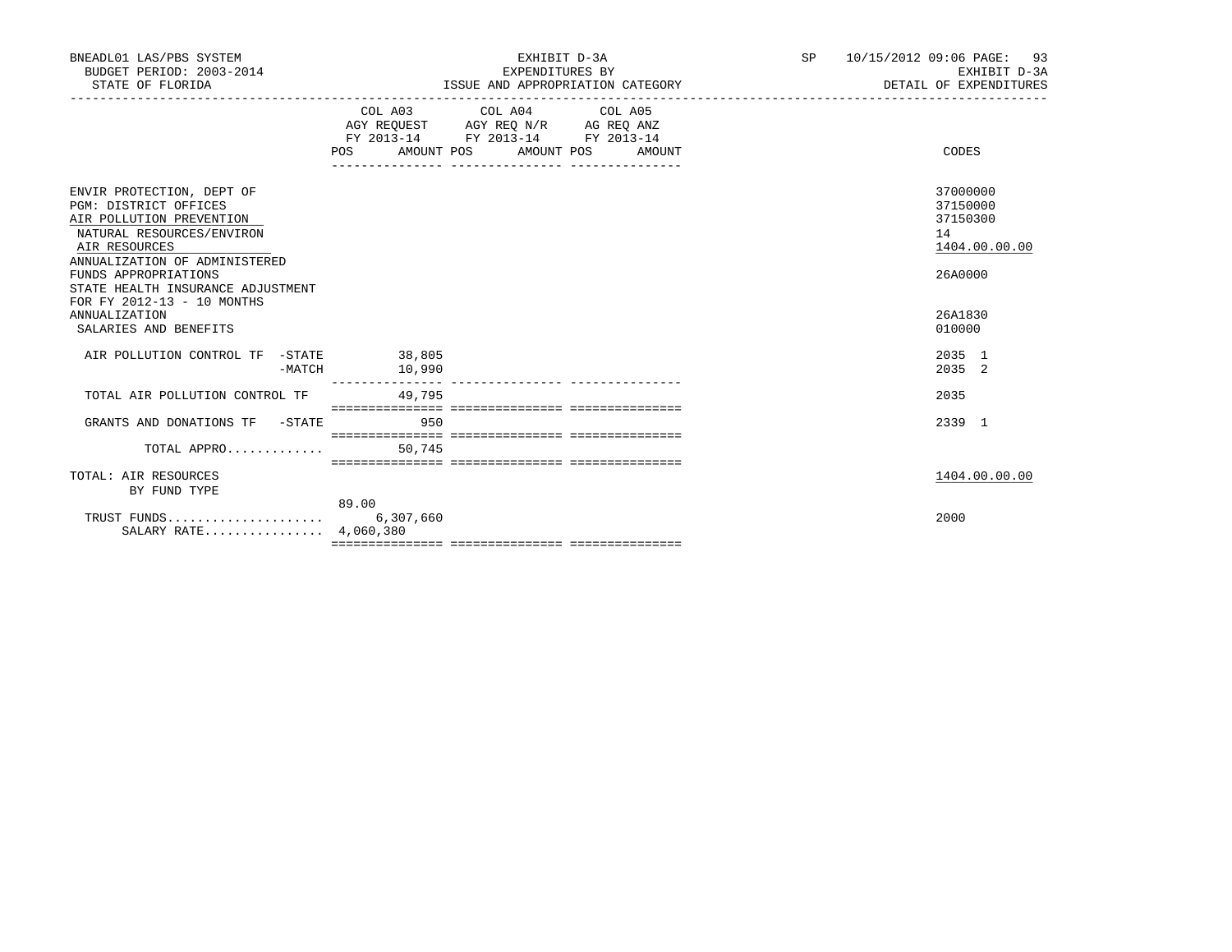BNEADL01 LAS/PBS SYSTEM
BUDGET PERIOD: 2003-2014
STATE OF FLORIDA

EXHIBIT D-3A
EXPENDITURES BY
ISSUE AND APPROPRIATION CATEGORY

SP 10/15/2012 09:06 PAGE: 93
EXHIBIT D-3A
DETAIL OF EXPENDITURES

| | COL A03 AGY REQUEST FY 2013-14 POS | AMOUNT | COL A04 AGY REQ N/R FY 2013-14 POS | AMOUNT | COL A05 AG REQ ANZ FY 2013-14 POS | AMOUNT | CODES |
|---|---|---|---|---|---|---|---|
| ENVIR PROTECTION, DEPT OF | | | | | | | 37000000 |
| PGM: DISTRICT OFFICES | | | | | | | 37150000 |
| AIR POLLUTION PREVENTION | | | | | | | 37150300 |
| NATURAL RESOURCES/ENVIRON | | | | | | | 14 |
| AIR RESOURCES | | | | | | | 1404.00.00.00 |
| ANNUALIZATION OF ADMINISTERED FUNDS APPROPRIATIONS | | | | | | | 26A0000 |
| STATE HEALTH INSURANCE ADJUSTMENT FOR FY 2012-13 - 10 MONTHS ANNUALIZATION | | | | | | | 26A1830 |
| SALARIES AND BENEFITS | | | | | | | 010000 |
| AIR POLLUTION CONTROL TF -STATE | | 38,805 | | | | | 2035 1 |
| -MATCH | | 10,990 | | | | | 2035 2 |
| TOTAL AIR POLLUTION CONTROL TF | | 49,795 | | | | | 2035 |
| GRANTS AND DONATIONS TF -STATE | | 950 | | | | | 2339 1 |
| TOTAL APPRO............. | | 50,745 | | | | | |
| TOTAL: AIR RESOURCES | | | | | | | 1404.00.00.00 |
| BY FUND TYPE | | | | | | | |
| | 89.00 | | | | | | |
| TRUST FUNDS..................... | | 6,307,660 | | | | | 2000 |
| SALARY RATE................ | | 4,060,380 | | | | | |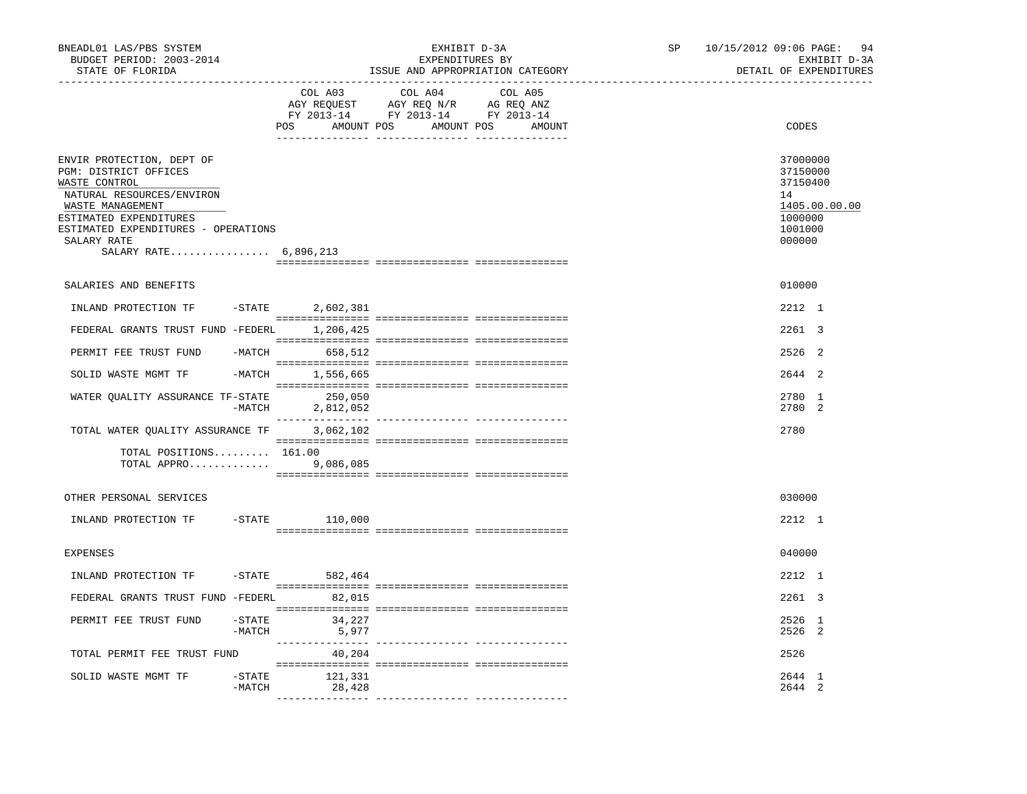BNEADL01 LAS/PBS SYSTEM — EXHIBIT D-3A — EXPENDITURES BY ISSUE AND APPROPRIATION CATEGORY — SP 10/15/2012 09:06 PAGE: 94

BUDGET PERIOD: 2003-2014 — EXHIBIT D-3A

STATE OF FLORIDA — DETAIL OF EXPENDITURES

| | COL A03 AGY REQUEST FY 2013-14 POS AMOUNT | COL A04 AGY REQ N/R FY 2013-14 POS AMOUNT | COL A05 AG REQ ANZ FY 2013-14 POS AMOUNT | CODES |
|---|---|---|---|---|
| ENVIR PROTECTION, DEPT OF | | | | 37000000 |
| PGM: DISTRICT OFFICES | | | | 37150000 |
| WASTE CONTROL | | | | 37150400 |
| NATURAL RESOURCES/ENVIRON | | | | 14 |
| WASTE MANAGEMENT | | | | 1405.00.00.00 |
| ESTIMATED EXPENDITURES | | | | 1000000 |
| ESTIMATED EXPENDITURES - OPERATIONS | | | | 1001000 |
| SALARY RATE | | | | 000000 |
| SALARY RATE................ | 6,896,213 | | | |
| SALARIES AND BENEFITS | | | | 010000 |
| INLAND PROTECTION TF -STATE | 2,602,381 | | | 2212 1 |
| FEDERAL GRANTS TRUST FUND -FEDERL | 1,206,425 | | | 2261 3 |
| PERMIT FEE TRUST FUND -MATCH | 658,512 | | | 2526 2 |
| SOLID WASTE MGMT TF -MATCH | 1,556,665 | | | 2644 2 |
| WATER QUALITY ASSURANCE TF-STATE | 250,050 | | | 2780 1 |
| -MATCH | 2,812,052 | | | 2780 2 |
| TOTAL WATER QUALITY ASSURANCE TF | 3,062,102 | | | 2780 |
| TOTAL POSITIONS......... | 161.00 | | | |
| TOTAL APPRO............. | 9,086,085 | | | |
| OTHER PERSONAL SERVICES | | | | 030000 |
| INLAND PROTECTION TF -STATE | 110,000 | | | 2212 1 |
| EXPENSES | | | | 040000 |
| INLAND PROTECTION TF -STATE | 582,464 | | | 2212 1 |
| FEDERAL GRANTS TRUST FUND -FEDERL | 82,015 | | | 2261 3 |
| PERMIT FEE TRUST FUND -STATE | 34,227 | | | 2526 1 |
| -MATCH | 5,977 | | | 2526 2 |
| TOTAL PERMIT FEE TRUST FUND | 40,204 | | | 2526 |
| SOLID WASTE MGMT TF -STATE | 121,331 | | | 2644 1 |
| -MATCH | 28,428 | | | 2644 2 |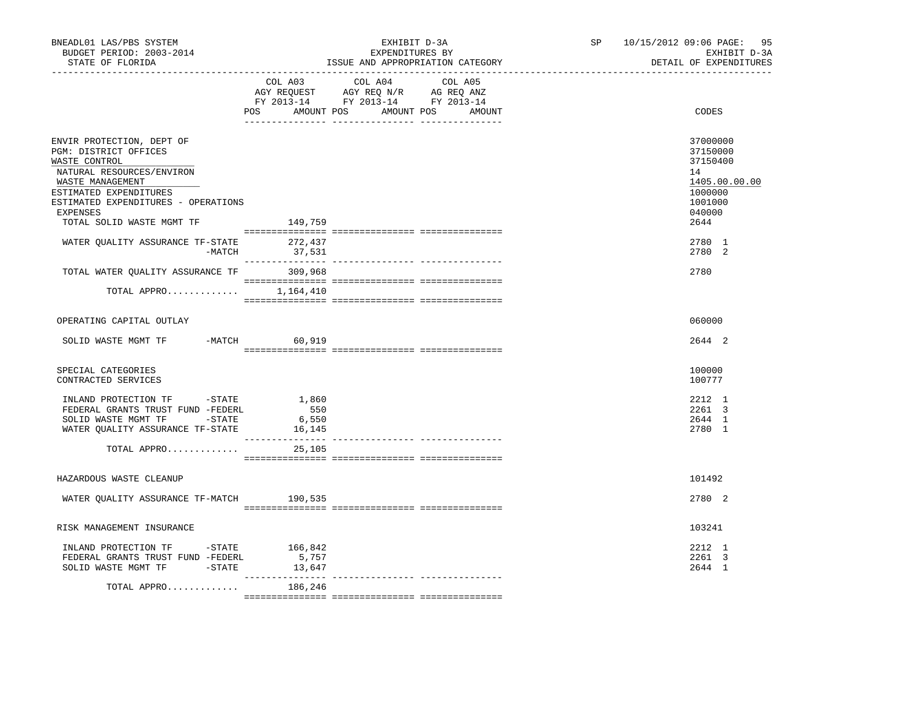BNEADL01 LAS/PBS SYSTEM — EXHIBIT D-3A — EXPENDITURES BY ISSUE AND APPROPRIATION CATEGORY — SP 10/15/2012 09:06

BUDGET PERIOD: 2003-2014 — STATE OF FLORIDA — EXHIBIT D-3A DETAIL OF EXPENDITURES

| | COL A03 AGY REQUEST FY 2013-14 POS AMOUNT | COL A04 AGY REQ N/R FY 2013-14 POS AMOUNT | COL A05 AG REQ ANZ FY 2013-14 POS AMOUNT | CODES |
|---|---|---|---|---|
| ENVIR PROTECTION, DEPT OF | | | | 37000000 |
| PGM: DISTRICT OFFICES | | | | 37150000 |
| WASTE CONTROL | | | | 37150400 |
| NATURAL RESOURCES/ENVIRON | | | | 14 |
| WASTE MANAGEMENT | | | | 1405.00.00.00 |
| ESTIMATED EXPENDITURES | | | | 1000000 |
| ESTIMATED EXPENDITURES - OPERATIONS | | | | 1001000 |
| EXPENSES | | | | 040000 |
| TOTAL SOLID WASTE MGMT TF | 149,759 | | | 2644 |
| WATER QUALITY ASSURANCE TF-STATE | 272,437 | | | 2780 1 |
| -MATCH | 37,531 | | | 2780 2 |
| TOTAL WATER QUALITY ASSURANCE TF | 309,968 | | | 2780 |
| TOTAL APPRO............ | 1,164,410 | | | |
| OPERATING CAPITAL OUTLAY | | | | 060000 |
| SOLID WASTE MGMT TF -MATCH | 60,919 | | | 2644 2 |
| SPECIAL CATEGORIES | | | | 100000 |
| CONTRACTED SERVICES | | | | 100777 |
| INLAND PROTECTION TF -STATE | 1,860 | | | 2212 1 |
| FEDERAL GRANTS TRUST FUND -FEDERL | 550 | | | 2261 3 |
| SOLID WASTE MGMT TF -STATE | 6,550 | | | 2644 1 |
| WATER QUALITY ASSURANCE TF-STATE | 16,145 | | | 2780 1 |
| TOTAL APPRO............ | 25,105 | | | |
| HAZARDOUS WASTE CLEANUP | | | | 101492 |
| WATER QUALITY ASSURANCE TF-MATCH | 190,535 | | | 2780 2 |
| RISK MANAGEMENT INSURANCE | | | | 103241 |
| INLAND PROTECTION TF -STATE | 166,842 | | | 2212 1 |
| FEDERAL GRANTS TRUST FUND -FEDERL | 5,757 | | | 2261 3 |
| SOLID WASTE MGMT TF -STATE | 13,647 | | | 2644 1 |
| TOTAL APPRO............ | 186,246 | | | |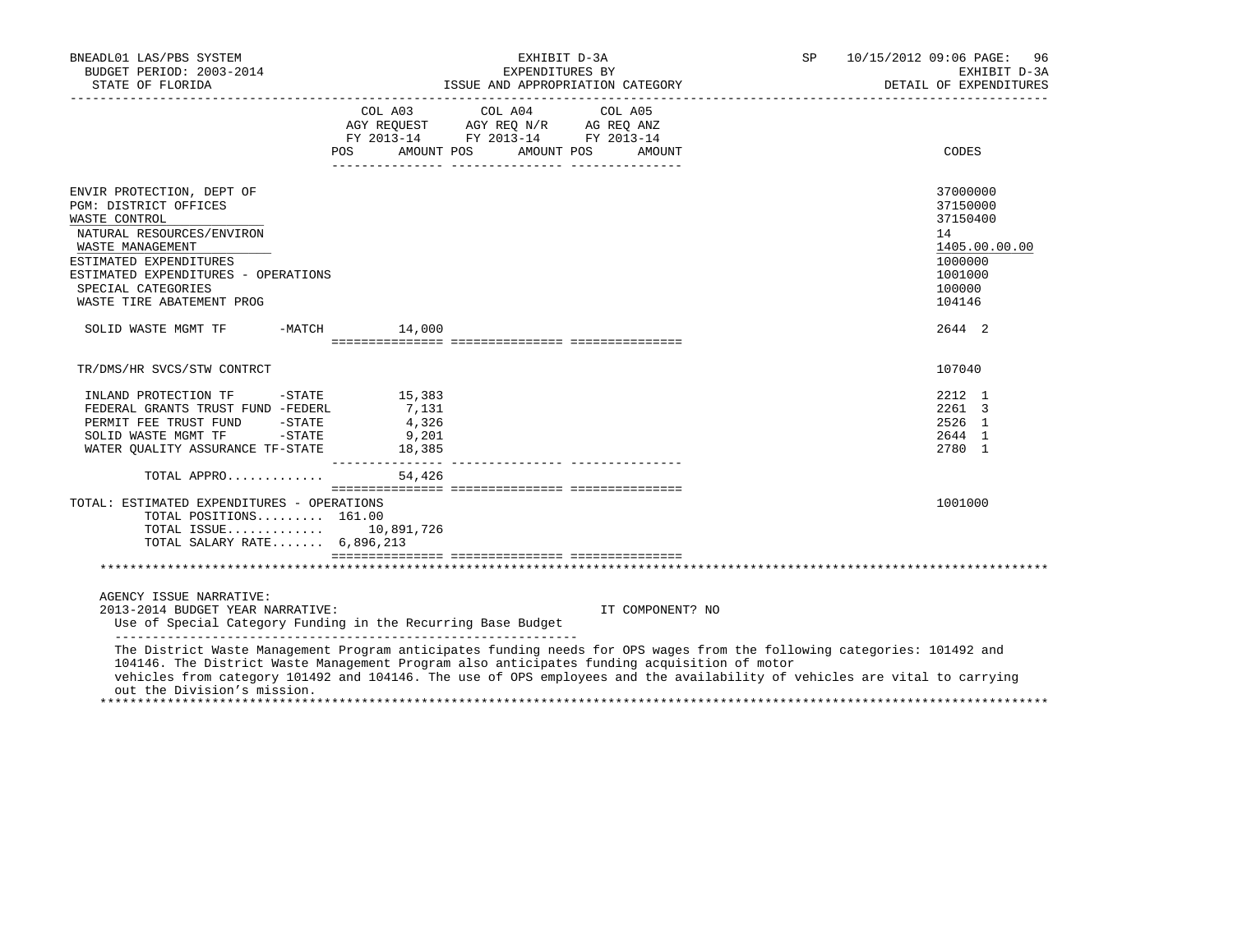| | COL A03 AGY REQUEST FY 2013-14 POS | AMOUNT | COL A04 AGY REQ N/R FY 2013-14 POS | AMOUNT | COL A05 AG REQ ANZ FY 2013-14 POS | AMOUNT | CODES |
|---|---|---|---|---|---|---|---|
| ENVIR PROTECTION, DEPT OF | | | | | | | 37000000 |
| PGM: DISTRICT OFFICES | | | | | | | 37150000 |
| WASTE CONTROL | | | | | | | 37150400 |
| NATURAL RESOURCES/ENVIRON | | | | | | | 14 |
| WASTE MANAGEMENT | | | | | | | 1405.00.00.00 |
| ESTIMATED EXPENDITURES | | | | | | | 1000000 |
| ESTIMATED EXPENDITURES - OPERATIONS | | | | | | | 1001000 |
| SPECIAL CATEGORIES | | | | | | | 100000 |
| WASTE TIRE ABATEMENT PROG | | | | | | | 104146 |
| SOLID WASTE MGMT TF -MATCH | | 14,000 | | | | | 2644 2 |
| TR/DMS/HR SVCS/STW CONTRCT | | | | | | | 107040 |
| INLAND PROTECTION TF -STATE | | 15,383 | | | | | 2212 1 |
| FEDERAL GRANTS TRUST FUND -FEDERL | | 7,131 | | | | | 2261 3 |
| PERMIT FEE TRUST FUND -STATE | | 4,326 | | | | | 2526 1 |
| SOLID WASTE MGMT TF -STATE | | 9,201 | | | | | 2644 1 |
| WATER QUALITY ASSURANCE TF-STATE | | 18,385 | | | | | 2780 1 |
| TOTAL APPRO............ | | 54,426 | | | | | |
| TOTAL: ESTIMATED EXPENDITURES - OPERATIONS | | | | | | | 1001000 |
| TOTAL POSITIONS......... | 161.00 | | | | | | |
| TOTAL ISSUE............ | | 10,891,726 | | | | | |
| TOTAL SALARY RATE....... | | 6,896,213 | | | | | |

AGENCY ISSUE NARRATIVE:

2013-2014 BUDGET YEAR NARRATIVE: IT COMPONENT? NO

Use of Special Category Funding in the Recurring Base Budget

The District Waste Management Program anticipates funding needs for OPS wages from the following categories: 101492 and 104146. The District Waste Management Program also anticipates funding acquisition of motor vehicles from category 101492 and 104146. The use of OPS employees and the availability of vehicles are vital to carrying out the Division's mission.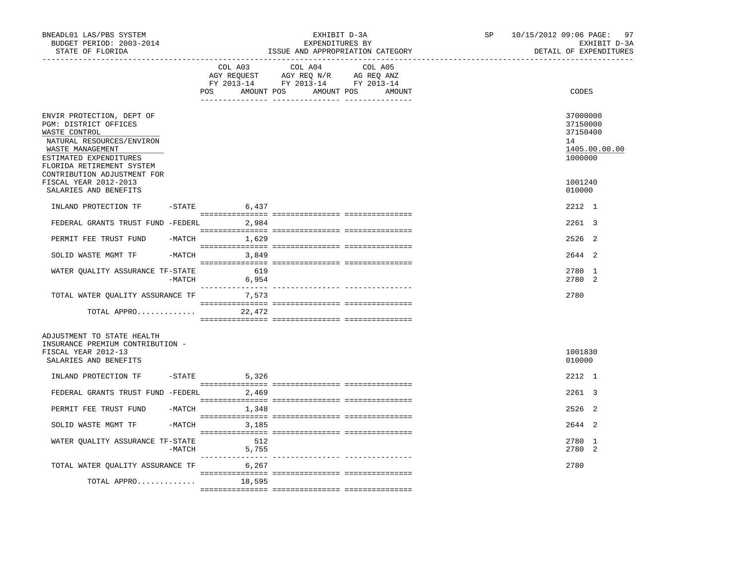BNEADL01 LAS/PBS SYSTEM — EXHIBIT D-3A — SP 10/15/2012 09:06

BUDGET PERIOD: 2003-2014 — EXPENDITURES BY — EXHIBIT D-3A

STATE OF FLORIDA — ISSUE AND APPROPRIATION CATEGORY — DETAIL OF EXPENDITURES

| | COL A03 AGY REQUEST FY 2013-14 POS AMOUNT | COL A04 AGY REQ N/R FY 2013-14 POS AMOUNT | COL A05 AG REQ ANZ FY 2013-14 POS AMOUNT | CODES |
|---|---|---|---|---|
| ENVIR PROTECTION, DEPT OF | | | | 37000000 |
| PGM: DISTRICT OFFICES | | | | 37150000 |
| WASTE CONTROL | | | | 37150400 |
| NATURAL RESOURCES/ENVIRON | | | | 14 |
| WASTE MANAGEMENT | | | | 1405.00.00.00 |
| ESTIMATED EXPENDITURES | | | | 1000000 |
| FLORIDA RETIREMENT SYSTEM CONTRIBUTION ADJUSTMENT FOR FISCAL YEAR 2012-2013 | | | | 1001240 |
| SALARIES AND BENEFITS | | | | 010000 |
| INLAND PROTECTION TF -STATE | 6,437 | | | 2212 1 |
| FEDERAL GRANTS TRUST FUND -FEDERL | 2,984 | | | 2261 3 |
| PERMIT FEE TRUST FUND -MATCH | 1,629 | | | 2526 2 |
| SOLID WASTE MGMT TF -MATCH | 3,849 | | | 2644 2 |
| WATER QUALITY ASSURANCE TF-STATE | 619 | | | 2780 1 |
| -MATCH | 6,954 | | | 2780 2 |
| TOTAL WATER QUALITY ASSURANCE TF | 7,573 | | | 2780 |
| TOTAL APPRO............ | 22,472 | | | |
| ADJUSTMENT TO STATE HEALTH INSURANCE PREMIUM CONTRIBUTION - FISCAL YEAR 2012-13 | | | | 1001830 |
| SALARIES AND BENEFITS | | | | 010000 |
| INLAND PROTECTION TF -STATE | 5,326 | | | 2212 1 |
| FEDERAL GRANTS TRUST FUND -FEDERL | 2,469 | | | 2261 3 |
| PERMIT FEE TRUST FUND -MATCH | 1,348 | | | 2526 2 |
| SOLID WASTE MGMT TF -MATCH | 3,185 | | | 2644 2 |
| WATER QUALITY ASSURANCE TF-STATE | 512 | | | 2780 1 |
| -MATCH | 5,755 | | | 2780 2 |
| TOTAL WATER QUALITY ASSURANCE TF | 6,267 | | | 2780 |
| TOTAL APPRO............ | 18,595 | | | |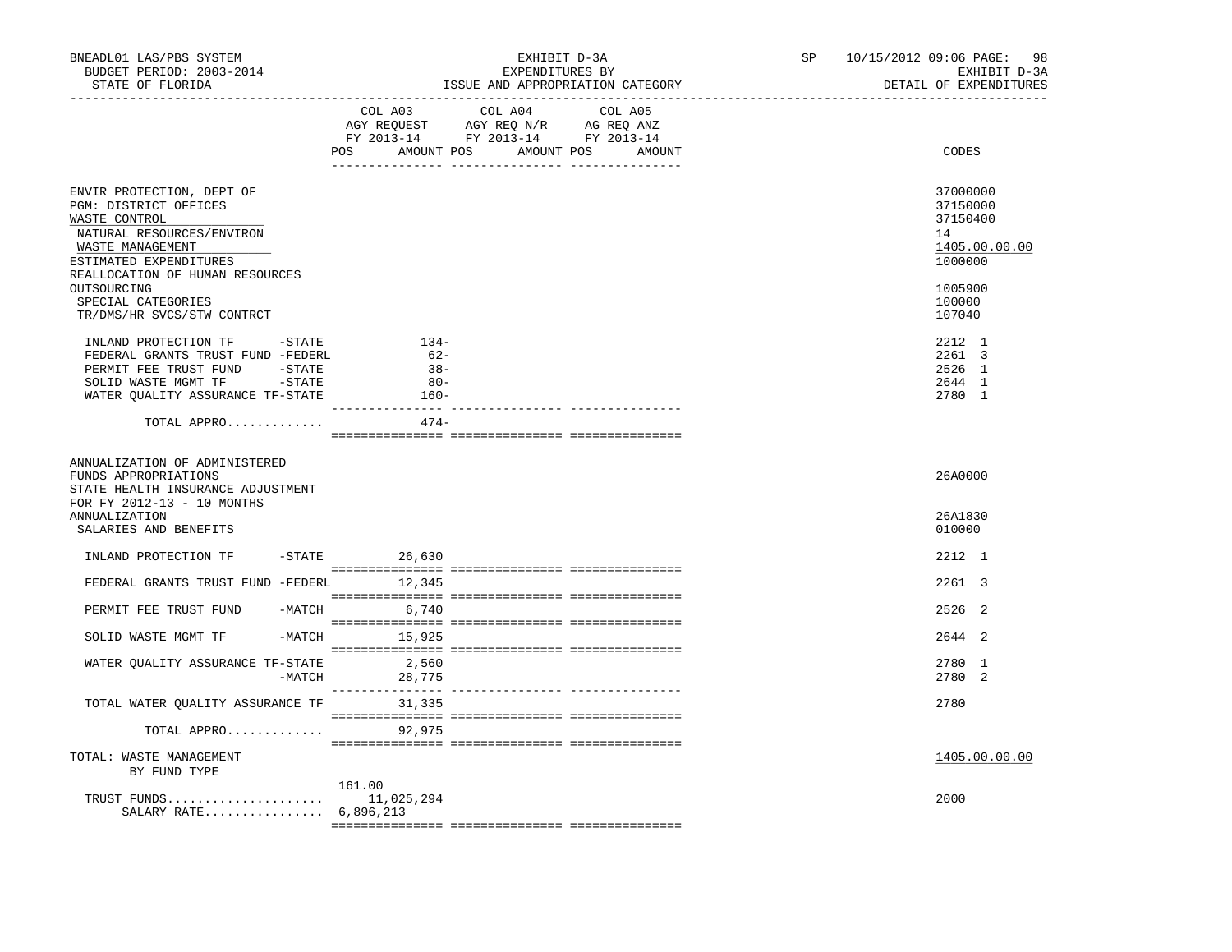BNEADL01 LAS/PBS SYSTEM — EXHIBIT D-3A — SP 10/15/2012 09:06
BUDGET PERIOD: 2003-2014 — EXPENDITURES BY — EXHIBIT D-3A
STATE OF FLORIDA — ISSUE AND APPROPRIATION CATEGORY — DETAIL OF EXPENDITURES

| | COL A03 AGY REQUEST FY 2013-14 POS | AMOUNT | COL A04 AGY REQ N/R FY 2013-14 POS | AMOUNT | COL A05 AG REQ ANZ FY 2013-14 POS | AMOUNT | CODES |
|---|---|---|---|---|---|---|---|
| ENVIR PROTECTION, DEPT OF | | | | | | | 37000000 |
| PGM: DISTRICT OFFICES | | | | | | | 37150000 |
| WASTE CONTROL | | | | | | | 37150400 |
| NATURAL RESOURCES/ENVIRON | | | | | | | 14 |
| WASTE MANAGEMENT | | | | | | | 1405.00.00.00 |
| ESTIMATED EXPENDITURES | | | | | | | 1000000 |
| REALLOCATION OF HUMAN RESOURCES OUTSOURCING | | | | | | | 1005900 |
| SPECIAL CATEGORIES | | | | | | | 100000 |
| TR/DMS/HR SVCS/STW CONTRCT | | | | | | | 107040 |
| INLAND PROTECTION TF -STATE | | 134- | | | | | 2212 1 |
| FEDERAL GRANTS TRUST FUND -FEDERL | | 62- | | | | | 2261 3 |
| PERMIT FEE TRUST FUND -STATE | | 38- | | | | | 2526 1 |
| SOLID WASTE MGMT TF -STATE | | 80- | | | | | 2644 1 |
| WATER QUALITY ASSURANCE TF-STATE | | 160- | | | | | 2780 1 |
| TOTAL APPRO............. | | 474- | | | | | |
| ANNUALIZATION OF ADMINISTERED FUNDS APPROPRIATIONS | | | | | | | 26A0000 |
| STATE HEALTH INSURANCE ADJUSTMENT FOR FY 2012-13 - 10 MONTHS ANNUALIZATION | | | | | | | 26A1830 |
| SALARIES AND BENEFITS | | | | | | | 010000 |
| INLAND PROTECTION TF -STATE | | 26,630 | | | | | 2212 1 |
| FEDERAL GRANTS TRUST FUND -FEDERL | | 12,345 | | | | | 2261 3 |
| PERMIT FEE TRUST FUND -MATCH | | 6,740 | | | | | 2526 2 |
| SOLID WASTE MGMT TF -MATCH | | 15,925 | | | | | 2644 2 |
| WATER QUALITY ASSURANCE TF-STATE | | 2,560 | | | | | 2780 1 |
| -MATCH | | 28,775 | | | | | 2780 2 |
| TOTAL WATER QUALITY ASSURANCE TF | | 31,335 | | | | | 2780 |
| TOTAL APPRO............. | | 92,975 | | | | | |
| TOTAL: WASTE MANAGEMENT BY FUND TYPE | | | | | | | 1405.00.00.00 |
| TRUST FUNDS..................... | 161.00 | 11,025,294 | | | | | 2000 |
| SALARY RATE................ | | 6,896,213 | | | | | |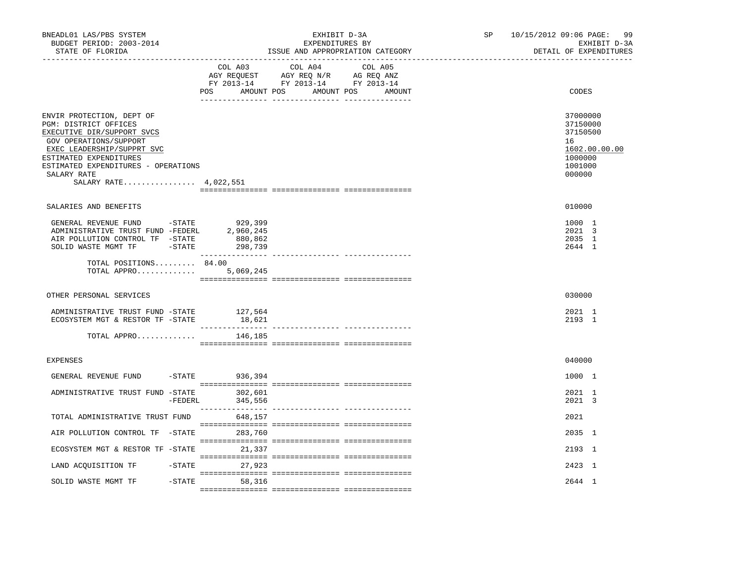BNEADL01 LAS/PBS SYSTEM
BUDGET PERIOD: 2003-2014
STATE OF FLORIDA

EXHIBIT D-3A
EXPENDITURES BY
ISSUE AND APPROPRIATION CATEGORY

SP 10/15/2012 09:06

EXHIBIT D-3A
DETAIL OF EXPENDITURES

| | COL A03 AGY REQUEST FY 2013-14 POS AMOUNT | COL A04 AGY REQ N/R FY 2013-14 POS AMOUNT | COL A05 AG REQ ANZ FY 2013-14 POS AMOUNT | CODES |
|---|---|---|---|---|
| ENVIR PROTECTION, DEPT OF | | | | 37000000 |
| PGM: DISTRICT OFFICES | | | | 37150000 |
| EXECUTIVE DIR/SUPPORT SVCS | | | | 37150500 |
| GOV OPERATIONS/SUPPORT | | | | 16 |
| EXEC LEADERSHIP/SUPPRT SVC | | | | 1602.00.00.00 |
| ESTIMATED EXPENDITURES | | | | 1000000 |
| ESTIMATED EXPENDITURES - OPERATIONS | | | | 1001000 |
| SALARY RATE | | | | 000000 |
| SALARY RATE................ 4,022,551 | | | | |
| SALARIES AND BENEFITS | | | | 010000 |
| GENERAL REVENUE FUND -STATE | 929,399 | | | 1000 1 |
| ADMINISTRATIVE TRUST FUND -FEDERL | 2,960,245 | | | 2021 3 |
| AIR POLLUTION CONTROL TF -STATE | 880,862 | | | 2035 1 |
| SOLID WASTE MGMT TF -STATE | 298,739 | | | 2644 1 |
| TOTAL POSITIONS......... | 84.00 | | | |
| TOTAL APPRO............. | 5,069,245 | | | |
| OTHER PERSONAL SERVICES | | | | 030000 |
| ADMINISTRATIVE TRUST FUND -STATE | 127,564 | | | 2021 1 |
| ECOSYSTEM MGT & RESTOR TF -STATE | 18,621 | | | 2193 1 |
| TOTAL APPRO............. | 146,185 | | | |
| EXPENSES | | | | 040000 |
| GENERAL REVENUE FUND -STATE | 936,394 | | | 1000 1 |
| ADMINISTRATIVE TRUST FUND -STATE | 302,601 | | | 2021 1 |
| -FEDERL | 345,556 | | | 2021 3 |
| TOTAL ADMINISTRATIVE TRUST FUND | 648,157 | | | 2021 |
| AIR POLLUTION CONTROL TF -STATE | 283,760 | | | 2035 1 |
| ECOSYSTEM MGT & RESTOR TF -STATE | 21,337 | | | 2193 1 |
| LAND ACQUISITION TF -STATE | 27,923 | | | 2423 1 |
| SOLID WASTE MGMT TF -STATE | 58,316 | | | 2644 1 |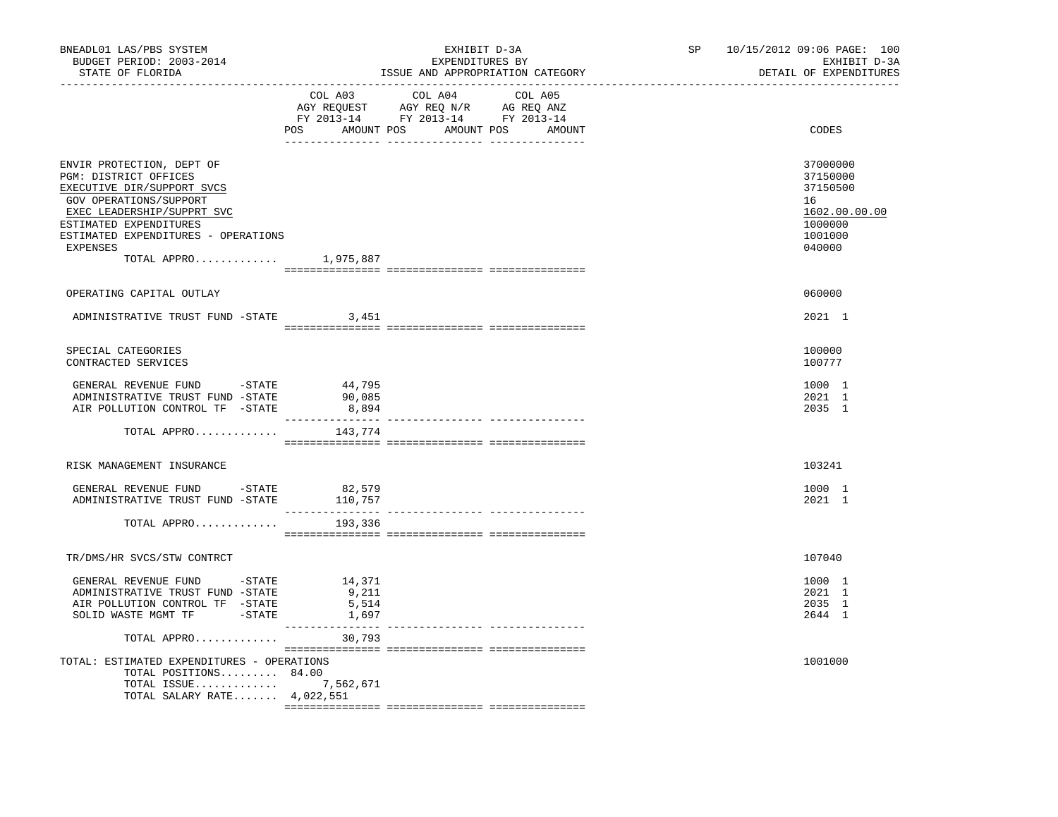BNEADL01 LAS/PBS SYSTEM — EXHIBIT D-3A — SP 10/15/2012 09:06
BUDGET PERIOD: 2003-2014 — EXPENDITURES BY — EXHIBIT D-3A
STATE OF FLORIDA — ISSUE AND APPROPRIATION CATEGORY — DETAIL OF EXPENDITURES

| | COL A03 AGY REQUEST FY 2013-14 POS | AMOUNT | COL A04 AGY REQ N/R FY 2013-14 POS | AMOUNT | COL A05 AG REQ ANZ FY 2013-14 POS | AMOUNT | CODES |
|---|---|---|---|---|---|---|---|
| ENVIR PROTECTION, DEPT OF | | | | | | | 37000000 |
| PGM: DISTRICT OFFICES | | | | | | | 37150000 |
| EXECUTIVE DIR/SUPPORT SVCS | | | | | | | 37150500 |
| GOV OPERATIONS/SUPPORT | | | | | | | 16 |
| EXEC LEADERSHIP/SUPPRT SVC | | | | | | | 1602.00.00.00 |
| ESTIMATED EXPENDITURES | | | | | | | 1000000 |
| ESTIMATED EXPENDITURES - OPERATIONS | | | | | | | 1001000 |
| EXPENSES | | | | | | | 040000 |
| TOTAL APPRO............. | | 1,975,887 | | | | | |
| OPERATING CAPITAL OUTLAY | | | | | | | 060000 |
| ADMINISTRATIVE TRUST FUND -STATE | | 3,451 | | | | | 2021 1 |
| SPECIAL CATEGORIES | | | | | | | 100000 |
| CONTRACTED SERVICES | | | | | | | 100777 |
| GENERAL REVENUE FUND -STATE | | 44,795 | | | | | 1000 1 |
| ADMINISTRATIVE TRUST FUND -STATE | | 90,085 | | | | | 2021 1 |
| AIR POLLUTION CONTROL TF -STATE | | 8,894 | | | | | 2035 1 |
| TOTAL APPRO............. | | 143,774 | | | | | |
| RISK MANAGEMENT INSURANCE | | | | | | | 103241 |
| GENERAL REVENUE FUND -STATE | | 82,579 | | | | | 1000 1 |
| ADMINISTRATIVE TRUST FUND -STATE | | 110,757 | | | | | 2021 1 |
| TOTAL APPRO............. | | 193,336 | | | | | |
| TR/DMS/HR SVCS/STW CONTRCT | | | | | | | 107040 |
| GENERAL REVENUE FUND -STATE | | 14,371 | | | | | 1000 1 |
| ADMINISTRATIVE TRUST FUND -STATE | | 9,211 | | | | | 2021 1 |
| AIR POLLUTION CONTROL TF -STATE | | 5,514 | | | | | 2035 1 |
| SOLID WASTE MGMT TF -STATE | | 1,697 | | | | | 2644 1 |
| TOTAL APPRO............. | | 30,793 | | | | | |
| TOTAL: ESTIMATED EXPENDITURES - OPERATIONS | | | | | | | 1001000 |
| TOTAL POSITIONS......... | 84.00 | | | | | | |
| TOTAL ISSUE............. | | 7,562,671 | | | | | |
| TOTAL SALARY RATE....... | | 4,022,551 | | | | | |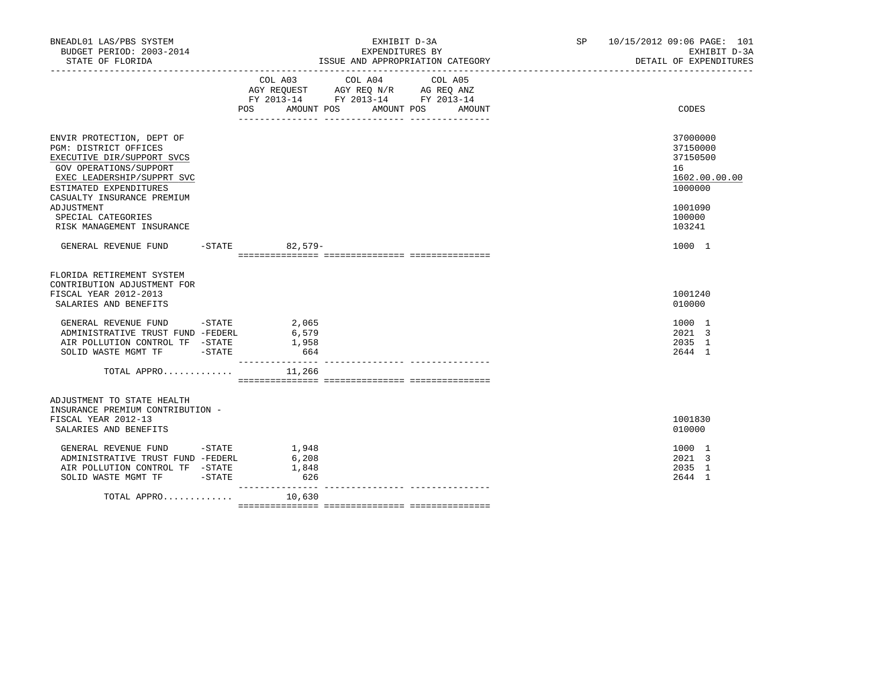BNEADL01 LAS/PBS SYSTEM | EXHIBIT D-3A | SP 10/15/2012 09:06 PAGE: 101
BUDGET PERIOD: 2003-2014 | EXPENDITURES BY | EXHIBIT D-3A
STATE OF FLORIDA | ISSUE AND APPROPRIATION CATEGORY | DETAIL OF EXPENDITURES

| | COL A03 AGY REQUEST FY 2013-14 POS AMOUNT | COL A04 AGY REQ N/R FY 2013-14 POS AMOUNT | COL A05 AG REQ ANZ FY 2013-14 POS AMOUNT | CODES |
|---|---|---|---|---|
| ENVIR PROTECTION, DEPT OF | | | | 37000000 |
| PGM: DISTRICT OFFICES | | | | 37150000 |
| EXECUTIVE DIR/SUPPORT SVCS | | | | 37150500 |
| GOV OPERATIONS/SUPPORT | | | | 16 |
| EXEC LEADERSHIP/SUPPRT SVC | | | | 1602.00.00.00 |
| ESTIMATED EXPENDITURES | | | | 1000000 |
| CASUALTY INSURANCE PREMIUM ADJUSTMENT | | | | 1001090 |
| SPECIAL CATEGORIES | | | | 100000 |
| RISK MANAGEMENT INSURANCE | | | | 103241 |
| GENERAL REVENUE FUND -STATE | 82,579- | | | 1000 1 |
| FLORIDA RETIREMENT SYSTEM CONTRIBUTION ADJUSTMENT FOR FISCAL YEAR 2012-2013 | | | | 1001240 |
| SALARIES AND BENEFITS | | | | 010000 |
| GENERAL REVENUE FUND -STATE | 2,065 | | | 1000 1 |
| ADMINISTRATIVE TRUST FUND -FEDERL | 6,579 | | | 2021 3 |
| AIR POLLUTION CONTROL TF -STATE | 1,958 | | | 2035 1 |
| SOLID WASTE MGMT TF -STATE | 664 | | | 2644 1 |
| TOTAL APPRO............ | 11,266 | | | |
| ADJUSTMENT TO STATE HEALTH INSURANCE PREMIUM CONTRIBUTION - FISCAL YEAR 2012-13 | | | | 1001830 |
| SALARIES AND BENEFITS | | | | 010000 |
| GENERAL REVENUE FUND -STATE | 1,948 | | | 1000 1 |
| ADMINISTRATIVE TRUST FUND -FEDERL | 6,208 | | | 2021 3 |
| AIR POLLUTION CONTROL TF -STATE | 1,848 | | | 2035 1 |
| SOLID WASTE MGMT TF -STATE | 626 | | | 2644 1 |
| TOTAL APPRO............ | 10,630 | | | |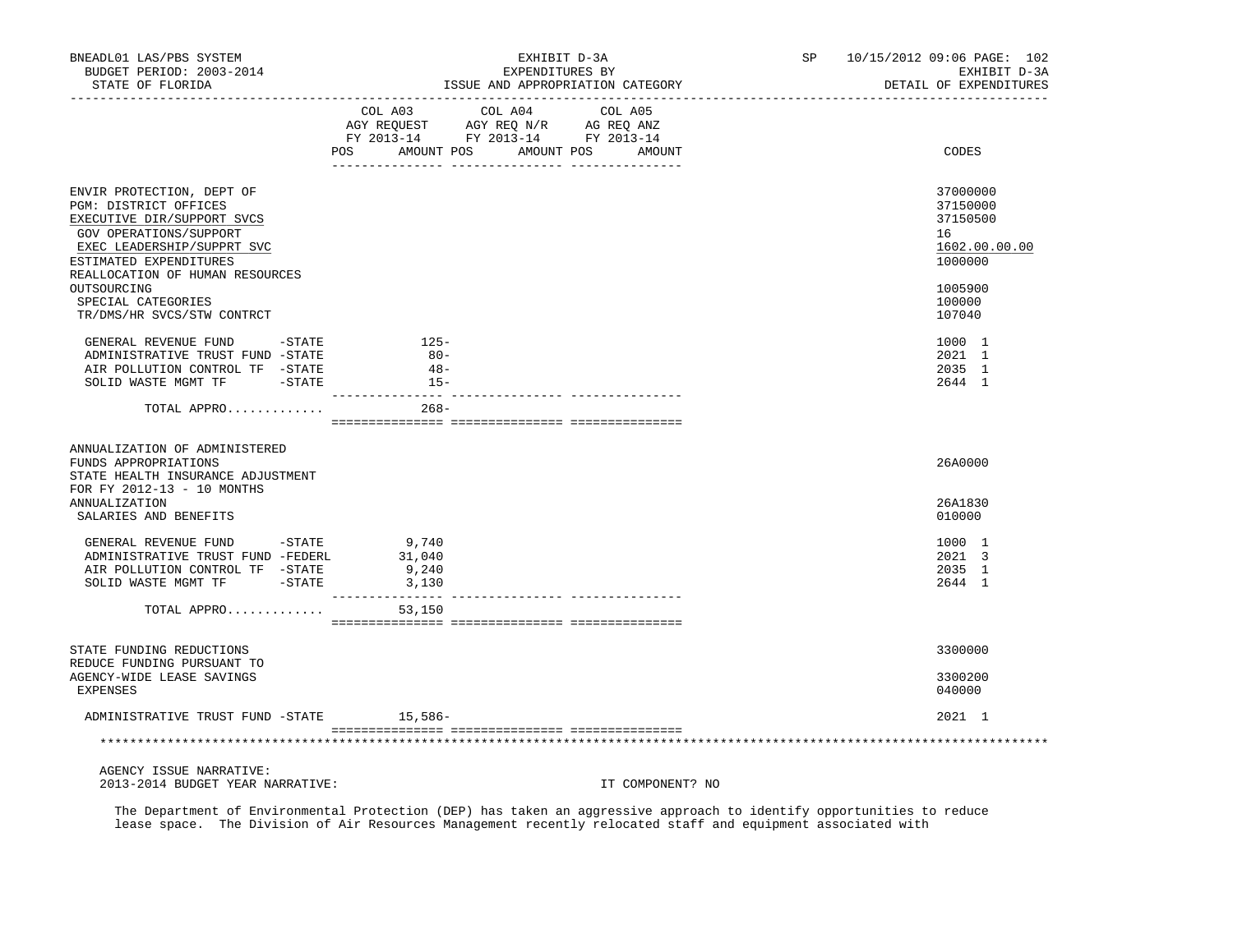| | COL A03 AGY REQUEST FY 2013-14 POS AMOUNT | COL A04 AGY REQ N/R FY 2013-14 POS AMOUNT | COL A05 AG REQ ANZ FY 2013-14 POS AMOUNT | CODES |
|---|---|---|---|---|
| ENVIR PROTECTION, DEPT OF | | | | 37000000 |
| PGM: DISTRICT OFFICES | | | | 37150000 |
| EXECUTIVE DIR/SUPPORT SVCS | | | | 37150500 |
| GOV OPERATIONS/SUPPORT | | | | 16 |
| EXEC LEADERSHIP/SUPPRT SVC | | | | 1602.00.00.00 |
| ESTIMATED EXPENDITURES | | | | 1000000 |
| REALLOCATION OF HUMAN RESOURCES OUTSOURCING | | | | 1005900 |
| SPECIAL CATEGORIES | | | | 100000 |
| TR/DMS/HR SVCS/STW CONTRCT | | | | 107040 |
| GENERAL REVENUE FUND -STATE | 125- | | | 1000 1 |
| ADMINISTRATIVE TRUST FUND -STATE | 80- | | | 2021 1 |
| AIR POLLUTION CONTROL TF -STATE | 48- | | | 2035 1 |
| SOLID WASTE MGMT TF -STATE | 15- | | | 2644 1 |
| TOTAL APPRO............ | 268- | | | |
| ANNUALIZATION OF ADMINISTERED FUNDS APPROPRIATIONS | | | | 26A0000 |
| STATE HEALTH INSURANCE ADJUSTMENT FOR FY 2012-13 - 10 MONTHS ANNUALIZATION | | | | 26A1830 |
| SALARIES AND BENEFITS | | | | 010000 |
| GENERAL REVENUE FUND -STATE | 9,740 | | | 1000 1 |
| ADMINISTRATIVE TRUST FUND -FEDERL | 31,040 | | | 2021 3 |
| AIR POLLUTION CONTROL TF -STATE | 9,240 | | | 2035 1 |
| SOLID WASTE MGMT TF -STATE | 3,130 | | | 2644 1 |
| TOTAL APPRO............ | 53,150 | | | |
| STATE FUNDING REDUCTIONS | | | | 3300000 |
| REDUCE FUNDING PURSUANT TO AGENCY-WIDE LEASE SAVINGS | | | | 3300200 |
| EXPENSES | | | | 040000 |
| ADMINISTRATIVE TRUST FUND -STATE | 15,586- | | | 2021 1 |

AGENCY ISSUE NARRATIVE:
2013-2014 BUDGET YEAR NARRATIVE: IT COMPONENT? NO

The Department of Environmental Protection (DEP) has taken an aggressive approach to identify opportunities to reduce lease space. The Division of Air Resources Management recently relocated staff and equipment associated with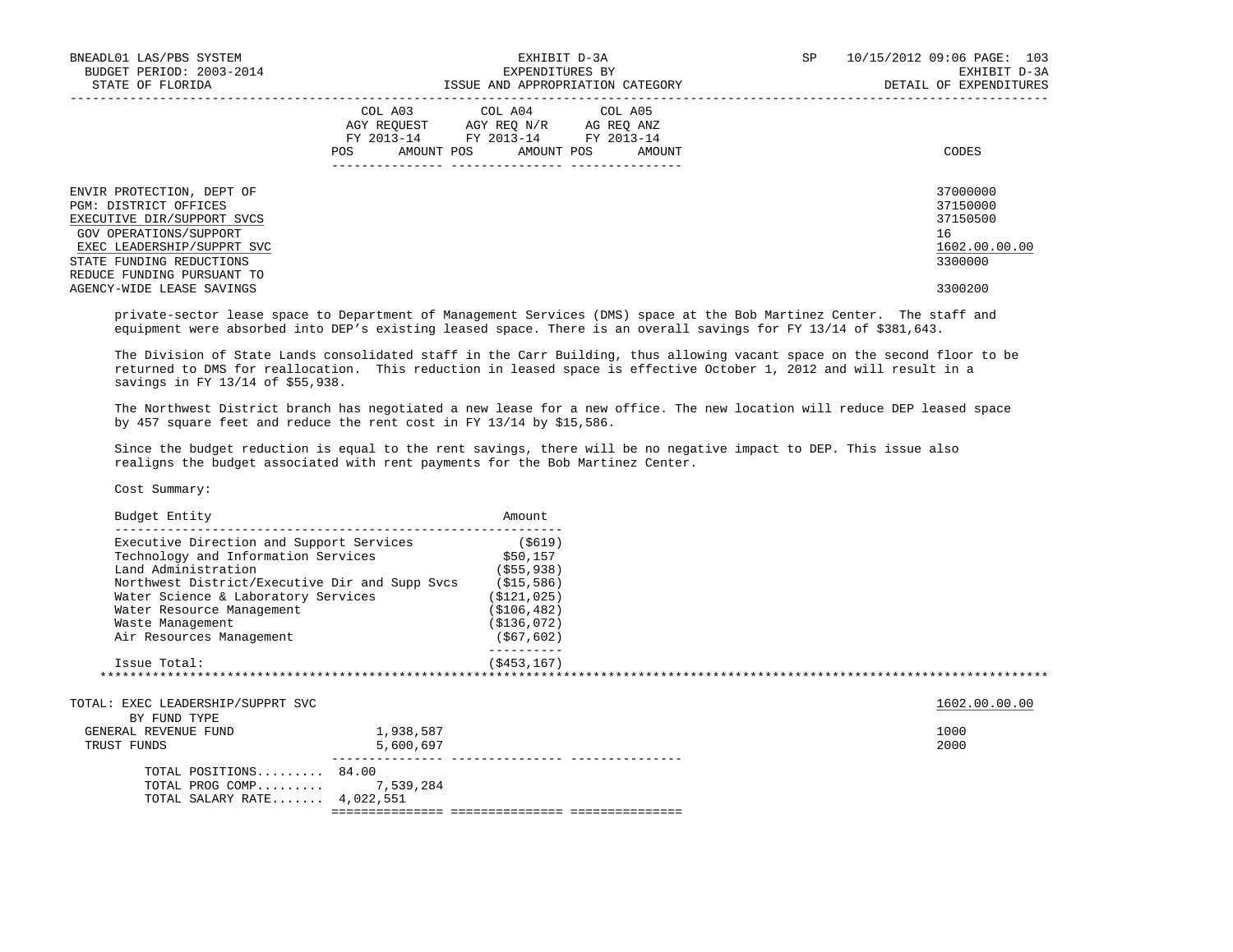| | COL A03 AGY REQUEST FY 2013-14 | | COL A04 AGY REQ N/R FY 2013-14 | | COL A05 AG REQ ANZ FY 2013-14 | | |
|---|---|---|---|---|---|---|---|
| | POS | AMOUNT | POS | AMOUNT | POS | AMOUNT | CODES |
| ENVIR PROTECTION, DEPT OF | | | | | | | 37000000 |
| PGM: DISTRICT OFFICES | | | | | | | 37150000 |
| EXECUTIVE DIR/SUPPORT SVCS | | | | | | | 37150500 |
| GOV OPERATIONS/SUPPORT | | | | | | | 16 |
| EXEC LEADERSHIP/SUPPRT SVC | | | | | | | 1602.00.00.00 |
| STATE FUNDING REDUCTIONS | | | | | | | 3300000 |
| REDUCE FUNDING PURSUANT TO AGENCY-WIDE LEASE SAVINGS | | | | | | | 3300200 |

private-sector lease space to Department of Management Services (DMS) space at the Bob Martinez Center. The staff and equipment were absorbed into DEP's existing leased space. There is an overall savings for FY 13/14 of $381,643.

The Division of State Lands consolidated staff in the Carr Building, thus allowing vacant space on the second floor to be returned to DMS for reallocation. This reduction in leased space is effective October 1, 2012 and will result in a savings in FY 13/14 of $55,938.

The Northwest District branch has negotiated a new lease for a new office. The new location will reduce DEP leased space by 457 square feet and reduce the rent cost in FY 13/14 by $15,586.

Since the budget reduction is equal to the rent savings, there will be no negative impact to DEP. This issue also realigns the budget associated with rent payments for the Bob Martinez Center.

Cost Summary:

| Budget Entity | Amount |
|---|---|
| Executive Direction and Support Services | ($619) |
| Technology and Information Services | $50,157 |
| Land Administration | ($55,938) |
| Northwest District/Executive Dir and Supp Svcs | ($15,586) |
| Water Science & Laboratory Services | ($121,025) |
| Water Resource Management | ($106,482) |
| Waste Management | ($136,072) |
| Air Resources Management | ($67,602) |
| Issue Total: | ($453,167) |

| TOTAL: EXEC LEADERSHIP/SUPPRT SVC | COL A03 | COL A04 | COL A05 | CODES |
|---|---|---|---|---|
| | | | | 1602.00.00.00 |
| BY FUND TYPE | | | | |
| GENERAL REVENUE FUND | 1,938,587 | | | 1000 |
| TRUST FUNDS | 5,600,697 | | | 2000 |
| TOTAL POSITIONS......... | 84.00 | | | |
| TOTAL PROG COMP......... | 7,539,284 | | | |
| TOTAL SALARY RATE....... | 4,022,551 | | | |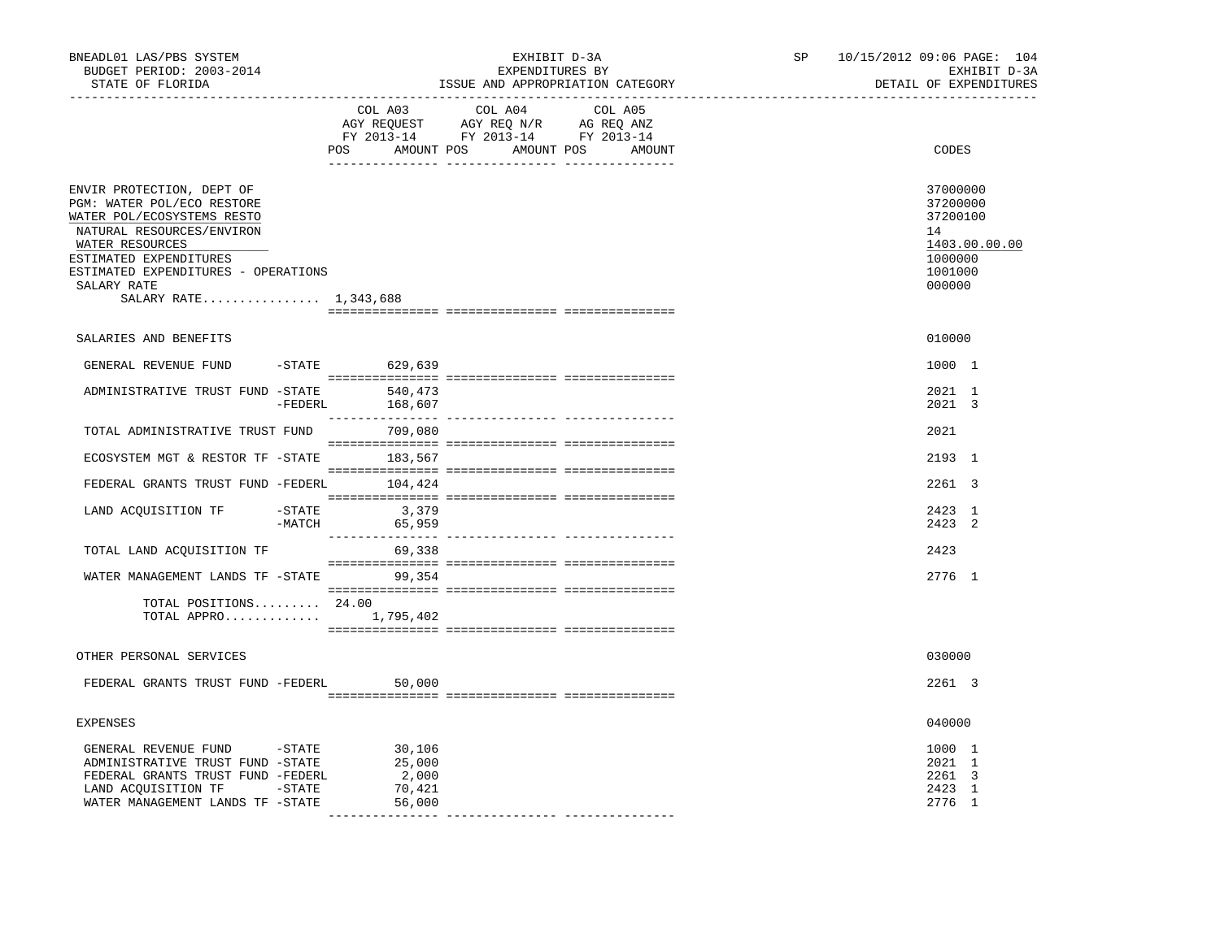BNEADL01 LAS/PBS SYSTEM | EXHIBIT D-3A | SP 10/15/2012 09:06 PAGE: 104
BUDGET PERIOD: 2003-2014 | EXPENDITURES BY | EXHIBIT D-3A
STATE OF FLORIDA | ISSUE AND APPROPRIATION CATEGORY | DETAIL OF EXPENDITURES

| | COL A03 AGY REQUEST FY 2013-14 POS AMOUNT | COL A04 AGY REQ N/R FY 2013-14 POS AMOUNT | COL A05 AG REQ ANZ FY 2013-14 POS AMOUNT | CODES |
|---|---|---|---|---|
| ENVIR PROTECTION, DEPT OF | | | | 37000000 |
| PGM: WATER POL/ECO RESTORE | | | | 37200000 |
| WATER POL/ECOSYSTEMS RESTO | | | | 37200100 |
| NATURAL RESOURCES/ENVIRON | | | | 14 |
| WATER RESOURCES | | | | 1403.00.00.00 |
| ESTIMATED EXPENDITURES | | | | 1000000 |
| ESTIMATED EXPENDITURES - OPERATIONS | | | | 1001000 |
| SALARY RATE | | | | 000000 |
| SALARY RATE................ 1,343,688 | | | | |
| SALARIES AND BENEFITS | | | | 010000 |
| GENERAL REVENUE FUND -STATE | 629,639 | | | 1000 1 |
| ADMINISTRATIVE TRUST FUND -STATE | 540,473 | | | 2021 1 |
| -FEDERL | 168,607 | | | 2021 3 |
| TOTAL ADMINISTRATIVE TRUST FUND | 709,080 | | | 2021 |
| ECOSYSTEM MGT & RESTOR TF -STATE | 183,567 | | | 2193 1 |
| FEDERAL GRANTS TRUST FUND -FEDERL | 104,424 | | | 2261 3 |
| LAND ACQUISITION TF -STATE | 3,379 | | | 2423 1 |
| -MATCH | 65,959 | | | 2423 2 |
| TOTAL LAND ACQUISITION TF | 69,338 | | | 2423 |
| WATER MANAGEMENT LANDS TF -STATE | 99,354 | | | 2776 1 |
| TOTAL POSITIONS......... | 24.00 | | | |
| TOTAL APPRO............. | 1,795,402 | | | |
| OTHER PERSONAL SERVICES | | | | 030000 |
| FEDERAL GRANTS TRUST FUND -FEDERL | 50,000 | | | 2261 3 |
| EXPENSES | | | | 040000 |
| GENERAL REVENUE FUND -STATE | 30,106 | | | 1000 1 |
| ADMINISTRATIVE TRUST FUND -STATE | 25,000 | | | 2021 1 |
| FEDERAL GRANTS TRUST FUND -FEDERL | 2,000 | | | 2261 3 |
| LAND ACQUISITION TF -STATE | 70,421 | | | 2423 1 |
| WATER MANAGEMENT LANDS TF -STATE | 56,000 | | | 2776 1 |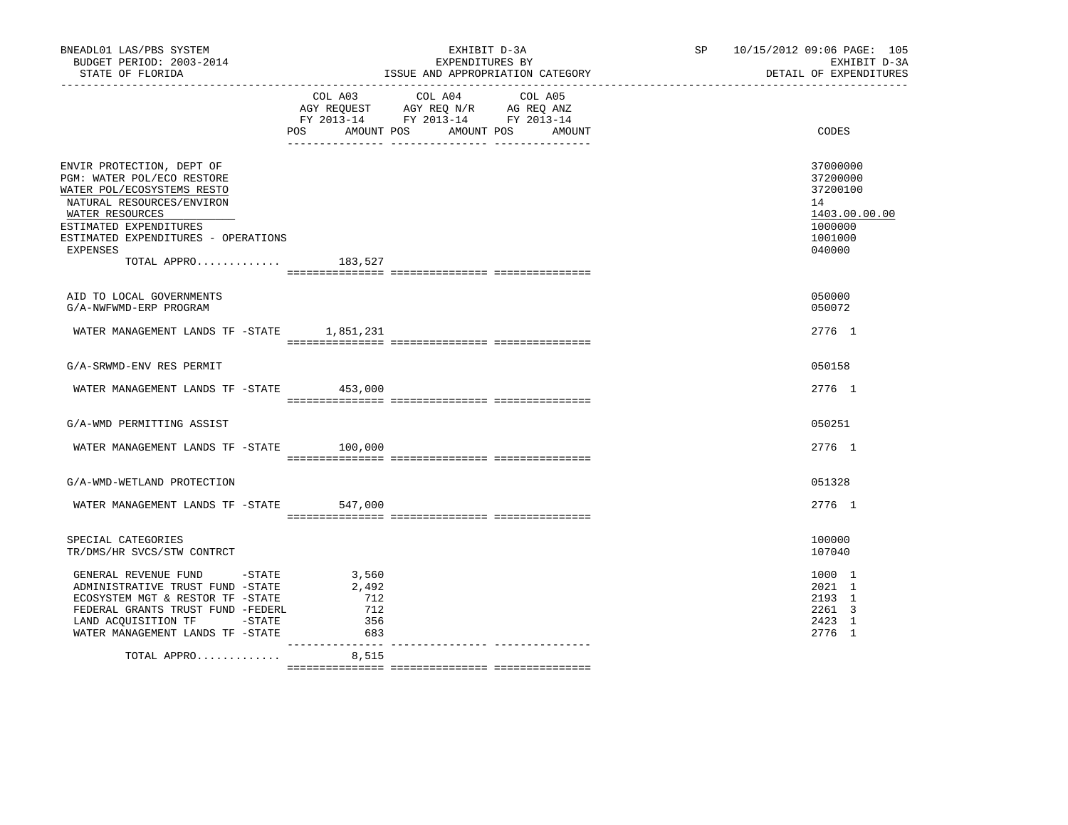BNEADL01 LAS/PBS SYSTEM
BUDGET PERIOD: 2003-2014
STATE OF FLORIDA

EXHIBIT D-3A
EXPENDITURES BY
ISSUE AND APPROPRIATION CATEGORY

SP 10/15/2012 09:06 PAGE: 105
EXHIBIT D-3A
DETAIL OF EXPENDITURES

| | COL A03 AGY REQUEST FY 2013-14 POS AMOUNT | COL A04 AGY REQ N/R FY 2013-14 POS AMOUNT | COL A05 AG REQ ANZ FY 2013-14 POS AMOUNT | CODES |
|---|---|---|---|---|
| ENVIR PROTECTION, DEPT OF | | | | 37000000 |
| PGM: WATER POL/ECO RESTORE | | | | 37200000 |
| WATER POL/ECOSYSTEMS RESTO | | | | 37200100 |
| NATURAL RESOURCES/ENVIRON | | | | 14 |
| WATER RESOURCES | | | | 1403.00.00.00 |
| ESTIMATED EXPENDITURES | | | | 1000000 |
| ESTIMATED EXPENDITURES - OPERATIONS | | | | 1001000 |
| EXPENSES | | | | 040000 |
| TOTAL APPRO............. | 183,527 | | | |
| AID TO LOCAL GOVERNMENTS | | | | 050000 |
| G/A-NWFWMD-ERP PROGRAM | | | | 050072 |
| WATER MANAGEMENT LANDS TF -STATE | 1,851,231 | | | 2776 1 |
| G/A-SRWMD-ENV RES PERMIT | | | | 050158 |
| WATER MANAGEMENT LANDS TF -STATE | 453,000 | | | 2776 1 |
| G/A-WMD PERMITTING ASSIST | | | | 050251 |
| WATER MANAGEMENT LANDS TF -STATE | 100,000 | | | 2776 1 |
| G/A-WMD-WETLAND PROTECTION | | | | 051328 |
| WATER MANAGEMENT LANDS TF -STATE | 547,000 | | | 2776 1 |
| SPECIAL CATEGORIES | | | | 100000 |
| TR/DMS/HR SVCS/STW CONTRCT | | | | 107040 |
| GENERAL REVENUE FUND -STATE | 3,560 | | | 1000 1 |
| ADMINISTRATIVE TRUST FUND -STATE | 2,492 | | | 2021 1 |
| ECOSYSTEM MGT & RESTOR TF -STATE | 712 | | | 2193 1 |
| FEDERAL GRANTS TRUST FUND -FEDERL | 712 | | | 2261 3 |
| LAND ACQUISITION TF -STATE | 356 | | | 2423 1 |
| WATER MANAGEMENT LANDS TF -STATE | 683 | | | 2776 1 |
| TOTAL APPRO............. | 8,515 | | | |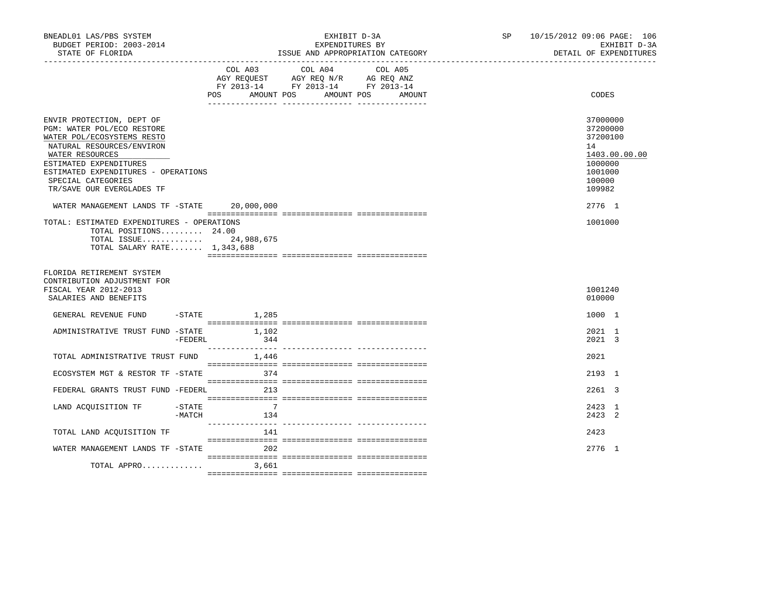BNEADL01 LAS/PBS SYSTEM | EXHIBIT D-3A | SP 10/15/2012 09:06 PAGE: 106
BUDGET PERIOD: 2003-2014 | EXPENDITURES BY | EXHIBIT D-3A
STATE OF FLORIDA | ISSUE AND APPROPRIATION CATEGORY | DETAIL OF EXPENDITURES

| | COL A03 AGY REQUEST FY 2013-14 POS AMOUNT | COL A04 AGY REQ N/R FY 2013-14 POS AMOUNT | COL A05 AG REQ ANZ FY 2013-14 POS AMOUNT | CODES |
|---|---|---|---|---|
| ENVIR PROTECTION, DEPT OF | | | | 37000000 |
| PGM: WATER POL/ECO RESTORE | | | | 37200000 |
| WATER POL/ECOSYSTEMS RESTO | | | | 37200100 |
| NATURAL RESOURCES/ENVIRON | | | | 14 |
| WATER RESOURCES | | | | 1403.00.00.00 |
| ESTIMATED EXPENDITURES | | | | 1000000 |
| ESTIMATED EXPENDITURES - OPERATIONS | | | | 1001000 |
| SPECIAL CATEGORIES | | | | 100000 |
| TR/SAVE OUR EVERGLADES TF | | | | 109982 |
| WATER MANAGEMENT LANDS TF -STATE | 20,000,000 | | | 2776 1 |
| TOTAL: ESTIMATED EXPENDITURES - OPERATIONS | | | | 1001000 |
| TOTAL POSITIONS......... 24.00 | | | | |
| TOTAL ISSUE............. | 24,988,675 | | | |
| TOTAL SALARY RATE....... 1,343,688 | | | | |
| FLORIDA RETIREMENT SYSTEM CONTRIBUTION ADJUSTMENT FOR FISCAL YEAR 2012-2013 | | | | 1001240 |
| SALARIES AND BENEFITS | | | | 010000 |
| GENERAL REVENUE FUND -STATE | 1,285 | | | 1000 1 |
| ADMINISTRATIVE TRUST FUND -STATE | 1,102 | | | 2021 1 |
| -FEDERL | 344 | | | 2021 3 |
| TOTAL ADMINISTRATIVE TRUST FUND | 1,446 | | | 2021 |
| ECOSYSTEM MGT & RESTOR TF -STATE | 374 | | | 2193 1 |
| FEDERAL GRANTS TRUST FUND -FEDERL | 213 | | | 2261 3 |
| LAND ACQUISITION TF -STATE | 7 | | | 2423 1 |
| -MATCH | 134 | | | 2423 2 |
| TOTAL LAND ACQUISITION TF | 141 | | | 2423 |
| WATER MANAGEMENT LANDS TF -STATE | 202 | | | 2776 1 |
| TOTAL APPRO............ | 3,661 | | | |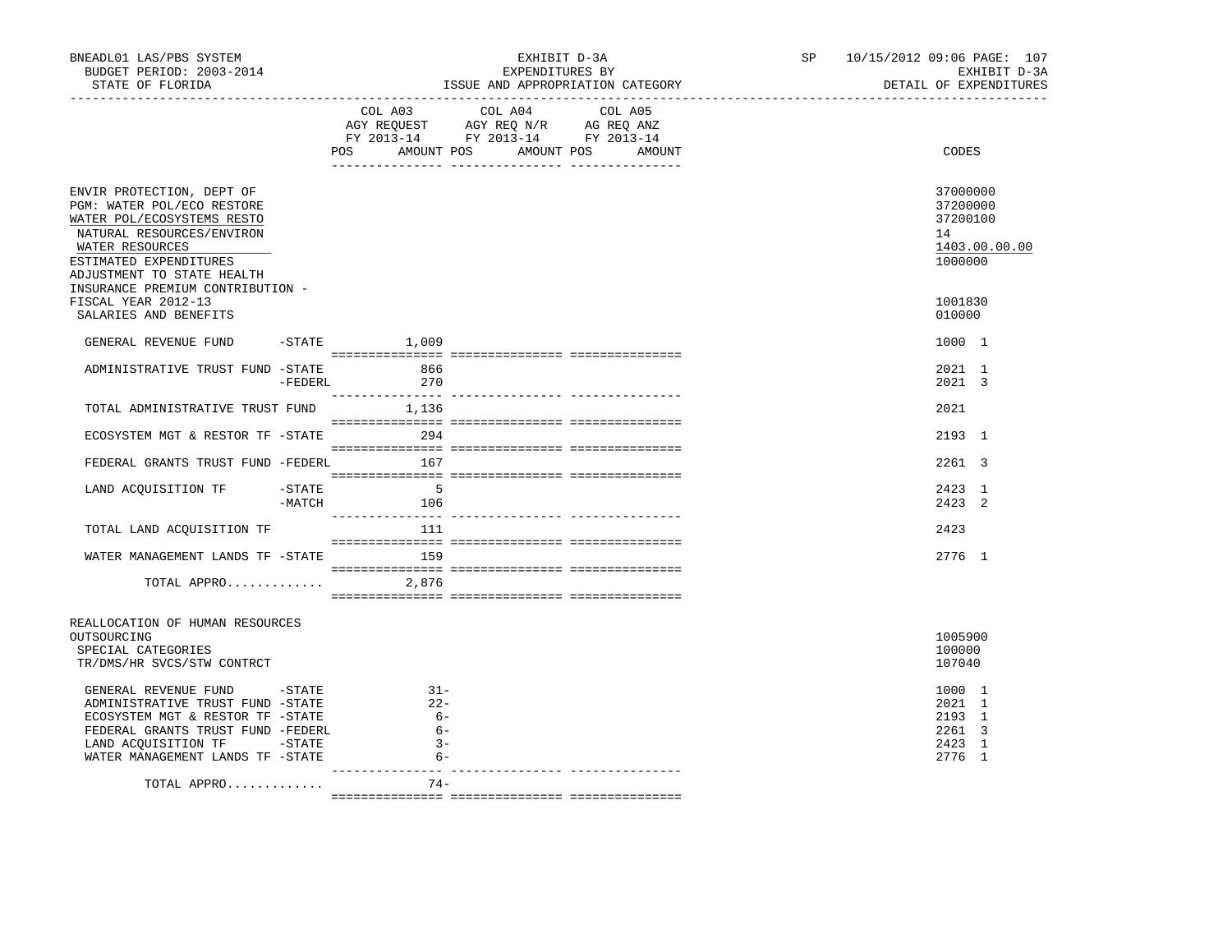BNEADL01 LAS/PBS SYSTEM — EXHIBIT D-3A — EXPENDITURES BY ISSUE AND APPROPRIATION CATEGORY
BUDGET PERIOD: 2003-2014 — STATE OF FLORIDA — SP 10/15/2012 09:06 — EXHIBIT D-3A DETAIL OF EXPENDITURES

| | COL A03 AGY REQUEST FY 2013-14 POS AMOUNT | COL A04 AGY REQ N/R FY 2013-14 POS AMOUNT | COL A05 AG REQ ANZ FY 2013-14 POS AMOUNT | CODES |
|---|---|---|---|---|
| ENVIR PROTECTION, DEPT OF | | | | 37000000 |
| PGM: WATER POL/ECO RESTORE | | | | 37200000 |
| WATER POL/ECOSYSTEMS RESTO | | | | 37200100 |
| NATURAL RESOURCES/ENVIRON | | | | 14 |
| WATER RESOURCES | | | | 1403.00.00.00 |
| ESTIMATED EXPENDITURES | | | | 1000000 |
| ADJUSTMENT TO STATE HEALTH INSURANCE PREMIUM CONTRIBUTION - FISCAL YEAR 2012-13 | | | | 1001830 |
| SALARIES AND BENEFITS | | | | 010000 |
| GENERAL REVENUE FUND -STATE | 1,009 | | | 1000 1 |
| ADMINISTRATIVE TRUST FUND -STATE | 866 | | | 2021 1 |
| -FEDERL | 270 | | | 2021 3 |
| TOTAL ADMINISTRATIVE TRUST FUND | 1,136 | | | 2021 |
| ECOSYSTEM MGT & RESTOR TF -STATE | 294 | | | 2193 1 |
| FEDERAL GRANTS TRUST FUND -FEDERL | 167 | | | 2261 3 |
| LAND ACQUISITION TF -STATE | 5 | | | 2423 1 |
| -MATCH | 106 | | | 2423 2 |
| TOTAL LAND ACQUISITION TF | 111 | | | 2423 |
| WATER MANAGEMENT LANDS TF -STATE | 159 | | | 2776 1 |
| TOTAL APPRO............. | 2,876 | | | |
| REALLOCATION OF HUMAN RESOURCES OUTSOURCING | | | | 1005900 |
| SPECIAL CATEGORIES | | | | 100000 |
| TR/DMS/HR SVCS/STW CONTRCT | | | | 107040 |
| GENERAL REVENUE FUND -STATE | 31- | | | 1000 1 |
| ADMINISTRATIVE TRUST FUND -STATE | 22- | | | 2021 1 |
| ECOSYSTEM MGT & RESTOR TF -STATE | 6- | | | 2193 1 |
| FEDERAL GRANTS TRUST FUND -FEDERL | 6- | | | 2261 3 |
| LAND ACQUISITION TF -STATE | 3- | | | 2423 1 |
| WATER MANAGEMENT LANDS TF -STATE | 6- | | | 2776 1 |
| TOTAL APPRO............. | 74- | | | |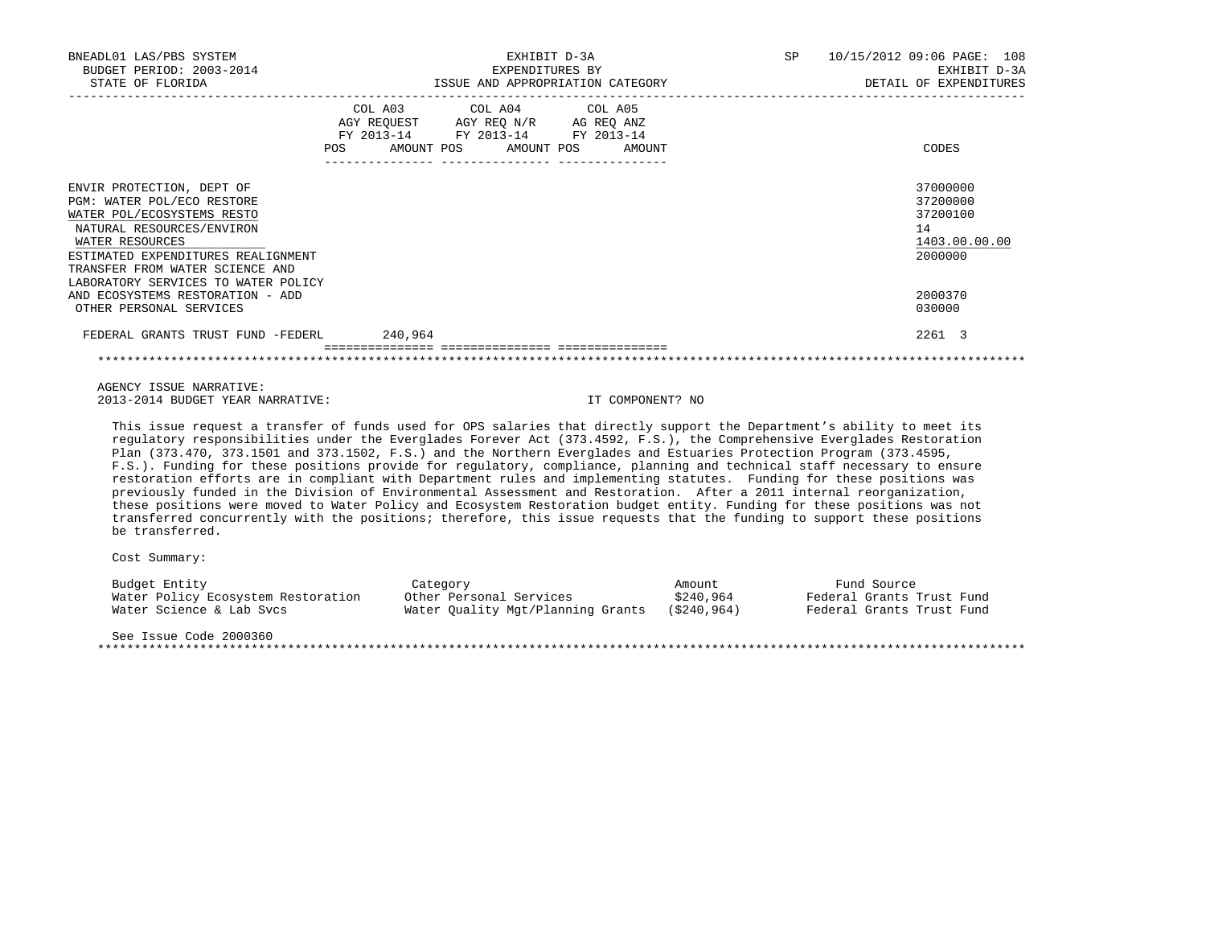| | COL A03 AGY REQUEST FY 2013-14 | | COL A04 AGY REQ N/R FY 2013-14 | | COL A05 AG REQ ANZ FY 2013-14 | | CODES |
|---|---|---|---|---|---|---|---|
| | POS | AMOUNT | POS | AMOUNT | POS | AMOUNT | |
| ENVIR PROTECTION, DEPT OF | | | | | | | 37000000 |
| PGM: WATER POL/ECO RESTORE | | | | | | | 37200000 |
| WATER POL/ECOSYSTEMS RESTO | | | | | | | 37200100 |
| NATURAL RESOURCES/ENVIRON | | | | | | | 14 |
| WATER RESOURCES | | | | | | | 1403.00.00.00 |
| ESTIMATED EXPENDITURES REALIGNMENT | | | | | | | 2000000 |
| TRANSFER FROM WATER SCIENCE AND LABORATORY SERVICES TO WATER POLICY AND ECOSYSTEMS RESTORATION - ADD | | | | | | | 2000370 |
| OTHER PERSONAL SERVICES | | | | | | | 030000 |
| FEDERAL GRANTS TRUST FUND -FEDERL | | 240,964 | | | | | 2261 3 |

AGENCY ISSUE NARRATIVE:

2013-2014 BUDGET YEAR NARRATIVE: IT COMPONENT? NO

This issue request a transfer of funds used for OPS salaries that directly support the Department's ability to meet its regulatory responsibilities under the Everglades Forever Act (373.4592, F.S.), the Comprehensive Everglades Restoration Plan (373.470, 373.1501 and 373.1502, F.S.) and the Northern Everglades and Estuaries Protection Program (373.4595, F.S.). Funding for these positions provide for regulatory, compliance, planning and technical staff necessary to ensure restoration efforts are in compliant with Department rules and implementing statutes. Funding for these positions was previously funded in the Division of Environmental Assessment and Restoration. After a 2011 internal reorganization, these positions were moved to Water Policy and Ecosystem Restoration budget entity. Funding for these positions was not transferred concurrently with the positions; therefore, this issue requests that the funding to support these positions be transferred.

Cost Summary:

| Budget Entity | Category | Amount | Fund Source |
|---|---|---|---|
| Water Policy Ecosystem Restoration | Other Personal Services | $240,964 | Federal Grants Trust Fund |
| Water Science & Lab Svcs | Water Quality Mgt/Planning Grants | ($240,964) | Federal Grants Trust Fund |

See Issue Code 2000360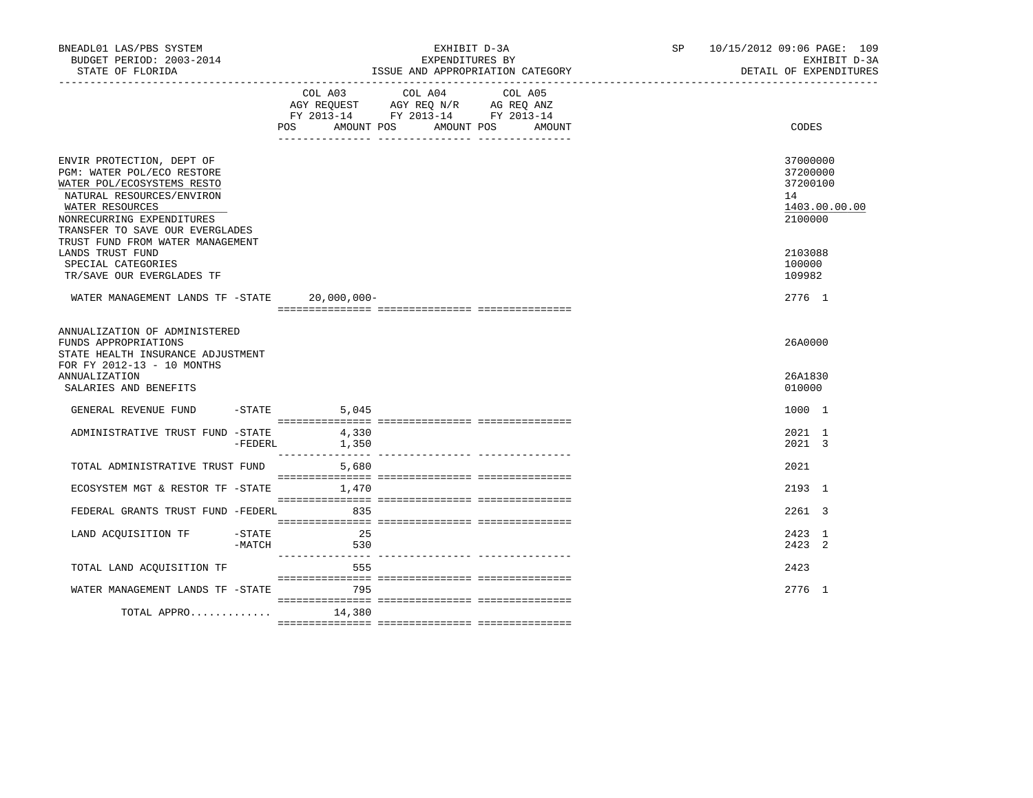BNEADL01 LAS/PBS SYSTEM | EXHIBIT D-3A | SP 10/15/2012 09:06

BUDGET PERIOD: 2003-2014 | EXPENDITURES BY | EXHIBIT D-3A

STATE OF FLORIDA | ISSUE AND APPROPRIATION CATEGORY | DETAIL OF EXPENDITURES

| | COL A03 AGY REQUEST FY 2013-14 POS AMOUNT | COL A04 AGY REQ N/R FY 2013-14 POS AMOUNT | COL A05 AG REQ ANZ FY 2013-14 POS AMOUNT | CODES |
|---|---|---|---|---|
| ENVIR PROTECTION, DEPT OF | | | | 37000000 |
| PGM: WATER POL/ECO RESTORE | | | | 37200000 |
| WATER POL/ECOSYSTEMS RESTO | | | | 37200100 |
| NATURAL RESOURCES/ENVIRON | | | | 14 |
| WATER RESOURCES | | | | 1403.00.00.00 |
| NONRECURRING EXPENDITURES | | | | 2100000 |
| TRANSFER TO SAVE OUR EVERGLADES TRUST FUND FROM WATER MANAGEMENT LANDS TRUST FUND | | | | 2103088 |
| SPECIAL CATEGORIES | | | | 100000 |
| TR/SAVE OUR EVERGLADES TF | | | | 109982 |
| WATER MANAGEMENT LANDS TF -STATE | 20,000,000- | | | 2776 1 |
| ANNUALIZATION OF ADMINISTERED FUNDS APPROPRIATIONS | | | | 26A0000 |
| STATE HEALTH INSURANCE ADJUSTMENT FOR FY 2012-13 - 10 MONTHS ANNUALIZATION | | | | 26A1830 |
| SALARIES AND BENEFITS | | | | 010000 |
| GENERAL REVENUE FUND -STATE | 5,045 | | | 1000 1 |
| ADMINISTRATIVE TRUST FUND -STATE | 4,330 | | | 2021 1 |
| -FEDERL | 1,350 | | | 2021 3 |
| TOTAL ADMINISTRATIVE TRUST FUND | 5,680 | | | 2021 |
| ECOSYSTEM MGT & RESTOR TF -STATE | 1,470 | | | 2193 1 |
| FEDERAL GRANTS TRUST FUND -FEDERL | 835 | | | 2261 3 |
| LAND ACQUISITION TF -STATE | 25 | | | 2423 1 |
| -MATCH | 530 | | | 2423 2 |
| TOTAL LAND ACQUISITION TF | 555 | | | 2423 |
| WATER MANAGEMENT LANDS TF -STATE | 795 | | | 2776 1 |
| TOTAL APPRO............. | 14,380 | | | |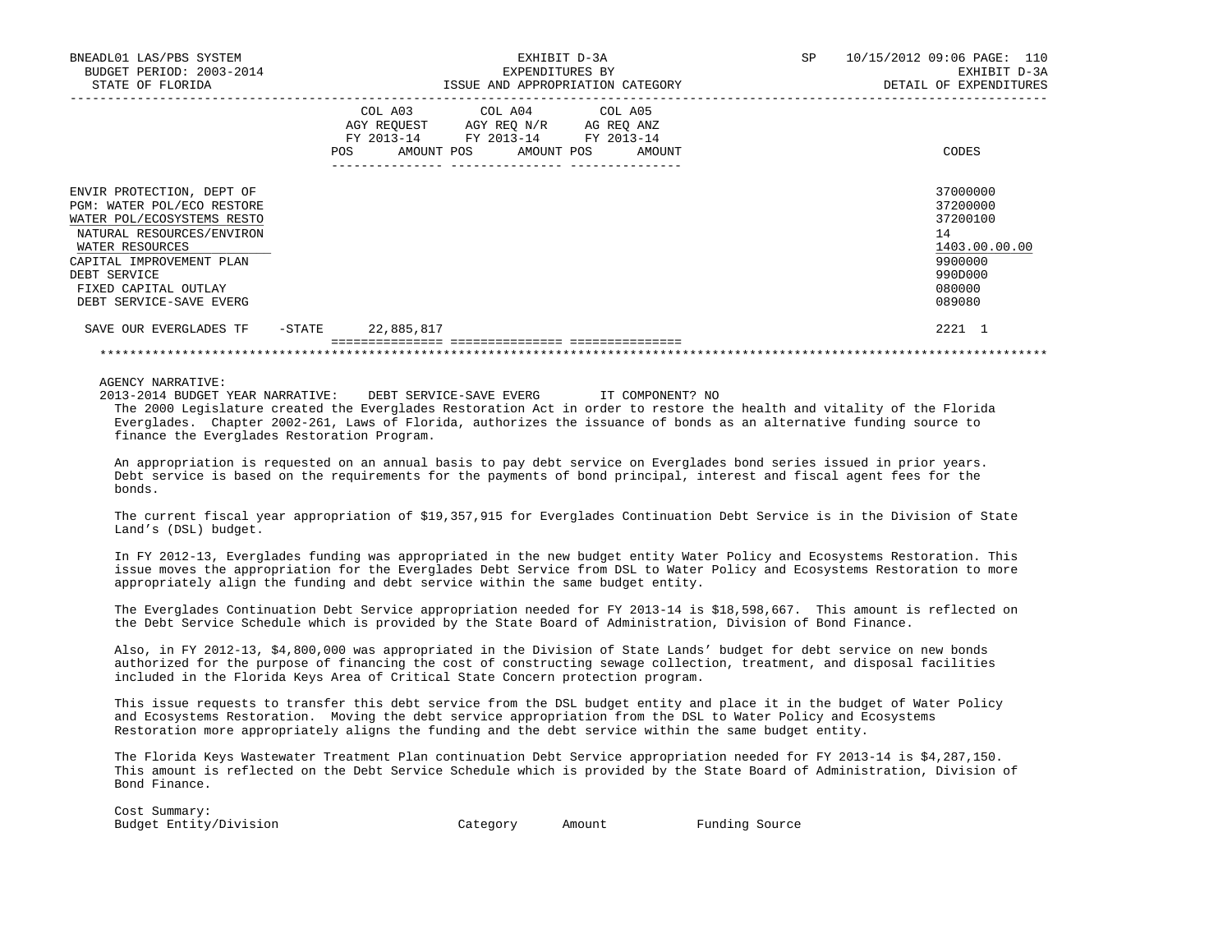| | COL A03 AGY REQUEST FY 2013-14 POS AMOUNT | COL A04 AGY REQ N/R FY 2013-14 POS AMOUNT | COL A05 AG REQ ANZ FY 2013-14 POS AMOUNT | CODES |
|---|---|---|---|---|
| ENVIR PROTECTION, DEPT OF | | | | 37000000 |
| PGM: WATER POL/ECO RESTORE | | | | 37200000 |
| WATER POL/ECOSYSTEMS RESTO | | | | 37200100 |
| NATURAL RESOURCES/ENVIRON | | | | 14 |
| WATER RESOURCES | | | | 1403.00.00.00 |
| CAPITAL IMPROVEMENT PLAN | | | | 9900000 |
| DEBT SERVICE | | | | 990D000 |
| FIXED CAPITAL OUTLAY | | | | 080000 |
| DEBT SERVICE-SAVE EVERG | | | | 089080 |
| SAVE OUR EVERGLADES TF -STATE | 22,885,817 | | | 2221 1 |

AGENCY NARRATIVE:

2013-2014 BUDGET YEAR NARRATIVE: DEBT SERVICE-SAVE EVERG IT COMPONENT? NO

The 2000 Legislature created the Everglades Restoration Act in order to restore the health and vitality of the Florida Everglades. Chapter 2002-261, Laws of Florida, authorizes the issuance of bonds as an alternative funding source to finance the Everglades Restoration Program.

An appropriation is requested on an annual basis to pay debt service on Everglades bond series issued in prior years. Debt service is based on the requirements for the payments of bond principal, interest and fiscal agent fees for the bonds.

The current fiscal year appropriation of $19,357,915 for Everglades Continuation Debt Service is in the Division of State Land's (DSL) budget.

In FY 2012-13, Everglades funding was appropriated in the new budget entity Water Policy and Ecosystems Restoration. This issue moves the appropriation for the Everglades Debt Service from DSL to Water Policy and Ecosystems Restoration to more appropriately align the funding and debt service within the same budget entity.

The Everglades Continuation Debt Service appropriation needed for FY 2013-14 is $18,598,667. This amount is reflected on the Debt Service Schedule which is provided by the State Board of Administration, Division of Bond Finance.

Also, in FY 2012-13, $4,800,000 was appropriated in the Division of State Lands' budget for debt service on new bonds authorized for the purpose of financing the cost of constructing sewage collection, treatment, and disposal facilities included in the Florida Keys Area of Critical State Concern protection program.

This issue requests to transfer this debt service from the DSL budget entity and place it in the budget of Water Policy and Ecosystems Restoration. Moving the debt service appropriation from the DSL to Water Policy and Ecosystems Restoration more appropriately aligns the funding and the debt service within the same budget entity.

The Florida Keys Wastewater Treatment Plan continuation Debt Service appropriation needed for FY 2013-14 is $4,287,150. This amount is reflected on the Debt Service Schedule which is provided by the State Board of Administration, Division of Bond Finance.

Cost Summary:

| Budget Entity/Division | Category | Amount | Funding Source |
|---|---|---|---|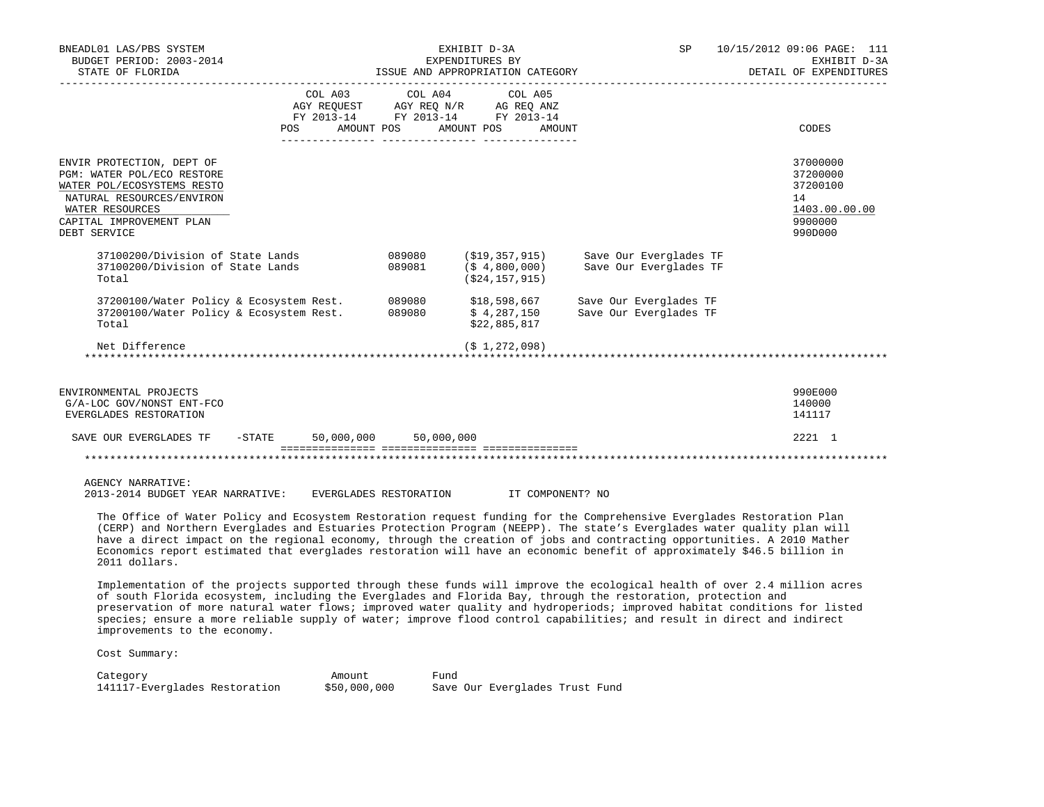BNEADL01 LAS/PBS SYSTEM — EXHIBIT D-3A — SP 10/15/2012 09:06
BUDGET PERIOD: 2003-2014 — EXPENDITURES BY — EXHIBIT D-3A
STATE OF FLORIDA — ISSUE AND APPROPRIATION CATEGORY — DETAIL OF EXPENDITURES

| | COL A03 AGY REQUEST FY 2013-14 POS AMOUNT | COL A04 AGY REQ N/R FY 2013-14 POS AMOUNT | COL A05 AG REQ ANZ FY 2013-14 POS AMOUNT | CODES |
|---|---|---|---|---|
| ENVIR PROTECTION, DEPT OF | | | | 37000000 |
| PGM: WATER POL/ECO RESTORE | | | | 37200000 |
| WATER POL/ECOSYSTEMS RESTO | | | | 37200100 |
| NATURAL RESOURCES/ENVIRON | | | | 14 |
| WATER RESOURCES | | | | 1403.00.00.00 |
| CAPITAL IMPROVEMENT PLAN | | | | 9900000 |
| DEBT SERVICE | | | | 990D000 |

| | | | |
|---|---|---|---|
| 37100200/Division of State Lands | 089080 | ($19,357,915) | Save Our Everglades TF |
| 37100200/Division of State Lands | 089081 | ($ 4,800,000) | Save Our Everglades TF |
| Total | | ($24,157,915) | |
| 37200100/Water Policy & Ecosystem Rest. | 089080 | $18,598,667 | Save Our Everglades TF |
| 37200100/Water Policy & Ecosystem Rest. | 089080 | $ 4,287,150 | Save Our Everglades TF |
| Total | | $22,885,817 | |
| Net Difference | | ($ 1,272,098) | |

| | COL A03 | COL A04 | COL A05 | CODES |
|---|---|---|---|---|
| ENVIRONMENTAL PROJECTS | | | | 990E000 |
| G/A-LOC GOV/NONST ENT-FCO | | | | 140000 |
| EVERGLADES RESTORATION | | | | 141117 |
| SAVE OUR EVERGLADES TF -STATE | 50,000,000 | 50,000,000 | | 2221 1 |

AGENCY NARRATIVE:
2013-2014 BUDGET YEAR NARRATIVE: EVERGLADES RESTORATION IT COMPONENT? NO

The Office of Water Policy and Ecosystem Restoration request funding for the Comprehensive Everglades Restoration Plan (CERP) and Northern Everglades and Estuaries Protection Program (NEEPP). The state's Everglades water quality plan will have a direct impact on the regional economy, through the creation of jobs and contracting opportunities. A 2010 Mather Economics report estimated that everglades restoration will have an economic benefit of approximately $46.5 billion in 2011 dollars.

Implementation of the projects supported through these funds will improve the ecological health of over 2.4 million acres of south Florida ecosystem, including the Everglades and Florida Bay, through the restoration, protection and preservation of more natural water flows; improved water quality and hydroperiods; improved habitat conditions for listed species; ensure a more reliable supply of water; improve flood control capabilities; and result in direct and indirect improvements to the economy.

Cost Summary:

| Category | Amount | Fund |
|---|---|---|
| 141117-Everglades Restoration | $50,000,000 | Save Our Everglades Trust Fund |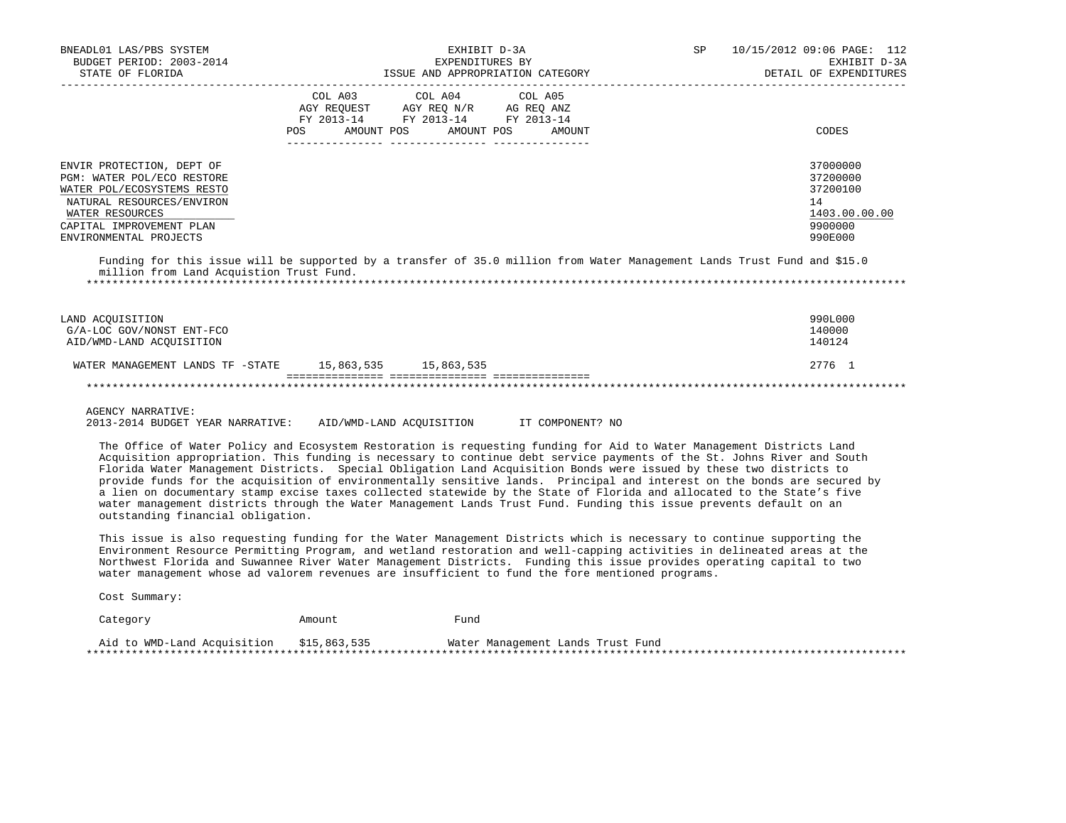| | COL A03 AGY REQUEST FY 2013-14 POS AMOUNT | COL A04 AGY REQ N/R FY 2013-14 POS AMOUNT | COL A05 AG REQ ANZ FY 2013-14 POS AMOUNT | CODES |
|---|---|---|---|---|
| ENVIR PROTECTION, DEPT OF | | | | 37000000 |
| PGM: WATER POL/ECO RESTORE | | | | 37200000 |
| WATER POL/ECOSYSTEMS RESTO | | | | 37200100 |
| NATURAL RESOURCES/ENVIRON | | | | 14 |
| WATER RESOURCES | | | | 1403.00.00.00 |
| CAPITAL IMPROVEMENT PLAN | | | | 9900000 |
| ENVIRONMENTAL PROJECTS | | | | 990E000 |

Funding for this issue will be supported by a transfer of 35.0 million from Water Management Lands Trust Fund and $15.0 million from Land Acquistion Trust Fund.

*******************************************************************************************************************

| | COL A03 | COL A04 | COL A05 | CODES |
|---|---|---|---|---|
| LAND ACQUISITION | | | | 990L000 |
| G/A-LOC GOV/NONST ENT-FCO | | | | 140000 |
| AID/WMD-LAND ACQUISITION | | | | 140124 |
| WATER MANAGEMENT LANDS TF -STATE | 15,863,535 | 15,863,535 | | 2776 1 |

*******************************************************************************************************************

AGENCY NARRATIVE:

2013-2014 BUDGET YEAR NARRATIVE: AID/WMD-LAND ACQUISITION IT COMPONENT? NO

The Office of Water Policy and Ecosystem Restoration is requesting funding for Aid to Water Management Districts Land Acquisition appropriation. This funding is necessary to continue debt service payments of the St. Johns River and South Florida Water Management Districts. Special Obligation Land Acquisition Bonds were issued by these two districts to provide funds for the acquisition of environmentally sensitive lands. Principal and interest on the bonds are secured by a lien on documentary stamp excise taxes collected statewide by the State of Florida and allocated to the State's five water management districts through the Water Management Lands Trust Fund. Funding this issue prevents default on an outstanding financial obligation.

This issue is also requesting funding for the Water Management Districts which is necessary to continue supporting the Environment Resource Permitting Program, and wetland restoration and well-capping activities in delineated areas at the Northwest Florida and Suwannee River Water Management Districts. Funding this issue provides operating capital to two water management whose ad valorem revenues are insufficient to fund the fore mentioned programs.

Cost Summary:

| Category | Amount | Fund |
|---|---|---|
| Aid to WMD-Land Acquisition | $15,863,535 | Water Management Lands Trust Fund |

*******************************************************************************************************************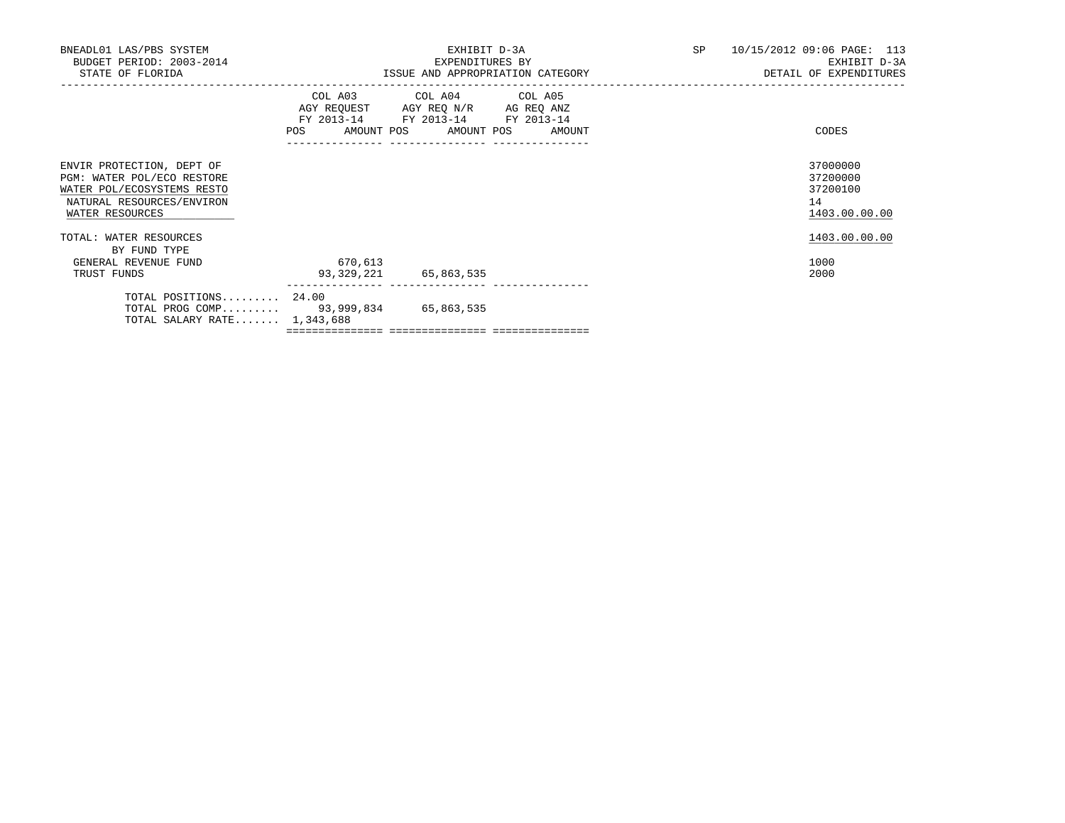BNEADL01 LAS/PBS SYSTEM
BUDGET PERIOD: 2003-2014
STATE OF FLORIDA

EXHIBIT D-3A
EXPENDITURES BY
ISSUE AND APPROPRIATION CATEGORY

SP 10/15/2012 09:06 PAGE: 113
EXHIBIT D-3A
DETAIL OF EXPENDITURES

| | COL A03 AGY REQUEST FY 2013-14 POS | AMOUNT | COL A04 AGY REQ N/R FY 2013-14 POS | AMOUNT | COL A05 AG REQ ANZ FY 2013-14 POS | AMOUNT | CODES |
|---|---|---|---|---|---|---|---|
| ENVIR PROTECTION, DEPT OF | | | | | | | 37000000 |
| PGM: WATER POL/ECO RESTORE | | | | | | | 37200000 |
| WATER POL/ECOSYSTEMS RESTO | | | | | | | 37200100 |
| NATURAL RESOURCES/ENVIRON | | | | | | | 14 |
| WATER RESOURCES | | | | | | | 1403.00.00.00 |
| TOTAL: WATER RESOURCES | | | | | | | 1403.00.00.00 |
| BY FUND TYPE | | | | | | | |
| GENERAL REVENUE FUND | | 670,613 | | | | | 1000 |
| TRUST FUNDS | | 93,329,221 | | 65,863,535 | | | 2000 |
| TOTAL POSITIONS......... | 24.00 | | | | | | |
| TOTAL PROG COMP......... | | 93,999,834 | | 65,863,535 | | | |
| TOTAL SALARY RATE....... | | 1,343,688 | | | | | |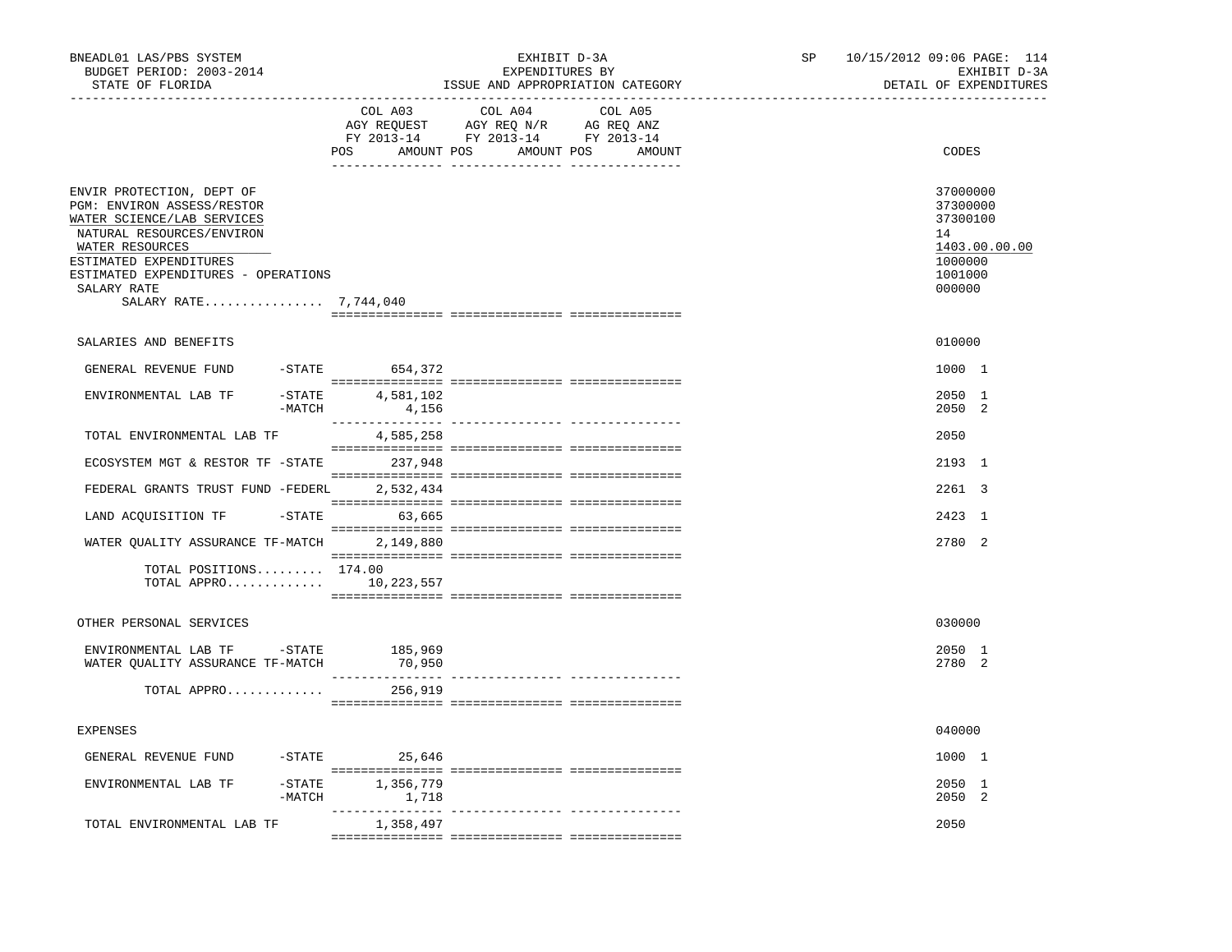BNEADL01 LAS/PBS SYSTEM
BUDGET PERIOD: 2003-2014
STATE OF FLORIDA

EXHIBIT D-3A
EXPENDITURES BY
ISSUE AND APPROPRIATION CATEGORY

SP 10/15/2012 09:06
EXHIBIT D-3A
DETAIL OF EXPENDITURES

| | COL A03 AGY REQUEST FY 2013-14 POS AMOUNT | COL A04 AGY REQ N/R FY 2013-14 POS AMOUNT | COL A05 AG REQ ANZ FY 2013-14 POS AMOUNT | CODES |
|---|---|---|---|---|
| ENVIR PROTECTION, DEPT OF | | | | 37000000 |
| PGM: ENVIRON ASSESS/RESTOR | | | | 37300000 |
| WATER SCIENCE/LAB SERVICES | | | | 37300100 |
| NATURAL RESOURCES/ENVIRON | | | | 14 |
| WATER RESOURCES | | | | 1403.00.00.00 |
| ESTIMATED EXPENDITURES | | | | 1000000 |
| ESTIMATED EXPENDITURES - OPERATIONS | | | | 1001000 |
| SALARY RATE | | | | 000000 |
| SALARY RATE................ 7,744,040 | | | | |
| SALARIES AND BENEFITS | | | | 010000 |
| GENERAL REVENUE FUND -STATE | 654,372 | | | 1000 1 |
| ENVIRONMENTAL LAB TF -STATE | 4,581,102 | | | 2050 1 |
| -MATCH | 4,156 | | | 2050 2 |
| TOTAL ENVIRONMENTAL LAB TF | 4,585,258 | | | 2050 |
| ECOSYSTEM MGT & RESTOR TF -STATE | 237,948 | | | 2193 1 |
| FEDERAL GRANTS TRUST FUND -FEDERL | 2,532,434 | | | 2261 3 |
| LAND ACQUISITION TF -STATE | 63,665 | | | 2423 1 |
| WATER QUALITY ASSURANCE TF-MATCH | 2,149,880 | | | 2780 2 |
| TOTAL POSITIONS......... | 174.00 | | | |
| TOTAL APPRO............. | 10,223,557 | | | |
| OTHER PERSONAL SERVICES | | | | 030000 |
| ENVIRONMENTAL LAB TF -STATE | 185,969 | | | 2050 1 |
| WATER QUALITY ASSURANCE TF-MATCH | 70,950 | | | 2780 2 |
| TOTAL APPRO............. | 256,919 | | | |
| EXPENSES | | | | 040000 |
| GENERAL REVENUE FUND -STATE | 25,646 | | | 1000 1 |
| ENVIRONMENTAL LAB TF -STATE | 1,356,779 | | | 2050 1 |
| -MATCH | 1,718 | | | 2050 2 |
| TOTAL ENVIRONMENTAL LAB TF | 1,358,497 | | | 2050 |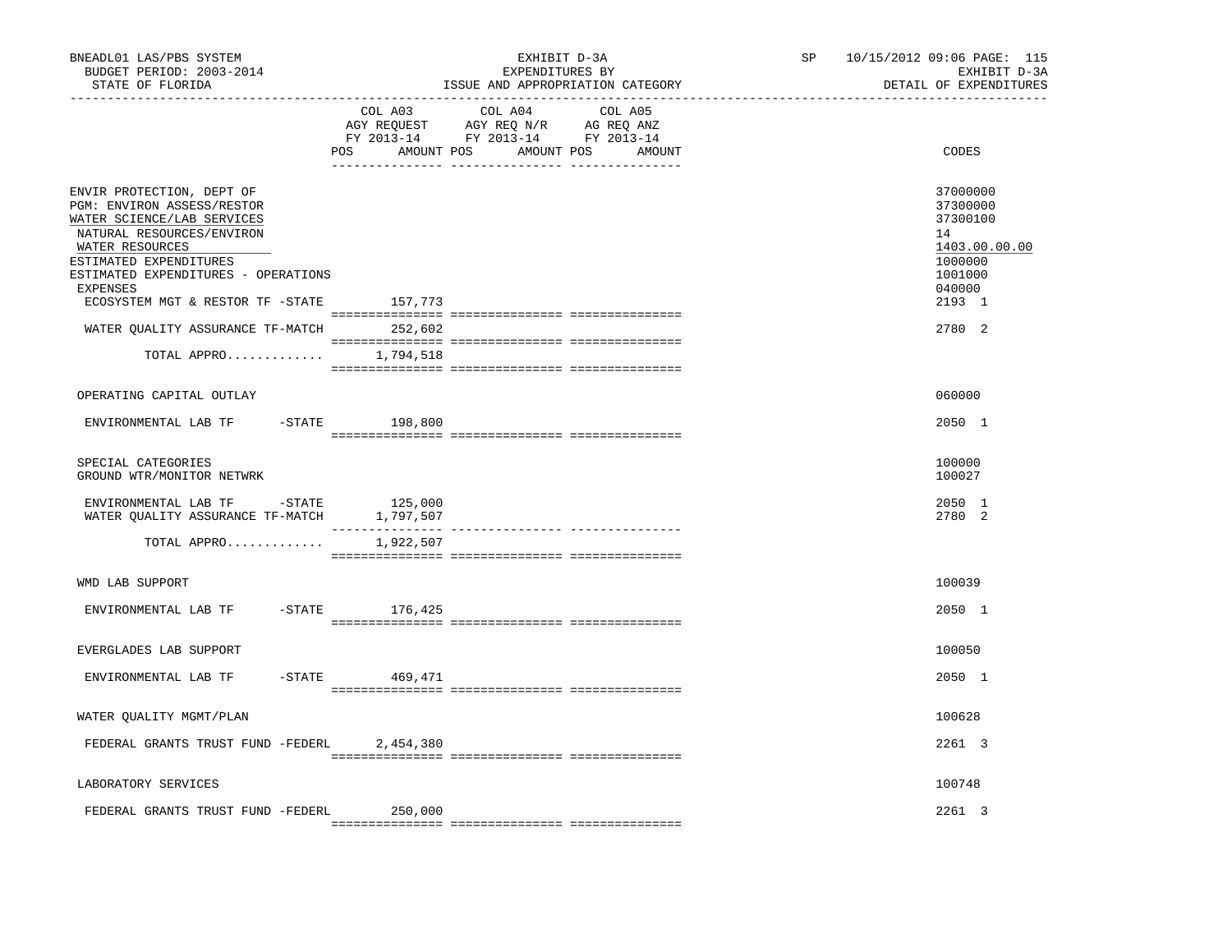BNEADL01 LAS/PBS SYSTEM — EXHIBIT D-3A — SP 10/15/2012 09:06
BUDGET PERIOD: 2003-2014 — EXPENDITURES BY — EXHIBIT D-3A
STATE OF FLORIDA — ISSUE AND APPROPRIATION CATEGORY — DETAIL OF EXPENDITURES

| | COL A03 AGY REQUEST FY 2013-14 POS AMOUNT | COL A04 AGY REQ N/R FY 2013-14 POS AMOUNT | COL A05 AG REQ ANZ FY 2013-14 POS AMOUNT | CODES |
|---|---|---|---|---|
| ENVIR PROTECTION, DEPT OF | | | | 37000000 |
| PGM: ENVIRON ASSESS/RESTOR | | | | 37300000 |
| WATER SCIENCE/LAB SERVICES | | | | 37300100 |
| NATURAL RESOURCES/ENVIRON | | | | 14 |
| WATER RESOURCES | | | | 1403.00.00.00 |
| ESTIMATED EXPENDITURES | | | | 1000000 |
| ESTIMATED EXPENDITURES - OPERATIONS | | | | 1001000 |
| EXPENSES | | | | 040000 |
| ECOSYSTEM MGT & RESTOR TF -STATE | 157,773 | | | 2193 1 |
| WATER QUALITY ASSURANCE TF-MATCH | 252,602 | | | 2780 2 |
| TOTAL APPRO............ | 1,794,518 | | | |
| OPERATING CAPITAL OUTLAY | | | | 060000 |
| ENVIRONMENTAL LAB TF -STATE | 198,800 | | | 2050 1 |
| SPECIAL CATEGORIES | | | | 100000 |
| GROUND WTR/MONITOR NETWRK | | | | 100027 |
| ENVIRONMENTAL LAB TF -STATE | 125,000 | | | 2050 1 |
| WATER QUALITY ASSURANCE TF-MATCH | 1,797,507 | | | 2780 2 |
| TOTAL APPRO............ | 1,922,507 | | | |
| WMD LAB SUPPORT | | | | 100039 |
| ENVIRONMENTAL LAB TF -STATE | 176,425 | | | 2050 1 |
| EVERGLADES LAB SUPPORT | | | | 100050 |
| ENVIRONMENTAL LAB TF -STATE | 469,471 | | | 2050 1 |
| WATER QUALITY MGMT/PLAN | | | | 100628 |
| FEDERAL GRANTS TRUST FUND -FEDERL | 2,454,380 | | | 2261 3 |
| LABORATORY SERVICES | | | | 100748 |
| FEDERAL GRANTS TRUST FUND -FEDERL | 250,000 | | | 2261 3 |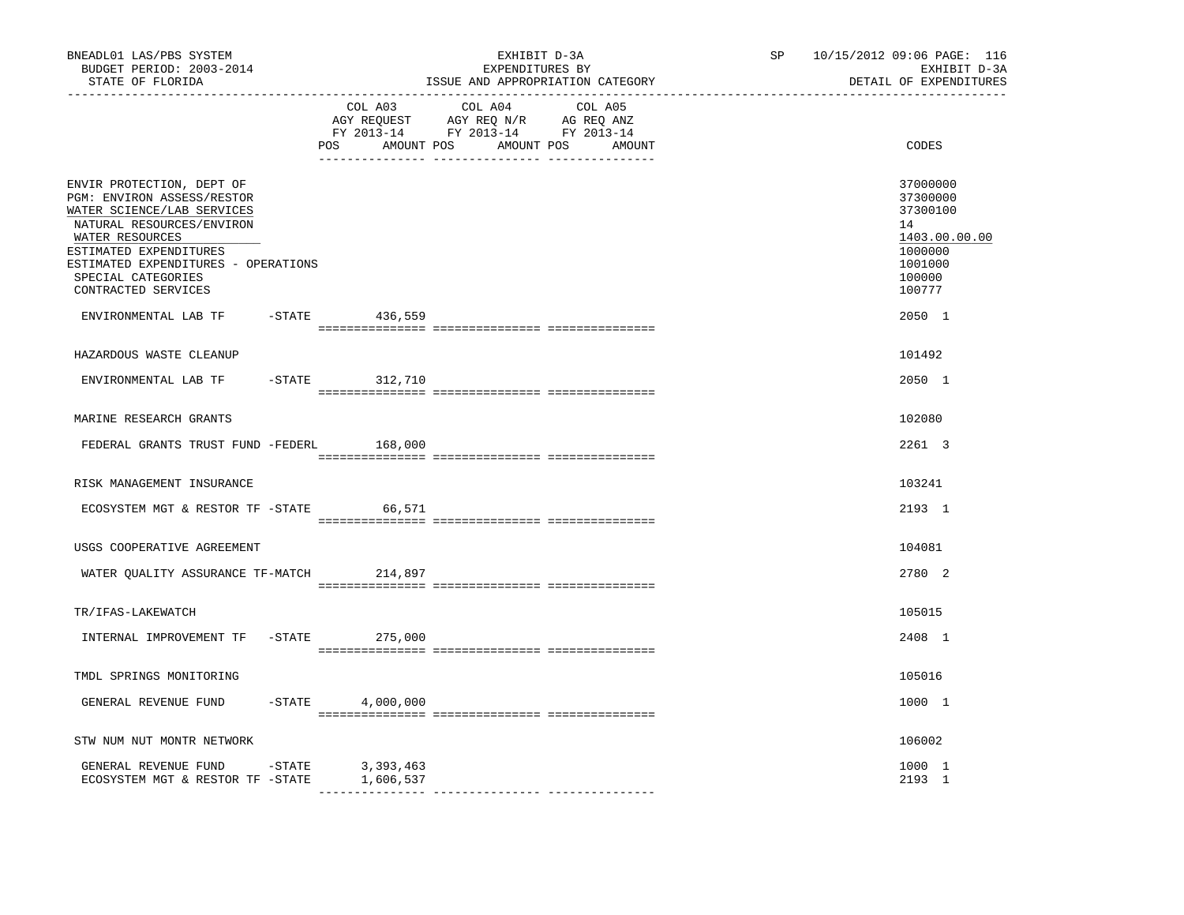BNEADL01 LAS/PBS SYSTEM | EXHIBIT D-3A | SP 10/15/2012 09:06 PAGE: 116
BUDGET PERIOD: 2003-2014 | EXPENDITURES BY | EXHIBIT D-3A
STATE OF FLORIDA | ISSUE AND APPROPRIATION CATEGORY | DETAIL OF EXPENDITURES

| | COL A03 AGY REQUEST FY 2013-14 POS AMOUNT | COL A04 AGY REQ N/R FY 2013-14 POS AMOUNT | COL A05 AG REQ ANZ FY 2013-14 POS AMOUNT | CODES |
|---|---|---|---|---|
| ENVIR PROTECTION, DEPT OF | | | | 37000000 |
| PGM: ENVIRON ASSESS/RESTOR | | | | 37300000 |
| WATER SCIENCE/LAB SERVICES | | | | 37300100 |
| NATURAL RESOURCES/ENVIRON | | | | 14 |
| WATER RESOURCES | | | | 1403.00.00.00 |
| ESTIMATED EXPENDITURES | | | | 1000000 |
| ESTIMATED EXPENDITURES - OPERATIONS | | | | 1001000 |
| SPECIAL CATEGORIES | | | | 100000 |
| CONTRACTED SERVICES | | | | 100777 |
| ENVIRONMENTAL LAB TF -STATE | 436,559 | | | 2050 1 |
| HAZARDOUS WASTE CLEANUP | | | | 101492 |
| ENVIRONMENTAL LAB TF -STATE | 312,710 | | | 2050 1 |
| MARINE RESEARCH GRANTS | | | | 102080 |
| FEDERAL GRANTS TRUST FUND -FEDERL | 168,000 | | | 2261 3 |
| RISK MANAGEMENT INSURANCE | | | | 103241 |
| ECOSYSTEM MGT & RESTOR TF -STATE | 66,571 | | | 2193 1 |
| USGS COOPERATIVE AGREEMENT | | | | 104081 |
| WATER QUALITY ASSURANCE TF-MATCH | 214,897 | | | 2780 2 |
| TR/IFAS-LAKEWATCH | | | | 105015 |
| INTERNAL IMPROVEMENT TF -STATE | 275,000 | | | 2408 1 |
| TMDL SPRINGS MONITORING | | | | 105016 |
| GENERAL REVENUE FUND -STATE | 4,000,000 | | | 1000 1 |
| STW NUM NUT MONTR NETWORK | | | | 106002 |
| GENERAL REVENUE FUND -STATE | 3,393,463 | | | 1000 1 |
| ECOSYSTEM MGT & RESTOR TF -STATE | 1,606,537 | | | 2193 1 |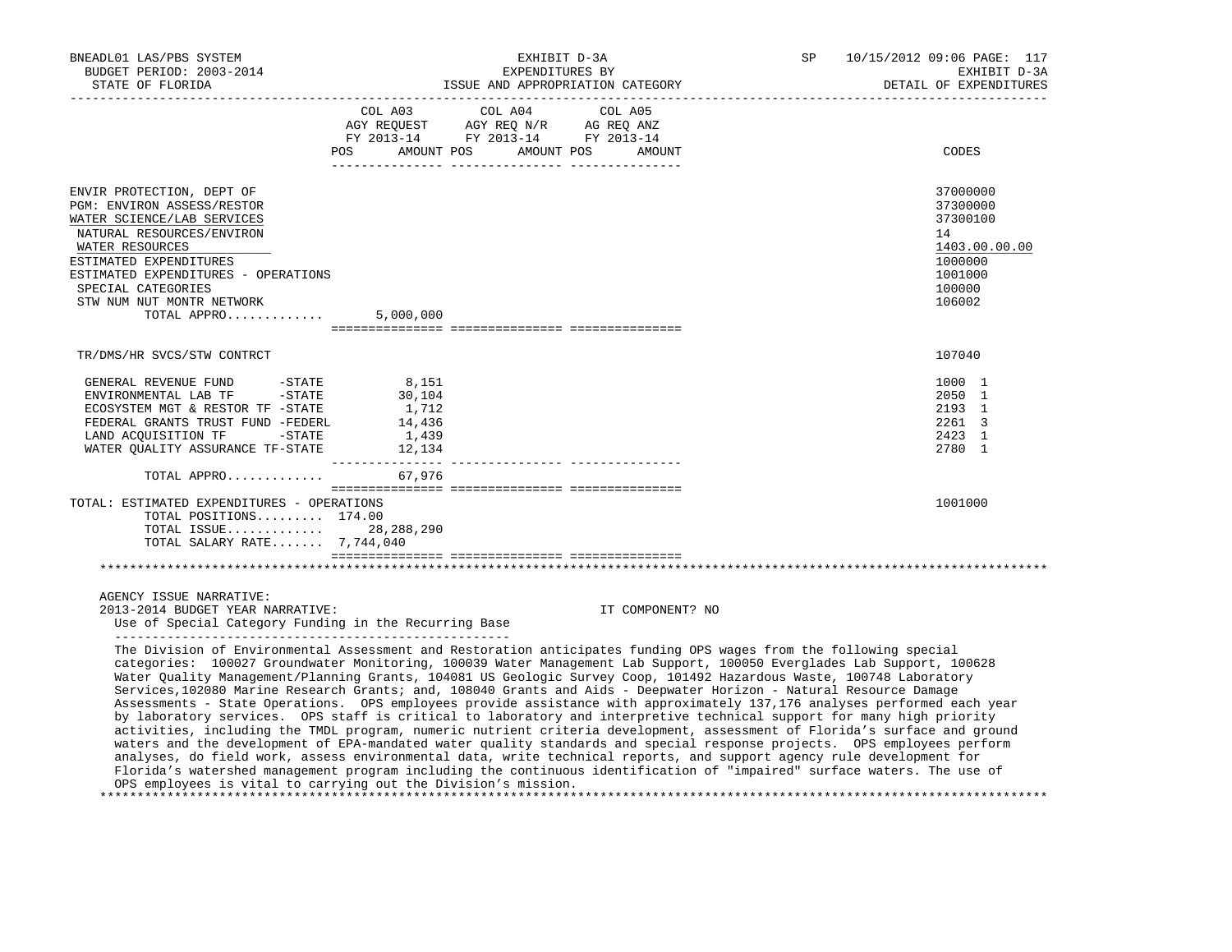BNEADL01 LAS/PBS SYSTEM — EXHIBIT D-3A — EXPENDITURES BY ISSUE AND APPROPRIATION CATEGORY — DETAIL OF EXPENDITURES

BUDGET PERIOD: 2003-2014

STATE OF FLORIDA

SP 10/15/2012 09:06

| | COL A03 AGY REQUEST FY 2013-14 POS AMOUNT | COL A04 AGY REQ N/R FY 2013-14 POS AMOUNT | COL A05 AG REQ ANZ FY 2013-14 POS AMOUNT | CODES |
|---|---|---|---|---|
| ENVIR PROTECTION, DEPT OF | | | | 37000000 |
| PGM: ENVIRON ASSESS/RESTOR | | | | 37300000 |
| WATER SCIENCE/LAB SERVICES | | | | 37300100 |
| NATURAL RESOURCES/ENVIRON | | | | 14 |
| WATER RESOURCES | | | | 1403.00.00.00 |
| ESTIMATED EXPENDITURES | | | | 1000000 |
| ESTIMATED EXPENDITURES - OPERATIONS | | | | 1001000 |
| SPECIAL CATEGORIES | | | | 100000 |
| STW NUM NUT MONTR NETWORK | | | | 106002 |
| TOTAL APPRO............ | 5,000,000 | | | |
| TR/DMS/HR SVCS/STW CONTRCT | | | | 107040 |
| GENERAL REVENUE FUND -STATE | 8,151 | | | 1000 1 |
| ENVIRONMENTAL LAB TF -STATE | 30,104 | | | 2050 1 |
| ECOSYSTEM MGT & RESTOR TF -STATE | 1,712 | | | 2193 1 |
| FEDERAL GRANTS TRUST FUND -FEDERL | 14,436 | | | 2261 3 |
| LAND ACQUISITION TF -STATE | 1,439 | | | 2423 1 |
| WATER QUALITY ASSURANCE TF-STATE | 12,134 | | | 2780 1 |
| TOTAL APPRO............ | 67,976 | | | |
| TOTAL: ESTIMATED EXPENDITURES - OPERATIONS | | | | 1001000 |
| TOTAL POSITIONS......... | 174.00 | | | |
| TOTAL ISSUE............ | 28,288,290 | | | |
| TOTAL SALARY RATE....... | 7,744,040 | | | |

AGENCY ISSUE NARRATIVE:

2013-2014 BUDGET YEAR NARRATIVE: IT COMPONENT? NO

Use of Special Category Funding in the Recurring Base

The Division of Environmental Assessment and Restoration anticipates funding OPS wages from the following special categories: 100027 Groundwater Monitoring, 100039 Water Management Lab Support, 100050 Everglades Lab Support, 100628 Water Quality Management/Planning Grants, 104081 US Geologic Survey Coop, 101492 Hazardous Waste, 100748 Laboratory Services,102080 Marine Research Grants; and, 108040 Grants and Aids - Deepwater Horizon - Natural Resource Damage Assessments - State Operations. OPS employees provide assistance with approximately 137,176 analyses performed each year by laboratory services. OPS staff is critical to laboratory and interpretive technical support for many high priority activities, including the TMDL program, numeric nutrient criteria development, assessment of Florida's surface and ground waters and the development of EPA-mandated water quality standards and special response projects. OPS employees perform analyses, do field work, assess environmental data, write technical reports, and support agency rule development for Florida's watershed management program including the continuous identification of "impaired" surface waters. The use of OPS employees is vital to carrying out the Division's mission.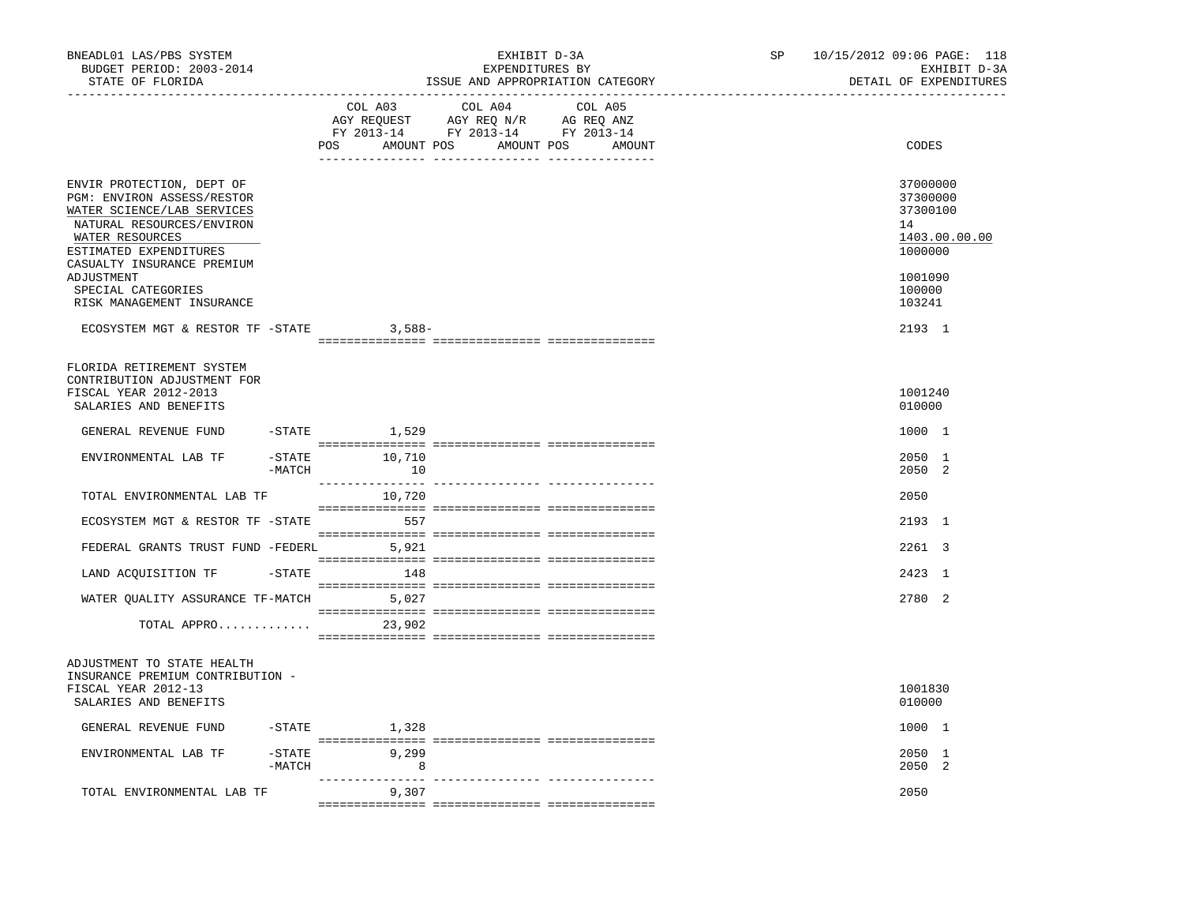BNEADL01 LAS/PBS SYSTEM | EXHIBIT D-3A | SP 10/15/2012 09:06 PAGE: 118
BUDGET PERIOD: 2003-2014 | EXPENDITURES BY | EXHIBIT D-3A
STATE OF FLORIDA | ISSUE AND APPROPRIATION CATEGORY | DETAIL OF EXPENDITURES

| | COL A03 AGY REQUEST FY 2013-14 POS AMOUNT | COL A04 AGY REQ N/R FY 2013-14 POS AMOUNT | COL A05 AG REQ ANZ FY 2013-14 POS AMOUNT | CODES |
|---|---|---|---|---|
| ENVIR PROTECTION, DEPT OF | | | | 37000000 |
| PGM: ENVIRON ASSESS/RESTOR | | | | 37300000 |
| WATER SCIENCE/LAB SERVICES | | | | 37300100 |
| NATURAL RESOURCES/ENVIRON | | | | 14 |
| WATER RESOURCES | | | | 1403.00.00.00 |
| ESTIMATED EXPENDITURES | | | | 1000000 |
| CASUALTY INSURANCE PREMIUM ADJUSTMENT | | | | 1001090 |
| SPECIAL CATEGORIES | | | | 100000 |
| RISK MANAGEMENT INSURANCE | | | | 103241 |
| ECOSYSTEM MGT & RESTOR TF -STATE | 3,588- | | | 2193 1 |
| FLORIDA RETIREMENT SYSTEM CONTRIBUTION ADJUSTMENT FOR FISCAL YEAR 2012-2013 | | | | 1001240 |
| SALARIES AND BENEFITS | | | | 010000 |
| GENERAL REVENUE FUND -STATE | 1,529 | | | 1000 1 |
| ENVIRONMENTAL LAB TF -STATE | 10,710 | | | 2050 1 |
| -MATCH | 10 | | | 2050 2 |
| TOTAL ENVIRONMENTAL LAB TF | 10,720 | | | 2050 |
| ECOSYSTEM MGT & RESTOR TF -STATE | 557 | | | 2193 1 |
| FEDERAL GRANTS TRUST FUND -FEDERL | 5,921 | | | 2261 3 |
| LAND ACQUISITION TF -STATE | 148 | | | 2423 1 |
| WATER QUALITY ASSURANCE TF-MATCH | 5,027 | | | 2780 2 |
| TOTAL APPRO............. | 23,902 | | | |
| ADJUSTMENT TO STATE HEALTH INSURANCE PREMIUM CONTRIBUTION - FISCAL YEAR 2012-13 | | | | 1001830 |
| SALARIES AND BENEFITS | | | | 010000 |
| GENERAL REVENUE FUND -STATE | 1,328 | | | 1000 1 |
| ENVIRONMENTAL LAB TF -STATE | 9,299 | | | 2050 1 |
| -MATCH | 8 | | | 2050 2 |
| TOTAL ENVIRONMENTAL LAB TF | 9,307 | | | 2050 |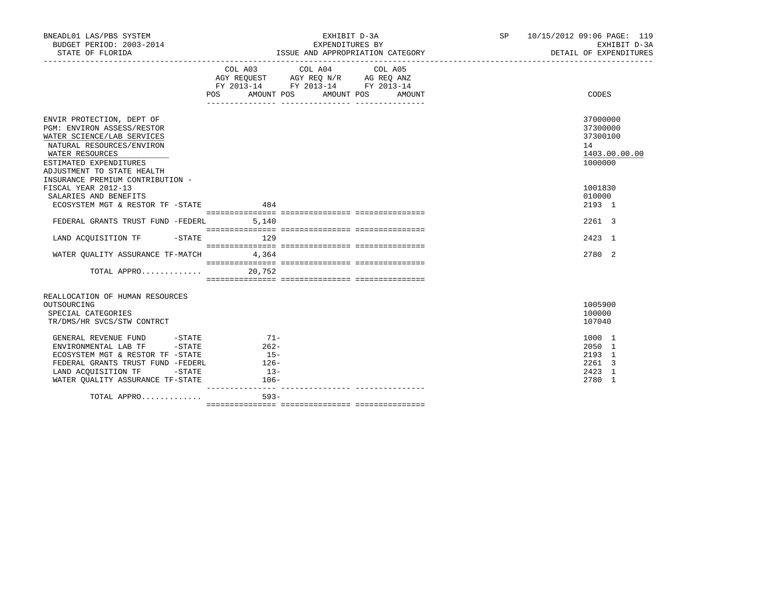| | COL A03 AGY REQUEST FY 2013-14 POS AMOUNT | COL A04 AGY REQ N/R FY 2013-14 POS AMOUNT | COL A05 AG REQ ANZ FY 2013-14 POS AMOUNT | CODES |
|---|---|---|---|---|
| ENVIR PROTECTION, DEPT OF | | | | 37000000 |
| PGM: ENVIRON ASSESS/RESTOR | | | | 37300000 |
| WATER SCIENCE/LAB SERVICES | | | | 37300100 |
| NATURAL RESOURCES/ENVIRON | | | | 14 |
| WATER RESOURCES | | | | 1403.00.00.00 |
| ESTIMATED EXPENDITURES | | | | 1000000 |
| ADJUSTMENT TO STATE HEALTH INSURANCE PREMIUM CONTRIBUTION - FISCAL YEAR 2012-13 | | | | 1001830 |
| SALARIES AND BENEFITS | | | | 010000 |
| ECOSYSTEM MGT & RESTOR TF -STATE | 484 | | | 2193 1 |
| FEDERAL GRANTS TRUST FUND -FEDERL | 5,140 | | | 2261 3 |
| LAND ACQUISITION TF -STATE | 129 | | | 2423 1 |
| WATER QUALITY ASSURANCE TF-MATCH | 4,364 | | | 2780 2 |
| TOTAL APPRO............. | 20,752 | | | |
| REALLOCATION OF HUMAN RESOURCES OUTSOURCING | | | | 1005900 |
| SPECIAL CATEGORIES | | | | 100000 |
| TR/DMS/HR SVCS/STW CONTRCT | | | | 107040 |
| GENERAL REVENUE FUND -STATE | 71- | | | 1000 1 |
| ENVIRONMENTAL LAB TF -STATE | 262- | | | 2050 1 |
| ECOSYSTEM MGT & RESTOR TF -STATE | 15- | | | 2193 1 |
| FEDERAL GRANTS TRUST FUND -FEDERL | 126- | | | 2261 3 |
| LAND ACQUISITION TF -STATE | 13- | | | 2423 1 |
| WATER QUALITY ASSURANCE TF-STATE | 106- | | | 2780 1 |
| TOTAL APPRO............. | 593- | | | |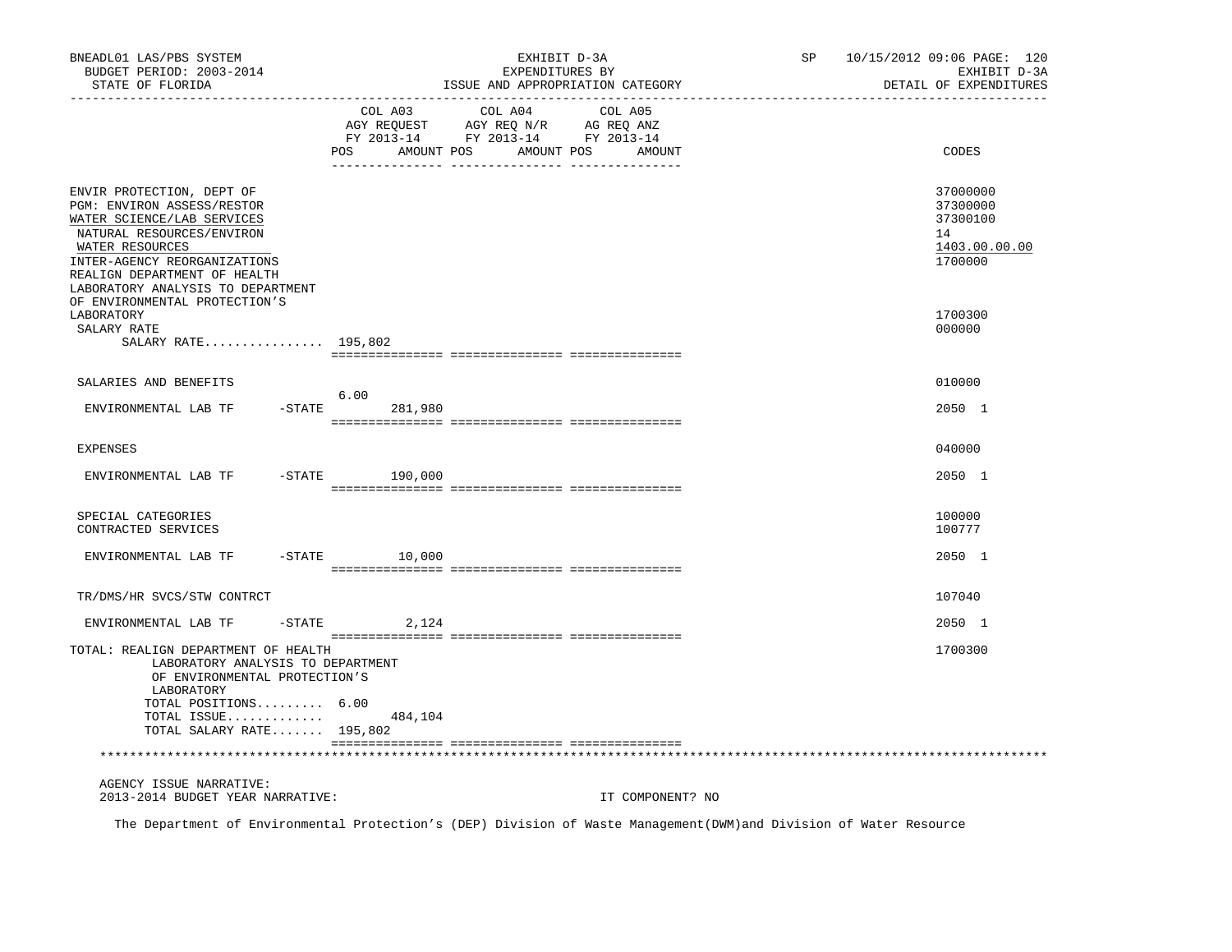BNEADL01 LAS/PBS SYSTEM — EXHIBIT D-3A — SP 10/15/2012 09:06 PAGE: 120
BUDGET PERIOD: 2003-2014 — EXPENDITURES BY — EXHIBIT D-3A
STATE OF FLORIDA — ISSUE AND APPROPRIATION CATEGORY — DETAIL OF EXPENDITURES

| | COL A03 AGY REQUEST FY 2013-14 POS | AMOUNT | COL A04 AGY REQ N/R FY 2013-14 POS | AMOUNT | COL A05 AG REQ ANZ FY 2013-14 POS | AMOUNT | CODES |
|---|---|---|---|---|---|---|---|
| ENVIR PROTECTION, DEPT OF | | | | | | | 37000000 |
| PGM: ENVIRON ASSESS/RESTOR | | | | | | | 37300000 |
| WATER SCIENCE/LAB SERVICES | | | | | | | 37300100 |
| NATURAL RESOURCES/ENVIRON | | | | | | | 14 |
| WATER RESOURCES | | | | | | | 1403.00.00.00 |
| INTER-AGENCY REORGANIZATIONS | | | | | | | 1700000 |
| REALIGN DEPARTMENT OF HEALTH LABORATORY ANALYSIS TO DEPARTMENT OF ENVIRONMENTAL PROTECTION'S LABORATORY | | | | | | | 1700300 |
| SALARY RATE | | | | | | | 000000 |
| SALARY RATE................ | 195,802 | | | | | | |
| SALARIES AND BENEFITS | | | | | | | 010000 |
| ENVIRONMENTAL LAB TF -STATE | 6.00 | 281,980 | | | | | 2050 1 |
| EXPENSES | | | | | | | 040000 |
| ENVIRONMENTAL LAB TF -STATE | | 190,000 | | | | | 2050 1 |
| SPECIAL CATEGORIES | | | | | | | 100000 |
| CONTRACTED SERVICES | | | | | | | 100777 |
| ENVIRONMENTAL LAB TF -STATE | | 10,000 | | | | | 2050 1 |
| TR/DMS/HR SVCS/STW CONTRCT | | | | | | | 107040 |
| ENVIRONMENTAL LAB TF -STATE | | 2,124 | | | | | 2050 1 |
| TOTAL: REALIGN DEPARTMENT OF HEALTH LABORATORY ANALYSIS TO DEPARTMENT OF ENVIRONMENTAL PROTECTION'S LABORATORY | | | | | | | 1700300 |
| TOTAL POSITIONS......... | 6.00 | | | | | | |
| TOTAL ISSUE............. | | 484,104 | | | | | |
| TOTAL SALARY RATE....... | 195,802 | | | | | | |

AGENCY ISSUE NARRATIVE:
2013-2014 BUDGET YEAR NARRATIVE: IT COMPONENT? NO

The Department of Environmental Protection's (DEP) Division of Waste Management(DWM)and Division of Water Resource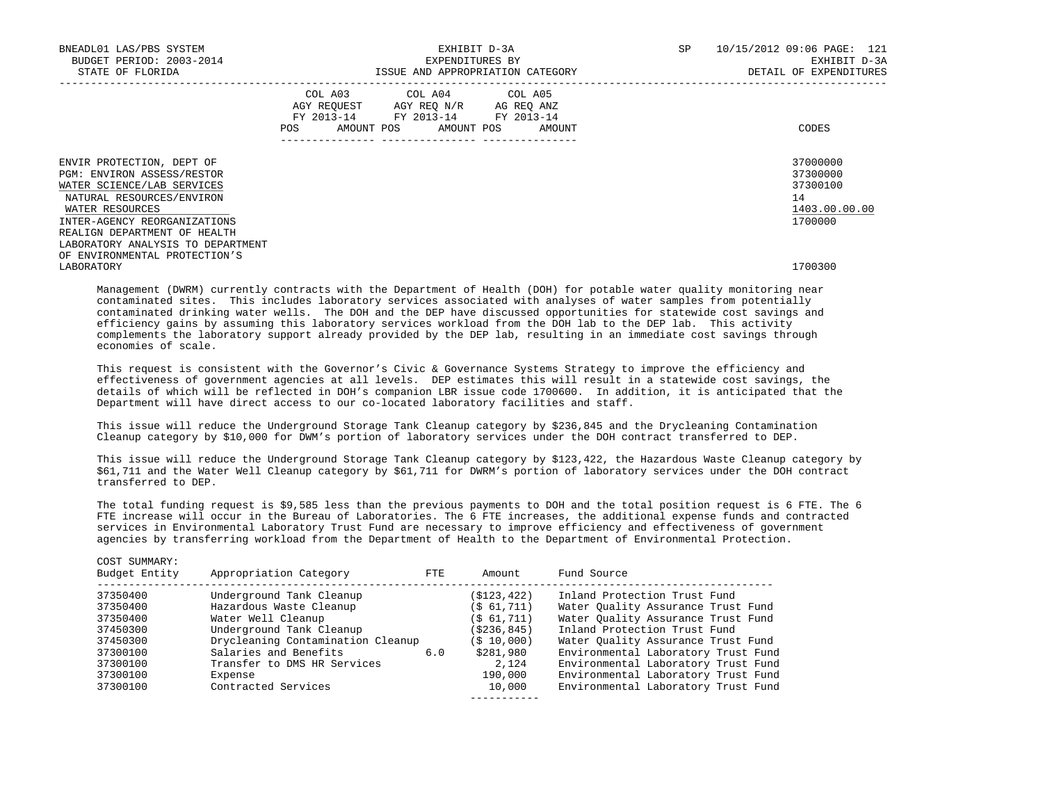| | COL A03 AGY REQUEST FY 2013-14 POS AMOUNT | COL A04 AGY REQ N/R FY 2013-14 POS AMOUNT | COL A05 AG REQ ANZ FY 2013-14 POS AMOUNT | CODES |
|---|---|---|---|---|
| ENVIR PROTECTION, DEPT OF | | | | 37000000 |
| PGM: ENVIRON ASSESS/RESTOR | | | | 37300000 |
| WATER SCIENCE/LAB SERVICES | | | | 37300100 |
| NATURAL RESOURCES/ENVIRON | | | | 14 |
| WATER RESOURCES | | | | 1403.00.00.00 |
| INTER-AGENCY REORGANIZATIONS | | | | 1700000 |
| REALIGN DEPARTMENT OF HEALTH LABORATORY ANALYSIS TO DEPARTMENT OF ENVIRONMENTAL PROTECTION'S LABORATORY | | | | 1700300 |

Management (DWRM) currently contracts with the Department of Health (DOH) for potable water quality monitoring near contaminated sites. This includes laboratory services associated with analyses of water samples from potentially contaminated drinking water wells. The DOH and the DEP have discussed opportunities for statewide cost savings and efficiency gains by assuming this laboratory services workload from the DOH lab to the DEP lab. This activity complements the laboratory support already provided by the DEP lab, resulting in an immediate cost savings through economies of scale.

This request is consistent with the Governor's Civic & Governance Systems Strategy to improve the efficiency and effectiveness of government agencies at all levels. DEP estimates this will result in a statewide cost savings, the details of which will be reflected in DOH's companion LBR issue code 1700600. In addition, it is anticipated that the Department will have direct access to our co-located laboratory facilities and staff.

This issue will reduce the Underground Storage Tank Cleanup category by $236,845 and the Drycleaning Contamination Cleanup category by $10,000 for DWM's portion of laboratory services under the DOH contract transferred to DEP.

This issue will reduce the Underground Storage Tank Cleanup category by $123,422, the Hazardous Waste Cleanup category by $61,711 and the Water Well Cleanup category by $61,711 for DWRM's portion of laboratory services under the DOH contract transferred to DEP.

The total funding request is $9,585 less than the previous payments to DOH and the total position request is 6 FTE. The 6 FTE increase will occur in the Bureau of Laboratories. The 6 FTE increases, the additional expense funds and contracted services in Environmental Laboratory Trust Fund are necessary to improve efficiency and effectiveness of government agencies by transferring workload from the Department of Health to the Department of Environmental Protection.

COST SUMMARY:

| Budget Entity | Appropriation Category | FTE | Amount | Fund Source |
|---|---|---|---|---|
| 37350400 | Underground Tank Cleanup | | ($123,422) | Inland Protection Trust Fund |
| 37350400 | Hazardous Waste Cleanup | | ($ 61,711) | Water Quality Assurance Trust Fund |
| 37350400 | Water Well Cleanup | | ($ 61,711) | Water Quality Assurance Trust Fund |
| 37450300 | Underground Tank Cleanup | | ($236,845) | Inland Protection Trust Fund |
| 37450300 | Drycleaning Contamination Cleanup | | ($ 10,000) | Water Quality Assurance Trust Fund |
| 37300100 | Salaries and Benefits | 6.0 | $281,980 | Environmental Laboratory Trust Fund |
| 37300100 | Transfer to DMS HR Services | | 2,124 | Environmental Laboratory Trust Fund |
| 37300100 | Expense | | 190,000 | Environmental Laboratory Trust Fund |
| 37300100 | Contracted Services | | 10,000 | Environmental Laboratory Trust Fund |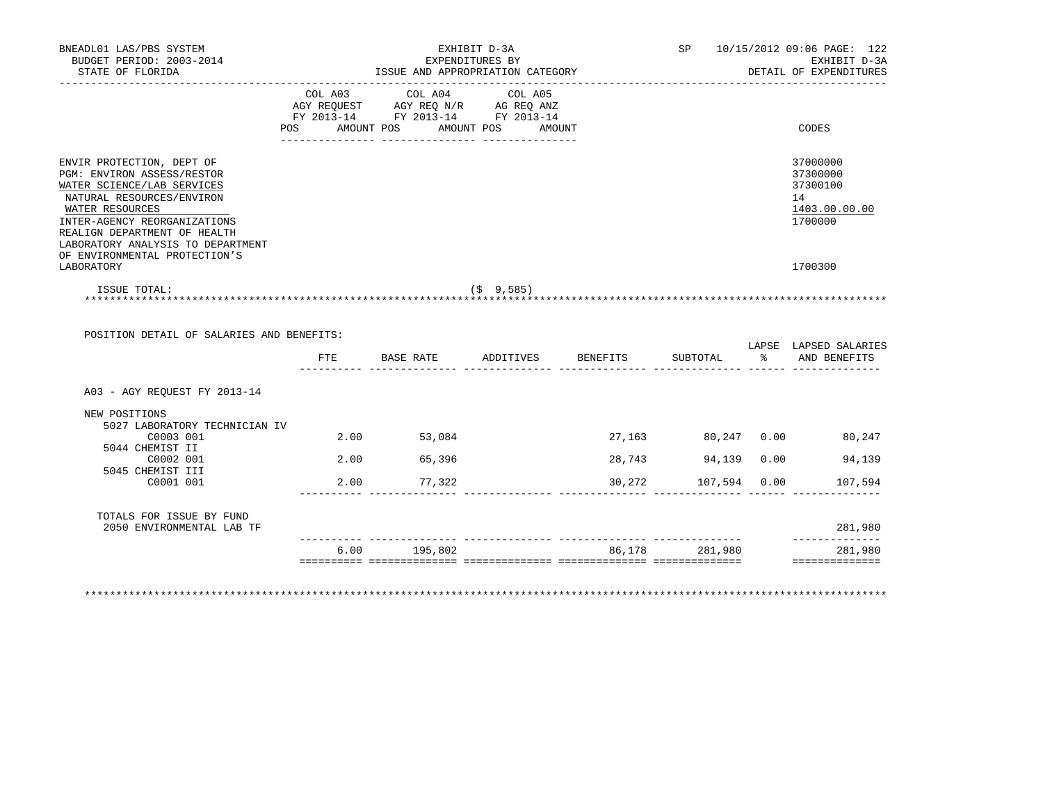BNEADL01 LAS/PBS SYSTEM
BUDGET PERIOD: 2003-2014
STATE OF FLORIDA

EXHIBIT D-3A
EXPENDITURES BY
ISSUE AND APPROPRIATION CATEGORY

SP 10/15/2012 09:06 PAGE: 122
EXHIBIT D-3A
DETAIL OF EXPENDITURES

| | COL A03 AGY REQUEST FY 2013-14 POS AMOUNT | COL A04 AGY REQ N/R FY 2013-14 POS AMOUNT | COL A05 AG REQ ANZ FY 2013-14 POS AMOUNT | CODES |
|---|---|---|---|---|
| ENVIR PROTECTION, DEPT OF | | | | 37000000 |
| PGM: ENVIRON ASSESS/RESTOR | | | | 37300000 |
| WATER SCIENCE/LAB SERVICES | | | | 37300100 |
| NATURAL RESOURCES/ENVIRON | | | | 14 |
| WATER RESOURCES | | | | 1403.00.00.00 |
| INTER-AGENCY REORGANIZATIONS | | | | 1700000 |
| REALIGN DEPARTMENT OF HEALTH LABORATORY ANALYSIS TO DEPARTMENT OF ENVIRONMENTAL PROTECTION'S LABORATORY | | | | 1700300 |
| ISSUE TOTAL: | | | ($ 9,585) | |

POSITION DETAIL OF SALARIES AND BENEFITS:

| | FTE | BASE RATE | ADDITIVES | BENEFITS | SUBTOTAL | LAPSE % | LAPSED SALARIES AND BENEFITS |
|---|---|---|---|---|---|---|---|
| A03 - AGY REQUEST FY 2013-14 | | | | | | | |
| NEW POSITIONS | | | | | | | |
| 5027 LABORATORY TECHNICIAN IV C0003 001 | 2.00 | 53,084 | | 27,163 | 80,247 | 0.00 | 80,247 |
| 5044 CHEMIST II C0002 001 | 2.00 | 65,396 | | 28,743 | 94,139 | 0.00 | 94,139 |
| 5045 CHEMIST III C0001 001 | 2.00 | 77,322 | | 30,272 | 107,594 | 0.00 | 107,594 |
| TOTALS FOR ISSUE BY FUND 2050 ENVIRONMENTAL LAB TF | | | | | | | 281,980 |
| | 6.00 | 195,802 | | 86,178 | 281,980 | | 281,980 |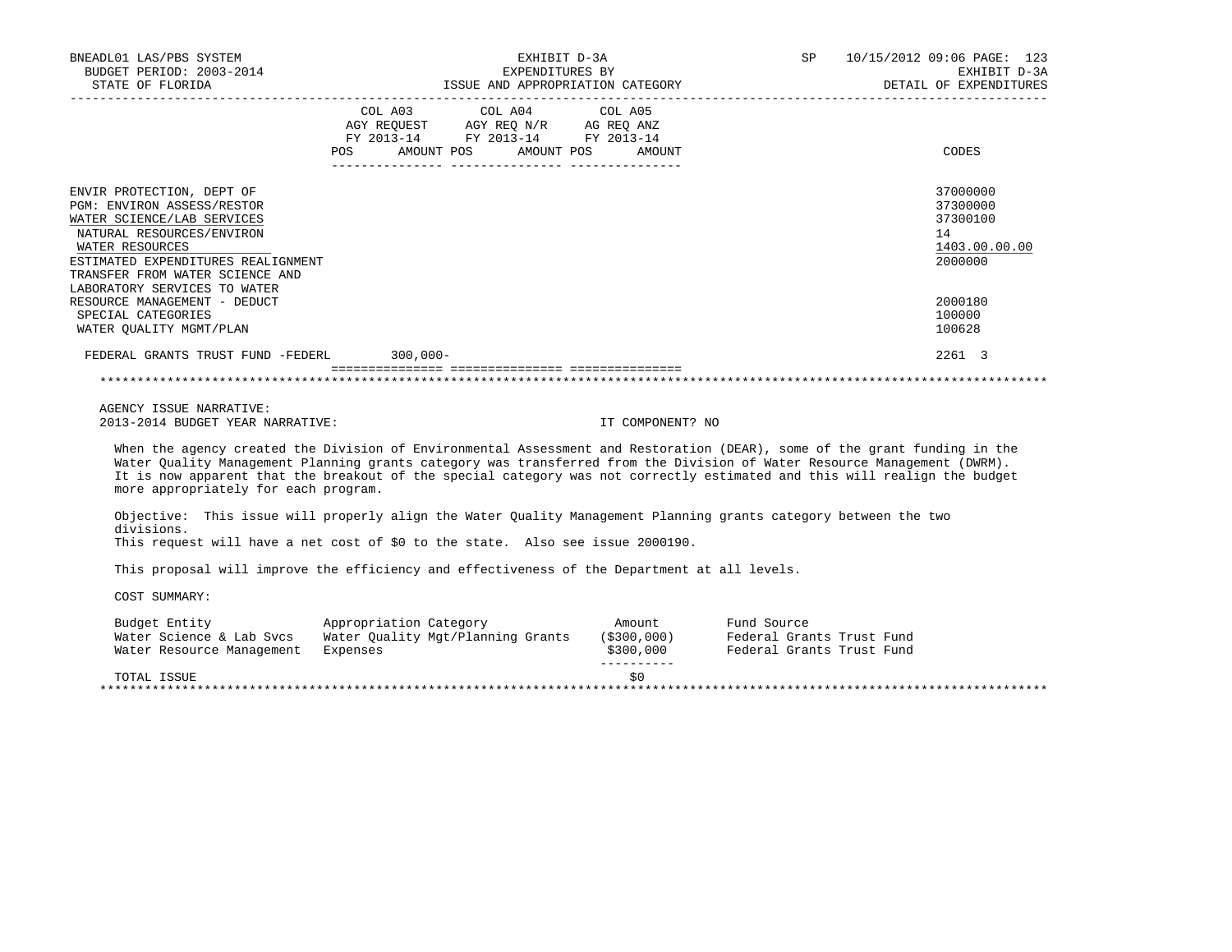BNEADL01 LAS/PBS SYSTEM
BUDGET PERIOD: 2003-2014
STATE OF FLORIDA

EXHIBIT D-3A
EXPENDITURES BY
ISSUE AND APPROPRIATION CATEGORY

SP 10/15/2012 09:06
EXHIBIT D-3A
DETAIL OF EXPENDITURES

| | COL A03 AGY REQUEST FY 2013-14 POS AMOUNT | COL A04 AGY REQ N/R FY 2013-14 POS AMOUNT | COL A05 AG REQ ANZ FY 2013-14 POS AMOUNT | CODES |
|---|---|---|---|---|
| ENVIR PROTECTION, DEPT OF | | | | 37000000 |
| PGM: ENVIRON ASSESS/RESTOR | | | | 37300000 |
| WATER SCIENCE/LAB SERVICES | | | | 37300100 |
| NATURAL RESOURCES/ENVIRON | | | | 14 |
| WATER RESOURCES | | | | 1403.00.00.00 |
| ESTIMATED EXPENDITURES REALIGNMENT | | | | 2000000 |
| TRANSFER FROM WATER SCIENCE AND LABORATORY SERVICES TO WATER RESOURCE MANAGEMENT - DEDUCT | | | | 2000180 |
| SPECIAL CATEGORIES | | | | 100000 |
| WATER QUALITY MGMT/PLAN | | | | 100628 |
| FEDERAL GRANTS TRUST FUND -FEDERL | 300,000- | | | 2261 3 |

AGENCY ISSUE NARRATIVE:
2013-2014 BUDGET YEAR NARRATIVE: IT COMPONENT? NO

When the agency created the Division of Environmental Assessment and Restoration (DEAR), some of the grant funding in the Water Quality Management Planning grants category was transferred from the Division of Water Resource Management (DWRM). It is now apparent that the breakout of the special category was not correctly estimated and this will realign the budget more appropriately for each program.

Objective: This issue will properly align the Water Quality Management Planning grants category between the two divisions.
This request will have a net cost of $0 to the state. Also see issue 2000190.

This proposal will improve the efficiency and effectiveness of the Department at all levels.

COST SUMMARY:

| Budget Entity | Appropriation Category | Amount | Fund Source |
|---|---|---|---|
| Water Science & Lab Svcs | Water Quality Mgt/Planning Grants | ($300,000) | Federal Grants Trust Fund |
| Water Resource Management | Expenses | $300,000 | Federal Grants Trust Fund |
| TOTAL ISSUE | | $0 | |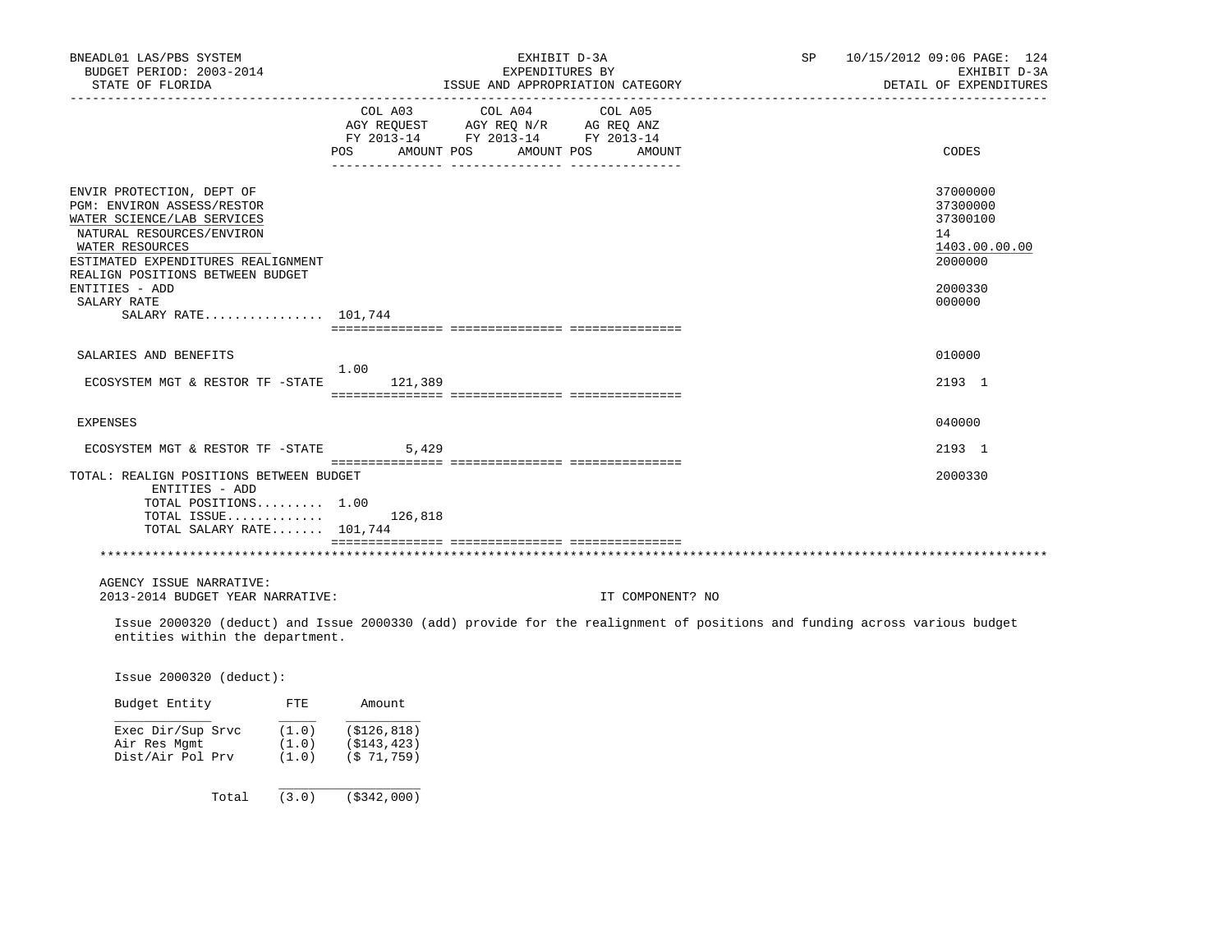BNEADL01 LAS/PBS SYSTEM
BUDGET PERIOD: 2003-2014
STATE OF FLORIDA

EXHIBIT D-3A
EXPENDITURES BY
ISSUE AND APPROPRIATION CATEGORY

SP 10/15/2012 09:06 PAGE: 124
EXHIBIT D-3A
DETAIL OF EXPENDITURES

| | COL A03 AGY REQUEST FY 2013-14 POS | AMOUNT | COL A04 AGY REQ N/R FY 2013-14 POS | AMOUNT | COL A05 AG REQ ANZ FY 2013-14 POS | AMOUNT | CODES |
|---|---|---|---|---|---|---|---|
| ENVIR PROTECTION, DEPT OF | | | | | | | 37000000 |
| PGM: ENVIRON ASSESS/RESTOR | | | | | | | 37300000 |
| WATER SCIENCE/LAB SERVICES | | | | | | | 37300100 |
| NATURAL RESOURCES/ENVIRON | | | | | | | 14 |
| WATER RESOURCES | | | | | | | 1403.00.00.00 |
| ESTIMATED EXPENDITURES REALIGNMENT | | | | | | | 2000000 |
| REALIGN POSITIONS BETWEEN BUDGET ENTITIES - ADD | | | | | | | 2000330 |
| SALARY RATE | | | | | | | 000000 |
| SALARY RATE................ | 101,744 | | | | | | |
| SALARIES AND BENEFITS | | | | | | | 010000 |
| ECOSYSTEM MGT & RESTOR TF -STATE | 1.00 | 121,389 | | | | | 2193 1 |
| EXPENSES | | | | | | | 040000 |
| ECOSYSTEM MGT & RESTOR TF -STATE | | 5,429 | | | | | 2193 1 |
| TOTAL: REALIGN POSITIONS BETWEEN BUDGET ENTITIES - ADD | | | | | | | 2000330 |
| TOTAL POSITIONS......... | 1.00 | | | | | | |
| TOTAL ISSUE............. | | 126,818 | | | | | |
| TOTAL SALARY RATE....... | 101,744 | | | | | | |

AGENCY ISSUE NARRATIVE:
2013-2014 BUDGET YEAR NARRATIVE: IT COMPONENT? NO

Issue 2000320 (deduct) and Issue 2000330 (add) provide for the realignment of positions and funding across various budget entities within the department.

Issue 2000320 (deduct):

| Budget Entity | FTE | Amount |
|---|---|---|
| Exec Dir/Sup Srvc | (1.0) | ($126,818) |
| Air Res Mgmt | (1.0) | ($143,423) |
| Dist/Air Pol Prv | (1.0) | ($ 71,759) |
| Total | (3.0) | ($342,000) |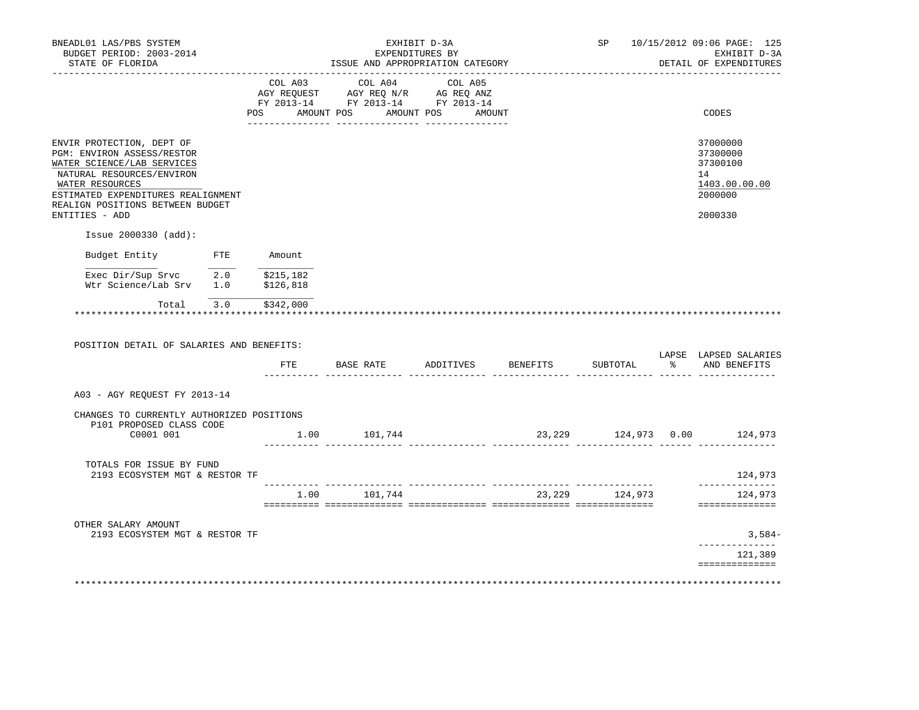| | COL A03 AGY REQUEST FY 2013-14 POS | AMOUNT | COL A04 AGY REQ N/R FY 2013-14 POS | AMOUNT | COL A05 AG REQ ANZ FY 2013-14 POS | AMOUNT | CODES |
|---|---|---|---|---|---|---|---|
| ENVIR PROTECTION, DEPT OF | | | | | | | 37000000 |
| PGM: ENVIRON ASSESS/RESTOR | | | | | | | 37300000 |
| WATER SCIENCE/LAB SERVICES | | | | | | | 37300100 |
| NATURAL RESOURCES/ENVIRON | | | | | | | 14 |
| WATER RESOURCES | | | | | | | 1403.00.00.00 |
| ESTIMATED EXPENDITURES REALIGNMENT | | | | | | | 2000000 |
| REALIGN POSITIONS BETWEEN BUDGET ENTITIES - ADD | | | | | | | 2000330 |

Issue 2000330 (add):

| Budget Entity | FTE | Amount |
|---|---|---|
| Exec Dir/Sup Srvc | 2.0 | $215,182 |
| Wtr Science/Lab Srv | 1.0 | $126,818 |
| Total | 3.0 | $342,000 |

POSITION DETAIL OF SALARIES AND BENEFITS:

| | FTE | BASE RATE | ADDITIVES | BENEFITS | SUBTOTAL | LAPSE % | LAPSED SALARIES AND BENEFITS |
|---|---|---|---|---|---|---|---|
| A03 - AGY REQUEST FY 2013-14 | | | | | | | |
| CHANGES TO CURRENTLY AUTHORIZED POSITIONS | | | | | | | |
| P101 PROPOSED CLASS CODE C0001 001 | 1.00 | 101,744 | | 23,229 | 124,973 | 0.00 | 124,973 |
| TOTALS FOR ISSUE BY FUND | | | | | | | |
| 2193 ECOSYSTEM MGT & RESTOR TF | | | | | | | 124,973 |
| | 1.00 | 101,744 | | 23,229 | 124,973 | | 124,973 |
| OTHER SALARY AMOUNT | | | | | | | |
| 2193 ECOSYSTEM MGT & RESTOR TF | | | | | | | 3,584- |
| | | | | | | | 121,389 |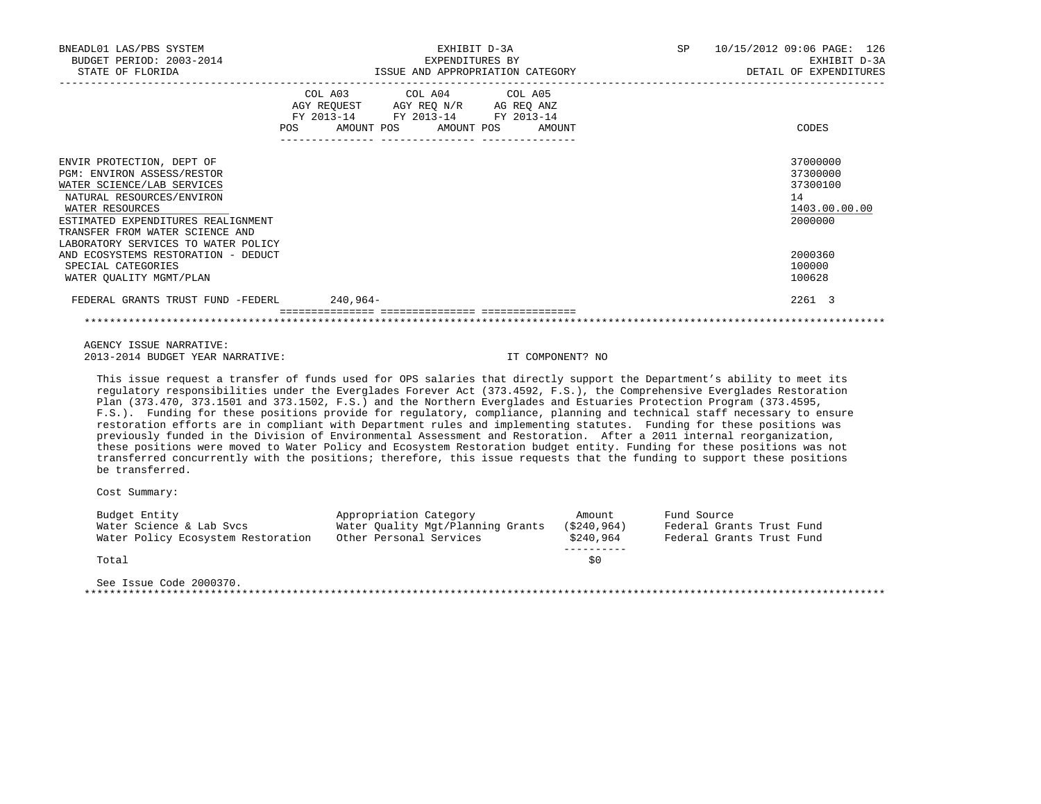BNEADL01 LAS/PBS SYSTEM | EXHIBIT D-3A | SP 10/15/2012 09:06
BUDGET PERIOD: 2003-2014 | EXPENDITURES BY | EXHIBIT D-3A
STATE OF FLORIDA | ISSUE AND APPROPRIATION CATEGORY | DETAIL OF EXPENDITURES

| | COL A03 AGY REQUEST FY 2013-14 POS | AMOUNT | COL A04 AGY REQ N/R FY 2013-14 POS | AMOUNT | COL A05 AG REQ ANZ FY 2013-14 POS | AMOUNT | CODES |
|---|---|---|---|---|---|---|---|
| ENVIR PROTECTION, DEPT OF | | | | | | | 37000000 |
| PGM: ENVIRON ASSESS/RESTOR | | | | | | | 37300000 |
| WATER SCIENCE/LAB SERVICES | | | | | | | 37300100 |
| NATURAL RESOURCES/ENVIRON | | | | | | | 14 |
| WATER RESOURCES | | | | | | | 1403.00.00.00 |
| ESTIMATED EXPENDITURES REALIGNMENT | | | | | | | 2000000 |
| TRANSFER FROM WATER SCIENCE AND LABORATORY SERVICES TO WATER POLICY AND ECOSYSTEMS RESTORATION - DEDUCT | | | | | | | 2000360 |
| SPECIAL CATEGORIES | | | | | | | 100000 |
| WATER QUALITY MGMT/PLAN | | | | | | | 100628 |
| FEDERAL GRANTS TRUST FUND -FEDERL | | 240,964- | | | | | 2261 3 |

AGENCY ISSUE NARRATIVE:
2013-2014 BUDGET YEAR NARRATIVE: IT COMPONENT? NO

This issue request a transfer of funds used for OPS salaries that directly support the Department's ability to meet its regulatory responsibilities under the Everglades Forever Act (373.4592, F.S.), the Comprehensive Everglades Restoration Plan (373.470, 373.1501 and 373.1502, F.S.) and the Northern Everglades and Estuaries Protection Program (373.4595, F.S.). Funding for these positions provide for regulatory, compliance, planning and technical staff necessary to ensure restoration efforts are in compliant with Department rules and implementing statutes. Funding for these positions was previously funded in the Division of Environmental Assessment and Restoration. After a 2011 internal reorganization, these positions were moved to Water Policy and Ecosystem Restoration budget entity. Funding for these positions was not transferred concurrently with the positions; therefore, this issue requests that the funding to support these positions be transferred.

Cost Summary:

| Budget Entity | Appropriation Category | Amount | Fund Source |
|---|---|---|---|
| Water Science & Lab Svcs | Water Quality Mgt/Planning Grants | ($240,964) | Federal Grants Trust Fund |
| Water Policy Ecosystem Restoration | Other Personal Services | $240,964 | Federal Grants Trust Fund |
| Total | | $0 | |

See Issue Code 2000370.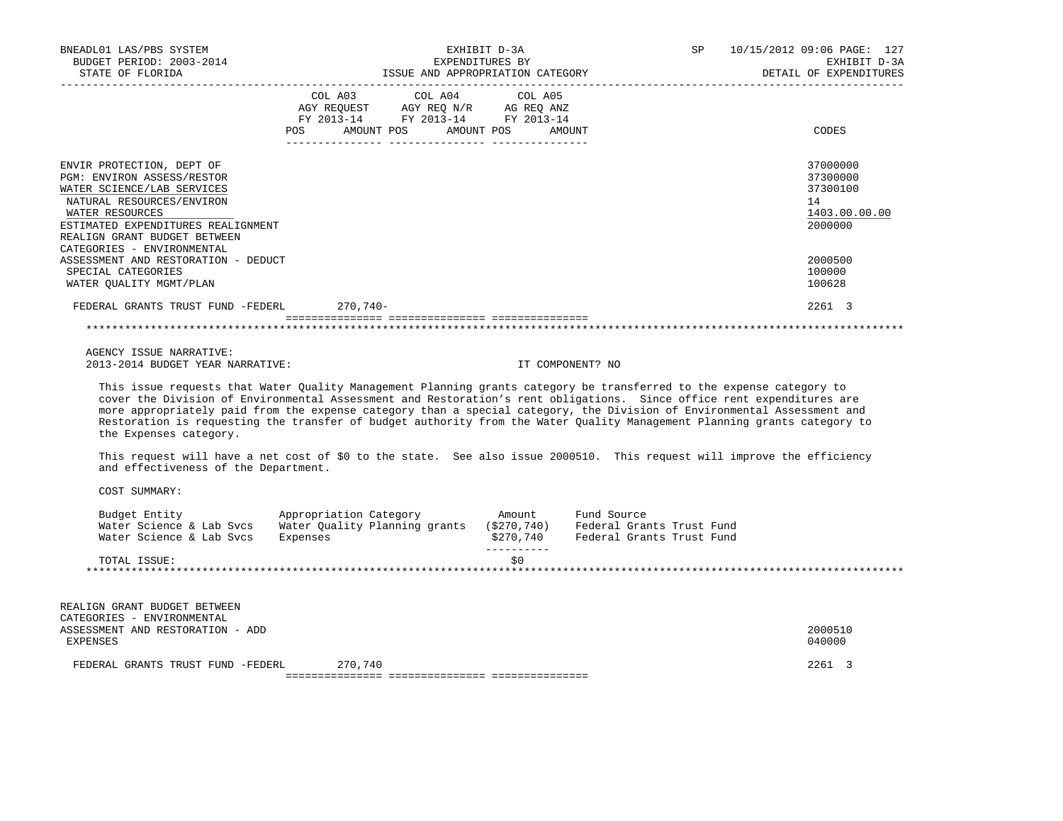BNEADL01 LAS/PBS SYSTEM | EXHIBIT D-3A | SP 10/15/2012 09:06
BUDGET PERIOD: 2003-2014 | EXPENDITURES BY | EXHIBIT D-3A
STATE OF FLORIDA | ISSUE AND APPROPRIATION CATEGORY | DETAIL OF EXPENDITURES

| | COL A03 AGY REQUEST FY 2013-14 POS | AMOUNT | COL A04 AGY REQ N/R FY 2013-14 POS | AMOUNT | COL A05 AG REQ ANZ FY 2013-14 POS | AMOUNT | CODES |
|---|---|---|---|---|---|---|---|
| ENVIR PROTECTION, DEPT OF | | | | | | | 37000000 |
| PGM: ENVIRON ASSESS/RESTOR | | | | | | | 37300000 |
| WATER SCIENCE/LAB SERVICES | | | | | | | 37300100 |
| NATURAL RESOURCES/ENVIRON | | | | | | | 14 |
| WATER RESOURCES | | | | | | | 1403.00.00.00 |
| ESTIMATED EXPENDITURES REALIGNMENT | | | | | | | 2000000 |
| REALIGN GRANT BUDGET BETWEEN CATEGORIES - ENVIRONMENTAL ASSESSMENT AND RESTORATION - DEDUCT | | | | | | | 2000500 |
| SPECIAL CATEGORIES | | | | | | | 100000 |
| WATER QUALITY MGMT/PLAN | | | | | | | 100628 |
| FEDERAL GRANTS TRUST FUND -FEDERL | | 270,740- | | | | | 2261 3 |

AGENCY ISSUE NARRATIVE:
2013-2014 BUDGET YEAR NARRATIVE: IT COMPONENT? NO

This issue requests that Water Quality Management Planning grants category be transferred to the expense category to cover the Division of Environmental Assessment and Restoration's rent obligations. Since office rent expenditures are more appropriately paid from the expense category than a special category, the Division of Environmental Assessment and Restoration is requesting the transfer of budget authority from the Water Quality Management Planning grants category to the Expenses category.

This request will have a net cost of $0 to the state. See also issue 2000510. This request will improve the efficiency and effectiveness of the Department.

COST SUMMARY:

| Budget Entity | Appropriation Category | Amount | Fund Source |
|---|---|---|---|
| Water Science & Lab Svcs | Water Quality Planning grants | ($270,740) | Federal Grants Trust Fund |
| Water Science & Lab Svcs | Expenses | $270,740 | Federal Grants Trust Fund |
| TOTAL ISSUE: | | $0 | |

| | COL A03 AGY REQUEST FY 2013-14 POS | AMOUNT | COL A04 AGY REQ N/R FY 2013-14 POS | AMOUNT | COL A05 AG REQ ANZ FY 2013-14 POS | AMOUNT | CODES |
|---|---|---|---|---|---|---|---|
| REALIGN GRANT BUDGET BETWEEN CATEGORIES - ENVIRONMENTAL ASSESSMENT AND RESTORATION - ADD | | | | | | | 2000510 |
| EXPENSES | | | | | | | 040000 |
| FEDERAL GRANTS TRUST FUND -FEDERL | | 270,740 | | | | | 2261 3 |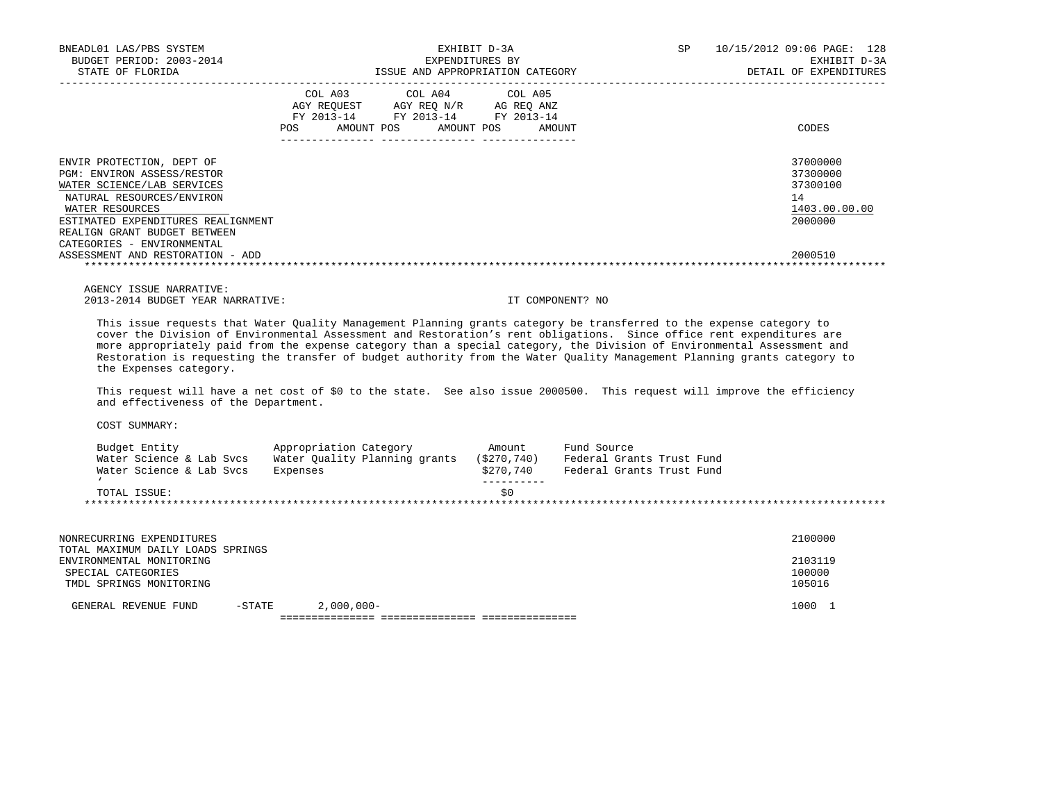| | COL A03 AGY REQUEST FY 2013-14 POS AMOUNT | COL A04 AGY REQ N/R FY 2013-14 POS AMOUNT | COL A05 AG REQ ANZ FY 2013-14 POS AMOUNT | CODES |
|---|---|---|---|---|
| ENVIR PROTECTION, DEPT OF | | | | 37000000 |
| PGM: ENVIRON ASSESS/RESTOR | | | | 37300000 |
| WATER SCIENCE/LAB SERVICES | | | | 37300100 |
| NATURAL RESOURCES/ENVIRON | | | | 14 |
| WATER RESOURCES | | | | 1403.00.00.00 |
| ESTIMATED EXPENDITURES REALIGNMENT | | | | 2000000 |
| REALIGN GRANT BUDGET BETWEEN CATEGORIES - ENVIRONMENTAL ASSESSMENT AND RESTORATION - ADD | | | | 2000510 |

AGENCY ISSUE NARRATIVE:

2013-2014 BUDGET YEAR NARRATIVE: IT COMPONENT? NO

This issue requests that Water Quality Management Planning grants category be transferred to the expense category to cover the Division of Environmental Assessment and Restoration's rent obligations. Since office rent expenditures are more appropriately paid from the expense category than a special category, the Division of Environmental Assessment and Restoration is requesting the transfer of budget authority from the Water Quality Management Planning grants category to the Expenses category.

This request will have a net cost of $0 to the state. See also issue 2000500. This request will improve the efficiency and effectiveness of the Department.

COST SUMMARY:

| Budget Entity | Appropriation Category | Amount | Fund Source |
|---|---|---|---|
| Water Science & Lab Svcs | Water Quality Planning grants | ($270,740) | Federal Grants Trust Fund |
| Water Science & Lab Svcs | Expenses | $270,740 | Federal Grants Trust Fund |
| TOTAL ISSUE: | | $0 | |

| | COL A03 | COL A04 | COL A05 | CODES |
|---|---|---|---|---|
| NONRECURRING EXPENDITURES | | | | 2100000 |
| TOTAL MAXIMUM DAILY LOADS SPRINGS ENVIRONMENTAL MONITORING | | | | 2103119 |
| SPECIAL CATEGORIES | | | | 100000 |
| TMDL SPRINGS MONITORING | | | | 105016 |
| GENERAL REVENUE FUND -STATE | 2,000,000- | | | 1000 1 |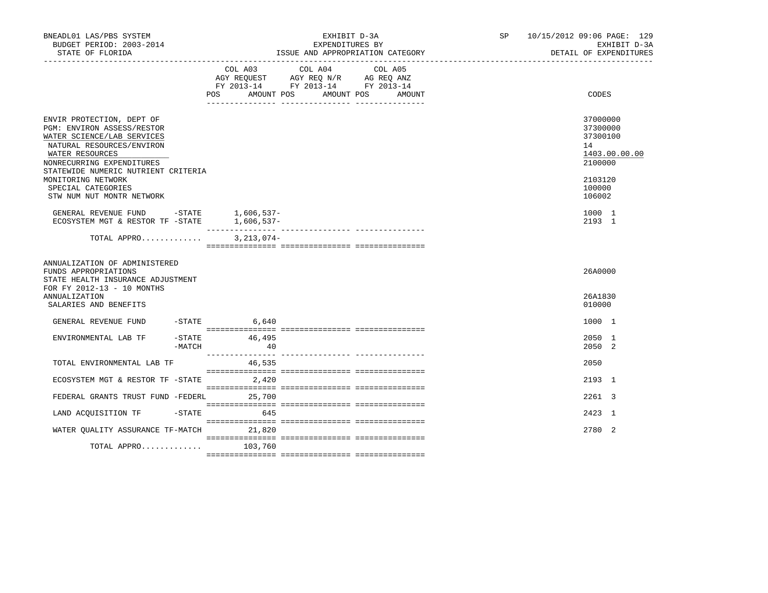BNEADL01 LAS/PBS SYSTEM — BUDGET PERIOD: 2003-2014 — STATE OF FLORIDA

EXHIBIT D-3A — EXPENDITURES BY ISSUE AND APPROPRIATION CATEGORY

SP 10/15/2012 09:06 — EXHIBIT D-3A — DETAIL OF EXPENDITURES

| | COL A03 AGY REQUEST FY 2013-14 POS AMOUNT | COL A04 AGY REQ N/R FY 2013-14 POS AMOUNT | COL A05 AG REQ ANZ FY 2013-14 POS AMOUNT | CODES |
|---|---|---|---|---|
| ENVIR PROTECTION, DEPT OF | | | | 37000000 |
| PGM: ENVIRON ASSESS/RESTOR | | | | 37300000 |
| WATER SCIENCE/LAB SERVICES | | | | 37300100 |
| NATURAL RESOURCES/ENVIRON | | | | 14 |
| WATER RESOURCES | | | | 1403.00.00.00 |
| NONRECURRING EXPENDITURES | | | | 2100000 |
| STATEWIDE NUMERIC NUTRIENT CRITERIA MONITORING NETWORK | | | | 2103120 |
| SPECIAL CATEGORIES | | | | 100000 |
| STW NUM NUT MONTR NETWORK | | | | 106002 |
| GENERAL REVENUE FUND -STATE | 1,606,537- | | | 1000 1 |
| ECOSYSTEM MGT & RESTOR TF -STATE | 1,606,537- | | | 2193 1 |
| TOTAL APPRO............ | 3,213,074- | | | |
| ANNUALIZATION OF ADMINISTERED FUNDS APPROPRIATIONS | | | | 26A0000 |
| STATE HEALTH INSURANCE ADJUSTMENT FOR FY 2012-13 - 10 MONTHS ANNUALIZATION | | | | 26A1830 |
| SALARIES AND BENEFITS | | | | 010000 |
| GENERAL REVENUE FUND -STATE | 6,640 | | | 1000 1 |
| ENVIRONMENTAL LAB TF -STATE | 46,495 | | | 2050 1 |
| -MATCH | 40 | | | 2050 2 |
| TOTAL ENVIRONMENTAL LAB TF | 46,535 | | | 2050 |
| ECOSYSTEM MGT & RESTOR TF -STATE | 2,420 | | | 2193 1 |
| FEDERAL GRANTS TRUST FUND -FEDERL | 25,700 | | | 2261 3 |
| LAND ACQUISITION TF -STATE | 645 | | | 2423 1 |
| WATER QUALITY ASSURANCE TF-MATCH | 21,820 | | | 2780 2 |
| TOTAL APPRO............ | 103,760 | | | |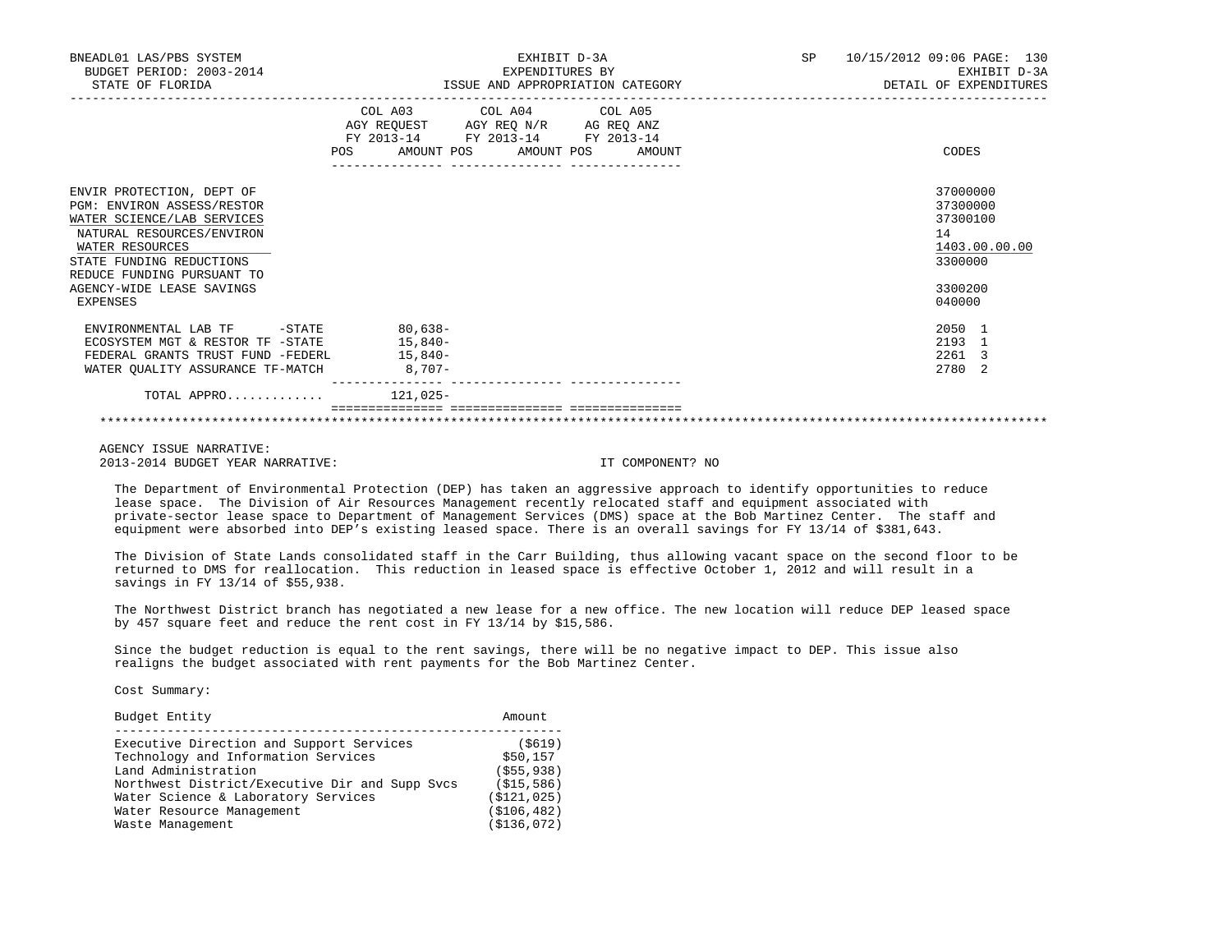BNEADL01 LAS/PBS SYSTEM — EXHIBIT D-3A — EXPENDITURES BY ISSUE AND APPROPRIATION CATEGORY — SP 10/15/2012 09:06
BUDGET PERIOD: 2003-2014 — STATE OF FLORIDA — EXHIBIT D-3A — DETAIL OF EXPENDITURES

| | COL A03 AGY REQUEST FY 2013-14 POS AMOUNT | COL A04 AGY REQ N/R FY 2013-14 POS AMOUNT | COL A05 AG REQ ANZ FY 2013-14 POS AMOUNT | CODES |
|---|---|---|---|---|
| ENVIR PROTECTION, DEPT OF | | | | 37000000 |
| PGM: ENVIRON ASSESS/RESTOR | | | | 37300000 |
| WATER SCIENCE/LAB SERVICES | | | | 37300100 |
| NATURAL RESOURCES/ENVIRON | | | | 14 |
| WATER RESOURCES | | | | 1403.00.00.00 |
| STATE FUNDING REDUCTIONS | | | | 3300000 |
| REDUCE FUNDING PURSUANT TO AGENCY-WIDE LEASE SAVINGS | | | | 3300200 |
| EXPENSES | | | | 040000 |
| ENVIRONMENTAL LAB TF -STATE | 80,638- | | | 2050 1 |
| ECOSYSTEM MGT & RESTOR TF -STATE | 15,840- | | | 2193 1 |
| FEDERAL GRANTS TRUST FUND -FEDERL | 15,840- | | | 2261 3 |
| WATER QUALITY ASSURANCE TF-MATCH | 8,707- | | | 2780 2 |
| TOTAL APPRO............ | 121,025- | | | |

AGENCY ISSUE NARRATIVE:
2013-2014 BUDGET YEAR NARRATIVE: IT COMPONENT? NO

The Department of Environmental Protection (DEP) has taken an aggressive approach to identify opportunities to reduce lease space. The Division of Air Resources Management recently relocated staff and equipment associated with private-sector lease space to Department of Management Services (DMS) space at the Bob Martinez Center. The staff and equipment were absorbed into DEP's existing leased space. There is an overall savings for FY 13/14 of $381,643.

The Division of State Lands consolidated staff in the Carr Building, thus allowing vacant space on the second floor to be returned to DMS for reallocation. This reduction in leased space is effective October 1, 2012 and will result in a savings in FY 13/14 of $55,938.

The Northwest District branch has negotiated a new lease for a new office. The new location will reduce DEP leased space by 457 square feet and reduce the rent cost in FY 13/14 by $15,586.

Since the budget reduction is equal to the rent savings, there will be no negative impact to DEP. This issue also realigns the budget associated with rent payments for the Bob Martinez Center.

Cost Summary:

| Budget Entity | Amount |
|---|---|
| Executive Direction and Support Services | ($619) |
| Technology and Information Services | $50,157 |
| Land Administration | ($55,938) |
| Northwest District/Executive Dir and Supp Svcs | ($15,586) |
| Water Science & Laboratory Services | ($121,025) |
| Water Resource Management | ($106,482) |
| Waste Management | ($136,072) |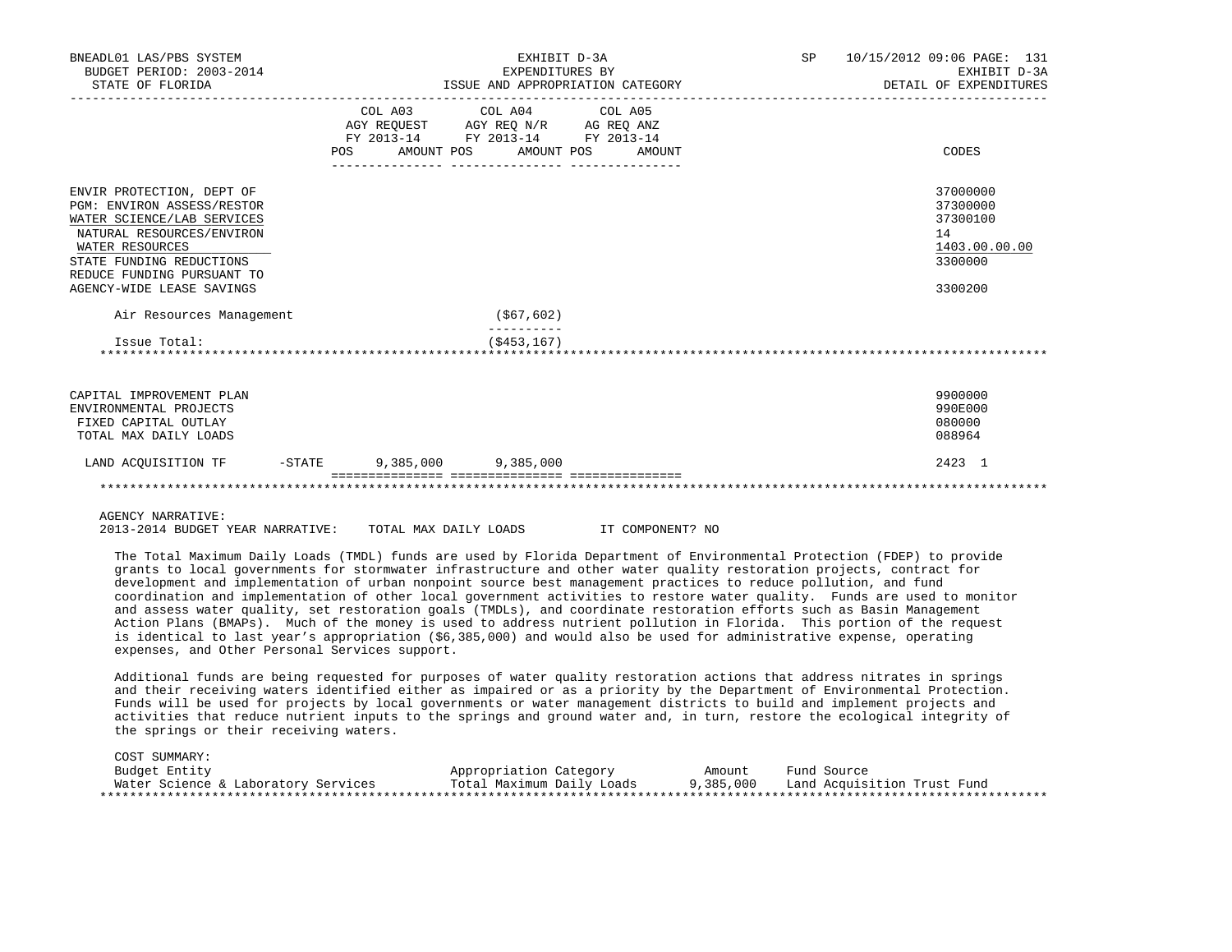| | COL A03 AGY REQUEST FY 2013-14 POS AMOUNT | COL A04 AGY REQ N/R FY 2013-14 POS AMOUNT | COL A05 AG REQ ANZ FY 2013-14 POS AMOUNT | CODES |
|---|---|---|---|---|
| ENVIR PROTECTION, DEPT OF | | | | 37000000 |
| PGM: ENVIRON ASSESS/RESTOR | | | | 37300000 |
| WATER SCIENCE/LAB SERVICES | | | | 37300100 |
| NATURAL RESOURCES/ENVIRON | | | | 14 |
| WATER RESOURCES | | | | 1403.00.00.00 |
| STATE FUNDING REDUCTIONS | | | | 3300000 |
| REDUCE FUNDING PURSUANT TO AGENCY-WIDE LEASE SAVINGS | | | | 3300200 |
| Air Resources Management | | ($67,602) | | |
| Issue Total: | | ($453,167) | | |

| | COL A03 AGY REQUEST FY 2013-14 POS AMOUNT | COL A04 AGY REQ N/R FY 2013-14 POS AMOUNT | COL A05 AG REQ ANZ FY 2013-14 POS AMOUNT | CODES |
|---|---|---|---|---|
| CAPITAL IMPROVEMENT PLAN | | | | 9900000 |
| ENVIRONMENTAL PROJECTS | | | | 990E000 |
| FIXED CAPITAL OUTLAY | | | | 080000 |
| TOTAL MAX DAILY LOADS | | | | 088964 |
| LAND ACQUISITION TF -STATE | 9,385,000 | 9,385,000 | | 2423 1 |

AGENCY NARRATIVE:
2013-2014 BUDGET YEAR NARRATIVE: TOTAL MAX DAILY LOADS IT COMPONENT? NO

The Total Maximum Daily Loads (TMDL) funds are used by Florida Department of Environmental Protection (FDEP) to provide grants to local governments for stormwater infrastructure and other water quality restoration projects, contract for development and implementation of urban nonpoint source best management practices to reduce pollution, and fund coordination and implementation of other local government activities to restore water quality. Funds are used to monitor and assess water quality, set restoration goals (TMDLs), and coordinate restoration efforts such as Basin Management Action Plans (BMAPs). Much of the money is used to address nutrient pollution in Florida. This portion of the request is identical to last year's appropriation ($6,385,000) and would also be used for administrative expense, operating expenses, and Other Personal Services support.

Additional funds are being requested for purposes of water quality restoration actions that address nitrates in springs and their receiving waters identified either as impaired or as a priority by the Department of Environmental Protection. Funds will be used for projects by local governments or water management districts to build and implement projects and activities that reduce nutrient inputs to the springs and ground water and, in turn, restore the ecological integrity of the springs or their receiving waters.

COST SUMMARY:

| Budget Entity | Appropriation Category | Amount | Fund Source |
|---|---|---|---|
| Water Science & Laboratory Services | Total Maximum Daily Loads | 9,385,000 | Land Acquisition Trust Fund |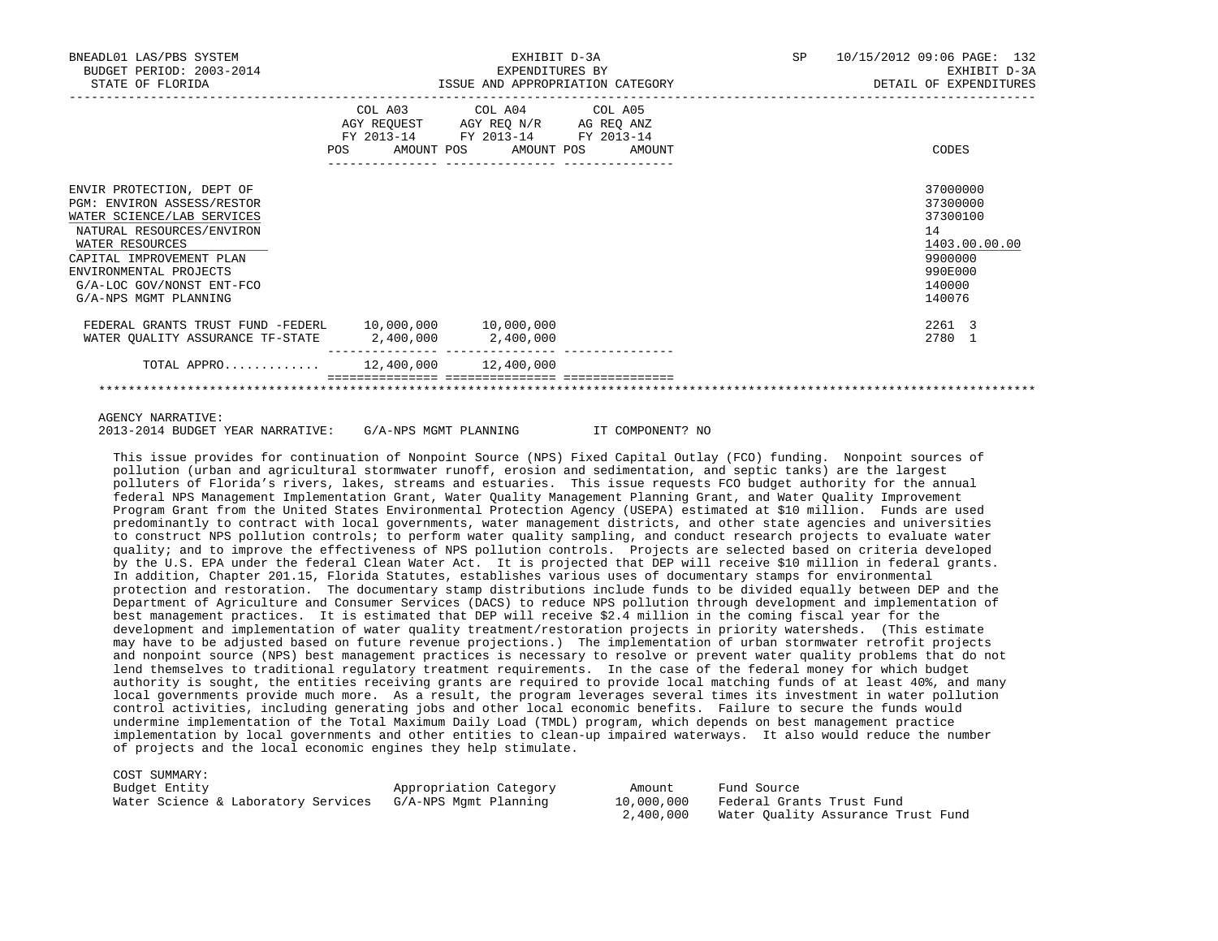| | COL A03 AGY REQUEST FY 2013-14 POS AMOUNT | COL A04 AGY REQ N/R FY 2013-14 POS AMOUNT | COL A05 AG REQ ANZ FY 2013-14 POS AMOUNT | CODES |
|---|---|---|---|---|
| ENVIR PROTECTION, DEPT OF | | | | 37000000 |
| PGM: ENVIRON ASSESS/RESTOR | | | | 37300000 |
| WATER SCIENCE/LAB SERVICES | | | | 37300100 |
| NATURAL RESOURCES/ENVIRON | | | | 14 |
| WATER RESOURCES | | | | 1403.00.00.00 |
| CAPITAL IMPROVEMENT PLAN | | | | 9900000 |
| ENVIRONMENTAL PROJECTS | | | | 990E000 |
| G/A-LOC GOV/NONST ENT-FCO | | | | 140000 |
| G/A-NPS MGMT PLANNING | | | | 140076 |
| FEDERAL GRANTS TRUST FUND -FEDERL | 10,000,000 | 10,000,000 | | 2261 3 |
| WATER QUALITY ASSURANCE TF-STATE | 2,400,000 | 2,400,000 | | 2780 1 |
| TOTAL APPRO............ | 12,400,000 | 12,400,000 | | |

AGENCY NARRATIVE:
2013-2014 BUDGET YEAR NARRATIVE: G/A-NPS MGMT PLANNING IT COMPONENT? NO

This issue provides for continuation of Nonpoint Source (NPS) Fixed Capital Outlay (FCO) funding. Nonpoint sources of pollution (urban and agricultural stormwater runoff, erosion and sedimentation, and septic tanks) are the largest polluters of Florida's rivers, lakes, streams and estuaries. This issue requests FCO budget authority for the annual federal NPS Management Implementation Grant, Water Quality Management Planning Grant, and Water Quality Improvement Program Grant from the United States Environmental Protection Agency (USEPA) estimated at $10 million. Funds are used predominantly to contract with local governments, water management districts, and other state agencies and universities to construct NPS pollution controls; to perform water quality sampling, and conduct research projects to evaluate water quality; and to improve the effectiveness of NPS pollution controls. Projects are selected based on criteria developed by the U.S. EPA under the federal Clean Water Act. It is projected that DEP will receive $10 million in federal grants. In addition, Chapter 201.15, Florida Statutes, establishes various uses of documentary stamps for environmental protection and restoration. The documentary stamp distributions include funds to be divided equally between DEP and the Department of Agriculture and Consumer Services (DACS) to reduce NPS pollution through development and implementation of best management practices. It is estimated that DEP will receive $2.4 million in the coming fiscal year for the development and implementation of water quality treatment/restoration projects in priority watersheds. (This estimate may have to be adjusted based on future revenue projections.) The implementation of urban stormwater retrofit projects and nonpoint source (NPS) best management practices is necessary to resolve or prevent water quality problems that do not lend themselves to traditional regulatory treatment requirements. In the case of the federal money for which budget authority is sought, the entities receiving grants are required to provide local matching funds of at least 40%, and many local governments provide much more. As a result, the program leverages several times its investment in water pollution control activities, including generating jobs and other local economic benefits. Failure to secure the funds would undermine implementation of the Total Maximum Daily Load (TMDL) program, which depends on best management practice implementation by local governments and other entities to clean-up impaired waterways. It also would reduce the number of projects and the local economic engines they help stimulate.

COST SUMMARY:

| Budget Entity | Appropriation Category | Amount | Fund Source |
|---|---|---|---|
| Water Science & Laboratory Services | G/A-NPS Mgmt Planning | 10,000,000 | Federal Grants Trust Fund |
| | | 2,400,000 | Water Quality Assurance Trust Fund |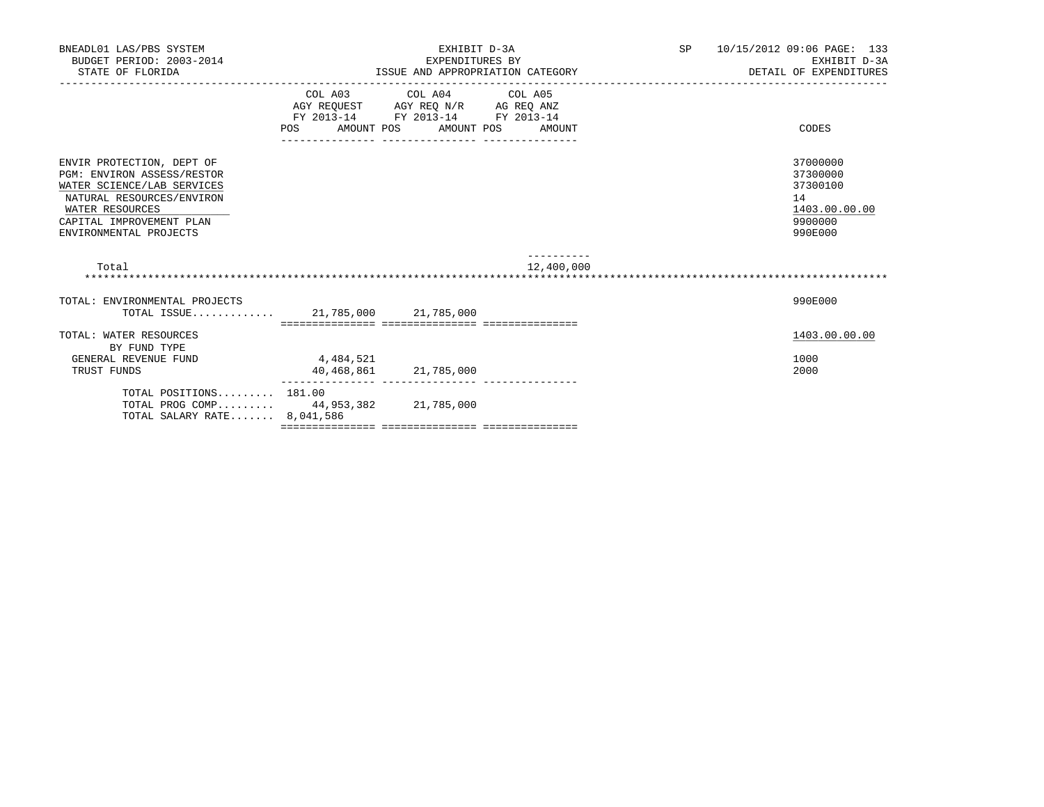BNEADL01 LAS/PBS SYSTEM — EXHIBIT D-3A — SP 10/15/2012 09:06

BUDGET PERIOD: 2003-2014 — EXPENDITURES BY — EXHIBIT D-3A

STATE OF FLORIDA — ISSUE AND APPROPRIATION CATEGORY — DETAIL OF EXPENDITURES

| | COL A03 AGY REQUEST FY 2013-14 POS AMOUNT | COL A04 AGY REQ N/R FY 2013-14 POS AMOUNT | COL A05 AG REQ ANZ FY 2013-14 POS AMOUNT | CODES |
|---|---|---|---|---|
| ENVIR PROTECTION, DEPT OF | | | | 37000000 |
| PGM: ENVIRON ASSESS/RESTOR | | | | 37300000 |
| WATER SCIENCE/LAB SERVICES | | | | 37300100 |
| NATURAL RESOURCES/ENVIRON | | | | 14 |
| WATER RESOURCES | | | | 1403.00.00.00 |
| CAPITAL IMPROVEMENT PLAN | | | | 9900000 |
| ENVIRONMENTAL PROJECTS | | | | 990E000 |
| Total | | | 12,400,000 | |
| TOTAL: ENVIRONMENTAL PROJECTS | | | | 990E000 |
| TOTAL ISSUE............. | 21,785,000 | 21,785,000 | | |
| TOTAL: WATER RESOURCES | | | | 1403.00.00.00 |
| BY FUND TYPE | | | | |
| GENERAL REVENUE FUND | 4,484,521 | | | 1000 |
| TRUST FUNDS | 40,468,861 | 21,785,000 | | 2000 |
| TOTAL POSITIONS......... | 181.00 | | | |
| TOTAL PROG COMP......... | 44,953,382 | 21,785,000 | | |
| TOTAL SALARY RATE....... | 8,041,586 | | | |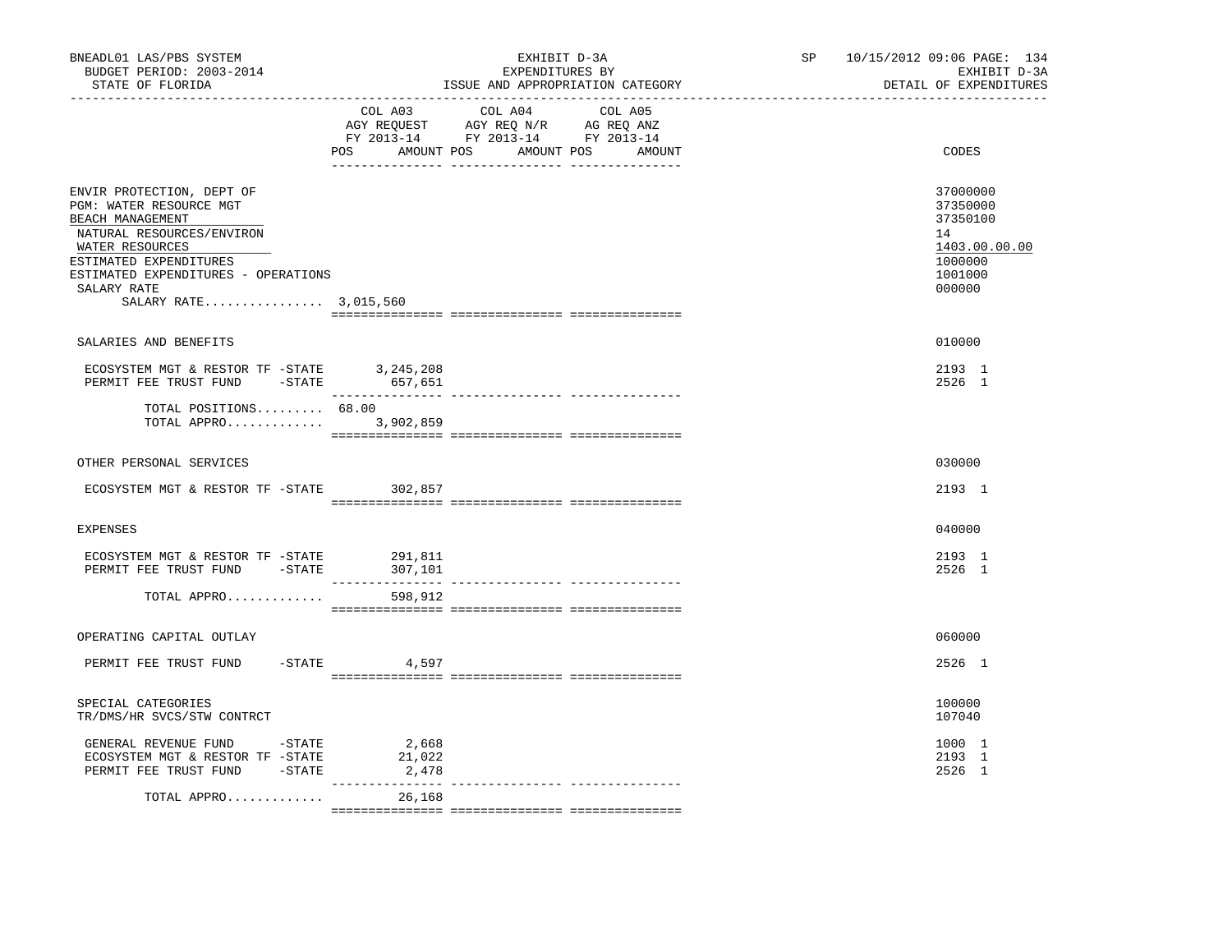BNEADL01 LAS/PBS SYSTEM
BUDGET PERIOD: 2003-2014
STATE OF FLORIDA

EXHIBIT D-3A
EXPENDITURES BY
ISSUE AND APPROPRIATION CATEGORY

SP 10/15/2012 09:06 PAGE: 134
EXHIBIT D-3A
DETAIL OF EXPENDITURES

| | COL A03 AGY REQUEST FY 2013-14 POS AMOUNT | COL A04 AGY REQ N/R FY 2013-14 POS AMOUNT | COL A05 AG REQ ANZ FY 2013-14 POS AMOUNT | CODES |
|---|---|---|---|---|
| ENVIR PROTECTION, DEPT OF | | | | 37000000 |
| PGM: WATER RESOURCE MGT | | | | 37350000 |
| BEACH MANAGEMENT | | | | 37350100 |
| NATURAL RESOURCES/ENVIRON | | | | 14 |
| WATER RESOURCES | | | | 1403.00.00.00 |
| ESTIMATED EXPENDITURES | | | | 1000000 |
| ESTIMATED EXPENDITURES - OPERATIONS | | | | 1001000 |
| SALARY RATE | | | | 000000 |
| SALARY RATE................ 3,015,560 | | | | |
| SALARIES AND BENEFITS | | | | 010000 |
| ECOSYSTEM MGT & RESTOR TF -STATE | 3,245,208 | | | 2193 1 |
| PERMIT FEE TRUST FUND -STATE | 657,651 | | | 2526 1 |
| TOTAL POSITIONS......... 68.00 | | | | |
| TOTAL APPRO............. | 3,902,859 | | | |
| OTHER PERSONAL SERVICES | | | | 030000 |
| ECOSYSTEM MGT & RESTOR TF -STATE | 302,857 | | | 2193 1 |
| EXPENSES | | | | 040000 |
| ECOSYSTEM MGT & RESTOR TF -STATE | 291,811 | | | 2193 1 |
| PERMIT FEE TRUST FUND -STATE | 307,101 | | | 2526 1 |
| TOTAL APPRO............. | 598,912 | | | |
| OPERATING CAPITAL OUTLAY | | | | 060000 |
| PERMIT FEE TRUST FUND -STATE | 4,597 | | | 2526 1 |
| SPECIAL CATEGORIES | | | | 100000 |
| TR/DMS/HR SVCS/STW CONTRCT | | | | 107040 |
| GENERAL REVENUE FUND -STATE | 2,668 | | | 1000 1 |
| ECOSYSTEM MGT & RESTOR TF -STATE | 21,022 | | | 2193 1 |
| PERMIT FEE TRUST FUND -STATE | 2,478 | | | 2526 1 |
| TOTAL APPRO............. | 26,168 | | | |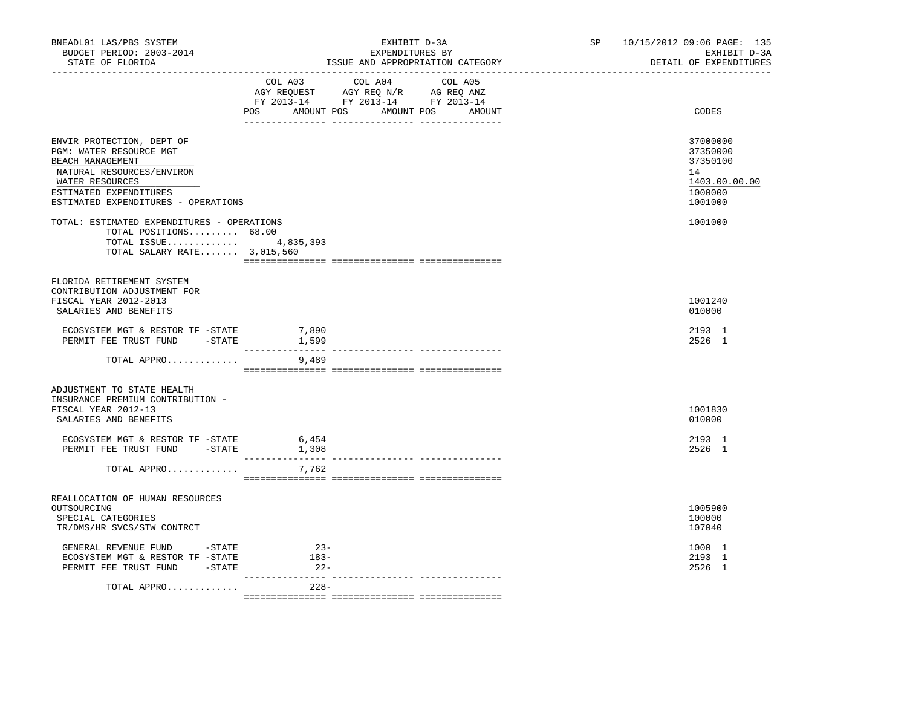BNEADL01 LAS/PBS SYSTEM
BUDGET PERIOD: 2003-2014
STATE OF FLORIDA

EXHIBIT D-3A
EXPENDITURES BY
ISSUE AND APPROPRIATION CATEGORY

SP 10/15/2012 09:06 PAGE: 135
EXHIBIT D-3A
DETAIL OF EXPENDITURES

| | COL A03 AGY REQUEST FY 2013-14 POS AMOUNT | COL A04 AGY REQ N/R FY 2013-14 POS AMOUNT | COL A05 AG REQ ANZ FY 2013-14 POS AMOUNT | CODES |
|---|---|---|---|---|
| ENVIR PROTECTION, DEPT OF | | | | 37000000 |
| PGM: WATER RESOURCE MGT | | | | 37350000 |
| BEACH MANAGEMENT | | | | 37350100 |
| NATURAL RESOURCES/ENVIRON | | | | 14 |
| WATER RESOURCES | | | | 1403.00.00.00 |
| ESTIMATED EXPENDITURES | | | | 1000000 |
| ESTIMATED EXPENDITURES - OPERATIONS | | | | 1001000 |
| TOTAL: ESTIMATED EXPENDITURES - OPERATIONS | | | | 1001000 |
| TOTAL POSITIONS......... 68.00 | | | | |
| TOTAL ISSUE............ | 4,835,393 | | | |
| TOTAL SALARY RATE....... 3,015,560 | | | | |
| FLORIDA RETIREMENT SYSTEM CONTRIBUTION ADJUSTMENT FOR FISCAL YEAR 2012-2013 | | | | 1001240 |
| SALARIES AND BENEFITS | | | | 010000 |
| ECOSYSTEM MGT & RESTOR TF -STATE | 7,890 | | | 2193 1 |
| PERMIT FEE TRUST FUND -STATE | 1,599 | | | 2526 1 |
| TOTAL APPRO............ | 9,489 | | | |
| ADJUSTMENT TO STATE HEALTH INSURANCE PREMIUM CONTRIBUTION - FISCAL YEAR 2012-13 | | | | 1001830 |
| SALARIES AND BENEFITS | | | | 010000 |
| ECOSYSTEM MGT & RESTOR TF -STATE | 6,454 | | | 2193 1 |
| PERMIT FEE TRUST FUND -STATE | 1,308 | | | 2526 1 |
| TOTAL APPRO............ | 7,762 | | | |
| REALLOCATION OF HUMAN RESOURCES OUTSOURCING | | | | 1005900 |
| SPECIAL CATEGORIES | | | | 100000 |
| TR/DMS/HR SVCS/STW CONTRCT | | | | 107040 |
| GENERAL REVENUE FUND -STATE | 23- | | | 1000 1 |
| ECOSYSTEM MGT & RESTOR TF -STATE | 183- | | | 2193 1 |
| PERMIT FEE TRUST FUND -STATE | 22- | | | 2526 1 |
| TOTAL APPRO............ | 228- | | | |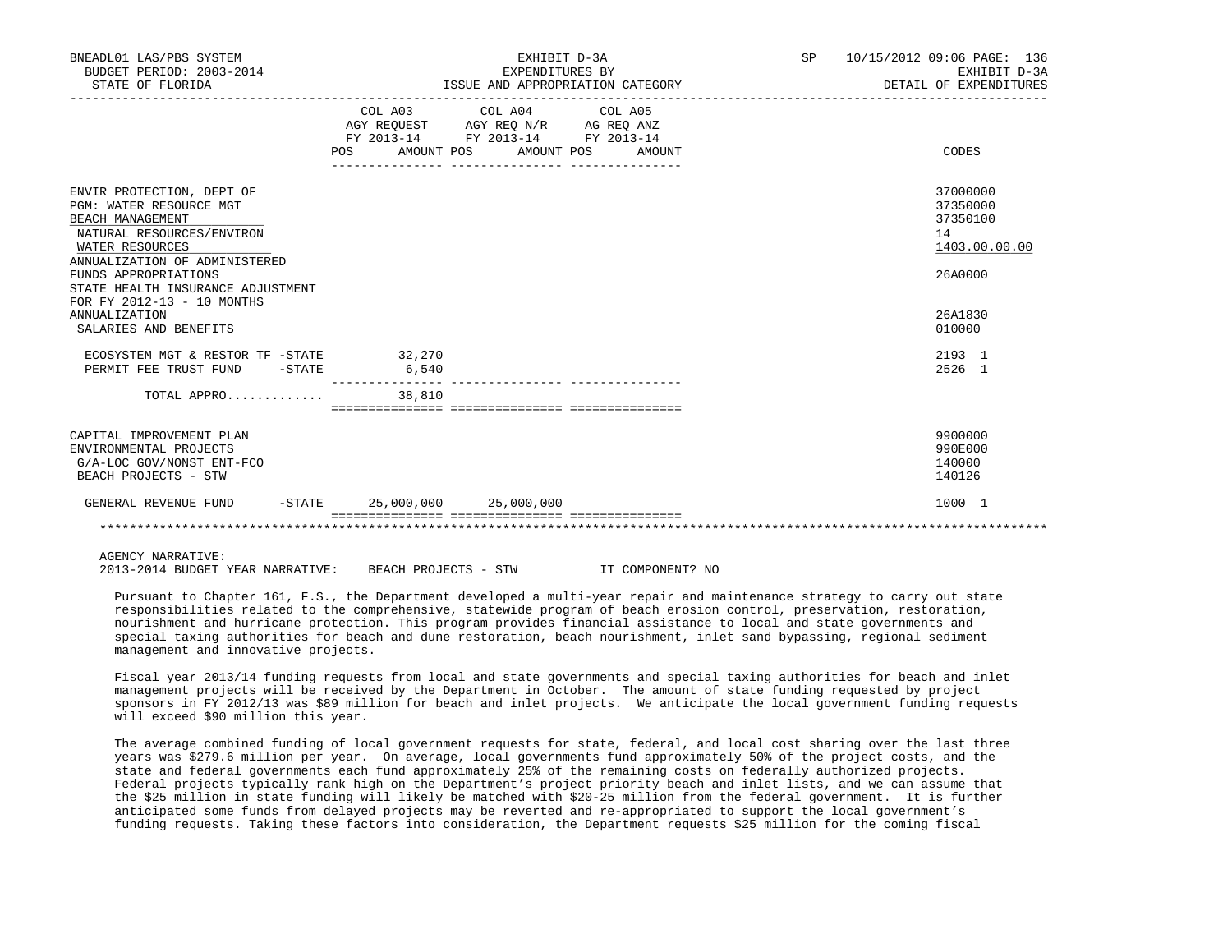BNEADL01 LAS/PBS SYSTEM — EXHIBIT D-3A — SP 10/15/2012 09:06
BUDGET PERIOD: 2003-2014 — EXPENDITURES BY — EXHIBIT D-3A
STATE OF FLORIDA — ISSUE AND APPROPRIATION CATEGORY — DETAIL OF EXPENDITURES

| | COL A03 AGY REQUEST FY 2013-14 POS AMOUNT | COL A04 AGY REQ N/R FY 2013-14 POS AMOUNT | COL A05 AG REQ ANZ FY 2013-14 POS AMOUNT | CODES |
|---|---|---|---|---|
| ENVIR PROTECTION, DEPT OF | | | | 37000000 |
| PGM: WATER RESOURCE MGT | | | | 37350000 |
| BEACH MANAGEMENT | | | | 37350100 |
| NATURAL RESOURCES/ENVIRON | | | | 14 |
| WATER RESOURCES | | | | 1403.00.00.00 |
| ANNUALIZATION OF ADMINISTERED FUNDS APPROPRIATIONS | | | | 26A0000 |
| STATE HEALTH INSURANCE ADJUSTMENT FOR FY 2012-13 - 10 MONTHS ANNUALIZATION | | | | 26A1830 |
| SALARIES AND BENEFITS | | | | 010000 |
| ECOSYSTEM MGT & RESTOR TF -STATE | 32,270 | | | 2193 1 |
| PERMIT FEE TRUST FUND -STATE | 6,540 | | | 2526 1 |
| TOTAL APPRO............ | 38,810 | | | |
| CAPITAL IMPROVEMENT PLAN | | | | 9900000 |
| ENVIRONMENTAL PROJECTS | | | | 990E000 |
| G/A-LOC GOV/NONST ENT-FCO | | | | 140000 |
| BEACH PROJECTS - STW | | | | 140126 |
| GENERAL REVENUE FUND -STATE | 25,000,000 | 25,000,000 | | 1000 1 |

AGENCY NARRATIVE:
2013-2014 BUDGET YEAR NARRATIVE: BEACH PROJECTS - STW IT COMPONENT? NO

Pursuant to Chapter 161, F.S., the Department developed a multi-year repair and maintenance strategy to carry out state responsibilities related to the comprehensive, statewide program of beach erosion control, preservation, restoration, nourishment and hurricane protection. This program provides financial assistance to local and state governments and special taxing authorities for beach and dune restoration, beach nourishment, inlet sand bypassing, regional sediment management and innovative projects.

Fiscal year 2013/14 funding requests from local and state governments and special taxing authorities for beach and inlet management projects will be received by the Department in October. The amount of state funding requested by project sponsors in FY 2012/13 was $89 million for beach and inlet projects. We anticipate the local government funding requests will exceed $90 million this year.

The average combined funding of local government requests for state, federal, and local cost sharing over the last three years was $279.6 million per year. On average, local governments fund approximately 50% of the project costs, and the state and federal governments each fund approximately 25% of the remaining costs on federally authorized projects. Federal projects typically rank high on the Department's project priority beach and inlet lists, and we can assume that the $25 million in state funding will likely be matched with $20-25 million from the federal government. It is further anticipated some funds from delayed projects may be reverted and re-appropriated to support the local government's funding requests. Taking these factors into consideration, the Department requests $25 million for the coming fiscal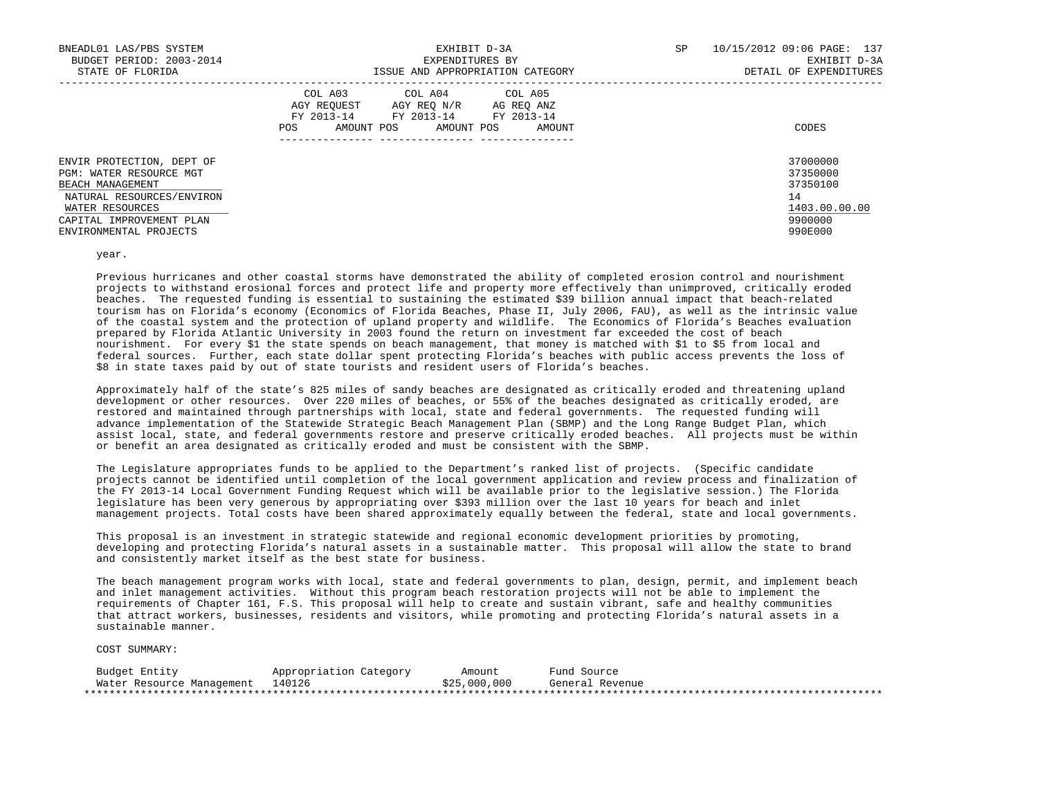| | COL A03 AGY REQUEST FY 2013-14 POS AMOUNT | COL A04 AGY REQ N/R FY 2013-14 POS AMOUNT | COL A05 AG REQ ANZ FY 2013-14 POS AMOUNT | CODES |
|---|---|---|---|---|
| ENVIR PROTECTION, DEPT OF | | | | 37000000 |
| PGM: WATER RESOURCE MGT | | | | 37350000 |
| BEACH MANAGEMENT | | | | 37350100 |
| NATURAL RESOURCES/ENVIRON | | | | 14 |
| WATER RESOURCES | | | | 1403.00.00.00 |
| CAPITAL IMPROVEMENT PLAN | | | | 9900000 |
| ENVIRONMENTAL PROJECTS | | | | 990E000 |

year.

Previous hurricanes and other coastal storms have demonstrated the ability of completed erosion control and nourishment projects to withstand erosional forces and protect life and property more effectively than unimproved, critically eroded beaches. The requested funding is essential to sustaining the estimated $39 billion annual impact that beach-related tourism has on Florida's economy (Economics of Florida Beaches, Phase II, July 2006, FAU), as well as the intrinsic value of the coastal system and the protection of upland property and wildlife. The Economics of Florida's Beaches evaluation prepared by Florida Atlantic University in 2003 found the return on investment far exceeded the cost of beach nourishment. For every $1 the state spends on beach management, that money is matched with $1 to $5 from local and federal sources. Further, each state dollar spent protecting Florida's beaches with public access prevents the loss of $8 in state taxes paid by out of state tourists and resident users of Florida's beaches.

Approximately half of the state's 825 miles of sandy beaches are designated as critically eroded and threatening upland development or other resources. Over 220 miles of beaches, or 55% of the beaches designated as critically eroded, are restored and maintained through partnerships with local, state and federal governments. The requested funding will advance implementation of the Statewide Strategic Beach Management Plan (SBMP) and the Long Range Budget Plan, which assist local, state, and federal governments restore and preserve critically eroded beaches. All projects must be within or benefit an area designated as critically eroded and must be consistent with the SBMP.

The Legislature appropriates funds to be applied to the Department's ranked list of projects. (Specific candidate projects cannot be identified until completion of the local government application and review process and finalization of the FY 2013-14 Local Government Funding Request which will be available prior to the legislative session.) The Florida legislature has been very generous by appropriating over $393 million over the last 10 years for beach and inlet management projects. Total costs have been shared approximately equally between the federal, state and local governments.

This proposal is an investment in strategic statewide and regional economic development priorities by promoting, developing and protecting Florida's natural assets in a sustainable matter. This proposal will allow the state to brand and consistently market itself as the best state for business.

The beach management program works with local, state and federal governments to plan, design, permit, and implement beach and inlet management activities. Without this program beach restoration projects will not be able to implement the requirements of Chapter 161, F.S. This proposal will help to create and sustain vibrant, safe and healthy communities that attract workers, businesses, residents and visitors, while promoting and protecting Florida's natural assets in a sustainable manner.

COST SUMMARY:

| Budget Entity | Appropriation Category | Amount | Fund Source |
|---|---|---|---|
| Water Resource Management | 140126 | $25,000,000 | General Revenue |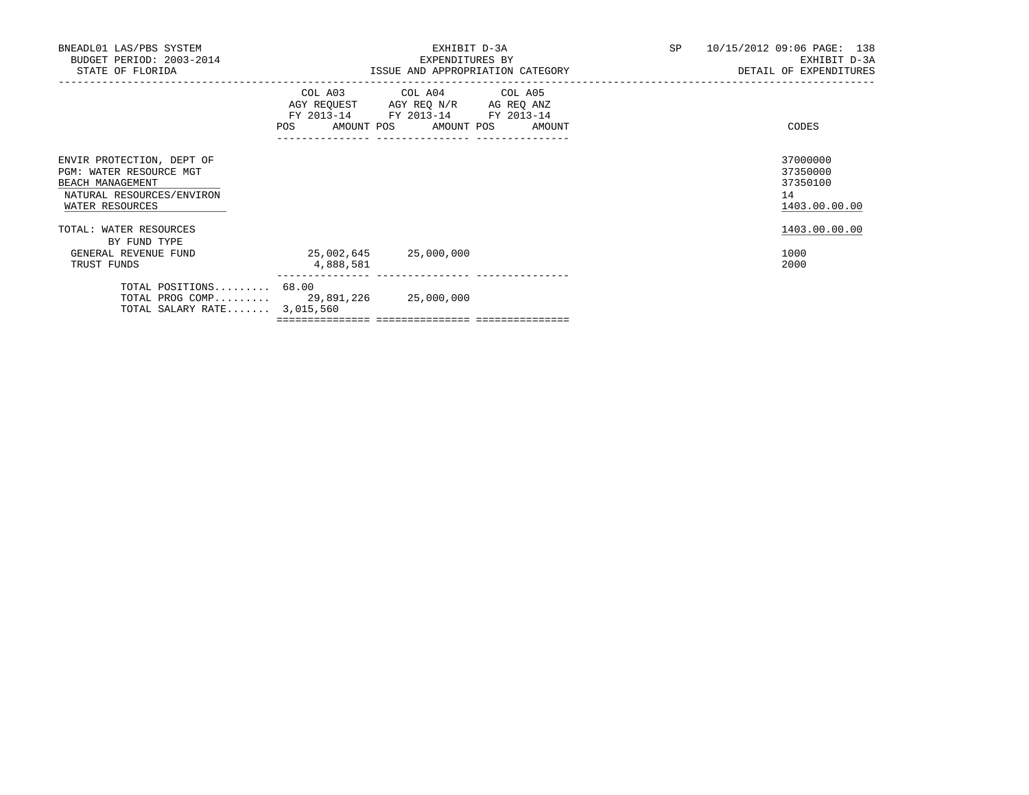BNEADL01 LAS/PBS SYSTEM — BUDGET PERIOD: 2003-2014 — STATE OF FLORIDA

EXHIBIT D-3A — EXPENDITURES BY ISSUE AND APPROPRIATION CATEGORY

SP 10/15/2012 09:06 — EXHIBIT D-3A — DETAIL OF EXPENDITURES

| | COL A03 AGY REQUEST FY 2013-14 POS | AMOUNT | COL A04 AGY REQ N/R FY 2013-14 POS | AMOUNT | COL A05 AG REQ ANZ FY 2013-14 POS | AMOUNT | CODES |
|---|---|---|---|---|---|---|---|
| ENVIR PROTECTION, DEPT OF | | | | | | | 37000000 |
| PGM: WATER RESOURCE MGT | | | | | | | 37350000 |
| BEACH MANAGEMENT | | | | | | | 37350100 |
| NATURAL RESOURCES/ENVIRON | | | | | | | 14 |
| WATER RESOURCES | | | | | | | 1403.00.00.00 |
| TOTAL: WATER RESOURCES | | | | | | | 1403.00.00.00 |
| BY FUND TYPE | | | | | | | |
| GENERAL REVENUE FUND | | 25,002,645 | | 25,000,000 | | | 1000 |
| TRUST FUNDS | | 4,888,581 | | | | | 2000 |
| TOTAL POSITIONS......... | 68.00 | | | | | | |
| TOTAL PROG COMP......... | | 29,891,226 | | 25,000,000 | | | |
| TOTAL SALARY RATE....... | | 3,015,560 | | | | | |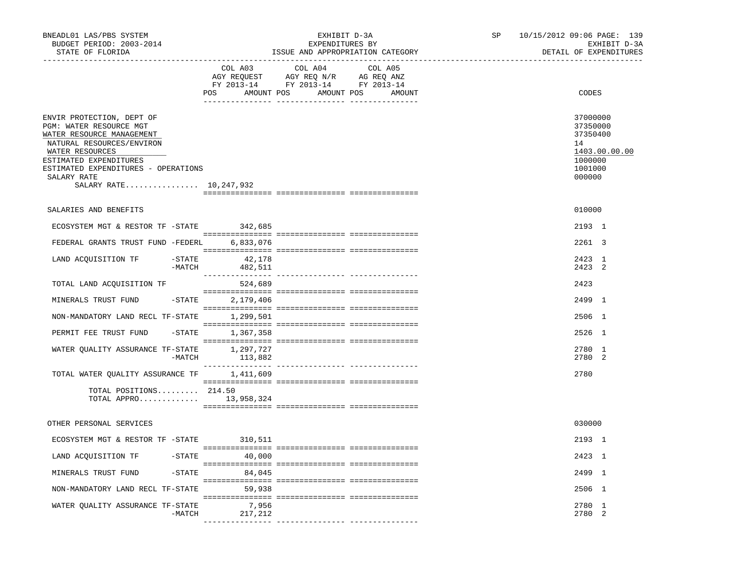BNEADL01 LAS/PBS SYSTEM
BUDGET PERIOD: 2003-2014
STATE OF FLORIDA

EXHIBIT D-3A
EXPENDITURES BY
ISSUE AND APPROPRIATION CATEGORY

SP 10/15/2012 09:06 PAGE: 139
EXHIBIT D-3A
DETAIL OF EXPENDITURES

| | COL A03 AGY REQUEST FY 2013-14 POS AMOUNT | COL A04 AGY REQ N/R FY 2013-14 POS AMOUNT | COL A05 AG REQ ANZ FY 2013-14 POS AMOUNT | CODES |
|---|---|---|---|---|
| ENVIR PROTECTION, DEPT OF | | | | 37000000 |
| PGM: WATER RESOURCE MGT | | | | 37350000 |
| WATER RESOURCE MANAGEMENT | | | | 37350400 |
| NATURAL RESOURCES/ENVIRON | | | | 14 |
| WATER RESOURCES | | | | 1403.00.00.00 |
| ESTIMATED EXPENDITURES | | | | 1000000 |
| ESTIMATED EXPENDITURES - OPERATIONS | | | | 1001000 |
| SALARY RATE | | | | 000000 |
| SALARY RATE................ 10,247,932 | | | | |
| SALARIES AND BENEFITS | | | | 010000 |
| ECOSYSTEM MGT & RESTOR TF -STATE | 342,685 | | | 2193 1 |
| FEDERAL GRANTS TRUST FUND -FEDERL | 6,833,076 | | | 2261 3 |
| LAND ACQUISITION TF -STATE | 42,178 | | | 2423 1 |
| -MATCH | 482,511 | | | 2423 2 |
| TOTAL LAND ACQUISITION TF | 524,689 | | | 2423 |
| MINERALS TRUST FUND -STATE | 2,179,406 | | | 2499 1 |
| NON-MANDATORY LAND RECL TF-STATE | 1,299,501 | | | 2506 1 |
| PERMIT FEE TRUST FUND -STATE | 1,367,358 | | | 2526 1 |
| WATER QUALITY ASSURANCE TF-STATE | 1,297,727 | | | 2780 1 |
| -MATCH | 113,882 | | | 2780 2 |
| TOTAL WATER QUALITY ASSURANCE TF | 1,411,609 | | | 2780 |
| TOTAL POSITIONS......... 214.50 | | | | |
| TOTAL APPRO............. | 13,958,324 | | | |
| OTHER PERSONAL SERVICES | | | | 030000 |
| ECOSYSTEM MGT & RESTOR TF -STATE | 310,511 | | | 2193 1 |
| LAND ACQUISITION TF -STATE | 40,000 | | | 2423 1 |
| MINERALS TRUST FUND -STATE | 84,045 | | | 2499 1 |
| NON-MANDATORY LAND RECL TF-STATE | 59,938 | | | 2506 1 |
| WATER QUALITY ASSURANCE TF-STATE | 7,956 | | | 2780 1 |
| -MATCH | 217,212 | | | 2780 2 |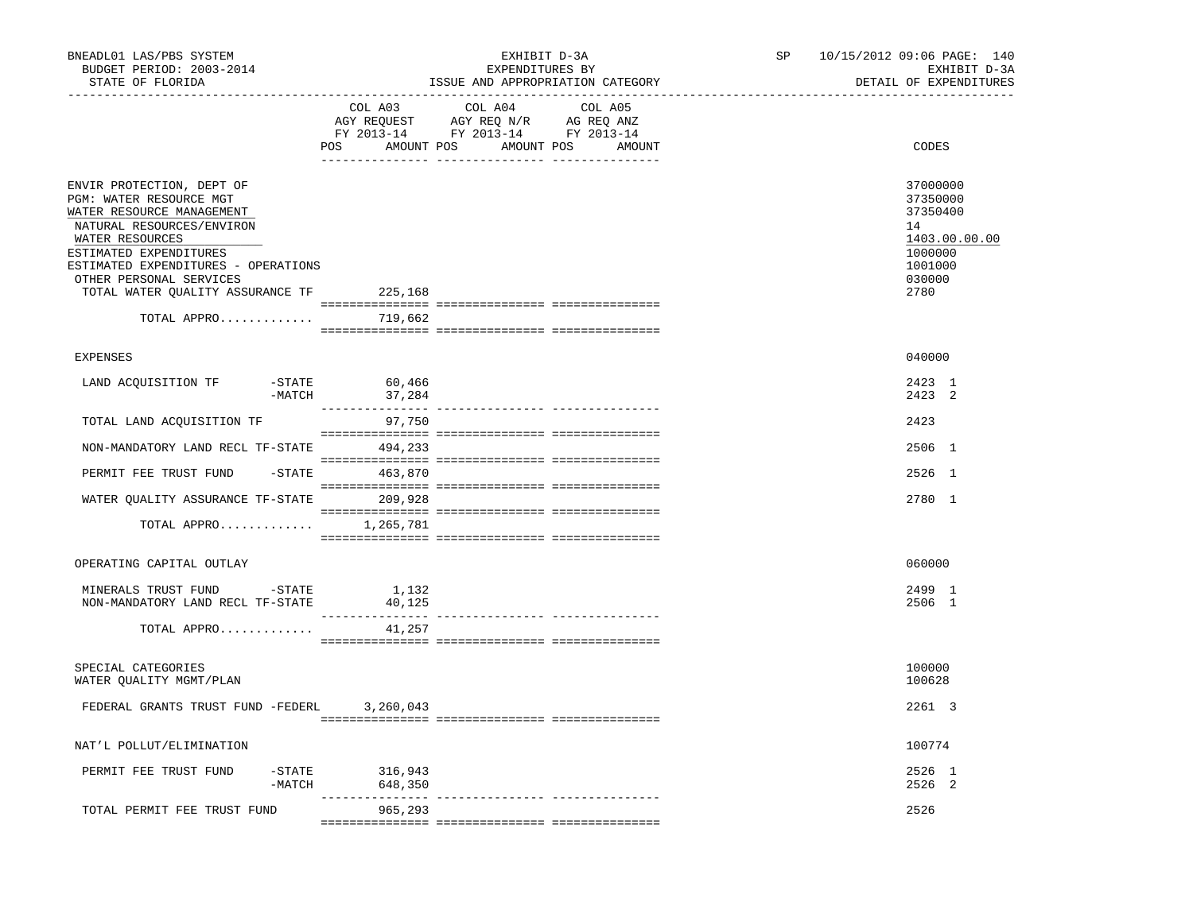BNEADL01 LAS/PBS SYSTEM | EXHIBIT D-3A | SP 10/15/2012 09:06 PAGE: 140
BUDGET PERIOD: 2003-2014 | EXPENDITURES BY | EXHIBIT D-3A
STATE OF FLORIDA | ISSUE AND APPROPRIATION CATEGORY | DETAIL OF EXPENDITURES

| | COL A03 AGY REQUEST FY 2013-14 POS AMOUNT | COL A04 AGY REQ N/R FY 2013-14 POS AMOUNT | COL A05 AG REQ ANZ FY 2013-14 POS AMOUNT | CODES |
|---|---|---|---|---|
| ENVIR PROTECTION, DEPT OF | | | | 37000000 |
| PGM: WATER RESOURCE MGT | | | | 37350000 |
| WATER RESOURCE MANAGEMENT | | | | 37350400 |
| NATURAL RESOURCES/ENVIRON | | | | 14 |
| WATER RESOURCES | | | | 1403.00.00.00 |
| ESTIMATED EXPENDITURES | | | | 1000000 |
| ESTIMATED EXPENDITURES - OPERATIONS | | | | 1001000 |
| OTHER PERSONAL SERVICES | | | | 030000 |
| TOTAL WATER QUALITY ASSURANCE TF | 225,168 | | | 2780 |
| TOTAL APPRO............. | 719,662 | | | |
| EXPENSES | | | | 040000 |
| LAND ACQUISITION TF -STATE | 60,466 | | | 2423 1 |
| -MATCH | 37,284 | | | 2423 2 |
| TOTAL LAND ACQUISITION TF | 97,750 | | | 2423 |
| NON-MANDATORY LAND RECL TF-STATE | 494,233 | | | 2506 1 |
| PERMIT FEE TRUST FUND -STATE | 463,870 | | | 2526 1 |
| WATER QUALITY ASSURANCE TF-STATE | 209,928 | | | 2780 1 |
| TOTAL APPRO............. | 1,265,781 | | | |
| OPERATING CAPITAL OUTLAY | | | | 060000 |
| MINERALS TRUST FUND -STATE | 1,132 | | | 2499 1 |
| NON-MANDATORY LAND RECL TF-STATE | 40,125 | | | 2506 1 |
| TOTAL APPRO............. | 41,257 | | | |
| SPECIAL CATEGORIES | | | | 100000 |
| WATER QUALITY MGMT/PLAN | | | | 100628 |
| FEDERAL GRANTS TRUST FUND -FEDERL | 3,260,043 | | | 2261 3 |
| NAT'L POLLUT/ELIMINATION | | | | 100774 |
| PERMIT FEE TRUST FUND -STATE | 316,943 | | | 2526 1 |
| -MATCH | 648,350 | | | 2526 2 |
| TOTAL PERMIT FEE TRUST FUND | 965,293 | | | 2526 |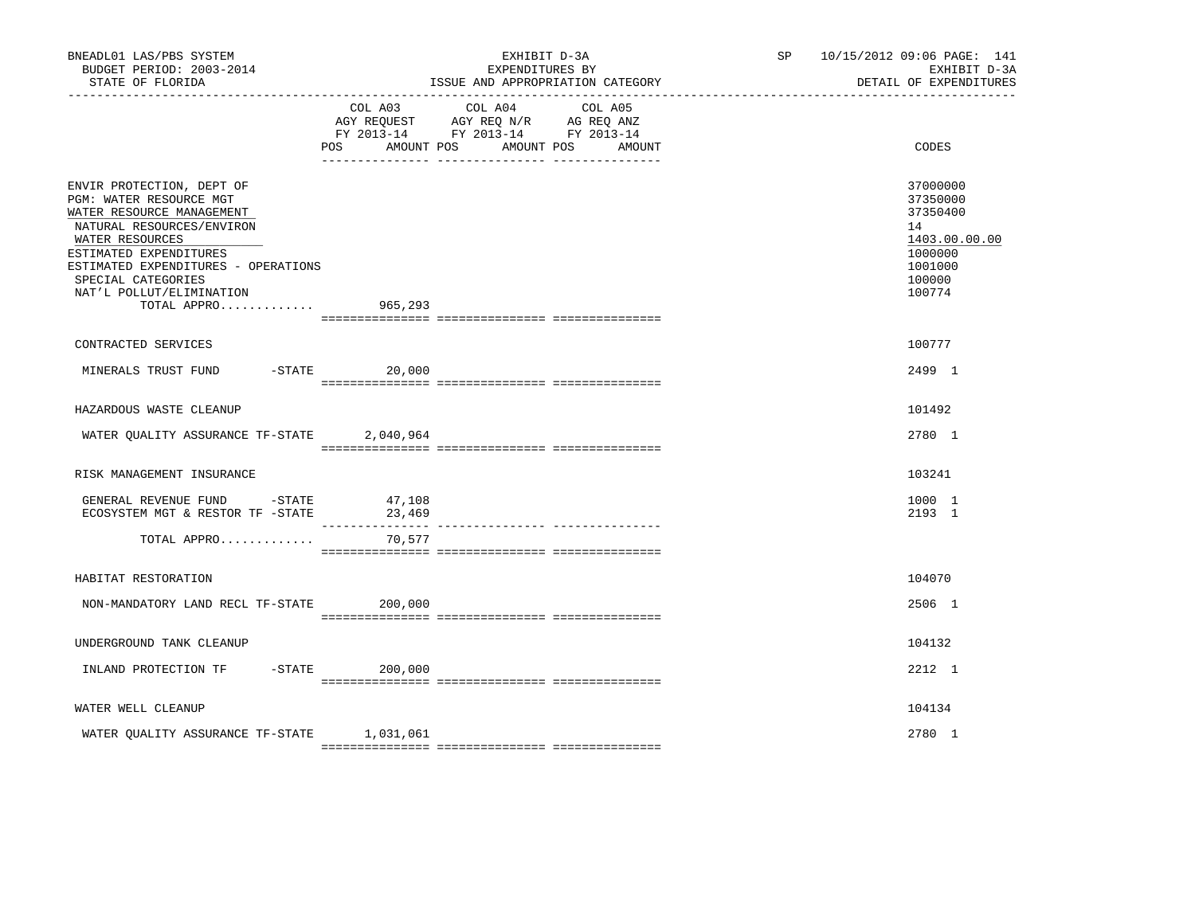BNEADL01 LAS/PBS SYSTEM | EXHIBIT D-3A | SP 10/15/2012 09:06 PAGE: 141
BUDGET PERIOD: 2003-2014 | EXPENDITURES BY | EXHIBIT D-3A
STATE OF FLORIDA | ISSUE AND APPROPRIATION CATEGORY | DETAIL OF EXPENDITURES

| | COL A03 AGY REQUEST FY 2013-14 POS AMOUNT | COL A04 AGY REQ N/R FY 2013-14 POS AMOUNT | COL A05 AG REQ ANZ FY 2013-14 POS AMOUNT | CODES |
|---|---|---|---|---|
| ENVIR PROTECTION, DEPT OF | | | | 37000000 |
| PGM: WATER RESOURCE MGT | | | | 37350000 |
| WATER RESOURCE MANAGEMENT | | | | 37350400 |
| NATURAL RESOURCES/ENVIRON | | | | 14 |
| WATER RESOURCES | | | | 1403.00.00.00 |
| ESTIMATED EXPENDITURES | | | | 1000000 |
| ESTIMATED EXPENDITURES - OPERATIONS | | | | 1001000 |
| SPECIAL CATEGORIES | | | | 100000 |
| NAT'L POLLUT/ELIMINATION | | | | 100774 |
| TOTAL APPRO............. | 965,293 | | | |
| CONTRACTED SERVICES | | | | 100777 |
| MINERALS TRUST FUND -STATE | 20,000 | | | 2499 1 |
| HAZARDOUS WASTE CLEANUP | | | | 101492 |
| WATER QUALITY ASSURANCE TF-STATE | 2,040,964 | | | 2780 1 |
| RISK MANAGEMENT INSURANCE | | | | 103241 |
| GENERAL REVENUE FUND -STATE | 47,108 | | | 1000 1 |
| ECOSYSTEM MGT & RESTOR TF -STATE | 23,469 | | | 2193 1 |
| TOTAL APPRO............. | 70,577 | | | |
| HABITAT RESTORATION | | | | 104070 |
| NON-MANDATORY LAND RECL TF-STATE | 200,000 | | | 2506 1 |
| UNDERGROUND TANK CLEANUP | | | | 104132 |
| INLAND PROTECTION TF -STATE | 200,000 | | | 2212 1 |
| WATER WELL CLEANUP | | | | 104134 |
| WATER QUALITY ASSURANCE TF-STATE | 1,031,061 | | | 2780 1 |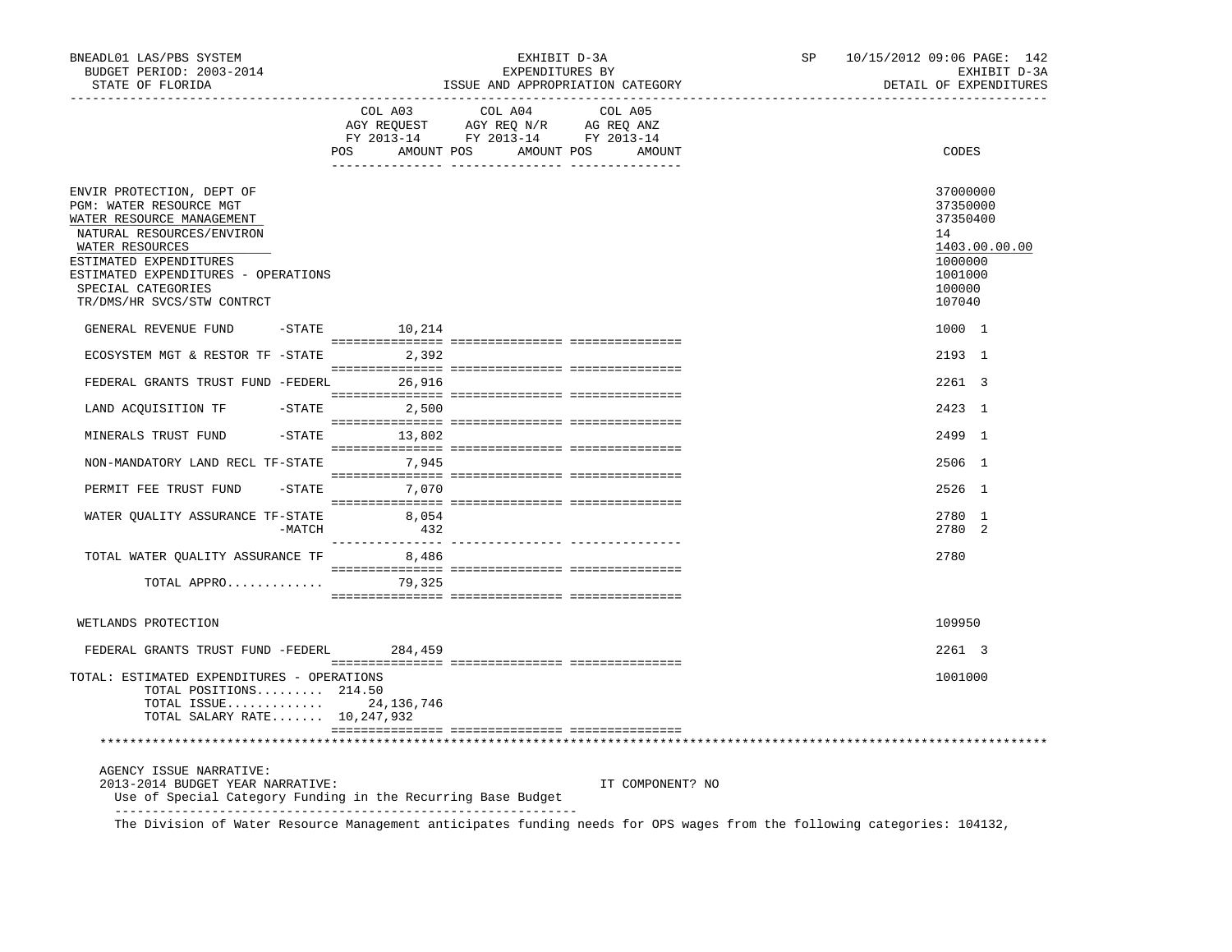BNEADL01 LAS/PBS SYSTEM | EXHIBIT D-3A | SP 10/15/2012 09:06 PAGE: 142
BUDGET PERIOD: 2003-2014 | EXPENDITURES BY | EXHIBIT D-3A
STATE OF FLORIDA | ISSUE AND APPROPRIATION CATEGORY | DETAIL OF EXPENDITURES

| | COL A03 AGY REQUEST FY 2013-14 POS AMOUNT | COL A04 AGY REQ N/R FY 2013-14 POS AMOUNT | COL A05 AG REQ ANZ FY 2013-14 POS AMOUNT | CODES |
|---|---|---|---|---|
| ENVIR PROTECTION, DEPT OF | | | | 37000000 |
| PGM: WATER RESOURCE MGT | | | | 37350000 |
| WATER RESOURCE MANAGEMENT | | | | 37350400 |
| NATURAL RESOURCES/ENVIRON | | | | 14 |
| WATER RESOURCES | | | | 1403.00.00.00 |
| ESTIMATED EXPENDITURES | | | | 1000000 |
| ESTIMATED EXPENDITURES - OPERATIONS | | | | 1001000 |
| SPECIAL CATEGORIES | | | | 100000 |
| TR/DMS/HR SVCS/STW CONTRCT | | | | 107040 |
| GENERAL REVENUE FUND -STATE | 10,214 | | | 1000 1 |
| ECOSYSTEM MGT & RESTOR TF -STATE | 2,392 | | | 2193 1 |
| FEDERAL GRANTS TRUST FUND -FEDERL | 26,916 | | | 2261 3 |
| LAND ACQUISITION TF -STATE | 2,500 | | | 2423 1 |
| MINERALS TRUST FUND -STATE | 13,802 | | | 2499 1 |
| NON-MANDATORY LAND RECL TF-STATE | 7,945 | | | 2506 1 |
| PERMIT FEE TRUST FUND -STATE | 7,070 | | | 2526 1 |
| WATER QUALITY ASSURANCE TF-STATE | 8,054 | | | 2780 1 |
| -MATCH | 432 | | | 2780 2 |
| TOTAL WATER QUALITY ASSURANCE TF | 8,486 | | | 2780 |
| TOTAL APPRO............ | 79,325 | | | |
| WETLANDS PROTECTION | | | | 109950 |
| FEDERAL GRANTS TRUST FUND -FEDERL | 284,459 | | | 2261 3 |
| TOTAL: ESTIMATED EXPENDITURES - OPERATIONS | | | | 1001000 |
| TOTAL POSITIONS......... | 214.50 | | | |
| TOTAL ISSUE............ | 24,136,746 | | | |
| TOTAL SALARY RATE....... | 10,247,932 | | | |

AGENCY ISSUE NARRATIVE:
2013-2014 BUDGET YEAR NARRATIVE: IT COMPONENT? NO
Use of Special Category Funding in the Recurring Base Budget

The Division of Water Resource Management anticipates funding needs for OPS wages from the following categories: 104132,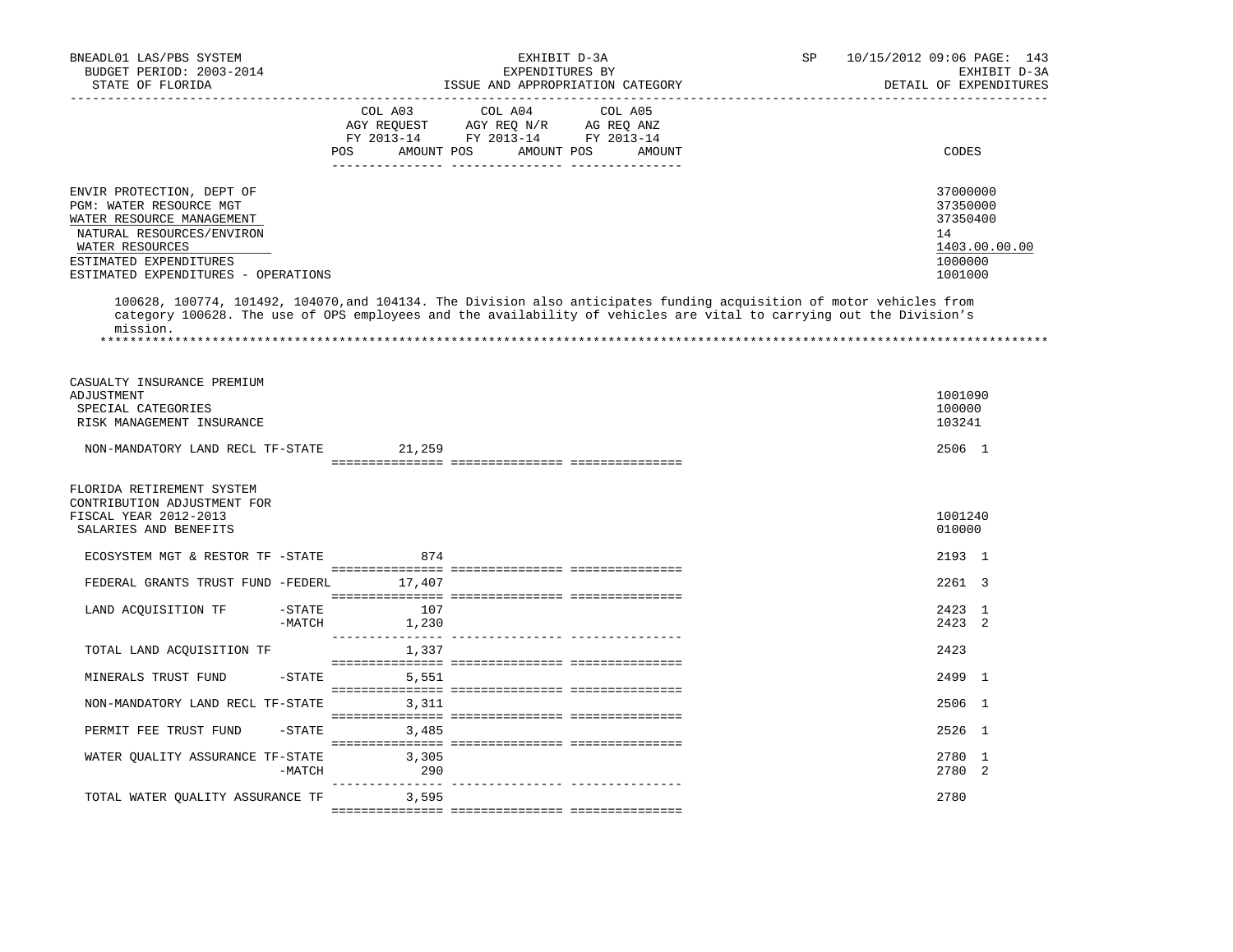ENVIR PROTECTION, DEPT OF — 37000000
PGM: WATER RESOURCE MGT — 37350000
WATER RESOURCE MANAGEMENT — 37350400
NATURAL RESOURCES/ENVIRON — 14
WATER RESOURCES — 1403.00.00.00
ESTIMATED EXPENDITURES — 1000000
ESTIMATED EXPENDITURES - OPERATIONS — 1001000

100628, 100774, 101492, 104070,and 104134. The Division also anticipates funding acquisition of motor vehicles from category 100628. The use of OPS employees and the availability of vehicles are vital to carrying out the Division's mission.

*******************************************************************************************************************************

| | COL A03 AGY REQUEST FY 2013-14 POS | AMOUNT | COL A04 AGY REQ N/R FY 2013-14 POS | AMOUNT | COL A05 AG REQ ANZ FY 2013-14 POS | AMOUNT | CODES |
|---|---|---|---|---|---|---|---|
| CASUALTY INSURANCE PREMIUM ADJUSTMENT | | | | | | | 1001090 |
| SPECIAL CATEGORIES | | | | | | | 100000 |
| RISK MANAGEMENT INSURANCE | | | | | | | 103241 |
| NON-MANDATORY LAND RECL TF-STATE | | 21,259 | | | | | 2506 1 |
| FLORIDA RETIREMENT SYSTEM CONTRIBUTION ADJUSTMENT FOR FISCAL YEAR 2012-2013 | | | | | | | 1001240 |
| SALARIES AND BENEFITS | | | | | | | 010000 |
| ECOSYSTEM MGT & RESTOR TF -STATE | | 874 | | | | | 2193 1 |
| FEDERAL GRANTS TRUST FUND -FEDERL | | 17,407 | | | | | 2261 3 |
| LAND ACQUISITION TF -STATE | | 107 | | | | | 2423 1 |
| -MATCH | | 1,230 | | | | | 2423 2 |
| TOTAL LAND ACQUISITION TF | | 1,337 | | | | | 2423 |
| MINERALS TRUST FUND -STATE | | 5,551 | | | | | 2499 1 |
| NON-MANDATORY LAND RECL TF-STATE | | 3,311 | | | | | 2506 1 |
| PERMIT FEE TRUST FUND -STATE | | 3,485 | | | | | 2526 1 |
| WATER QUALITY ASSURANCE TF-STATE | | 3,305 | | | | | 2780 1 |
| -MATCH | | 290 | | | | | 2780 2 |
| TOTAL WATER QUALITY ASSURANCE TF | | 3,595 | | | | | 2780 |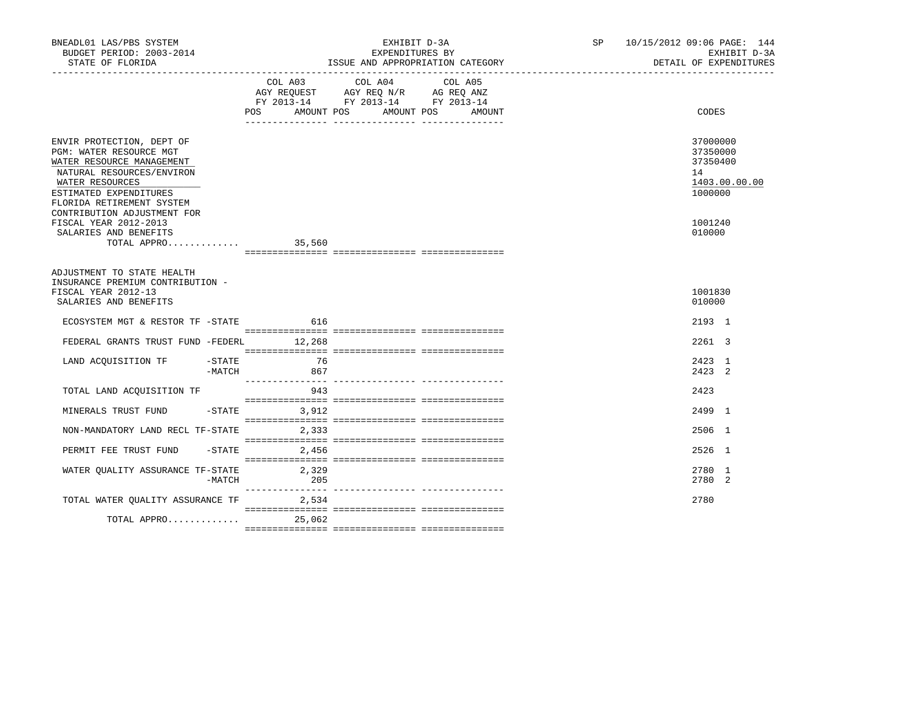BNEADL01 LAS/PBS SYSTEM
BUDGET PERIOD: 2003-2014
STATE OF FLORIDA

EXHIBIT D-3A
EXPENDITURES BY
ISSUE AND APPROPRIATION CATEGORY

SP 10/15/2012 09:06 PAGE: 144
EXHIBIT D-3A
DETAIL OF EXPENDITURES

| | COL A03 AGY REQUEST FY 2013-14 POS AMOUNT | COL A04 AGY REQ N/R FY 2013-14 POS AMOUNT | COL A05 AG REQ ANZ FY 2013-14 POS AMOUNT | CODES |
|---|---|---|---|---|
| ENVIR PROTECTION, DEPT OF | | | | 37000000 |
| PGM: WATER RESOURCE MGT | | | | 37350000 |
| WATER RESOURCE MANAGEMENT | | | | 37350400 |
| NATURAL RESOURCES/ENVIRON | | | | 14 |
| WATER RESOURCES | | | | 1403.00.00.00 |
| ESTIMATED EXPENDITURES | | | | 1000000 |
| FLORIDA RETIREMENT SYSTEM CONTRIBUTION ADJUSTMENT FOR FISCAL YEAR 2012-2013 | | | | 1001240 |
| SALARIES AND BENEFITS | | | | 010000 |
| TOTAL APPRO............. | 35,560 | | | |
| ADJUSTMENT TO STATE HEALTH INSURANCE PREMIUM CONTRIBUTION - FISCAL YEAR 2012-13 | | | | 1001830 |
| SALARIES AND BENEFITS | | | | 010000 |
| ECOSYSTEM MGT & RESTOR TF -STATE | 616 | | | 2193 1 |
| FEDERAL GRANTS TRUST FUND -FEDERL | 12,268 | | | 2261 3 |
| LAND ACQUISITION TF -STATE | 76 | | | 2423 1 |
| -MATCH | 867 | | | 2423 2 |
| TOTAL LAND ACQUISITION TF | 943 | | | 2423 |
| MINERALS TRUST FUND -STATE | 3,912 | | | 2499 1 |
| NON-MANDATORY LAND RECL TF-STATE | 2,333 | | | 2506 1 |
| PERMIT FEE TRUST FUND -STATE | 2,456 | | | 2526 1 |
| WATER QUALITY ASSURANCE TF-STATE | 2,329 | | | 2780 1 |
| -MATCH | 205 | | | 2780 2 |
| TOTAL WATER QUALITY ASSURANCE TF | 2,534 | | | 2780 |
| TOTAL APPRO............. | 25,062 | | | |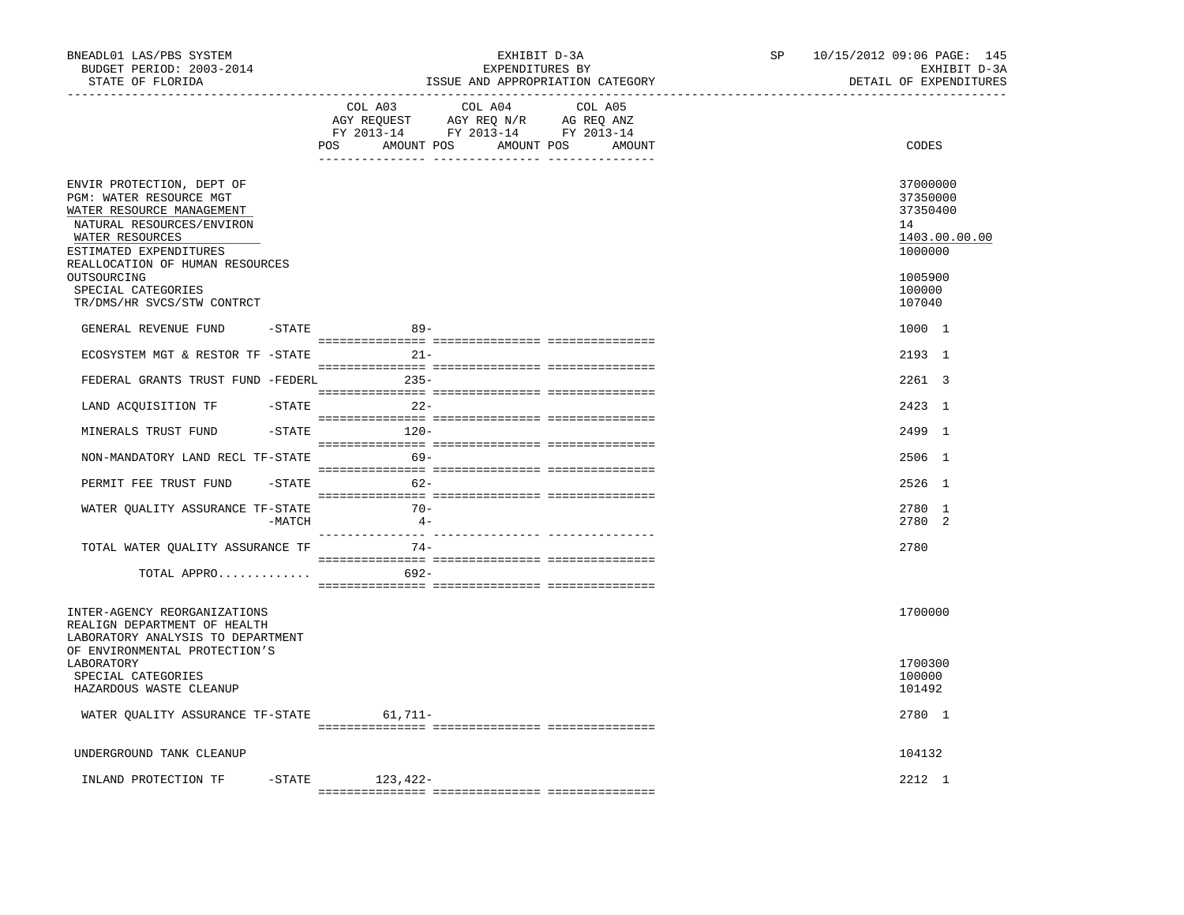BNEADL01 LAS/PBS SYSTEM
BUDGET PERIOD: 2003-2014
STATE OF FLORIDA

EXHIBIT D-3A
EXPENDITURES BY
ISSUE AND APPROPRIATION CATEGORY

SP 10/15/2012 09:06 PAGE: 145
EXHIBIT D-3A
DETAIL OF EXPENDITURES

| | COL A03 AGY REQUEST FY 2013-14 POS | AMOUNT | COL A04 AGY REQ N/R FY 2013-14 POS | AMOUNT | COL A05 AG REQ ANZ FY 2013-14 POS | AMOUNT | CODES |
|---|---|---|---|---|---|---|---|
| ENVIR PROTECTION, DEPT OF | | | | | | | 37000000 |
| PGM: WATER RESOURCE MGT | | | | | | | 37350000 |
| WATER RESOURCE MANAGEMENT | | | | | | | 37350400 |
| NATURAL RESOURCES/ENVIRON | | | | | | | 14 |
| WATER RESOURCES | | | | | | | 1403.00.00.00 |
| ESTIMATED EXPENDITURES | | | | | | | 1000000 |
| REALLOCATION OF HUMAN RESOURCES OUTSOURCING | | | | | | | 1005900 |
| SPECIAL CATEGORIES | | | | | | | 100000 |
| TR/DMS/HR SVCS/STW CONTRCT | | | | | | | 107040 |
| GENERAL REVENUE FUND -STATE | | 89- | | | | | 1000 1 |
| ECOSYSTEM MGT & RESTOR TF -STATE | | 21- | | | | | 2193 1 |
| FEDERAL GRANTS TRUST FUND -FEDERL | | 235- | | | | | 2261 3 |
| LAND ACQUISITION TF -STATE | | 22- | | | | | 2423 1 |
| MINERALS TRUST FUND -STATE | | 120- | | | | | 2499 1 |
| NON-MANDATORY LAND RECL TF-STATE | | 69- | | | | | 2506 1 |
| PERMIT FEE TRUST FUND -STATE | | 62- | | | | | 2526 1 |
| WATER QUALITY ASSURANCE TF-STATE | | 70- | | | | | 2780 1 |
| -MATCH | | 4- | | | | | 2780 2 |
| TOTAL WATER QUALITY ASSURANCE TF | | 74- | | | | | 2780 |
| TOTAL APPRO............ | | 692- | | | | | |
| INTER-AGENCY REORGANIZATIONS | | | | | | | 1700000 |
| REALIGN DEPARTMENT OF HEALTH LABORATORY ANALYSIS TO DEPARTMENT OF ENVIRONMENTAL PROTECTION'S LABORATORY | | | | | | | 1700300 |
| SPECIAL CATEGORIES | | | | | | | 100000 |
| HAZARDOUS WASTE CLEANUP | | | | | | | 101492 |
| WATER QUALITY ASSURANCE TF-STATE | | 61,711- | | | | | 2780 1 |
| UNDERGROUND TANK CLEANUP | | | | | | | 104132 |
| INLAND PROTECTION TF -STATE | | 123,422- | | | | | 2212 1 |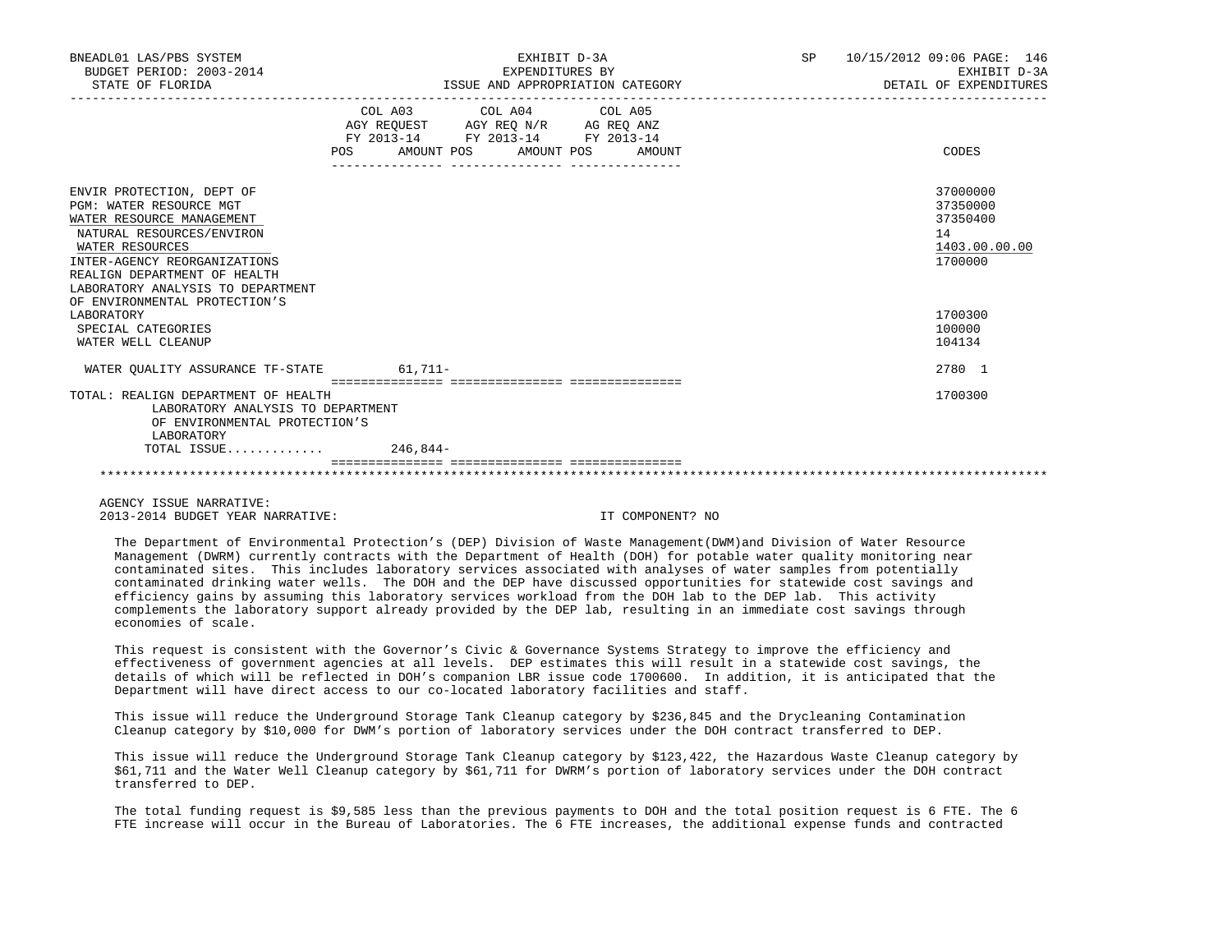| | COL A03 AGY REQUEST FY 2013-14 POS AMOUNT | COL A04 AGY REQ N/R FY 2013-14 POS AMOUNT | COL A05 AG REQ ANZ FY 2013-14 POS AMOUNT | CODES |
|---|---|---|---|---|
| ENVIR PROTECTION, DEPT OF | | | | 37000000 |
| PGM: WATER RESOURCE MGT | | | | 37350000 |
| WATER RESOURCE MANAGEMENT | | | | 37350400 |
| NATURAL RESOURCES/ENVIRON | | | | 14 |
| WATER RESOURCES | | | | 1403.00.00.00 |
| INTER-AGENCY REORGANIZATIONS | | | | 1700000 |
| REALIGN DEPARTMENT OF HEALTH LABORATORY ANALYSIS TO DEPARTMENT OF ENVIRONMENTAL PROTECTION'S LABORATORY | | | | 1700300 |
| SPECIAL CATEGORIES | | | | 100000 |
| WATER WELL CLEANUP | | | | 104134 |
| WATER QUALITY ASSURANCE TF-STATE | 61,711- | | | 2780 1 |
| TOTAL: REALIGN DEPARTMENT OF HEALTH LABORATORY ANALYSIS TO DEPARTMENT OF ENVIRONMENTAL PROTECTION'S LABORATORY | | | | 1700300 |
| TOTAL ISSUE............ | 246,844- | | | |

AGENCY ISSUE NARRATIVE:

2013-2014 BUDGET YEAR NARRATIVE: IT COMPONENT? NO

The Department of Environmental Protection's (DEP) Division of Waste Management(DWM)and Division of Water Resource Management (DWRM) currently contracts with the Department of Health (DOH) for potable water quality monitoring near contaminated sites. This includes laboratory services associated with analyses of water samples from potentially contaminated drinking water wells. The DOH and the DEP have discussed opportunities for statewide cost savings and efficiency gains by assuming this laboratory services workload from the DOH lab to the DEP lab. This activity complements the laboratory support already provided by the DEP lab, resulting in an immediate cost savings through economies of scale.

This request is consistent with the Governor's Civic & Governance Systems Strategy to improve the efficiency and effectiveness of government agencies at all levels. DEP estimates this will result in a statewide cost savings, the details of which will be reflected in DOH's companion LBR issue code 1700600. In addition, it is anticipated that the Department will have direct access to our co-located laboratory facilities and staff.

This issue will reduce the Underground Storage Tank Cleanup category by $236,845 and the Drycleaning Contamination Cleanup category by $10,000 for DWM's portion of laboratory services under the DOH contract transferred to DEP.

This issue will reduce the Underground Storage Tank Cleanup category by $123,422, the Hazardous Waste Cleanup category by $61,711 and the Water Well Cleanup category by $61,711 for DWRM's portion of laboratory services under the DOH contract transferred to DEP.

The total funding request is $9,585 less than the previous payments to DOH and the total position request is 6 FTE. The 6 FTE increase will occur in the Bureau of Laboratories. The 6 FTE increases, the additional expense funds and contracted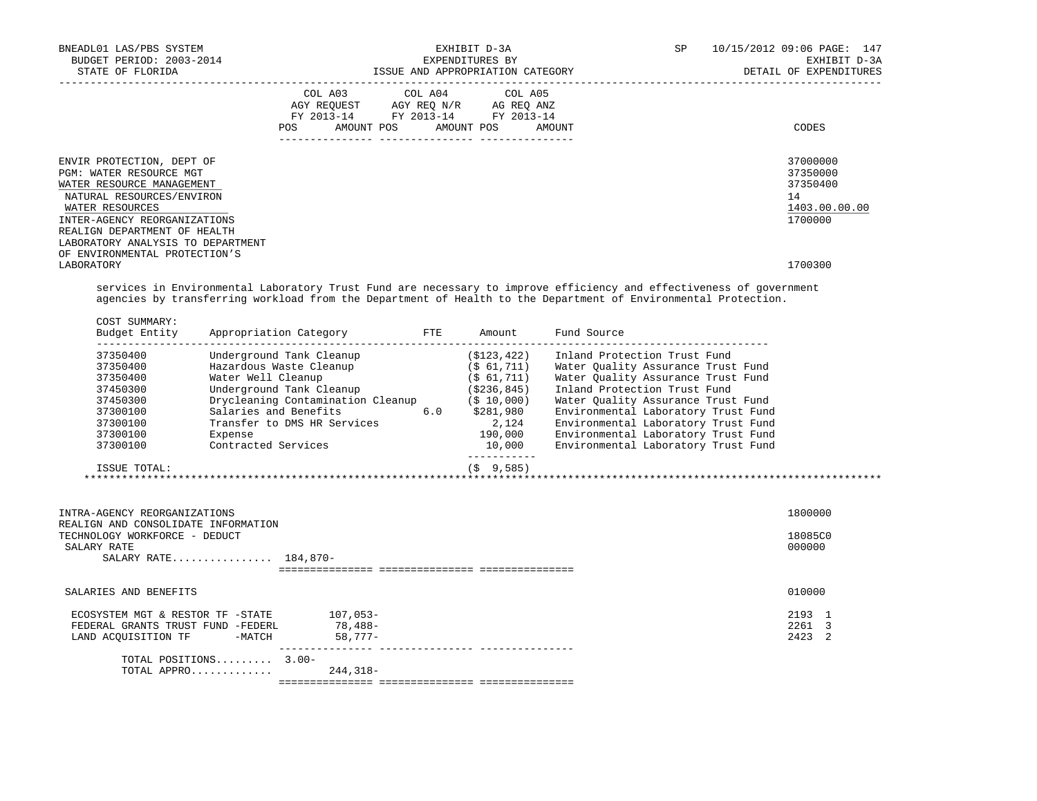BNEADL01 LAS/PBS SYSTEM | EXHIBIT D-3A | SP 10/15/2012 09:06
BUDGET PERIOD: 2003-2014 | EXPENDITURES BY | EXHIBIT D-3A
STATE OF FLORIDA | ISSUE AND APPROPRIATION CATEGORY | DETAIL OF EXPENDITURES

| | COL A03 AGY REQUEST FY 2013-14 POS AMOUNT | COL A04 AGY REQ N/R FY 2013-14 POS AMOUNT | COL A05 AG REQ ANZ FY 2013-14 POS AMOUNT | CODES |
|---|---|---|---|---|
| ENVIR PROTECTION, DEPT OF | | | | 37000000 |
| PGM: WATER RESOURCE MGT | | | | 37350000 |
| WATER RESOURCE MANAGEMENT | | | | 37350400 |
| NATURAL RESOURCES/ENVIRON | | | | 14 |
| WATER RESOURCES | | | | 1403.00.00.00 |
| INTER-AGENCY REORGANIZATIONS | | | | 1700000 |
| REALIGN DEPARTMENT OF HEALTH LABORATORY ANALYSIS TO DEPARTMENT OF ENVIRONMENTAL PROTECTION'S LABORATORY | | | | 1700300 |

services in Environmental Laboratory Trust Fund are necessary to improve efficiency and effectiveness of government agencies by transferring workload from the Department of Health to the Department of Environmental Protection.

COST SUMMARY:

| Budget Entity | Appropriation Category | FTE | Amount | Fund Source |
|---|---|---|---|---|
| 37350400 | Underground Tank Cleanup | | ($123,422) | Inland Protection Trust Fund |
| 37350400 | Hazardous Waste Cleanup | | ($ 61,711) | Water Quality Assurance Trust Fund |
| 37350400 | Water Well Cleanup | | ($ 61,711) | Water Quality Assurance Trust Fund |
| 37450300 | Underground Tank Cleanup | | ($236,845) | Inland Protection Trust Fund |
| 37450300 | Drycleaning Contamination Cleanup | | ($ 10,000) | Water Quality Assurance Trust Fund |
| 37300100 | Salaries and Benefits | 6.0 | $281,980 | Environmental Laboratory Trust Fund |
| 37300100 | Transfer to DMS HR Services | | 2,124 | Environmental Laboratory Trust Fund |
| 37300100 | Expense | | 190,000 | Environmental Laboratory Trust Fund |
| 37300100 | Contracted Services | | 10,000 | Environmental Laboratory Trust Fund |
| ISSUE TOTAL: | | | ($ 9,585) | |

| | COL A03 | COL A04 | COL A05 | CODES |
|---|---|---|---|---|
| INTRA-AGENCY REORGANIZATIONS | | | | 1800000 |
| REALIGN AND CONSOLIDATE INFORMATION TECHNOLOGY WORKFORCE - DEDUCT | | | | 18085C0 |
| SALARY RATE | | | | 000000 |
| SALARY RATE................ | 184,870- | | | |
| SALARIES AND BENEFITS | | | | 010000 |
| ECOSYSTEM MGT & RESTOR TF -STATE | 107,053- | | | 2193 1 |
| FEDERAL GRANTS TRUST FUND -FEDERL | 78,488- | | | 2261 3 |
| LAND ACQUISITION TF -MATCH | 58,777- | | | 2423 2 |
| TOTAL POSITIONS......... | 3.00- | | | |
| TOTAL APPRO............. | 244,318- | | | |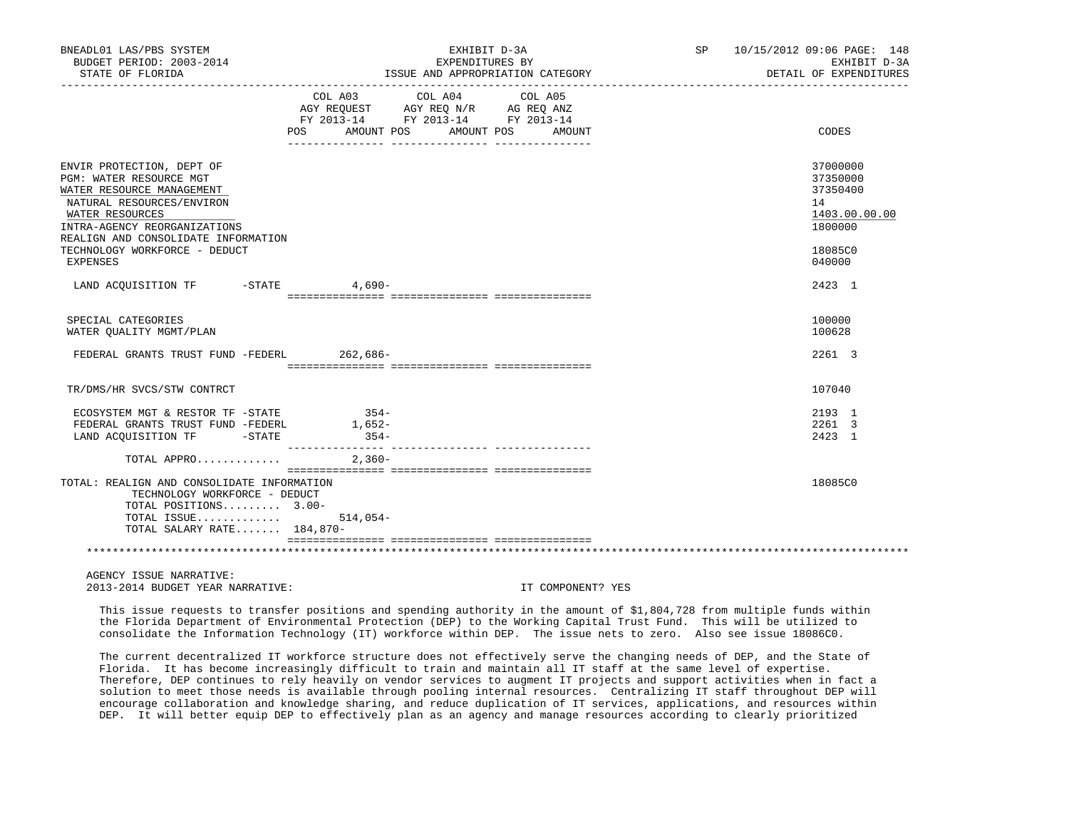| | COL A03 AGY REQUEST FY 2013-14 POS AMOUNT | COL A04 AGY REQ N/R FY 2013-14 POS AMOUNT | COL A05 AG REQ ANZ FY 2013-14 POS AMOUNT | CODES |
|---|---|---|---|---|
| ENVIR PROTECTION, DEPT OF | | | | 37000000 |
| PGM: WATER RESOURCE MGT | | | | 37350000 |
| WATER RESOURCE MANAGEMENT | | | | 37350400 |
| NATURAL RESOURCES/ENVIRON | | | | 14 |
| WATER RESOURCES | | | | 1403.00.00.00 |
| INTRA-AGENCY REORGANIZATIONS | | | | 1800000 |
| REALIGN AND CONSOLIDATE INFORMATION TECHNOLOGY WORKFORCE - DEDUCT | | | | 18085C0 |
| EXPENSES | | | | 040000 |
| LAND ACQUISITION TF -STATE | 4,690- | | | 2423 1 |
| SPECIAL CATEGORIES | | | | 100000 |
| WATER QUALITY MGMT/PLAN | | | | 100628 |
| FEDERAL GRANTS TRUST FUND -FEDERL | 262,686- | | | 2261 3 |
| TR/DMS/HR SVCS/STW CONTRCT | | | | 107040 |
| ECOSYSTEM MGT & RESTOR TF -STATE | 354- | | | 2193 1 |
| FEDERAL GRANTS TRUST FUND -FEDERL | 1,652- | | | 2261 3 |
| LAND ACQUISITION TF -STATE | 354- | | | 2423 1 |
| TOTAL APPRO............ | 2,360- | | | |
| TOTAL: REALIGN AND CONSOLIDATE INFORMATION TECHNOLOGY WORKFORCE - DEDUCT | | | | 18085C0 |
| TOTAL POSITIONS......... 3.00- | | | | |
| TOTAL ISSUE............ | 514,054- | | | |
| TOTAL SALARY RATE....... 184,870- | | | | |

AGENCY ISSUE NARRATIVE:

2013-2014 BUDGET YEAR NARRATIVE: IT COMPONENT? YES

This issue requests to transfer positions and spending authority in the amount of $1,804,728 from multiple funds within the Florida Department of Environmental Protection (DEP) to the Working Capital Trust Fund. This will be utilized to consolidate the Information Technology (IT) workforce within DEP. The issue nets to zero. Also see issue 18086C0.

The current decentralized IT workforce structure does not effectively serve the changing needs of DEP, and the State of Florida. It has become increasingly difficult to train and maintain all IT staff at the same level of expertise. Therefore, DEP continues to rely heavily on vendor services to augment IT projects and support activities when in fact a solution to meet those needs is available through pooling internal resources. Centralizing IT staff throughout DEP will encourage collaboration and knowledge sharing, and reduce duplication of IT services, applications, and resources within DEP. It will better equip DEP to effectively plan as an agency and manage resources according to clearly prioritized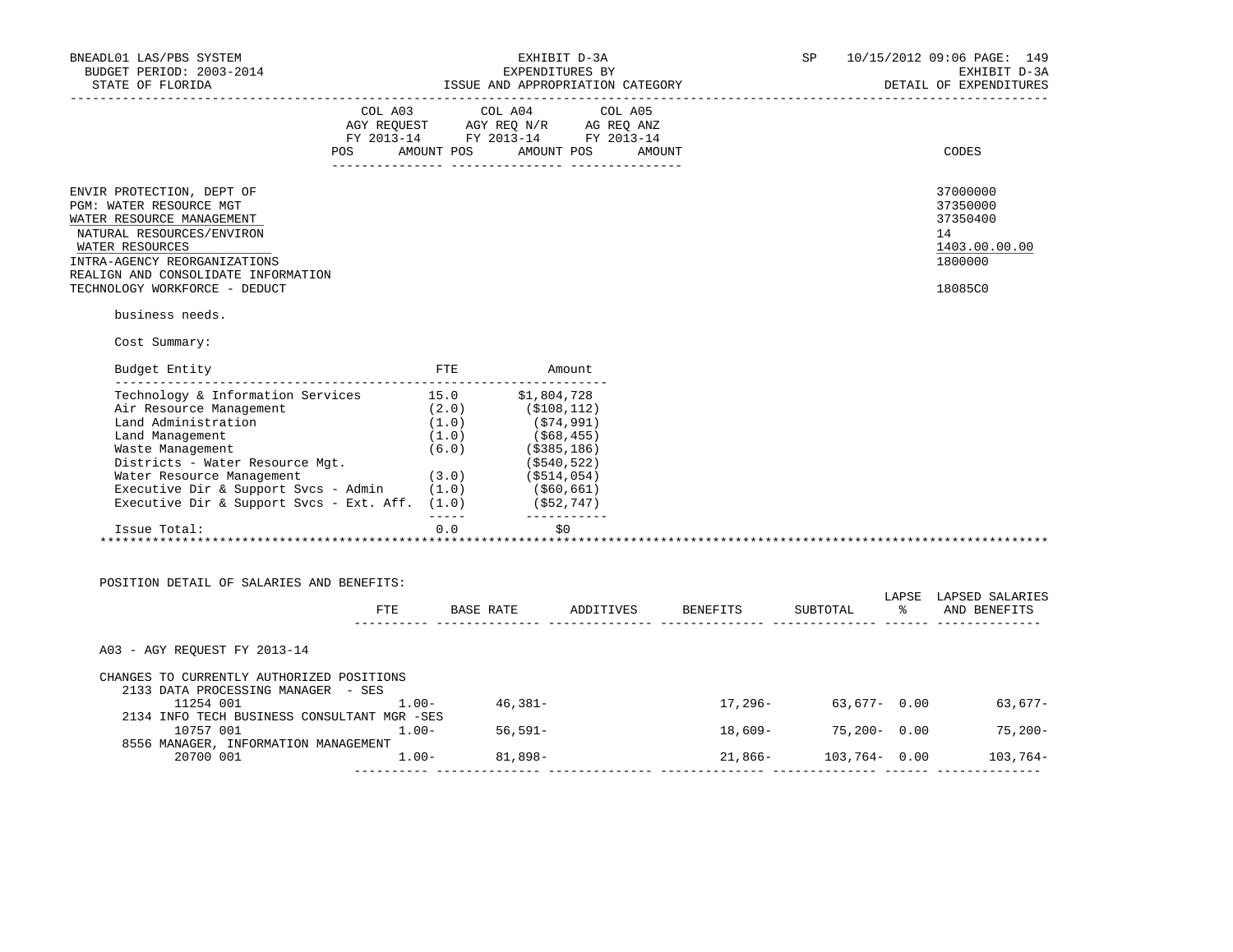BNEADL01 LAS/PBS SYSTEM
BUDGET PERIOD: 2003-2014
STATE OF FLORIDA

EXHIBIT D-3A
EXPENDITURES BY
ISSUE AND APPROPRIATION CATEGORY

SP 10/15/2012 09:06
EXHIBIT D-3A
DETAIL OF EXPENDITURES

| | COL A03 AGY REQUEST FY 2013-14 POS AMOUNT | COL A04 AGY REQ N/R FY 2013-14 POS AMOUNT | COL A05 AG REQ ANZ FY 2013-14 POS AMOUNT | CODES |
|---|---|---|---|---|
| ENVIR PROTECTION, DEPT OF | | | | 37000000 |
| PGM: WATER RESOURCE MGT | | | | 37350000 |
| WATER RESOURCE MANAGEMENT | | | | 37350400 |
| NATURAL RESOURCES/ENVIRON | | | | 14 |
| WATER RESOURCES | | | | 1403.00.00.00 |
| INTRA-AGENCY REORGANIZATIONS | | | | 1800000 |
| REALIGN AND CONSOLIDATE INFORMATION TECHNOLOGY WORKFORCE - DEDUCT | | | | 18085C0 |

business needs.

Cost Summary:

| Budget Entity | FTE | Amount |
|---|---|---|
| Technology & Information Services | 15.0 | $1,804,728 |
| Air Resource Management | (2.0) | ($108,112) |
| Land Administration | (1.0) | ($74,991) |
| Land Management | (1.0) | ($68,455) |
| Waste Management | (6.0) | ($385,186) |
| Districts - Water Resource Mgt. | | ($540,522) |
| Water Resource Management | (3.0) | ($514,054) |
| Executive Dir & Support Svcs - Admin | (1.0) | ($60,661) |
| Executive Dir & Support Svcs - Ext. Aff. | (1.0) | ($52,747) |
| Issue Total: | 0.0 | $0 |

POSITION DETAIL OF SALARIES AND BENEFITS:

| | FTE | BASE RATE | ADDITIVES | BENEFITS | SUBTOTAL | LAPSE % | LAPSED SALARIES AND BENEFITS |
|---|---|---|---|---|---|---|---|
| A03 - AGY REQUEST FY 2013-14 | | | | | | | |
| CHANGES TO CURRENTLY AUTHORIZED POSITIONS | | | | | | | |
| 2133 DATA PROCESSING MANAGER - SES | | | | | | | |
| 11254 001 | 1.00- | 46,381- | | 17,296- | 63,677- | 0.00 | 63,677- |
| 2134 INFO TECH BUSINESS CONSULTANT MGR -SES | | | | | | | |
| 10757 001 | 1.00- | 56,591- | | 18,609- | 75,200- | 0.00 | 75,200- |
| 8556 MANAGER, INFORMATION MANAGEMENT | | | | | | | |
| 20700 001 | 1.00- | 81,898- | | 21,866- | 103,764- | 0.00 | 103,764- |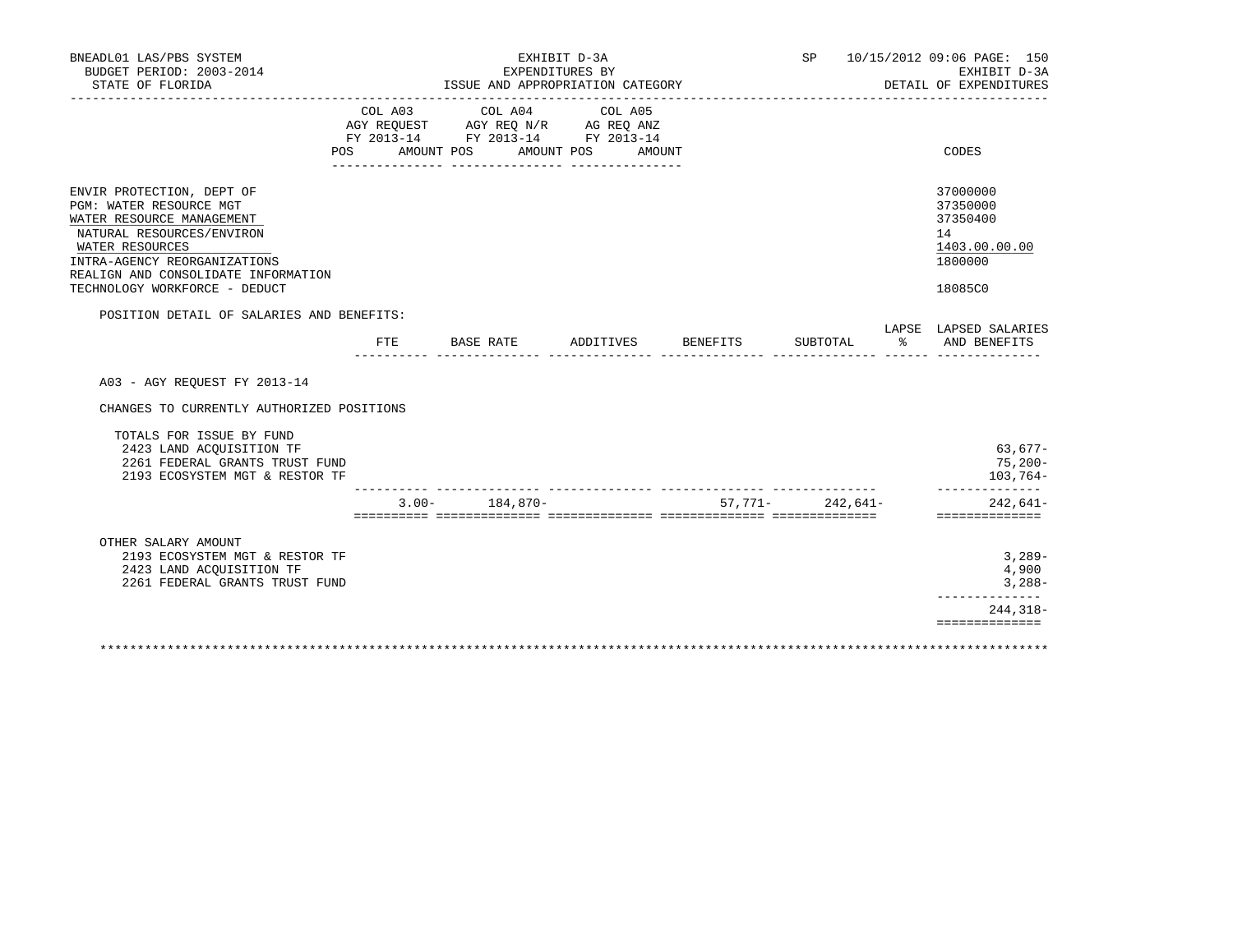BNEADL01 LAS/PBS SYSTEM | EXHIBIT D-3A | SP 10/15/2012 09:06 PAGE: 150
BUDGET PERIOD: 2003-2014 | EXPENDITURES BY | EXHIBIT D-3A
STATE OF FLORIDA | ISSUE AND APPROPRIATION CATEGORY | DETAIL OF EXPENDITURES

| | COL A03 AGY REQUEST FY 2013-14 POS AMOUNT | COL A04 AGY REQ N/R FY 2013-14 POS AMOUNT | COL A05 AG REQ ANZ FY 2013-14 POS AMOUNT | CODES |
|---|---|---|---|---|
| ENVIR PROTECTION, DEPT OF | | | | 37000000 |
| PGM: WATER RESOURCE MGT | | | | 37350000 |
| WATER RESOURCE MANAGEMENT | | | | 37350400 |
| NATURAL RESOURCES/ENVIRON | | | | 14 |
| WATER RESOURCES | | | | 1403.00.00.00 |
| INTRA-AGENCY REORGANIZATIONS | | | | 1800000 |
| REALIGN AND CONSOLIDATE INFORMATION TECHNOLOGY WORKFORCE - DEDUCT | | | | 18085C0 |

POSITION DETAIL OF SALARIES AND BENEFITS:

| | FTE | BASE RATE | ADDITIVES | BENEFITS | SUBTOTAL | LAPSE % | LAPSED SALARIES AND BENEFITS |
|---|---|---|---|---|---|---|---|
| A03 - AGY REQUEST FY 2013-14 | | | | | | | |
| CHANGES TO CURRENTLY AUTHORIZED POSITIONS | | | | | | | |
| TOTALS FOR ISSUE BY FUND | | | | | | | |
| 2423 LAND ACQUISITION TF | | | | | | | 63,677- |
| 2261 FEDERAL GRANTS TRUST FUND | | | | | | | 75,200- |
| 2193 ECOSYSTEM MGT & RESTOR TF | | | | | | | 103,764- |
| | 3.00- | 184,870- | | 57,771- | 242,641- | | 242,641- |
| OTHER SALARY AMOUNT | | | | | | | |
| 2193 ECOSYSTEM MGT & RESTOR TF | | | | | | | 3,289- |
| 2423 LAND ACQUISITION TF | | | | | | | 4,900 |
| 2261 FEDERAL GRANTS TRUST FUND | | | | | | | 3,288- |
| | | | | | | | 244,318- |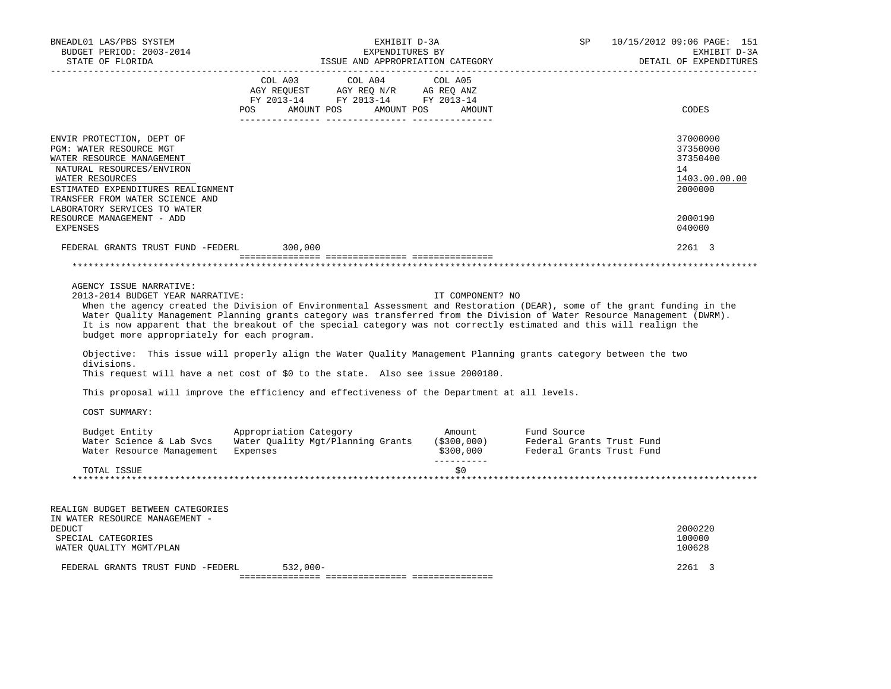| | COL A03 AGY REQUEST FY 2013-14 POS AMOUNT | COL A04 AGY REQ N/R FY 2013-14 POS AMOUNT | COL A05 AG REQ ANZ FY 2013-14 POS AMOUNT | CODES |
|---|---|---|---|---|
| ENVIR PROTECTION, DEPT OF | | | | 37000000 |
| PGM: WATER RESOURCE MGT | | | | 37350000 |
| WATER RESOURCE MANAGEMENT | | | | 37350400 |
| NATURAL RESOURCES/ENVIRON | | | | 14 |
| WATER RESOURCES | | | | 1403.00.00.00 |
| ESTIMATED EXPENDITURES REALIGNMENT | | | | 2000000 |
| TRANSFER FROM WATER SCIENCE AND LABORATORY SERVICES TO WATER RESOURCE MANAGEMENT - ADD | | | | 2000190 |
| EXPENSES | | | | 040000 |
| FEDERAL GRANTS TRUST FUND -FEDERL | 300,000 | | | 2261 3 |

AGENCY ISSUE NARRATIVE:

2013-2014 BUDGET YEAR NARRATIVE: IT COMPONENT? NO

When the agency created the Division of Environmental Assessment and Restoration (DEAR), some of the grant funding in the Water Quality Management Planning grants category was transferred from the Division of Water Resource Management (DWRM). It is now apparent that the breakout of the special category was not correctly estimated and this will realign the budget more appropriately for each program.

Objective: This issue will properly align the Water Quality Management Planning grants category between the two divisions.

This request will have a net cost of $0 to the state. Also see issue 2000180.

This proposal will improve the efficiency and effectiveness of the Department at all levels.

COST SUMMARY:

| Budget Entity | Appropriation Category | Amount | Fund Source |
|---|---|---|---|
| Water Science & Lab Svcs | Water Quality Mgt/Planning Grants | ($300,000) | Federal Grants Trust Fund |
| Water Resource Management | Expenses | $300,000 | Federal Grants Trust Fund |
| TOTAL ISSUE | | $0 | |

| | COL A03 | COL A04 | COL A05 | CODES |
|---|---|---|---|---|
| REALIGN BUDGET BETWEEN CATEGORIES IN WATER RESOURCE MANAGEMENT - DEDUCT | | | | 2000220 |
| SPECIAL CATEGORIES | | | | 100000 |
| WATER QUALITY MGMT/PLAN | | | | 100628 |
| FEDERAL GRANTS TRUST FUND -FEDERL | 532,000- | | | 2261 3 |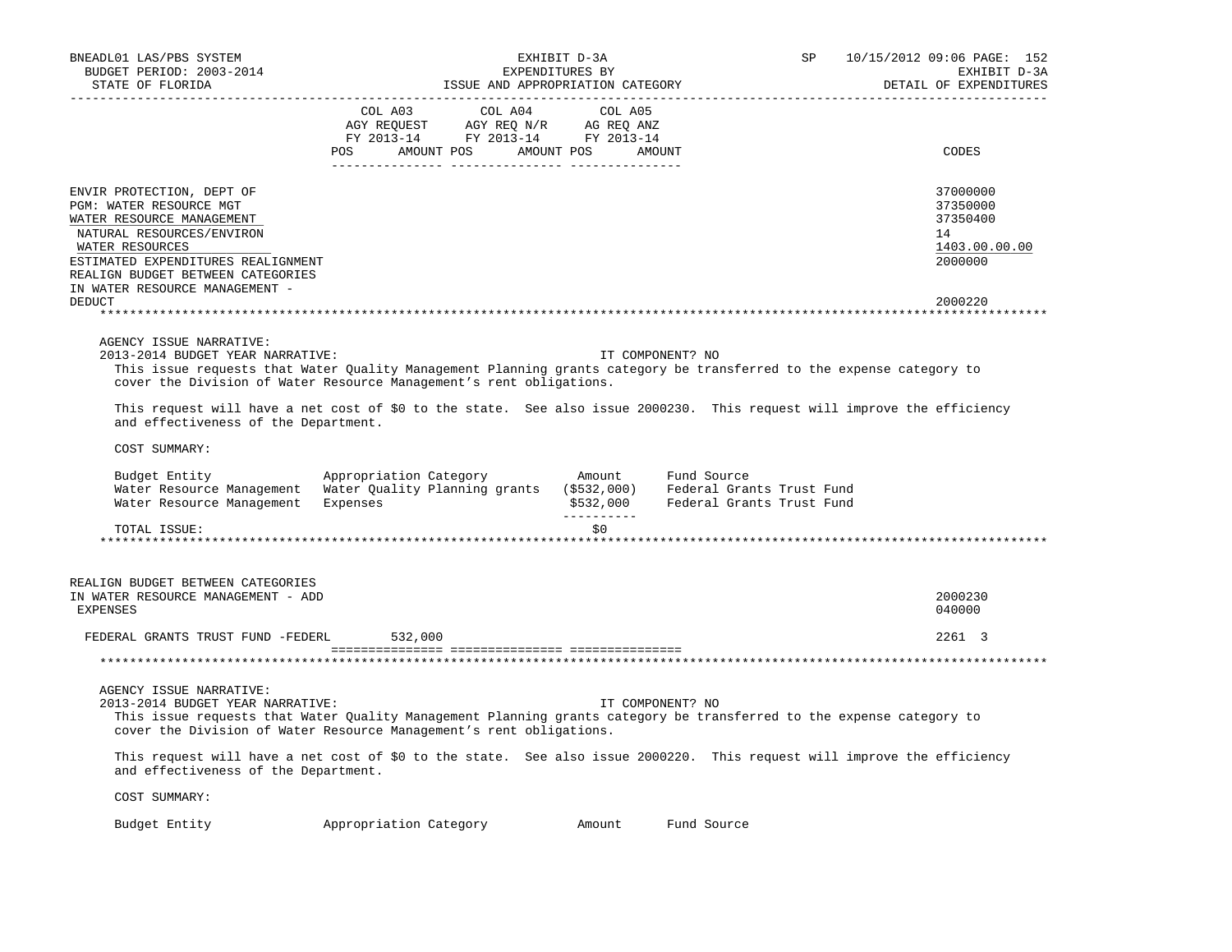BNEADL01 LAS/PBS SYSTEM | EXHIBIT D-3A | SP 10/15/2012 09:06 PAGE: 152
BUDGET PERIOD: 2003-2014 | EXPENDITURES BY | EXHIBIT D-3A
STATE OF FLORIDA | ISSUE AND APPROPRIATION CATEGORY | DETAIL OF EXPENDITURES

| | COL A03 AGY REQUEST FY 2013-14 POS AMOUNT | COL A04 AGY REQ N/R FY 2013-14 POS AMOUNT | COL A05 AG REQ ANZ FY 2013-14 POS AMOUNT | CODES |
|---|---|---|---|---|
| ENVIR PROTECTION, DEPT OF | | | | 37000000 |
| PGM: WATER RESOURCE MGT | | | | 37350000 |
| WATER RESOURCE MANAGEMENT | | | | 37350400 |
| NATURAL RESOURCES/ENVIRON | | | | 14 |
| WATER RESOURCES | | | | 1403.00.00.00 |
| ESTIMATED EXPENDITURES REALIGNMENT | | | | 2000000 |
| REALIGN BUDGET BETWEEN CATEGORIES IN WATER RESOURCE MANAGEMENT - DEDUCT | | | | 2000220 |

AGENCY ISSUE NARRATIVE:

2013-2014 BUDGET YEAR NARRATIVE: IT COMPONENT? NO

This issue requests that Water Quality Management Planning grants category be transferred to the expense category to cover the Division of Water Resource Management's rent obligations.

This request will have a net cost of $0 to the state. See also issue 2000230. This request will improve the efficiency and effectiveness of the Department.

COST SUMMARY:

| Budget Entity | Appropriation Category | Amount | Fund Source |
|---|---|---|---|
| Water Resource Management | Water Quality Planning grants | ($532,000) | Federal Grants Trust Fund |
| Water Resource Management | Expenses | $532,000 | Federal Grants Trust Fund |
| TOTAL ISSUE: | | $0 | |

| | COL A03 | COL A04 | COL A05 | CODES |
|---|---|---|---|---|
| REALIGN BUDGET BETWEEN CATEGORIES IN WATER RESOURCE MANAGEMENT - ADD | | | | 2000230 |
| EXPENSES | | | | 040000 |
| FEDERAL GRANTS TRUST FUND -FEDERL | 532,000 | | | 2261 3 |

AGENCY ISSUE NARRATIVE:

2013-2014 BUDGET YEAR NARRATIVE: IT COMPONENT? NO

This issue requests that Water Quality Management Planning grants category be transferred to the expense category to cover the Division of Water Resource Management's rent obligations.

This request will have a net cost of $0 to the state. See also issue 2000220. This request will improve the efficiency and effectiveness of the Department.

COST SUMMARY:

| Budget Entity | Appropriation Category | Amount | Fund Source |
|---|---|---|---|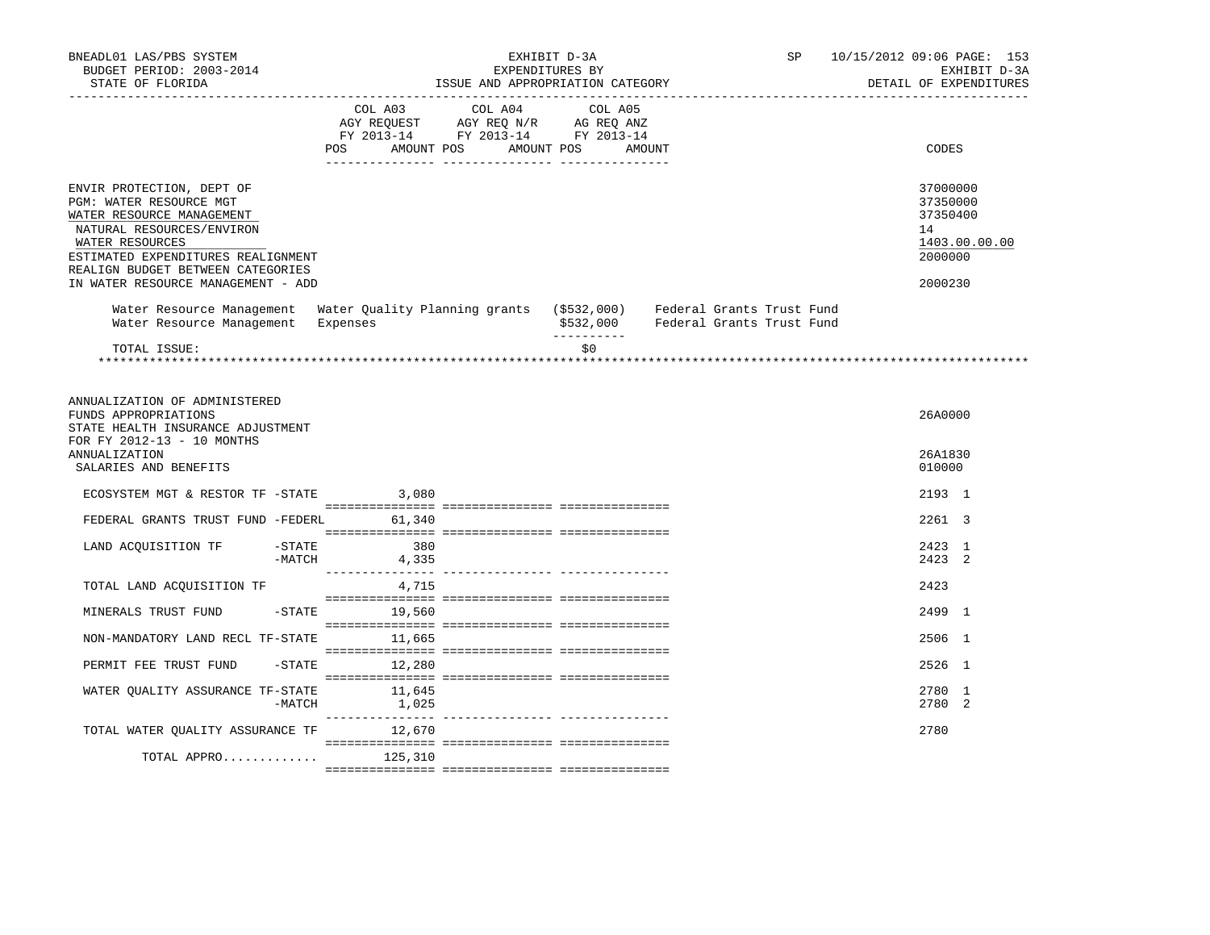BNEADL01 LAS/PBS SYSTEM — EXHIBIT D-3A — EXPENDITURES BY ISSUE AND APPROPRIATION CATEGORY — BUDGET PERIOD: 2003-2014 — STATE OF FLORIDA — SP 10/15/2012 09:06 — EXHIBIT D-3A DETAIL OF EXPENDITURES

| | COL A03 AGY REQUEST FY 2013-14 POS AMOUNT | COL A04 AGY REQ N/R FY 2013-14 POS AMOUNT | COL A05 AG REQ ANZ FY 2013-14 POS AMOUNT | CODES |
|---|---|---|---|---|
| ENVIR PROTECTION, DEPT OF | | | | 37000000 |
| PGM: WATER RESOURCE MGT | | | | 37350000 |
| WATER RESOURCE MANAGEMENT | | | | 37350400 |
| NATURAL RESOURCES/ENVIRON | | | | 14 |
| WATER RESOURCES | | | | 1403.00.00.00 |
| ESTIMATED EXPENDITURES REALIGNMENT | | | | 2000000 |
| REALIGN BUDGET BETWEEN CATEGORIES IN WATER RESOURCE MANAGEMENT - ADD | | | | 2000230 |

| | | | |
|---|---|---|---|
| Water Resource Management | Water Quality Planning grants | ($532,000) | Federal Grants Trust Fund |
| Water Resource Management | Expenses | $532,000 | Federal Grants Trust Fund |
| TOTAL ISSUE: | | $0 | |

************************************************************************************************************************

| | COL A03 | COL A04 | COL A05 | CODES |
|---|---|---|---|---|
| ANNUALIZATION OF ADMINISTERED FUNDS APPROPRIATIONS | | | | 26A0000 |
| STATE HEALTH INSURANCE ADJUSTMENT FOR FY 2012-13 - 10 MONTHS ANNUALIZATION | | | | 26A1830 |
| SALARIES AND BENEFITS | | | | 010000 |
| ECOSYSTEM MGT & RESTOR TF -STATE | 3,080 | | | 2193 1 |
| FEDERAL GRANTS TRUST FUND -FEDERL | 61,340 | | | 2261 3 |
| LAND ACQUISITION TF -STATE | 380 | | | 2423 1 |
| -MATCH | 4,335 | | | 2423 2 |
| TOTAL LAND ACQUISITION TF | 4,715 | | | 2423 |
| MINERALS TRUST FUND -STATE | 19,560 | | | 2499 1 |
| NON-MANDATORY LAND RECL TF-STATE | 11,665 | | | 2506 1 |
| PERMIT FEE TRUST FUND -STATE | 12,280 | | | 2526 1 |
| WATER QUALITY ASSURANCE TF-STATE | 11,645 | | | 2780 1 |
| -MATCH | 1,025 | | | 2780 2 |
| TOTAL WATER QUALITY ASSURANCE TF | 12,670 | | | 2780 |
| TOTAL APPRO............. | 125,310 | | | |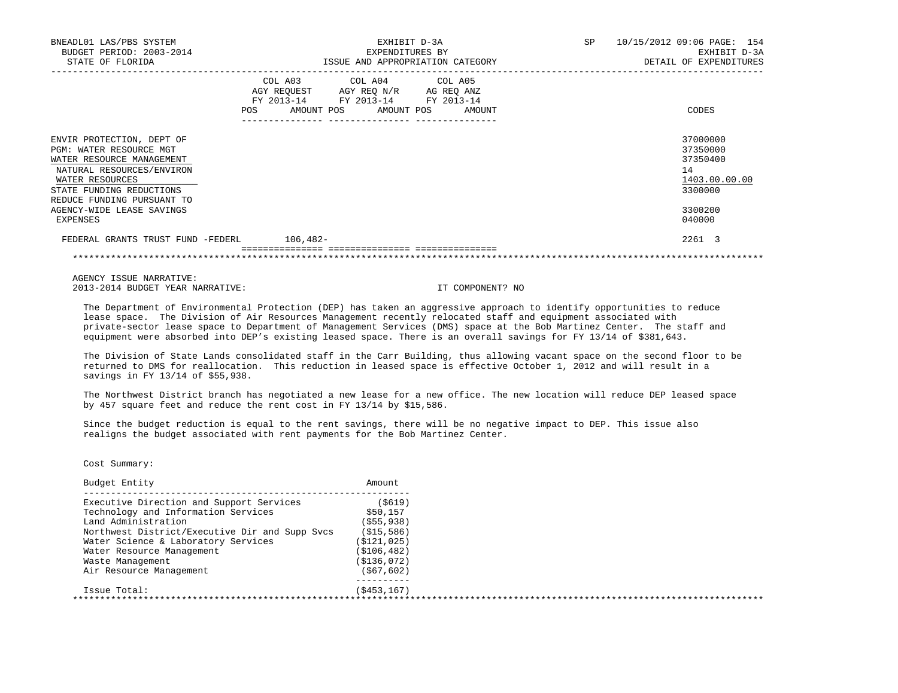| | COL A03 AGY REQUEST FY 2013-14 POS | AMOUNT | COL A04 AGY REQ N/R FY 2013-14 POS | AMOUNT | COL A05 AG REQ ANZ FY 2013-14 POS | AMOUNT | CODES |
|---|---|---|---|---|---|---|---|
| ENVIR PROTECTION, DEPT OF | | | | | | | 37000000 |
| PGM: WATER RESOURCE MGT | | | | | | | 37350000 |
| WATER RESOURCE MANAGEMENT | | | | | | | 37350400 |
| NATURAL RESOURCES/ENVIRON | | | | | | | 14 |
| WATER RESOURCES | | | | | | | 1403.00.00.00 |
| STATE FUNDING REDUCTIONS | | | | | | | 3300000 |
| REDUCE FUNDING PURSUANT TO AGENCY-WIDE LEASE SAVINGS | | | | | | | 3300200 |
| EXPENSES | | | | | | | 040000 |
| FEDERAL GRANTS TRUST FUND -FEDERL | | 106,482- | | | | | 2261 3 |

AGENCY ISSUE NARRATIVE:

2013-2014 BUDGET YEAR NARRATIVE: IT COMPONENT? NO

The Department of Environmental Protection (DEP) has taken an aggressive approach to identify opportunities to reduce lease space. The Division of Air Resources Management recently relocated staff and equipment associated with private-sector lease space to Department of Management Services (DMS) space at the Bob Martinez Center. The staff and equipment were absorbed into DEP's existing leased space. There is an overall savings for FY 13/14 of $381,643.

The Division of State Lands consolidated staff in the Carr Building, thus allowing vacant space on the second floor to be returned to DMS for reallocation. This reduction in leased space is effective October 1, 2012 and will result in a savings in FY 13/14 of $55,938.

The Northwest District branch has negotiated a new lease for a new office. The new location will reduce DEP leased space by 457 square feet and reduce the rent cost in FY 13/14 by $15,586.

Since the budget reduction is equal to the rent savings, there will be no negative impact to DEP. This issue also realigns the budget associated with rent payments for the Bob Martinez Center.

Cost Summary:

| Budget Entity | Amount |
|---|---|
| Executive Direction and Support Services | ($619) |
| Technology and Information Services | $50,157 |
| Land Administration | ($55,938) |
| Northwest District/Executive Dir and Supp Svcs | ($15,586) |
| Water Science & Laboratory Services | ($121,025) |
| Water Resource Management | ($106,482) |
| Waste Management | ($136,072) |
| Air Resource Management | ($67,602) |
| Issue Total: | ($453,167) |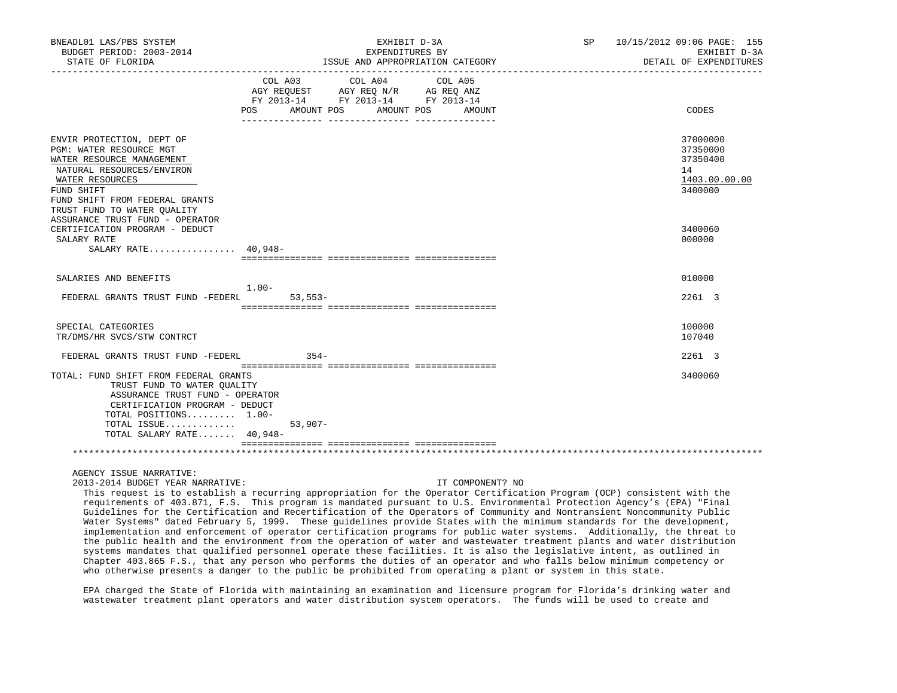| | COL A03 AGY REQUEST FY 2013-14 POS | AMOUNT | COL A04 AGY REQ N/R FY 2013-14 POS | AMOUNT | COL A05 AG REQ ANZ FY 2013-14 POS | AMOUNT | CODES |
|---|---|---|---|---|---|---|---|
| ENVIR PROTECTION, DEPT OF | | | | | | | 37000000 |
| PGM: WATER RESOURCE MGT | | | | | | | 37350000 |
| WATER RESOURCE MANAGEMENT | | | | | | | 37350400 |
| NATURAL RESOURCES/ENVIRON | | | | | | | 14 |
| WATER RESOURCES | | | | | | | 1403.00.00.00 |
| FUND SHIFT | | | | | | | 3400000 |
| FUND SHIFT FROM FEDERAL GRANTS TRUST FUND TO WATER QUALITY ASSURANCE TRUST FUND - OPERATOR CERTIFICATION PROGRAM - DEDUCT | | | | | | | 3400060 |
| SALARY RATE | | | | | | | 000000 |
| SALARY RATE................ | 40,948- | | | | | | |
| SALARIES AND BENEFITS | | | | | | | 010000 |
| | 1.00- | | | | | | |
| FEDERAL GRANTS TRUST FUND -FEDERL | | 53,553- | | | | | 2261 3 |
| SPECIAL CATEGORIES | | | | | | | 100000 |
| TR/DMS/HR SVCS/STW CONTRCT | | | | | | | 107040 |
| FEDERAL GRANTS TRUST FUND -FEDERL | | 354- | | | | | 2261 3 |
| TOTAL: FUND SHIFT FROM FEDERAL GRANTS TRUST FUND TO WATER QUALITY ASSURANCE TRUST FUND - OPERATOR CERTIFICATION PROGRAM - DEDUCT | | | | | | | 3400060 |
| TOTAL POSITIONS......... | 1.00- | | | | | | |
| TOTAL ISSUE............. | | 53,907- | | | | | |
| TOTAL SALARY RATE....... | 40,948- | | | | | | |

AGENCY ISSUE NARRATIVE:

2013-2014 BUDGET YEAR NARRATIVE: IT COMPONENT? NO

This request is to establish a recurring appropriation for the Operator Certification Program (OCP) consistent with the requirements of 403.871, F.S. This program is mandated pursuant to U.S. Environmental Protection Agency's (EPA) "Final Guidelines for the Certification and Recertification of the Operators of Community and Nontransient Noncommunity Public Water Systems" dated February 5, 1999. These guidelines provide States with the minimum standards for the development, implementation and enforcement of operator certification programs for public water systems. Additionally, the threat to the public health and the environment from the operation of water and wastewater treatment plants and water distribution systems mandates that qualified personnel operate these facilities. It is also the legislative intent, as outlined in Chapter 403.865 F.S., that any person who performs the duties of an operator and who falls below minimum competency or who otherwise presents a danger to the public be prohibited from operating a plant or system in this state.

EPA charged the State of Florida with maintaining an examination and licensure program for Florida's drinking water and wastewater treatment plant operators and water distribution system operators. The funds will be used to create and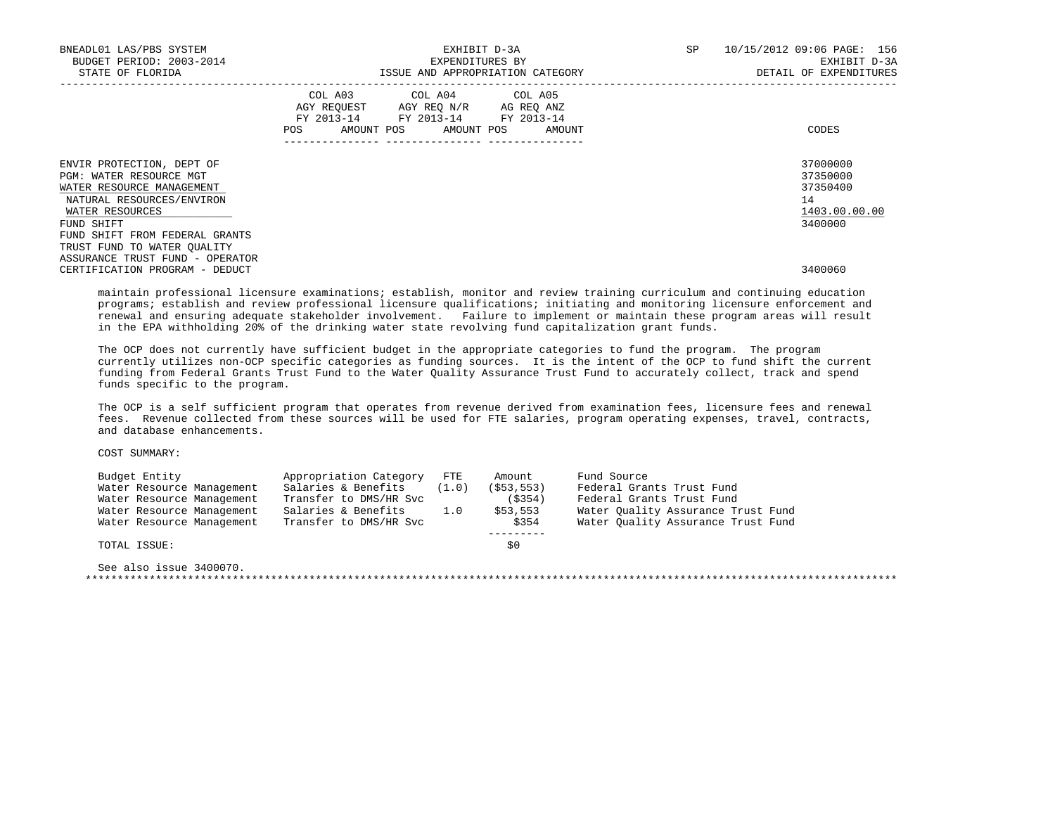| | COL A03 AGY REQUEST FY 2013-14 POS AMOUNT | COL A04 AGY REQ N/R FY 2013-14 POS AMOUNT | COL A05 AG REQ ANZ FY 2013-14 POS AMOUNT | CODES |
|---|---|---|---|---|
| ENVIR PROTECTION, DEPT OF | | | | 37000000 |
| PGM: WATER RESOURCE MGT | | | | 37350000 |
| WATER RESOURCE MANAGEMENT | | | | 37350400 |
| NATURAL RESOURCES/ENVIRON | | | | 14 |
| WATER RESOURCES | | | | 1403.00.00.00 |
| FUND SHIFT | | | | 3400000 |
| FUND SHIFT FROM FEDERAL GRANTS TRUST FUND TO WATER QUALITY ASSURANCE TRUST FUND - OPERATOR CERTIFICATION PROGRAM - DEDUCT | | | | 3400060 |

maintain professional licensure examinations; establish, monitor and review training curriculum and continuing education programs; establish and review professional licensure qualifications; initiating and monitoring licensure enforcement and renewal and ensuring adequate stakeholder involvement. Failure to implement or maintain these program areas will result in the EPA withholding 20% of the drinking water state revolving fund capitalization grant funds.

The OCP does not currently have sufficient budget in the appropriate categories to fund the program. The program currently utilizes non-OCP specific categories as funding sources. It is the intent of the OCP to fund shift the current funding from Federal Grants Trust Fund to the Water Quality Assurance Trust Fund to accurately collect, track and spend funds specific to the program.

The OCP is a self sufficient program that operates from revenue derived from examination fees, licensure fees and renewal fees. Revenue collected from these sources will be used for FTE salaries, program operating expenses, travel, contracts, and database enhancements.

COST SUMMARY:

| Budget Entity | Appropriation Category | FTE | Amount | Fund Source |
|---|---|---|---|---|
| Water Resource Management | Salaries & Benefits | (1.0) | ($53,553) | Federal Grants Trust Fund |
| Water Resource Management | Transfer to DMS/HR Svc | | ($354) | Federal Grants Trust Fund |
| Water Resource Management | Salaries & Benefits | 1.0 | $53,553 | Water Quality Assurance Trust Fund |
| Water Resource Management | Transfer to DMS/HR Svc | | $354 | Water Quality Assurance Trust Fund |
| TOTAL ISSUE: | | | $0 | |

See also issue 3400070.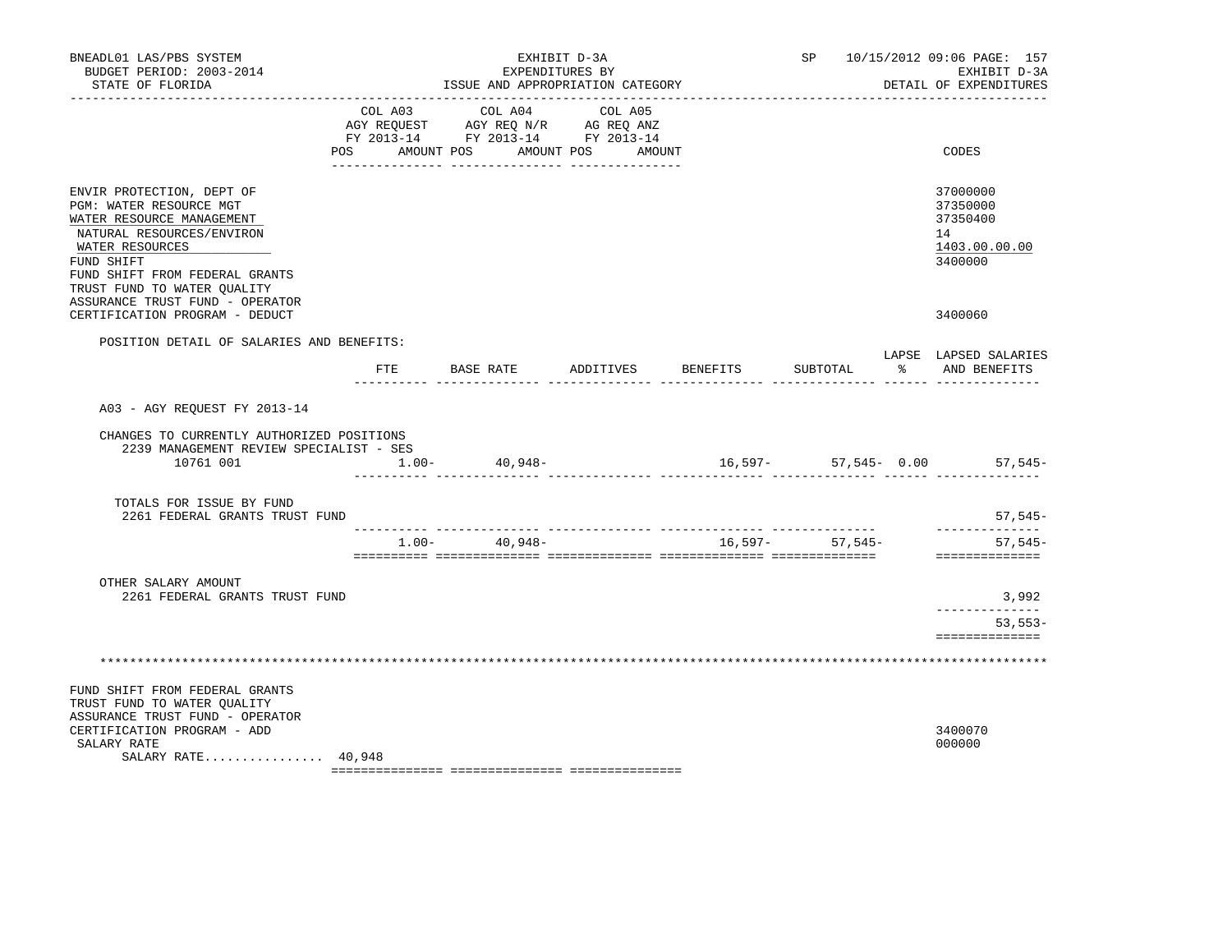BNEADL01 LAS/PBS SYSTEM | EXHIBIT D-3A | SP 10/15/2012 09:06

BUDGET PERIOD: 2003-2014 | EXPENDITURES BY | EXHIBIT D-3A

STATE OF FLORIDA | ISSUE AND APPROPRIATION CATEGORY | DETAIL OF EXPENDITURES

| | COL A03 AGY REQUEST FY 2013-14 POS AMOUNT | COL A04 AGY REQ N/R FY 2013-14 POS AMOUNT | COL A05 AG REQ ANZ FY 2013-14 POS AMOUNT | CODES |
|---|---|---|---|---|
| ENVIR PROTECTION, DEPT OF | | | | 37000000 |
| PGM: WATER RESOURCE MGT | | | | 37350000 |
| WATER RESOURCE MANAGEMENT | | | | 37350400 |
| NATURAL RESOURCES/ENVIRON | | | | 14 |
| WATER RESOURCES | | | | 1403.00.00.00 |
| FUND SHIFT | | | | 3400000 |
| FUND SHIFT FROM FEDERAL GRANTS TRUST FUND TO WATER QUALITY ASSURANCE TRUST FUND - OPERATOR CERTIFICATION PROGRAM - DEDUCT | | | | 3400060 |

POSITION DETAIL OF SALARIES AND BENEFITS:

| | FTE | BASE RATE | ADDITIVES | BENEFITS | SUBTOTAL | LAPSE % | LAPSED SALARIES AND BENEFITS |
|---|---|---|---|---|---|---|---|
| A03 - AGY REQUEST FY 2013-14 | | | | | | | |
| CHANGES TO CURRENTLY AUTHORIZED POSITIONS | | | | | | | |
| 2239 MANAGEMENT REVIEW SPECIALIST - SES 10761 001 | 1.00- | 40,948- | | 16,597- | 57,545- | 0.00 | 57,545- |
| TOTALS FOR ISSUE BY FUND | | | | | | | |
| 2261 FEDERAL GRANTS TRUST FUND | | | | | | | 57,545- |
| | 1.00- | 40,948- | | 16,597- | 57,545- | | 57,545- |
| OTHER SALARY AMOUNT | | | | | | | |
| 2261 FEDERAL GRANTS TRUST FUND | | | | | | | 3,992 |
| | | | | | | | 53,553- |

*******************************************************************************************************

| | COL A03 | COL A04 | COL A05 | CODES |
|---|---|---|---|---|
| FUND SHIFT FROM FEDERAL GRANTS TRUST FUND TO WATER QUALITY ASSURANCE TRUST FUND - OPERATOR CERTIFICATION PROGRAM - ADD | | | | 3400070 |
| SALARY RATE | | | | 000000 |
| SALARY RATE................ | 40,948 | | | |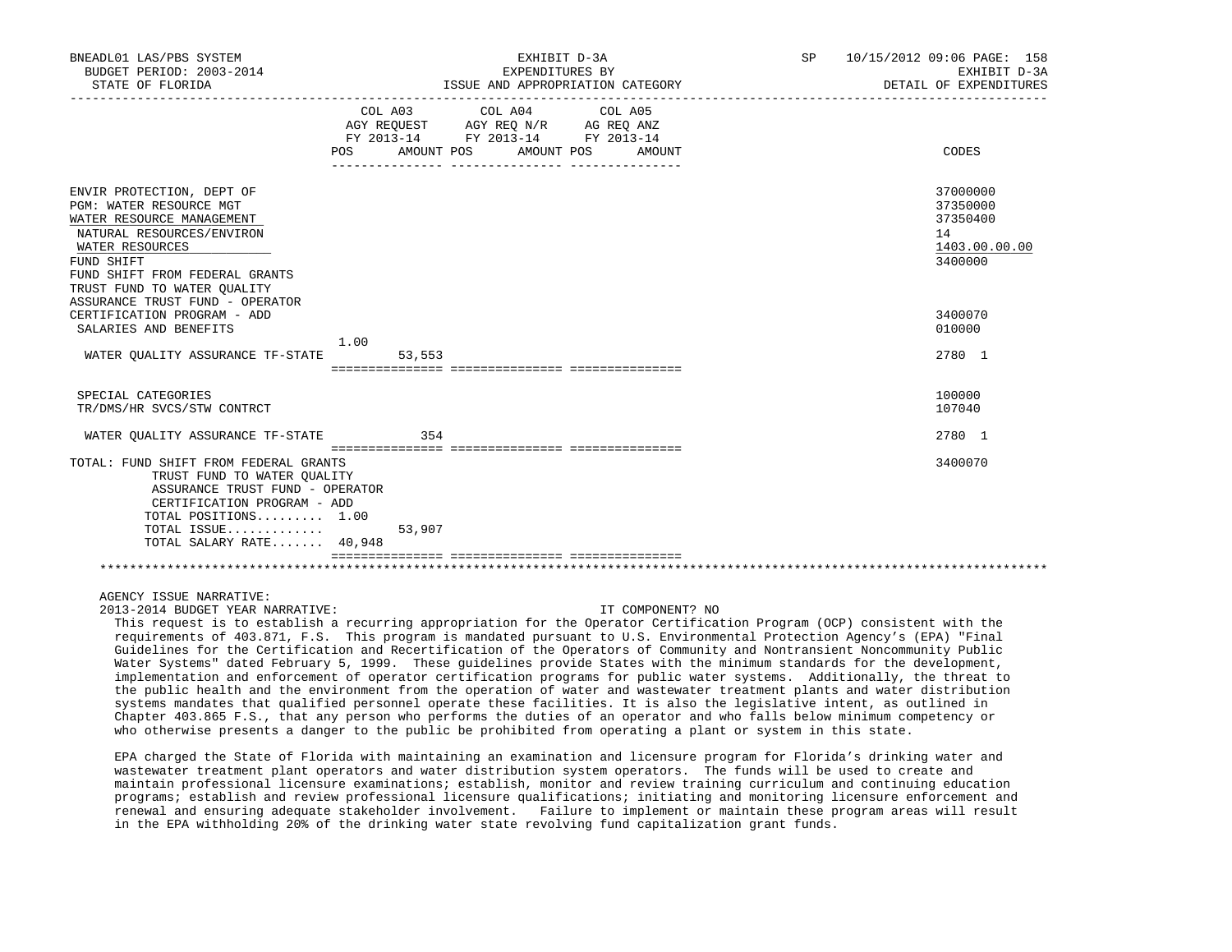| | COL A03 AGY REQUEST FY 2013-14 POS | AMOUNT | COL A04 AGY REQ N/R FY 2013-14 POS | AMOUNT | COL A05 AG REQ ANZ FY 2013-14 POS | AMOUNT | CODES |
|---|---|---|---|---|---|---|---|
| ENVIR PROTECTION, DEPT OF | | | | | | | 37000000 |
| PGM: WATER RESOURCE MGT | | | | | | | 37350000 |
| WATER RESOURCE MANAGEMENT | | | | | | | 37350400 |
| NATURAL RESOURCES/ENVIRON | | | | | | | 14 |
| WATER RESOURCES | | | | | | | 1403.00.00.00 |
| FUND SHIFT | | | | | | | 3400000 |
| FUND SHIFT FROM FEDERAL GRANTS TRUST FUND TO WATER QUALITY ASSURANCE TRUST FUND - OPERATOR CERTIFICATION PROGRAM - ADD | | | | | | | 3400070 |
| SALARIES AND BENEFITS | | | | | | | 010000 |
| WATER QUALITY ASSURANCE TF-STATE | 1.00 | 53,553 | | | | | 2780 1 |
| SPECIAL CATEGORIES | | | | | | | 100000 |
| TR/DMS/HR SVCS/STW CONTRCT | | | | | | | 107040 |
| WATER QUALITY ASSURANCE TF-STATE | | 354 | | | | | 2780 1 |
| TOTAL: FUND SHIFT FROM FEDERAL GRANTS TRUST FUND TO WATER QUALITY ASSURANCE TRUST FUND - OPERATOR CERTIFICATION PROGRAM - ADD | | | | | | | 3400070 |
| TOTAL POSITIONS......... | 1.00 | | | | | | |
| TOTAL ISSUE............ | | 53,907 | | | | | |
| TOTAL SALARY RATE....... | 40,948 | | | | | | |

AGENCY ISSUE NARRATIVE:

2013-2014 BUDGET YEAR NARRATIVE: IT COMPONENT? NO

This request is to establish a recurring appropriation for the Operator Certification Program (OCP) consistent with the requirements of 403.871, F.S. This program is mandated pursuant to U.S. Environmental Protection Agency's (EPA) "Final Guidelines for the Certification and Recertification of the Operators of Community and Nontransient Noncommunity Public Water Systems" dated February 5, 1999. These guidelines provide States with the minimum standards for the development, implementation and enforcement of operator certification programs for public water systems. Additionally, the threat to the public health and the environment from the operation of water and wastewater treatment plants and water distribution systems mandates that qualified personnel operate these facilities. It is also the legislative intent, as outlined in Chapter 403.865 F.S., that any person who performs the duties of an operator and who falls below minimum competency or who otherwise presents a danger to the public be prohibited from operating a plant or system in this state.

EPA charged the State of Florida with maintaining an examination and licensure program for Florida's drinking water and wastewater treatment plant operators and water distribution system operators. The funds will be used to create and maintain professional licensure examinations; establish, monitor and review training curriculum and continuing education programs; establish and review professional licensure qualifications; initiating and monitoring licensure enforcement and renewal and ensuring adequate stakeholder involvement. Failure to implement or maintain these program areas will result in the EPA withholding 20% of the drinking water state revolving fund capitalization grant funds.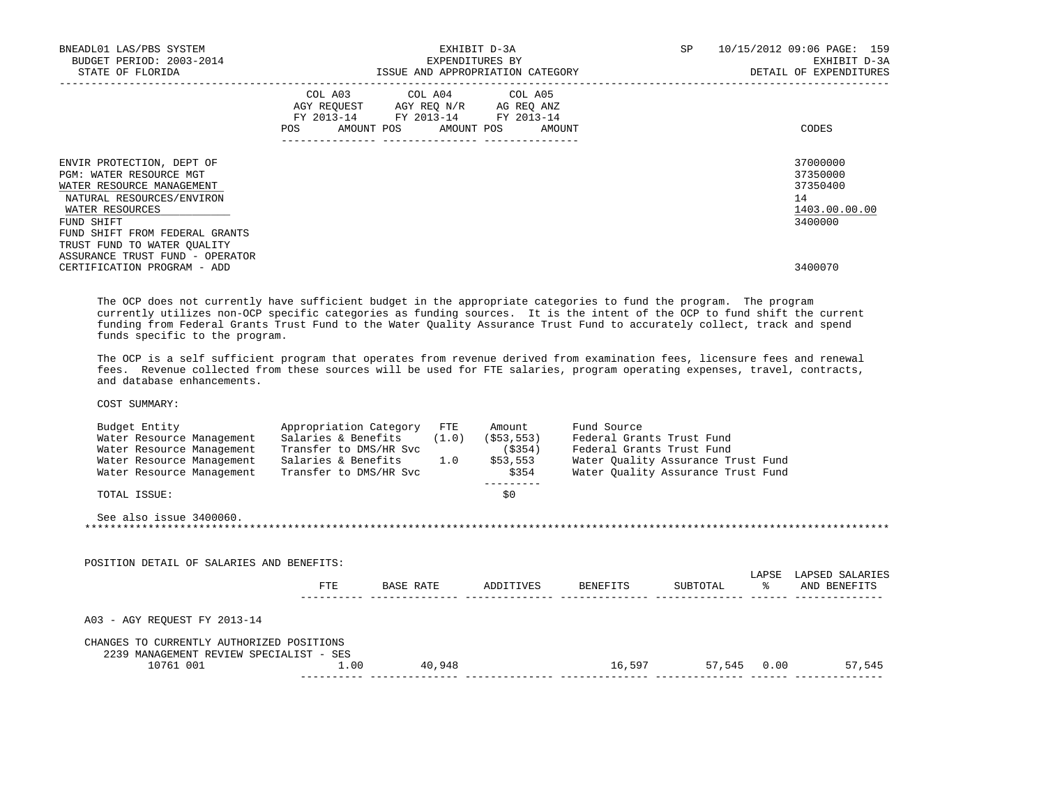EXHIBIT D-3A
EXPENDITURES BY
ISSUE AND APPROPRIATION CATEGORY

DETAIL OF EXPENDITURES

| | COL A03 AGY REQUEST FY 2013-14 POS | AMOUNT | COL A04 AGY REQ N/R FY 2013-14 POS | AMOUNT | COL A05 AG REQ ANZ FY 2013-14 POS | AMOUNT | CODES |
|---|---|---|---|---|---|---|---|
| ENVIR PROTECTION, DEPT OF | | | | | | | 37000000 |
| PGM: WATER RESOURCE MGT | | | | | | | 37350000 |
| WATER RESOURCE MANAGEMENT | | | | | | | 37350400 |
| NATURAL RESOURCES/ENVIRON | | | | | | | 14 |
| WATER RESOURCES | | | | | | | 1403.00.00.00 |
| FUND SHIFT | | | | | | | 3400000 |
| FUND SHIFT FROM FEDERAL GRANTS TRUST FUND TO WATER QUALITY ASSURANCE TRUST FUND - OPERATOR CERTIFICATION PROGRAM - ADD | | | | | | | 3400070 |

The OCP does not currently have sufficient budget in the appropriate categories to fund the program. The program currently utilizes non-OCP specific categories as funding sources. It is the intent of the OCP to fund shift the current funding from Federal Grants Trust Fund to the Water Quality Assurance Trust Fund to accurately collect, track and spend funds specific to the program.

The OCP is a self sufficient program that operates from revenue derived from examination fees, licensure fees and renewal fees. Revenue collected from these sources will be used for FTE salaries, program operating expenses, travel, contracts, and database enhancements.

COST SUMMARY:

| Budget Entity | Appropriation Category | FTE | Amount | Fund Source |
|---|---|---|---|---|
| Water Resource Management | Salaries & Benefits | (1.0) | ($53,553) | Federal Grants Trust Fund |
| Water Resource Management | Transfer to DMS/HR Svc | | ($354) | Federal Grants Trust Fund |
| Water Resource Management | Salaries & Benefits | 1.0 | $53,553 | Water Quality Assurance Trust Fund |
| Water Resource Management | Transfer to DMS/HR Svc | | $354 | Water Quality Assurance Trust Fund |
| TOTAL ISSUE: | | | $0 | |

See also issue 3400060.

*******************************************************************************************************************************

POSITION DETAIL OF SALARIES AND BENEFITS:

| | FTE | BASE RATE | ADDITIVES | BENEFITS | SUBTOTAL | LAPSE % | LAPSED SALARIES AND BENEFITS |
|---|---|---|---|---|---|---|---|
| A03 - AGY REQUEST FY 2013-14 | | | | | | | |
| CHANGES TO CURRENTLY AUTHORIZED POSITIONS | | | | | | | |
| 2239 MANAGEMENT REVIEW SPECIALIST - SES | | | | | | | |
| 10761 001 | 1.00 | 40,948 | | 16,597 | 57,545 | 0.00 | 57,545 |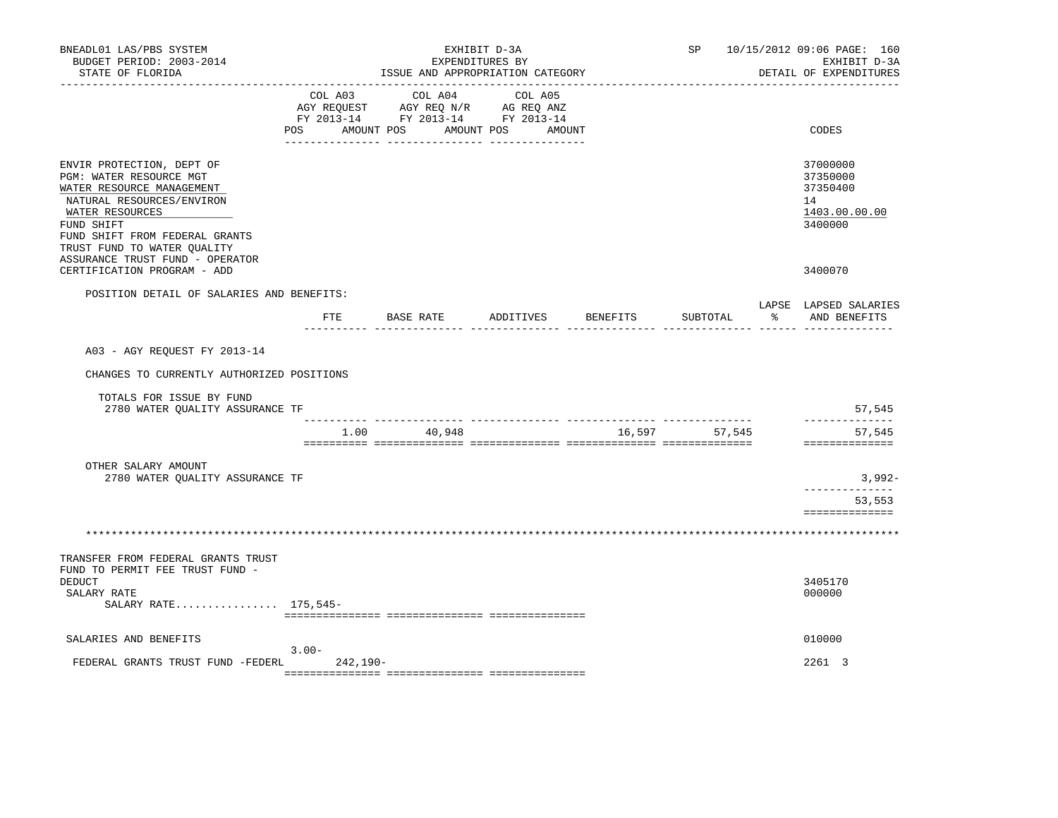| | COL A03 AGY REQUEST FY 2013-14 POS AMOUNT | COL A04 AGY REQ N/R FY 2013-14 POS AMOUNT | COL A05 AG REQ ANZ FY 2013-14 POS AMOUNT | CODES |
|---|---|---|---|---|
| ENVIR PROTECTION, DEPT OF | | | | 37000000 |
| PGM: WATER RESOURCE MGT | | | | 37350000 |
| WATER RESOURCE MANAGEMENT | | | | 37350400 |
| NATURAL RESOURCES/ENVIRON | | | | 14 |
| WATER RESOURCES | | | | 1403.00.00.00 |
| FUND SHIFT | | | | 3400000 |
| FUND SHIFT FROM FEDERAL GRANTS TRUST FUND TO WATER QUALITY ASSURANCE TRUST FUND - OPERATOR CERTIFICATION PROGRAM - ADD | | | | 3400070 |

POSITION DETAIL OF SALARIES AND BENEFITS:

| | FTE | BASE RATE | ADDITIVES | BENEFITS | SUBTOTAL | LAPSE % | LAPSED SALARIES AND BENEFITS |
|---|---|---|---|---|---|---|---|
| A03 - AGY REQUEST FY 2013-14 | | | | | | | |
| CHANGES TO CURRENTLY AUTHORIZED POSITIONS | | | | | | | |
| TOTALS FOR ISSUE BY FUND | | | | | | | |
| 2780 WATER QUALITY ASSURANCE TF | | | | | | | 57,545 |
| | 1.00 | 40,948 | | 16,597 | 57,545 | | 57,545 |
| OTHER SALARY AMOUNT | | | | | | | |
| 2780 WATER QUALITY ASSURANCE TF | | | | | | | 3,992- |
| | | | | | | | 53,553 |

*******************************************************************************************************************

| | COL A03 POS | COL A03 AMOUNT | COL A04 | COL A05 | CODES |
|---|---|---|---|---|---|
| TRANSFER FROM FEDERAL GRANTS TRUST FUND TO PERMIT FEE TRUST FUND - DEDUCT | | | | | 3405170 |
| SALARY RATE | | | | | 000000 |
| SALARY RATE................ | 175,545- | | | | |
| SALARIES AND BENEFITS | | | | | 010000 |
| FEDERAL GRANTS TRUST FUND -FEDERL | 3.00- | 242,190- | | | 2261 3 |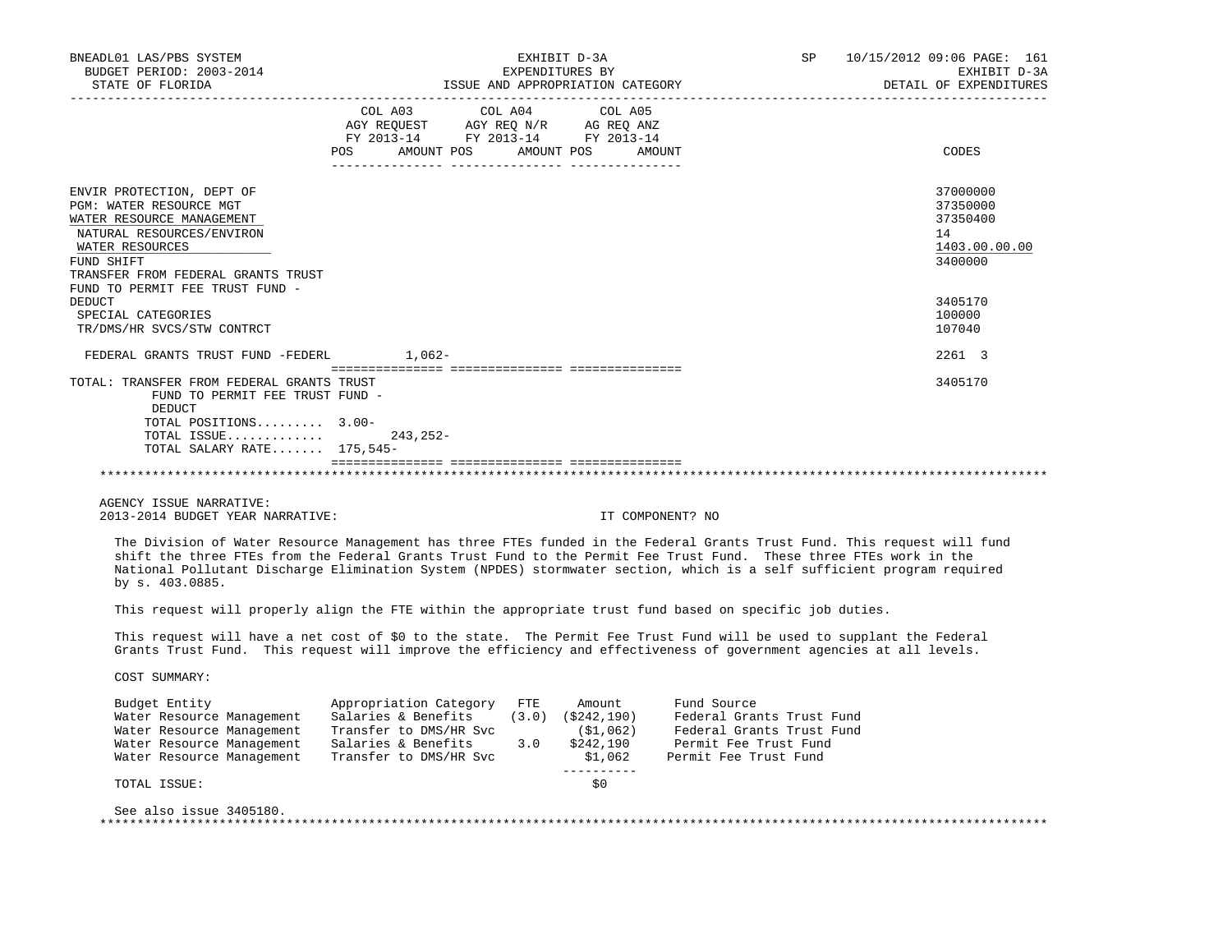| | COL A03 AGY REQUEST FY 2013-14 POS AMOUNT | COL A04 AGY REQ N/R FY 2013-14 POS AMOUNT | COL A05 AG REQ ANZ FY 2013-14 POS AMOUNT | CODES |
|---|---|---|---|---|
| ENVIR PROTECTION, DEPT OF | | | | 37000000 |
| PGM: WATER RESOURCE MGT | | | | 37350000 |
| WATER RESOURCE MANAGEMENT | | | | 37350400 |
| NATURAL RESOURCES/ENVIRON | | | | 14 |
| WATER RESOURCES | | | | 1403.00.00.00 |
| FUND SHIFT | | | | 3400000 |
| TRANSFER FROM FEDERAL GRANTS TRUST FUND TO PERMIT FEE TRUST FUND - DEDUCT | | | | 3405170 |
| SPECIAL CATEGORIES | | | | 100000 |
| TR/DMS/HR SVCS/STW CONTRCT | | | | 107040 |
| FEDERAL GRANTS TRUST FUND -FEDERL | 1,062- | | | 2261 3 |
| TOTAL: TRANSFER FROM FEDERAL GRANTS TRUST FUND TO PERMIT FEE TRUST FUND - DEDUCT | | | | 3405170 |
| TOTAL POSITIONS......... | 3.00- | | | |
| TOTAL ISSUE............ | 243,252- | | | |
| TOTAL SALARY RATE....... | 175,545- | | | |

AGENCY ISSUE NARRATIVE:

2013-2014 BUDGET YEAR NARRATIVE: IT COMPONENT? NO

The Division of Water Resource Management has three FTEs funded in the Federal Grants Trust Fund. This request will fund shift the three FTEs from the Federal Grants Trust Fund to the Permit Fee Trust Fund. These three FTEs work in the National Pollutant Discharge Elimination System (NPDES) stormwater section, which is a self sufficient program required by s. 403.0885.

This request will properly align the FTE within the appropriate trust fund based on specific job duties.

This request will have a net cost of $0 to the state. The Permit Fee Trust Fund will be used to supplant the Federal Grants Trust Fund. This request will improve the efficiency and effectiveness of government agencies at all levels.

COST SUMMARY:

| Budget Entity | Appropriation Category | FTE | Amount | Fund Source |
|---|---|---|---|---|
| Water Resource Management | Salaries & Benefits | (3.0) | ($242,190) | Federal Grants Trust Fund |
| Water Resource Management | Transfer to DMS/HR Svc | | ($1,062) | Federal Grants Trust Fund |
| Water Resource Management | Salaries & Benefits | 3.0 | $242,190 | Permit Fee Trust Fund |
| Water Resource Management | Transfer to DMS/HR Svc | | $1,062 | Permit Fee Trust Fund |
| TOTAL ISSUE: | | | $0 | |

See also issue 3405180.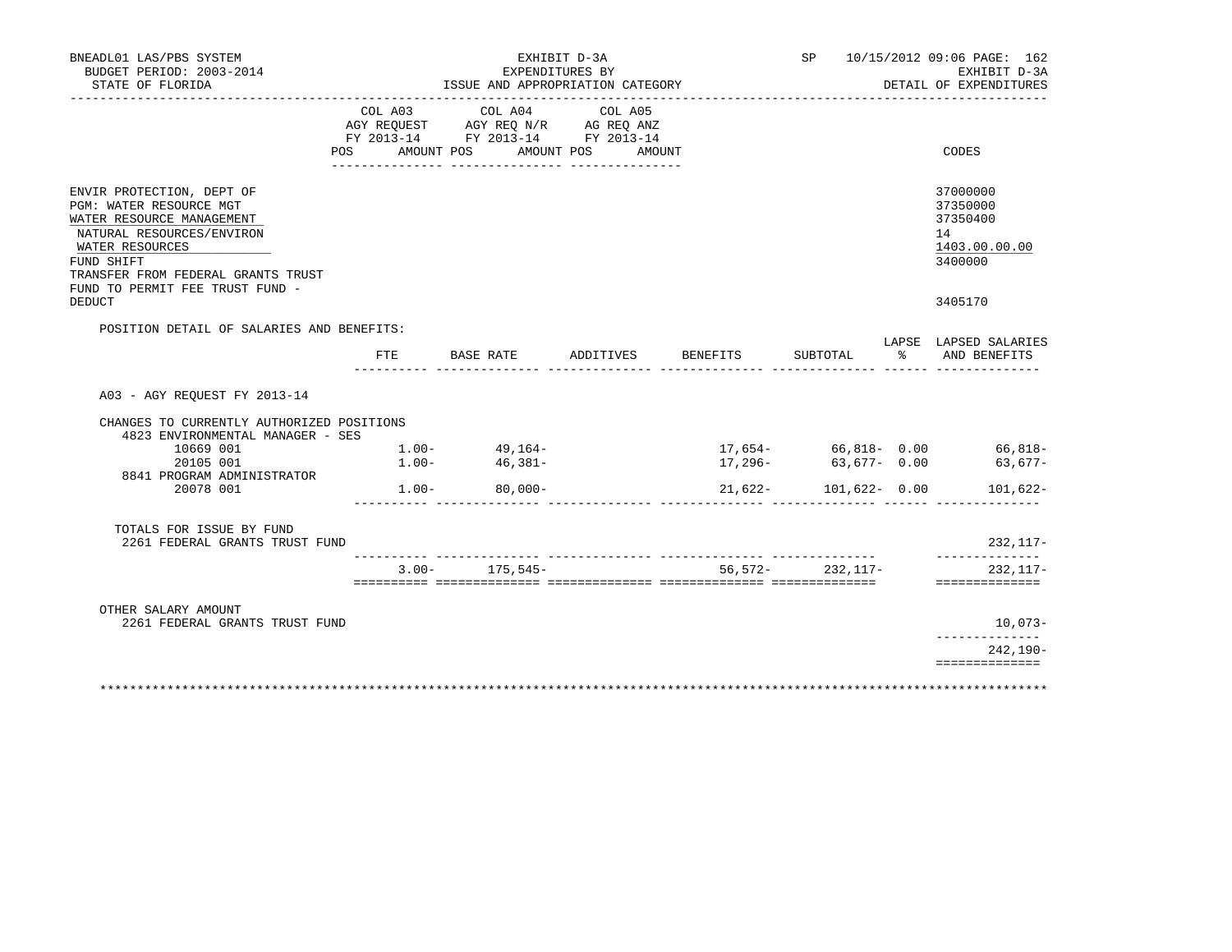BNEADL01 LAS/PBS SYSTEM
BUDGET PERIOD: 2003-2014
STATE OF FLORIDA

EXHIBIT D-3A
EXPENDITURES BY
ISSUE AND APPROPRIATION CATEGORY

SP 10/15/2012 09:06 PAGE: 162
EXHIBIT D-3A
DETAIL OF EXPENDITURES

| | COL A03 AGY REQUEST FY 2013-14 POS AMOUNT | COL A04 AGY REQ N/R FY 2013-14 POS AMOUNT | COL A05 AG REQ ANZ FY 2013-14 POS AMOUNT | CODES |
|---|---|---|---|---|
| ENVIR PROTECTION, DEPT OF | | | | 37000000 |
| PGM: WATER RESOURCE MGT | | | | 37350000 |
| WATER RESOURCE MANAGEMENT | | | | 37350400 |
| NATURAL RESOURCES/ENVIRON | | | | 14 |
| WATER RESOURCES | | | | 1403.00.00.00 |
| FUND SHIFT | | | | 3400000 |
| TRANSFER FROM FEDERAL GRANTS TRUST FUND TO PERMIT FEE TRUST FUND - DEDUCT | | | | 3405170 |

POSITION DETAIL OF SALARIES AND BENEFITS:

| | FTE | BASE RATE | ADDITIVES | BENEFITS | SUBTOTAL | LAPSE % | LAPSED SALARIES AND BENEFITS |
|---|---|---|---|---|---|---|---|
| A03 - AGY REQUEST FY 2013-14 | | | | | | | |
| CHANGES TO CURRENTLY AUTHORIZED POSITIONS | | | | | | | |
| 4823 ENVIRONMENTAL MANAGER - SES | | | | | | | |
| 10669 001 | 1.00- | 49,164- | | 17,654- | 66,818- | 0.00 | 66,818- |
| 20105 001 | 1.00- | 46,381- | | 17,296- | 63,677- | 0.00 | 63,677- |
| 8841 PROGRAM ADMINISTRATOR | | | | | | | |
| 20078 001 | 1.00- | 80,000- | | 21,622- | 101,622- | 0.00 | 101,622- |
| TOTALS FOR ISSUE BY FUND | | | | | | | |
| 2261 FEDERAL GRANTS TRUST FUND | | | | | | | 232,117- |
| | 3.00- | 175,545- | | 56,572- | 232,117- | | 232,117- |
| OTHER SALARY AMOUNT | | | | | | | |
| 2261 FEDERAL GRANTS TRUST FUND | | | | | | | 10,073- |
| | | | | | | | 242,190- |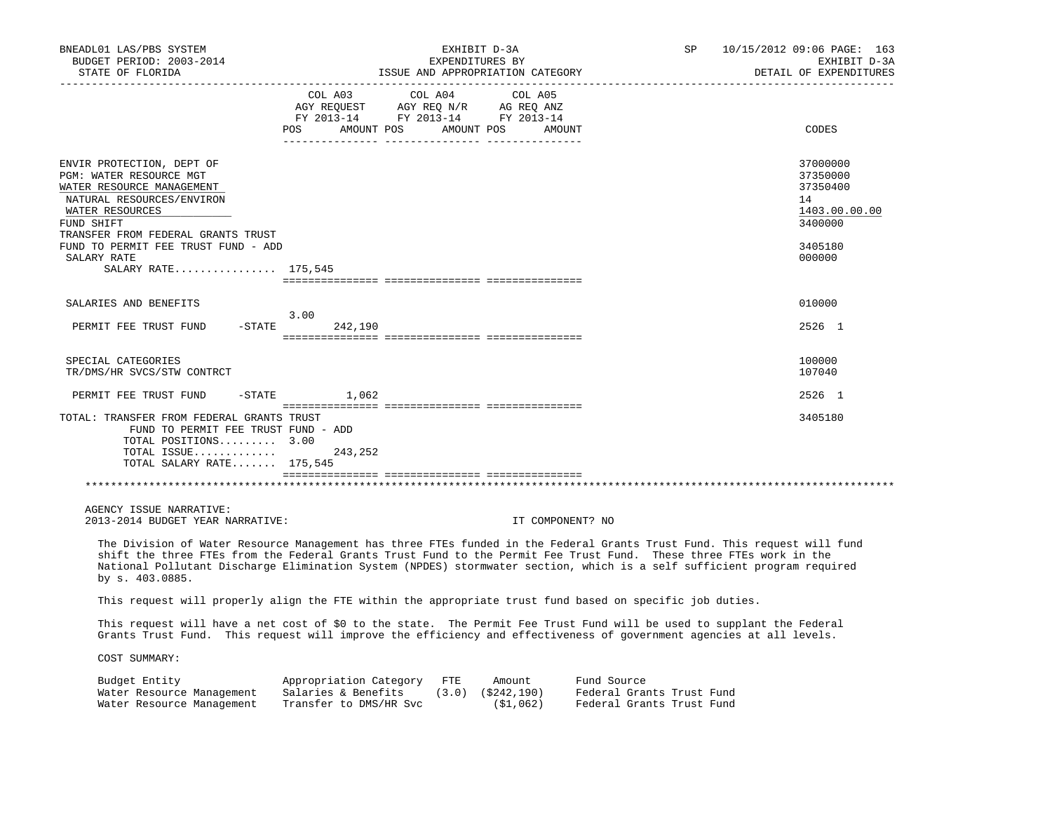BNEADL01 LAS/PBS SYSTEM — EXHIBIT D-3A — EXPENDITURES BY ISSUE AND APPROPRIATION CATEGORY — BUDGET PERIOD: 2003-2014 — STATE OF FLORIDA — SP 10/15/2012 09:06 — EXHIBIT D-3A DETAIL OF EXPENDITURES

| | COL A03 AGY REQUEST FY 2013-14 POS | AMOUNT | COL A04 AGY REQ N/R FY 2013-14 POS | AMOUNT | COL A05 AG REQ ANZ FY 2013-14 POS | AMOUNT | CODES |
|---|---|---|---|---|---|---|---|
| ENVIR PROTECTION, DEPT OF | | | | | | | 37000000 |
| PGM: WATER RESOURCE MGT | | | | | | | 37350000 |
| WATER RESOURCE MANAGEMENT | | | | | | | 37350400 |
| NATURAL RESOURCES/ENVIRON | | | | | | | 14 |
| WATER RESOURCES | | | | | | | 1403.00.00.00 |
| FUND SHIFT | | | | | | | 3400000 |
| TRANSFER FROM FEDERAL GRANTS TRUST FUND TO PERMIT FEE TRUST FUND - ADD | | | | | | | 3405180 |
| SALARY RATE | | | | | | | 000000 |
| SALARY RATE................ | 175,545 | | | | | | |
| SALARIES AND BENEFITS | | | | | | | 010000 |
| PERMIT FEE TRUST FUND -STATE | 3.00 | 242,190 | | | | | 2526 1 |
| SPECIAL CATEGORIES | | | | | | | 100000 |
| TR/DMS/HR SVCS/STW CONTRCT | | | | | | | 107040 |
| PERMIT FEE TRUST FUND -STATE | | 1,062 | | | | | 2526 1 |
| TOTAL: TRANSFER FROM FEDERAL GRANTS TRUST FUND TO PERMIT FEE TRUST FUND - ADD | | | | | | | 3405180 |
| TOTAL POSITIONS......... | 3.00 | | | | | | |
| TOTAL ISSUE............ | | 243,252 | | | | | |
| TOTAL SALARY RATE....... | 175,545 | | | | | | |

AGENCY ISSUE NARRATIVE:
2013-2014 BUDGET YEAR NARRATIVE: IT COMPONENT? NO

The Division of Water Resource Management has three FTEs funded in the Federal Grants Trust Fund. This request will fund shift the three FTEs from the Federal Grants Trust Fund to the Permit Fee Trust Fund. These three FTEs work in the National Pollutant Discharge Elimination System (NPDES) stormwater section, which is a self sufficient program required by s. 403.0885.

This request will properly align the FTE within the appropriate trust fund based on specific job duties.

This request will have a net cost of $0 to the state. The Permit Fee Trust Fund will be used to supplant the Federal Grants Trust Fund. This request will improve the efficiency and effectiveness of government agencies at all levels.

COST SUMMARY:

| Budget Entity | Appropriation Category | FTE | Amount | Fund Source |
|---|---|---|---|---|
| Water Resource Management | Salaries & Benefits | (3.0) | ($242,190) | Federal Grants Trust Fund |
| Water Resource Management | Transfer to DMS/HR Svc | | ($1,062) | Federal Grants Trust Fund |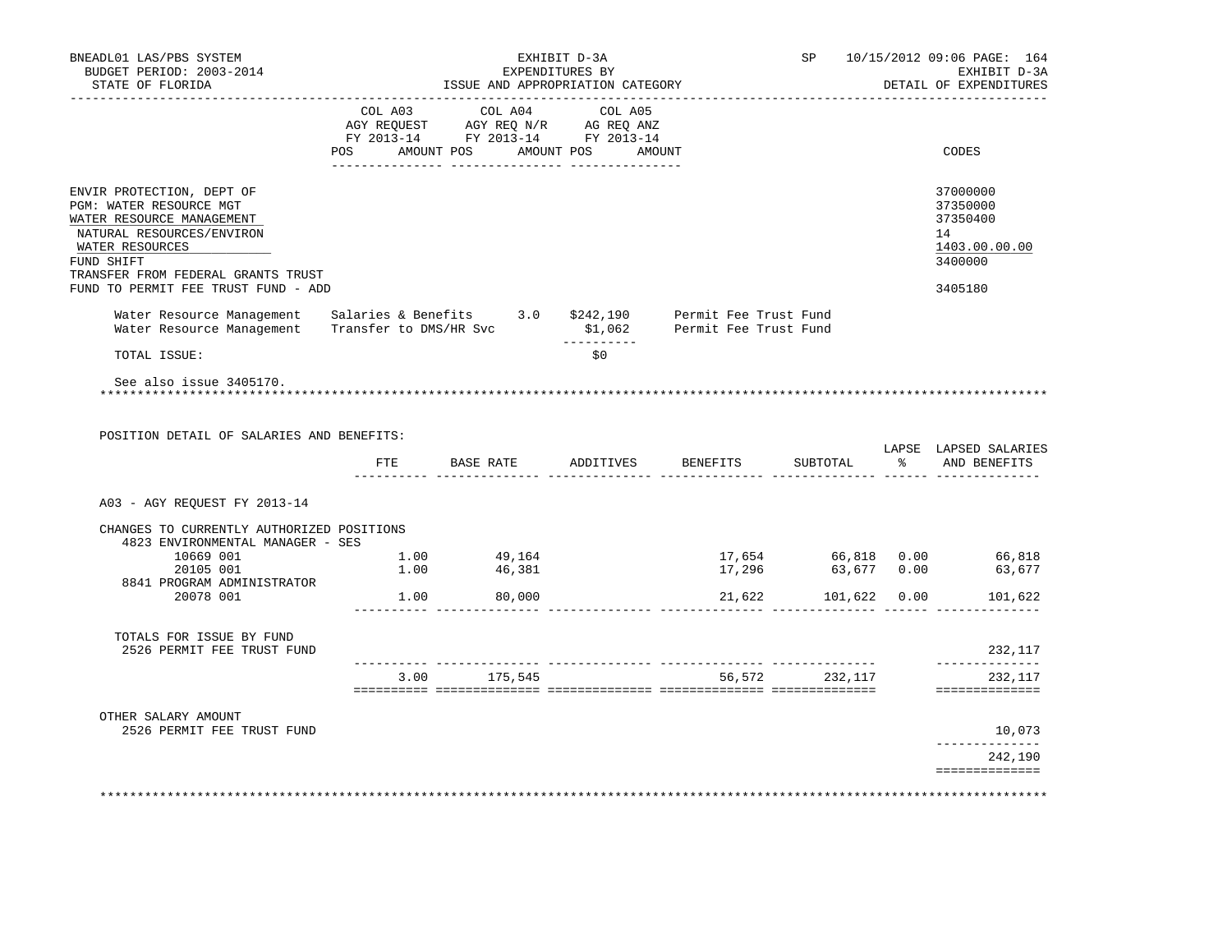BNEADL01 LAS/PBS SYSTEM — EXHIBIT D-3A — SP 10/15/2012 09:06
BUDGET PERIOD: 2003-2014 — EXPENDITURES BY — EXHIBIT D-3A
STATE OF FLORIDA — ISSUE AND APPROPRIATION CATEGORY — DETAIL OF EXPENDITURES

| | COL A03 AGY REQUEST FY 2013-14 | | COL A04 AGY REQ N/R FY 2013-14 | | COL A05 AG REQ ANZ FY 2013-14 | | CODES |
|---|---|---|---|---|---|---|---|
| | POS | AMOUNT | POS | AMOUNT | POS | AMOUNT | |
| ENVIR PROTECTION, DEPT OF | | | | | | | 37000000 |
| PGM: WATER RESOURCE MGT | | | | | | | 37350000 |
| WATER RESOURCE MANAGEMENT | | | | | | | 37350400 |
| NATURAL RESOURCES/ENVIRON | | | | | | | 14 |
| WATER RESOURCES | | | | | | | 1403.00.00.00 |
| FUND SHIFT | | | | | | | 3400000 |
| TRANSFER FROM FEDERAL GRANTS TRUST FUND TO PERMIT FEE TRUST FUND - ADD | | | | | | | 3405180 |

| | | | | |
|---|---|---|---|---|
| Water Resource Management | Salaries & Benefits | 3.0 | $242,190 | Permit Fee Trust Fund |
| Water Resource Management | Transfer to DMS/HR Svc | | $1,062 | Permit Fee Trust Fund |
| TOTAL ISSUE: | | | $0 | |

See also issue 3405170.

POSITION DETAIL OF SALARIES AND BENEFITS:

| | FTE | BASE RATE | ADDITIVES | BENEFITS | SUBTOTAL | LAPSE % | LAPSED SALARIES AND BENEFITS |
|---|---|---|---|---|---|---|---|
| A03 - AGY REQUEST FY 2013-14 | | | | | | | |
| CHANGES TO CURRENTLY AUTHORIZED POSITIONS | | | | | | | |
| 4823 ENVIRONMENTAL MANAGER - SES | | | | | | | |
| 10669 001 | 1.00 | 49,164 | | 17,654 | 66,818 | 0.00 | 66,818 |
| 20105 001 | 1.00 | 46,381 | | 17,296 | 63,677 | 0.00 | 63,677 |
| 8841 PROGRAM ADMINISTRATOR | | | | | | | |
| 20078 001 | 1.00 | 80,000 | | 21,622 | 101,622 | 0.00 | 101,622 |
| TOTALS FOR ISSUE BY FUND | | | | | | | |
| 2526 PERMIT FEE TRUST FUND | | | | | | | 232,117 |
| | 3.00 | 175,545 | | 56,572 | 232,117 | | 232,117 |
| OTHER SALARY AMOUNT | | | | | | | |
| 2526 PERMIT FEE TRUST FUND | | | | | | | 10,073 |
| | | | | | | | 242,190 |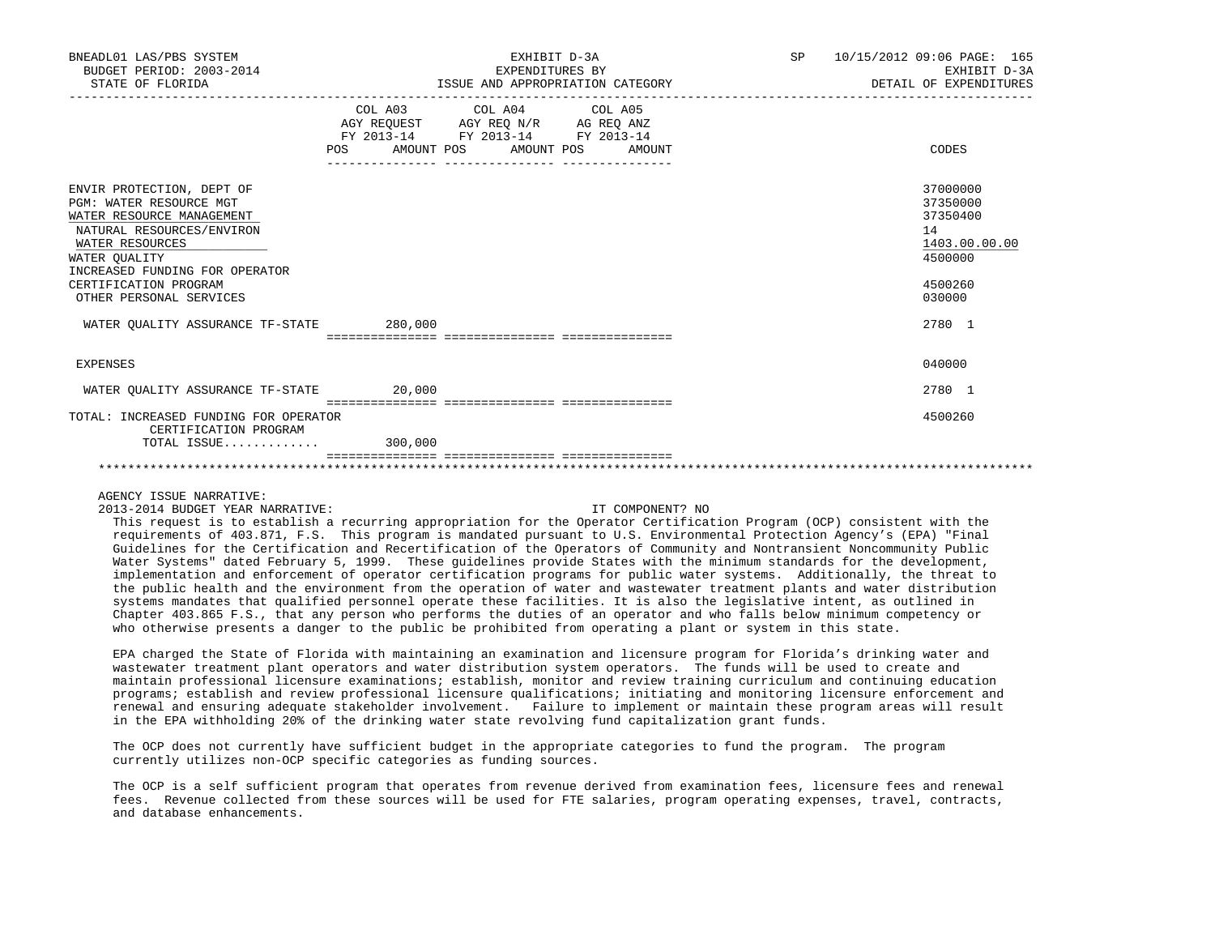BNEADL01 LAS/PBS SYSTEM
BUDGET PERIOD: 2003-2014
STATE OF FLORIDA

EXHIBIT D-3A
EXPENDITURES BY
ISSUE AND APPROPRIATION CATEGORY

SP 10/15/2012 09:06
EXHIBIT D-3A
DETAIL OF EXPENDITURES

| | COL A03 AGY REQUEST FY 2013-14 POS | AMOUNT | COL A04 AGY REQ N/R FY 2013-14 POS | AMOUNT | COL A05 AG REQ ANZ FY 2013-14 POS | AMOUNT | CODES |
|---|---|---|---|---|---|---|---|
| ENVIR PROTECTION, DEPT OF | | | | | | | 37000000 |
| PGM: WATER RESOURCE MGT | | | | | | | 37350000 |
| WATER RESOURCE MANAGEMENT | | | | | | | 37350400 |
| NATURAL RESOURCES/ENVIRON | | | | | | | 14 |
| WATER RESOURCES | | | | | | | 1403.00.00.00 |
| WATER QUALITY | | | | | | | 4500000 |
| INCREASED FUNDING FOR OPERATOR CERTIFICATION PROGRAM | | | | | | | 4500260 |
| OTHER PERSONAL SERVICES | | | | | | | 030000 |
| WATER QUALITY ASSURANCE TF-STATE | | 280,000 | | | | | 2780 1 |
| EXPENSES | | | | | | | 040000 |
| WATER QUALITY ASSURANCE TF-STATE | | 20,000 | | | | | 2780 1 |
| TOTAL: INCREASED FUNDING FOR OPERATOR CERTIFICATION PROGRAM | | | | | | | 4500260 |
| TOTAL ISSUE............ | | 300,000 | | | | | |

AGENCY ISSUE NARRATIVE:

2013-2014 BUDGET YEAR NARRATIVE: IT COMPONENT? NO

This request is to establish a recurring appropriation for the Operator Certification Program (OCP) consistent with the requirements of 403.871, F.S. This program is mandated pursuant to U.S. Environmental Protection Agency's (EPA) "Final Guidelines for the Certification and Recertification of the Operators of Community and Nontransient Noncommunity Public Water Systems" dated February 5, 1999. These guidelines provide States with the minimum standards for the development, implementation and enforcement of operator certification programs for public water systems. Additionally, the threat to the public health and the environment from the operation of water and wastewater treatment plants and water distribution systems mandates that qualified personnel operate these facilities. It is also the legislative intent, as outlined in Chapter 403.865 F.S., that any person who performs the duties of an operator and who falls below minimum competency or who otherwise presents a danger to the public be prohibited from operating a plant or system in this state.

EPA charged the State of Florida with maintaining an examination and licensure program for Florida's drinking water and wastewater treatment plant operators and water distribution system operators. The funds will be used to create and maintain professional licensure examinations; establish, monitor and review training curriculum and continuing education programs; establish and review professional licensure qualifications; initiating and monitoring licensure enforcement and renewal and ensuring adequate stakeholder involvement. Failure to implement or maintain these program areas will result in the EPA withholding 20% of the drinking water state revolving fund capitalization grant funds.

The OCP does not currently have sufficient budget in the appropriate categories to fund the program. The program currently utilizes non-OCP specific categories as funding sources.

The OCP is a self sufficient program that operates from revenue derived from examination fees, licensure fees and renewal fees. Revenue collected from these sources will be used for FTE salaries, program operating expenses, travel, contracts, and database enhancements.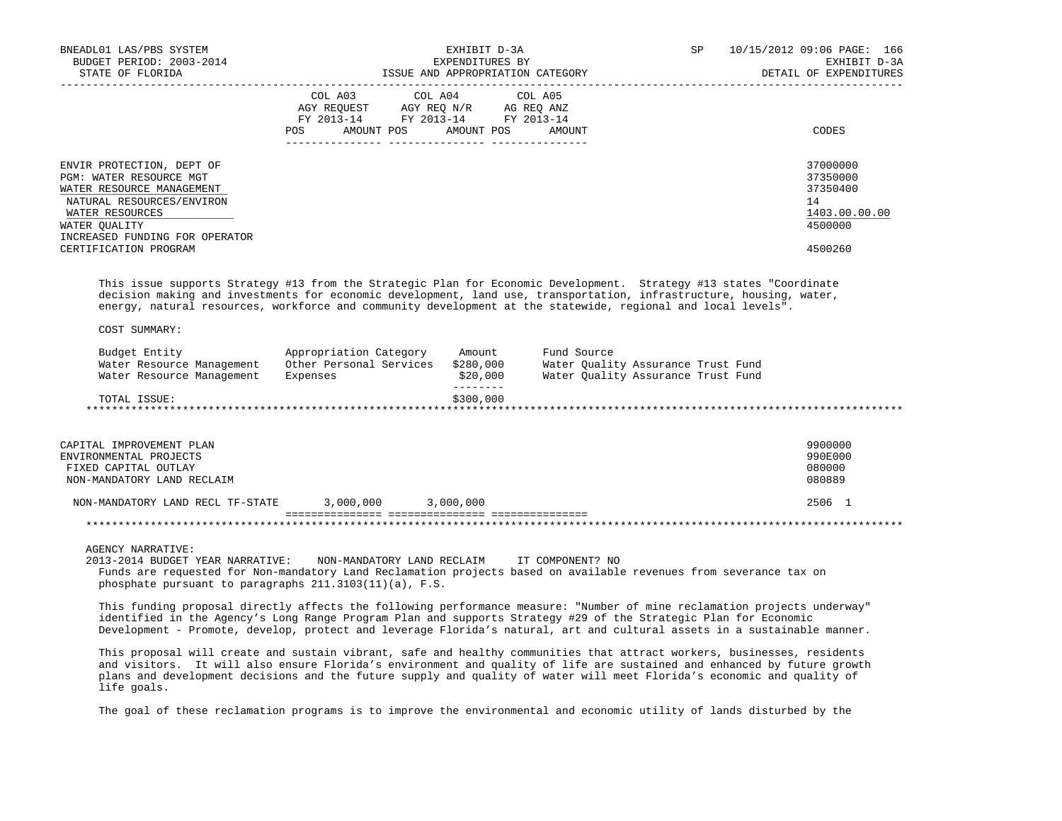| | COL A03 AGY REQUEST FY 2013-14 POS AMOUNT | COL A04 AGY REQ N/R FY 2013-14 POS AMOUNT | COL A05 AG REQ ANZ FY 2013-14 POS AMOUNT | CODES |
|---|---|---|---|---|
| ENVIR PROTECTION, DEPT OF | | | | 37000000 |
| PGM: WATER RESOURCE MGT | | | | 37350000 |
| WATER RESOURCE MANAGEMENT | | | | 37350400 |
| NATURAL RESOURCES/ENVIRON | | | | 14 |
| WATER RESOURCES | | | | 1403.00.00.00 |
| WATER QUALITY | | | | 4500000 |
| INCREASED FUNDING FOR OPERATOR CERTIFICATION PROGRAM | | | | 4500260 |

This issue supports Strategy #13 from the Strategic Plan for Economic Development. Strategy #13 states "Coordinate decision making and investments for economic development, land use, transportation, infrastructure, housing, water, energy, natural resources, workforce and community development at the statewide, regional and local levels".

COST SUMMARY:

| Budget Entity | Appropriation Category | Amount | Fund Source |
|---|---|---|---|
| Water Resource Management | Other Personal Services | $280,000 | Water Quality Assurance Trust Fund |
| Water Resource Management | Expenses | $20,000 | Water Quality Assurance Trust Fund |
| TOTAL ISSUE: | | $300,000 | |

******************************************************************************************************************************

| | COL A03 | COL A04 | COL A05 | CODES |
|---|---|---|---|---|
| CAPITAL IMPROVEMENT PLAN | | | | 9900000 |
| ENVIRONMENTAL PROJECTS | | | | 990E000 |
| FIXED CAPITAL OUTLAY | | | | 080000 |
| NON-MANDATORY LAND RECLAIM | | | | 080889 |
| NON-MANDATORY LAND RECL TF-STATE | 3,000,000 | 3,000,000 | | 2506 1 |

******************************************************************************************************************************

AGENCY NARRATIVE:
2013-2014 BUDGET YEAR NARRATIVE: NON-MANDATORY LAND RECLAIM IT COMPONENT? NO

Funds are requested for Non-mandatory Land Reclamation projects based on available revenues from severance tax on phosphate pursuant to paragraphs 211.3103(11)(a), F.S.

This funding proposal directly affects the following performance measure: "Number of mine reclamation projects underway" identified in the Agency's Long Range Program Plan and supports Strategy #29 of the Strategic Plan for Economic Development - Promote, develop, protect and leverage Florida's natural, art and cultural assets in a sustainable manner.

This proposal will create and sustain vibrant, safe and healthy communities that attract workers, businesses, residents and visitors. It will also ensure Florida's environment and quality of life are sustained and enhanced by future growth plans and development decisions and the future supply and quality of water will meet Florida's economic and quality of life goals.

The goal of these reclamation programs is to improve the environmental and economic utility of lands disturbed by the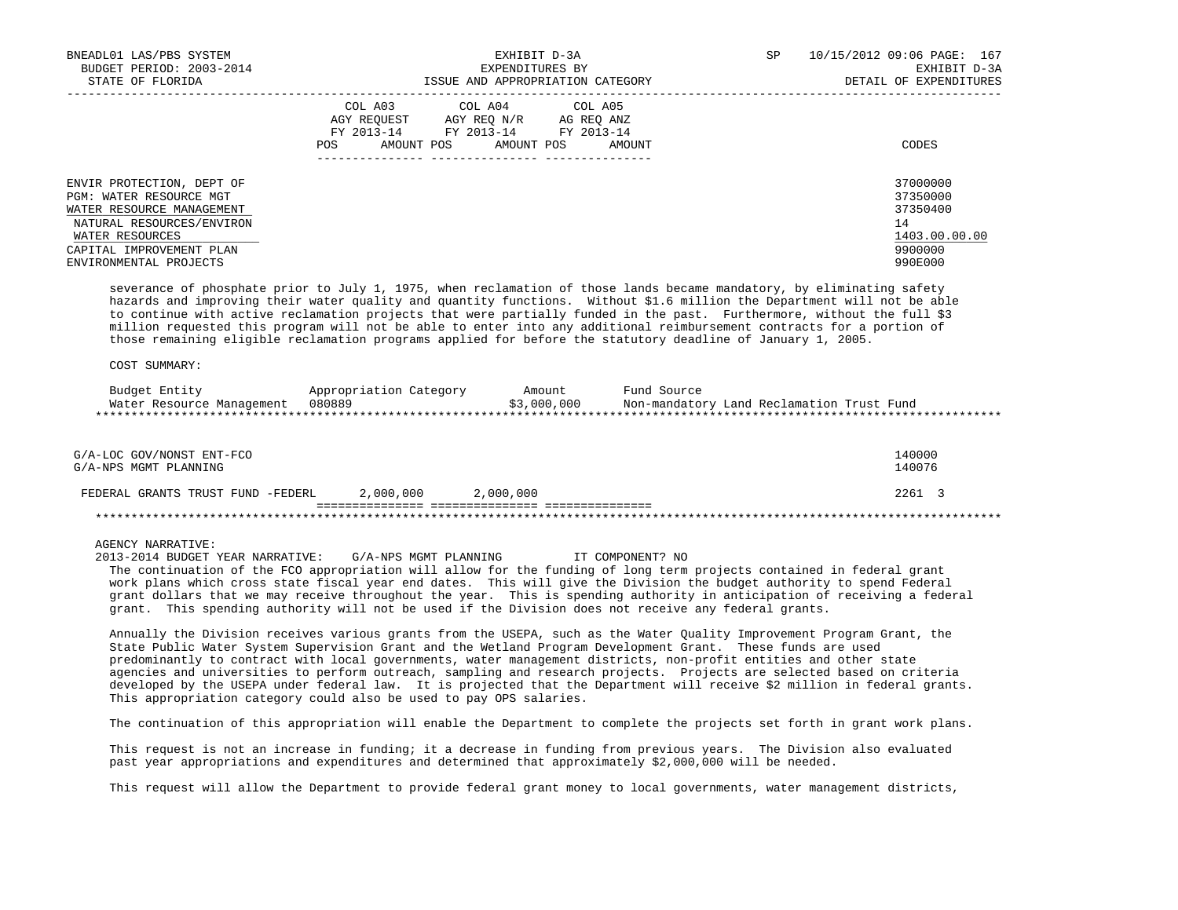| | COL A03 AGY REQUEST FY 2013-14 POS AMOUNT | COL A04 AGY REQ N/R FY 2013-14 POS AMOUNT | COL A05 AG REQ ANZ FY 2013-14 POS AMOUNT | CODES |
|---|---|---|---|---|
| ENVIR PROTECTION, DEPT OF | | | | 37000000 |
| PGM: WATER RESOURCE MGT | | | | 37350000 |
| WATER RESOURCE MANAGEMENT | | | | 37350400 |
| NATURAL RESOURCES/ENVIRON | | | | 14 |
| WATER RESOURCES | | | | 1403.00.00.00 |
| CAPITAL IMPROVEMENT PLAN | | | | 9900000 |
| ENVIRONMENTAL PROJECTS | | | | 990E000 |

severance of phosphate prior to July 1, 1975, when reclamation of those lands became mandatory, by eliminating safety hazards and improving their water quality and quantity functions. Without $1.6 million the Department will not be able to continue with active reclamation projects that were partially funded in the past. Furthermore, without the full $3 million requested this program will not be able to enter into any additional reimbursement contracts for a portion of those remaining eligible reclamation programs applied for before the statutory deadline of January 1, 2005.

COST SUMMARY:

| Budget Entity | Appropriation Category | Amount | Fund Source |
|---|---|---|---|
| Water Resource Management | 080889 | $3,000,000 | Non-mandatory Land Reclamation Trust Fund |

*****************************************************************************************************************************

| | COL A03 | COL A04 | COL A05 | CODES |
|---|---|---|---|---|
| G/A-LOC GOV/NONST ENT-FCO | | | | 140000 |
| G/A-NPS MGMT PLANNING | | | | 140076 |
| FEDERAL GRANTS TRUST FUND -FEDERL | 2,000,000 | 2,000,000 | | 2261 3 |

*****************************************************************************************************************************

AGENCY NARRATIVE:
2013-2014 BUDGET YEAR NARRATIVE: G/A-NPS MGMT PLANNING IT COMPONENT? NO

The continuation of the FCO appropriation will allow for the funding of long term projects contained in federal grant work plans which cross state fiscal year end dates. This will give the Division the budget authority to spend Federal grant dollars that we may receive throughout the year. This is spending authority in anticipation of receiving a federal grant. This spending authority will not be used if the Division does not receive any federal grants.

Annually the Division receives various grants from the USEPA, such as the Water Quality Improvement Program Grant, the State Public Water System Supervision Grant and the Wetland Program Development Grant. These funds are used predominantly to contract with local governments, water management districts, non-profit entities and other state agencies and universities to perform outreach, sampling and research projects. Projects are selected based on criteria developed by the USEPA under federal law. It is projected that the Department will receive $2 million in federal grants. This appropriation category could also be used to pay OPS salaries.

The continuation of this appropriation will enable the Department to complete the projects set forth in grant work plans.

This request is not an increase in funding; it a decrease in funding from previous years. The Division also evaluated past year appropriations and expenditures and determined that approximately $2,000,000 will be needed.

This request will allow the Department to provide federal grant money to local governments, water management districts,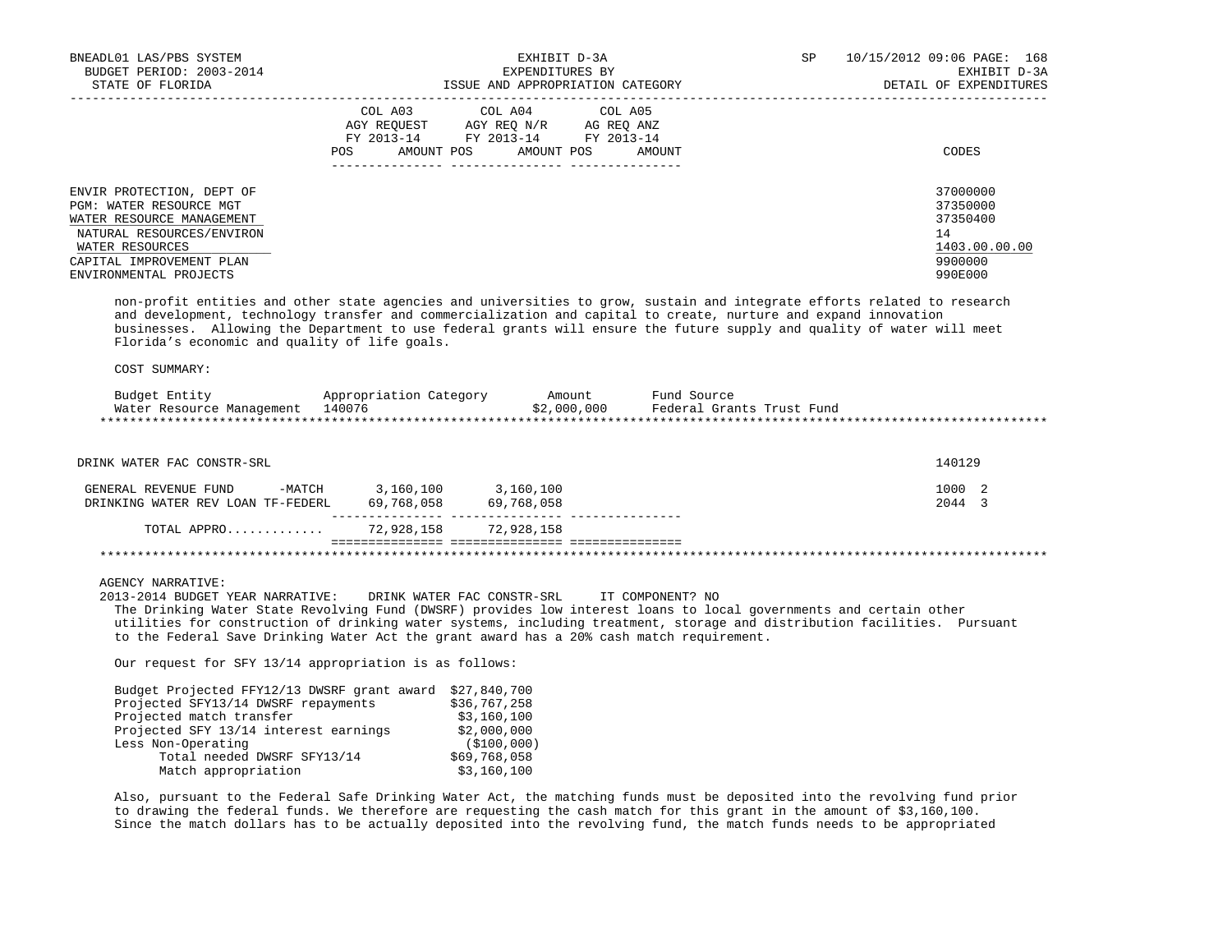| | COL A03 AGY REQUEST FY 2013-14 POS AMOUNT | COL A04 AGY REQ N/R FY 2013-14 POS AMOUNT | COL A05 AG REQ ANZ FY 2013-14 POS AMOUNT | CODES |
|---|---|---|---|---|
| ENVIR PROTECTION, DEPT OF | | | | 37000000 |
| PGM: WATER RESOURCE MGT | | | | 37350000 |
| WATER RESOURCE MANAGEMENT | | | | 37350400 |
| NATURAL RESOURCES/ENVIRON | | | | 14 |
| WATER RESOURCES | | | | 1403.00.00.00 |
| CAPITAL IMPROVEMENT PLAN | | | | 9900000 |
| ENVIRONMENTAL PROJECTS | | | | 990E000 |

non-profit entities and other state agencies and universities to grow, sustain and integrate efforts related to research and development, technology transfer and commercialization and capital to create, nurture and expand innovation businesses. Allowing the Department to use federal grants will ensure the future supply and quality of water will meet Florida's economic and quality of life goals.

COST SUMMARY:

| Budget Entity | Appropriation Category | Amount | Fund Source |
|---|---|---|---|
| Water Resource Management | 140076 | $2,000,000 | Federal Grants Trust Fund |

******************************************************************************************************************************

| DRINK WATER FAC CONSTR-SRL | COL A03 | COL A04 | COL A05 | 140129 |
|---|---|---|---|---|
| GENERAL REVENUE FUND -MATCH | 3,160,100 | 3,160,100 | | 1000 2 |
| DRINKING WATER REV LOAN TF-FEDERL | 69,768,058 | 69,768,058 | | 2044 3 |
| TOTAL APPRO............ | 72,928,158 | 72,928,158 | | |

******************************************************************************************************************************

AGENCY NARRATIVE:

2013-2014 BUDGET YEAR NARRATIVE: DRINK WATER FAC CONSTR-SRL IT COMPONENT? NO

The Drinking Water State Revolving Fund (DWSRF) provides low interest loans to local governments and certain other utilities for construction of drinking water systems, including treatment, storage and distribution facilities. Pursuant to the Federal Save Drinking Water Act the grant award has a 20% cash match requirement.

Our request for SFY 13/14 appropriation is as follows:

| | |
|---|---|
| Budget Projected FFY12/13 DWSRF grant award | $27,840,700 |
| Projected SFY13/14 DWSRF repayments | $36,767,258 |
| Projected match transfer | $3,160,100 |
| Projected SFY 13/14 interest earnings | $2,000,000 |
| Less Non-Operating | ($100,000) |
| Total needed DWSRF SFY13/14 | $69,768,058 |
| Match appropriation | $3,160,100 |

Also, pursuant to the Federal Safe Drinking Water Act, the matching funds must be deposited into the revolving fund prior to drawing the federal funds. We therefore are requesting the cash match for this grant in the amount of $3,160,100. Since the match dollars has to be actually deposited into the revolving fund, the match funds needs to be appropriated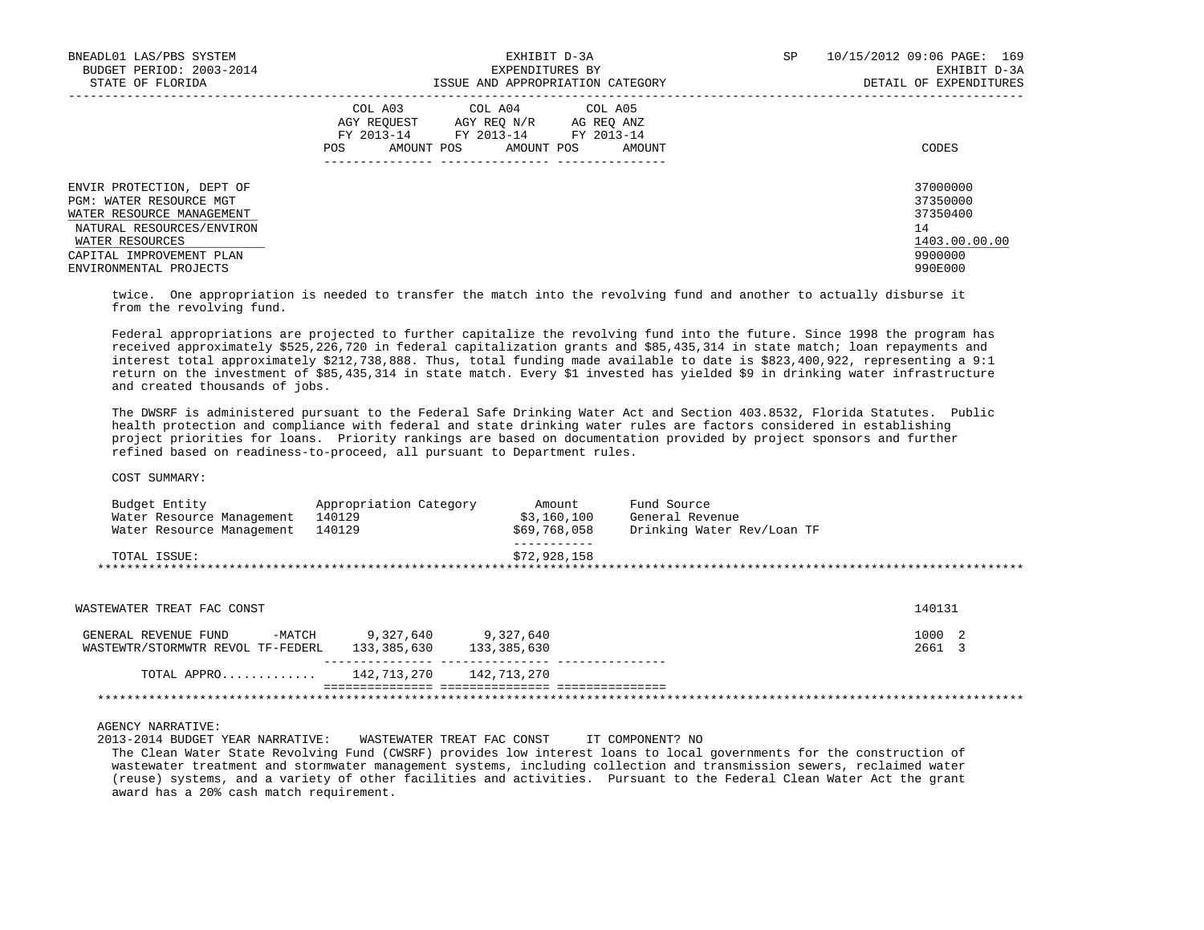| | COL A03 AGY REQUEST FY 2013-14 POS AMOUNT | COL A04 AGY REQ N/R FY 2013-14 POS AMOUNT | COL A05 AG REQ ANZ FY 2013-14 POS AMOUNT | CODES |
|---|---|---|---|---|
| ENVIR PROTECTION, DEPT OF | | | | 37000000 |
| PGM: WATER RESOURCE MGT | | | | 37350000 |
| WATER RESOURCE MANAGEMENT | | | | 37350400 |
| NATURAL RESOURCES/ENVIRON | | | | 14 |
| WATER RESOURCES | | | | 1403.00.00.00 |
| CAPITAL IMPROVEMENT PLAN | | | | 9900000 |
| ENVIRONMENTAL PROJECTS | | | | 990E000 |

twice. One appropriation is needed to transfer the match into the revolving fund and another to actually disburse it from the revolving fund.

Federal appropriations are projected to further capitalize the revolving fund into the future. Since 1998 the program has received approximately $525,226,720 in federal capitalization grants and $85,435,314 in state match; loan repayments and interest total approximately $212,738,888. Thus, total funding made available to date is $823,400,922, representing a 9:1 return on the investment of $85,435,314 in state match. Every $1 invested has yielded $9 in drinking water infrastructure and created thousands of jobs.

The DWSRF is administered pursuant to the Federal Safe Drinking Water Act and Section 403.8532, Florida Statutes. Public health protection and compliance with federal and state drinking water rules are factors considered in establishing project priorities for loans. Priority rankings are based on documentation provided by project sponsors and further refined based on readiness-to-proceed, all pursuant to Department rules.

COST SUMMARY:

| Budget Entity | Appropriation Category | Amount | Fund Source |
|---|---|---|---|
| Water Resource Management | 140129 | $3,160,100 | General Revenue |
| Water Resource Management | 140129 | $69,768,058 | Drinking Water Rev/Loan TF |
| TOTAL ISSUE: | | $72,928,158 | |

******************************************************************************************************

| WASTEWATER TREAT FAC CONST | COL A03 | COL A04 | COL A05 | 140131 |
|---|---|---|---|---|
| GENERAL REVENUE FUND -MATCH | 9,327,640 | 9,327,640 | | 1000 2 |
| WASTEWTR/STORMWTR REVOL TF-FEDERL | 133,385,630 | 133,385,630 | | 2661 3 |
| TOTAL APPRO............ | 142,713,270 | 142,713,270 | | |

******************************************************************************************************

AGENCY NARRATIVE:

2013-2014 BUDGET YEAR NARRATIVE: WASTEWATER TREAT FAC CONST IT COMPONENT? NO

The Clean Water State Revolving Fund (CWSRF) provides low interest loans to local governments for the construction of wastewater treatment and stormwater management systems, including collection and transmission sewers, reclaimed water (reuse) systems, and a variety of other facilities and activities. Pursuant to the Federal Clean Water Act the grant award has a 20% cash match requirement.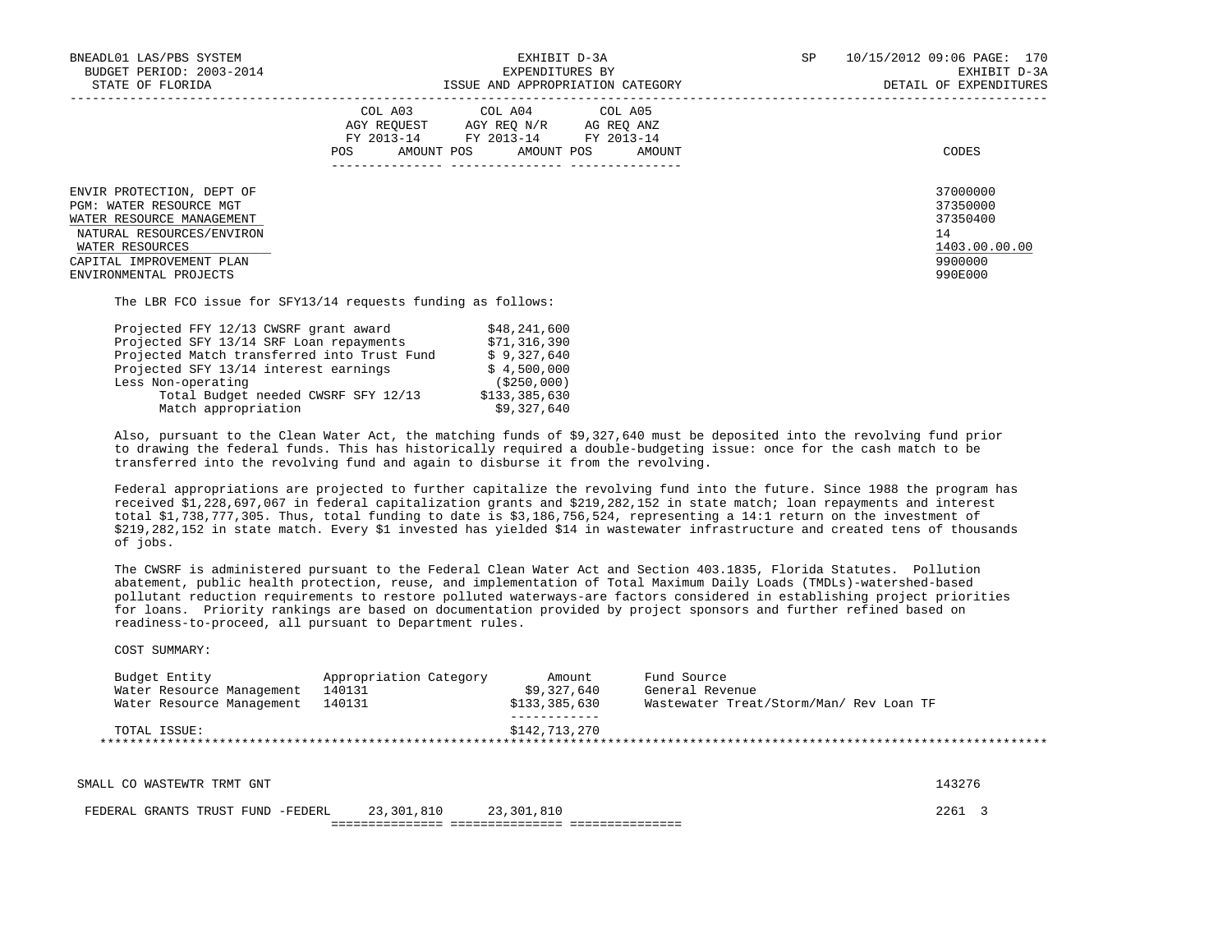| | COL A03 AGY REQUEST FY 2013-14 | | COL A04 AGY REQ N/R FY 2013-14 | | COL A05 AG REQ ANZ FY 2013-14 | | CODES |
|---|---|---|---|---|---|---|---|
| | POS | AMOUNT | POS | AMOUNT | POS | AMOUNT | |
| ENVIR PROTECTION, DEPT OF | | | | | | | 37000000 |
| PGM: WATER RESOURCE MGT | | | | | | | 37350000 |
| WATER RESOURCE MANAGEMENT | | | | | | | 37350400 |
| NATURAL RESOURCES/ENVIRON | | | | | | | 14 |
| WATER RESOURCES | | | | | | | 1403.00.00.00 |
| CAPITAL IMPROVEMENT PLAN | | | | | | | 9900000 |
| ENVIRONMENTAL PROJECTS | | | | | | | 990E000 |

The LBR FCO issue for SFY13/14 requests funding as follows:

| | |
|---|---|
| Projected FFY 12/13 CWSRF grant award | $48,241,600 |
| Projected SFY 13/14 SRF Loan repayments | $71,316,390 |
| Projected Match transferred into Trust Fund | $ 9,327,640 |
| Projected SFY 13/14 interest earnings | $ 4,500,000 |
| Less Non-operating | ($250,000) |
| Total Budget needed CWSRF SFY 12/13 | $133,385,630 |
| Match appropriation | $9,327,640 |

Also, pursuant to the Clean Water Act, the matching funds of $9,327,640 must be deposited into the revolving fund prior to drawing the federal funds. This has historically required a double-budgeting issue: once for the cash match to be transferred into the revolving fund and again to disburse it from the revolving.

Federal appropriations are projected to further capitalize the revolving fund into the future. Since 1988 the program has received $1,228,697,067 in federal capitalization grants and $219,282,152 in state match; loan repayments and interest total $1,738,777,305. Thus, total funding to date is $3,186,756,524, representing a 14:1 return on the investment of $219,282,152 in state match. Every $1 invested has yielded $14 in wastewater infrastructure and created tens of thousands of jobs.

The CWSRF is administered pursuant to the Federal Clean Water Act and Section 403.1835, Florida Statutes. Pollution abatement, public health protection, reuse, and implementation of Total Maximum Daily Loads (TMDLs)-watershed-based pollutant reduction requirements to restore polluted waterways-are factors considered in establishing project priorities for loans. Priority rankings are based on documentation provided by project sponsors and further refined based on readiness-to-proceed, all pursuant to Department rules.

COST SUMMARY:

| Budget Entity | Appropriation Category | Amount | Fund Source |
|---|---|---|---|
| Water Resource Management | 140131 | $9,327,640 | General Revenue |
| Water Resource Management | 140131 | $133,385,630 | Wastewater Treat/Storm/Man/ Rev Loan TF |
| TOTAL ISSUE: | | $142,713,270 | |

*******************************************************************************************************************

| | COL A03 | COL A04 | COL A05 | CODES |
|---|---|---|---|---|
| SMALL CO WASTEWTR TRMT GNT | | | | 143276 |
| FEDERAL GRANTS TRUST FUND -FEDERL | 23,301,810 | 23,301,810 | | 2261 3 |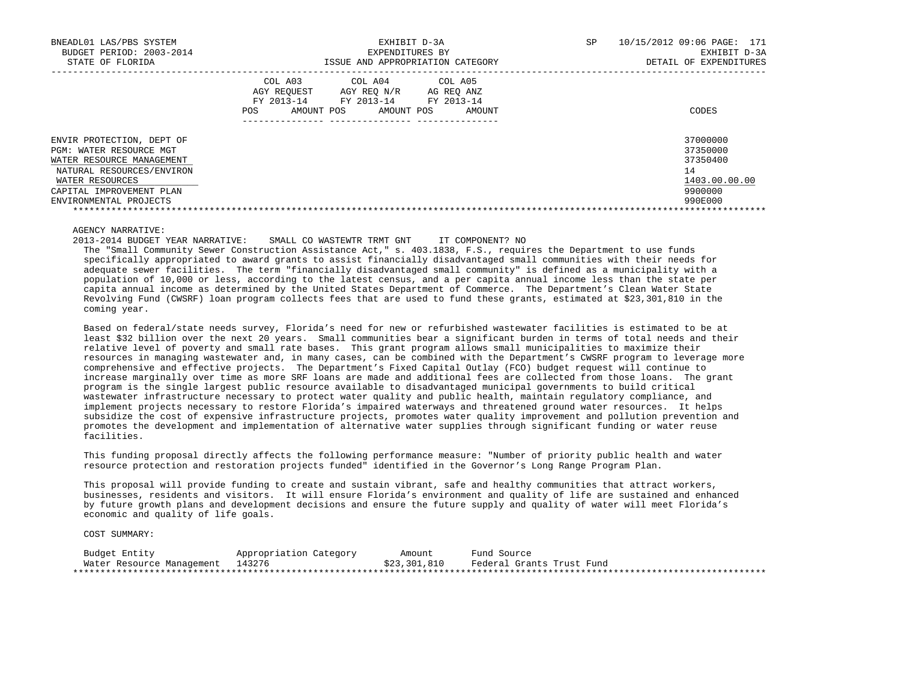| | COL A03 AGY REQUEST FY 2013-14 POS AMOUNT | COL A04 AGY REQ N/R FY 2013-14 POS AMOUNT | COL A05 AG REQ ANZ FY 2013-14 POS AMOUNT | CODES |
|---|---|---|---|---|
| ENVIR PROTECTION, DEPT OF | | | | 37000000 |
| PGM: WATER RESOURCE MGT | | | | 37350000 |
| WATER RESOURCE MANAGEMENT | | | | 37350400 |
| NATURAL RESOURCES/ENVIRON | | | | 14 |
| WATER RESOURCES | | | | 1403.00.00.00 |
| CAPITAL IMPROVEMENT PLAN | | | | 9900000 |
| ENVIRONMENTAL PROJECTS | | | | 990E000 |

AGENCY NARRATIVE:

2013-2014 BUDGET YEAR NARRATIVE: SMALL CO WASTEWTR TRMT GNT IT COMPONENT? NO

The "Small Community Sewer Construction Assistance Act," s. 403.1838, F.S., requires the Department to use funds specifically appropriated to award grants to assist financially disadvantaged small communities with their needs for adequate sewer facilities. The term "financially disadvantaged small community" is defined as a municipality with a population of 10,000 or less, according to the latest census, and a per capita annual income less than the state per capita annual income as determined by the United States Department of Commerce. The Department's Clean Water State Revolving Fund (CWSRF) loan program collects fees that are used to fund these grants, estimated at $23,301,810 in the coming year.

Based on federal/state needs survey, Florida's need for new or refurbished wastewater facilities is estimated to be at least $32 billion over the next 20 years. Small communities bear a significant burden in terms of total needs and their relative level of poverty and small rate bases. This grant program allows small municipalities to maximize their resources in managing wastewater and, in many cases, can be combined with the Department's CWSRF program to leverage more comprehensive and effective projects. The Department's Fixed Capital Outlay (FCO) budget request will continue to increase marginally over time as more SRF loans are made and additional fees are collected from those loans. The grant program is the single largest public resource available to disadvantaged municipal governments to build critical wastewater infrastructure necessary to protect water quality and public health, maintain regulatory compliance, and implement projects necessary to restore Florida's impaired waterways and threatened ground water resources. It helps subsidize the cost of expensive infrastructure projects, promotes water quality improvement and pollution prevention and promotes the development and implementation of alternative water supplies through significant funding or water reuse facilities.

This funding proposal directly affects the following performance measure: "Number of priority public health and water resource protection and restoration projects funded" identified in the Governor's Long Range Program Plan.

This proposal will provide funding to create and sustain vibrant, safe and healthy communities that attract workers, businesses, residents and visitors. It will ensure Florida's environment and quality of life are sustained and enhanced by future growth plans and development decisions and ensure the future supply and quality of water will meet Florida's economic and quality of life goals.

COST SUMMARY:

| Budget Entity | Appropriation Category | Amount | Fund Source |
|---|---|---|---|
| Water Resource Management | 143276 | $23,301,810 | Federal Grants Trust Fund |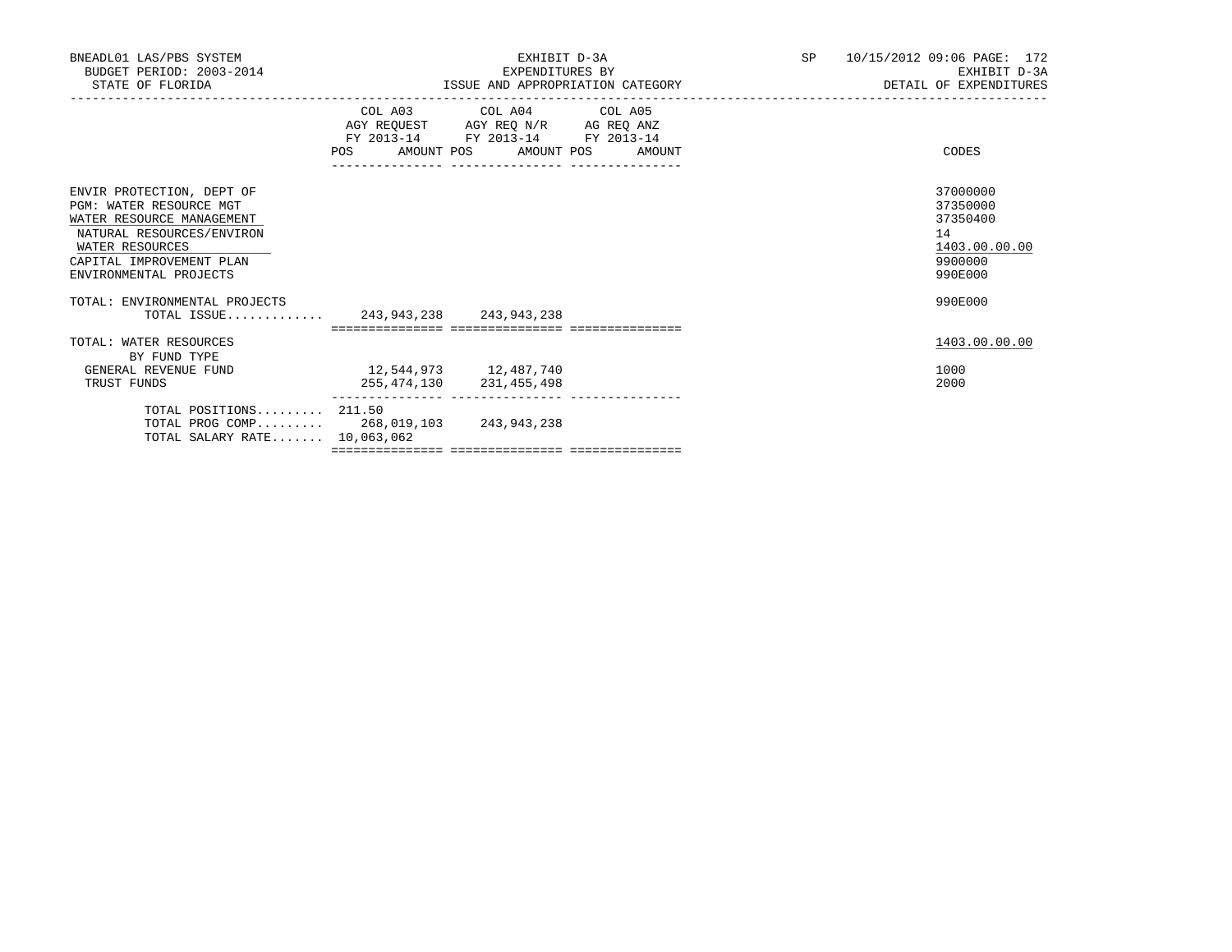BNEADL01 LAS/PBS SYSTEM
BUDGET PERIOD: 2003-2014
STATE OF FLORIDA

EXHIBIT D-3A
EXPENDITURES BY
ISSUE AND APPROPRIATION CATEGORY

SP 10/15/2012 09:06 PAGE: 172
EXHIBIT D-3A
DETAIL OF EXPENDITURES

| | COL A03 AGY REQUEST FY 2013-14 POS AMOUNT | COL A04 AGY REQ N/R FY 2013-14 POS AMOUNT | COL A05 AG REQ ANZ FY 2013-14 POS AMOUNT | CODES |
|---|---|---|---|---|
| ENVIR PROTECTION, DEPT OF | | | | 37000000 |
| PGM: WATER RESOURCE MGT | | | | 37350000 |
| WATER RESOURCE MANAGEMENT | | | | 37350400 |
| NATURAL RESOURCES/ENVIRON | | | | 14 |
| WATER RESOURCES | | | | 1403.00.00.00 |
| CAPITAL IMPROVEMENT PLAN | | | | 9900000 |
| ENVIRONMENTAL PROJECTS | | | | 990E000 |
| TOTAL: ENVIRONMENTAL PROJECTS | | | | 990E000 |
| TOTAL ISSUE............. | 243,943,238 | 243,943,238 | | |
| TOTAL: WATER RESOURCES | | | | 1403.00.00.00 |
| BY FUND TYPE | | | | |
| GENERAL REVENUE FUND | 12,544,973 | 12,487,740 | | 1000 |
| TRUST FUNDS | 255,474,130 | 231,455,498 | | 2000 |
| TOTAL POSITIONS......... | 211.50 | | | |
| TOTAL PROG COMP......... | 268,019,103 | 243,943,238 | | |
| TOTAL SALARY RATE....... | 10,063,062 | | | |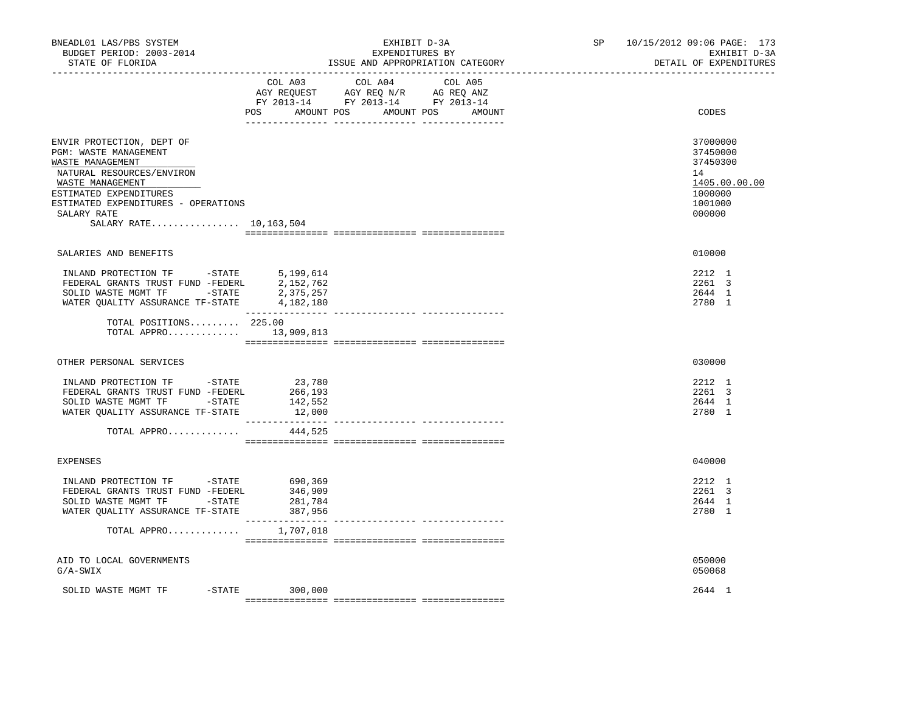BNEADL01 LAS/PBS SYSTEM | EXHIBIT D-3A | SP 10/15/2012 09:06
BUDGET PERIOD: 2003-2014 | EXPENDITURES BY | EXHIBIT D-3A
STATE OF FLORIDA | ISSUE AND APPROPRIATION CATEGORY | DETAIL OF EXPENDITURES

| | COL A03 AGY REQUEST FY 2013-14 POS | AMOUNT | COL A04 AGY REQ N/R FY 2013-14 POS | AMOUNT | COL A05 AG REQ ANZ FY 2013-14 POS | AMOUNT | CODES |
|---|---|---|---|---|---|---|---|
| ENVIR PROTECTION, DEPT OF | | | | | | | 37000000 |
| PGM: WASTE MANAGEMENT | | | | | | | 37450000 |
| WASTE MANAGEMENT | | | | | | | 37450300 |
| NATURAL RESOURCES/ENVIRON | | | | | | | 14 |
| WASTE MANAGEMENT | | | | | | | 1405.00.00.00 |
| ESTIMATED EXPENDITURES | | | | | | | 1000000 |
| ESTIMATED EXPENDITURES - OPERATIONS | | | | | | | 1001000 |
| SALARY RATE | | | | | | | 000000 |
| SALARY RATE................ | 10,163,504 | | | | | | |
| SALARIES AND BENEFITS | | | | | | | 010000 |
| INLAND PROTECTION TF -STATE | | 5,199,614 | | | | | 2212 1 |
| FEDERAL GRANTS TRUST FUND -FEDERL | | 2,152,762 | | | | | 2261 3 |
| SOLID WASTE MGMT TF -STATE | | 2,375,257 | | | | | 2644 1 |
| WATER QUALITY ASSURANCE TF-STATE | | 4,182,180 | | | | | 2780 1 |
| TOTAL POSITIONS......... | 225.00 | | | | | | |
| TOTAL APPRO............. | | 13,909,813 | | | | | |
| OTHER PERSONAL SERVICES | | | | | | | 030000 |
| INLAND PROTECTION TF -STATE | | 23,780 | | | | | 2212 1 |
| FEDERAL GRANTS TRUST FUND -FEDERL | | 266,193 | | | | | 2261 3 |
| SOLID WASTE MGMT TF -STATE | | 142,552 | | | | | 2644 1 |
| WATER QUALITY ASSURANCE TF-STATE | | 12,000 | | | | | 2780 1 |
| TOTAL APPRO............. | | 444,525 | | | | | |
| EXPENSES | | | | | | | 040000 |
| INLAND PROTECTION TF -STATE | | 690,369 | | | | | 2212 1 |
| FEDERAL GRANTS TRUST FUND -FEDERL | | 346,909 | | | | | 2261 3 |
| SOLID WASTE MGMT TF -STATE | | 281,784 | | | | | 2644 1 |
| WATER QUALITY ASSURANCE TF-STATE | | 387,956 | | | | | 2780 1 |
| TOTAL APPRO............. | | 1,707,018 | | | | | |
| AID TO LOCAL GOVERNMENTS | | | | | | | 050000 |
| G/A-SWIX | | | | | | | 050068 |
| SOLID WASTE MGMT TF -STATE | | 300,000 | | | | | 2644 1 |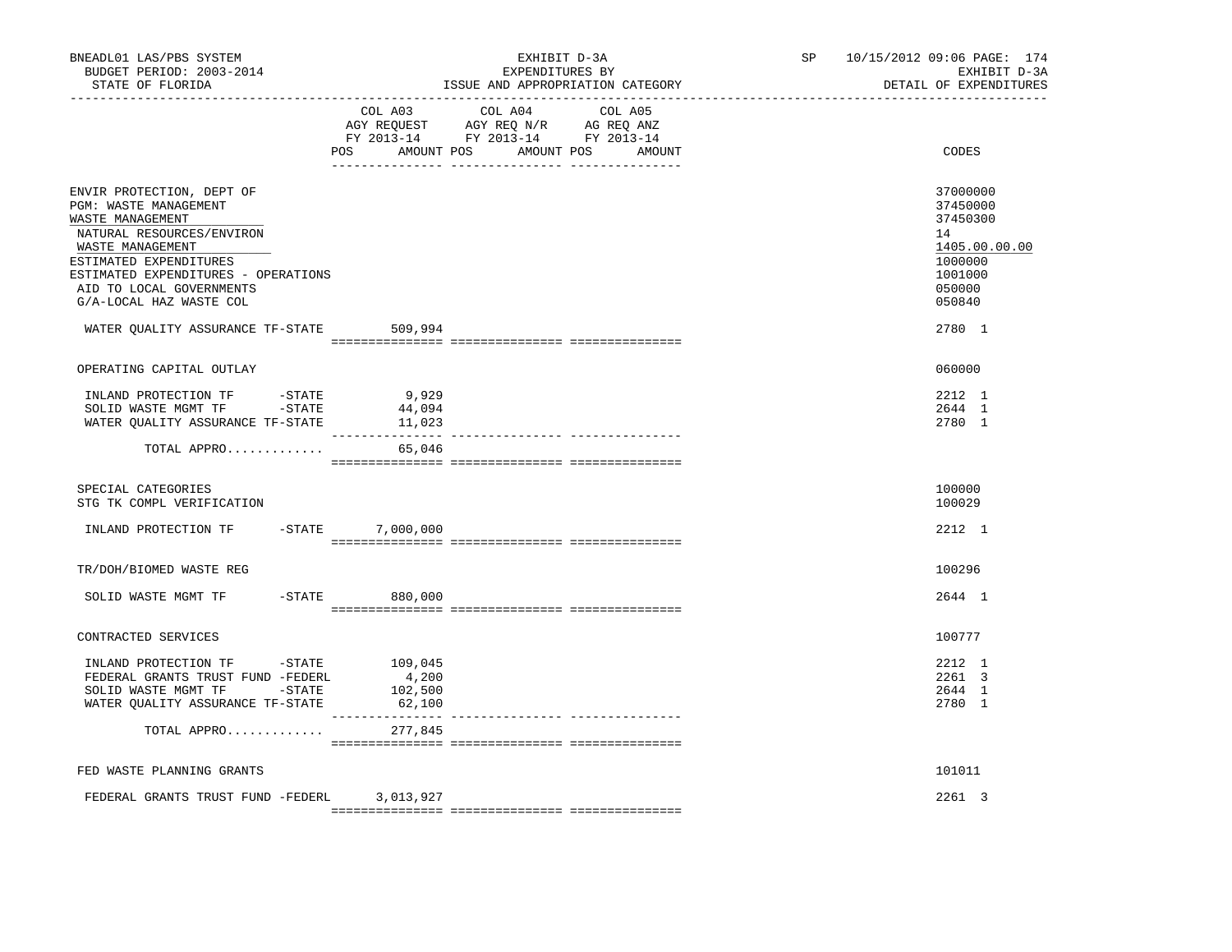BNEADL01 LAS/PBS SYSTEM
BUDGET PERIOD: 2003-2014
STATE OF FLORIDA

EXHIBIT D-3A
EXPENDITURES BY
ISSUE AND APPROPRIATION CATEGORY

SP 10/15/2012 09:06 PAGE: 174
EXHIBIT D-3A
DETAIL OF EXPENDITURES

| | COL A03 AGY REQUEST FY 2013-14 POS AMOUNT | COL A04 AGY REQ N/R FY 2013-14 POS AMOUNT | COL A05 AG REQ ANZ FY 2013-14 POS AMOUNT | CODES |
|---|---|---|---|---|
| ENVIR PROTECTION, DEPT OF | | | | 37000000 |
| PGM: WASTE MANAGEMENT | | | | 37450000 |
| WASTE MANAGEMENT | | | | 37450300 |
| NATURAL RESOURCES/ENVIRON | | | | 14 |
| WASTE MANAGEMENT | | | | 1405.00.00.00 |
| ESTIMATED EXPENDITURES | | | | 1000000 |
| ESTIMATED EXPENDITURES - OPERATIONS | | | | 1001000 |
| AID TO LOCAL GOVERNMENTS | | | | 050000 |
| G/A-LOCAL HAZ WASTE COL | | | | 050840 |
| WATER QUALITY ASSURANCE TF-STATE | 509,994 | | | 2780 1 |
| OPERATING CAPITAL OUTLAY | | | | 060000 |
| INLAND PROTECTION TF -STATE | 9,929 | | | 2212 1 |
| SOLID WASTE MGMT TF -STATE | 44,094 | | | 2644 1 |
| WATER QUALITY ASSURANCE TF-STATE | 11,023 | | | 2780 1 |
| TOTAL APPRO............ | 65,046 | | | |
| SPECIAL CATEGORIES | | | | 100000 |
| STG TK COMPL VERIFICATION | | | | 100029 |
| INLAND PROTECTION TF -STATE | 7,000,000 | | | 2212 1 |
| TR/DOH/BIOMED WASTE REG | | | | 100296 |
| SOLID WASTE MGMT TF -STATE | 880,000 | | | 2644 1 |
| CONTRACTED SERVICES | | | | 100777 |
| INLAND PROTECTION TF -STATE | 109,045 | | | 2212 1 |
| FEDERAL GRANTS TRUST FUND -FEDERL | 4,200 | | | 2261 3 |
| SOLID WASTE MGMT TF -STATE | 102,500 | | | 2644 1 |
| WATER QUALITY ASSURANCE TF-STATE | 62,100 | | | 2780 1 |
| TOTAL APPRO............ | 277,845 | | | |
| FED WASTE PLANNING GRANTS | | | | 101011 |
| FEDERAL GRANTS TRUST FUND -FEDERL | 3,013,927 | | | 2261 3 |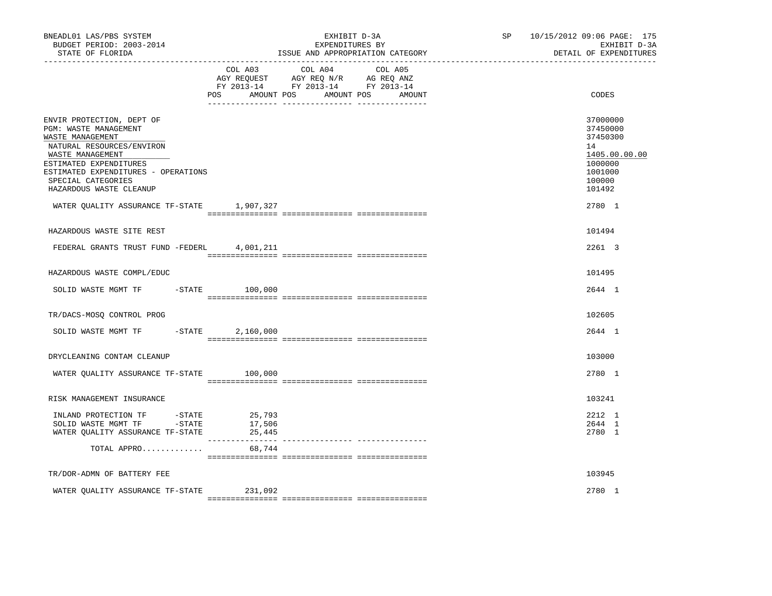BNEADL01 LAS/PBS SYSTEM — EXHIBIT D-3A — SP 10/15/2012 09:06 PAGE: 175
BUDGET PERIOD: 2003-2014 — EXPENDITURES BY — EXHIBIT D-3A
STATE OF FLORIDA — ISSUE AND APPROPRIATION CATEGORY — DETAIL OF EXPENDITURES

| | COL A03 AGY REQUEST FY 2013-14 POS AMOUNT | COL A04 AGY REQ N/R FY 2013-14 POS AMOUNT | COL A05 AG REQ ANZ FY 2013-14 POS AMOUNT | CODES |
|---|---|---|---|---|
| ENVIR PROTECTION, DEPT OF | | | | 37000000 |
| PGM: WASTE MANAGEMENT | | | | 37450000 |
| WASTE MANAGEMENT | | | | 37450300 |
| NATURAL RESOURCES/ENVIRON | | | | 14 |
| WASTE MANAGEMENT | | | | 1405.00.00.00 |
| ESTIMATED EXPENDITURES | | | | 1000000 |
| ESTIMATED EXPENDITURES - OPERATIONS | | | | 1001000 |
| SPECIAL CATEGORIES | | | | 100000 |
| HAZARDOUS WASTE CLEANUP | | | | 101492 |
| WATER QUALITY ASSURANCE TF-STATE | 1,907,327 | | | 2780 1 |
| HAZARDOUS WASTE SITE REST | | | | 101494 |
| FEDERAL GRANTS TRUST FUND -FEDERL | 4,001,211 | | | 2261 3 |
| HAZARDOUS WASTE COMPL/EDUC | | | | 101495 |
| SOLID WASTE MGMT TF -STATE | 100,000 | | | 2644 1 |
| TR/DACS-MOSQ CONTROL PROG | | | | 102605 |
| SOLID WASTE MGMT TF -STATE | 2,160,000 | | | 2644 1 |
| DRYCLEANING CONTAM CLEANUP | | | | 103000 |
| WATER QUALITY ASSURANCE TF-STATE | 100,000 | | | 2780 1 |
| RISK MANAGEMENT INSURANCE | | | | 103241 |
| INLAND PROTECTION TF -STATE | 25,793 | | | 2212 1 |
| SOLID WASTE MGMT TF -STATE | 17,506 | | | 2644 1 |
| WATER QUALITY ASSURANCE TF-STATE | 25,445 | | | 2780 1 |
| TOTAL APPRO............. | 68,744 | | | |
| TR/DOR-ADMN OF BATTERY FEE | | | | 103945 |
| WATER QUALITY ASSURANCE TF-STATE | 231,092 | | | 2780 1 |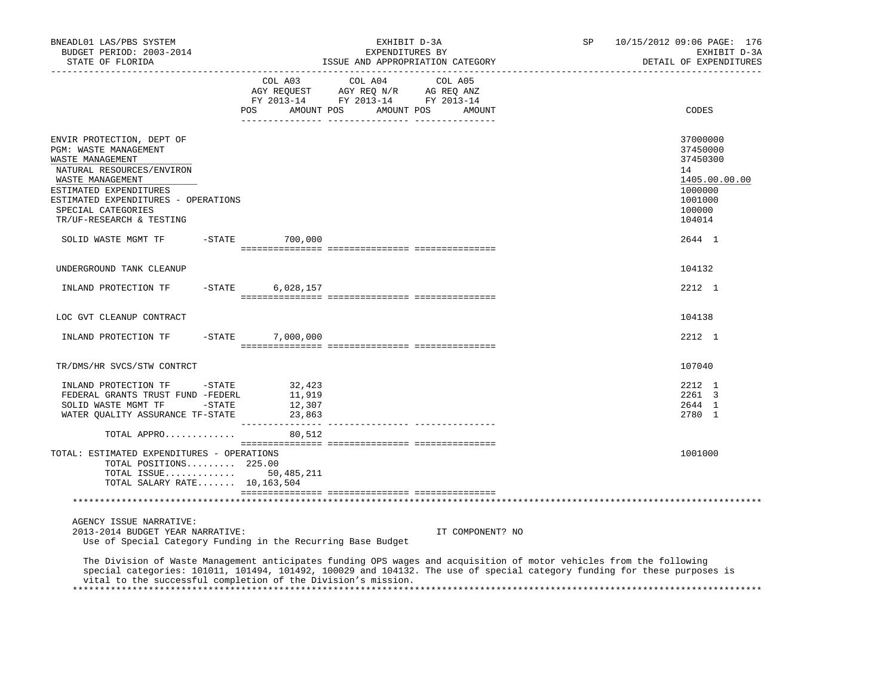BNEADL01 LAS/PBS SYSTEM | EXHIBIT D-3A | SP 10/15/2012 09:06 PAGE: 176
BUDGET PERIOD: 2003-2014 | EXPENDITURES BY | EXHIBIT D-3A
STATE OF FLORIDA | ISSUE AND APPROPRIATION CATEGORY | DETAIL OF EXPENDITURES

| | COL A03 AGY REQUEST FY 2013-14 POS AMOUNT | COL A04 AGY REQ N/R FY 2013-14 POS AMOUNT | COL A05 AG REQ ANZ FY 2013-14 POS AMOUNT | CODES |
|---|---|---|---|---|
| ENVIR PROTECTION, DEPT OF | | | | 37000000 |
| PGM: WASTE MANAGEMENT | | | | 37450000 |
| WASTE MANAGEMENT | | | | 37450300 |
| NATURAL RESOURCES/ENVIRON | | | | 14 |
| WASTE MANAGEMENT | | | | 1405.00.00.00 |
| ESTIMATED EXPENDITURES | | | | 1000000 |
| ESTIMATED EXPENDITURES - OPERATIONS | | | | 1001000 |
| SPECIAL CATEGORIES | | | | 100000 |
| TR/UF-RESEARCH & TESTING | | | | 104014 |
| SOLID WASTE MGMT TF -STATE | 700,000 | | | 2644 1 |
| UNDERGROUND TANK CLEANUP | | | | 104132 |
| INLAND PROTECTION TF -STATE | 6,028,157 | | | 2212 1 |
| LOC GVT CLEANUP CONTRACT | | | | 104138 |
| INLAND PROTECTION TF -STATE | 7,000,000 | | | 2212 1 |
| TR/DMS/HR SVCS/STW CONTRCT | | | | 107040 |
| INLAND PROTECTION TF -STATE | 32,423 | | | 2212 1 |
| FEDERAL GRANTS TRUST FUND -FEDERL | 11,919 | | | 2261 3 |
| SOLID WASTE MGMT TF -STATE | 12,307 | | | 2644 1 |
| WATER QUALITY ASSURANCE TF-STATE | 23,863 | | | 2780 1 |
| TOTAL APPRO............ | 80,512 | | | |
| TOTAL: ESTIMATED EXPENDITURES - OPERATIONS | | | | 1001000 |
| TOTAL POSITIONS......... 225.00 | | | | |
| TOTAL ISSUE............ | 50,485,211 | | | |
| TOTAL SALARY RATE....... 10,163,504 | | | | |

AGENCY ISSUE NARRATIVE:

2013-2014 BUDGET YEAR NARRATIVE: IT COMPONENT? NO

Use of Special Category Funding in the Recurring Base Budget

The Division of Waste Management anticipates funding OPS wages and acquisition of motor vehicles from the following special categories: 101011, 101494, 101492, 100029 and 104132. The use of special category funding for these purposes is vital to the successful completion of the Division's mission.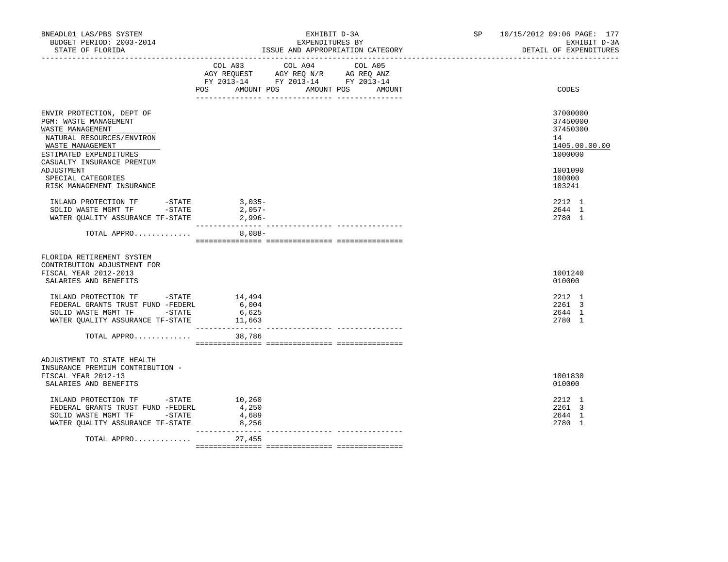BNEADL01 LAS/PBS SYSTEM | EXHIBIT D-3A | SP 10/15/2012 09:06 PAGE: 177
BUDGET PERIOD: 2003-2014 | EXPENDITURES BY | EXHIBIT D-3A
STATE OF FLORIDA | ISSUE AND APPROPRIATION CATEGORY | DETAIL OF EXPENDITURES

| | COL A03 AGY REQUEST FY 2013-14 POS AMOUNT | COL A04 AGY REQ N/R FY 2013-14 POS AMOUNT | COL A05 AG REQ ANZ FY 2013-14 POS AMOUNT | CODES |
|---|---|---|---|---|
| ENVIR PROTECTION, DEPT OF | | | | 37000000 |
| PGM: WASTE MANAGEMENT | | | | 37450000 |
| WASTE MANAGEMENT | | | | 37450300 |
| NATURAL RESOURCES/ENVIRON | | | | 14 |
| WASTE MANAGEMENT | | | | 1405.00.00.00 |
| ESTIMATED EXPENDITURES | | | | 1000000 |
| CASUALTY INSURANCE PREMIUM ADJUSTMENT | | | | 1001090 |
| SPECIAL CATEGORIES | | | | 100000 |
| RISK MANAGEMENT INSURANCE | | | | 103241 |
| INLAND PROTECTION TF -STATE | 3,035- | | | 2212 1 |
| SOLID WASTE MGMT TF -STATE | 2,057- | | | 2644 1 |
| WATER QUALITY ASSURANCE TF-STATE | 2,996- | | | 2780 1 |
| TOTAL APPRO............ | 8,088- | | | |
| FLORIDA RETIREMENT SYSTEM CONTRIBUTION ADJUSTMENT FOR FISCAL YEAR 2012-2013 | | | | 1001240 |
| SALARIES AND BENEFITS | | | | 010000 |
| INLAND PROTECTION TF -STATE | 14,494 | | | 2212 1 |
| FEDERAL GRANTS TRUST FUND -FEDERL | 6,004 | | | 2261 3 |
| SOLID WASTE MGMT TF -STATE | 6,625 | | | 2644 1 |
| WATER QUALITY ASSURANCE TF-STATE | 11,663 | | | 2780 1 |
| TOTAL APPRO............ | 38,786 | | | |
| ADJUSTMENT TO STATE HEALTH INSURANCE PREMIUM CONTRIBUTION - FISCAL YEAR 2012-13 | | | | 1001830 |
| SALARIES AND BENEFITS | | | | 010000 |
| INLAND PROTECTION TF -STATE | 10,260 | | | 2212 1 |
| FEDERAL GRANTS TRUST FUND -FEDERL | 4,250 | | | 2261 3 |
| SOLID WASTE MGMT TF -STATE | 4,689 | | | 2644 1 |
| WATER QUALITY ASSURANCE TF-STATE | 8,256 | | | 2780 1 |
| TOTAL APPRO............ | 27,455 | | | |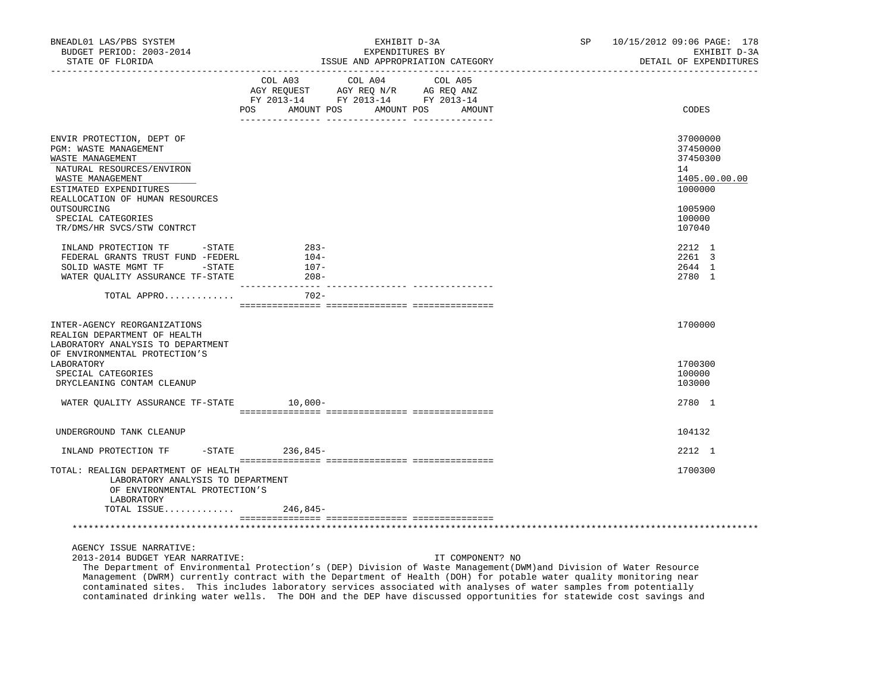| | COL A03 AGY REQUEST FY 2013-14 POS AMOUNT | COL A04 AGY REQ N/R FY 2013-14 POS AMOUNT | COL A05 AG REQ ANZ FY 2013-14 POS AMOUNT | CODES |
|---|---|---|---|---|
| ENVIR PROTECTION, DEPT OF | | | | 37000000 |
| PGM: WASTE MANAGEMENT | | | | 37450000 |
| WASTE MANAGEMENT | | | | 37450300 |
| NATURAL RESOURCES/ENVIRON | | | | 14 |
| WASTE MANAGEMENT | | | | 1405.00.00.00 |
| ESTIMATED EXPENDITURES | | | | 1000000 |
| REALLOCATION OF HUMAN RESOURCES OUTSOURCING | | | | 1005900 |
| SPECIAL CATEGORIES | | | | 100000 |
| TR/DMS/HR SVCS/STW CONTRCT | | | | 107040 |
| INLAND PROTECTION TF -STATE | 283- | | | 2212 1 |
| FEDERAL GRANTS TRUST FUND -FEDERL | 104- | | | 2261 3 |
| SOLID WASTE MGMT TF -STATE | 107- | | | 2644 1 |
| WATER QUALITY ASSURANCE TF-STATE | 208- | | | 2780 1 |
| TOTAL APPRO............ | 702- | | | |
| INTER-AGENCY REORGANIZATIONS | | | | 1700000 |
| REALIGN DEPARTMENT OF HEALTH LABORATORY ANALYSIS TO DEPARTMENT OF ENVIRONMENTAL PROTECTION'S LABORATORY | | | | 1700300 |
| SPECIAL CATEGORIES | | | | 100000 |
| DRYCLEANING CONTAM CLEANUP | | | | 103000 |
| WATER QUALITY ASSURANCE TF-STATE | 10,000- | | | 2780 1 |
| UNDERGROUND TANK CLEANUP | | | | 104132 |
| INLAND PROTECTION TF -STATE | 236,845- | | | 2212 1 |
| TOTAL: REALIGN DEPARTMENT OF HEALTH LABORATORY ANALYSIS TO DEPARTMENT OF ENVIRONMENTAL PROTECTION'S LABORATORY | | | | 1700300 |
| TOTAL ISSUE............ | 246,845- | | | |

AGENCY ISSUE NARRATIVE:

2013-2014 BUDGET YEAR NARRATIVE: IT COMPONENT? NO

The Department of Environmental Protection's (DEP) Division of Waste Management(DWM)and Division of Water Resource Management (DWRM) currently contract with the Department of Health (DOH) for potable water quality monitoring near contaminated sites. This includes laboratory services associated with analyses of water samples from potentially contaminated drinking water wells. The DOH and the DEP have discussed opportunities for statewide cost savings and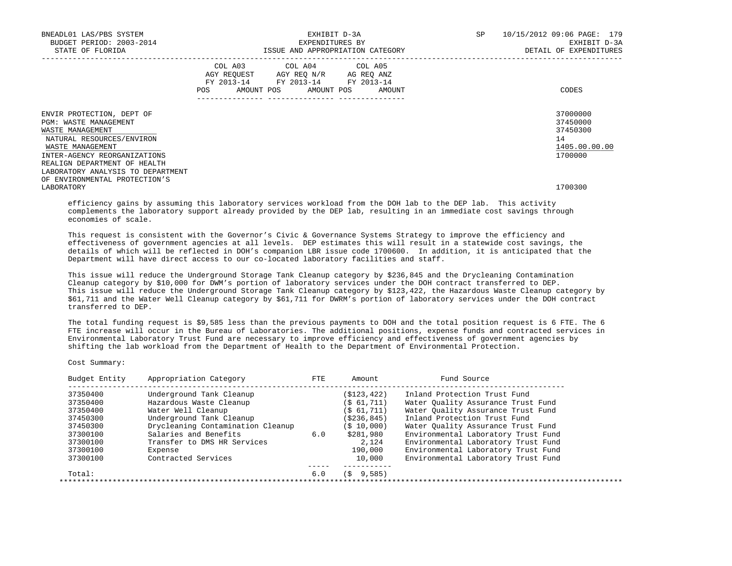| | COL A03 AGY REQUEST FY 2013-14 | | COL A04 AGY REQ N/R FY 2013-14 | | COL A05 AG REQ ANZ FY 2013-14 | | |
|---|---|---|---|---|---|---|---|
| | POS | AMOUNT | POS | AMOUNT | POS | AMOUNT | CODES |
| ENVIR PROTECTION, DEPT OF | | | | | | | 37000000 |
| PGM: WASTE MANAGEMENT | | | | | | | 37450000 |
| WASTE MANAGEMENT | | | | | | | 37450300 |
| NATURAL RESOURCES/ENVIRON | | | | | | | 14 |
| WASTE MANAGEMENT | | | | | | | 1405.00.00.00 |
| INTER-AGENCY REORGANIZATIONS | | | | | | | 1700000 |
| REALIGN DEPARTMENT OF HEALTH LABORATORY ANALYSIS TO DEPARTMENT OF ENVIRONMENTAL PROTECTION'S LABORATORY | | | | | | | 1700300 |

efficiency gains by assuming this laboratory services workload from the DOH lab to the DEP lab. This activity complements the laboratory support already provided by the DEP lab, resulting in an immediate cost savings through economies of scale.

This request is consistent with the Governor's Civic & Governance Systems Strategy to improve the efficiency and effectiveness of government agencies at all levels. DEP estimates this will result in a statewide cost savings, the details of which will be reflected in DOH's companion LBR issue code 1700600. In addition, it is anticipated that the Department will have direct access to our co-located laboratory facilities and staff.

This issue will reduce the Underground Storage Tank Cleanup category by $236,845 and the Drycleaning Contamination Cleanup category by $10,000 for DWM's portion of laboratory services under the DOH contract transferred to DEP. This issue will reduce the Underground Storage Tank Cleanup category by $123,422, the Hazardous Waste Cleanup category by $61,711 and the Water Well Cleanup category by $61,711 for DWRM's portion of laboratory services under the DOH contract transferred to DEP.

The total funding request is $9,585 less than the previous payments to DOH and the total position request is 6 FTE. The 6 FTE increase will occur in the Bureau of Laboratories. The additional positions, expense funds and contracted services in Environmental Laboratory Trust Fund are necessary to improve efficiency and effectiveness of government agencies by shifting the lab workload from the Department of Health to the Department of Environmental Protection.

Cost Summary:

| Budget Entity | Appropriation Category | FTE | Amount | Fund Source |
|---|---|---|---|---|
| 37350400 | Underground Tank Cleanup | | ($123,422) | Inland Protection Trust Fund |
| 37350400 | Hazardous Waste Cleanup | | ($ 61,711) | Water Quality Assurance Trust Fund |
| 37350400 | Water Well Cleanup | | ($ 61,711) | Water Quality Assurance Trust Fund |
| 37450300 | Underground Tank Cleanup | | ($236,845) | Inland Protection Trust Fund |
| 37450300 | Drycleaning Contamination Cleanup | | ($ 10,000) | Water Quality Assurance Trust Fund |
| 37300100 | Salaries and Benefits | 6.0 | $281,980 | Environmental Laboratory Trust Fund |
| 37300100 | Transfer to DMS HR Services | | 2,124 | Environmental Laboratory Trust Fund |
| 37300100 | Expense | | 190,000 | Environmental Laboratory Trust Fund |
| 37300100 | Contracted Services | | 10,000 | Environmental Laboratory Trust Fund |
| Total: | | 6.0 | ($ 9,585) | |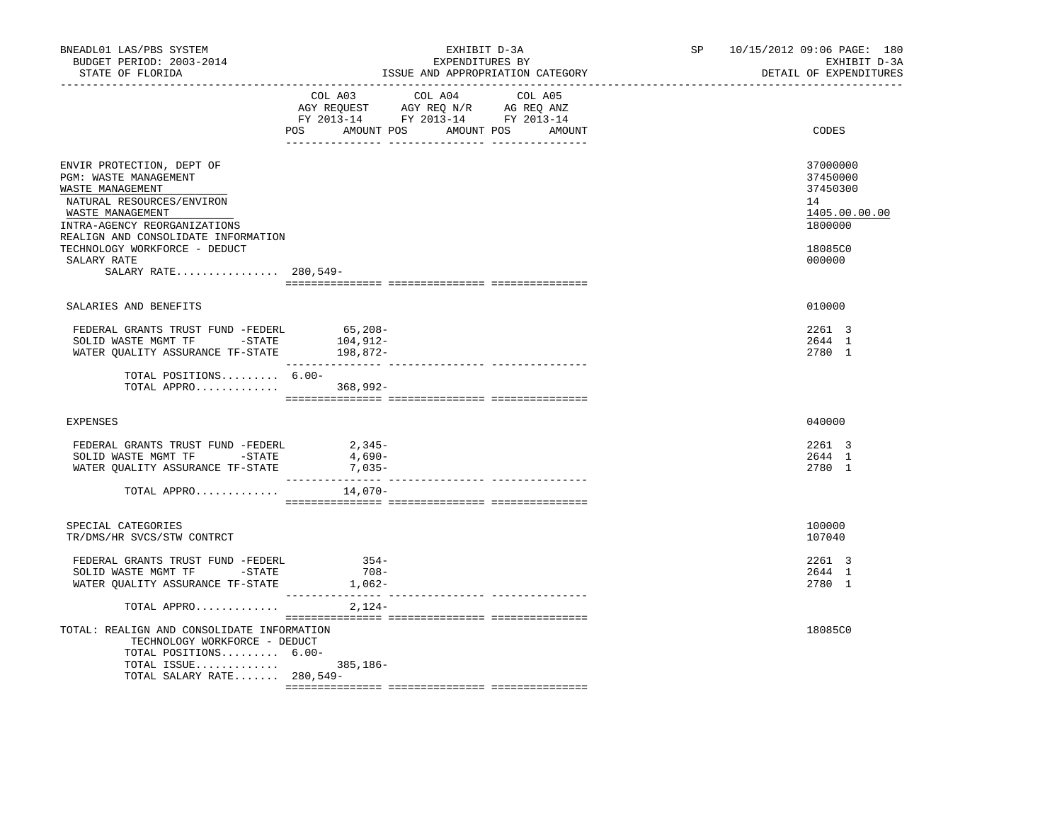BNEADL01 LAS/PBS SYSTEM
BUDGET PERIOD: 2003-2014
STATE OF FLORIDA

EXHIBIT D-3A
EXPENDITURES BY
ISSUE AND APPROPRIATION CATEGORY

SP 10/15/2012 09:06 PAGE: 180
EXHIBIT D-3A
DETAIL OF EXPENDITURES

| | COL A03 AGY REQUEST FY 2013-14 POS AMOUNT | COL A04 AGY REQ N/R FY 2013-14 POS AMOUNT | COL A05 AG REQ ANZ FY 2013-14 POS AMOUNT | CODES |
|---|---|---|---|---|
| ENVIR PROTECTION, DEPT OF | | | | 37000000 |
| PGM: WASTE MANAGEMENT | | | | 37450000 |
| WASTE MANAGEMENT | | | | 37450300 |
| NATURAL RESOURCES/ENVIRON | | | | 14 |
| WASTE MANAGEMENT | | | | 1405.00.00.00 |
| INTRA-AGENCY REORGANIZATIONS | | | | 1800000 |
| REALIGN AND CONSOLIDATE INFORMATION TECHNOLOGY WORKFORCE - DEDUCT | | | | 18085C0 |
| SALARY RATE | | | | 000000 |
| SALARY RATE................ | 280,549- | | | |
| SALARIES AND BENEFITS | | | | 010000 |
| FEDERAL GRANTS TRUST FUND -FEDERL | 65,208- | | | 2261 3 |
| SOLID WASTE MGMT TF -STATE | 104,912- | | | 2644 1 |
| WATER QUALITY ASSURANCE TF-STATE | 198,872- | | | 2780 1 |
| TOTAL POSITIONS......... | 6.00- | | | |
| TOTAL APPRO............. | 368,992- | | | |
| EXPENSES | | | | 040000 |
| FEDERAL GRANTS TRUST FUND -FEDERL | 2,345- | | | 2261 3 |
| SOLID WASTE MGMT TF -STATE | 4,690- | | | 2644 1 |
| WATER QUALITY ASSURANCE TF-STATE | 7,035- | | | 2780 1 |
| TOTAL APPRO............. | 14,070- | | | |
| SPECIAL CATEGORIES | | | | 100000 |
| TR/DMS/HR SVCS/STW CONTRCT | | | | 107040 |
| FEDERAL GRANTS TRUST FUND -FEDERL | 354- | | | 2261 3 |
| SOLID WASTE MGMT TF -STATE | 708- | | | 2644 1 |
| WATER QUALITY ASSURANCE TF-STATE | 1,062- | | | 2780 1 |
| TOTAL APPRO............. | 2,124- | | | |
| TOTAL: REALIGN AND CONSOLIDATE INFORMATION TECHNOLOGY WORKFORCE - DEDUCT | | | | 18085C0 |
| TOTAL POSITIONS......... | 6.00- | | | |
| TOTAL ISSUE............. | 385,186- | | | |
| TOTAL SALARY RATE....... | 280,549- | | | |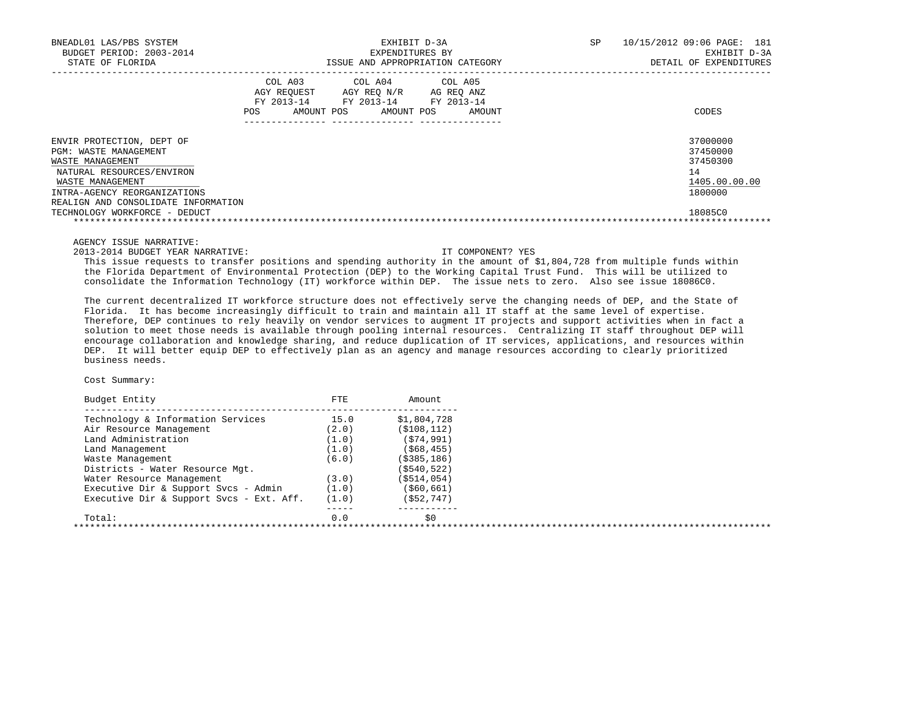| | COL A03 AGY REQUEST FY 2013-14 | | COL A04 AGY REQ N/R FY 2013-14 | | COL A05 AG REQ ANZ FY 2013-14 | | |
|---|---|---|---|---|---|---|---|
| | POS | AMOUNT | POS | AMOUNT | POS | AMOUNT | CODES |
| ENVIR PROTECTION, DEPT OF | | | | | | | 37000000 |
| PGM: WASTE MANAGEMENT | | | | | | | 37450000 |
| WASTE MANAGEMENT | | | | | | | 37450300 |
| NATURAL RESOURCES/ENVIRON | | | | | | | 14 |
| WASTE MANAGEMENT | | | | | | | 1405.00.00.00 |
| INTRA-AGENCY REORGANIZATIONS | | | | | | | 1800000 |
| REALIGN AND CONSOLIDATE INFORMATION TECHNOLOGY WORKFORCE - DEDUCT | | | | | | | 18085C0 |

AGENCY ISSUE NARRATIVE:

2013-2014 BUDGET YEAR NARRATIVE: IT COMPONENT? YES

This issue requests to transfer positions and spending authority in the amount of $1,804,728 from multiple funds within the Florida Department of Environmental Protection (DEP) to the Working Capital Trust Fund. This will be utilized to consolidate the Information Technology (IT) workforce within DEP. The issue nets to zero. Also see issue 18086C0.

The current decentralized IT workforce structure does not effectively serve the changing needs of DEP, and the State of Florida. It has become increasingly difficult to train and maintain all IT staff at the same level of expertise. Therefore, DEP continues to rely heavily on vendor services to augment IT projects and support activities when in fact a solution to meet those needs is available through pooling internal resources. Centralizing IT staff throughout DEP will encourage collaboration and knowledge sharing, and reduce duplication of IT services, applications, and resources within DEP. It will better equip DEP to effectively plan as an agency and manage resources according to clearly prioritized business needs.

Cost Summary:

| Budget Entity | FTE | Amount |
|---|---|---|
| Technology & Information Services | 15.0 | $1,804,728 |
| Air Resource Management | (2.0) | ($108,112) |
| Land Administration | (1.0) | ($74,991) |
| Land Management | (1.0) | ($68,455) |
| Waste Management | (6.0) | ($385,186) |
| Districts - Water Resource Mgt. | | ($540,522) |
| Water Resource Management | (3.0) | ($514,054) |
| Executive Dir & Support Svcs - Admin | (1.0) | ($60,661) |
| Executive Dir & Support Svcs - Ext. Aff. | (1.0) | ($52,747) |
| Total: | 0.0 | $0 |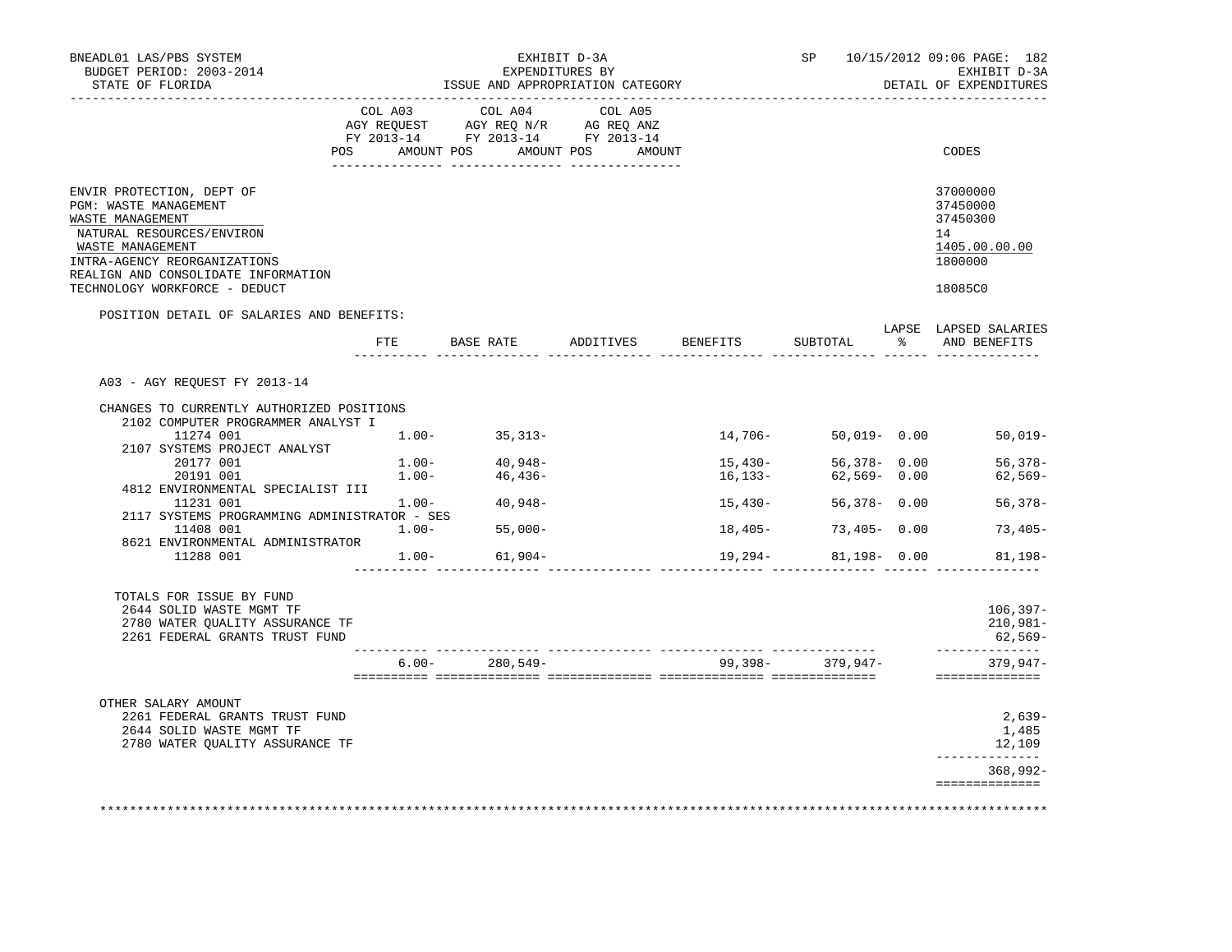BNEADL01 LAS/PBS SYSTEM
BUDGET PERIOD: 2003-2014
STATE OF FLORIDA

EXHIBIT D-3A
EXPENDITURES BY
ISSUE AND APPROPRIATION CATEGORY

SP 10/15/2012 09:06 PAGE: 182
EXHIBIT D-3A
DETAIL OF EXPENDITURES

| | COL A03 AGY REQUEST FY 2013-14 POS AMOUNT | COL A04 AGY REQ N/R FY 2013-14 POS AMOUNT | COL A05 AG REQ ANZ FY 2013-14 POS AMOUNT | CODES |
|---|---|---|---|---|
| ENVIR PROTECTION, DEPT OF | | | | 37000000 |
| PGM: WASTE MANAGEMENT | | | | 37450000 |
| WASTE MANAGEMENT | | | | 37450300 |
| NATURAL RESOURCES/ENVIRON | | | | 14 |
| WASTE MANAGEMENT | | | | 1405.00.00.00 |
| INTRA-AGENCY REORGANIZATIONS | | | | 1800000 |
| REALIGN AND CONSOLIDATE INFORMATION TECHNOLOGY WORKFORCE - DEDUCT | | | | 18085C0 |

POSITION DETAIL OF SALARIES AND BENEFITS:

| | FTE | BASE RATE | ADDITIVES | BENEFITS | SUBTOTAL | LAPSE % | LAPSED SALARIES AND BENEFITS |
|---|---|---|---|---|---|---|---|
| A03 - AGY REQUEST FY 2013-14 | | | | | | | |
| CHANGES TO CURRENTLY AUTHORIZED POSITIONS | | | | | | | |
| 2102 COMPUTER PROGRAMMER ANALYST I | | | | | | | |
| 11274 001 | 1.00- | 35,313- | | 14,706- | 50,019- | 0.00 | 50,019- |
| 2107 SYSTEMS PROJECT ANALYST | | | | | | | |
| 20177 001 | 1.00- | 40,948- | | 15,430- | 56,378- | 0.00 | 56,378- |
| 20191 001 | 1.00- | 46,436- | | 16,133- | 62,569- | 0.00 | 62,569- |
| 4812 ENVIRONMENTAL SPECIALIST III | | | | | | | |
| 11231 001 | 1.00- | 40,948- | | 15,430- | 56,378- | 0.00 | 56,378- |
| 2117 SYSTEMS PROGRAMMING ADMINISTRATOR - SES | | | | | | | |
| 11408 001 | 1.00- | 55,000- | | 18,405- | 73,405- | 0.00 | 73,405- |
| 8621 ENVIRONMENTAL ADMINISTRATOR | | | | | | | |
| 11288 001 | 1.00- | 61,904- | | 19,294- | 81,198- | 0.00 | 81,198- |
| TOTALS FOR ISSUE BY FUND | | | | | | | |
| 2644 SOLID WASTE MGMT TF | | | | | | | 106,397- |
| 2780 WATER QUALITY ASSURANCE TF | | | | | | | 210,981- |
| 2261 FEDERAL GRANTS TRUST FUND | | | | | | | 62,569- |
| | 6.00- | 280,549- | | 99,398- | 379,947- | | 379,947- |
| OTHER SALARY AMOUNT | | | | | | | |
| 2261 FEDERAL GRANTS TRUST FUND | | | | | | | 2,639- |
| 2644 SOLID WASTE MGMT TF | | | | | | | 1,485 |
| 2780 WATER QUALITY ASSURANCE TF | | | | | | | 12,109 |
| | | | | | | | 368,992- |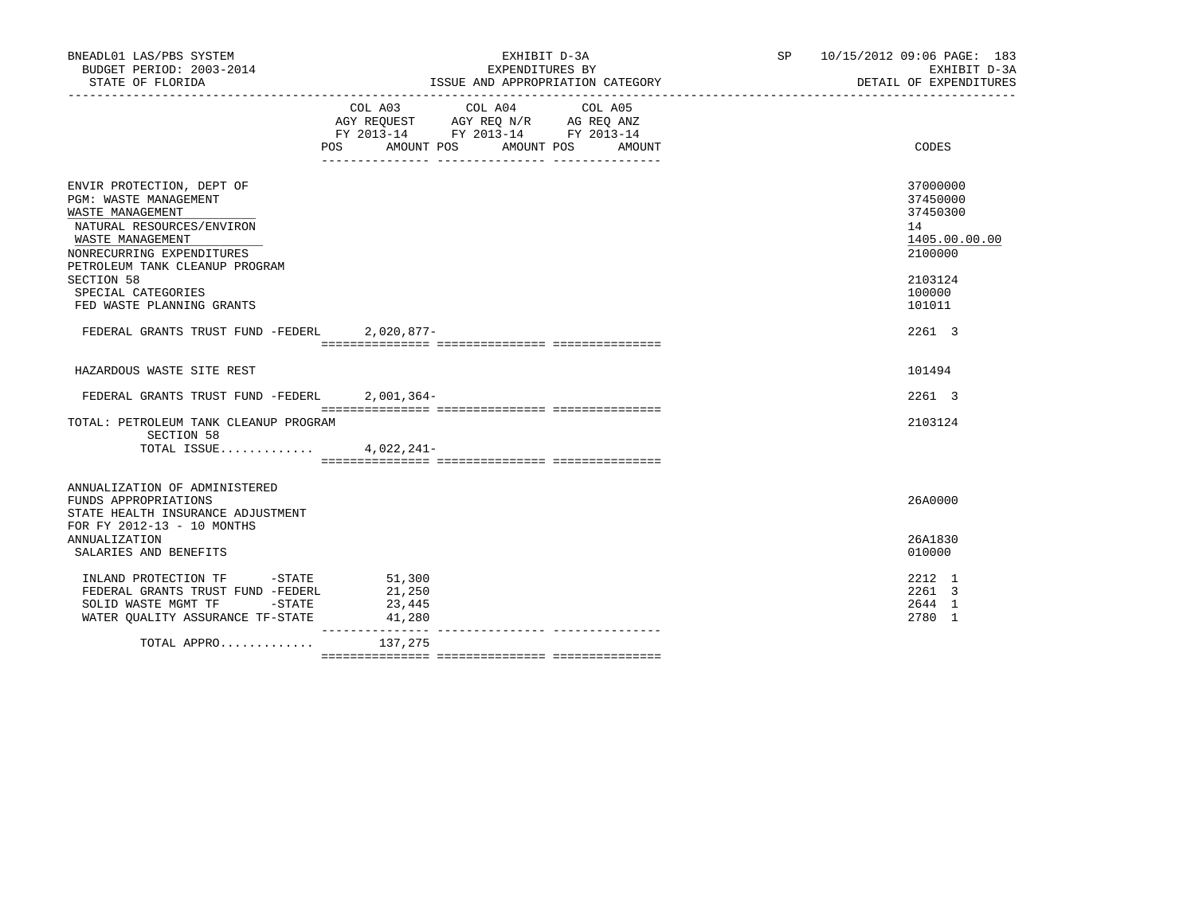BNEADL01 LAS/PBS SYSTEM
BUDGET PERIOD: 2003-2014
STATE OF FLORIDA

EXHIBIT D-3A
EXPENDITURES BY
ISSUE AND APPROPRIATION CATEGORY

SP 10/15/2012 09:06 PAGE: 183
EXHIBIT D-3A
DETAIL OF EXPENDITURES

| | COL A03 AGY REQUEST FY 2013-14 POS AMOUNT | COL A04 AGY REQ N/R FY 2013-14 POS AMOUNT | COL A05 AG REQ ANZ FY 2013-14 POS AMOUNT | CODES |
|---|---|---|---|---|
| ENVIR PROTECTION, DEPT OF | | | | 37000000 |
| PGM: WASTE MANAGEMENT | | | | 37450000 |
| WASTE MANAGEMENT | | | | 37450300 |
| NATURAL RESOURCES/ENVIRON | | | | 14 |
| WASTE MANAGEMENT | | | | 1405.00.00.00 |
| NONRECURRING EXPENDITURES | | | | 2100000 |
| PETROLEUM TANK CLEANUP PROGRAM SECTION 58 | | | | 2103124 |
| SPECIAL CATEGORIES | | | | 100000 |
| FED WASTE PLANNING GRANTS | | | | 101011 |
| FEDERAL GRANTS TRUST FUND -FEDERL | 2,020,877- | | | 2261 3 |
| HAZARDOUS WASTE SITE REST | | | | 101494 |
| FEDERAL GRANTS TRUST FUND -FEDERL | 2,001,364- | | | 2261 3 |
| TOTAL: PETROLEUM TANK CLEANUP PROGRAM SECTION 58 | | | | 2103124 |
| TOTAL ISSUE............. | 4,022,241- | | | |
| ANNUALIZATION OF ADMINISTERED FUNDS APPROPRIATIONS | | | | 26A0000 |
| STATE HEALTH INSURANCE ADJUSTMENT FOR FY 2012-13 - 10 MONTHS ANNUALIZATION | | | | 26A1830 |
| SALARIES AND BENEFITS | | | | 010000 |
| INLAND PROTECTION TF -STATE | 51,300 | | | 2212 1 |
| FEDERAL GRANTS TRUST FUND -FEDERL | 21,250 | | | 2261 3 |
| SOLID WASTE MGMT TF -STATE | 23,445 | | | 2644 1 |
| WATER QUALITY ASSURANCE TF-STATE | 41,280 | | | 2780 1 |
| TOTAL APPRO............. | 137,275 | | | |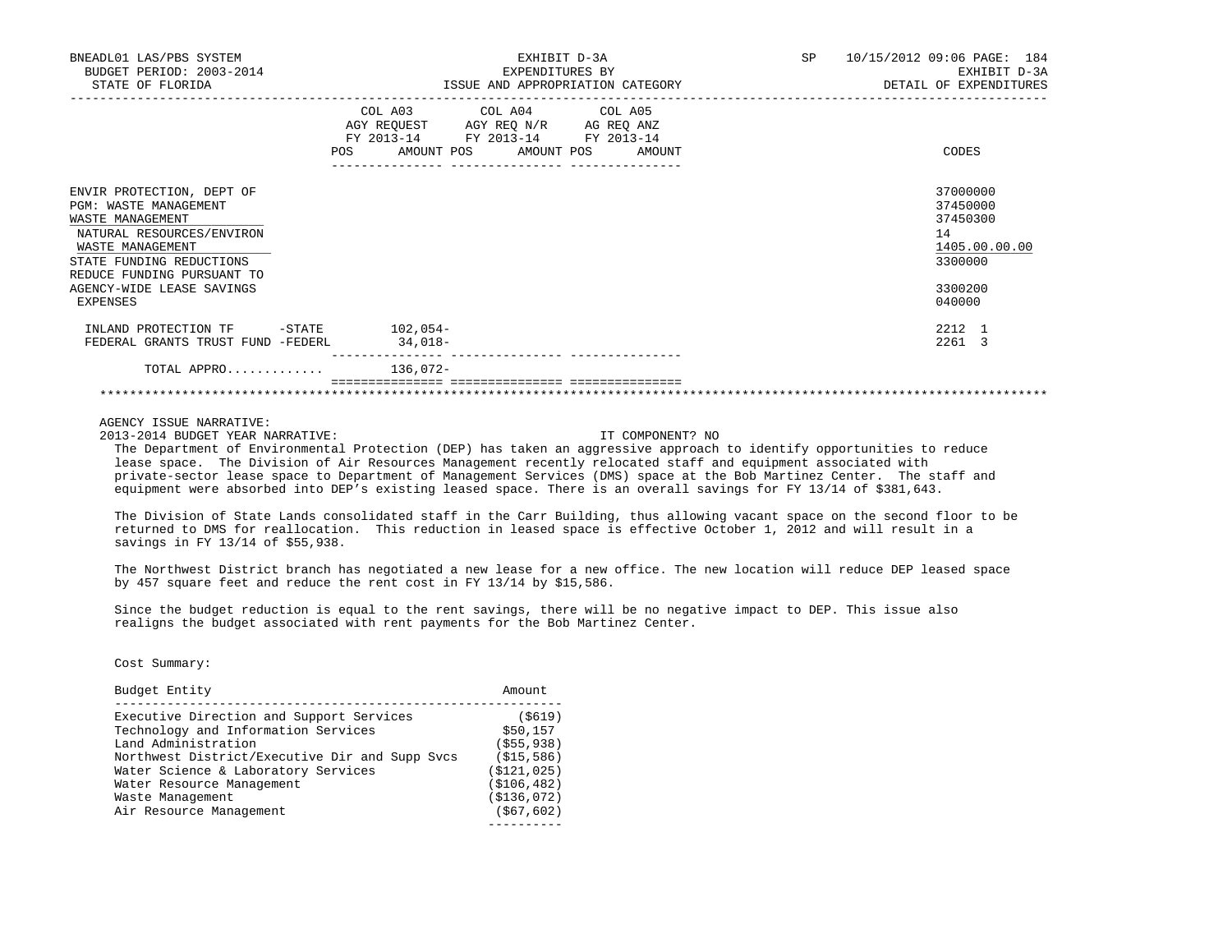BNEADL01 LAS/PBS SYSTEM — EXHIBIT D-3A — EXPENDITURES BY ISSUE AND APPROPRIATION CATEGORY — SP 10/15/2012 09:06 PAGE: 184
BUDGET PERIOD: 2003-2014 — EXHIBIT D-3A
STATE OF FLORIDA — DETAIL OF EXPENDITURES

| | COL A03 AGY REQUEST FY 2013-14 POS AMOUNT | COL A04 AGY REQ N/R FY 2013-14 POS AMOUNT | COL A05 AG REQ ANZ FY 2013-14 POS AMOUNT | CODES |
|---|---|---|---|---|
| ENVIR PROTECTION, DEPT OF | | | | 37000000 |
| PGM: WASTE MANAGEMENT | | | | 37450000 |
| WASTE MANAGEMENT | | | | 37450300 |
| NATURAL RESOURCES/ENVIRON | | | | 14 |
| WASTE MANAGEMENT | | | | 1405.00.00.00 |
| STATE FUNDING REDUCTIONS | | | | 3300000 |
| REDUCE FUNDING PURSUANT TO AGENCY-WIDE LEASE SAVINGS | | | | 3300200 |
| EXPENSES | | | | 040000 |
| INLAND PROTECTION TF -STATE | 102,054- | | | 2212 1 |
| FEDERAL GRANTS TRUST FUND -FEDERL | 34,018- | | | 2261 3 |
| TOTAL APPRO............ | 136,072- | | | |

AGENCY ISSUE NARRATIVE:

2013-2014 BUDGET YEAR NARRATIVE: IT COMPONENT? NO

The Department of Environmental Protection (DEP) has taken an aggressive approach to identify opportunities to reduce lease space. The Division of Air Resources Management recently relocated staff and equipment associated with private-sector lease space to Department of Management Services (DMS) space at the Bob Martinez Center. The staff and equipment were absorbed into DEP's existing leased space. There is an overall savings for FY 13/14 of $381,643.

The Division of State Lands consolidated staff in the Carr Building, thus allowing vacant space on the second floor to be returned to DMS for reallocation. This reduction in leased space is effective October 1, 2012 and will result in a savings in FY 13/14 of $55,938.

The Northwest District branch has negotiated a new lease for a new office. The new location will reduce DEP leased space by 457 square feet and reduce the rent cost in FY 13/14 by $15,586.

Since the budget reduction is equal to the rent savings, there will be no negative impact to DEP. This issue also realigns the budget associated with rent payments for the Bob Martinez Center.

Cost Summary:

| Budget Entity | Amount |
|---|---|
| Executive Direction and Support Services | ($619) |
| Technology and Information Services | $50,157 |
| Land Administration | ($55,938) |
| Northwest District/Executive Dir and Supp Svcs | ($15,586) |
| Water Science & Laboratory Services | ($121,025) |
| Water Resource Management | ($106,482) |
| Waste Management | ($136,072) |
| Air Resource Management | ($67,602) |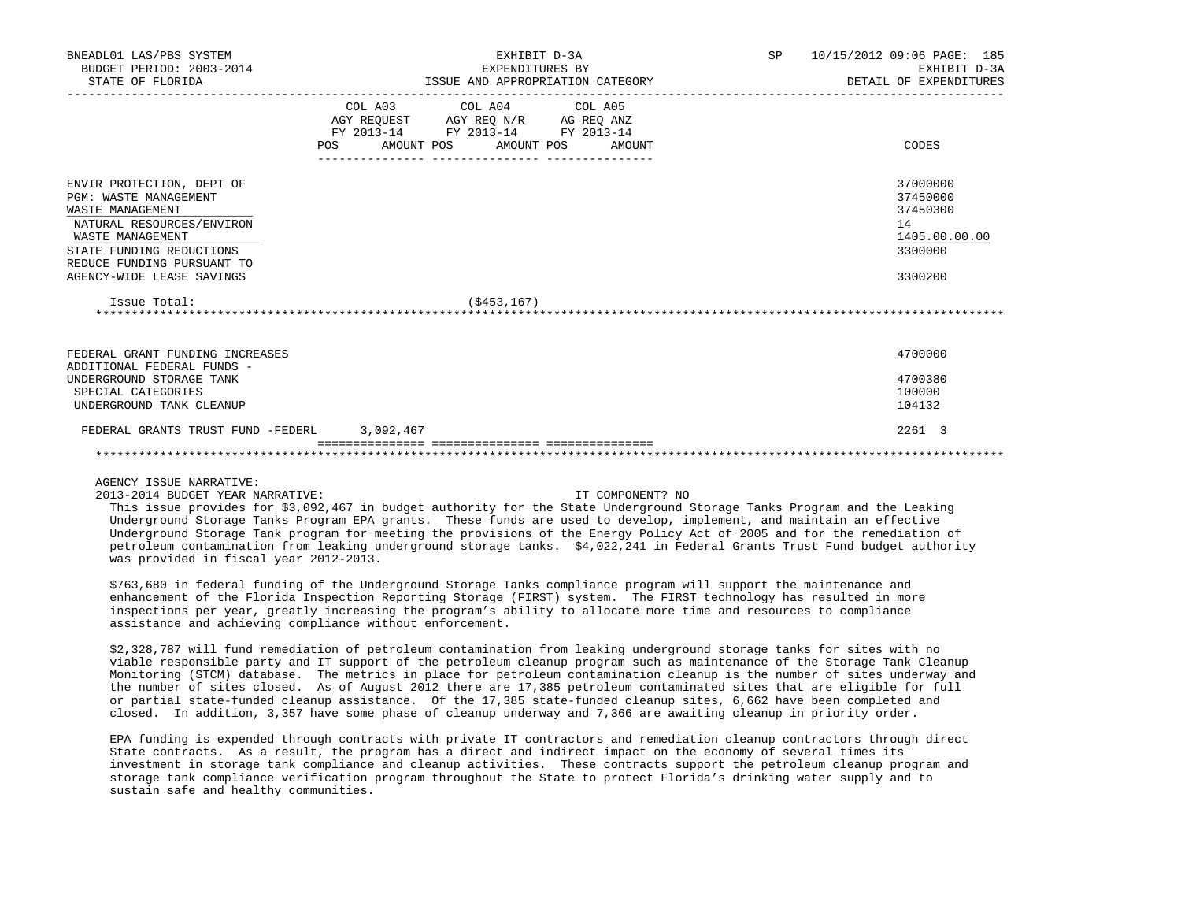BNEADL01 LAS/PBS SYSTEM
BUDGET PERIOD: 2003-2014
STATE OF FLORIDA

EXHIBIT D-3A
EXPENDITURES BY
ISSUE AND APPROPRIATION CATEGORY

SP 10/15/2012 09:06

EXHIBIT D-3A
DETAIL OF EXPENDITURES

| | COL A03 AGY REQUEST FY 2013-14 POS AMOUNT | COL A04 AGY REQ N/R FY 2013-14 POS AMOUNT | COL A05 AG REQ ANZ FY 2013-14 POS AMOUNT | CODES |
|---|---|---|---|---|
| ENVIR PROTECTION, DEPT OF | | | | 37000000 |
| PGM: WASTE MANAGEMENT | | | | 37450000 |
| WASTE MANAGEMENT | | | | 37450300 |
| NATURAL RESOURCES/ENVIRON | | | | 14 |
| WASTE MANAGEMENT | | | | 1405.00.00.00 |
| STATE FUNDING REDUCTIONS | | | | 3300000 |
| REDUCE FUNDING PURSUANT TO AGENCY-WIDE LEASE SAVINGS | | | | 3300200 |
| Issue Total: | | ($453,167) | | |
| FEDERAL GRANT FUNDING INCREASES | | | | 4700000 |
| ADDITIONAL FEDERAL FUNDS - UNDERGROUND STORAGE TANK | | | | 4700380 |
| SPECIAL CATEGORIES | | | | 100000 |
| UNDERGROUND TANK CLEANUP | | | | 104132 |
| FEDERAL GRANTS TRUST FUND -FEDERL | 3,092,467 | | | 2261 3 |

AGENCY ISSUE NARRATIVE:

2013-2014 BUDGET YEAR NARRATIVE: IT COMPONENT? NO

This issue provides for $3,092,467 in budget authority for the State Underground Storage Tanks Program and the Leaking Underground Storage Tanks Program EPA grants. These funds are used to develop, implement, and maintain an effective Underground Storage Tank program for meeting the provisions of the Energy Policy Act of 2005 and for the remediation of petroleum contamination from leaking underground storage tanks. $4,022,241 in Federal Grants Trust Fund budget authority was provided in fiscal year 2012-2013.

$763,680 in federal funding of the Underground Storage Tanks compliance program will support the maintenance and enhancement of the Florida Inspection Reporting Storage (FIRST) system. The FIRST technology has resulted in more inspections per year, greatly increasing the program's ability to allocate more time and resources to compliance assistance and achieving compliance without enforcement.

$2,328,787 will fund remediation of petroleum contamination from leaking underground storage tanks for sites with no viable responsible party and IT support of the petroleum cleanup program such as maintenance of the Storage Tank Cleanup Monitoring (STCM) database. The metrics in place for petroleum contamination cleanup is the number of sites underway and the number of sites closed. As of August 2012 there are 17,385 petroleum contaminated sites that are eligible for full or partial state-funded cleanup assistance. Of the 17,385 state-funded cleanup sites, 6,662 have been completed and closed. In addition, 3,357 have some phase of cleanup underway and 7,366 are awaiting cleanup in priority order.

EPA funding is expended through contracts with private IT contractors and remediation cleanup contractors through direct State contracts. As a result, the program has a direct and indirect impact on the economy of several times its investment in storage tank compliance and cleanup activities. These contracts support the petroleum cleanup program and storage tank compliance verification program throughout the State to protect Florida's drinking water supply and to sustain safe and healthy communities.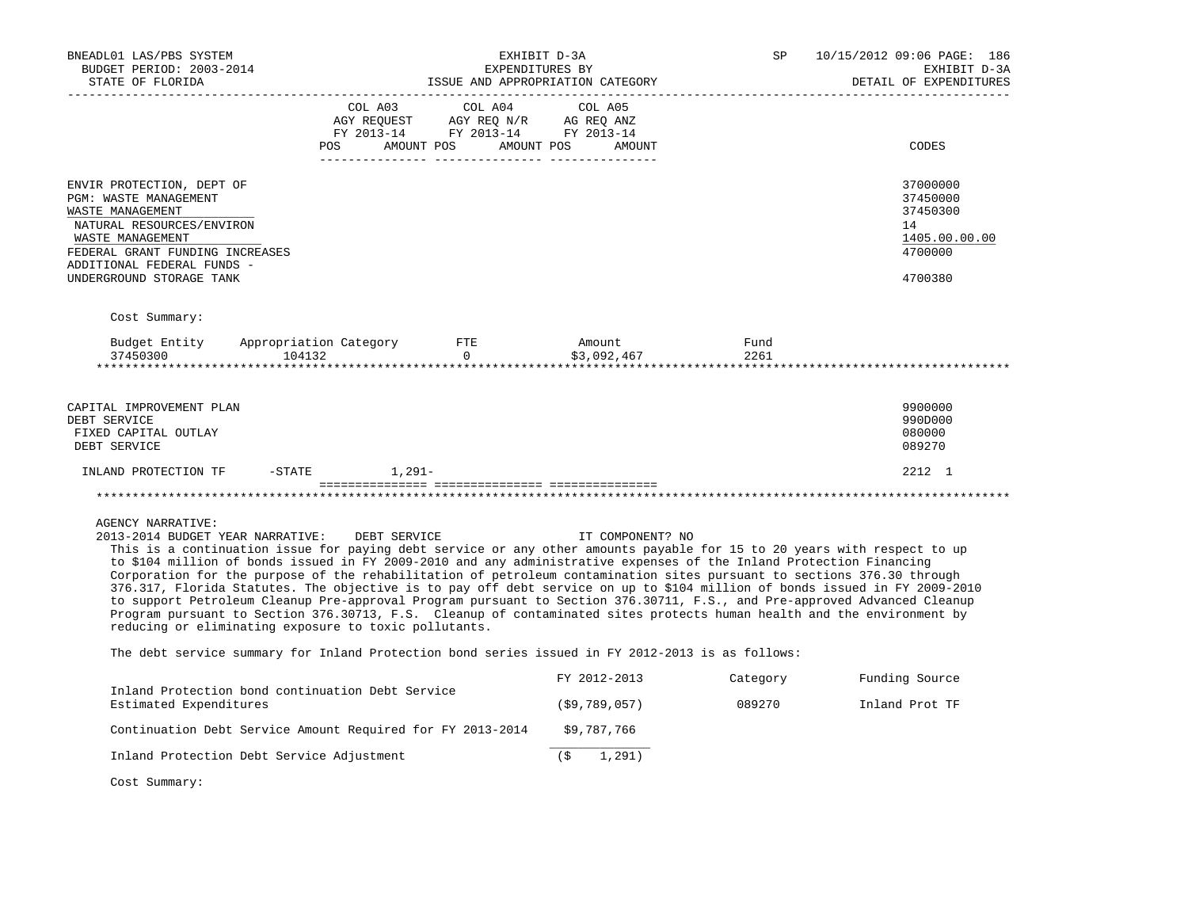| | COL A03 AGY REQUEST FY 2013-14 | | COL A04 AGY REQ N/R FY 2013-14 | | COL A05 AG REQ ANZ FY 2013-14 | | CODES |
|---|---|---|---|---|---|---|---|
| | POS | AMOUNT | POS | AMOUNT | POS | AMOUNT | |
| ENVIR PROTECTION, DEPT OF | | | | | | | 37000000 |
| PGM: WASTE MANAGEMENT | | | | | | | 37450000 |
| WASTE MANAGEMENT | | | | | | | 37450300 |
| NATURAL RESOURCES/ENVIRON | | | | | | | 14 |
| WASTE MANAGEMENT | | | | | | | 1405.00.00.00 |
| FEDERAL GRANT FUNDING INCREASES | | | | | | | 4700000 |
| ADDITIONAL FEDERAL FUNDS - UNDERGROUND STORAGE TANK | | | | | | | 4700380 |

Cost Summary:

| Budget Entity | Appropriation Category | FTE | Amount | Fund |
|---|---|---|---|---|
| 37450300 | 104132 | 0 | $3,092,467 | 2261 |

| | COL A03 | | COL A04 | | COL A05 | | CODES |
|---|---|---|---|---|---|---|---|
| CAPITAL IMPROVEMENT PLAN | | | | | | | 9900000 |
| DEBT SERVICE | | | | | | | 990D000 |
| FIXED CAPITAL OUTLAY | | | | | | | 080000 |
| DEBT SERVICE | | | | | | | 089270 |
| INLAND PROTECTION TF -STATE | | 1,291- | | | | | 2212 1 |

AGENCY NARRATIVE:

2013-2014 BUDGET YEAR NARRATIVE: DEBT SERVICE IT COMPONENT? NO

This is a continuation issue for paying debt service or any other amounts payable for 15 to 20 years with respect to up to $104 million of bonds issued in FY 2009-2010 and any administrative expenses of the Inland Protection Financing Corporation for the purpose of the rehabilitation of petroleum contamination sites pursuant to sections 376.30 through 376.317, Florida Statutes. The objective is to pay off debt service on up to $104 million of bonds issued in FY 2009-2010 to support Petroleum Cleanup Pre-approval Program pursuant to Section 376.30711, F.S., and Pre-approved Advanced Cleanup Program pursuant to Section 376.30713, F.S. Cleanup of contaminated sites protects human health and the environment by reducing or eliminating exposure to toxic pollutants.

The debt service summary for Inland Protection bond series issued in FY 2012-2013 is as follows:

| | FY 2012-2013 | Category | Funding Source |
|---|---|---|---|
| Inland Protection bond continuation Debt Service Estimated Expenditures | ($9,789,057) | 089270 | Inland Prot TF |
| Continuation Debt Service Amount Required for FY 2013-2014 | $9,787,766 | | |
| Inland Protection Debt Service Adjustment | ($ 1,291) | | |

Cost Summary: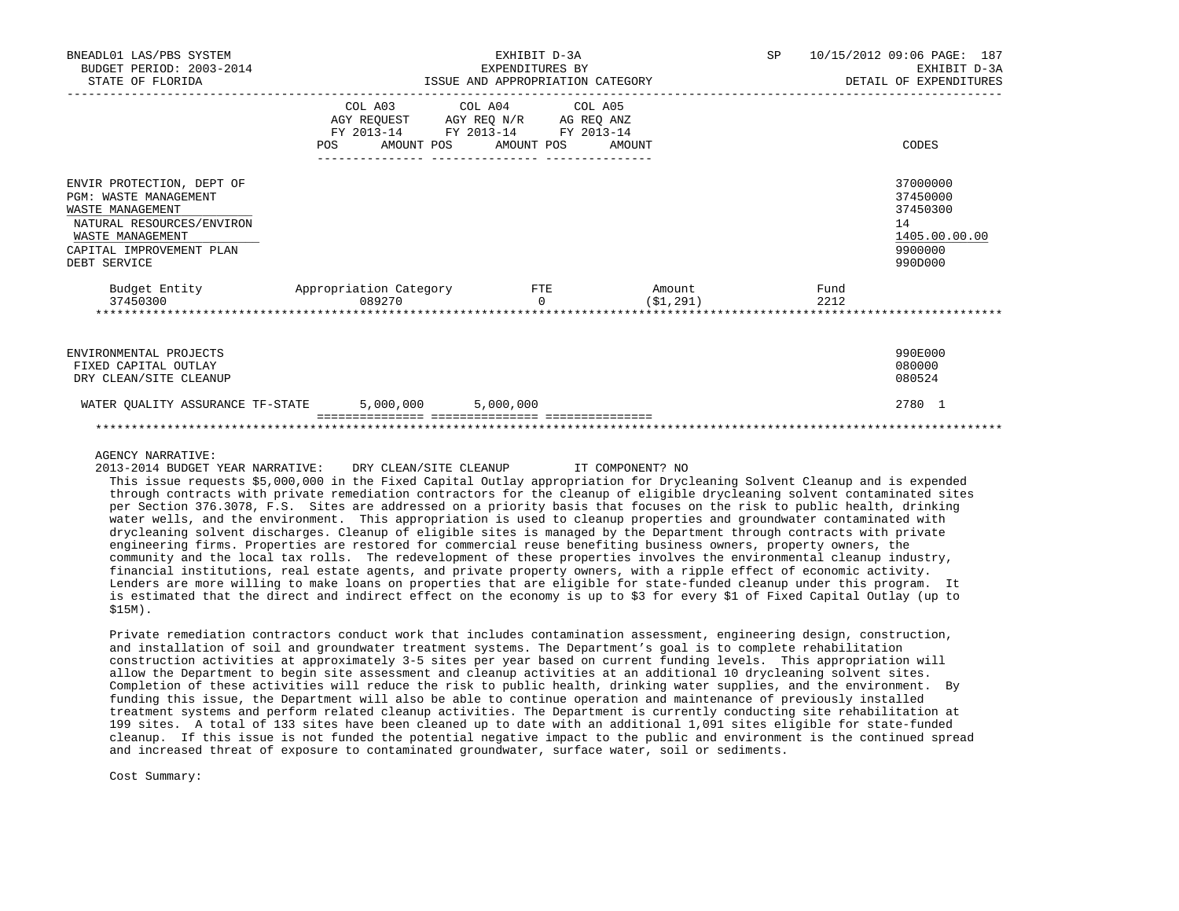| | COL A03 AGY REQUEST FY 2013-14 POS AMOUNT | COL A04 AGY REQ N/R FY 2013-14 POS AMOUNT | COL A05 AG REQ ANZ FY 2013-14 POS AMOUNT | CODES |
|---|---|---|---|---|
| ENVIR PROTECTION, DEPT OF | | | | 37000000 |
| PGM: WASTE MANAGEMENT | | | | 37450000 |
| WASTE MANAGEMENT | | | | 37450300 |
| NATURAL RESOURCES/ENVIRON | | | | 14 |
| WASTE MANAGEMENT | | | | 1405.00.00.00 |
| CAPITAL IMPROVEMENT PLAN | | | | 9900000 |
| DEBT SERVICE | | | | 990D000 |

| Budget Entity | Appropriation Category | FTE | Amount | Fund |
|---|---|---|---|---|
| 37450300 | 089270 | 0 | ($1,291) | 2212 |

| | COL A03 | COL A04 | COL A05 | CODES |
|---|---|---|---|---|
| ENVIRONMENTAL PROJECTS | | | | 990E000 |
| FIXED CAPITAL OUTLAY | | | | 080000 |
| DRY CLEAN/SITE CLEANUP | | | | 080524 |
| WATER QUALITY ASSURANCE TF-STATE | 5,000,000 | 5,000,000 | | 2780 1 |

AGENCY NARRATIVE:

2013-2014 BUDGET YEAR NARRATIVE: DRY CLEAN/SITE CLEANUP IT COMPONENT? NO

This issue requests $5,000,000 in the Fixed Capital Outlay appropriation for Drycleaning Solvent Cleanup and is expended through contracts with private remediation contractors for the cleanup of eligible drycleaning solvent contaminated sites per Section 376.3078, F.S. Sites are addressed on a priority basis that focuses on the risk to public health, drinking water wells, and the environment. This appropriation is used to cleanup properties and groundwater contaminated with drycleaning solvent discharges. Cleanup of eligible sites is managed by the Department through contracts with private engineering firms. Properties are restored for commercial reuse benefiting business owners, property owners, the community and the local tax rolls. The redevelopment of these properties involves the environmental cleanup industry, financial institutions, real estate agents, and private property owners, with a ripple effect of economic activity. Lenders are more willing to make loans on properties that are eligible for state-funded cleanup under this program. It is estimated that the direct and indirect effect on the economy is up to $3 for every $1 of Fixed Capital Outlay (up to $15M).

Private remediation contractors conduct work that includes contamination assessment, engineering design, construction, and installation of soil and groundwater treatment systems. The Department's goal is to complete rehabilitation construction activities at approximately 3-5 sites per year based on current funding levels. This appropriation will allow the Department to begin site assessment and cleanup activities at an additional 10 drycleaning solvent sites. Completion of these activities will reduce the risk to public health, drinking water supplies, and the environment. By funding this issue, the Department will also be able to continue operation and maintenance of previously installed treatment systems and perform related cleanup activities. The Department is currently conducting site rehabilitation at 199 sites. A total of 133 sites have been cleaned up to date with an additional 1,091 sites eligible for state-funded cleanup. If this issue is not funded the potential negative impact to the public and environment is the continued spread and increased threat of exposure to contaminated groundwater, surface water, soil or sediments.

Cost Summary: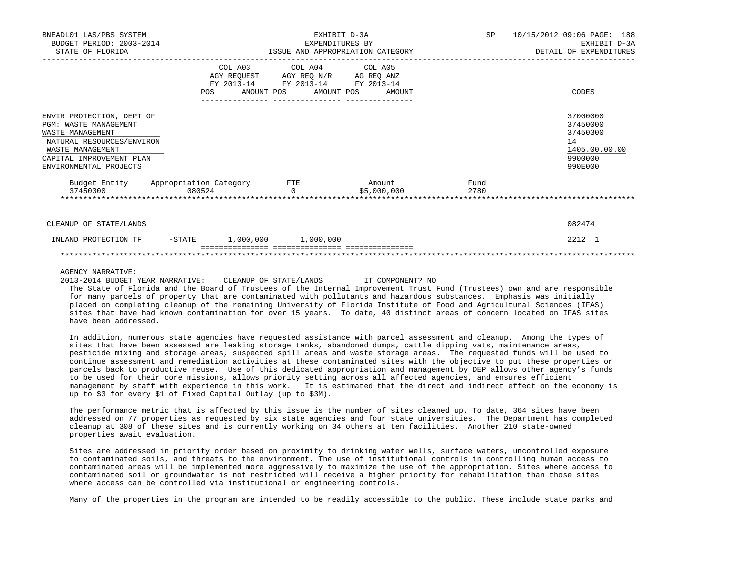BNEADL01 LAS/PBS SYSTEM — BUDGET PERIOD: 2003-2014 — STATE OF FLORIDA

EXHIBIT D-3A — EXPENDITURES BY ISSUE AND APPROPRIATION CATEGORY

SP 10/15/2012 09:06 — EXHIBIT D-3A — DETAIL OF EXPENDITURES

| | COL A03 AGY REQUEST FY 2013-14 POS AMOUNT | COL A04 AGY REQ N/R FY 2013-14 POS AMOUNT | COL A05 AG REQ ANZ FY 2013-14 POS AMOUNT | CODES |
|---|---|---|---|---|
| ENVIR PROTECTION, DEPT OF | | | | 37000000 |
| PGM: WASTE MANAGEMENT | | | | 37450000 |
| WASTE MANAGEMENT | | | | 37450300 |
| NATURAL RESOURCES/ENVIRON | | | | 14 |
| WASTE MANAGEMENT | | | | 1405.00.00.00 |
| CAPITAL IMPROVEMENT PLAN | | | | 9900000 |
| ENVIRONMENTAL PROJECTS | | | | 990E000 |

| Budget Entity | Appropriation Category | FTE | Amount | Fund |
|---|---|---|---|---|
| 37450300 | 080524 | 0 | $5,000,000 | 2780 |

| | COL A03 | COL A04 | COL A05 | CODES |
|---|---|---|---|---|
| CLEANUP OF STATE/LANDS | | | | 082474 |
| INLAND PROTECTION TF -STATE | 1,000,000 | 1,000,000 | | 2212 1 |

AGENCY NARRATIVE:

2013-2014 BUDGET YEAR NARRATIVE: CLEANUP OF STATE/LANDS IT COMPONENT? NO

The State of Florida and the Board of Trustees of the Internal Improvement Trust Fund (Trustees) own and are responsible for many parcels of property that are contaminated with pollutants and hazardous substances. Emphasis was initially placed on completing cleanup of the remaining University of Florida Institute of Food and Agricultural Sciences (IFAS) sites that have had known contamination for over 15 years. To date, 40 distinct areas of concern located on IFAS sites have been addressed.

In addition, numerous state agencies have requested assistance with parcel assessment and cleanup. Among the types of sites that have been assessed are leaking storage tanks, abandoned dumps, cattle dipping vats, maintenance areas, pesticide mixing and storage areas, suspected spill areas and waste storage areas. The requested funds will be used to continue assessment and remediation activities at these contaminated sites with the objective to put these properties or parcels back to productive reuse. Use of this dedicated appropriation and management by DEP allows other agency's funds to be used for their core missions, allows priority setting across all affected agencies, and ensures efficient management by staff with experience in this work. It is estimated that the direct and indirect effect on the economy is up to $3 for every $1 of Fixed Capital Outlay (up to $3M).

The performance metric that is affected by this issue is the number of sites cleaned up. To date, 364 sites have been addressed on 77 properties as requested by six state agencies and four state universities. The Department has completed cleanup at 308 of these sites and is currently working on 34 others at ten facilities. Another 210 state-owned properties await evaluation.

Sites are addressed in priority order based on proximity to drinking water wells, surface waters, uncontrolled exposure to contaminated soils, and threats to the environment. The use of institutional controls in controlling human access to contaminated areas will be implemented more aggressively to maximize the use of the appropriation. Sites where access to contaminated soil or groundwater is not restricted will receive a higher priority for rehabilitation than those sites where access can be controlled via institutional or engineering controls.

Many of the properties in the program are intended to be readily accessible to the public. These include state parks and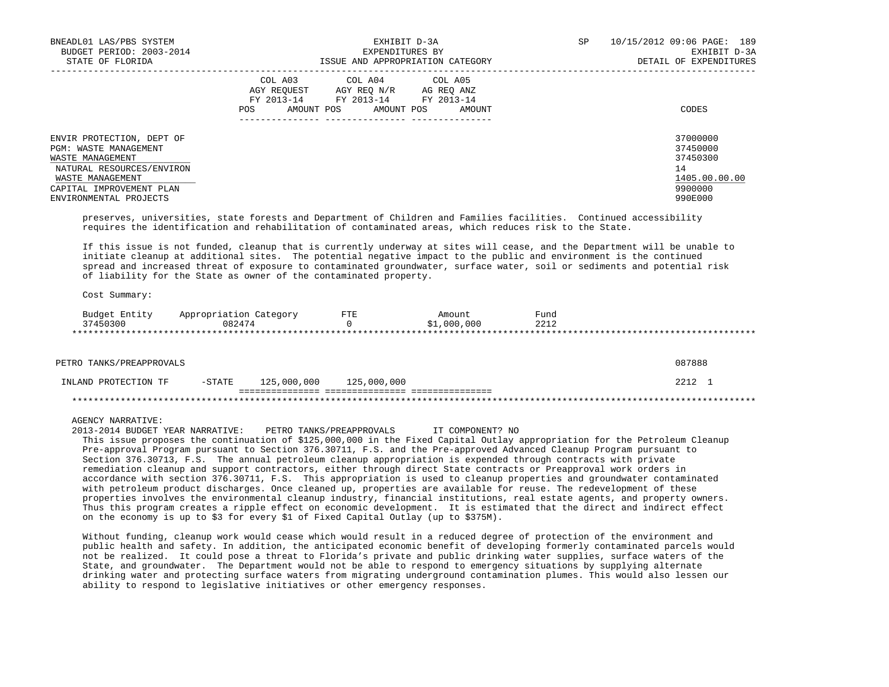| | COL A03 AGY REQUEST FY 2013-14 POS AMOUNT | COL A04 AGY REQ N/R FY 2013-14 POS AMOUNT | COL A05 AG REQ ANZ FY 2013-14 POS AMOUNT | CODES |
|---|---|---|---|---|

ENVIR PROTECTION, DEPT OF — 37000000
PGM: WASTE MANAGEMENT — 37450000
WASTE MANAGEMENT — 37450300
NATURAL RESOURCES/ENVIRON — 14
WASTE MANAGEMENT — 1405.00.00.00
CAPITAL IMPROVEMENT PLAN — 9900000
ENVIRONMENTAL PROJECTS — 990E000

preserves, universities, state forests and Department of Children and Families facilities. Continued accessibility requires the identification and rehabilitation of contaminated areas, which reduces risk to the State.

If this issue is not funded, cleanup that is currently underway at sites will cease, and the Department will be unable to initiate cleanup at additional sites. The potential negative impact to the public and environment is the continued spread and increased threat of exposure to contaminated groundwater, surface water, soil or sediments and potential risk of liability for the State as owner of the contaminated property.

Cost Summary:

| Budget Entity | Appropriation Category | FTE | Amount | Fund |
|---|---|---|---|---|
| 37450300 | 082474 | 0 | $1,000,000 | 2212 |

PETRO TANKS/PREAPPROVALS — 087888

| | COL A03 | COL A04 | COL A05 | CODES |
|---|---|---|---|---|
| INLAND PROTECTION TF -STATE | 125,000,000 | 125,000,000 | | 2212 1 |

AGENCY NARRATIVE:

2013-2014 BUDGET YEAR NARRATIVE: PETRO TANKS/PREAPPROVALS IT COMPONENT? NO

This issue proposes the continuation of $125,000,000 in the Fixed Capital Outlay appropriation for the Petroleum Cleanup Pre-approval Program pursuant to Section 376.30711, F.S. and the Pre-approved Advanced Cleanup Program pursuant to Section 376.30713, F.S. The annual petroleum cleanup appropriation is expended through contracts with private remediation cleanup and support contractors, either through direct State contracts or Preapproval work orders in accordance with section 376.30711, F.S. This appropriation is used to cleanup properties and groundwater contaminated with petroleum product discharges. Once cleaned up, properties are available for reuse. The redevelopment of these properties involves the environmental cleanup industry, financial institutions, real estate agents, and property owners. Thus this program creates a ripple effect on economic development. It is estimated that the direct and indirect effect on the economy is up to $3 for every $1 of Fixed Capital Outlay (up to $375M).

Without funding, cleanup work would cease which would result in a reduced degree of protection of the environment and public health and safety. In addition, the anticipated economic benefit of developing formerly contaminated parcels would not be realized. It could pose a threat to Florida's private and public drinking water supplies, surface waters of the State, and groundwater. The Department would not be able to respond to emergency situations by supplying alternate drinking water and protecting surface waters from migrating underground contamination plumes. This would also lessen our ability to respond to legislative initiatives or other emergency responses.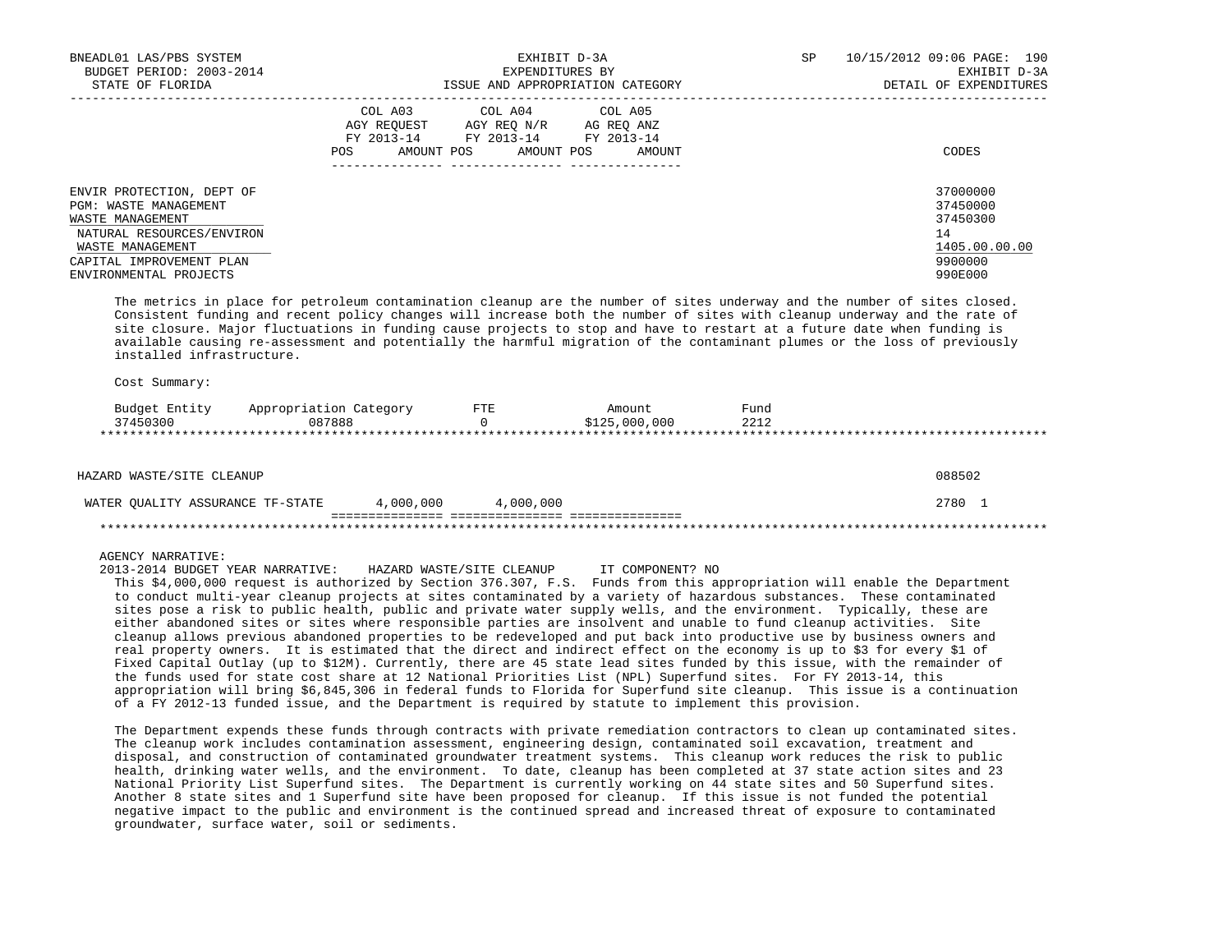| | COL A03 AGY REQUEST FY 2013-14 | | COL A04 AGY REQ N/R FY 2013-14 | | COL A05 AG REQ ANZ FY 2013-14 | | CODES |
|---|---|---|---|---|---|---|---|
| | POS | AMOUNT | POS | AMOUNT | POS | AMOUNT | |
| ENVIR PROTECTION, DEPT OF | | | | | | | 37000000 |
| PGM: WASTE MANAGEMENT | | | | | | | 37450000 |
| WASTE MANAGEMENT | | | | | | | 37450300 |
| NATURAL RESOURCES/ENVIRON | | | | | | | 14 |
| WASTE MANAGEMENT | | | | | | | 1405.00.00.00 |
| CAPITAL IMPROVEMENT PLAN | | | | | | | 9900000 |
| ENVIRONMENTAL PROJECTS | | | | | | | 990E000 |

The metrics in place for petroleum contamination cleanup are the number of sites underway and the number of sites closed. Consistent funding and recent policy changes will increase both the number of sites with cleanup underway and the rate of site closure. Major fluctuations in funding cause projects to stop and have to restart at a future date when funding is available causing re-assessment and potentially the harmful migration of the contaminant plumes or the loss of previously installed infrastructure.

Cost Summary:

| Budget Entity | Appropriation Category | FTE | Amount | Fund |
|---|---|---|---|---|
| 37450300 | 087888 | 0 | $125,000,000 | 2212 |

*******************************************************************************************************************************

| | COL A03 AMOUNT | COL A04 AMOUNT | COL A05 AMOUNT | CODES |
|---|---|---|---|---|
| HAZARD WASTE/SITE CLEANUP | | | | 088502 |
| WATER QUALITY ASSURANCE TF-STATE | 4,000,000 | 4,000,000 | | 2780 1 |

*******************************************************************************************************************************

AGENCY NARRATIVE:

2013-2014 BUDGET YEAR NARRATIVE: HAZARD WASTE/SITE CLEANUP IT COMPONENT? NO

This $4,000,000 request is authorized by Section 376.307, F.S. Funds from this appropriation will enable the Department to conduct multi-year cleanup projects at sites contaminated by a variety of hazardous substances. These contaminated sites pose a risk to public health, public and private water supply wells, and the environment. Typically, these are either abandoned sites or sites where responsible parties are insolvent and unable to fund cleanup activities. Site cleanup allows previous abandoned properties to be redeveloped and put back into productive use by business owners and real property owners. It is estimated that the direct and indirect effect on the economy is up to $3 for every $1 of Fixed Capital Outlay (up to $12M). Currently, there are 45 state lead sites funded by this issue, with the remainder of the funds used for state cost share at 12 National Priorities List (NPL) Superfund sites. For FY 2013-14, this appropriation will bring $6,845,306 in federal funds to Florida for Superfund site cleanup. This issue is a continuation of a FY 2012-13 funded issue, and the Department is required by statute to implement this provision.

The Department expends these funds through contracts with private remediation contractors to clean up contaminated sites. The cleanup work includes contamination assessment, engineering design, contaminated soil excavation, treatment and disposal, and construction of contaminated groundwater treatment systems. This cleanup work reduces the risk to public health, drinking water wells, and the environment. To date, cleanup has been completed at 37 state action sites and 23 National Priority List Superfund sites. The Department is currently working on 44 state sites and 50 Superfund sites. Another 8 state sites and 1 Superfund site have been proposed for cleanup. If this issue is not funded the potential negative impact to the public and environment is the continued spread and increased threat of exposure to contaminated groundwater, surface water, soil or sediments.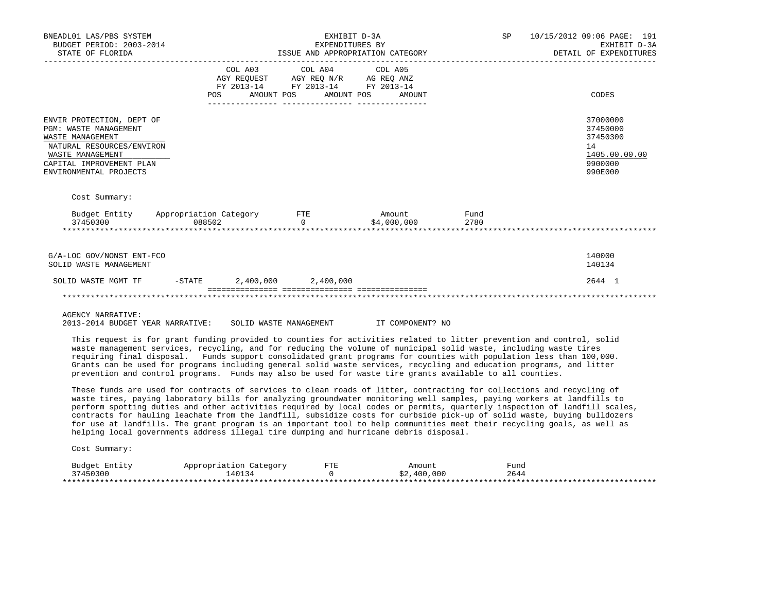BNEADL01 LAS/PBS SYSTEM
BUDGET PERIOD: 2003-2014
STATE OF FLORIDA

EXHIBIT D-3A
EXPENDITURES BY
ISSUE AND APPROPRIATION CATEGORY

SP 10/15/2012 09:06 PAGE: 191
EXHIBIT D-3A
DETAIL OF EXPENDITURES

| | COL A03 AGY REQUEST FY 2013-14 POS AMOUNT | COL A04 AGY REQ N/R FY 2013-14 POS AMOUNT | COL A05 AG REQ ANZ FY 2013-14 POS AMOUNT | CODES |
|---|---|---|---|---|
| ENVIR PROTECTION, DEPT OF | | | | 37000000 |
| PGM: WASTE MANAGEMENT | | | | 37450000 |
| WASTE MANAGEMENT | | | | 37450300 |
| NATURAL RESOURCES/ENVIRON | | | | 14 |
| WASTE MANAGEMENT | | | | 1405.00.00.00 |
| CAPITAL IMPROVEMENT PLAN | | | | 9900000 |
| ENVIRONMENTAL PROJECTS | | | | 990E000 |

Cost Summary:

| Budget Entity | Appropriation Category | FTE | Amount | Fund |
|---|---|---|---|---|
| 37450300 | 088502 | 0 | $4,000,000 | 2780 |

*****************************************************************************************************************

| | COL A03 | COL A04 | COL A05 | CODES |
|---|---|---|---|---|
| G/A-LOC GOV/NONST ENT-FCO | | | | 140000 |
| SOLID WASTE MANAGEMENT | | | | 140134 |
| SOLID WASTE MGMT TF -STATE | 2,400,000 | 2,400,000 | | 2644 1 |

*****************************************************************************************************************

AGENCY NARRATIVE:
2013-2014 BUDGET YEAR NARRATIVE: SOLID WASTE MANAGEMENT IT COMPONENT? NO

This request is for grant funding provided to counties for activities related to litter prevention and control, solid waste management services, recycling, and for reducing the volume of municipal solid waste, including waste tires requiring final disposal. Funds support consolidated grant programs for counties with population less than 100,000. Grants can be used for programs including general solid waste services, recycling and education programs, and litter prevention and control programs. Funds may also be used for waste tire grants available to all counties.

These funds are used for contracts of services to clean roads of litter, contracting for collections and recycling of waste tires, paying laboratory bills for analyzing groundwater monitoring well samples, paying workers at landfills to perform spotting duties and other activities required by local codes or permits, quarterly inspection of landfill scales, contracts for hauling leachate from the landfill, subsidize costs for curbside pick-up of solid waste, buying bulldozers for use at landfills. The grant program is an important tool to help communities meet their recycling goals, as well as helping local governments address illegal tire dumping and hurricane debris disposal.

Cost Summary:

| Budget Entity | Appropriation Category | FTE | Amount | Fund |
|---|---|---|---|---|
| 37450300 | 140134 | 0 | $2,400,000 | 2644 |

*****************************************************************************************************************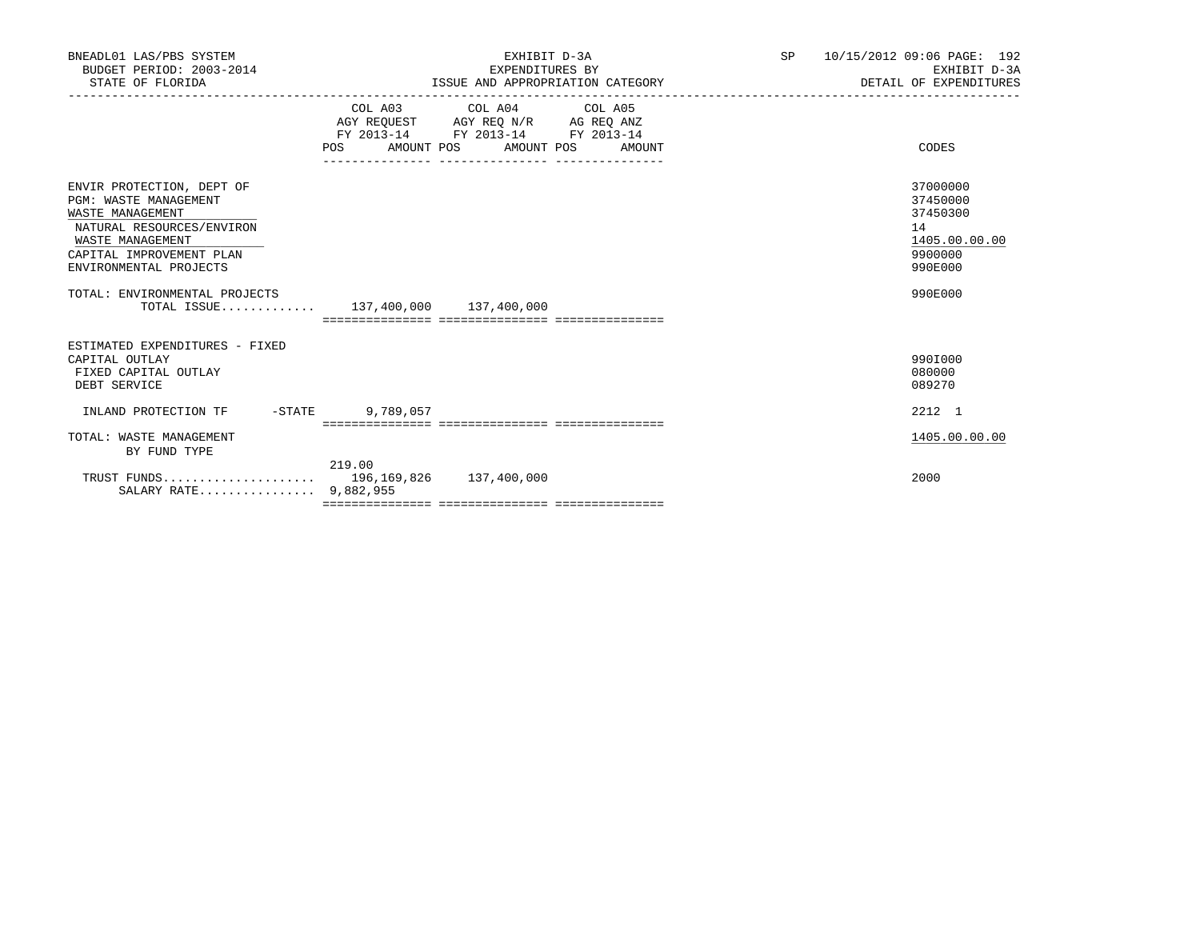BNEADL01 LAS/PBS SYSTEM — EXHIBIT D-3A — SP 10/15/2012 09:06

BUDGET PERIOD: 2003-2014 — EXPENDITURES BY — EXHIBIT D-3A

STATE OF FLORIDA — ISSUE AND APPROPRIATION CATEGORY — DETAIL OF EXPENDITURES

| | COL A03 AGY REQUEST FY 2013-14 POS | AMOUNT | COL A04 AGY REQ N/R FY 2013-14 POS | AMOUNT | COL A05 AG REQ ANZ FY 2013-14 POS | AMOUNT | CODES |
|---|---|---|---|---|---|---|---|
| ENVIR PROTECTION, DEPT OF | | | | | | | 37000000 |
| PGM: WASTE MANAGEMENT | | | | | | | 37450000 |
| WASTE MANAGEMENT | | | | | | | 37450300 |
| NATURAL RESOURCES/ENVIRON | | | | | | | 14 |
| WASTE MANAGEMENT | | | | | | | 1405.00.00.00 |
| CAPITAL IMPROVEMENT PLAN | | | | | | | 9900000 |
| ENVIRONMENTAL PROJECTS | | | | | | | 990E000 |
| TOTAL: ENVIRONMENTAL PROJECTS | | | | | | | 990E000 |
| TOTAL ISSUE............. | | 137,400,000 | | 137,400,000 | | | |
| ESTIMATED EXPENDITURES - FIXED CAPITAL OUTLAY | | | | | | | 990I000 |
| FIXED CAPITAL OUTLAY | | | | | | | 080000 |
| DEBT SERVICE | | | | | | | 089270 |
| INLAND PROTECTION TF -STATE | | 9,789,057 | | | | | 2212 1 |
| TOTAL: WASTE MANAGEMENT BY FUND TYPE | | | | | | | 1405.00.00.00 |
| TRUST FUNDS..................... | 219.00 | 196,169,826 | | 137,400,000 | | | 2000 |
| SALARY RATE................ | | 9,882,955 | | | | | |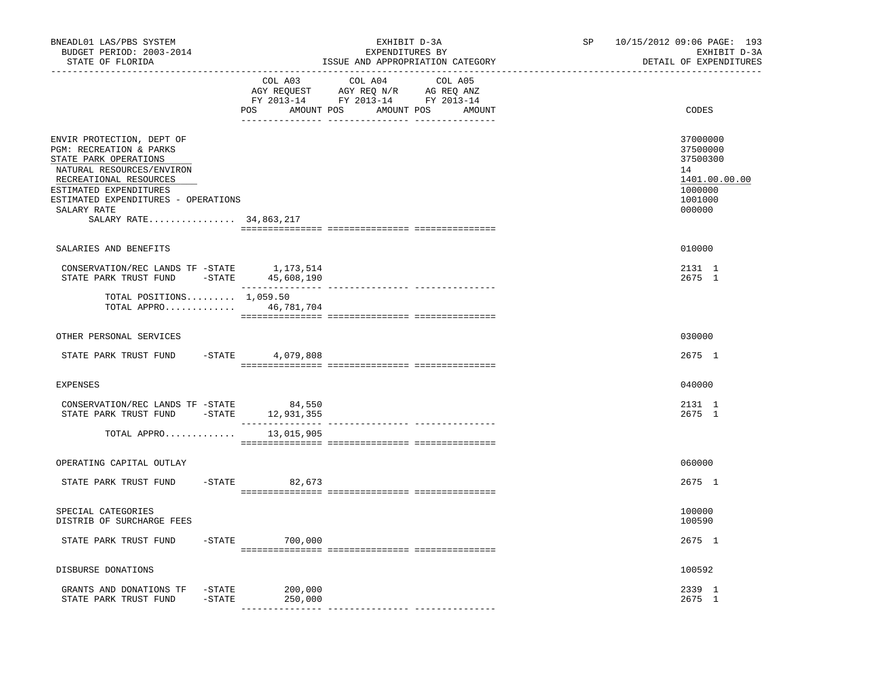BNEADL01 LAS/PBS SYSTEM
BUDGET PERIOD: 2003-2014
STATE OF FLORIDA

EXHIBIT D-3A
EXPENDITURES BY
ISSUE AND APPROPRIATION CATEGORY

SP 10/15/2012 09:06 PAGE: 193
EXHIBIT D-3A
DETAIL OF EXPENDITURES

| | COL A03 AGY REQUEST FY 2013-14 POS AMOUNT | COL A04 AGY REQ N/R FY 2013-14 POS AMOUNT | COL A05 AG REQ ANZ FY 2013-14 POS AMOUNT | CODES |
|---|---|---|---|---|
| ENVIR PROTECTION, DEPT OF | | | | 37000000 |
| PGM: RECREATION & PARKS | | | | 37500000 |
| STATE PARK OPERATIONS | | | | 37500300 |
| NATURAL RESOURCES/ENVIRON | | | | 14 |
| RECREATIONAL RESOURCES | | | | 1401.00.00.00 |
| ESTIMATED EXPENDITURES | | | | 1000000 |
| ESTIMATED EXPENDITURES - OPERATIONS | | | | 1001000 |
| SALARY RATE | | | | 000000 |
| SALARY RATE................ | 34,863,217 | | | |
| SALARIES AND BENEFITS | | | | 010000 |
| CONSERVATION/REC LANDS TF -STATE | 1,173,514 | | | 2131 1 |
| STATE PARK TRUST FUND -STATE | 45,608,190 | | | 2675 1 |
| TOTAL POSITIONS......... | 1,059.50 | | | |
| TOTAL APPRO............. | 46,781,704 | | | |
| OTHER PERSONAL SERVICES | | | | 030000 |
| STATE PARK TRUST FUND -STATE | 4,079,808 | | | 2675 1 |
| EXPENSES | | | | 040000 |
| CONSERVATION/REC LANDS TF -STATE | 84,550 | | | 2131 1 |
| STATE PARK TRUST FUND -STATE | 12,931,355 | | | 2675 1 |
| TOTAL APPRO............. | 13,015,905 | | | |
| OPERATING CAPITAL OUTLAY | | | | 060000 |
| STATE PARK TRUST FUND -STATE | 82,673 | | | 2675 1 |
| SPECIAL CATEGORIES | | | | 100000 |
| DISTRIB OF SURCHARGE FEES | | | | 100590 |
| STATE PARK TRUST FUND -STATE | 700,000 | | | 2675 1 |
| DISBURSE DONATIONS | | | | 100592 |
| GRANTS AND DONATIONS TF -STATE | 200,000 | | | 2339 1 |
| STATE PARK TRUST FUND -STATE | 250,000 | | | 2675 1 |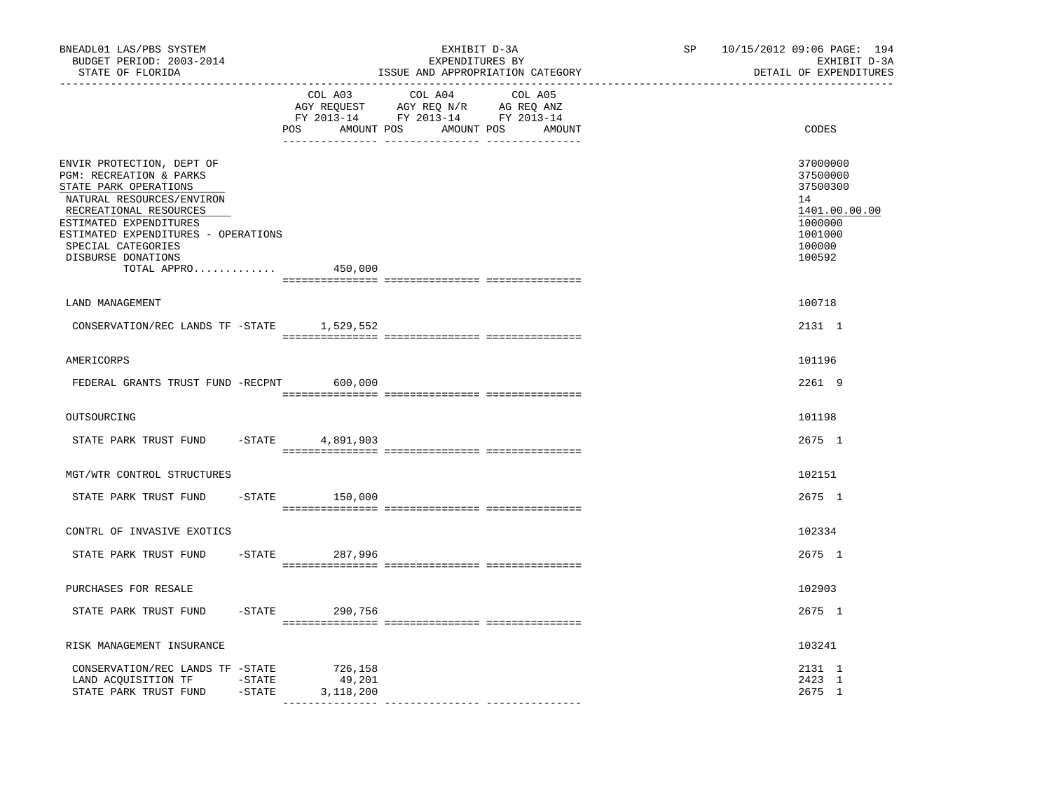BNEADL01 LAS/PBS SYSTEM
BUDGET PERIOD: 2003-2014
STATE OF FLORIDA

EXHIBIT D-3A
EXPENDITURES BY
ISSUE AND APPROPRIATION CATEGORY

SP 10/15/2012 09:06 PAGE: 194
EXHIBIT D-3A
DETAIL OF EXPENDITURES

| | COL A03 AGY REQUEST FY 2013-14 POS AMOUNT | COL A04 AGY REQ N/R FY 2013-14 POS AMOUNT | COL A05 AG REQ ANZ FY 2013-14 POS AMOUNT | CODES |
|---|---|---|---|---|
| ENVIR PROTECTION, DEPT OF | | | | 37000000 |
| PGM: RECREATION & PARKS | | | | 37500000 |
| STATE PARK OPERATIONS | | | | 37500300 |
| NATURAL RESOURCES/ENVIRON | | | | 14 |
| RECREATIONAL RESOURCES | | | | 1401.00.00.00 |
| ESTIMATED EXPENDITURES | | | | 1000000 |
| ESTIMATED EXPENDITURES - OPERATIONS | | | | 1001000 |
| SPECIAL CATEGORIES | | | | 100000 |
| DISBURSE DONATIONS | | | | 100592 |
| TOTAL APPRO............. | 450,000 | | | |
| LAND MANAGEMENT | | | | 100718 |
| CONSERVATION/REC LANDS TF -STATE | 1,529,552 | | | 2131 1 |
| AMERICORPS | | | | 101196 |
| FEDERAL GRANTS TRUST FUND -RECPNT | 600,000 | | | 2261 9 |
| OUTSOURCING | | | | 101198 |
| STATE PARK TRUST FUND -STATE | 4,891,903 | | | 2675 1 |
| MGT/WTR CONTROL STRUCTURES | | | | 102151 |
| STATE PARK TRUST FUND -STATE | 150,000 | | | 2675 1 |
| CONTRL OF INVASIVE EXOTICS | | | | 102334 |
| STATE PARK TRUST FUND -STATE | 287,996 | | | 2675 1 |
| PURCHASES FOR RESALE | | | | 102903 |
| STATE PARK TRUST FUND -STATE | 290,756 | | | 2675 1 |
| RISK MANAGEMENT INSURANCE | | | | 103241 |
| CONSERVATION/REC LANDS TF -STATE | 726,158 | | | 2131 1 |
| LAND ACQUISITION TF -STATE | 49,201 | | | 2423 1 |
| STATE PARK TRUST FUND -STATE | 3,118,200 | | | 2675 1 |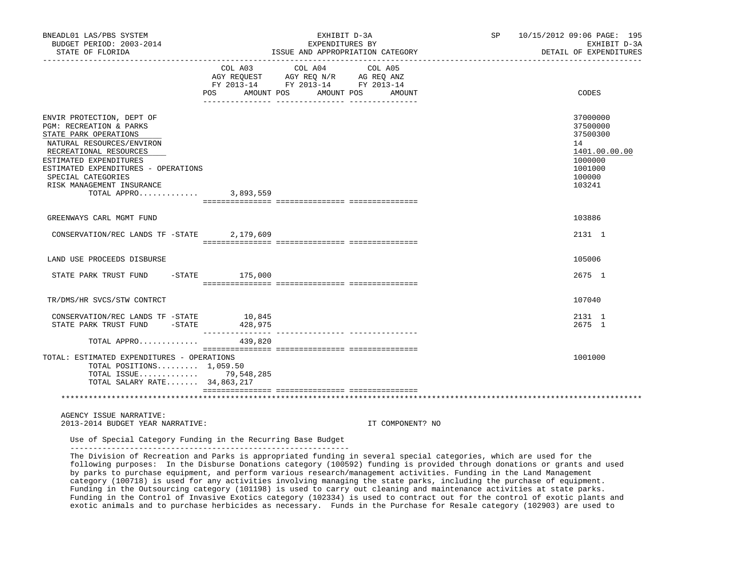BNEADL01 LAS/PBS SYSTEM — EXHIBIT D-3A — EXPENDITURES BY ISSUE AND APPROPRIATION CATEGORY — SP 10/15/2012 09:06 PAGE: 195
BUDGET PERIOD: 2003-2014 — EXHIBIT D-3A
STATE OF FLORIDA — DETAIL OF EXPENDITURES

| | COL A03 AGY REQUEST FY 2013-14 POS AMOUNT | COL A04 AGY REQ N/R FY 2013-14 POS AMOUNT | COL A05 AG REQ ANZ FY 2013-14 POS AMOUNT | CODES |
|---|---|---|---|---|
| ENVIR PROTECTION, DEPT OF | | | | 37000000 |
| PGM: RECREATION & PARKS | | | | 37500000 |
| STATE PARK OPERATIONS | | | | 37500300 |
| NATURAL RESOURCES/ENVIRON | | | | 14 |
| RECREATIONAL RESOURCES | | | | 1401.00.00.00 |
| ESTIMATED EXPENDITURES | | | | 1000000 |
| ESTIMATED EXPENDITURES - OPERATIONS | | | | 1001000 |
| SPECIAL CATEGORIES | | | | 100000 |
| RISK MANAGEMENT INSURANCE | | | | 103241 |
| TOTAL APPRO............. | 3,893,559 | | | |
| GREENWAYS CARL MGMT FUND | | | | 103886 |
| CONSERVATION/REC LANDS TF -STATE | 2,179,609 | | | 2131 1 |
| LAND USE PROCEEDS DISBURSE | | | | 105006 |
| STATE PARK TRUST FUND -STATE | 175,000 | | | 2675 1 |
| TR/DMS/HR SVCS/STW CONTRCT | | | | 107040 |
| CONSERVATION/REC LANDS TF -STATE | 10,845 | | | 2131 1 |
| STATE PARK TRUST FUND -STATE | 428,975 | | | 2675 1 |
| TOTAL APPRO............. | 439,820 | | | |
| TOTAL: ESTIMATED EXPENDITURES - OPERATIONS | | | | 1001000 |
| TOTAL POSITIONS......... | 1,059.50 | | | |
| TOTAL ISSUE............. | 79,548,285 | | | |
| TOTAL SALARY RATE....... | 34,863,217 | | | |

AGENCY ISSUE NARRATIVE:
2013-2014 BUDGET YEAR NARRATIVE: IT COMPONENT? NO

Use of Special Category Funding in the Recurring Base Budget

The Division of Recreation and Parks is appropriated funding in several special categories, which are used for the following purposes: In the Disburse Donations category (100592) funding is provided through donations or grants and used by parks to purchase equipment, and perform various research/management activities. Funding in the Land Management category (100718) is used for any activities involving managing the state parks, including the purchase of equipment. Funding in the Outsourcing category (101198) is used to carry out cleaning and maintenance activities at state parks. Funding in the Control of Invasive Exotics category (102334) is used to contract out for the control of exotic plants and exotic animals and to purchase herbicides as necessary. Funds in the Purchase for Resale category (102903) are used to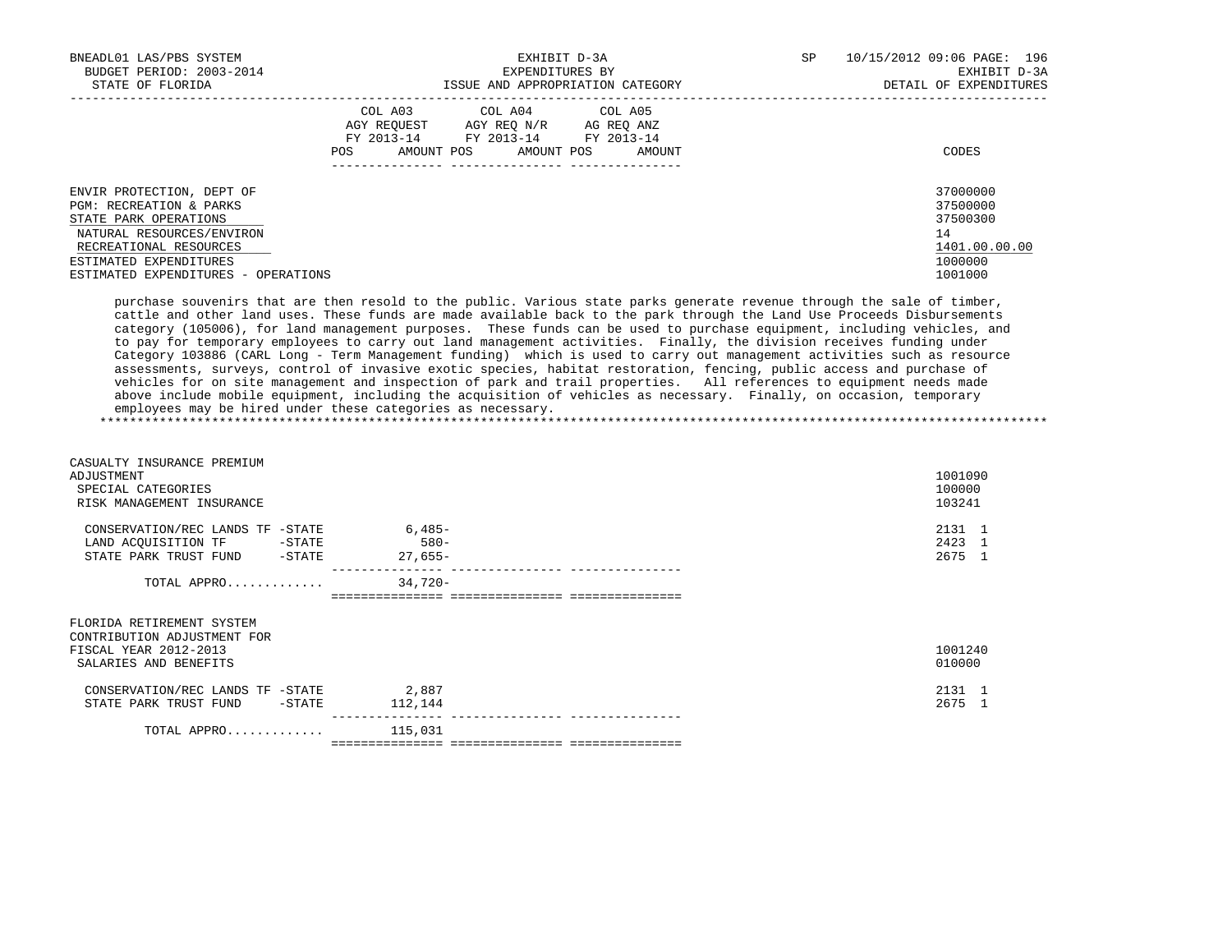| | COL A03 AGY REQUEST FY 2013-14 POS AMOUNT | COL A04 AGY REQ N/R FY 2013-14 POS AMOUNT | COL A05 AG REQ ANZ FY 2013-14 POS AMOUNT | CODES |
|---|---|---|---|---|
| ENVIR PROTECTION, DEPT OF | | | | 37000000 |
| PGM: RECREATION & PARKS | | | | 37500000 |
| STATE PARK OPERATIONS | | | | 37500300 |
| NATURAL RESOURCES/ENVIRON | | | | 14 |
| RECREATIONAL RESOURCES | | | | 1401.00.00.00 |
| ESTIMATED EXPENDITURES | | | | 1000000 |
| ESTIMATED EXPENDITURES - OPERATIONS | | | | 1001000 |

purchase souvenirs that are then resold to the public. Various state parks generate revenue through the sale of timber, cattle and other land uses. These funds are made available back to the park through the Land Use Proceeds Disbursements category (105006), for land management purposes. These funds can be used to purchase equipment, including vehicles, and to pay for temporary employees to carry out land management activities. Finally, the division receives funding under Category 103886 (CARL Long - Term Management funding) which is used to carry out management activities such as resource assessments, surveys, control of invasive exotic species, habitat restoration, fencing, public access and purchase of vehicles for on site management and inspection of park and trail properties. All references to equipment needs made above include mobile equipment, including the acquisition of vehicles as necessary. Finally, on occasion, temporary employees may be hired under these categories as necessary.

*******************************************************************************************************************************

| | COL A03 | COL A04 | COL A05 | CODES |
|---|---|---|---|---|
| CASUALTY INSURANCE PREMIUM ADJUSTMENT | | | | 1001090 |
| SPECIAL CATEGORIES | | | | 100000 |
| RISK MANAGEMENT INSURANCE | | | | 103241 |
| CONSERVATION/REC LANDS TF -STATE | 6,485- | | | 2131 1 |
| LAND ACQUISITION TF -STATE | 580- | | | 2423 1 |
| STATE PARK TRUST FUND -STATE | 27,655- | | | 2675 1 |
| TOTAL APPRO............. | 34,720- | | | |
| FLORIDA RETIREMENT SYSTEM CONTRIBUTION ADJUSTMENT FOR FISCAL YEAR 2012-2013 | | | | 1001240 |
| SALARIES AND BENEFITS | | | | 010000 |
| CONSERVATION/REC LANDS TF -STATE | 2,887 | | | 2131 1 |
| STATE PARK TRUST FUND -STATE | 112,144 | | | 2675 1 |
| TOTAL APPRO............. | 115,031 | | | |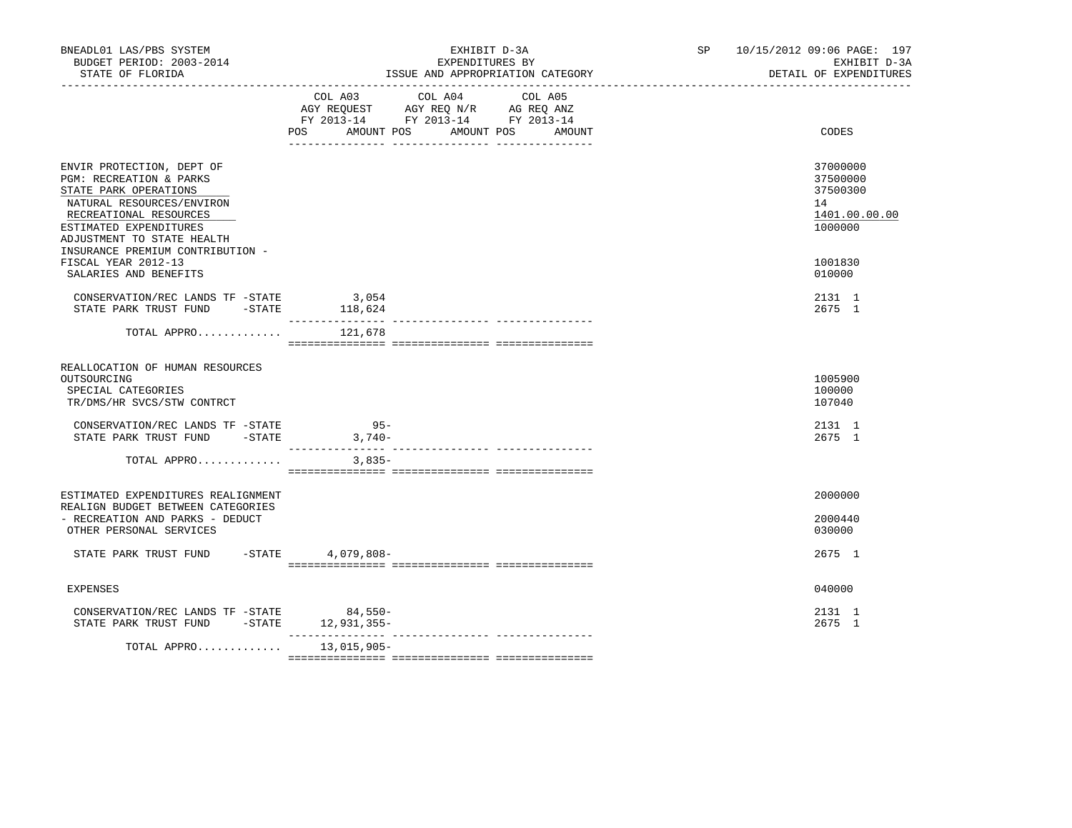BNEADL01 LAS/PBS SYSTEM
BUDGET PERIOD: 2003-2014
STATE OF FLORIDA

EXHIBIT D-3A
EXPENDITURES BY
ISSUE AND APPROPRIATION CATEGORY

SP 10/15/2012 09:06 PAGE: 197
EXHIBIT D-3A
DETAIL OF EXPENDITURES

| | COL A03 AGY REQUEST FY 2013-14 POS AMOUNT | COL A04 AGY REQ N/R FY 2013-14 POS AMOUNT | COL A05 AG REQ ANZ FY 2013-14 POS AMOUNT | CODES |
|---|---|---|---|---|
| ENVIR PROTECTION, DEPT OF | | | | 37000000 |
| PGM: RECREATION & PARKS | | | | 37500000 |
| STATE PARK OPERATIONS | | | | 37500300 |
| NATURAL RESOURCES/ENVIRON | | | | 14 |
| RECREATIONAL RESOURCES | | | | 1401.00.00.00 |
| ESTIMATED EXPENDITURES | | | | 1000000 |
| ADJUSTMENT TO STATE HEALTH INSURANCE PREMIUM CONTRIBUTION - FISCAL YEAR 2012-13 | | | | 1001830 |
| SALARIES AND BENEFITS | | | | 010000 |
| CONSERVATION/REC LANDS TF -STATE | 3,054 | | | 2131 1 |
| STATE PARK TRUST FUND -STATE | 118,624 | | | 2675 1 |
| TOTAL APPRO............ | 121,678 | | | |
| REALLOCATION OF HUMAN RESOURCES OUTSOURCING | | | | 1005900 |
| SPECIAL CATEGORIES | | | | 100000 |
| TR/DMS/HR SVCS/STW CONTRCT | | | | 107040 |
| CONSERVATION/REC LANDS TF -STATE | 95- | | | 2131 1 |
| STATE PARK TRUST FUND -STATE | 3,740- | | | 2675 1 |
| TOTAL APPRO............ | 3,835- | | | |
| ESTIMATED EXPENDITURES REALIGNMENT | | | | 2000000 |
| REALIGN BUDGET BETWEEN CATEGORIES - RECREATION AND PARKS - DEDUCT | | | | 2000440 |
| OTHER PERSONAL SERVICES | | | | 030000 |
| STATE PARK TRUST FUND -STATE | 4,079,808- | | | 2675 1 |
| EXPENSES | | | | 040000 |
| CONSERVATION/REC LANDS TF -STATE | 84,550- | | | 2131 1 |
| STATE PARK TRUST FUND -STATE | 12,931,355- | | | 2675 1 |
| TOTAL APPRO............ | 13,015,905- | | | |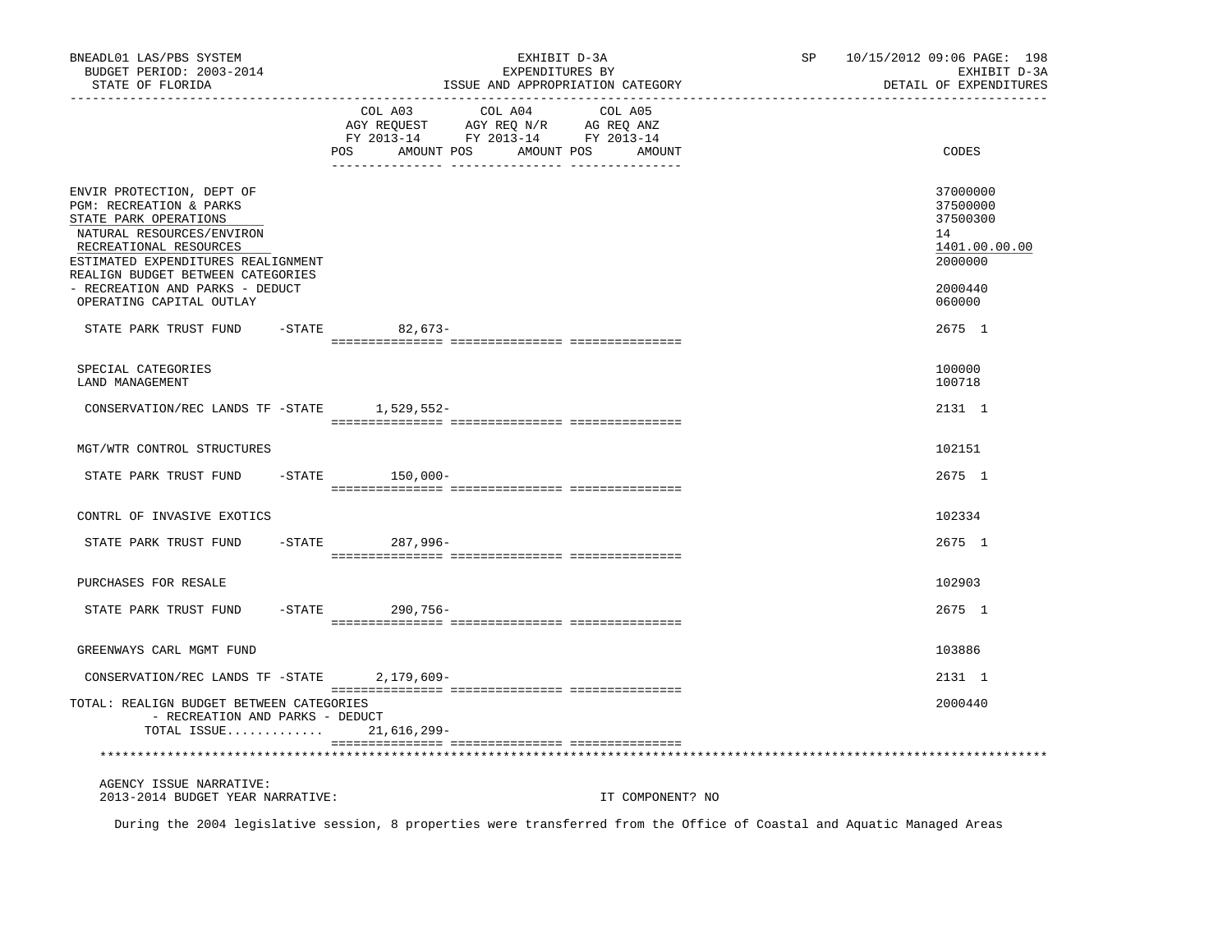BNEADL01 LAS/PBS SYSTEM | EXHIBIT D-3A | SP 10/15/2012 09:06 PAGE: 198
BUDGET PERIOD: 2003-2014 | EXPENDITURES BY | EXHIBIT D-3A
STATE OF FLORIDA | ISSUE AND APPROPRIATION CATEGORY | DETAIL OF EXPENDITURES

| | COL A03 AGY REQUEST FY 2013-14 POS AMOUNT | COL A04 AGY REQ N/R FY 2013-14 POS AMOUNT | COL A05 AG REQ ANZ FY 2013-14 POS AMOUNT | CODES |
|---|---|---|---|---|
| ENVIR PROTECTION, DEPT OF | | | | 37000000 |
| PGM: RECREATION & PARKS | | | | 37500000 |
| STATE PARK OPERATIONS | | | | 37500300 |
| NATURAL RESOURCES/ENVIRON | | | | 14 |
| RECREATIONAL RESOURCES | | | | 1401.00.00.00 |
| ESTIMATED EXPENDITURES REALIGNMENT | | | | 2000000 |
| REALIGN BUDGET BETWEEN CATEGORIES - RECREATION AND PARKS - DEDUCT | | | | 2000440 |
| OPERATING CAPITAL OUTLAY | | | | 060000 |
| STATE PARK TRUST FUND -STATE | 82,673- | | | 2675 1 |
| SPECIAL CATEGORIES | | | | 100000 |
| LAND MANAGEMENT | | | | 100718 |
| CONSERVATION/REC LANDS TF -STATE | 1,529,552- | | | 2131 1 |
| MGT/WTR CONTROL STRUCTURES | | | | 102151 |
| STATE PARK TRUST FUND -STATE | 150,000- | | | 2675 1 |
| CONTRL OF INVASIVE EXOTICS | | | | 102334 |
| STATE PARK TRUST FUND -STATE | 287,996- | | | 2675 1 |
| PURCHASES FOR RESALE | | | | 102903 |
| STATE PARK TRUST FUND -STATE | 290,756- | | | 2675 1 |
| GREENWAYS CARL MGMT FUND | | | | 103886 |
| CONSERVATION/REC LANDS TF -STATE | 2,179,609- | | | 2131 1 |
| TOTAL: REALIGN BUDGET BETWEEN CATEGORIES - RECREATION AND PARKS - DEDUCT | | | | 2000440 |
| TOTAL ISSUE............ | 21,616,299- | | | |

AGENCY ISSUE NARRATIVE:
2013-2014 BUDGET YEAR NARRATIVE: IT COMPONENT? NO

During the 2004 legislative session, 8 properties were transferred from the Office of Coastal and Aquatic Managed Areas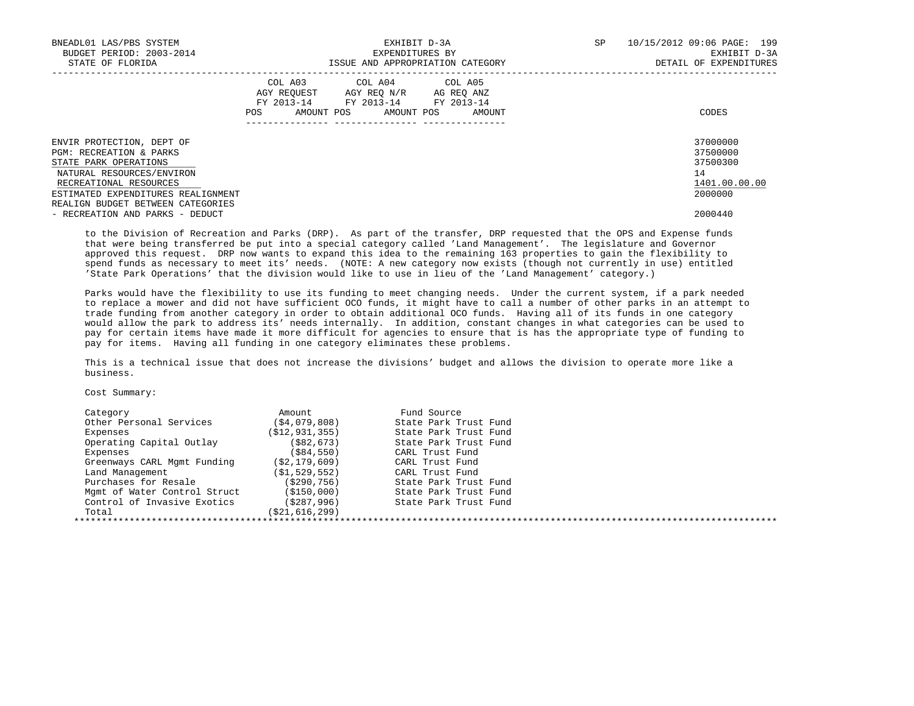| | COL A03 AGY REQUEST FY 2013-14 POS AMOUNT | COL A04 AGY REQ N/R FY 2013-14 POS AMOUNT | COL A05 AG REQ ANZ FY 2013-14 POS AMOUNT | CODES |
|---|---|---|---|---|
| ENVIR PROTECTION, DEPT OF | | | | 37000000 |
| PGM: RECREATION & PARKS | | | | 37500000 |
| STATE PARK OPERATIONS | | | | 37500300 |
| NATURAL RESOURCES/ENVIRON | | | | 14 |
| RECREATIONAL RESOURCES | | | | 1401.00.00.00 |
| ESTIMATED EXPENDITURES REALIGNMENT | | | | 2000000 |
| REALIGN BUDGET BETWEEN CATEGORIES - RECREATION AND PARKS - DEDUCT | | | | 2000440 |

to the Division of Recreation and Parks (DRP). As part of the transfer, DRP requested that the OPS and Expense funds that were being transferred be put into a special category called 'Land Management'. The legislature and Governor approved this request. DRP now wants to expand this idea to the remaining 163 properties to gain the flexibility to spend funds as necessary to meet its' needs. (NOTE: A new category now exists (though not currently in use) entitled 'State Park Operations' that the division would like to use in lieu of the 'Land Management' category.)

Parks would have the flexibility to use its funding to meet changing needs. Under the current system, if a park needed to replace a mower and did not have sufficient OCO funds, it might have to call a number of other parks in an attempt to trade funding from another category in order to obtain additional OCO funds. Having all of its funds in one category would allow the park to address its' needs internally. In addition, constant changes in what categories can be used to pay for certain items have made it more difficult for agencies to ensure that is has the appropriate type of funding to pay for items. Having all funding in one category eliminates these problems.

This is a technical issue that does not increase the divisions' budget and allows the division to operate more like a business.

Cost Summary:

| Category | Amount | Fund Source |
|---|---|---|
| Other Personal Services | ($4,079,808) | State Park Trust Fund |
| Expenses | ($12,931,355) | State Park Trust Fund |
| Operating Capital Outlay | ($82,673) | State Park Trust Fund |
| Expenses | ($84,550) | CARL Trust Fund |
| Greenways CARL Mgmt Funding | ($2,179,609) | CARL Trust Fund |
| Land Management | ($1,529,552) | CARL Trust Fund |
| Purchases for Resale | ($290,756) | State Park Trust Fund |
| Mgmt of Water Control Struct | ($150,000) | State Park Trust Fund |
| Control of Invasive Exotics | ($287,996) | State Park Trust Fund |
| Total | ($21,616,299) | |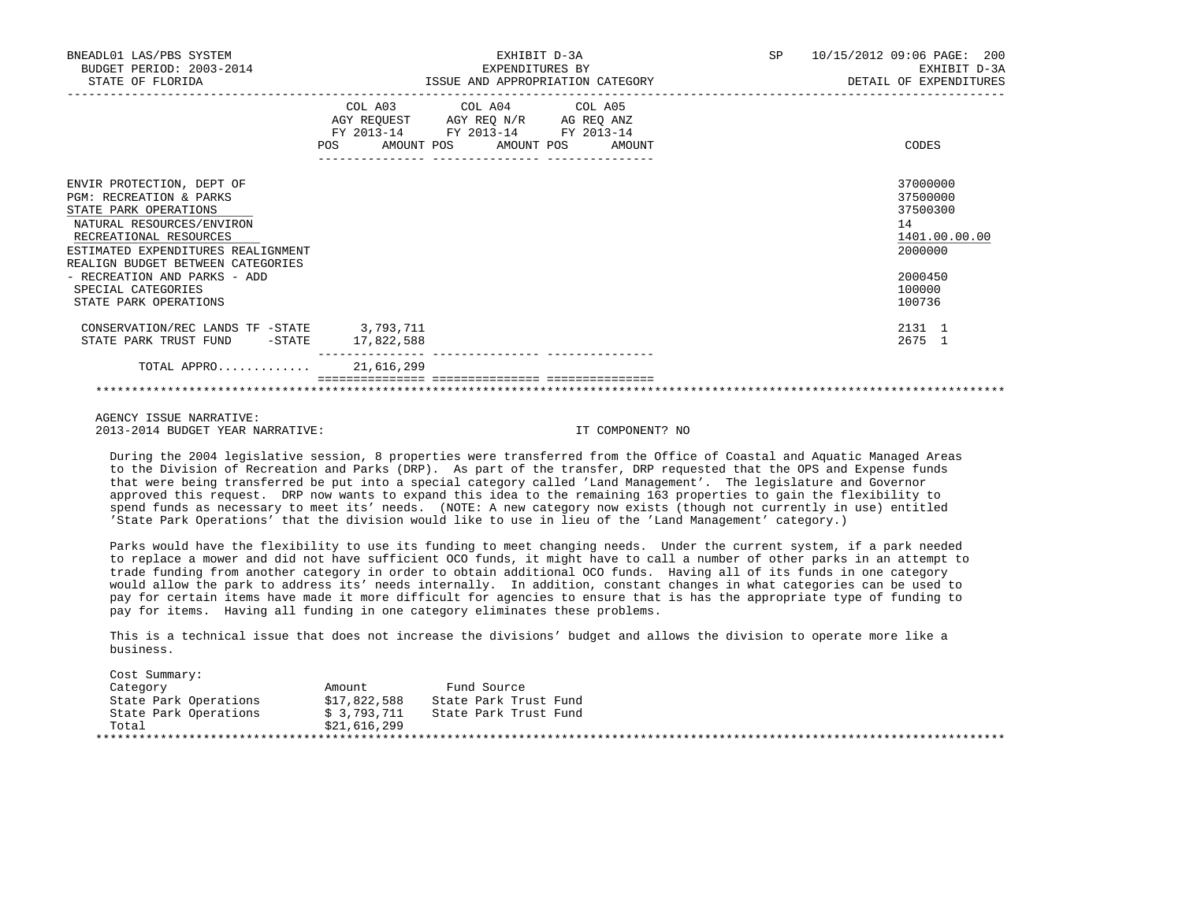BNEADL01 LAS/PBS SYSTEM | EXHIBIT D-3A | SP 10/15/2012 09:06 PAGE: 200
BUDGET PERIOD: 2003-2014 | EXPENDITURES BY | EXHIBIT D-3A
STATE OF FLORIDA | ISSUE AND APPROPRIATION CATEGORY | DETAIL OF EXPENDITURES

| | COL A03 AGY REQUEST FY 2013-14 POS | AMOUNT | COL A04 AGY REQ N/R FY 2013-14 POS | AMOUNT | COL A05 AG REQ ANZ FY 2013-14 POS | AMOUNT | CODES |
|---|---|---|---|---|---|---|---|
| ENVIR PROTECTION, DEPT OF | | | | | | | 37000000 |
| PGM: RECREATION & PARKS | | | | | | | 37500000 |
| STATE PARK OPERATIONS | | | | | | | 37500300 |
| NATURAL RESOURCES/ENVIRON | | | | | | | 14 |
| RECREATIONAL RESOURCES | | | | | | | 1401.00.00.00 |
| ESTIMATED EXPENDITURES REALIGNMENT | | | | | | | 2000000 |
| REALIGN BUDGET BETWEEN CATEGORIES - RECREATION AND PARKS - ADD | | | | | | | 2000450 |
| SPECIAL CATEGORIES | | | | | | | 100000 |
| STATE PARK OPERATIONS | | | | | | | 100736 |
| CONSERVATION/REC LANDS TF -STATE | | 3,793,711 | | | | | 2131 1 |
| STATE PARK TRUST FUND -STATE | | 17,822,588 | | | | | 2675 1 |
| TOTAL APPRO............ | | 21,616,299 | | | | | |

AGENCY ISSUE NARRATIVE:
2013-2014 BUDGET YEAR NARRATIVE: IT COMPONENT? NO

During the 2004 legislative session, 8 properties were transferred from the Office of Coastal and Aquatic Managed Areas to the Division of Recreation and Parks (DRP). As part of the transfer, DRP requested that the OPS and Expense funds that were being transferred be put into a special category called 'Land Management'. The legislature and Governor approved this request. DRP now wants to expand this idea to the remaining 163 properties to gain the flexibility to spend funds as necessary to meet its' needs. (NOTE: A new category now exists (though not currently in use) entitled 'State Park Operations' that the division would like to use in lieu of the 'Land Management' category.)

Parks would have the flexibility to use its funding to meet changing needs. Under the current system, if a park needed to replace a mower and did not have sufficient OCO funds, it might have to call a number of other parks in an attempt to trade funding from another category in order to obtain additional OCO funds. Having all of its funds in one category would allow the park to address its' needs internally. In addition, constant changes in what categories can be used to pay for certain items have made it more difficult for agencies to ensure that is has the appropriate type of funding to pay for items. Having all funding in one category eliminates these problems.

This is a technical issue that does not increase the divisions' budget and allows the division to operate more like a business.

Cost Summary:

| Category | Amount | Fund Source |
|---|---|---|
| State Park Operations | $17,822,588 | State Park Trust Fund |
| State Park Operations | $ 3,793,711 | State Park Trust Fund |
| Total | $21,616,299 | |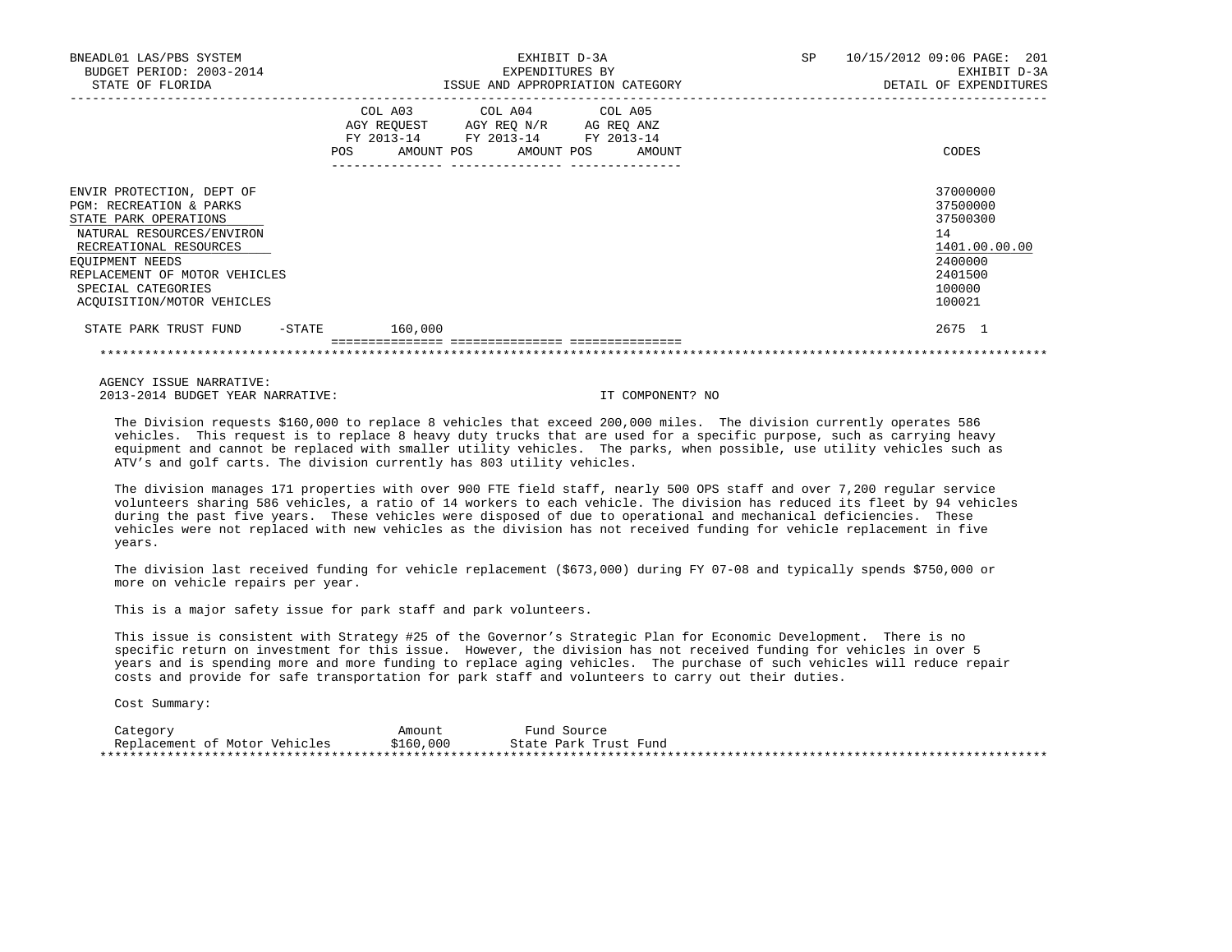BNEADL01 LAS/PBS SYSTEM — EXHIBIT D-3A — SP 10/15/2012 09:06
BUDGET PERIOD: 2003-2014 — EXPENDITURES BY — EXHIBIT D-3A
STATE OF FLORIDA — ISSUE AND APPROPRIATION CATEGORY — DETAIL OF EXPENDITURES

| | COL A03 AGY REQUEST FY 2013-14 POS AMOUNT | COL A04 AGY REQ N/R FY 2013-14 POS AMOUNT | COL A05 AG REQ ANZ FY 2013-14 POS AMOUNT | CODES |
|---|---|---|---|---|
| ENVIR PROTECTION, DEPT OF | | | | 37000000 |
| PGM: RECREATION & PARKS | | | | 37500000 |
| STATE PARK OPERATIONS | | | | 37500300 |
| NATURAL RESOURCES/ENVIRON | | | | 14 |
| RECREATIONAL RESOURCES | | | | 1401.00.00.00 |
| EQUIPMENT NEEDS | | | | 2400000 |
| REPLACEMENT OF MOTOR VEHICLES | | | | 2401500 |
| SPECIAL CATEGORIES | | | | 100000 |
| ACQUISITION/MOTOR VEHICLES | | | | 100021 |
| STATE PARK TRUST FUND -STATE | 160,000 | | | 2675 1 |

AGENCY ISSUE NARRATIVE:
2013-2014 BUDGET YEAR NARRATIVE: IT COMPONENT? NO

The Division requests $160,000 to replace 8 vehicles that exceed 200,000 miles. The division currently operates 586 vehicles. This request is to replace 8 heavy duty trucks that are used for a specific purpose, such as carrying heavy equipment and cannot be replaced with smaller utility vehicles. The parks, when possible, use utility vehicles such as ATV's and golf carts. The division currently has 803 utility vehicles.

The division manages 171 properties with over 900 FTE field staff, nearly 500 OPS staff and over 7,200 regular service volunteers sharing 586 vehicles, a ratio of 14 workers to each vehicle. The division has reduced its fleet by 94 vehicles during the past five years. These vehicles were disposed of due to operational and mechanical deficiencies. These vehicles were not replaced with new vehicles as the division has not received funding for vehicle replacement in five years.

The division last received funding for vehicle replacement ($673,000) during FY 07-08 and typically spends $750,000 or more on vehicle repairs per year.

This is a major safety issue for park staff and park volunteers.

This issue is consistent with Strategy #25 of the Governor's Strategic Plan for Economic Development. There is no specific return on investment for this issue. However, the division has not received funding for vehicles in over 5 years and is spending more and more funding to replace aging vehicles. The purchase of such vehicles will reduce repair costs and provide for safe transportation for park staff and volunteers to carry out their duties.

Cost Summary:

| Category | Amount | Fund Source |
|---|---|---|
| Replacement of Motor Vehicles | $160,000 | State Park Trust Fund |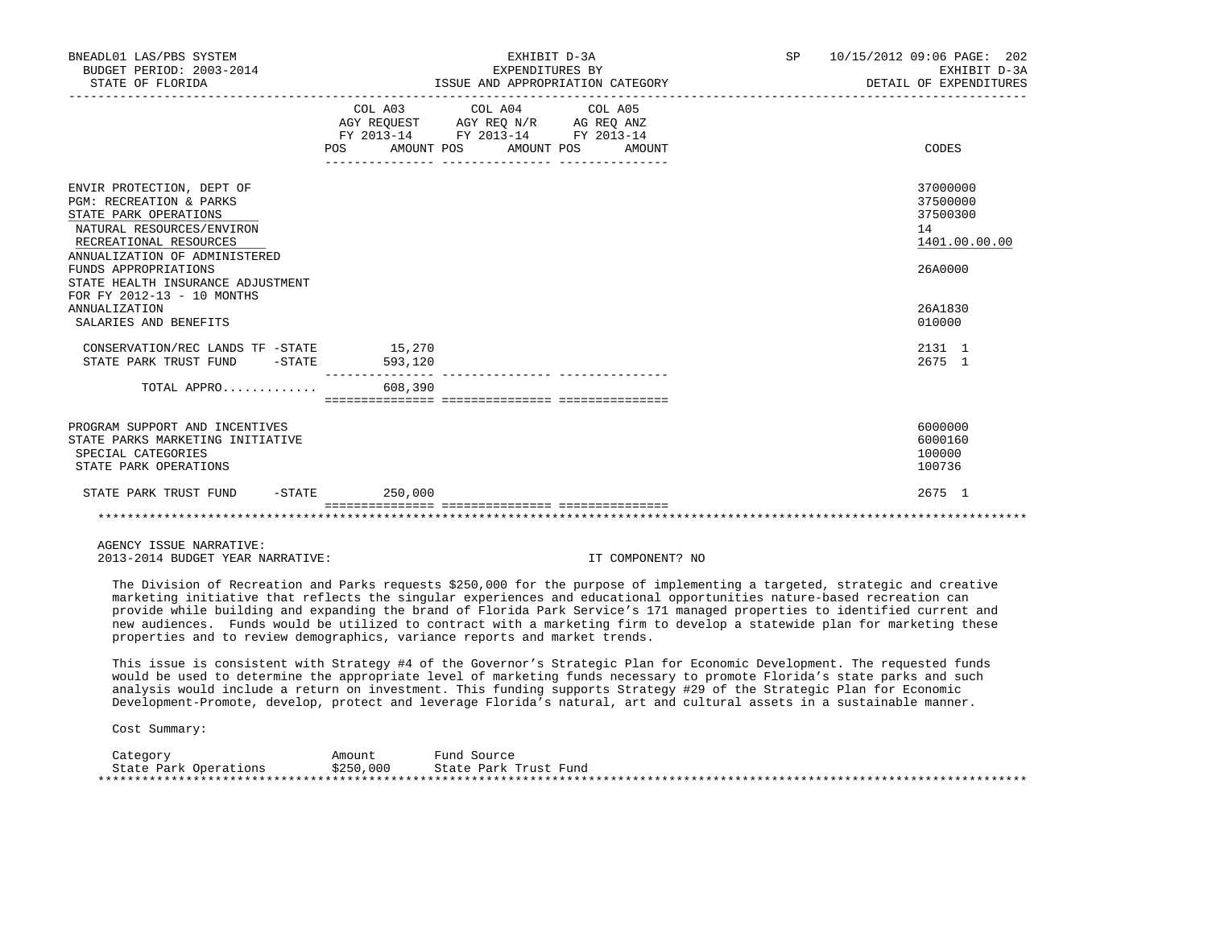| | COL A03 AGY REQUEST FY 2013-14 POS AMOUNT | COL A04 AGY REQ N/R FY 2013-14 POS AMOUNT | COL A05 AG REQ ANZ FY 2013-14 POS AMOUNT | CODES |
|---|---|---|---|---|
| ENVIR PROTECTION, DEPT OF | | | | 37000000 |
| PGM: RECREATION & PARKS | | | | 37500000 |
| STATE PARK OPERATIONS | | | | 37500300 |
| NATURAL RESOURCES/ENVIRON | | | | 14 |
| RECREATIONAL RESOURCES | | | | 1401.00.00.00 |
| ANNUALIZATION OF ADMINISTERED FUNDS APPROPRIATIONS | | | | 26A0000 |
| STATE HEALTH INSURANCE ADJUSTMENT FOR FY 2012-13 - 10 MONTHS ANNUALIZATION | | | | 26A1830 |
| SALARIES AND BENEFITS | | | | 010000 |
| CONSERVATION/REC LANDS TF -STATE | 15,270 | | | 2131 1 |
| STATE PARK TRUST FUND -STATE | 593,120 | | | 2675 1 |
| TOTAL APPRO............ | 608,390 | | | |
| PROGRAM SUPPORT AND INCENTIVES | | | | 6000000 |
| STATE PARKS MARKETING INITIATIVE | | | | 6000160 |
| SPECIAL CATEGORIES | | | | 100000 |
| STATE PARK OPERATIONS | | | | 100736 |
| STATE PARK TRUST FUND -STATE | 250,000 | | | 2675 1 |

AGENCY ISSUE NARRATIVE:

2013-2014 BUDGET YEAR NARRATIVE: IT COMPONENT? NO

The Division of Recreation and Parks requests $250,000 for the purpose of implementing a targeted, strategic and creative marketing initiative that reflects the singular experiences and educational opportunities nature-based recreation can provide while building and expanding the brand of Florida Park Service's 171 managed properties to identified current and new audiences. Funds would be utilized to contract with a marketing firm to develop a statewide plan for marketing these properties and to review demographics, variance reports and market trends.

This issue is consistent with Strategy #4 of the Governor's Strategic Plan for Economic Development. The requested funds would be used to determine the appropriate level of marketing funds necessary to promote Florida's state parks and such analysis would include a return on investment. This funding supports Strategy #29 of the Strategic Plan for Economic Development-Promote, develop, protect and leverage Florida's natural, art and cultural assets in a sustainable manner.

Cost Summary:

| Category | Amount | Fund Source |
|---|---|---|
| State Park Operations | $250,000 | State Park Trust Fund |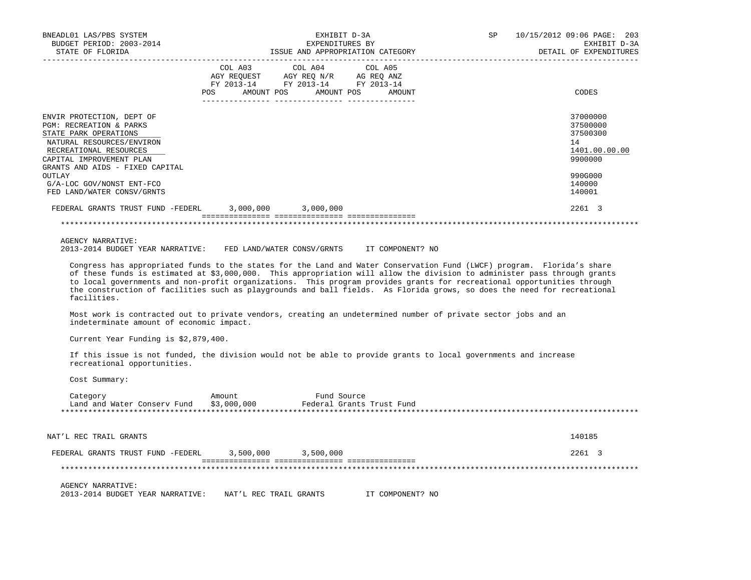| | COL A03 AGY REQUEST FY 2013-14 POS AMOUNT | COL A04 AGY REQ N/R FY 2013-14 POS AMOUNT | COL A05 AG REQ ANZ FY 2013-14 POS AMOUNT | CODES |
|---|---|---|---|---|
| ENVIR PROTECTION, DEPT OF | | | | 37000000 |
| PGM: RECREATION & PARKS | | | | 37500000 |
| STATE PARK OPERATIONS | | | | 37500300 |
| NATURAL RESOURCES/ENVIRON | | | | 14 |
| RECREATIONAL RESOURCES | | | | 1401.00.00.00 |
| CAPITAL IMPROVEMENT PLAN | | | | 9900000 |
| GRANTS AND AIDS - FIXED CAPITAL OUTLAY | | | | 990G000 |
| G/A-LOC GOV/NONST ENT-FCO | | | | 140000 |
| FED LAND/WATER CONSV/GRNTS | | | | 140001 |
| FEDERAL GRANTS TRUST FUND -FEDERL | 3,000,000 | 3,000,000 | | 2261 3 |

AGENCY NARRATIVE:
2013-2014 BUDGET YEAR NARRATIVE: FED LAND/WATER CONSV/GRNTS IT COMPONENT? NO

Congress has appropriated funds to the states for the Land and Water Conservation Fund (LWCF) program. Florida's share of these funds is estimated at $3,000,000. This appropriation will allow the division to administer pass through grants to local governments and non-profit organizations. This program provides grants for recreational opportunities through the construction of facilities such as playgrounds and ball fields. As Florida grows, so does the need for recreational facilities.

Most work is contracted out to private vendors, creating an undetermined number of private sector jobs and an indeterminate amount of economic impact.

Current Year Funding is $2,879,400.

If this issue is not funded, the division would not be able to provide grants to local governments and increase recreational opportunities.

Cost Summary:

| Category | Amount | Fund Source |
|---|---|---|
| Land and Water Conserv Fund | $3,000,000 | Federal Grants Trust Fund |

| | COL A03 | COL A04 | COL A05 | CODES |
|---|---|---|---|---|
| NAT'L REC TRAIL GRANTS | | | | 140185 |
| FEDERAL GRANTS TRUST FUND -FEDERL | 3,500,000 | 3,500,000 | | 2261 3 |

AGENCY NARRATIVE:
2013-2014 BUDGET YEAR NARRATIVE: NAT'L REC TRAIL GRANTS IT COMPONENT? NO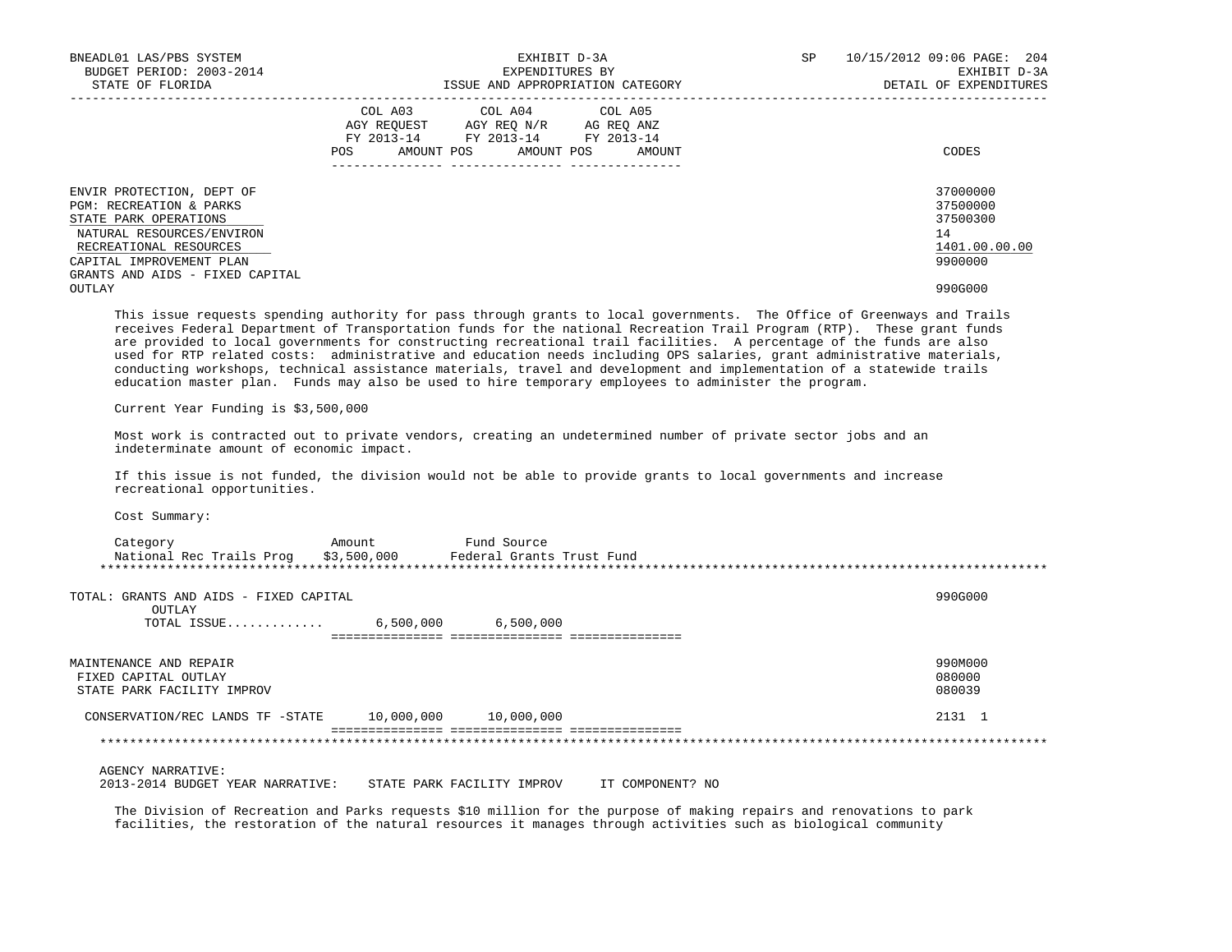| | COL A03 AGY REQUEST FY 2013-14 POS AMOUNT | COL A04 AGY REQ N/R FY 2013-14 POS AMOUNT | COL A05 AG REQ ANZ FY 2013-14 POS AMOUNT | CODES |
|---|---|---|---|---|
| ENVIR PROTECTION, DEPT OF | | | | 37000000 |
| PGM: RECREATION & PARKS | | | | 37500000 |
| STATE PARK OPERATIONS | | | | 37500300 |
| NATURAL RESOURCES/ENVIRON | | | | 14 |
| RECREATIONAL RESOURCES | | | | 1401.00.00.00 |
| CAPITAL IMPROVEMENT PLAN | | | | 9900000 |
| GRANTS AND AIDS - FIXED CAPITAL OUTLAY | | | | 990G000 |

This issue requests spending authority for pass through grants to local governments. The Office of Greenways and Trails receives Federal Department of Transportation funds for the national Recreation Trail Program (RTP). These grant funds are provided to local governments for constructing recreational trail facilities. A percentage of the funds are also used for RTP related costs: administrative and education needs including OPS salaries, grant administrative materials, conducting workshops, technical assistance materials, travel and development and implementation of a statewide trails education master plan. Funds may also be used to hire temporary employees to administer the program.

Current Year Funding is $3,500,000

Most work is contracted out to private vendors, creating an undetermined number of private sector jobs and an indeterminate amount of economic impact.

If this issue is not funded, the division would not be able to provide grants to local governments and increase recreational opportunities.

Cost Summary:

| Category | Amount | Fund Source |
|---|---|---|
| National Rec Trails Prog | $3,500,000 | Federal Grants Trust Fund |

| | COL A03 | COL A04 | COL A05 | CODES |
|---|---|---|---|---|
| TOTAL: GRANTS AND AIDS - FIXED CAPITAL OUTLAY | | | | 990G000 |
| TOTAL ISSUE............. | 6,500,000 | 6,500,000 | | |
| MAINTENANCE AND REPAIR | | | | 990M000 |
| FIXED CAPITAL OUTLAY | | | | 080000 |
| STATE PARK FACILITY IMPROV | | | | 080039 |
| CONSERVATION/REC LANDS TF -STATE | 10,000,000 | 10,000,000 | | 2131 1 |

AGENCY NARRATIVE:
2013-2014 BUDGET YEAR NARRATIVE: STATE PARK FACILITY IMPROV IT COMPONENT? NO

The Division of Recreation and Parks requests $10 million for the purpose of making repairs and renovations to park facilities, the restoration of the natural resources it manages through activities such as biological community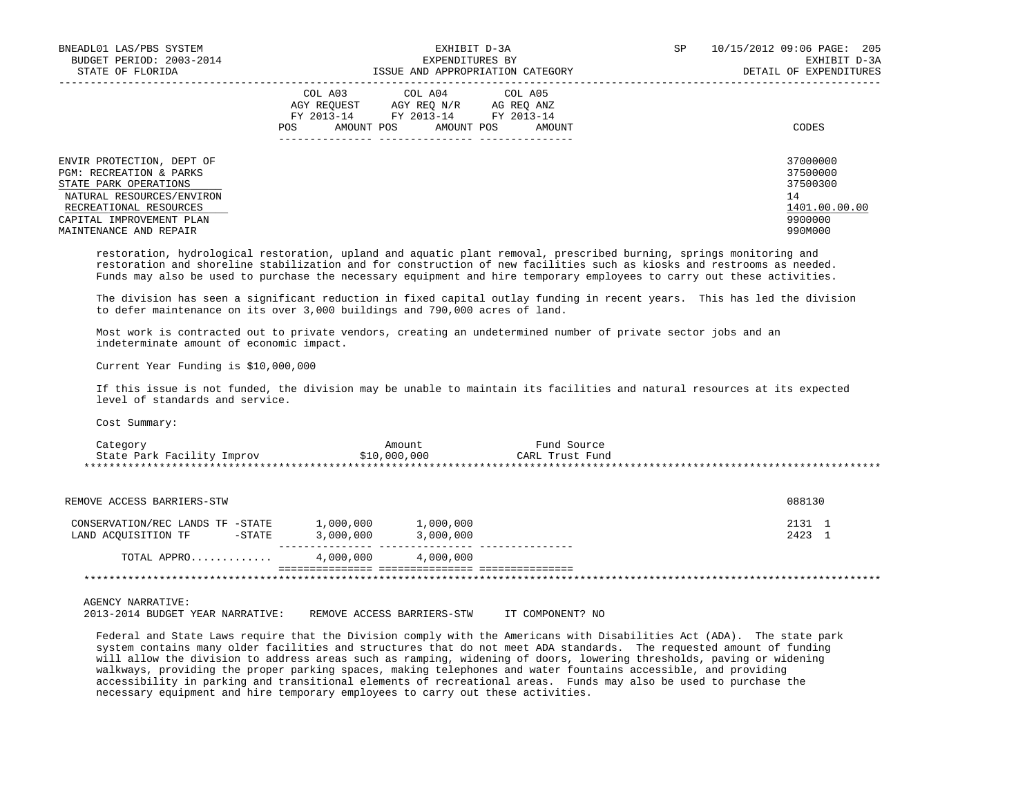| | COL A03 AGY REQUEST FY 2013-14 | | COL A04 AGY REQ N/R FY 2013-14 | | COL A05 AG REQ ANZ FY 2013-14 | | |
|---|---|---|---|---|---|---|---|
| | POS | AMOUNT | POS | AMOUNT | POS | AMOUNT | CODES |
| ENVIR PROTECTION, DEPT OF | | | | | | | 37000000 |
| PGM: RECREATION & PARKS | | | | | | | 37500000 |
| STATE PARK OPERATIONS | | | | | | | 37500300 |
| NATURAL RESOURCES/ENVIRON | | | | | | | 14 |
| RECREATIONAL RESOURCES | | | | | | | 1401.00.00.00 |
| CAPITAL IMPROVEMENT PLAN | | | | | | | 9900000 |
| MAINTENANCE AND REPAIR | | | | | | | 990M000 |

restoration, hydrological restoration, upland and aquatic plant removal, prescribed burning, springs monitoring and restoration and shoreline stabilization and for construction of new facilities such as kiosks and restrooms as needed. Funds may also be used to purchase the necessary equipment and hire temporary employees to carry out these activities.

The division has seen a significant reduction in fixed capital outlay funding in recent years. This has led the division to defer maintenance on its over 3,000 buildings and 790,000 acres of land.

Most work is contracted out to private vendors, creating an undetermined number of private sector jobs and an indeterminate amount of economic impact.

Current Year Funding is $10,000,000

If this issue is not funded, the division may be unable to maintain its facilities and natural resources at its expected level of standards and service.

Cost Summary:

| Category | Amount | Fund Source |
|---|---|---|
| State Park Facility Improv | $10,000,000 | CARL Trust Fund |

*****************************************************************************************************************************

| REMOVE ACCESS BARRIERS-STW | | | | | | | 088130 |
|---|---|---|---|---|---|---|---|
| CONSERVATION/REC LANDS TF -STATE | | 1,000,000 | | 1,000,000 | | | 2131 1 |
| LAND ACQUISITION TF -STATE | | 3,000,000 | | 3,000,000 | | | 2423 1 |
| TOTAL APPRO............ | | 4,000,000 | | 4,000,000 | | | |

*****************************************************************************************************************************

AGENCY NARRATIVE:
2013-2014 BUDGET YEAR NARRATIVE: REMOVE ACCESS BARRIERS-STW IT COMPONENT? NO

Federal and State Laws require that the Division comply with the Americans with Disabilities Act (ADA). The state park system contains many older facilities and structures that do not meet ADA standards. The requested amount of funding will allow the division to address areas such as ramping, widening of doors, lowering thresholds, paving or widening walkways, providing the proper parking spaces, making telephones and water fountains accessible, and providing accessibility in parking and transitional elements of recreational areas. Funds may also be used to purchase the necessary equipment and hire temporary employees to carry out these activities.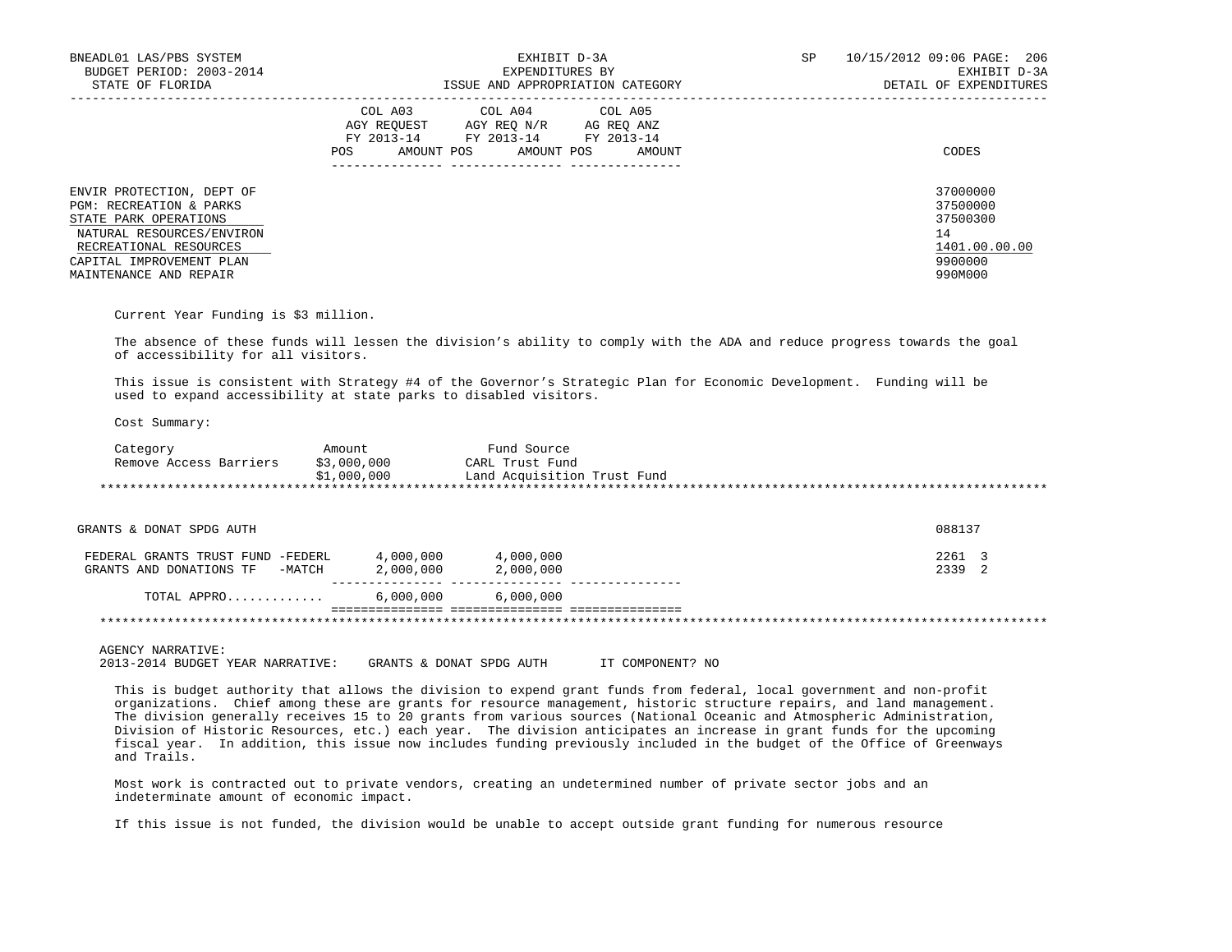| | COL A03 AGY REQUEST FY 2013-14 POS AMOUNT | COL A04 AGY REQ N/R FY 2013-14 POS AMOUNT | COL A05 AG REQ ANZ FY 2013-14 POS AMOUNT | CODES |
|---|---|---|---|---|
| ENVIR PROTECTION, DEPT OF | | | | 37000000 |
| PGM: RECREATION & PARKS | | | | 37500000 |
| STATE PARK OPERATIONS | | | | 37500300 |
| NATURAL RESOURCES/ENVIRON | | | | 14 |
| RECREATIONAL RESOURCES | | | | 1401.00.00.00 |
| CAPITAL IMPROVEMENT PLAN | | | | 9900000 |
| MAINTENANCE AND REPAIR | | | | 990M000 |

Current Year Funding is $3 million.

The absence of these funds will lessen the division's ability to comply with the ADA and reduce progress towards the goal of accessibility for all visitors.

This issue is consistent with Strategy #4 of the Governor's Strategic Plan for Economic Development. Funding will be used to expand accessibility at state parks to disabled visitors.

Cost Summary:

| Category | Amount | Fund Source |
|---|---|---|
| Remove Access Barriers | $3,000,000 | CARL Trust Fund |
| | $1,000,000 | Land Acquisition Trust Fund |

*****

| GRANTS & DONAT SPDG AUTH | COL A03 | COL A04 | COL A05 | 088137 |
|---|---|---|---|---|
| FEDERAL GRANTS TRUST FUND -FEDERL | 4,000,000 | 4,000,000 | | 2261 3 |
| GRANTS AND DONATIONS TF -MATCH | 2,000,000 | 2,000,000 | | 2339 2 |
| TOTAL APPRO............ | 6,000,000 | 6,000,000 | | |

*****

AGENCY NARRATIVE:
2013-2014 BUDGET YEAR NARRATIVE: GRANTS & DONAT SPDG AUTH IT COMPONENT? NO

This is budget authority that allows the division to expend grant funds from federal, local government and non-profit organizations. Chief among these are grants for resource management, historic structure repairs, and land management. The division generally receives 15 to 20 grants from various sources (National Oceanic and Atmospheric Administration, Division of Historic Resources, etc.) each year. The division anticipates an increase in grant funds for the upcoming fiscal year. In addition, this issue now includes funding previously included in the budget of the Office of Greenways and Trails.

Most work is contracted out to private vendors, creating an undetermined number of private sector jobs and an indeterminate amount of economic impact.

If this issue is not funded, the division would be unable to accept outside grant funding for numerous resource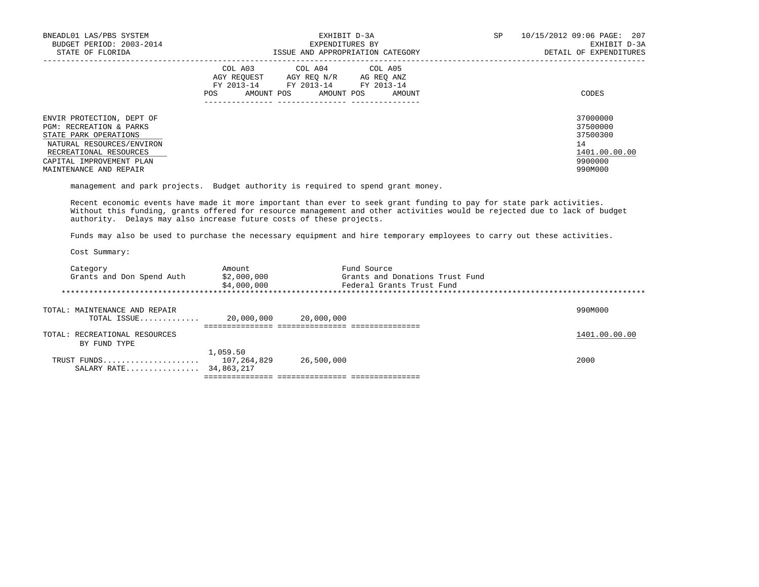| | COL A03 AGY REQUEST FY 2013-14 | | COL A04 AGY REQ N/R FY 2013-14 | | COL A05 AG REQ ANZ FY 2013-14 | | CODES |
|---|---|---|---|---|---|---|---|
| | POS | AMOUNT | POS | AMOUNT | POS | AMOUNT | |

ENVIR PROTECTION, DEPT OF — 37000000
PGM: RECREATION & PARKS — 37500000
STATE PARK OPERATIONS — 37500300
NATURAL RESOURCES/ENVIRON — 14
RECREATIONAL RESOURCES — 1401.00.00.00
CAPITAL IMPROVEMENT PLAN — 9900000
MAINTENANCE AND REPAIR — 990M000

management and park projects. Budget authority is required to spend grant money.

Recent economic events have made it more important than ever to seek grant funding to pay for state park activities. Without this funding, grants offered for resource management and other activities would be rejected due to lack of budget authority. Delays may also increase future costs of these projects.

Funds may also be used to purchase the necessary equipment and hire temporary employees to carry out these activities.

Cost Summary:

| Category | Amount | Fund Source |
|---|---|---|
| Grants and Don Spend Auth | $2,000,000 | Grants and Donations Trust Fund |
| | $4,000,000 | Federal Grants Trust Fund |

*****************************************************************************************************************************

| | POS | AMOUNT | POS | AMOUNT | POS | AMOUNT | CODES |
|---|---|---|---|---|---|---|---|
| TOTAL: MAINTENANCE AND REPAIR | | | | | | | 990M000 |
| TOTAL ISSUE............ | | 20,000,000 | | 20,000,000 | | | |
| TOTAL: RECREATIONAL RESOURCES | | | | | | | 1401.00.00.00 |
| BY FUND TYPE | | | | | | | |
| TRUST FUNDS.................... | 1,059.50 | 107,264,829 | | 26,500,000 | | | 2000 |
| SALARY RATE................ | | 34,863,217 | | | | | |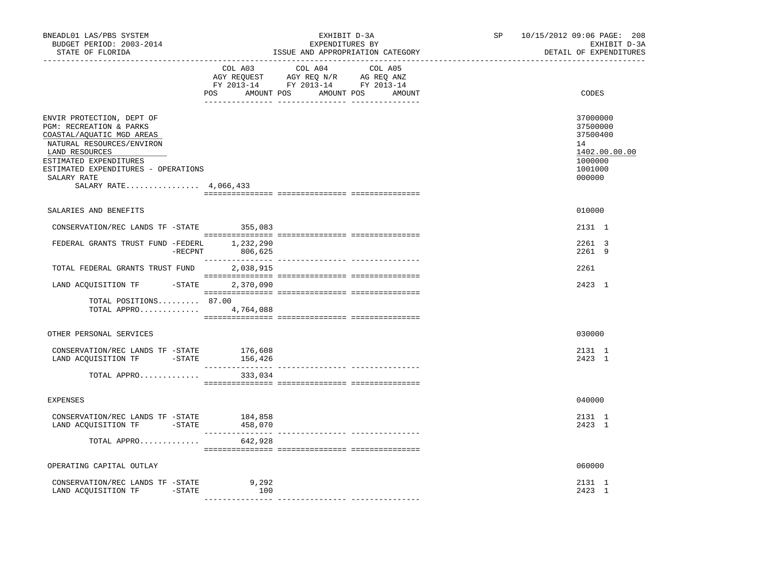BNEADL01 LAS/PBS SYSTEM
BUDGET PERIOD: 2003-2014
STATE OF FLORIDA

EXHIBIT D-3A
EXPENDITURES BY
ISSUE AND APPROPRIATION CATEGORY

SP 10/15/2012 09:06 PAGE: 208
EXHIBIT D-3A
DETAIL OF EXPENDITURES

| | COL A03 AGY REQUEST FY 2013-14 POS AMOUNT | COL A04 AGY REQ N/R FY 2013-14 POS AMOUNT | COL A05 AG REQ ANZ FY 2013-14 POS AMOUNT | CODES |
|---|---|---|---|---|
| ENVIR PROTECTION, DEPT OF | | | | 37000000 |
| PGM: RECREATION & PARKS | | | | 37500000 |
| COASTAL/AQUATIC MGD AREAS | | | | 37500400 |
| NATURAL RESOURCES/ENVIRON | | | | 14 |
| LAND RESOURCES | | | | 1402.00.00.00 |
| ESTIMATED EXPENDITURES | | | | 1000000 |
| ESTIMATED EXPENDITURES - OPERATIONS | | | | 1001000 |
| SALARY RATE | | | | 000000 |
| SALARY RATE................ 4,066,433 | | | | |
| SALARIES AND BENEFITS | | | | 010000 |
| CONSERVATION/REC LANDS TF -STATE | 355,083 | | | 2131 1 |
| FEDERAL GRANTS TRUST FUND -FEDERL | 1,232,290 | | | 2261 3 |
| -RECPNT | 806,625 | | | 2261 9 |
| TOTAL FEDERAL GRANTS TRUST FUND | 2,038,915 | | | 2261 |
| LAND ACQUISITION TF -STATE | 2,370,090 | | | 2423 1 |
| TOTAL POSITIONS......... | 87.00 | | | |
| TOTAL APPRO............. | 4,764,088 | | | |
| OTHER PERSONAL SERVICES | | | | 030000 |
| CONSERVATION/REC LANDS TF -STATE | 176,608 | | | 2131 1 |
| LAND ACQUISITION TF -STATE | 156,426 | | | 2423 1 |
| TOTAL APPRO............. | 333,034 | | | |
| EXPENSES | | | | 040000 |
| CONSERVATION/REC LANDS TF -STATE | 184,858 | | | 2131 1 |
| LAND ACQUISITION TF -STATE | 458,070 | | | 2423 1 |
| TOTAL APPRO............. | 642,928 | | | |
| OPERATING CAPITAL OUTLAY | | | | 060000 |
| CONSERVATION/REC LANDS TF -STATE | 9,292 | | | 2131 1 |
| LAND ACQUISITION TF -STATE | 100 | | | 2423 1 |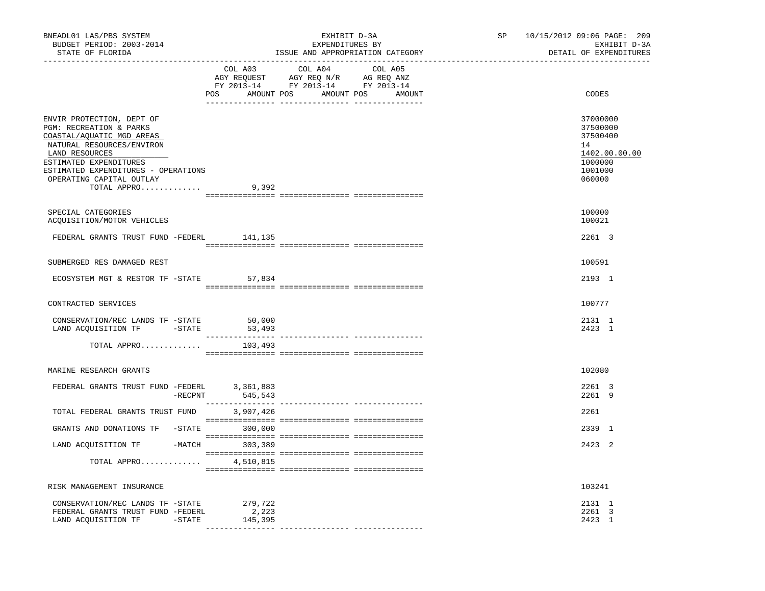BNEADL01 LAS/PBS SYSTEM
BUDGET PERIOD: 2003-2014
STATE OF FLORIDA

EXHIBIT D-3A
EXPENDITURES BY
ISSUE AND APPROPRIATION CATEGORY

SP 10/15/2012 09:06 PAGE: 209
EXHIBIT D-3A
DETAIL OF EXPENDITURES

| | COL A03 AGY REQUEST FY 2013-14 POS AMOUNT | COL A04 AGY REQ N/R FY 2013-14 POS AMOUNT | COL A05 AG REQ ANZ FY 2013-14 POS AMOUNT | CODES |
|---|---|---|---|---|
| ENVIR PROTECTION, DEPT OF | | | | 37000000 |
| PGM: RECREATION & PARKS | | | | 37500000 |
| COASTAL/AQUATIC MGD AREAS | | | | 37500400 |
| NATURAL RESOURCES/ENVIRON | | | | 14 |
| LAND RESOURCES | | | | 1402.00.00.00 |
| ESTIMATED EXPENDITURES | | | | 1000000 |
| ESTIMATED EXPENDITURES - OPERATIONS | | | | 1001000 |
| OPERATING CAPITAL OUTLAY | | | | 060000 |
| TOTAL APPRO............. | 9,392 | | | |
| SPECIAL CATEGORIES | | | | 100000 |
| ACQUISITION/MOTOR VEHICLES | | | | 100021 |
| FEDERAL GRANTS TRUST FUND -FEDERL | 141,135 | | | 2261 3 |
| SUBMERGED RES DAMAGED REST | | | | 100591 |
| ECOSYSTEM MGT & RESTOR TF -STATE | 57,834 | | | 2193 1 |
| CONTRACTED SERVICES | | | | 100777 |
| CONSERVATION/REC LANDS TF -STATE | 50,000 | | | 2131 1 |
| LAND ACQUISITION TF -STATE | 53,493 | | | 2423 1 |
| TOTAL APPRO............. | 103,493 | | | |
| MARINE RESEARCH GRANTS | | | | 102080 |
| FEDERAL GRANTS TRUST FUND -FEDERL | 3,361,883 | | | 2261 3 |
| -RECPNT | 545,543 | | | 2261 9 |
| TOTAL FEDERAL GRANTS TRUST FUND | 3,907,426 | | | 2261 |
| GRANTS AND DONATIONS TF -STATE | 300,000 | | | 2339 1 |
| LAND ACQUISITION TF -MATCH | 303,389 | | | 2423 2 |
| TOTAL APPRO............. | 4,510,815 | | | |
| RISK MANAGEMENT INSURANCE | | | | 103241 |
| CONSERVATION/REC LANDS TF -STATE | 279,722 | | | 2131 1 |
| FEDERAL GRANTS TRUST FUND -FEDERL | 2,223 | | | 2261 3 |
| LAND ACQUISITION TF -STATE | 145,395 | | | 2423 1 |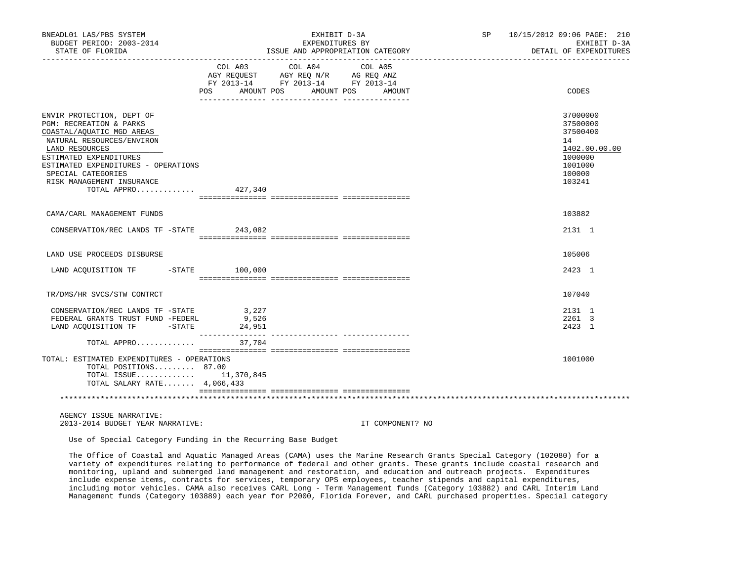BNEADL01 LAS/PBS SYSTEM | EXHIBIT D-3A | SP 10/15/2012 09:06 PAGE: 210
BUDGET PERIOD: 2003-2014 | EXPENDITURES BY | EXHIBIT D-3A
STATE OF FLORIDA | ISSUE AND APPROPRIATION CATEGORY | DETAIL OF EXPENDITURES

| | COL A03 AGY REQUEST FY 2013-14 POS AMOUNT | COL A04 AGY REQ N/R FY 2013-14 POS AMOUNT | COL A05 AG REQ ANZ FY 2013-14 POS AMOUNT | CODES |
|---|---|---|---|---|
| ENVIR PROTECTION, DEPT OF | | | | 37000000 |
| PGM: RECREATION & PARKS | | | | 37500000 |
| COASTAL/AQUATIC MGD AREAS | | | | 37500400 |
| NATURAL RESOURCES/ENVIRON | | | | 14 |
| LAND RESOURCES | | | | 1402.00.00.00 |
| ESTIMATED EXPENDITURES | | | | 1000000 |
| ESTIMATED EXPENDITURES - OPERATIONS | | | | 1001000 |
| SPECIAL CATEGORIES | | | | 100000 |
| RISK MANAGEMENT INSURANCE | | | | 103241 |
| TOTAL APPRO............. | 427,340 | | | |
| CAMA/CARL MANAGEMENT FUNDS | | | | 103882 |
| CONSERVATION/REC LANDS TF -STATE | 243,082 | | | 2131 1 |
| LAND USE PROCEEDS DISBURSE | | | | 105006 |
| LAND ACQUISITION TF -STATE | 100,000 | | | 2423 1 |
| TR/DMS/HR SVCS/STW CONTRCT | | | | 107040 |
| CONSERVATION/REC LANDS TF -STATE | 3,227 | | | 2131 1 |
| FEDERAL GRANTS TRUST FUND -FEDERL | 9,526 | | | 2261 3 |
| LAND ACQUISITION TF -STATE | 24,951 | | | 2423 1 |
| TOTAL APPRO............. | 37,704 | | | |
| TOTAL: ESTIMATED EXPENDITURES - OPERATIONS | | | | 1001000 |
| TOTAL POSITIONS......... 87.00 | | | | |
| TOTAL ISSUE............. | 11,370,845 | | | |
| TOTAL SALARY RATE....... 4,066,433 | | | | |

AGENCY ISSUE NARRATIVE:
2013-2014 BUDGET YEAR NARRATIVE: IT COMPONENT? NO

Use of Special Category Funding in the Recurring Base Budget

The Office of Coastal and Aquatic Managed Areas (CAMA) uses the Marine Research Grants Special Category (102080) for a variety of expenditures relating to performance of federal and other grants. These grants include coastal research and monitoring, upland and submerged land management and restoration, and education and outreach projects. Expenditures include expense items, contracts for services, temporary OPS employees, teacher stipends and capital expenditures, including motor vehicles. CAMA also receives CARL Long - Term Management funds (Category 103882) and CARL Interim Land Management funds (Category 103889) each year for P2000, Florida Forever, and CARL purchased properties. Special category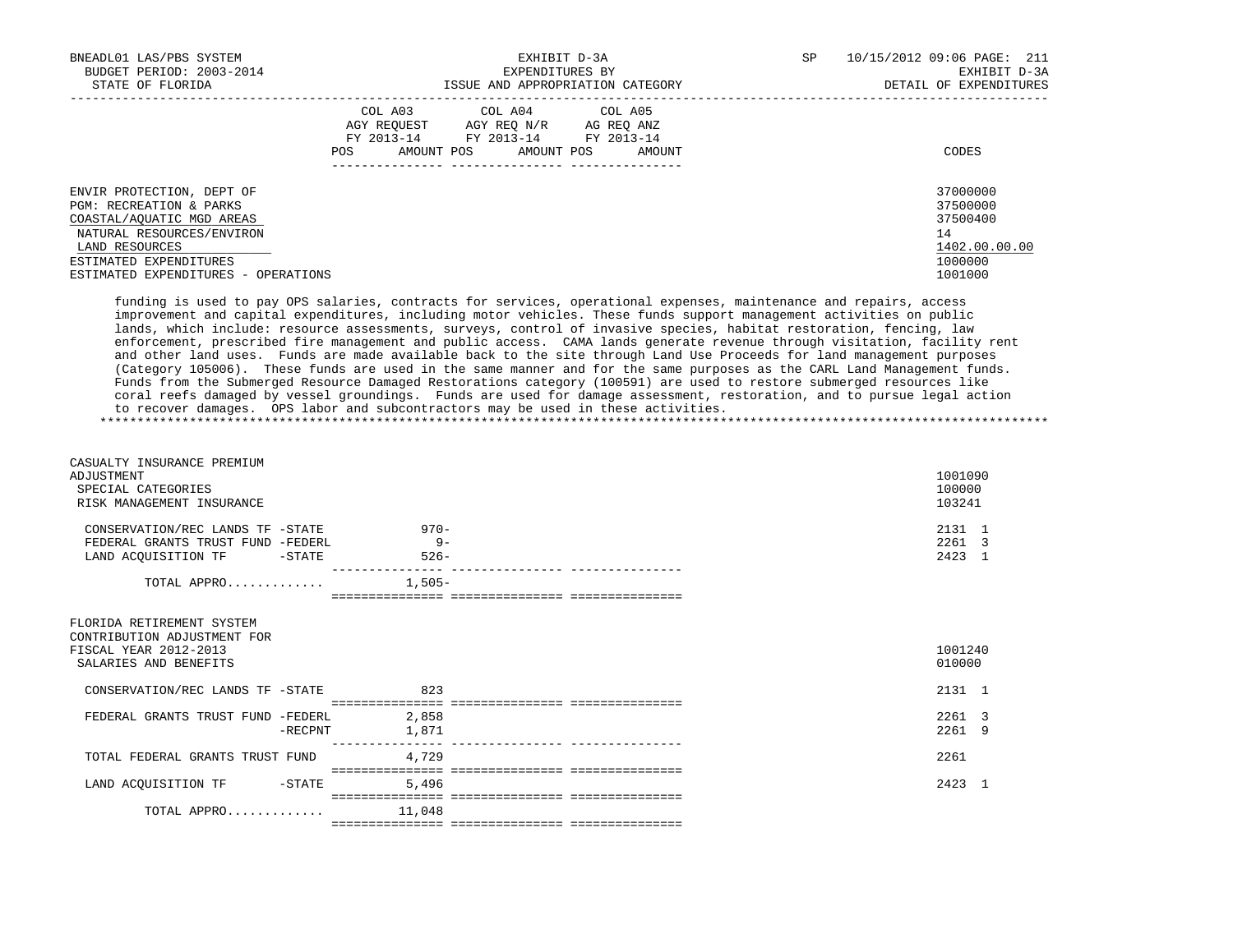| | COL A03 AGY REQUEST FY 2013-14 POS AMOUNT | COL A04 AGY REQ N/R FY 2013-14 POS AMOUNT | COL A05 AG REQ ANZ FY 2013-14 POS AMOUNT | CODES |
|---|---|---|---|---|
| ENVIR PROTECTION, DEPT OF | | | | 37000000 |
| PGM: RECREATION & PARKS | | | | 37500000 |
| COASTAL/AQUATIC MGD AREAS | | | | 37500400 |
| NATURAL RESOURCES/ENVIRON | | | | 14 |
| LAND RESOURCES | | | | 1402.00.00.00 |
| ESTIMATED EXPENDITURES | | | | 1000000 |
| ESTIMATED EXPENDITURES - OPERATIONS | | | | 1001000 |

funding is used to pay OPS salaries, contracts for services, operational expenses, maintenance and repairs, access improvement and capital expenditures, including motor vehicles. These funds support management activities on public lands, which include: resource assessments, surveys, control of invasive species, habitat restoration, fencing, law enforcement, prescribed fire management and public access. CAMA lands generate revenue through visitation, facility rent and other land uses. Funds are made available back to the site through Land Use Proceeds for land management purposes (Category 105006). These funds are used in the same manner and for the same purposes as the CARL Land Management funds. Funds from the Submerged Resource Damaged Restorations category (100591) are used to restore submerged resources like coral reefs damaged by vessel groundings. Funds are used for damage assessment, restoration, and to pursue legal action to recover damages. OPS labor and subcontractors may be used in these activities.

*******************************************************************************************************************************

| | COL A03 | COL A04 | COL A05 | CODES |
|---|---|---|---|---|
| CASUALTY INSURANCE PREMIUM ADJUSTMENT | | | | 1001090 |
| SPECIAL CATEGORIES | | | | 100000 |
| RISK MANAGEMENT INSURANCE | | | | 103241 |
| CONSERVATION/REC LANDS TF -STATE | 970- | | | 2131 1 |
| FEDERAL GRANTS TRUST FUND -FEDERL | 9- | | | 2261 3 |
| LAND ACQUISITION TF -STATE | 526- | | | 2423 1 |
| TOTAL APPRO............. | 1,505- | | | |
| FLORIDA RETIREMENT SYSTEM CONTRIBUTION ADJUSTMENT FOR FISCAL YEAR 2012-2013 | | | | 1001240 |
| SALARIES AND BENEFITS | | | | 010000 |
| CONSERVATION/REC LANDS TF -STATE | 823 | | | 2131 1 |
| FEDERAL GRANTS TRUST FUND -FEDERL | 2,858 | | | 2261 3 |
| -RECPNT | 1,871 | | | 2261 9 |
| TOTAL FEDERAL GRANTS TRUST FUND | 4,729 | | | 2261 |
| LAND ACQUISITION TF -STATE | 5,496 | | | 2423 1 |
| TOTAL APPRO............. | 11,048 | | | |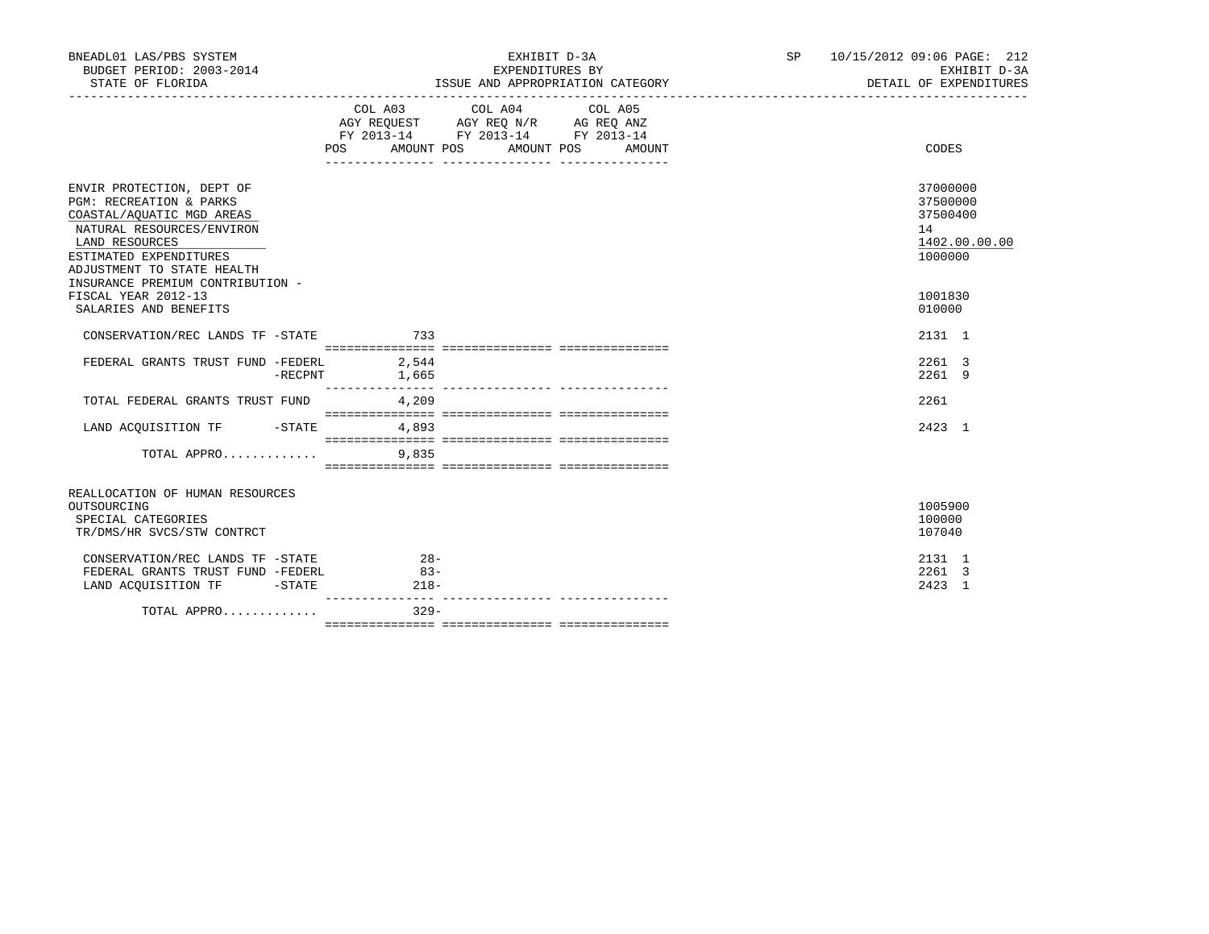BNEADL01 LAS/PBS SYSTEM
BUDGET PERIOD: 2003-2014
STATE OF FLORIDA

EXHIBIT D-3A
EXPENDITURES BY
ISSUE AND APPROPRIATION CATEGORY

SP 10/15/2012 09:06

EXHIBIT D-3A
DETAIL OF EXPENDITURES

| | COL A03 AGY REQUEST FY 2013-14 POS AMOUNT | COL A04 AGY REQ N/R FY 2013-14 POS AMOUNT | COL A05 AG REQ ANZ FY 2013-14 POS AMOUNT | CODES |
|---|---|---|---|---|
| ENVIR PROTECTION, DEPT OF | | | | 37000000 |
| PGM: RECREATION & PARKS | | | | 37500000 |
| COASTAL/AQUATIC MGD AREAS | | | | 37500400 |
| NATURAL RESOURCES/ENVIRON | | | | 14 |
| LAND RESOURCES | | | | 1402.00.00.00 |
| ESTIMATED EXPENDITURES | | | | 1000000 |
| ADJUSTMENT TO STATE HEALTH INSURANCE PREMIUM CONTRIBUTION - FISCAL YEAR 2012-13 | | | | 1001830 |
| SALARIES AND BENEFITS | | | | 010000 |
| CONSERVATION/REC LANDS TF -STATE | 733 | | | 2131 1 |
| FEDERAL GRANTS TRUST FUND -FEDERL | 2,544 | | | 2261 3 |
| -RECPNT | 1,665 | | | 2261 9 |
| TOTAL FEDERAL GRANTS TRUST FUND | 4,209 | | | 2261 |
| LAND ACQUISITION TF -STATE | 4,893 | | | 2423 1 |
| TOTAL APPRO............. | 9,835 | | | |
| REALLOCATION OF HUMAN RESOURCES OUTSOURCING | | | | 1005900 |
| SPECIAL CATEGORIES | | | | 100000 |
| TR/DMS/HR SVCS/STW CONTRCT | | | | 107040 |
| CONSERVATION/REC LANDS TF -STATE | 28- | | | 2131 1 |
| FEDERAL GRANTS TRUST FUND -FEDERL | 83- | | | 2261 3 |
| LAND ACQUISITION TF -STATE | 218- | | | 2423 1 |
| TOTAL APPRO............. | 329- | | | |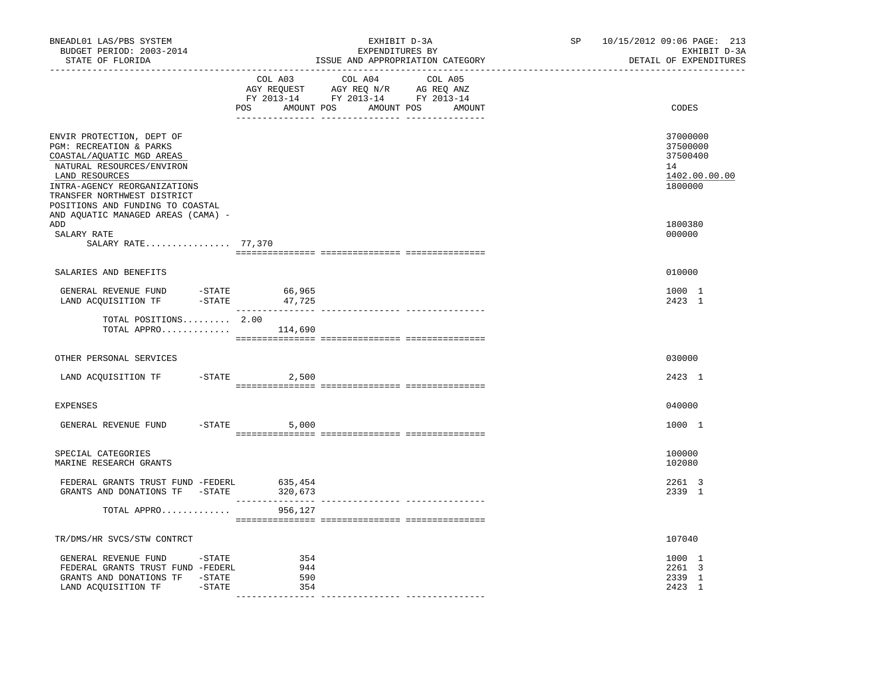BNEADL01 LAS/PBS SYSTEM
BUDGET PERIOD: 2003-2014
STATE OF FLORIDA

EXHIBIT D-3A
EXPENDITURES BY
ISSUE AND APPROPRIATION CATEGORY

SP 10/15/2012 09:06 PAGE: 213
EXHIBIT D-3A
DETAIL OF EXPENDITURES

| | COL A03 AGY REQUEST FY 2013-14 POS | AMOUNT | COL A04 AGY REQ N/R FY 2013-14 POS | AMOUNT | COL A05 AG REQ ANZ FY 2013-14 POS | AMOUNT | CODES |
|---|---|---|---|---|---|---|---|
| ENVIR PROTECTION, DEPT OF | | | | | | | 37000000 |
| PGM: RECREATION & PARKS | | | | | | | 37500000 |
| COASTAL/AQUATIC MGD AREAS | | | | | | | 37500400 |
| NATURAL RESOURCES/ENVIRON | | | | | | | 14 |
| LAND RESOURCES | | | | | | | 1402.00.00.00 |
| INTRA-AGENCY REORGANIZATIONS | | | | | | | 1800000 |
| TRANSFER NORTHWEST DISTRICT POSITIONS AND FUNDING TO COASTAL AND AQUATIC MANAGED AREAS (CAMA) - ADD | | | | | | | 1800380 |
| SALARY RATE | | | | | | | 000000 |
| SALARY RATE................ | 77,370 | | | | | | |
| SALARIES AND BENEFITS | | | | | | | 010000 |
| GENERAL REVENUE FUND -STATE | | 66,965 | | | | | 1000 1 |
| LAND ACQUISITION TF -STATE | | 47,725 | | | | | 2423 1 |
| TOTAL POSITIONS......... | 2.00 | | | | | | |
| TOTAL APPRO............. | | 114,690 | | | | | |
| OTHER PERSONAL SERVICES | | | | | | | 030000 |
| LAND ACQUISITION TF -STATE | | 2,500 | | | | | 2423 1 |
| EXPENSES | | | | | | | 040000 |
| GENERAL REVENUE FUND -STATE | | 5,000 | | | | | 1000 1 |
| SPECIAL CATEGORIES | | | | | | | 100000 |
| MARINE RESEARCH GRANTS | | | | | | | 102080 |
| FEDERAL GRANTS TRUST FUND -FEDERL | | 635,454 | | | | | 2261 3 |
| GRANTS AND DONATIONS TF -STATE | | 320,673 | | | | | 2339 1 |
| TOTAL APPRO............. | | 956,127 | | | | | |
| TR/DMS/HR SVCS/STW CONTRCT | | | | | | | 107040 |
| GENERAL REVENUE FUND -STATE | | 354 | | | | | 1000 1 |
| FEDERAL GRANTS TRUST FUND -FEDERL | | 944 | | | | | 2261 3 |
| GRANTS AND DONATIONS TF -STATE | | 590 | | | | | 2339 1 |
| LAND ACQUISITION TF -STATE | | 354 | | | | | 2423 1 |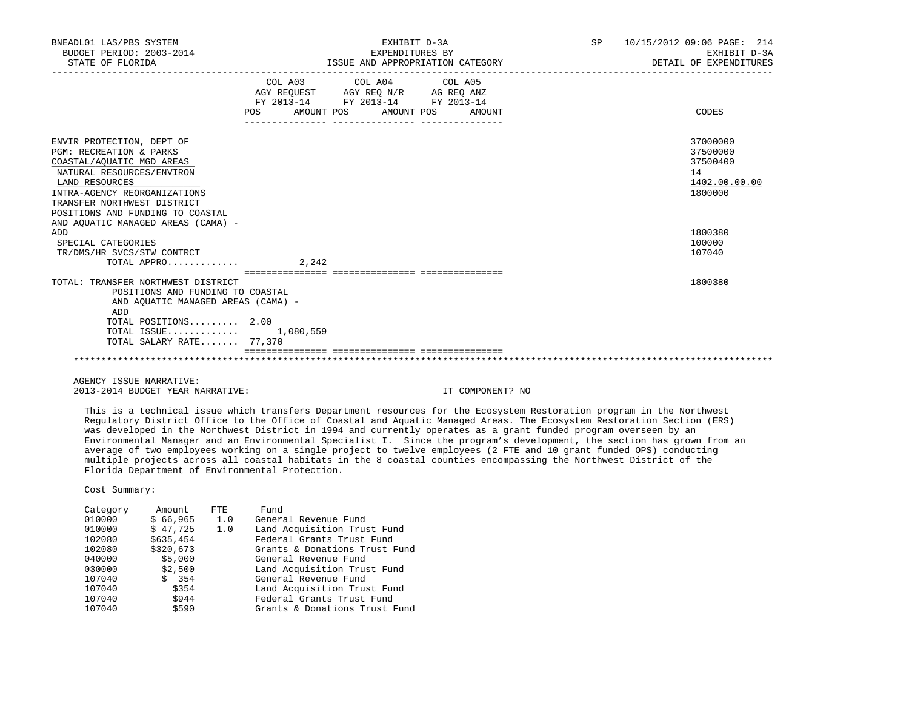BNEADL01 LAS/PBS SYSTEM — BUDGET PERIOD: 2003-2014 — STATE OF FLORIDA

EXHIBIT D-3A — EXPENDITURES BY ISSUE AND APPROPRIATION CATEGORY

SP 10/15/2012 09:06 — EXHIBIT D-3A — DETAIL OF EXPENDITURES

| | COL A03 AGY REQUEST FY 2013-14 POS | AMOUNT | COL A04 AGY REQ N/R FY 2013-14 POS | AMOUNT | COL A05 AG REQ ANZ FY 2013-14 POS | AMOUNT | CODES |
|---|---|---|---|---|---|---|---|
| ENVIR PROTECTION, DEPT OF | | | | | | | 37000000 |
| PGM: RECREATION & PARKS | | | | | | | 37500000 |
| COASTAL/AQUATIC MGD AREAS | | | | | | | 37500400 |
| NATURAL RESOURCES/ENVIRON | | | | | | | 14 |
| LAND RESOURCES | | | | | | | 1402.00.00.00 |
| INTRA-AGENCY REORGANIZATIONS | | | | | | | 1800000 |
| TRANSFER NORTHWEST DISTRICT POSITIONS AND FUNDING TO COASTAL AND AQUATIC MANAGED AREAS (CAMA) - ADD | | | | | | | 1800380 |
| SPECIAL CATEGORIES | | | | | | | 100000 |
| TR/DMS/HR SVCS/STW CONTRCT | | | | | | | 107040 |
| TOTAL APPRO............. | | 2,242 | | | | | |
| TOTAL: TRANSFER NORTHWEST DISTRICT POSITIONS AND FUNDING TO COASTAL AND AQUATIC MANAGED AREAS (CAMA) - ADD | | | | | | | 1800380 |
| TOTAL POSITIONS......... | 2.00 | | | | | | |
| TOTAL ISSUE............. | | 1,080,559 | | | | | |
| TOTAL SALARY RATE....... | | 77,370 | | | | | |

AGENCY ISSUE NARRATIVE:

2013-2014 BUDGET YEAR NARRATIVE: IT COMPONENT? NO

This is a technical issue which transfers Department resources for the Ecosystem Restoration program in the Northwest Regulatory District Office to the Office of Coastal and Aquatic Managed Areas. The Ecosystem Restoration Section (ERS) was developed in the Northwest District in 1994 and currently operates as a grant funded program overseen by an Environmental Manager and an Environmental Specialist I. Since the program's development, the section has grown from an average of two employees working on a single project to twelve employees (2 FTE and 10 grant funded OPS) conducting multiple projects across all coastal habitats in the 8 coastal counties encompassing the Northwest District of the Florida Department of Environmental Protection.

Cost Summary:

| Category | Amount | FTE | Fund |
|---|---|---|---|
| 010000 | $ 66,965 | 1.0 | General Revenue Fund |
| 010000 | $ 47,725 | 1.0 | Land Acquisition Trust Fund |
| 102080 | $635,454 | | Federal Grants Trust Fund |
| 102080 | $320,673 | | Grants & Donations Trust Fund |
| 040000 | $5,000 | | General Revenue Fund |
| 030000 | $2,500 | | Land Acquisition Trust Fund |
| 107040 | $ 354 | | General Revenue Fund |
| 107040 | $354 | | Land Acquisition Trust Fund |
| 107040 | $944 | | Federal Grants Trust Fund |
| 107040 | $590 | | Grants & Donations Trust Fund |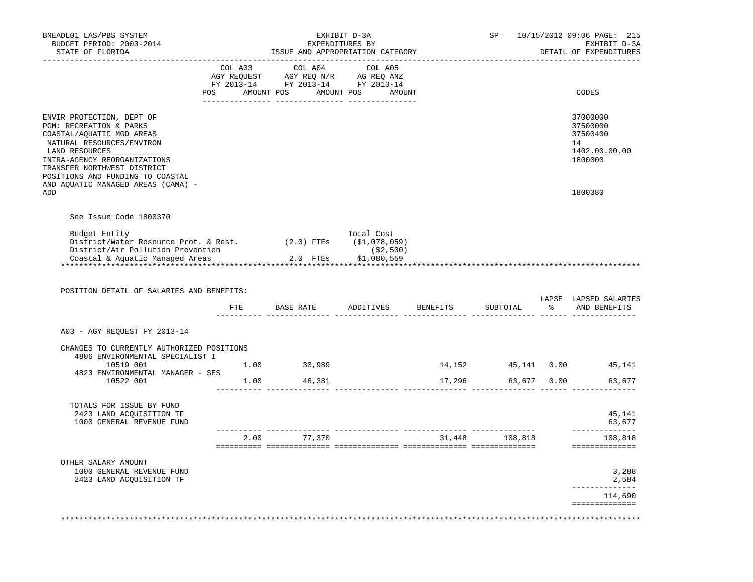BNEADL01 LAS/PBS SYSTEM
BUDGET PERIOD: 2003-2014
STATE OF FLORIDA

EXHIBIT D-3A
EXPENDITURES BY
ISSUE AND APPROPRIATION CATEGORY

SP 10/15/2012 09:06 PAGE: 215
EXHIBIT D-3A
DETAIL OF EXPENDITURES

| | COL A03 AGY REQUEST FY 2013-14 POS AMOUNT | COL A04 AGY REQ N/R FY 2013-14 POS AMOUNT | COL A05 AG REQ ANZ FY 2013-14 POS AMOUNT | CODES |
|---|---|---|---|---|
| ENVIR PROTECTION, DEPT OF | | | | 37000000 |
| PGM: RECREATION & PARKS | | | | 37500000 |
| COASTAL/AQUATIC MGD AREAS | | | | 37500400 |
| NATURAL RESOURCES/ENVIRON | | | | 14 |
| LAND RESOURCES | | | | 1402.00.00.00 |
| INTRA-AGENCY REORGANIZATIONS | | | | 1800000 |
| TRANSFER NORTHWEST DISTRICT POSITIONS AND FUNDING TO COASTAL AND AQUATIC MANAGED AREAS (CAMA) - ADD | | | | 1800380 |

See Issue Code 1800370

| Budget Entity | | Total Cost |
|---|---|---|
| District/Water Resource Prot. & Rest. | (2.0) FTEs | ($1,078,059) |
| District/Air Pollution Prevention | | ($2,500) |
| Coastal & Aquatic Managed Areas | 2.0 FTEs | $1,080,559 |

POSITION DETAIL OF SALARIES AND BENEFITS:

| | FTE | BASE RATE | ADDITIVES | BENEFITS | SUBTOTAL | LAPSE % | LAPSED SALARIES AND BENEFITS |
|---|---|---|---|---|---|---|---|
| A03 - AGY REQUEST FY 2013-14 | | | | | | | |
| CHANGES TO CURRENTLY AUTHORIZED POSITIONS | | | | | | | |
| 4806 ENVIRONMENTAL SPECIALIST I | | | | | | | |
| 10519 001 | 1.00 | 30,989 | | 14,152 | 45,141 | 0.00 | 45,141 |
| 4823 ENVIRONMENTAL MANAGER - SES | | | | | | | |
| 10522 001 | 1.00 | 46,381 | | 17,296 | 63,677 | 0.00 | 63,677 |
| TOTALS FOR ISSUE BY FUND | | | | | | | |
| 2423 LAND ACQUISITION TF | | | | | | | 45,141 |
| 1000 GENERAL REVENUE FUND | | | | | | | 63,677 |
| | 2.00 | 77,370 | | 31,448 | 108,818 | | 108,818 |
| OTHER SALARY AMOUNT | | | | | | | |
| 1000 GENERAL REVENUE FUND | | | | | | | 3,288 |
| 2423 LAND ACQUISITION TF | | | | | | | 2,584 |
| | | | | | | | 114,690 |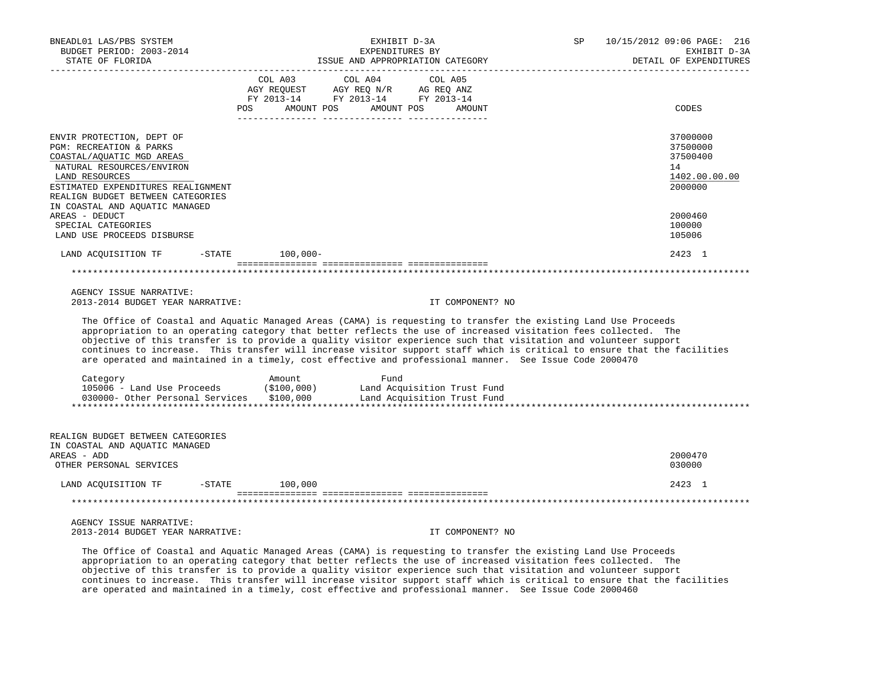| | COL A03 AGY REQUEST FY 2013-14 POS AMOUNT | COL A04 AGY REQ N/R FY 2013-14 POS AMOUNT | COL A05 AG REQ ANZ FY 2013-14 POS AMOUNT | CODES |
|---|---|---|---|---|
| ENVIR PROTECTION, DEPT OF | | | | 37000000 |
| PGM: RECREATION & PARKS | | | | 37500000 |
| COASTAL/AQUATIC MGD AREAS | | | | 37500400 |
| NATURAL RESOURCES/ENVIRON | | | | 14 |
| LAND RESOURCES | | | | 1402.00.00.00 |
| ESTIMATED EXPENDITURES REALIGNMENT | | | | 2000000 |
| REALIGN BUDGET BETWEEN CATEGORIES IN COASTAL AND AQUATIC MANAGED AREAS - DEDUCT | | | | 2000460 |
| SPECIAL CATEGORIES | | | | 100000 |
| LAND USE PROCEEDS DISBURSE | | | | 105006 |
| LAND ACQUISITION TF -STATE | 100,000- | | | 2423 1 |

AGENCY ISSUE NARRATIVE:
2013-2014 BUDGET YEAR NARRATIVE: IT COMPONENT? NO

The Office of Coastal and Aquatic Managed Areas (CAMA) is requesting to transfer the existing Land Use Proceeds appropriation to an operating category that better reflects the use of increased visitation fees collected. The objective of this transfer is to provide a quality visitor experience such that visitation and volunteer support continues to increase. This transfer will increase visitor support staff which is critical to ensure that the facilities are operated and maintained in a timely, cost effective and professional manner. See Issue Code 2000470

| Category | Amount | Fund |
|---|---|---|
| 105006 - Land Use Proceeds | ($100,000) | Land Acquisition Trust Fund |
| 030000- Other Personal Services | $100,000 | Land Acquisition Trust Fund |

| | COL A03 | COL A04 | COL A05 | CODES |
|---|---|---|---|---|
| REALIGN BUDGET BETWEEN CATEGORIES IN COASTAL AND AQUATIC MANAGED AREAS - ADD | | | | 2000470 |
| OTHER PERSONAL SERVICES | | | | 030000 |
| LAND ACQUISITION TF -STATE | 100,000 | | | 2423 1 |

AGENCY ISSUE NARRATIVE:
2013-2014 BUDGET YEAR NARRATIVE: IT COMPONENT? NO

The Office of Coastal and Aquatic Managed Areas (CAMA) is requesting to transfer the existing Land Use Proceeds appropriation to an operating category that better reflects the use of increased visitation fees collected. The objective of this transfer is to provide a quality visitor experience such that visitation and volunteer support continues to increase. This transfer will increase visitor support staff which is critical to ensure that the facilities are operated and maintained in a timely, cost effective and professional manner. See Issue Code 2000460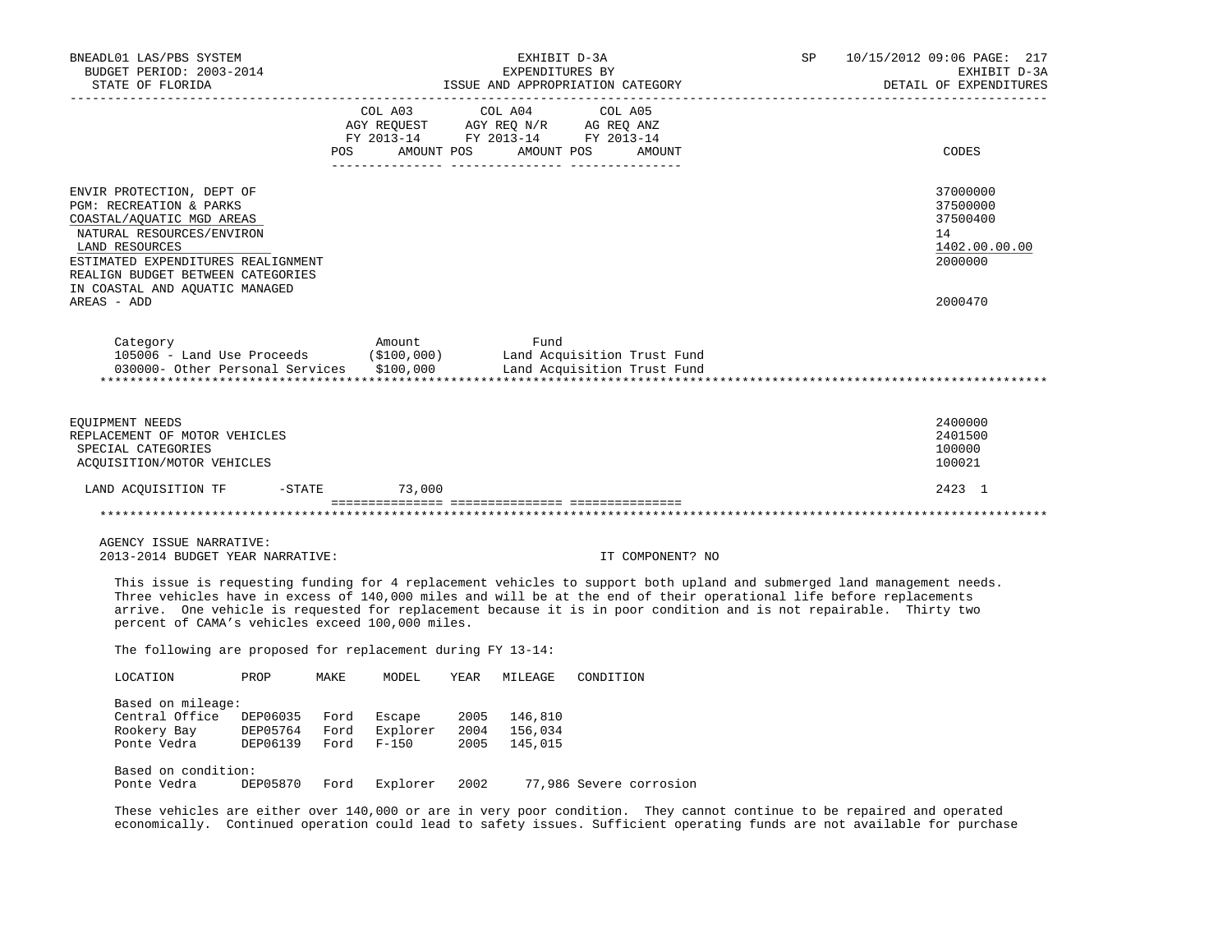BNEADL01 LAS/PBS SYSTEM | EXHIBIT D-3A | SP 10/15/2012 09:06
BUDGET PERIOD: 2003-2014 | EXPENDITURES BY | EXHIBIT D-3A
STATE OF FLORIDA | ISSUE AND APPROPRIATION CATEGORY | DETAIL OF EXPENDITURES

| | COL A03 AGY REQUEST FY 2013-14 POS AMOUNT | COL A04 AGY REQ N/R FY 2013-14 POS AMOUNT | COL A05 AG REQ ANZ FY 2013-14 POS AMOUNT | CODES |
|---|---|---|---|---|
| ENVIR PROTECTION, DEPT OF | | | | 37000000 |
| PGM: RECREATION & PARKS | | | | 37500000 |
| COASTAL/AQUATIC MGD AREAS | | | | 37500400 |
| NATURAL RESOURCES/ENVIRON | | | | 14 |
| LAND RESOURCES | | | | 1402.00.00.00 |
| ESTIMATED EXPENDITURES REALIGNMENT | | | | 2000000 |
| REALIGN BUDGET BETWEEN CATEGORIES IN COASTAL AND AQUATIC MANAGED AREAS - ADD | | | | 2000470 |

| Category | Amount | Fund |
|---|---|---|
| 105006 - Land Use Proceeds | ($100,000) | Land Acquisition Trust Fund |
| 030000- Other Personal Services | $100,000 | Land Acquisition Trust Fund |

| | COL A03 | COL A04 | COL A05 | CODES |
|---|---|---|---|---|
| EQUIPMENT NEEDS | | | | 2400000 |
| REPLACEMENT OF MOTOR VEHICLES | | | | 2401500 |
| SPECIAL CATEGORIES | | | | 100000 |
| ACQUISITION/MOTOR VEHICLES | | | | 100021 |
| LAND ACQUISITION TF -STATE | 73,000 | | | 2423 1 |

AGENCY ISSUE NARRATIVE:
2013-2014 BUDGET YEAR NARRATIVE: IT COMPONENT? NO

This issue is requesting funding for 4 replacement vehicles to support both upland and submerged land management needs. Three vehicles have in excess of 140,000 miles and will be at the end of their operational life before replacements arrive. One vehicle is requested for replacement because it is in poor condition and is not repairable. Thirty two percent of CAMA's vehicles exceed 100,000 miles.

The following are proposed for replacement during FY 13-14:

| LOCATION | PROP | MAKE | MODEL | YEAR | MILEAGE | CONDITION |
|---|---|---|---|---|---|---|
| Based on mileage: | | | | | | |
| Central Office | DEP06035 | Ford | Escape | 2005 | 146,810 | |
| Rookery Bay | DEP05764 | Ford | Explorer | 2004 | 156,034 | |
| Ponte Vedra | DEP06139 | Ford | F-150 | 2005 | 145,015 | |
| Based on condition: | | | | | | |
| Ponte Vedra | DEP05870 | Ford | Explorer | 2002 | 77,986 | Severe corrosion |

These vehicles are either over 140,000 or are in very poor condition. They cannot continue to be repaired and operated economically. Continued operation could lead to safety issues. Sufficient operating funds are not available for purchase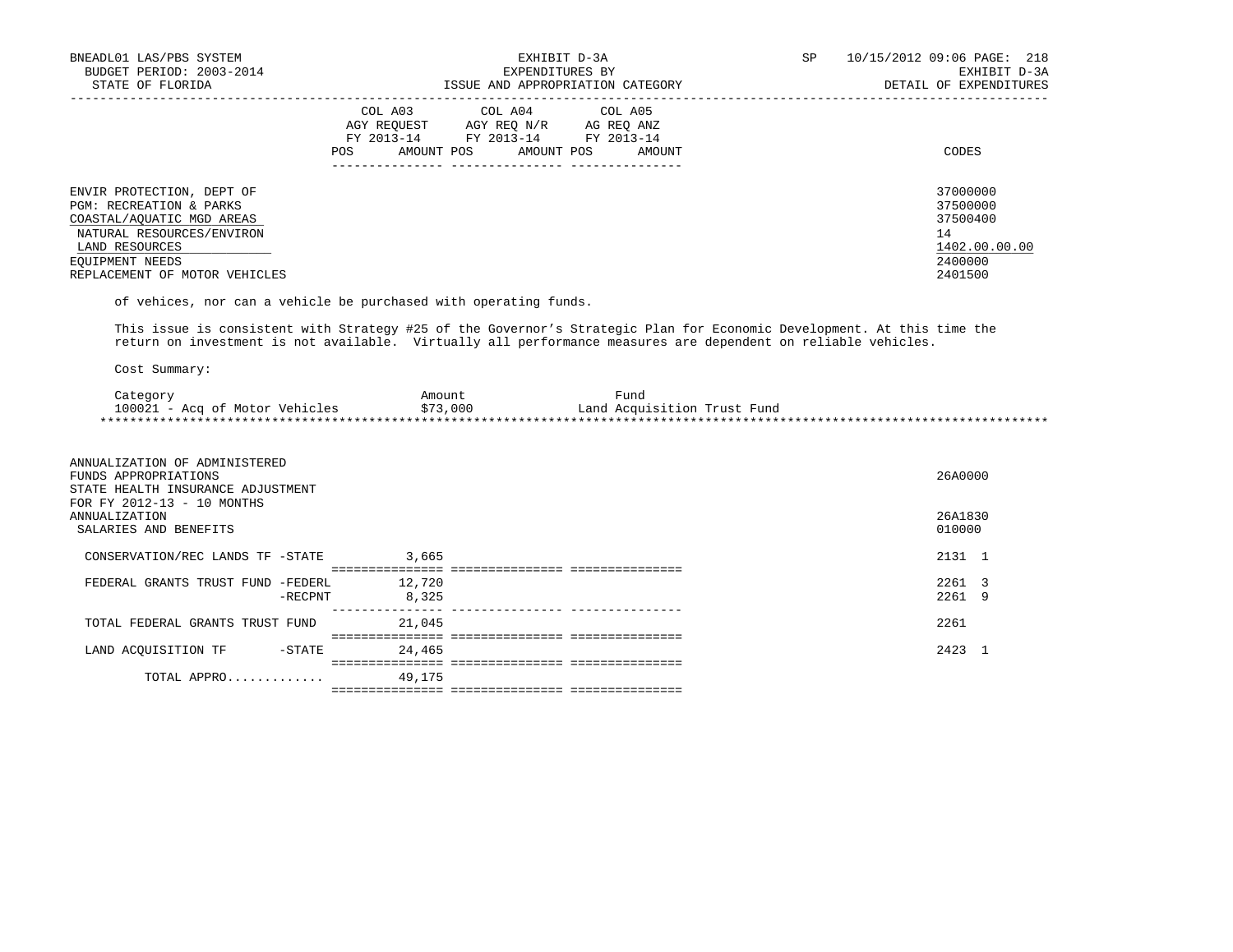| | COL A03 AGY REQUEST FY 2013-14 POS AMOUNT | COL A04 AGY REQ N/R FY 2013-14 POS AMOUNT | COL A05 AG REQ ANZ FY 2013-14 POS AMOUNT | CODES |
|---|---|---|---|---|
| ENVIR PROTECTION, DEPT OF | | | | 37000000 |
| PGM: RECREATION & PARKS | | | | 37500000 |
| COASTAL/AQUATIC MGD AREAS | | | | 37500400 |
| NATURAL RESOURCES/ENVIRON | | | | 14 |
| LAND RESOURCES | | | | 1402.00.00.00 |
| EQUIPMENT NEEDS | | | | 2400000 |
| REPLACEMENT OF MOTOR VEHICLES | | | | 2401500 |

of vehices, nor can a vehicle be purchased with operating funds.

This issue is consistent with Strategy #25 of the Governor's Strategic Plan for Economic Development. At this time the return on investment is not available. Virtually all performance measures are dependent on reliable vehicles.

Cost Summary:

| Category | Amount | Fund |
|---|---|---|
| 100021 - Acq of Motor Vehicles | $73,000 | Land Acquisition Trust Fund |

******************************************************************************************************************************

| | COL A03 | COL A04 | COL A05 | CODES |
|---|---|---|---|---|
| ANNUALIZATION OF ADMINISTERED FUNDS APPROPRIATIONS | | | | 26A0000 |
| STATE HEALTH INSURANCE ADJUSTMENT FOR FY 2012-13 - 10 MONTHS ANNUALIZATION | | | | 26A1830 |
| SALARIES AND BENEFITS | | | | 010000 |
| CONSERVATION/REC LANDS TF -STATE | 3,665 | | | 2131 1 |
| FEDERAL GRANTS TRUST FUND -FEDERL | 12,720 | | | 2261 3 |
| -RECPNT | 8,325 | | | 2261 9 |
| TOTAL FEDERAL GRANTS TRUST FUND | 21,045 | | | 2261 |
| LAND ACQUISITION TF -STATE | 24,465 | | | 2423 1 |
| TOTAL APPRO............. | 49,175 | | | |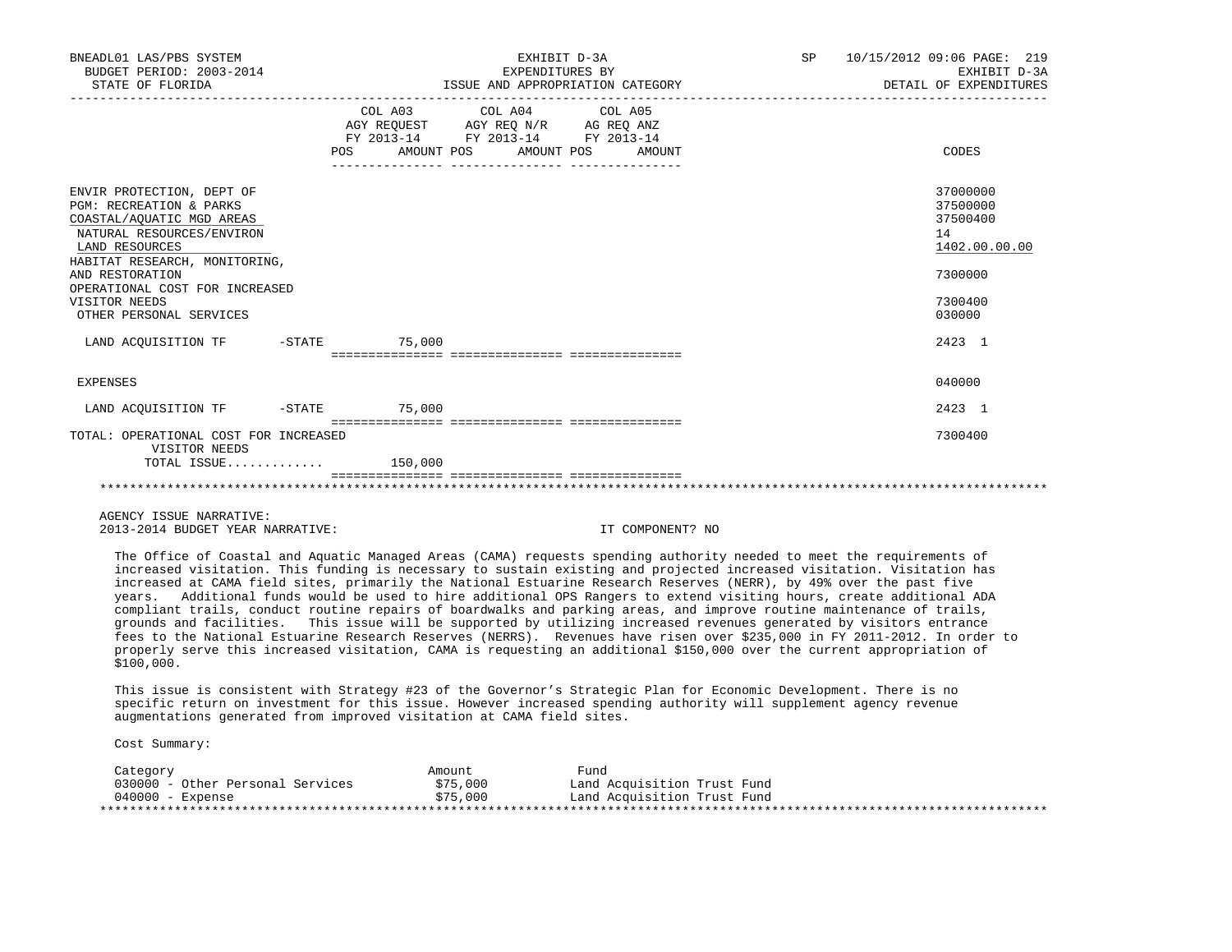BNEADL01 LAS/PBS SYSTEM — EXHIBIT D-3A — SP 10/15/2012 09:06
BUDGET PERIOD: 2003-2014 — EXPENDITURES BY — EXHIBIT D-3A
STATE OF FLORIDA — ISSUE AND APPROPRIATION CATEGORY — DETAIL OF EXPENDITURES

| | COL A03 AGY REQUEST FY 2013-14 POS AMOUNT | COL A04 AGY REQ N/R FY 2013-14 POS AMOUNT | COL A05 AG REQ ANZ FY 2013-14 POS AMOUNT | CODES |
|---|---|---|---|---|
| ENVIR PROTECTION, DEPT OF | | | | 37000000 |
| PGM: RECREATION & PARKS | | | | 37500000 |
| COASTAL/AQUATIC MGD AREAS | | | | 37500400 |
| NATURAL RESOURCES/ENVIRON | | | | 14 |
| LAND RESOURCES | | | | 1402.00.00.00 |
| HABITAT RESEARCH, MONITORING, AND RESTORATION | | | | 7300000 |
| OPERATIONAL COST FOR INCREASED VISITOR NEEDS | | | | 7300400 |
| OTHER PERSONAL SERVICES | | | | 030000 |
| LAND ACQUISITION TF -STATE | 75,000 | | | 2423 1 |
| EXPENSES | | | | 040000 |
| LAND ACQUISITION TF -STATE | 75,000 | | | 2423 1 |
| TOTAL: OPERATIONAL COST FOR INCREASED VISITOR NEEDS | | | | 7300400 |
| TOTAL ISSUE............ | 150,000 | | | |

AGENCY ISSUE NARRATIVE:
2013-2014 BUDGET YEAR NARRATIVE: IT COMPONENT? NO

The Office of Coastal and Aquatic Managed Areas (CAMA) requests spending authority needed to meet the requirements of increased visitation. This funding is necessary to sustain existing and projected increased visitation. Visitation has increased at CAMA field sites, primarily the National Estuarine Research Reserves (NERR), by 49% over the past five years. Additional funds would be used to hire additional OPS Rangers to extend visiting hours, create additional ADA compliant trails, conduct routine repairs of boardwalks and parking areas, and improve routine maintenance of trails, grounds and facilities. This issue will be supported by utilizing increased revenues generated by visitors entrance fees to the National Estuarine Research Reserves (NERRS). Revenues have risen over $235,000 in FY 2011-2012. In order to properly serve this increased visitation, CAMA is requesting an additional $150,000 over the current appropriation of $100,000.

This issue is consistent with Strategy #23 of the Governor's Strategic Plan for Economic Development. There is no specific return on investment for this issue. However increased spending authority will supplement agency revenue augmentations generated from improved visitation at CAMA field sites.

Cost Summary:

| Category | Amount | Fund |
|---|---|---|
| 030000 - Other Personal Services | $75,000 | Land Acquisition Trust Fund |
| 040000 - Expense | $75,000 | Land Acquisition Trust Fund |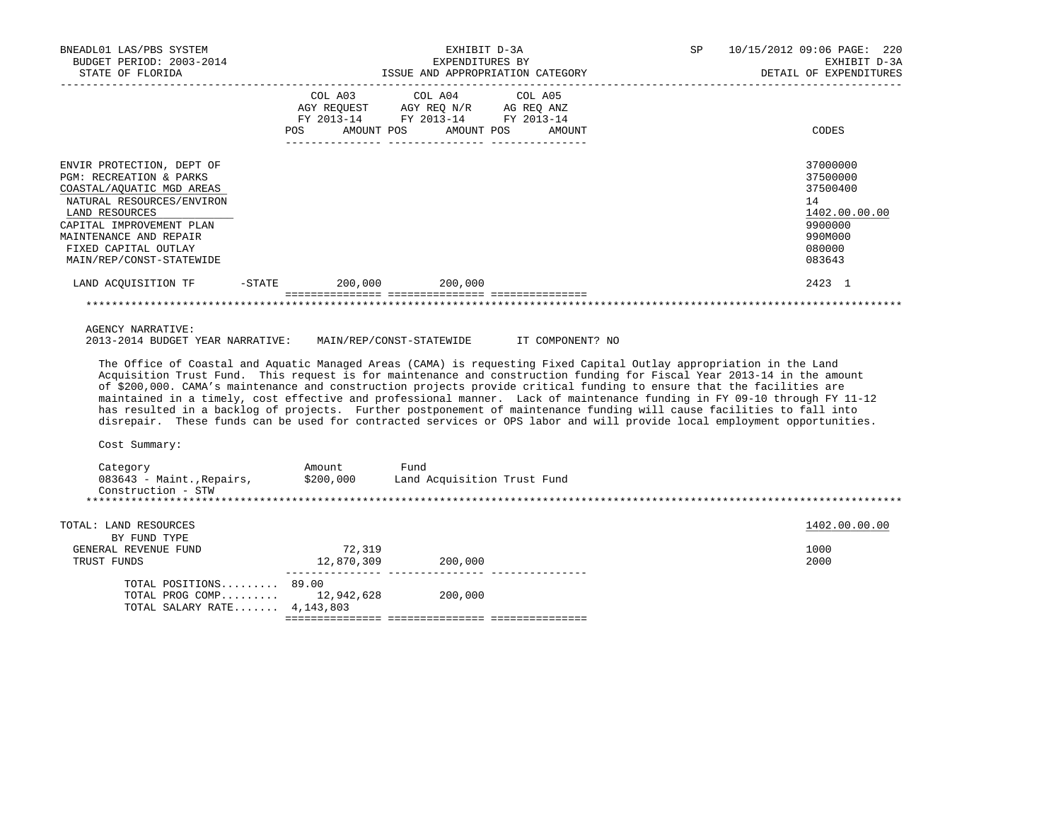EXHIBIT D-3A
EXPENDITURES BY
ISSUE AND APPROPRIATION CATEGORY

BNEADL01 LAS/PBS SYSTEM — BUDGET PERIOD: 2003-2014 — STATE OF FLORIDA

SP 10/15/2012 09:06 — EXHIBIT D-3A — DETAIL OF EXPENDITURES

| | COL A03 AGY REQUEST FY 2013-14 POS | AMOUNT | COL A04 AGY REQ N/R FY 2013-14 POS | AMOUNT | COL A05 AG REQ ANZ FY 2013-14 POS | AMOUNT | CODES |
|---|---|---|---|---|---|---|---|
| ENVIR PROTECTION, DEPT OF | | | | | | | 37000000 |
| PGM: RECREATION & PARKS | | | | | | | 37500000 |
| COASTAL/AQUATIC MGD AREAS | | | | | | | 37500400 |
| NATURAL RESOURCES/ENVIRON | | | | | | | 14 |
| LAND RESOURCES | | | | | | | 1402.00.00.00 |
| CAPITAL IMPROVEMENT PLAN | | | | | | | 9900000 |
| MAINTENANCE AND REPAIR | | | | | | | 990M000 |
| FIXED CAPITAL OUTLAY | | | | | | | 080000 |
| MAIN/REP/CONST-STATEWIDE | | | | | | | 083643 |
| LAND ACQUISITION TF -STATE | | 200,000 | | 200,000 | | | 2423 1 |

AGENCY NARRATIVE:
2013-2014 BUDGET YEAR NARRATIVE: MAIN/REP/CONST-STATEWIDE IT COMPONENT? NO

The Office of Coastal and Aquatic Managed Areas (CAMA) is requesting Fixed Capital Outlay appropriation in the Land Acquisition Trust Fund. This request is for maintenance and construction funding for Fiscal Year 2013-14 in the amount of $200,000. CAMA's maintenance and construction projects provide critical funding to ensure that the facilities are maintained in a timely, cost effective and professional manner. Lack of maintenance funding in FY 09-10 through FY 11-12 has resulted in a backlog of projects. Further postponement of maintenance funding will cause facilities to fall into disrepair. These funds can be used for contracted services or OPS labor and will provide local employment opportunities.

Cost Summary:

| Category | Amount | Fund |
|---|---|---|
| 083643 - Maint.,Repairs, Construction - STW | $200,000 | Land Acquisition Trust Fund |

| TOTAL: LAND RESOURCES | COL A03 | COL A04 | COL A05 | 1402.00.00.00 |
|---|---|---|---|---|
| BY FUND TYPE | | | | |
| GENERAL REVENUE FUND | 72,319 | | | 1000 |
| TRUST FUNDS | 12,870,309 | 200,000 | | 2000 |
| TOTAL POSITIONS......... | 89.00 | | | |
| TOTAL PROG COMP......... | 12,942,628 | 200,000 | | |
| TOTAL SALARY RATE....... | 4,143,803 | | | |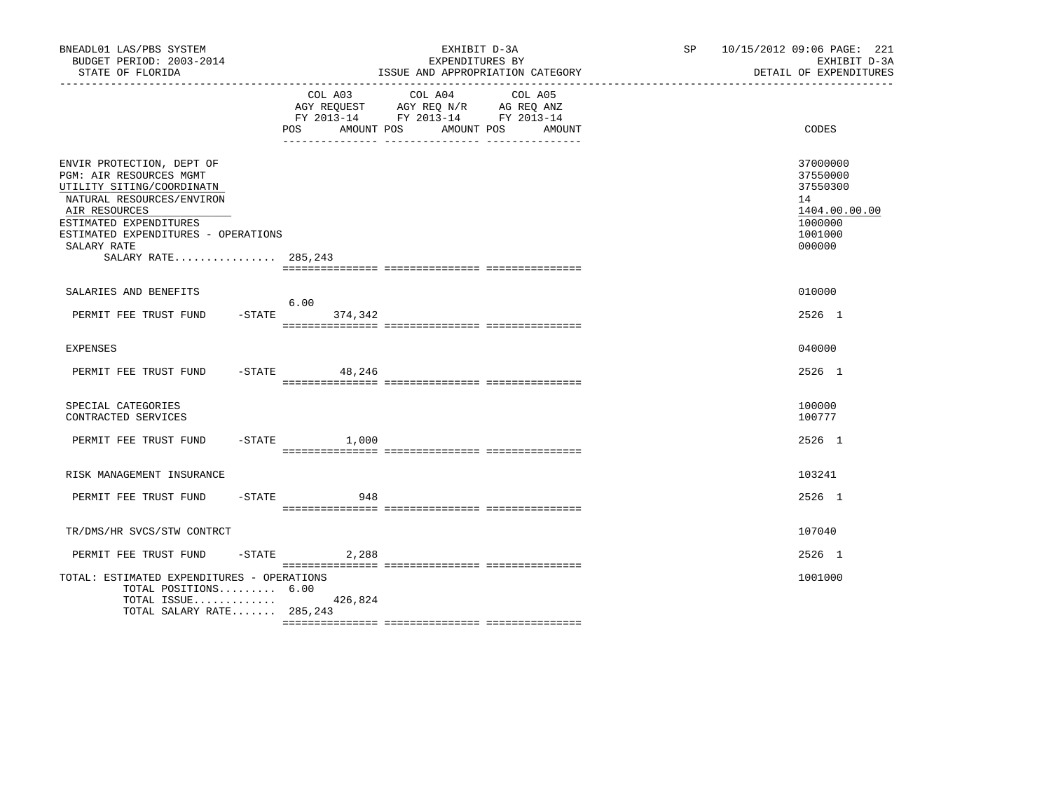BNEADL01 LAS/PBS SYSTEM  
BUDGET PERIOD: 2003-2014  
STATE OF FLORIDA

EXHIBIT D-3A  
EXPENDITURES BY  
ISSUE AND APPROPRIATION CATEGORY

SP 10/15/2012 09:06  
EXHIBIT D-3A  
DETAIL OF EXPENDITURES

| | COL A03 AGY REQUEST FY 2013-14 POS | AMOUNT | COL A04 AGY REQ N/R FY 2013-14 POS | AMOUNT | COL A05 AG REQ ANZ FY 2013-14 POS | AMOUNT | CODES |
|---|---|---|---|---|---|---|---|
| ENVIR PROTECTION, DEPT OF | | | | | | | 37000000 |
| PGM: AIR RESOURCES MGMT | | | | | | | 37550000 |
| UTILITY SITING/COORDINATN | | | | | | | 37550300 |
| NATURAL RESOURCES/ENVIRON | | | | | | | 14 |
| AIR RESOURCES | | | | | | | 1404.00.00.00 |
| ESTIMATED EXPENDITURES | | | | | | | 1000000 |
| ESTIMATED EXPENDITURES - OPERATIONS | | | | | | | 1001000 |
| SALARY RATE | | | | | | | 000000 |
| SALARY RATE................ | 285,243 | | | | | | |
| SALARIES AND BENEFITS | | | | | | | 010000 |
| PERMIT FEE TRUST FUND -STATE | 6.00 | 374,342 | | | | | 2526 1 |
| EXPENSES | | | | | | | 040000 |
| PERMIT FEE TRUST FUND -STATE | | 48,246 | | | | | 2526 1 |
| SPECIAL CATEGORIES | | | | | | | 100000 |
| CONTRACTED SERVICES | | | | | | | 100777 |
| PERMIT FEE TRUST FUND -STATE | | 1,000 | | | | | 2526 1 |
| RISK MANAGEMENT INSURANCE | | | | | | | 103241 |
| PERMIT FEE TRUST FUND -STATE | | 948 | | | | | 2526 1 |
| TR/DMS/HR SVCS/STW CONTRCT | | | | | | | 107040 |
| PERMIT FEE TRUST FUND -STATE | | 2,288 | | | | | 2526 1 |
| TOTAL: ESTIMATED EXPENDITURES - OPERATIONS | | | | | | | 1001000 |
| TOTAL POSITIONS......... | 6.00 | | | | | | |
| TOTAL ISSUE............. | | 426,824 | | | | | |
| TOTAL SALARY RATE....... | 285,243 | | | | | | |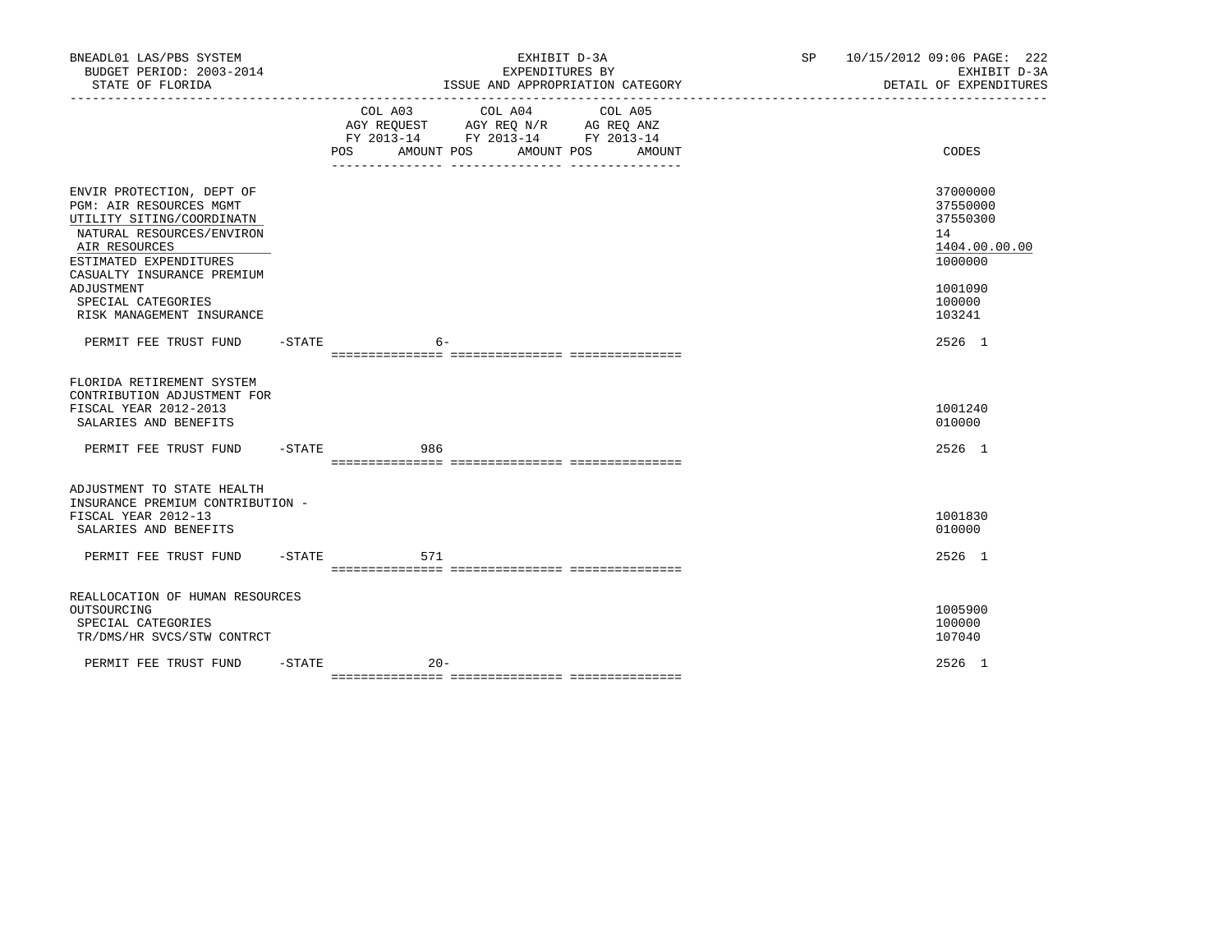| | COL A03 AGY REQUEST FY 2013-14 POS AMOUNT | COL A04 AGY REQ N/R FY 2013-14 POS AMOUNT | COL A05 AG REQ ANZ FY 2013-14 POS AMOUNT | CODES |
|---|---|---|---|---|
| ENVIR PROTECTION, DEPT OF | | | | 37000000 |
| PGM: AIR RESOURCES MGMT | | | | 37550000 |
| UTILITY SITING/COORDINATN | | | | 37550300 |
| NATURAL RESOURCES/ENVIRON | | | | 14 |
| AIR RESOURCES | | | | 1404.00.00.00 |
| ESTIMATED EXPENDITURES | | | | 1000000 |
| CASUALTY INSURANCE PREMIUM ADJUSTMENT | | | | 1001090 |
| SPECIAL CATEGORIES | | | | 100000 |
| RISK MANAGEMENT INSURANCE | | | | 103241 |
| PERMIT FEE TRUST FUND -STATE | 6- | | | 2526 1 |
| FLORIDA RETIREMENT SYSTEM CONTRIBUTION ADJUSTMENT FOR FISCAL YEAR 2012-2013 | | | | 1001240 |
| SALARIES AND BENEFITS | | | | 010000 |
| PERMIT FEE TRUST FUND -STATE | 986 | | | 2526 1 |
| ADJUSTMENT TO STATE HEALTH INSURANCE PREMIUM CONTRIBUTION - FISCAL YEAR 2012-13 | | | | 1001830 |
| SALARIES AND BENEFITS | | | | 010000 |
| PERMIT FEE TRUST FUND -STATE | 571 | | | 2526 1 |
| REALLOCATION OF HUMAN RESOURCES OUTSOURCING | | | | 1005900 |
| SPECIAL CATEGORIES | | | | 100000 |
| TR/DMS/HR SVCS/STW CONTRCT | | | | 107040 |
| PERMIT FEE TRUST FUND -STATE | 20- | | | 2526 1 |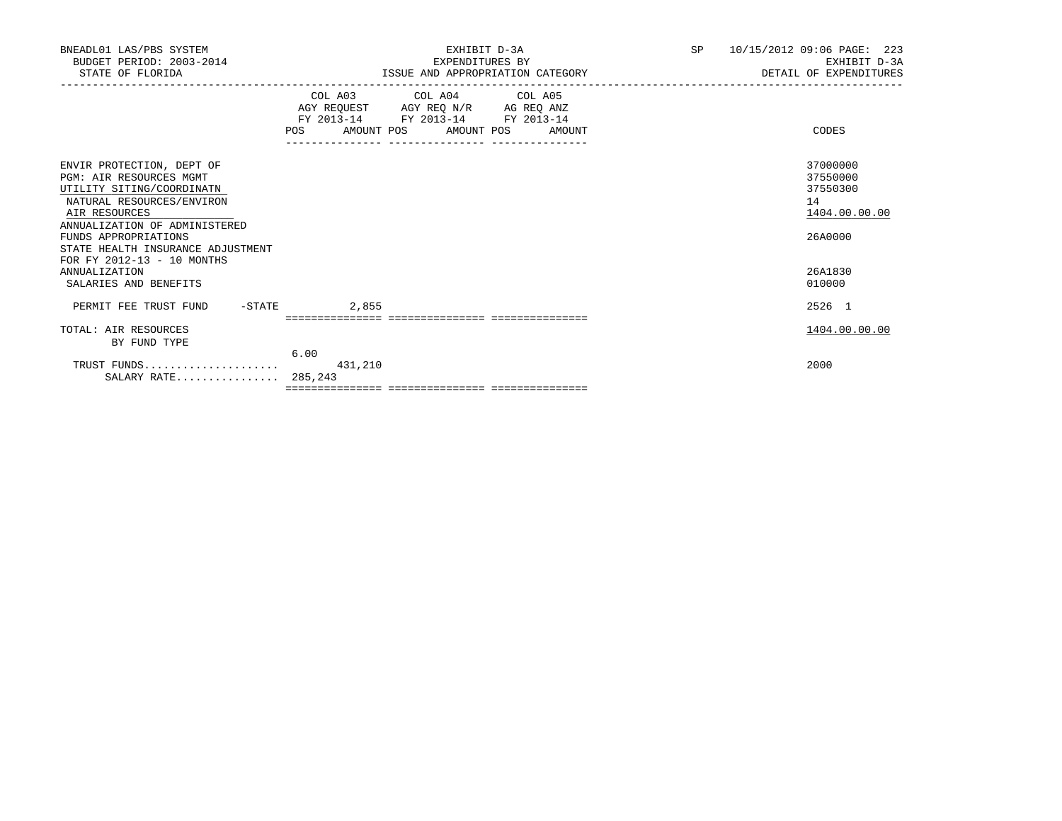BNEADL01 LAS/PBS SYSTEM
BUDGET PERIOD: 2003-2014
STATE OF FLORIDA

EXHIBIT D-3A
EXPENDITURES BY
ISSUE AND APPROPRIATION CATEGORY

SP 10/15/2012 09:06 PAGE: 223
EXHIBIT D-3A
DETAIL OF EXPENDITURES

| | COL A03 AGY REQUEST FY 2013-14 POS | AMOUNT | COL A04 AGY REQ N/R FY 2013-14 POS | AMOUNT | COL A05 AG REQ ANZ FY 2013-14 POS | AMOUNT | CODES |
|---|---|---|---|---|---|---|---|
| ENVIR PROTECTION, DEPT OF | | | | | | | 37000000 |
| PGM: AIR RESOURCES MGMT | | | | | | | 37550000 |
| UTILITY SITING/COORDINATN | | | | | | | 37550300 |
| NATURAL RESOURCES/ENVIRON | | | | | | | 14 |
| AIR RESOURCES | | | | | | | 1404.00.00.00 |
| ANNUALIZATION OF ADMINISTERED FUNDS APPROPRIATIONS | | | | | | | 26A0000 |
| STATE HEALTH INSURANCE ADJUSTMENT FOR FY 2012-13 - 10 MONTHS ANNUALIZATION | | | | | | | 26A1830 |
| SALARIES AND BENEFITS | | | | | | | 010000 |
| PERMIT FEE TRUST FUND -STATE | | 2,855 | | | | | 2526 1 |
| TOTAL: AIR RESOURCES | | | | | | | 1404.00.00.00 |
| BY FUND TYPE | | | | | | | |
| TRUST FUNDS | 6.00 | 431,210 | | | | | 2000 |
| SALARY RATE | 285,243 | | | | | | |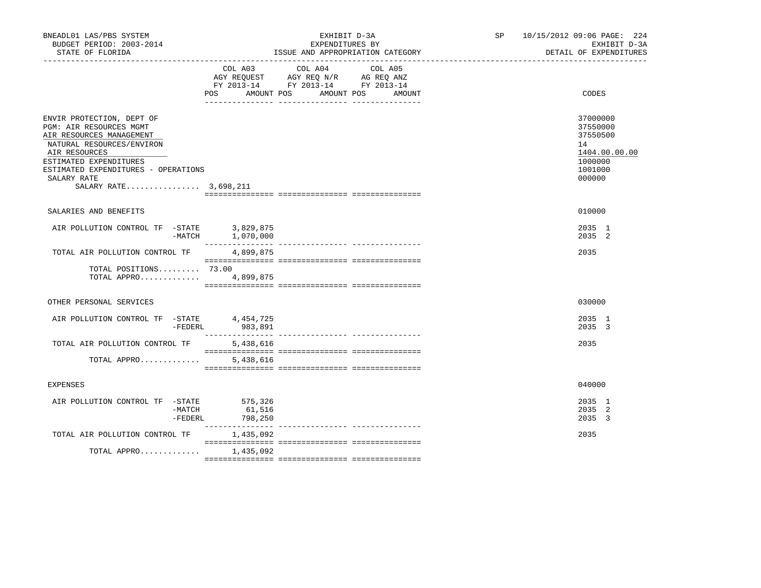BNEADL01 LAS/PBS SYSTEM
BUDGET PERIOD: 2003-2014
STATE OF FLORIDA

EXHIBIT D-3A
EXPENDITURES BY
ISSUE AND APPROPRIATION CATEGORY

SP 10/15/2012 09:06

EXHIBIT D-3A
DETAIL OF EXPENDITURES

| | COL A03 AGY REQUEST FY 2013-14 POS AMOUNT | COL A04 AGY REQ N/R FY 2013-14 POS AMOUNT | COL A05 AG REQ ANZ FY 2013-14 POS AMOUNT | CODES |
|---|---|---|---|---|
| ENVIR PROTECTION, DEPT OF | | | | 37000000 |
| PGM: AIR RESOURCES MGMT | | | | 37550000 |
| AIR RESOURCES MANAGEMENT | | | | 37550500 |
| NATURAL RESOURCES/ENVIRON | | | | 14 |
| AIR RESOURCES | | | | 1404.00.00.00 |
| ESTIMATED EXPENDITURES | | | | 1000000 |
| ESTIMATED EXPENDITURES - OPERATIONS | | | | 1001000 |
| SALARY RATE | | | | 000000 |
| SALARY RATE................ 3,698,211 | | | | |
| SALARIES AND BENEFITS | | | | 010000 |
| AIR POLLUTION CONTROL TF -STATE | 3,829,875 | | | 2035 1 |
| -MATCH | 1,070,000 | | | 2035 2 |
| TOTAL AIR POLLUTION CONTROL TF | 4,899,875 | | | 2035 |
| TOTAL POSITIONS......... | 73.00 | | | |
| TOTAL APPRO............. | 4,899,875 | | | |
| OTHER PERSONAL SERVICES | | | | 030000 |
| AIR POLLUTION CONTROL TF -STATE | 4,454,725 | | | 2035 1 |
| -FEDERL | 983,891 | | | 2035 3 |
| TOTAL AIR POLLUTION CONTROL TF | 5,438,616 | | | 2035 |
| TOTAL APPRO............. | 5,438,616 | | | |
| EXPENSES | | | | 040000 |
| AIR POLLUTION CONTROL TF -STATE | 575,326 | | | 2035 1 |
| -MATCH | 61,516 | | | 2035 2 |
| -FEDERL | 798,250 | | | 2035 3 |
| TOTAL AIR POLLUTION CONTROL TF | 1,435,092 | | | 2035 |
| TOTAL APPRO............. | 1,435,092 | | | |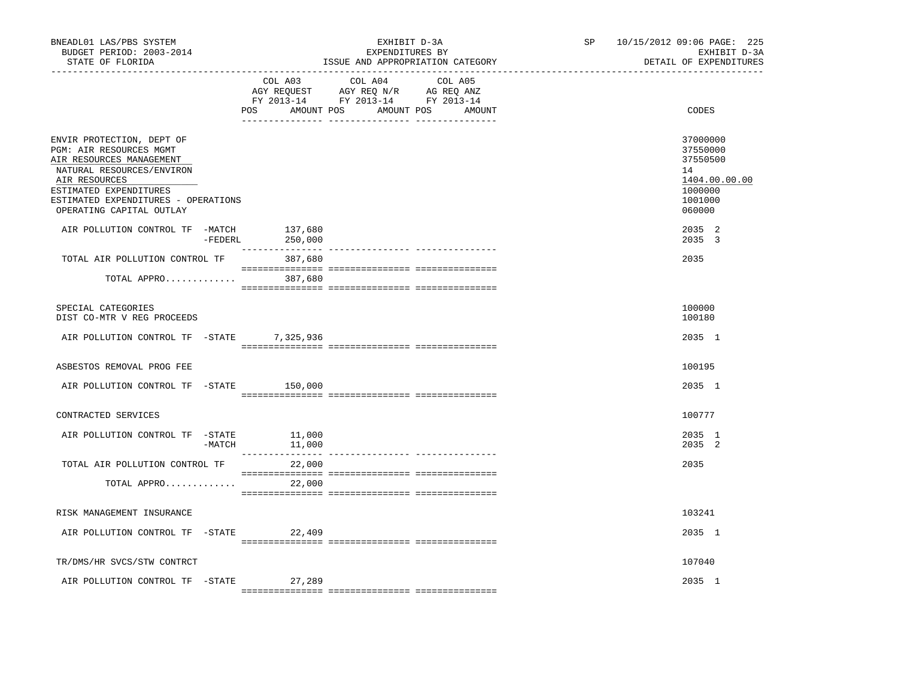BNEADL01 LAS/PBS SYSTEM — EXHIBIT D-3A — EXPENDITURES BY ISSUE AND APPROPRIATION CATEGORY — BUDGET PERIOD: 2003-2014 — STATE OF FLORIDA — SP 10/15/2012 09:06 — EXHIBIT D-3A DETAIL OF EXPENDITURES

| | COL A03 AGY REQUEST FY 2013-14 POS AMOUNT | COL A04 AGY REQ N/R FY 2013-14 POS AMOUNT | COL A05 AG REQ ANZ FY 2013-14 POS AMOUNT | CODES |
|---|---|---|---|---|
| ENVIR PROTECTION, DEPT OF | | | | 37000000 |
| PGM: AIR RESOURCES MGMT | | | | 37550000 |
| AIR RESOURCES MANAGEMENT | | | | 37550500 |
| NATURAL RESOURCES/ENVIRON | | | | 14 |
| AIR RESOURCES | | | | 1404.00.00.00 |
| ESTIMATED EXPENDITURES | | | | 1000000 |
| ESTIMATED EXPENDITURES - OPERATIONS | | | | 1001000 |
| OPERATING CAPITAL OUTLAY | | | | 060000 |
| AIR POLLUTION CONTROL TF -MATCH | 137,680 | | | 2035 2 |
| -FEDERL | 250,000 | | | 2035 3 |
| TOTAL AIR POLLUTION CONTROL TF | 387,680 | | | 2035 |
| TOTAL APPRO............ | 387,680 | | | |
| SPECIAL CATEGORIES | | | | 100000 |
| DIST CO-MTR V REG PROCEEDS | | | | 100180 |
| AIR POLLUTION CONTROL TF -STATE | 7,325,936 | | | 2035 1 |
| ASBESTOS REMOVAL PROG FEE | | | | 100195 |
| AIR POLLUTION CONTROL TF -STATE | 150,000 | | | 2035 1 |
| CONTRACTED SERVICES | | | | 100777 |
| AIR POLLUTION CONTROL TF -STATE | 11,000 | | | 2035 1 |
| -MATCH | 11,000 | | | 2035 2 |
| TOTAL AIR POLLUTION CONTROL TF | 22,000 | | | 2035 |
| TOTAL APPRO............ | 22,000 | | | |
| RISK MANAGEMENT INSURANCE | | | | 103241 |
| AIR POLLUTION CONTROL TF -STATE | 22,409 | | | 2035 1 |
| TR/DMS/HR SVCS/STW CONTRCT | | | | 107040 |
| AIR POLLUTION CONTROL TF -STATE | 27,289 | | | 2035 1 |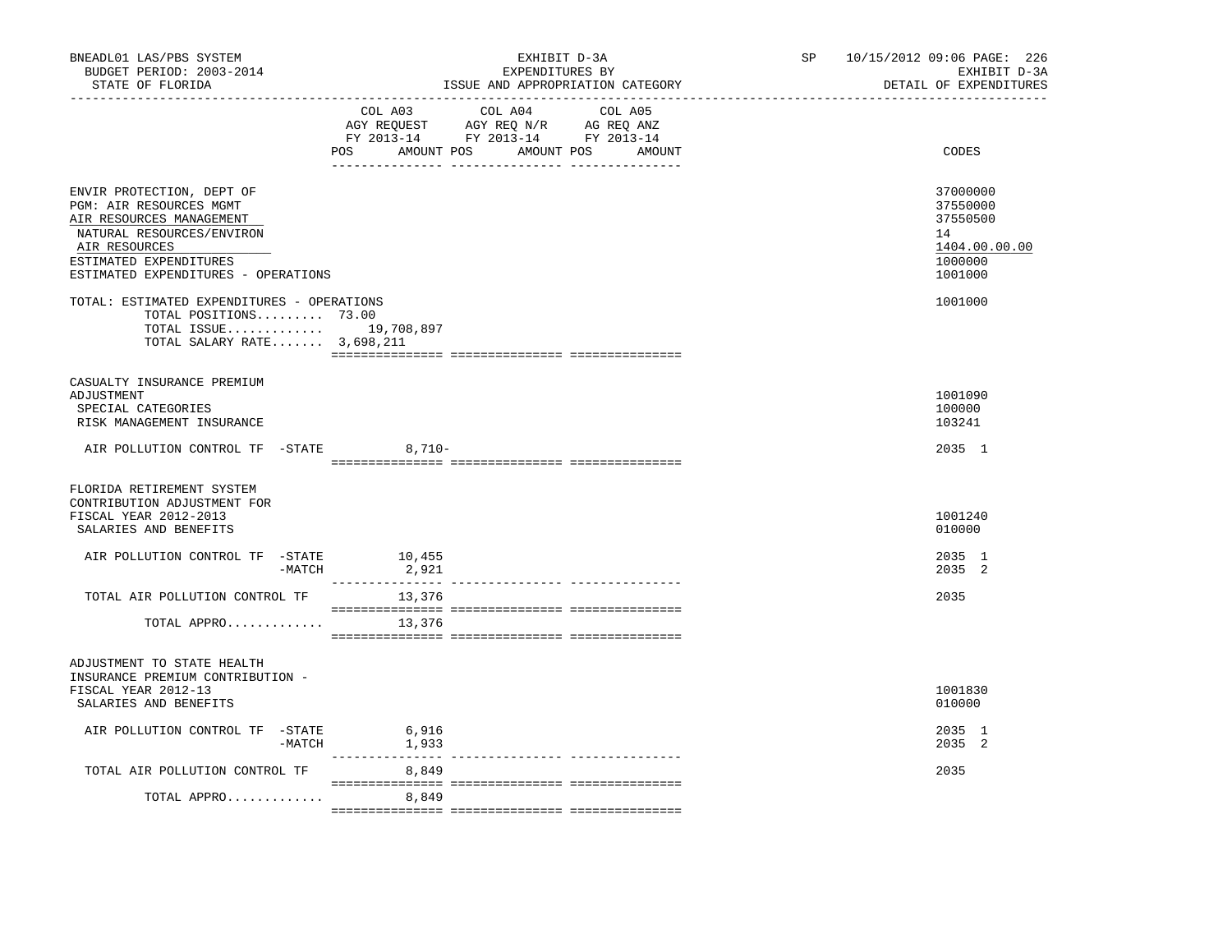BNEADL01 LAS/PBS SYSTEM | EXHIBIT D-3A | SP 10/15/2012 09:06 PAGE: 226
BUDGET PERIOD: 2003-2014 | EXPENDITURES BY | EXHIBIT D-3A
STATE OF FLORIDA | ISSUE AND APPROPRIATION CATEGORY | DETAIL OF EXPENDITURES

| | COL A03 AGY REQUEST FY 2013-14 POS AMOUNT | COL A04 AGY REQ N/R FY 2013-14 POS AMOUNT | COL A05 AG REQ ANZ FY 2013-14 POS AMOUNT | CODES |
|---|---|---|---|---|
| ENVIR PROTECTION, DEPT OF | | | | 37000000 |
| PGM: AIR RESOURCES MGMT | | | | 37550000 |
| AIR RESOURCES MANAGEMENT | | | | 37550500 |
| NATURAL RESOURCES/ENVIRON | | | | 14 |
| AIR RESOURCES | | | | 1404.00.00.00 |
| ESTIMATED EXPENDITURES | | | | 1000000 |
| ESTIMATED EXPENDITURES - OPERATIONS | | | | 1001000 |
| TOTAL: ESTIMATED EXPENDITURES - OPERATIONS | | | | 1001000 |
| TOTAL POSITIONS......... | 73.00 | | | |
| TOTAL ISSUE............. | 19,708,897 | | | |
| TOTAL SALARY RATE....... | 3,698,211 | | | |
| CASUALTY INSURANCE PREMIUM ADJUSTMENT | | | | 1001090 |
| SPECIAL CATEGORIES | | | | 100000 |
| RISK MANAGEMENT INSURANCE | | | | 103241 |
| AIR POLLUTION CONTROL TF -STATE | 8,710- | | | 2035 1 |
| FLORIDA RETIREMENT SYSTEM CONTRIBUTION ADJUSTMENT FOR FISCAL YEAR 2012-2013 | | | | 1001240 |
| SALARIES AND BENEFITS | | | | 010000 |
| AIR POLLUTION CONTROL TF -STATE | 10,455 | | | 2035 1 |
| -MATCH | 2,921 | | | 2035 2 |
| TOTAL AIR POLLUTION CONTROL TF | 13,376 | | | 2035 |
| TOTAL APPRO............. | 13,376 | | | |
| ADJUSTMENT TO STATE HEALTH INSURANCE PREMIUM CONTRIBUTION - FISCAL YEAR 2012-13 | | | | 1001830 |
| SALARIES AND BENEFITS | | | | 010000 |
| AIR POLLUTION CONTROL TF -STATE | 6,916 | | | 2035 1 |
| -MATCH | 1,933 | | | 2035 2 |
| TOTAL AIR POLLUTION CONTROL TF | 8,849 | | | 2035 |
| TOTAL APPRO............. | 8,849 | | | |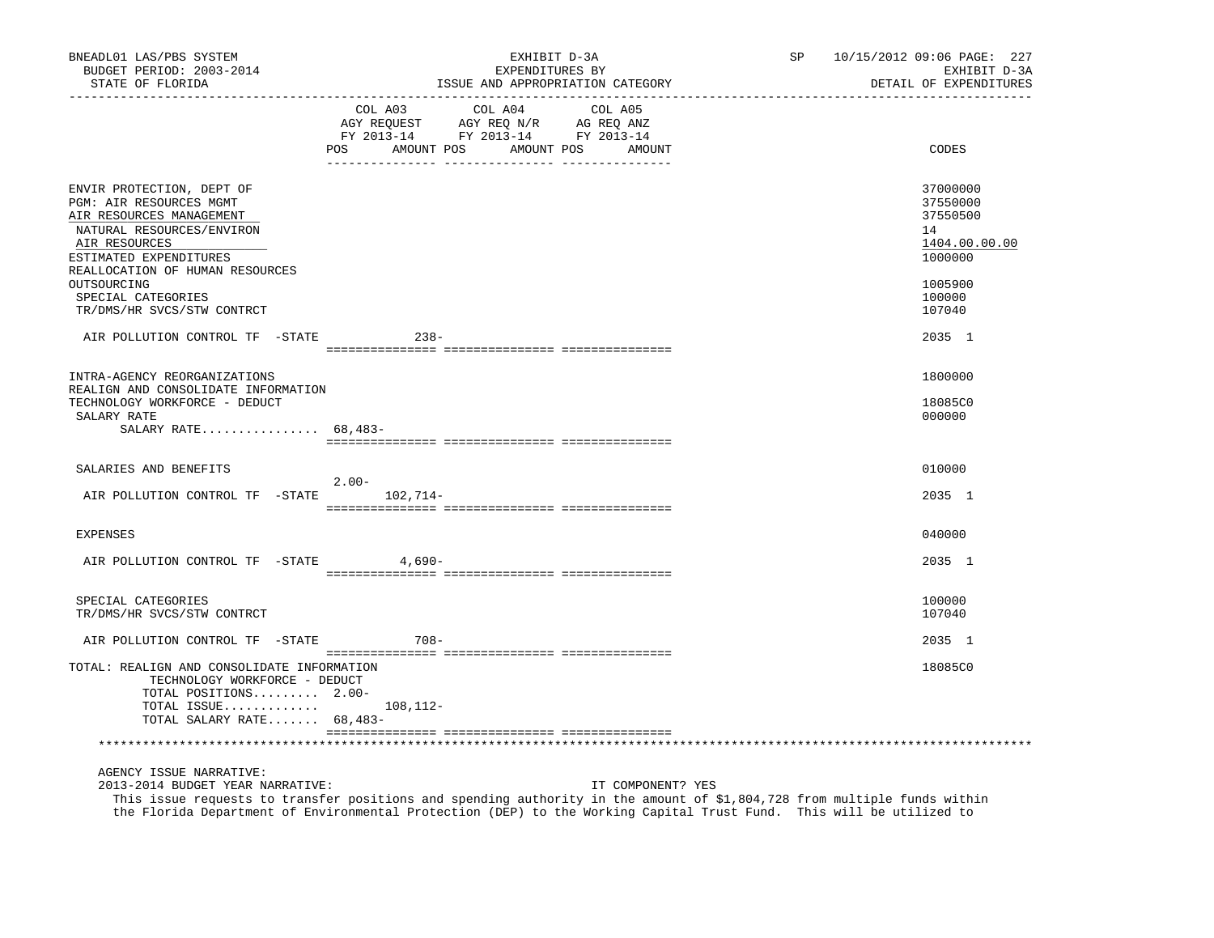BNEADL01 LAS/PBS SYSTEM | EXHIBIT D-3A | SP 10/15/2012 09:06
BUDGET PERIOD: 2003-2014 | EXPENDITURES BY | EXHIBIT D-3A
STATE OF FLORIDA | ISSUE AND APPROPRIATION CATEGORY | DETAIL OF EXPENDITURES

| | COL A03 AGY REQUEST FY 2013-14 POS | AMOUNT | COL A04 AGY REQ N/R FY 2013-14 POS | AMOUNT | COL A05 AG REQ ANZ FY 2013-14 POS | AMOUNT | CODES |
|---|---|---|---|---|---|---|---|
| ENVIR PROTECTION, DEPT OF | | | | | | | 37000000 |
| PGM: AIR RESOURCES MGMT | | | | | | | 37550000 |
| AIR RESOURCES MANAGEMENT | | | | | | | 37550500 |
| NATURAL RESOURCES/ENVIRON | | | | | | | 14 |
| AIR RESOURCES | | | | | | | 1404.00.00.00 |
| ESTIMATED EXPENDITURES | | | | | | | 1000000 |
| REALLOCATION OF HUMAN RESOURCES OUTSOURCING | | | | | | | 1005900 |
| SPECIAL CATEGORIES | | | | | | | 100000 |
| TR/DMS/HR SVCS/STW CONTRCT | | | | | | | 107040 |
| AIR POLLUTION CONTROL TF -STATE | | 238- | | | | | 2035 1 |
| INTRA-AGENCY REORGANIZATIONS | | | | | | | 1800000 |
| REALIGN AND CONSOLIDATE INFORMATION TECHNOLOGY WORKFORCE - DEDUCT | | | | | | | 18085C0 |
| SALARY RATE | | | | | | | 000000 |
| SALARY RATE................ | 68,483- | | | | | | |
| SALARIES AND BENEFITS | | | | | | | 010000 |
| AIR POLLUTION CONTROL TF -STATE | 2.00- | 102,714- | | | | | 2035 1 |
| EXPENSES | | | | | | | 040000 |
| AIR POLLUTION CONTROL TF -STATE | | 4,690- | | | | | 2035 1 |
| SPECIAL CATEGORIES | | | | | | | 100000 |
| TR/DMS/HR SVCS/STW CONTRCT | | | | | | | 107040 |
| AIR POLLUTION CONTROL TF -STATE | | 708- | | | | | 2035 1 |
| TOTAL: REALIGN AND CONSOLIDATE INFORMATION TECHNOLOGY WORKFORCE - DEDUCT | | | | | | | 18085C0 |
| TOTAL POSITIONS......... | 2.00- | | | | | | |
| TOTAL ISSUE............. | | 108,112- | | | | | |
| TOTAL SALARY RATE....... | 68,483- | | | | | | |

AGENCY ISSUE NARRATIVE:
2013-2014 BUDGET YEAR NARRATIVE: IT COMPONENT? YES

This issue requests to transfer positions and spending authority in the amount of $1,804,728 from multiple funds within the Florida Department of Environmental Protection (DEP) to the Working Capital Trust Fund. This will be utilized to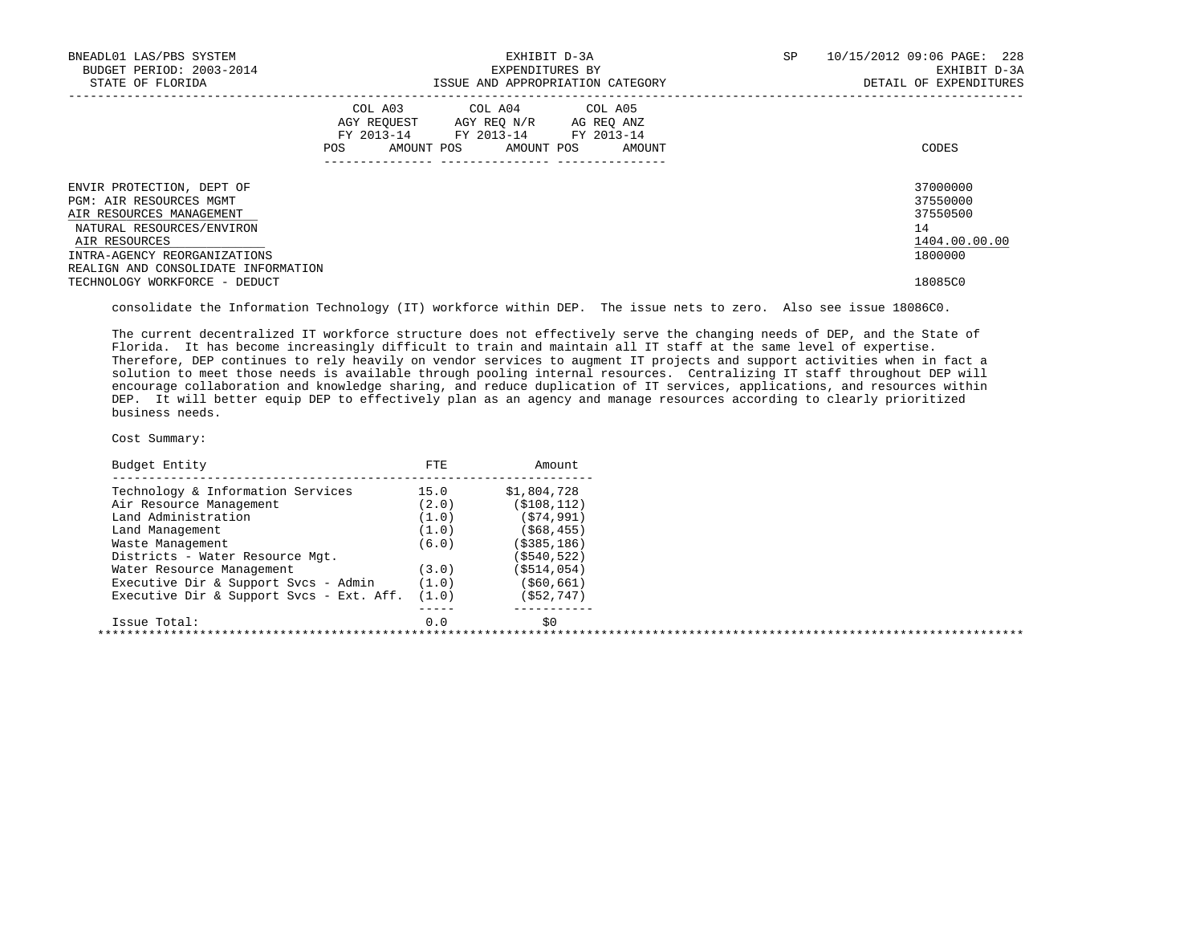| | COL A03 AGY REQUEST FY 2013-14 POS AMOUNT | COL A04 AGY REQ N/R FY 2013-14 POS AMOUNT | COL A05 AG REQ ANZ FY 2013-14 POS AMOUNT | CODES |
|---|---|---|---|---|
| ENVIR PROTECTION, DEPT OF | | | | 37000000 |
| PGM: AIR RESOURCES MGMT | | | | 37550000 |
| AIR RESOURCES MANAGEMENT | | | | 37550500 |
| NATURAL RESOURCES/ENVIRON | | | | 14 |
| AIR RESOURCES | | | | 1404.00.00.00 |
| INTRA-AGENCY REORGANIZATIONS | | | | 1800000 |
| REALIGN AND CONSOLIDATE INFORMATION TECHNOLOGY WORKFORCE - DEDUCT | | | | 18085C0 |

consolidate the Information Technology (IT) workforce within DEP. The issue nets to zero. Also see issue 18086C0.

The current decentralized IT workforce structure does not effectively serve the changing needs of DEP, and the State of Florida. It has become increasingly difficult to train and maintain all IT staff at the same level of expertise. Therefore, DEP continues to rely heavily on vendor services to augment IT projects and support activities when in fact a solution to meet those needs is available through pooling internal resources. Centralizing IT staff throughout DEP will encourage collaboration and knowledge sharing, and reduce duplication of IT services, applications, and resources within DEP. It will better equip DEP to effectively plan as an agency and manage resources according to clearly prioritized business needs.

Cost Summary:

| Budget Entity | FTE | Amount |
|---|---|---|
| Technology & Information Services | 15.0 | $1,804,728 |
| Air Resource Management | (2.0) | ($108,112) |
| Land Administration | (1.0) | ($74,991) |
| Land Management | (1.0) | ($68,455) |
| Waste Management | (6.0) | ($385,186) |
| Districts - Water Resource Mgt. | | ($540,522) |
| Water Resource Management | (3.0) | ($514,054) |
| Executive Dir & Support Svcs - Admin | (1.0) | ($60,661) |
| Executive Dir & Support Svcs - Ext. Aff. | (1.0) | ($52,747) |
| Issue Total: | 0.0 | $0 |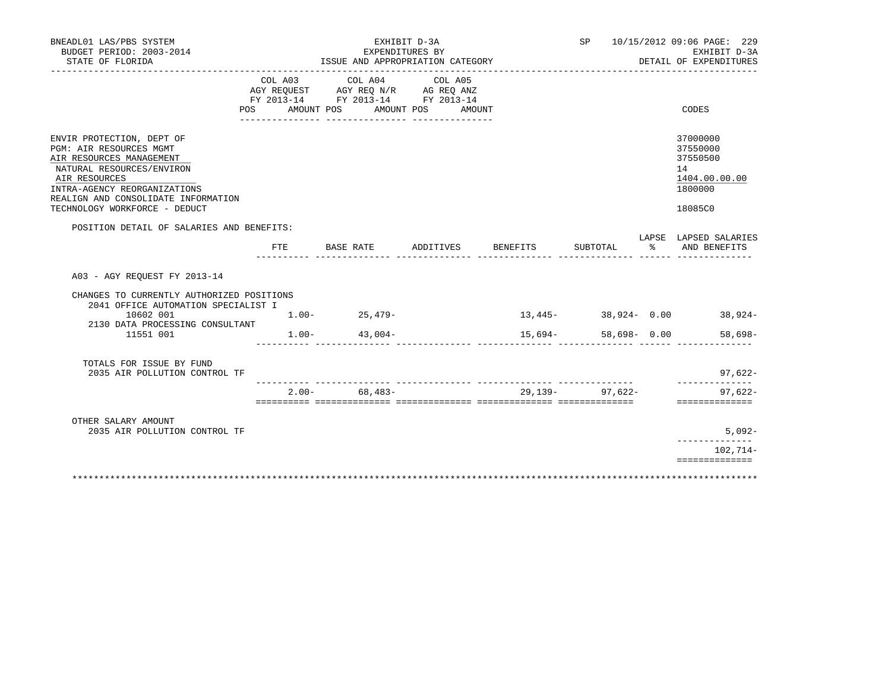BNEADL01 LAS/PBS SYSTEM — EXHIBIT D-3A — SP 10/15/2012 09:06
BUDGET PERIOD: 2003-2014 — EXPENDITURES BY — EXHIBIT D-3A
STATE OF FLORIDA — ISSUE AND APPROPRIATION CATEGORY — DETAIL OF EXPENDITURES

| | COL A03 AGY REQUEST FY 2013-14 POS AMOUNT | COL A04 AGY REQ N/R FY 2013-14 POS AMOUNT | COL A05 AG REQ ANZ FY 2013-14 POS AMOUNT | CODES |
|---|---|---|---|---|
| ENVIR PROTECTION, DEPT OF | | | | 37000000 |
| PGM: AIR RESOURCES MGMT | | | | 37550000 |
| AIR RESOURCES MANAGEMENT | | | | 37550500 |
| NATURAL RESOURCES/ENVIRON | | | | 14 |
| AIR RESOURCES | | | | 1404.00.00.00 |
| INTRA-AGENCY REORGANIZATIONS | | | | 1800000 |
| REALIGN AND CONSOLIDATE INFORMATION TECHNOLOGY WORKFORCE - DEDUCT | | | | 18085C0 |

POSITION DETAIL OF SALARIES AND BENEFITS:

| | FTE | BASE RATE | ADDITIVES | BENEFITS | SUBTOTAL | LAPSE % | LAPSED SALARIES AND BENEFITS |
|---|---|---|---|---|---|---|---|
| A03 - AGY REQUEST FY 2013-14 | | | | | | | |
| CHANGES TO CURRENTLY AUTHORIZED POSITIONS | | | | | | | |
| 2041 OFFICE AUTOMATION SPECIALIST I 10602 001 | 1.00- | 25,479- | | 13,445- | 38,924- | 0.00 | 38,924- |
| 2130 DATA PROCESSING CONSULTANT 11551 001 | 1.00- | 43,004- | | 15,694- | 58,698- | 0.00 | 58,698- |
| TOTALS FOR ISSUE BY FUND | | | | | | | |
| 2035 AIR POLLUTION CONTROL TF | | | | | | | 97,622- |
| | 2.00- | 68,483- | | 29,139- | 97,622- | | 97,622- |
| OTHER SALARY AMOUNT | | | | | | | |
| 2035 AIR POLLUTION CONTROL TF | | | | | | | 5,092- |
| | | | | | | | 102,714- |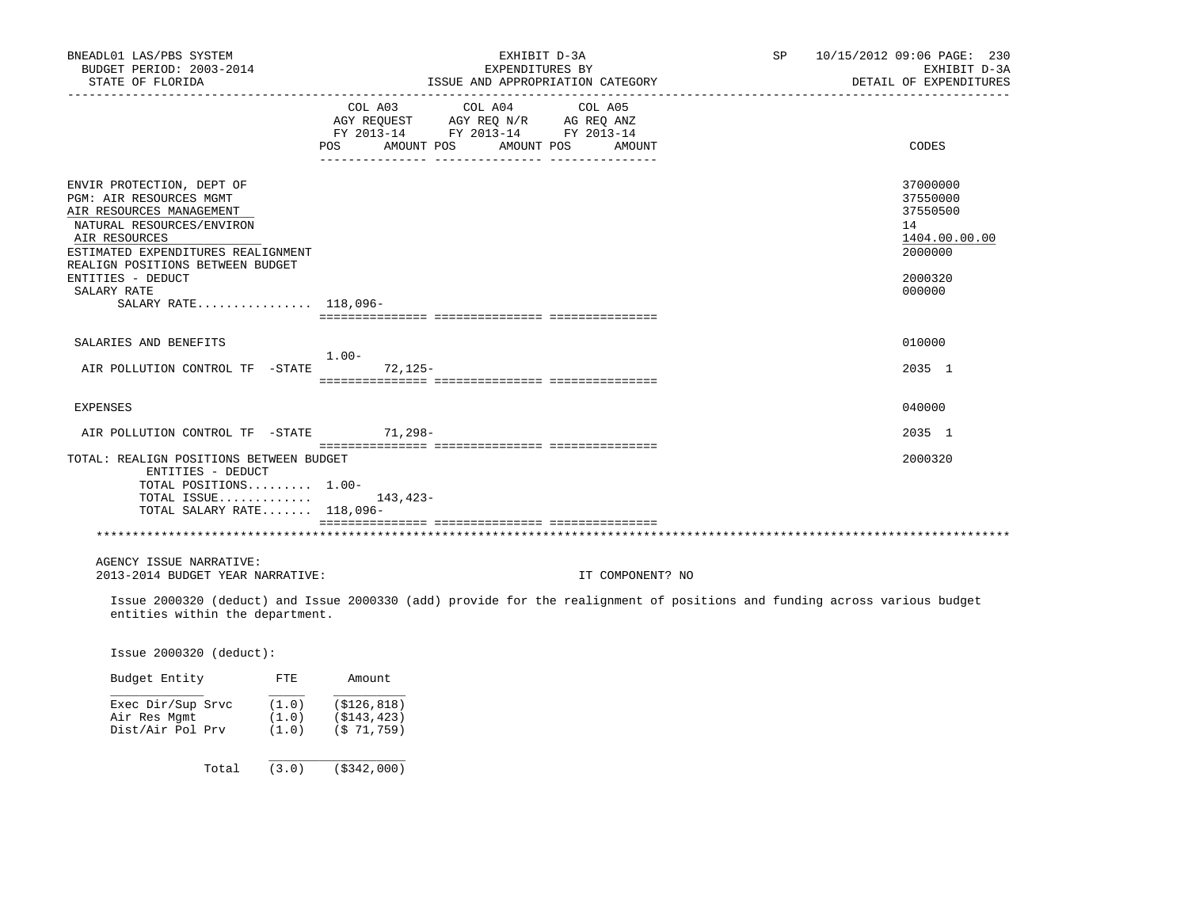BNEADL01 LAS/PBS SYSTEM
BUDGET PERIOD: 2003-2014
STATE OF FLORIDA

EXHIBIT D-3A
EXPENDITURES BY
ISSUE AND APPROPRIATION CATEGORY

SP 10/15/2012 09:06 PAGE: 230
EXHIBIT D-3A
DETAIL OF EXPENDITURES

| | COL A03 AGY REQUEST FY 2013-14 POS | AMOUNT | COL A04 AGY REQ N/R FY 2013-14 POS | AMOUNT | COL A05 AG REQ ANZ FY 2013-14 POS | AMOUNT | CODES |
|---|---|---|---|---|---|---|---|
| ENVIR PROTECTION, DEPT OF | | | | | | | 37000000 |
| PGM: AIR RESOURCES MGMT | | | | | | | 37550000 |
| AIR RESOURCES MANAGEMENT | | | | | | | 37550500 |
| NATURAL RESOURCES/ENVIRON | | | | | | | 14 |
| AIR RESOURCES | | | | | | | 1404.00.00.00 |
| ESTIMATED EXPENDITURES REALIGNMENT | | | | | | | 2000000 |
| REALIGN POSITIONS BETWEEN BUDGET ENTITIES - DEDUCT | | | | | | | 2000320 |
| SALARY RATE | | | | | | | 000000 |
| SALARY RATE................ | 118,096- | | | | | | |
| SALARIES AND BENEFITS | | | | | | | 010000 |
| AIR POLLUTION CONTROL TF -STATE | 1.00- | 72,125- | | | | | 2035 1 |
| EXPENSES | | | | | | | 040000 |
| AIR POLLUTION CONTROL TF -STATE | | 71,298- | | | | | 2035 1 |
| TOTAL: REALIGN POSITIONS BETWEEN BUDGET ENTITIES - DEDUCT | | | | | | | 2000320 |
| TOTAL POSITIONS......... | 1.00- | | | | | | |
| TOTAL ISSUE............ | | 143,423- | | | | | |
| TOTAL SALARY RATE....... | 118,096- | | | | | | |

AGENCY ISSUE NARRATIVE:
2013-2014 BUDGET YEAR NARRATIVE: IT COMPONENT? NO

Issue 2000320 (deduct) and Issue 2000330 (add) provide for the realignment of positions and funding across various budget entities within the department.

Issue 2000320 (deduct):

| Budget Entity | FTE | Amount |
|---|---|---|
| Exec Dir/Sup Srvc | (1.0) | ($126,818) |
| Air Res Mgmt | (1.0) | ($143,423) |
| Dist/Air Pol Prv | (1.0) | ($ 71,759) |
| Total | (3.0) | ($342,000) |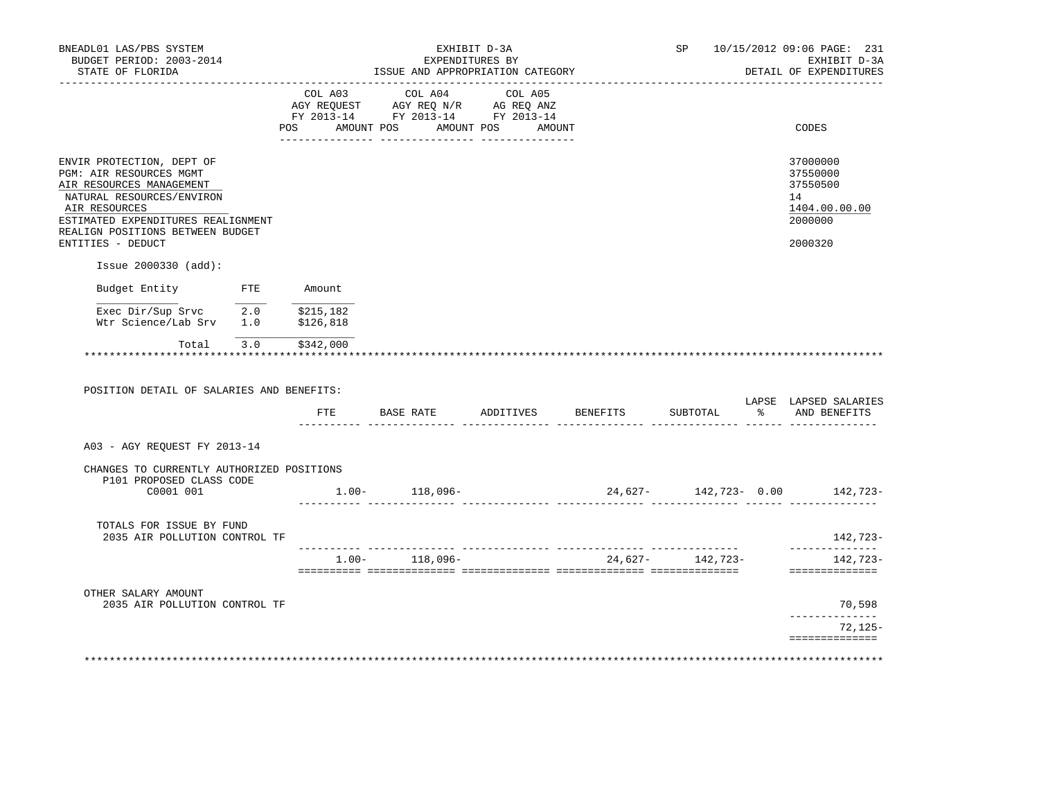BNEADL01 LAS/PBS SYSTEM
BUDGET PERIOD: 2003-2014
STATE OF FLORIDA

EXHIBIT D-3A
EXPENDITURES BY
ISSUE AND APPROPRIATION CATEGORY

SP 10/15/2012 09:06 PAGE: 231
EXHIBIT D-3A
DETAIL OF EXPENDITURES

| | COL A03 AGY REQUEST FY 2013-14 POS AMOUNT | COL A04 AGY REQ N/R FY 2013-14 POS AMOUNT | COL A05 AG REQ ANZ FY 2013-14 POS AMOUNT | CODES |
|---|---|---|---|---|
| ENVIR PROTECTION, DEPT OF | | | | 37000000 |
| PGM: AIR RESOURCES MGMT | | | | 37550000 |
| AIR RESOURCES MANAGEMENT | | | | 37550500 |
| NATURAL RESOURCES/ENVIRON | | | | 14 |
| AIR RESOURCES | | | | 1404.00.00.00 |
| ESTIMATED EXPENDITURES REALIGNMENT | | | | 2000000 |
| REALIGN POSITIONS BETWEEN BUDGET ENTITIES - DEDUCT | | | | 2000320 |

Issue 2000330 (add):

| Budget Entity | FTE | Amount |
|---|---|---|
| Exec Dir/Sup Srvc | 2.0 | $215,182 |
| Wtr Science/Lab Srv | 1.0 | $126,818 |
| Total | 3.0 | $342,000 |

POSITION DETAIL OF SALARIES AND BENEFITS:

| | FTE | BASE RATE | ADDITIVES | BENEFITS | SUBTOTAL | LAPSE % | LAPSED SALARIES AND BENEFITS |
|---|---|---|---|---|---|---|---|
| A03 - AGY REQUEST FY 2013-14 | | | | | | | |
| CHANGES TO CURRENTLY AUTHORIZED POSITIONS | | | | | | | |
| P101 PROPOSED CLASS CODE C0001 001 | 1.00- | 118,096- | | 24,627- | 142,723- | 0.00 | 142,723- |
| TOTALS FOR ISSUE BY FUND | | | | | | | |
| 2035 AIR POLLUTION CONTROL TF | | | | | | | 142,723- |
| | 1.00- | 118,096- | | 24,627- | 142,723- | | 142,723- |
| OTHER SALARY AMOUNT | | | | | | | |
| 2035 AIR POLLUTION CONTROL TF | | | | | | | 70,598 |
| | | | | | | | 72,125- |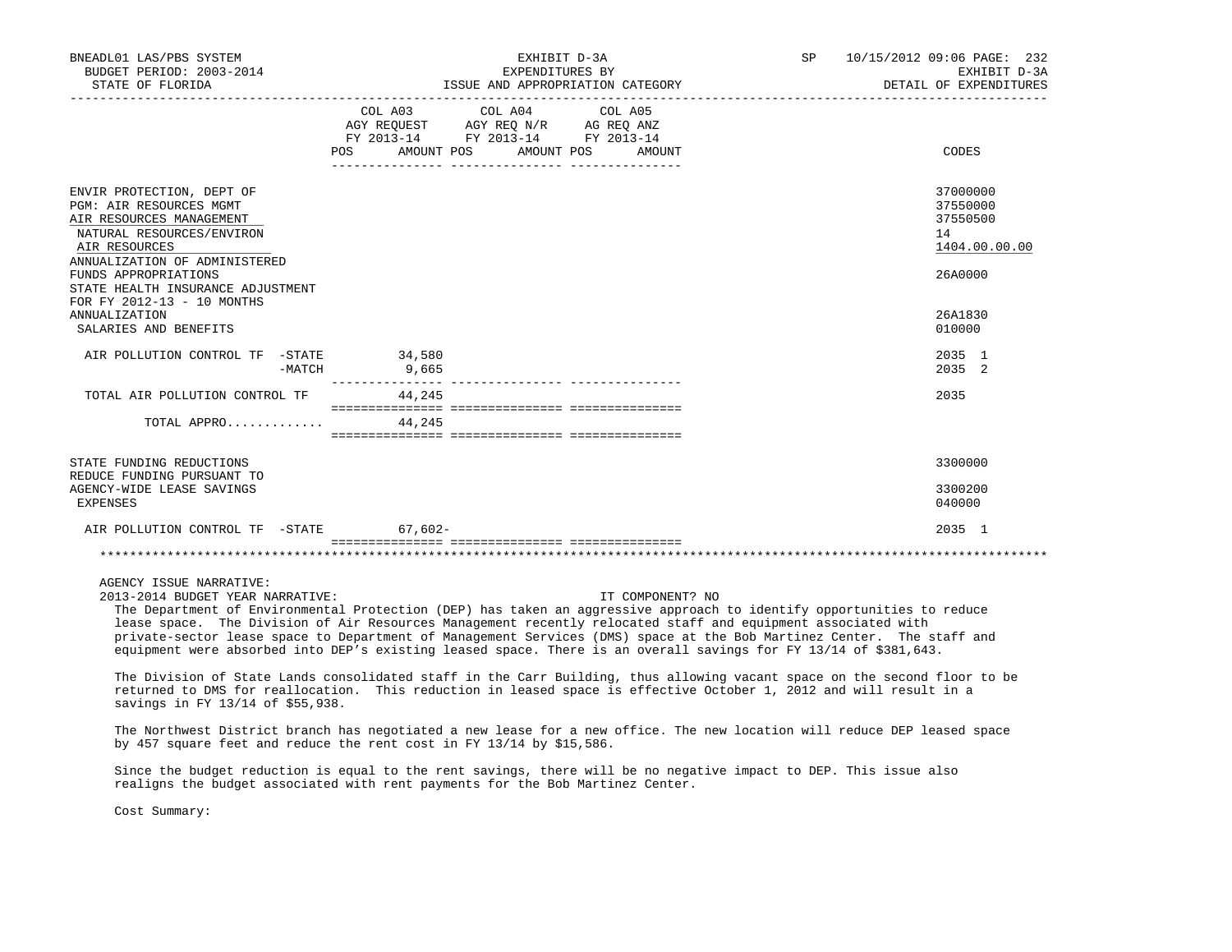BNEADL01 LAS/PBS SYSTEM
BUDGET PERIOD: 2003-2014
STATE OF FLORIDA

EXHIBIT D-3A
EXPENDITURES BY
ISSUE AND APPROPRIATION CATEGORY

SP 10/15/2012 09:06 PAGE: 232
EXHIBIT D-3A
DETAIL OF EXPENDITURES

| | COL A03 AGY REQUEST FY 2013-14 POS AMOUNT | COL A04 AGY REQ N/R FY 2013-14 POS AMOUNT | COL A05 AG REQ ANZ FY 2013-14 POS AMOUNT | CODES |
|---|---|---|---|---|
| ENVIR PROTECTION, DEPT OF | | | | 37000000 |
| PGM: AIR RESOURCES MGMT | | | | 37550000 |
| AIR RESOURCES MANAGEMENT | | | | 37550500 |
| NATURAL RESOURCES/ENVIRON | | | | 14 |
| AIR RESOURCES | | | | 1404.00.00.00 |
| ANNUALIZATION OF ADMINISTERED FUNDS APPROPRIATIONS | | | | 26A0000 |
| STATE HEALTH INSURANCE ADJUSTMENT FOR FY 2012-13 - 10 MONTHS ANNUALIZATION | | | | 26A1830 |
| SALARIES AND BENEFITS | | | | 010000 |
| AIR POLLUTION CONTROL TF -STATE | 34,580 | | | 2035 1 |
| -MATCH | 9,665 | | | 2035 2 |
| TOTAL AIR POLLUTION CONTROL TF | 44,245 | | | 2035 |
| TOTAL APPRO............. | 44,245 | | | |
| STATE FUNDING REDUCTIONS | | | | 3300000 |
| REDUCE FUNDING PURSUANT TO AGENCY-WIDE LEASE SAVINGS | | | | 3300200 |
| EXPENSES | | | | 040000 |
| AIR POLLUTION CONTROL TF -STATE | 67,602- | | | 2035 1 |

AGENCY ISSUE NARRATIVE:
2013-2014 BUDGET YEAR NARRATIVE: IT COMPONENT? NO

The Department of Environmental Protection (DEP) has taken an aggressive approach to identify opportunities to reduce lease space. The Division of Air Resources Management recently relocated staff and equipment associated with private-sector lease space to Department of Management Services (DMS) space at the Bob Martinez Center. The staff and equipment were absorbed into DEP's existing leased space. There is an overall savings for FY 13/14 of $381,643.

The Division of State Lands consolidated staff in the Carr Building, thus allowing vacant space on the second floor to be returned to DMS for reallocation. This reduction in leased space is effective October 1, 2012 and will result in a savings in FY 13/14 of $55,938.

The Northwest District branch has negotiated a new lease for a new office. The new location will reduce DEP leased space by 457 square feet and reduce the rent cost in FY 13/14 by $15,586.

Since the budget reduction is equal to the rent savings, there will be no negative impact to DEP. This issue also realigns the budget associated with rent payments for the Bob Martinez Center.

Cost Summary: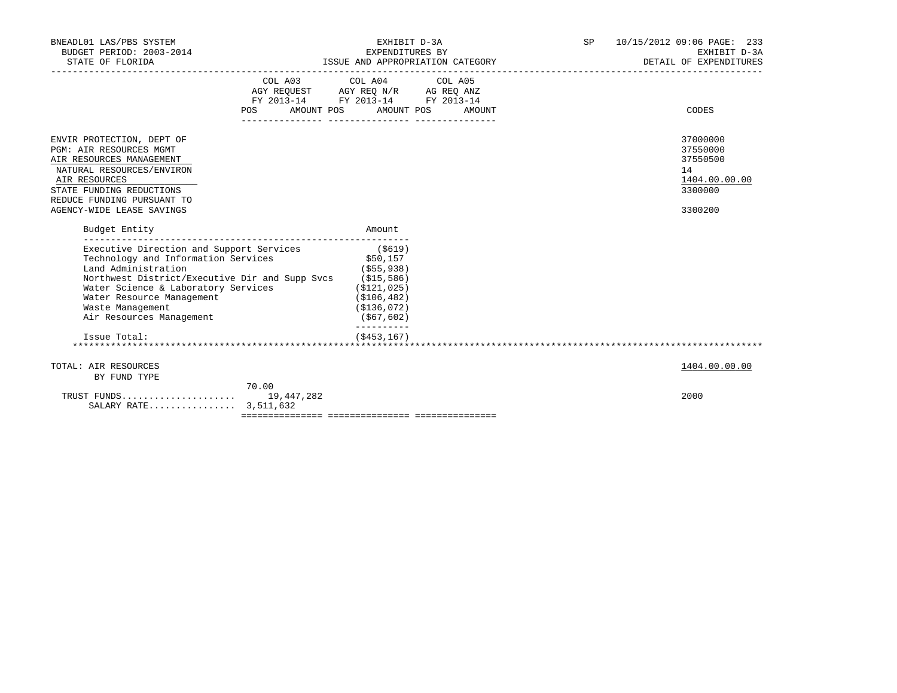BNEADL01 LAS/PBS SYSTEM
BUDGET PERIOD: 2003-2014
STATE OF FLORIDA

EXHIBIT D-3A
EXPENDITURES BY
ISSUE AND APPROPRIATION CATEGORY

SP 10/15/2012 09:06 PAGE: 233
EXHIBIT D-3A
DETAIL OF EXPENDITURES

| | COL A03 AGY REQUEST FY 2013-14 POS | AMOUNT | COL A04 AGY REQ N/R FY 2013-14 POS | AMOUNT | COL A05 AG REQ ANZ FY 2013-14 POS | AMOUNT | CODES |
|---|---|---|---|---|---|---|---|
| ENVIR PROTECTION, DEPT OF | | | | | | | 37000000 |
| PGM: AIR RESOURCES MGMT | | | | | | | 37550000 |
| AIR RESOURCES MANAGEMENT | | | | | | | 37550500 |
| NATURAL RESOURCES/ENVIRON | | | | | | | 14 |
| AIR RESOURCES | | | | | | | 1404.00.00.00 |
| STATE FUNDING REDUCTIONS | | | | | | | 3300000 |
| REDUCE FUNDING PURSUANT TO AGENCY-WIDE LEASE SAVINGS | | | | | | | 3300200 |

| Budget Entity | Amount |
|---|---|
| Executive Direction and Support Services | ($619) |
| Technology and Information Services | $50,157 |
| Land Administration | ($55,938) |
| Northwest District/Executive Dir and Supp Svcs | ($15,586) |
| Water Science & Laboratory Services | ($121,025) |
| Water Resource Management | ($106,482) |
| Waste Management | ($136,072) |
| Air Resources Management | ($67,602) |
| Issue Total: | ($453,167) |

******************************************************************************************************

| | POS | AMOUNT | CODES |
|---|---|---|---|
| TOTAL: AIR RESOURCES | | | 1404.00.00.00 |
| BY FUND TYPE | | | |
| TRUST FUNDS | 70.00 | 19,447,282 | 2000 |
| SALARY RATE | 3,511,632 | | |